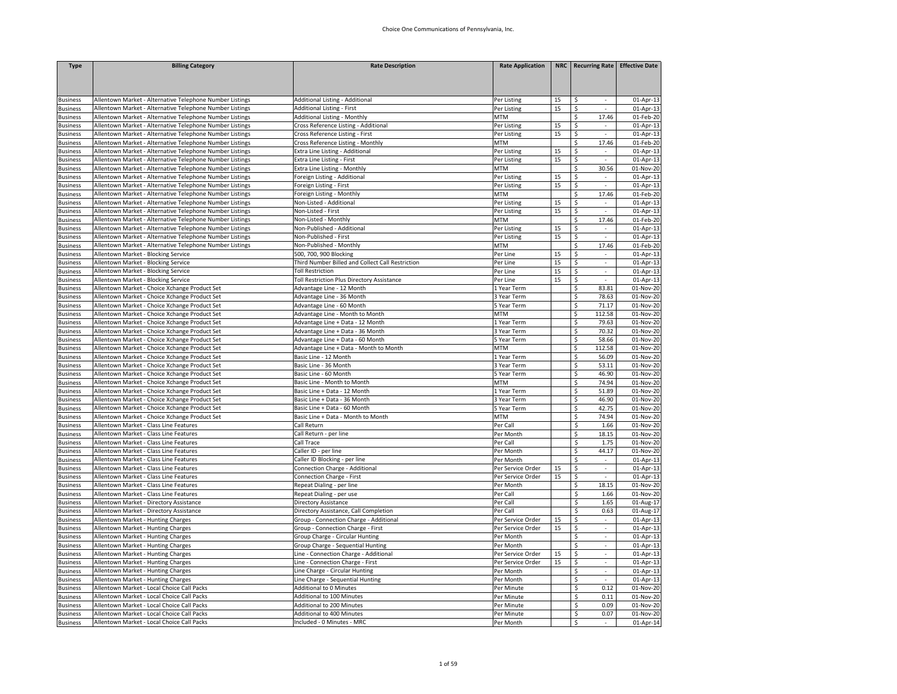Choice One Communications of Pennsylvania, Inc.

| Type | Billing Category | Rate Description | Rate Application | NRC | Recurring Rate | Effective Date |
|---|---|---|---|---|---|---|
| Business | Allentown Market - Alternative Telephone Number Listings | Additional Listing - Additional | Per Listing | 15 | $ - | 01-Apr-13 |
| Business | Allentown Market - Alternative Telephone Number Listings | Additional Listing - First | Per Listing | 15 | $ - | 01-Apr-13 |
| Business | Allentown Market - Alternative Telephone Number Listings | Additional Listing - Monthly | MTM | | $ 17.46 | 01-Feb-20 |
| Business | Allentown Market - Alternative Telephone Number Listings | Cross Reference Listing - Additional | Per Listing | 15 | $ - | 01-Apr-13 |
| Business | Allentown Market - Alternative Telephone Number Listings | Cross Reference Listing - First | Per Listing | 15 | $ - | 01-Apr-13 |
| Business | Allentown Market - Alternative Telephone Number Listings | Cross Reference Listing - Monthly | MTM | | $ 17.46 | 01-Feb-20 |
| Business | Allentown Market - Alternative Telephone Number Listings | Extra Line Listing - Additional | Per Listing | 15 | $ - | 01-Apr-13 |
| Business | Allentown Market - Alternative Telephone Number Listings | Extra Line Listing - First | Per Listing | 15 | $ - | 01-Apr-13 |
| Business | Allentown Market - Alternative Telephone Number Listings | Extra Line Listing - Monthly | MTM | | $ 30.56 | 01-Nov-20 |
| Business | Allentown Market - Alternative Telephone Number Listings | Foreign Listing - Additional | Per Listing | 15 | $ - | 01-Apr-13 |
| Business | Allentown Market - Alternative Telephone Number Listings | Foreign Listing - First | Per Listing | 15 | $ - | 01-Apr-13 |
| Business | Allentown Market - Alternative Telephone Number Listings | Foreign Listing - Monthly | MTM | | $ 17.46 | 01-Feb-20 |
| Business | Allentown Market - Alternative Telephone Number Listings | Non-Listed - Additional | Per Listing | 15 | $ - | 01-Apr-13 |
| Business | Allentown Market - Alternative Telephone Number Listings | Non-Listed - First | Per Listing | 15 | $ - | 01-Apr-13 |
| Business | Allentown Market - Alternative Telephone Number Listings | Non-Listed - Monthly | MTM | | $ 17.46 | 01-Feb-20 |
| Business | Allentown Market - Alternative Telephone Number Listings | Non-Published - Additional | Per Listing | 15 | $ - | 01-Apr-13 |
| Business | Allentown Market - Alternative Telephone Number Listings | Non-Published - First | Per Listing | 15 | $ - | 01-Apr-13 |
| Business | Allentown Market - Alternative Telephone Number Listings | Non-Published - Monthly | MTM | | $ 17.46 | 01-Feb-20 |
| Business | Allentown Market - Blocking Service | 500, 700, 900 Blocking | Per Line | 15 | $ - | 01-Apr-13 |
| Business | Allentown Market - Blocking Service | Third Number Billed and Collect Call Restriction | Per Line | 15 | $ - | 01-Apr-13 |
| Business | Allentown Market - Blocking Service | Toll Restriction | Per Line | 15 | $ - | 01-Apr-13 |
| Business | Allentown Market - Blocking Service | Toll Restriction Plus Directory Assistance | Per Line | 15 | $ - | 01-Apr-13 |
| Business | Allentown Market - Choice Xchange Product Set | Advantage Line - 12 Month | 1 Year Term | | $ 83.81 | 01-Nov-20 |
| Business | Allentown Market - Choice Xchange Product Set | Advantage Line - 36 Month | 3 Year Term | | $ 78.63 | 01-Nov-20 |
| Business | Allentown Market - Choice Xchange Product Set | Advantage Line - 60 Month | 5 Year Term | | $ 71.17 | 01-Nov-20 |
| Business | Allentown Market - Choice Xchange Product Set | Advantage Line - Month to Month | MTM | | $ 112.58 | 01-Nov-20 |
| Business | Allentown Market - Choice Xchange Product Set | Advantage Line + Data - 12 Month | 1 Year Term | | $ 79.63 | 01-Nov-20 |
| Business | Allentown Market - Choice Xchange Product Set | Advantage Line + Data - 36 Month | 3 Year Term | | $ 70.32 | 01-Nov-20 |
| Business | Allentown Market - Choice Xchange Product Set | Advantage Line + Data - 60 Month | 5 Year Term | | $ 58.66 | 01-Nov-20 |
| Business | Allentown Market - Choice Xchange Product Set | Advantage Line + Data - Month to Month | MTM | | $ 112.58 | 01-Nov-20 |
| Business | Allentown Market - Choice Xchange Product Set | Basic Line - 12 Month | 1 Year Term | | $ 56.09 | 01-Nov-20 |
| Business | Allentown Market - Choice Xchange Product Set | Basic Line - 36 Month | 3 Year Term | | $ 53.11 | 01-Nov-20 |
| Business | Allentown Market - Choice Xchange Product Set | Basic Line - 60 Month | 5 Year Term | | $ 46.90 | 01-Nov-20 |
| Business | Allentown Market - Choice Xchange Product Set | Basic Line - Month to Month | MTM | | $ 74.94 | 01-Nov-20 |
| Business | Allentown Market - Choice Xchange Product Set | Basic Line + Data - 12 Month | 1 Year Term | | $ 51.89 | 01-Nov-20 |
| Business | Allentown Market - Choice Xchange Product Set | Basic Line + Data - 36 Month | 3 Year Term | | $ 46.90 | 01-Nov-20 |
| Business | Allentown Market - Choice Xchange Product Set | Basic Line + Data - 60 Month | 5 Year Term | | $ 42.75 | 01-Nov-20 |
| Business | Allentown Market - Choice Xchange Product Set | Basic Line + Data - Month to Month | MTM | | $ 74.94 | 01-Nov-20 |
| Business | Allentown Market - Class Line Features | Call Return | Per Call | | $ 1.66 | 01-Nov-20 |
| Business | Allentown Market - Class Line Features | Call Return - per line | Per Month | | $ 18.15 | 01-Nov-20 |
| Business | Allentown Market - Class Line Features | Call Trace | Per Call | | $ 1.75 | 01-Nov-20 |
| Business | Allentown Market - Class Line Features | Caller ID - per line | Per Month | | $ 44.17 | 01-Nov-20 |
| Business | Allentown Market - Class Line Features | Caller ID Blocking - per line | Per Month | | $ - | 01-Apr-13 |
| Business | Allentown Market - Class Line Features | Connection Charge - Additional | Per Service Order | 15 | $ - | 01-Apr-13 |
| Business | Allentown Market - Class Line Features | Connection Charge - First | Per Service Order | 15 | $ - | 01-Apr-13 |
| Business | Allentown Market - Class Line Features | Repeat Dialing - per line | Per Month | | $ 18.15 | 01-Nov-20 |
| Business | Allentown Market - Class Line Features | Repeat Dialing - per use | Per Call | | $ 1.66 | 01-Nov-20 |
| Business | Allentown Market - Directory Assistance | Directory Assistance | Per Call | | $ 1.65 | 01-Aug-17 |
| Business | Allentown Market - Directory Assistance | Directory Assistance, Call Completion | Per Call | | $ 0.63 | 01-Aug-17 |
| Business | Allentown Market - Hunting Charges | Group - Connection Charge - Additional | Per Service Order | 15 | $ - | 01-Apr-13 |
| Business | Allentown Market - Hunting Charges | Group - Connection Charge - First | Per Service Order | 15 | $ - | 01-Apr-13 |
| Business | Allentown Market - Hunting Charges | Group Charge - Circular Hunting | Per Month | | $ - | 01-Apr-13 |
| Business | Allentown Market - Hunting Charges | Group Charge - Sequential Hunting | Per Month | | $ - | 01-Apr-13 |
| Business | Allentown Market - Hunting Charges | Line - Connection Charge - Additional | Per Service Order | 15 | $ - | 01-Apr-13 |
| Business | Allentown Market - Hunting Charges | Line - Connection Charge - First | Per Service Order | 15 | $ - | 01-Apr-13 |
| Business | Allentown Market - Hunting Charges | Line Charge - Circular Hunting | Per Month | | $ - | 01-Apr-13 |
| Business | Allentown Market - Hunting Charges | Line Charge - Sequential Hunting | Per Month | | $ - | 01-Apr-13 |
| Business | Allentown Market - Local Choice Call Packs | Additional to 0 Minutes | Per Minute | | $ 0.12 | 01-Nov-20 |
| Business | Allentown Market - Local Choice Call Packs | Additional to 100 Minutes | Per Minute | | $ 0.11 | 01-Nov-20 |
| Business | Allentown Market - Local Choice Call Packs | Additional to 200 Minutes | Per Minute | | $ 0.09 | 01-Nov-20 |
| Business | Allentown Market - Local Choice Call Packs | Additional to 400 Minutes | Per Minute | | $ 0.07 | 01-Nov-20 |
| Business | Allentown Market - Local Choice Call Packs | Included - 0 Minutes - MRC | Per Month | | $ - | 01-Apr-14 |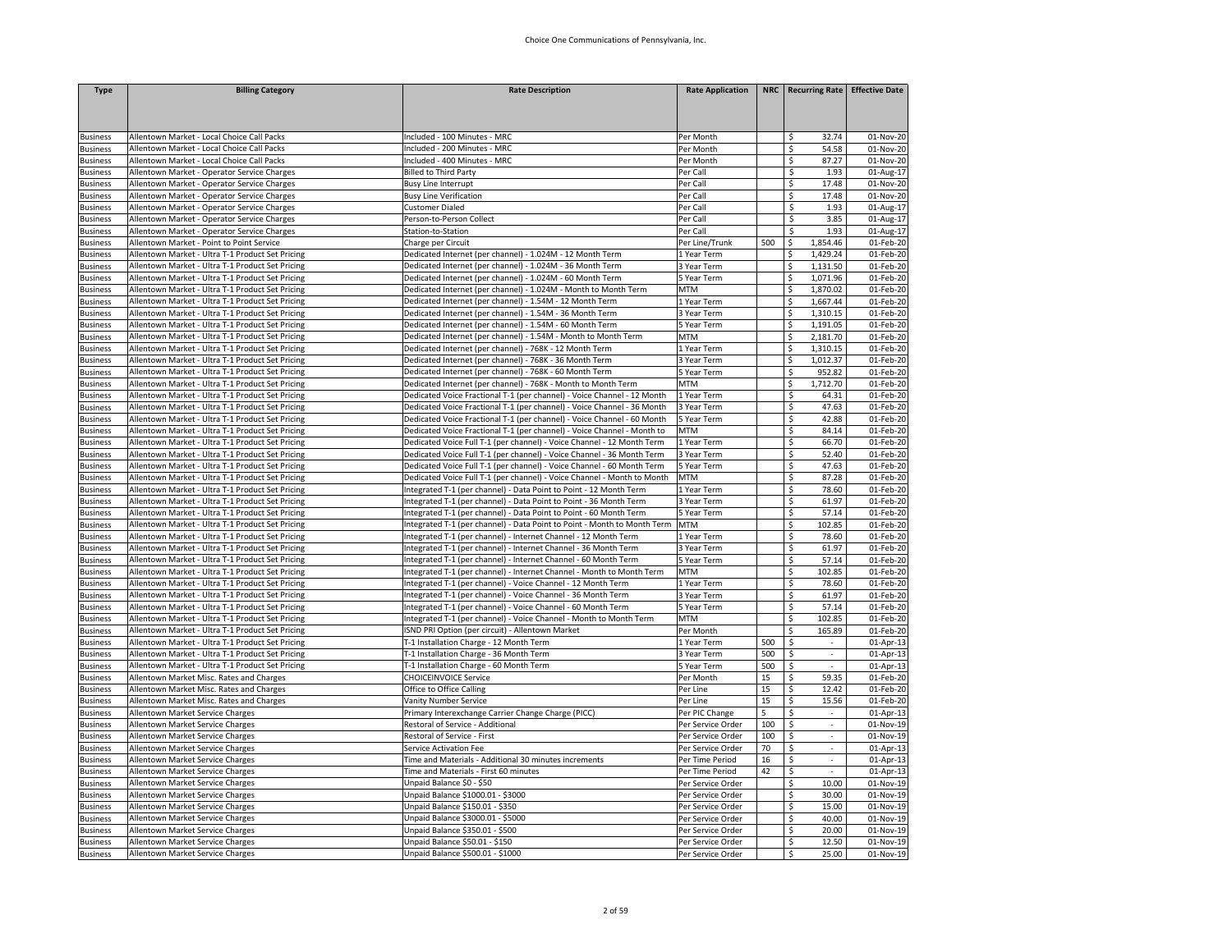| Type | Billing Category | Rate Description | Rate Application | NRC | Recurring Rate | Effective Date |
|---|---|---|---|---|---|---|
| Business | Allentown Market - Local Choice Call Packs | Included - 100 Minutes - MRC | Per Month | | $ 32.74 | 01-Nov-20 |
| Business | Allentown Market - Local Choice Call Packs | Included - 200 Minutes - MRC | Per Month | | $ 54.58 | 01-Nov-20 |
| Business | Allentown Market - Local Choice Call Packs | Included - 400 Minutes - MRC | Per Month | | $ 87.27 | 01-Nov-20 |
| Business | Allentown Market - Operator Service Charges | Billed to Third Party | Per Call | | $ 1.93 | 01-Aug-17 |
| Business | Allentown Market - Operator Service Charges | Busy Line Interrupt | Per Call | | $ 17.48 | 01-Nov-20 |
| Business | Allentown Market - Operator Service Charges | Busy Line Verification | Per Call | | $ 17.48 | 01-Nov-20 |
| Business | Allentown Market - Operator Service Charges | Customer Dialed | Per Call | | $ 1.93 | 01-Aug-17 |
| Business | Allentown Market - Operator Service Charges | Person-to-Person Collect | Per Call | | $ 3.85 | 01-Aug-17 |
| Business | Allentown Market - Operator Service Charges | Station-to-Station | Per Call | | $ 1.93 | 01-Aug-17 |
| Business | Allentown Market - Point to Point Service | Charge per Circuit | Per Line/Trunk | 500 | $ 1,854.46 | 01-Feb-20 |
| Business | Allentown Market - Ultra T-1 Product Set Pricing | Dedicated Internet (per channel) - 1.024M - 12 Month Term | 1 Year Term | | $ 1,429.24 | 01-Feb-20 |
| Business | Allentown Market - Ultra T-1 Product Set Pricing | Dedicated Internet (per channel) - 1.024M - 36 Month Term | 3 Year Term | | $ 1,131.50 | 01-Feb-20 |
| Business | Allentown Market - Ultra T-1 Product Set Pricing | Dedicated Internet (per channel) - 1.024M - 60 Month Term | 5 Year Term | | $ 1,071.96 | 01-Feb-20 |
| Business | Allentown Market - Ultra T-1 Product Set Pricing | Dedicated Internet (per channel) - 1.024M - Month to Month Term | MTM | | $ 1,870.02 | 01-Feb-20 |
| Business | Allentown Market - Ultra T-1 Product Set Pricing | Dedicated Internet (per channel) - 1.54M - 12 Month Term | 1 Year Term | | $ 1,667.44 | 01-Feb-20 |
| Business | Allentown Market - Ultra T-1 Product Set Pricing | Dedicated Internet (per channel) - 1.54M - 36 Month Term | 3 Year Term | | $ 1,310.15 | 01-Feb-20 |
| Business | Allentown Market - Ultra T-1 Product Set Pricing | Dedicated Internet (per channel) - 1.54M - 60 Month Term | 5 Year Term | | $ 1,191.05 | 01-Feb-20 |
| Business | Allentown Market - Ultra T-1 Product Set Pricing | Dedicated Internet (per channel) - 1.54M - Month to Month Term | MTM | | $ 2,181.70 | 01-Feb-20 |
| Business | Allentown Market - Ultra T-1 Product Set Pricing | Dedicated Internet (per channel) - 768K - 12 Month Term | 1 Year Term | | $ 1,310.15 | 01-Feb-20 |
| Business | Allentown Market - Ultra T-1 Product Set Pricing | Dedicated Internet (per channel) - 768K - 36 Month Term | 3 Year Term | | $ 1,012.37 | 01-Feb-20 |
| Business | Allentown Market - Ultra T-1 Product Set Pricing | Dedicated Internet (per channel) - 768K - 60 Month Term | 5 Year Term | | $ 952.82 | 01-Feb-20 |
| Business | Allentown Market - Ultra T-1 Product Set Pricing | Dedicated Internet (per channel) - 768K - Month to Month Term | MTM | | $ 1,712.70 | 01-Feb-20 |
| Business | Allentown Market - Ultra T-1 Product Set Pricing | Dedicated Voice Fractional T-1 (per channel) - Voice Channel - 12 Month | 1 Year Term | | $ 64.31 | 01-Feb-20 |
| Business | Allentown Market - Ultra T-1 Product Set Pricing | Dedicated Voice Fractional T-1 (per channel) - Voice Channel - 36 Month | 3 Year Term | | $ 47.63 | 01-Feb-20 |
| Business | Allentown Market - Ultra T-1 Product Set Pricing | Dedicated Voice Fractional T-1 (per channel) - Voice Channel - 60 Month | 5 Year Term | | $ 42.88 | 01-Feb-20 |
| Business | Allentown Market - Ultra T-1 Product Set Pricing | Dedicated Voice Fractional T-1 (per channel) - Voice Channel - Month to | MTM | | $ 84.14 | 01-Feb-20 |
| Business | Allentown Market - Ultra T-1 Product Set Pricing | Dedicated Voice Full T-1 (per channel) - Voice Channel - 12 Month Term | 1 Year Term | | $ 66.70 | 01-Feb-20 |
| Business | Allentown Market - Ultra T-1 Product Set Pricing | Dedicated Voice Full T-1 (per channel) - Voice Channel - 36 Month Term | 3 Year Term | | $ 52.40 | 01-Feb-20 |
| Business | Allentown Market - Ultra T-1 Product Set Pricing | Dedicated Voice Full T-1 (per channel) - Voice Channel - 60 Month Term | 5 Year Term | | $ 47.63 | 01-Feb-20 |
| Business | Allentown Market - Ultra T-1 Product Set Pricing | Dedicated Voice Full T-1 (per channel) - Voice Channel - Month to Month | MTM | | $ 87.28 | 01-Feb-20 |
| Business | Allentown Market - Ultra T-1 Product Set Pricing | Integrated T-1 (per channel) - Data Point to Point - 12 Month Term | 1 Year Term | | $ 78.60 | 01-Feb-20 |
| Business | Allentown Market - Ultra T-1 Product Set Pricing | Integrated T-1 (per channel) - Data Point to Point - 36 Month Term | 3 Year Term | | $ 61.97 | 01-Feb-20 |
| Business | Allentown Market - Ultra T-1 Product Set Pricing | Integrated T-1 (per channel) - Data Point to Point - 60 Month Term | 5 Year Term | | $ 57.14 | 01-Feb-20 |
| Business | Allentown Market - Ultra T-1 Product Set Pricing | Integrated T-1 (per channel) - Data Point to Point - Month to Month Term | MTM | | $ 102.85 | 01-Feb-20 |
| Business | Allentown Market - Ultra T-1 Product Set Pricing | Integrated T-1 (per channel) - Internet Channel - 12 Month Term | 1 Year Term | | $ 78.60 | 01-Feb-20 |
| Business | Allentown Market - Ultra T-1 Product Set Pricing | Integrated T-1 (per channel) - Internet Channel - 36 Month Term | 3 Year Term | | $ 61.97 | 01-Feb-20 |
| Business | Allentown Market - Ultra T-1 Product Set Pricing | Integrated T-1 (per channel) - Internet Channel - 60 Month Term | 5 Year Term | | $ 57.14 | 01-Feb-20 |
| Business | Allentown Market - Ultra T-1 Product Set Pricing | Integrated T-1 (per channel) - Internet Channel - Month to Month Term | MTM | | $ 102.85 | 01-Feb-20 |
| Business | Allentown Market - Ultra T-1 Product Set Pricing | Integrated T-1 (per channel) - Voice Channel - 12 Month Term | 1 Year Term | | $ 78.60 | 01-Feb-20 |
| Business | Allentown Market - Ultra T-1 Product Set Pricing | Integrated T-1 (per channel) - Voice Channel - 36 Month Term | 3 Year Term | | $ 61.97 | 01-Feb-20 |
| Business | Allentown Market - Ultra T-1 Product Set Pricing | Integrated T-1 (per channel) - Voice Channel - 60 Month Term | 5 Year Term | | $ 57.14 | 01-Feb-20 |
| Business | Allentown Market - Ultra T-1 Product Set Pricing | Integrated T-1 (per channel) - Voice Channel - Month to Month Term | MTM | | $ 102.85 | 01-Feb-20 |
| Business | Allentown Market - Ultra T-1 Product Set Pricing | ISND PRI Option (per circuit) - Allentown Market | Per Month | | $ 165.89 | 01-Feb-20 |
| Business | Allentown Market - Ultra T-1 Product Set Pricing | T-1 Installation Charge - 12 Month Term | 1 Year Term | 500 | $ - | 01-Apr-13 |
| Business | Allentown Market - Ultra T-1 Product Set Pricing | T-1 Installation Charge - 36 Month Term | 3 Year Term | 500 | $ - | 01-Apr-13 |
| Business | Allentown Market - Ultra T-1 Product Set Pricing | T-1 Installation Charge - 60 Month Term | 5 Year Term | 500 | $ - | 01-Apr-13 |
| Business | Allentown Market Misc. Rates and Charges | CHOICEINVOICE Service | Per Month | 15 | $ 59.35 | 01-Feb-20 |
| Business | Allentown Market Misc. Rates and Charges | Office to Office Calling | Per Line | 15 | $ 12.42 | 01-Feb-20 |
| Business | Allentown Market Misc. Rates and Charges | Vanity Number Service | Per Line | 15 | $ 15.56 | 01-Feb-20 |
| Business | Allentown Market Service Charges | Primary Interexchange Carrier Change Charge (PICC) | Per PIC Change | 5 | $ - | 01-Apr-13 |
| Business | Allentown Market Service Charges | Restoral of Service - Additional | Per Service Order | 100 | $ - | 01-Nov-19 |
| Business | Allentown Market Service Charges | Restoral of Service - First | Per Service Order | 100 | $ - | 01-Nov-19 |
| Business | Allentown Market Service Charges | Service Activation Fee | Per Service Order | 70 | $ - | 01-Apr-13 |
| Business | Allentown Market Service Charges | Time and Materials - Additional 30 minutes increments | Per Time Period | 16 | $ - | 01-Apr-13 |
| Business | Allentown Market Service Charges | Time and Materials - First 60 minutes | Per Time Period | 42 | $ - | 01-Apr-13 |
| Business | Allentown Market Service Charges | Unpaid Balance $0 - $50 | Per Service Order | | $ 10.00 | 01-Nov-19 |
| Business | Allentown Market Service Charges | Unpaid Balance $1000.01 - $3000 | Per Service Order | | $ 30.00 | 01-Nov-19 |
| Business | Allentown Market Service Charges | Unpaid Balance $150.01 - $350 | Per Service Order | | $ 15.00 | 01-Nov-19 |
| Business | Allentown Market Service Charges | Unpaid Balance $3000.01 - $5000 | Per Service Order | | $ 40.00 | 01-Nov-19 |
| Business | Allentown Market Service Charges | Unpaid Balance $350.01 - $500 | Per Service Order | | $ 20.00 | 01-Nov-19 |
| Business | Allentown Market Service Charges | Unpaid Balance $50.01 - $150 | Per Service Order | | $ 12.50 | 01-Nov-19 |
| Business | Allentown Market Service Charges | Unpaid Balance $500.01 - $1000 | Per Service Order | | $ 25.00 | 01-Nov-19 |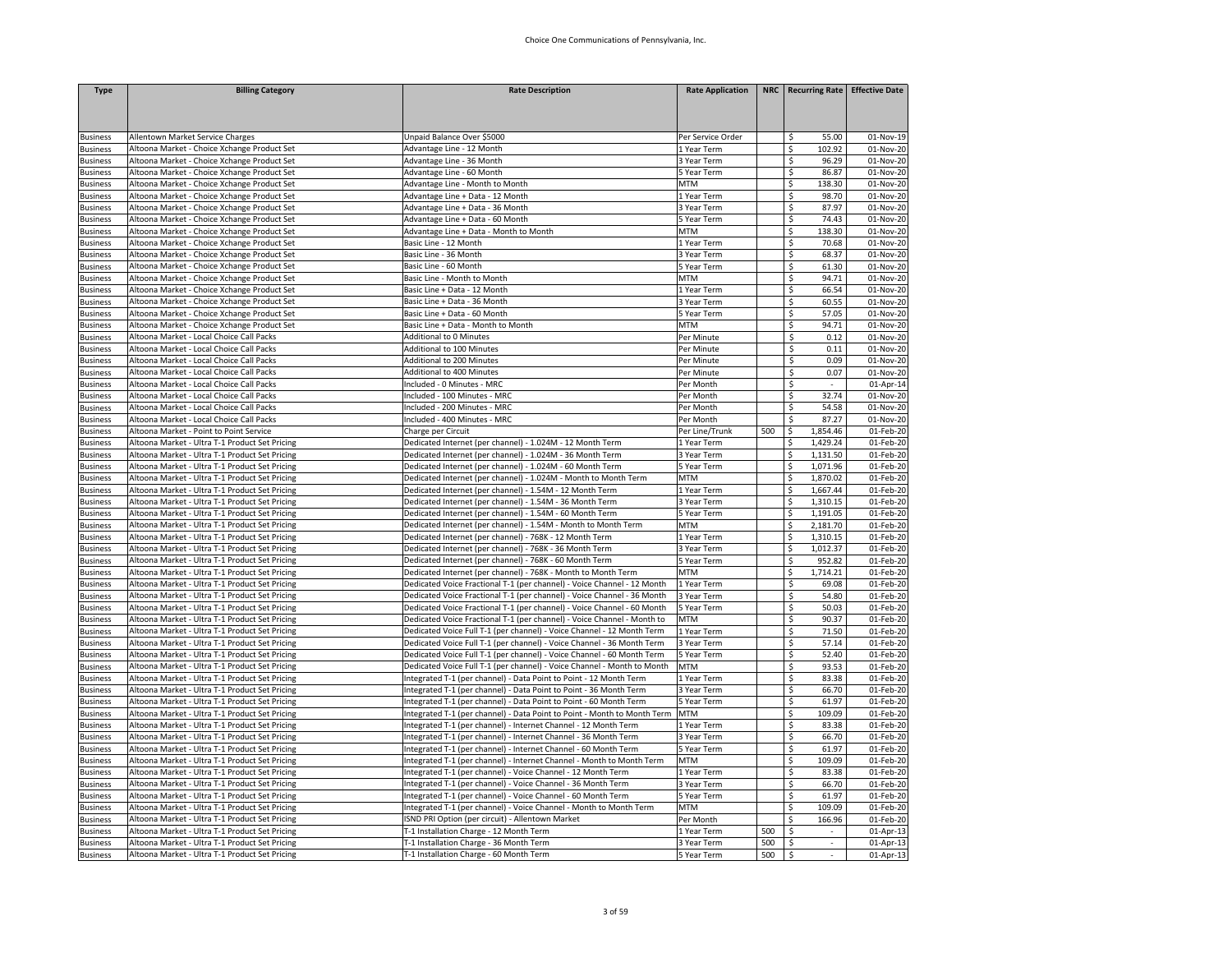| Type | Billing Category | Rate Description | Rate Application | NRC | Recurring Rate | Effective Date |
|---|---|---|---|---|---|---|
| Business | Allentown Market Service Charges | Unpaid Balance Over $5000 | Per Service Order | | $ 55.00 | 01-Nov-19 |
| Business | Altoona Market - Choice Xchange Product Set | Advantage Line - 12 Month | 1 Year Term | | $ 102.92 | 01-Nov-20 |
| Business | Altoona Market - Choice Xchange Product Set | Advantage Line - 36 Month | 3 Year Term | | $ 96.29 | 01-Nov-20 |
| Business | Altoona Market - Choice Xchange Product Set | Advantage Line - 60 Month | 5 Year Term | | $ 86.87 | 01-Nov-20 |
| Business | Altoona Market - Choice Xchange Product Set | Advantage Line - Month to Month | MTM | | $ 138.30 | 01-Nov-20 |
| Business | Altoona Market - Choice Xchange Product Set | Advantage Line + Data - 12 Month | 1 Year Term | | $ 98.70 | 01-Nov-20 |
| Business | Altoona Market - Choice Xchange Product Set | Advantage Line + Data - 36 Month | 3 Year Term | | $ 87.97 | 01-Nov-20 |
| Business | Altoona Market - Choice Xchange Product Set | Advantage Line + Data - 60 Month | 5 Year Term | | $ 74.43 | 01-Nov-20 |
| Business | Altoona Market - Choice Xchange Product Set | Advantage Line + Data - Month to Month | MTM | | $ 138.30 | 01-Nov-20 |
| Business | Altoona Market - Choice Xchange Product Set | Basic Line - 12 Month | 1 Year Term | | $ 70.68 | 01-Nov-20 |
| Business | Altoona Market - Choice Xchange Product Set | Basic Line - 36 Month | 3 Year Term | | $ 68.37 | 01-Nov-20 |
| Business | Altoona Market - Choice Xchange Product Set | Basic Line - 60 Month | 5 Year Term | | $ 61.30 | 01-Nov-20 |
| Business | Altoona Market - Choice Xchange Product Set | Basic Line - Month to Month | MTM | | $ 94.71 | 01-Nov-20 |
| Business | Altoona Market - Choice Xchange Product Set | Basic Line + Data - 12 Month | 1 Year Term | | $ 66.54 | 01-Nov-20 |
| Business | Altoona Market - Choice Xchange Product Set | Basic Line + Data - 36 Month | 3 Year Term | | $ 60.55 | 01-Nov-20 |
| Business | Altoona Market - Choice Xchange Product Set | Basic Line + Data - 60 Month | 5 Year Term | | $ 57.05 | 01-Nov-20 |
| Business | Altoona Market - Choice Xchange Product Set | Basic Line + Data - Month to Month | MTM | | $ 94.71 | 01-Nov-20 |
| Business | Altoona Market - Local Choice Call Packs | Additional to 0 Minutes | Per Minute | | $ 0.12 | 01-Nov-20 |
| Business | Altoona Market - Local Choice Call Packs | Additional to 100 Minutes | Per Minute | | $ 0.11 | 01-Nov-20 |
| Business | Altoona Market - Local Choice Call Packs | Additional to 200 Minutes | Per Minute | | $ 0.09 | 01-Nov-20 |
| Business | Altoona Market - Local Choice Call Packs | Additional to 400 Minutes | Per Minute | | $ 0.07 | 01-Nov-20 |
| Business | Altoona Market - Local Choice Call Packs | Included - 0 Minutes - MRC | Per Month | | $ - | 01-Apr-14 |
| Business | Altoona Market - Local Choice Call Packs | Included - 100 Minutes - MRC | Per Month | | $ 32.74 | 01-Nov-20 |
| Business | Altoona Market - Local Choice Call Packs | Included - 200 Minutes - MRC | Per Month | | $ 54.58 | 01-Nov-20 |
| Business | Altoona Market - Local Choice Call Packs | Included - 400 Minutes - MRC | Per Month | | $ 87.27 | 01-Nov-20 |
| Business | Altoona Market - Point to Point Service | Charge per Circuit | Per Line/Trunk | 500 | $ 1,854.46 | 01-Feb-20 |
| Business | Altoona Market - Ultra T-1 Product Set Pricing | Dedicated Internet (per channel) - 1.024M - 12 Month Term | 1 Year Term | | $ 1,429.24 | 01-Feb-20 |
| Business | Altoona Market - Ultra T-1 Product Set Pricing | Dedicated Internet (per channel) - 1.024M - 36 Month Term | 3 Year Term | | $ 1,131.50 | 01-Feb-20 |
| Business | Altoona Market - Ultra T-1 Product Set Pricing | Dedicated Internet (per channel) - 1.024M - 60 Month Term | 5 Year Term | | $ 1,071.96 | 01-Feb-20 |
| Business | Altoona Market - Ultra T-1 Product Set Pricing | Dedicated Internet (per channel) - 1.024M - Month to Month Term | MTM | | $ 1,870.02 | 01-Feb-20 |
| Business | Altoona Market - Ultra T-1 Product Set Pricing | Dedicated Internet (per channel) - 1.54M - 12 Month Term | 1 Year Term | | $ 1,667.44 | 01-Feb-20 |
| Business | Altoona Market - Ultra T-1 Product Set Pricing | Dedicated Internet (per channel) - 1.54M - 36 Month Term | 3 Year Term | | $ 1,310.15 | 01-Feb-20 |
| Business | Altoona Market - Ultra T-1 Product Set Pricing | Dedicated Internet (per channel) - 1.54M - 60 Month Term | 5 Year Term | | $ 1,191.05 | 01-Feb-20 |
| Business | Altoona Market - Ultra T-1 Product Set Pricing | Dedicated Internet (per channel) - 1.54M - Month to Month Term | MTM | | $ 2,181.70 | 01-Feb-20 |
| Business | Altoona Market - Ultra T-1 Product Set Pricing | Dedicated Internet (per channel) - 768K - 12 Month Term | 1 Year Term | | $ 1,310.15 | 01-Feb-20 |
| Business | Altoona Market - Ultra T-1 Product Set Pricing | Dedicated Internet (per channel) - 768K - 36 Month Term | 3 Year Term | | $ 1,012.37 | 01-Feb-20 |
| Business | Altoona Market - Ultra T-1 Product Set Pricing | Dedicated Internet (per channel) - 768K - 60 Month Term | 5 Year Term | | $ 952.82 | 01-Feb-20 |
| Business | Altoona Market - Ultra T-1 Product Set Pricing | Dedicated Internet (per channel) - 768K - Month to Month Term | MTM | | $ 1,714.21 | 01-Feb-20 |
| Business | Altoona Market - Ultra T-1 Product Set Pricing | Dedicated Voice Fractional T-1 (per channel) - Voice Channel - 12 Month | 1 Year Term | | $ 69.08 | 01-Feb-20 |
| Business | Altoona Market - Ultra T-1 Product Set Pricing | Dedicated Voice Fractional T-1 (per channel) - Voice Channel - 36 Month | 3 Year Term | | $ 54.80 | 01-Feb-20 |
| Business | Altoona Market - Ultra T-1 Product Set Pricing | Dedicated Voice Fractional T-1 (per channel) - Voice Channel - 60 Month | 5 Year Term | | $ 50.03 | 01-Feb-20 |
| Business | Altoona Market - Ultra T-1 Product Set Pricing | Dedicated Voice Fractional T-1 (per channel) - Voice Channel - Month to | MTM | | $ 90.37 | 01-Feb-20 |
| Business | Altoona Market - Ultra T-1 Product Set Pricing | Dedicated Voice Full T-1 (per channel) - Voice Channel - 12 Month Term | 1 Year Term | | $ 71.50 | 01-Feb-20 |
| Business | Altoona Market - Ultra T-1 Product Set Pricing | Dedicated Voice Full T-1 (per channel) - Voice Channel - 36 Month Term | 3 Year Term | | $ 57.14 | 01-Feb-20 |
| Business | Altoona Market - Ultra T-1 Product Set Pricing | Dedicated Voice Full T-1 (per channel) - Voice Channel - 60 Month Term | 5 Year Term | | $ 52.40 | 01-Feb-20 |
| Business | Altoona Market - Ultra T-1 Product Set Pricing | Dedicated Voice Full T-1 (per channel) - Voice Channel - Month to Month | MTM | | $ 93.53 | 01-Feb-20 |
| Business | Altoona Market - Ultra T-1 Product Set Pricing | Integrated T-1 (per channel) - Data Point to Point - 12 Month Term | 1 Year Term | | $ 83.38 | 01-Feb-20 |
| Business | Altoona Market - Ultra T-1 Product Set Pricing | Integrated T-1 (per channel) - Data Point to Point - 36 Month Term | 3 Year Term | | $ 66.70 | 01-Feb-20 |
| Business | Altoona Market - Ultra T-1 Product Set Pricing | Integrated T-1 (per channel) - Data Point to Point - 60 Month Term | 5 Year Term | | $ 61.97 | 01-Feb-20 |
| Business | Altoona Market - Ultra T-1 Product Set Pricing | Integrated T-1 (per channel) - Data Point to Point - Month to Month Term | MTM | | $ 109.09 | 01-Feb-20 |
| Business | Altoona Market - Ultra T-1 Product Set Pricing | Integrated T-1 (per channel) - Internet Channel - 12 Month Term | 1 Year Term | | $ 83.38 | 01-Feb-20 |
| Business | Altoona Market - Ultra T-1 Product Set Pricing | Integrated T-1 (per channel) - Internet Channel - 36 Month Term | 3 Year Term | | $ 66.70 | 01-Feb-20 |
| Business | Altoona Market - Ultra T-1 Product Set Pricing | Integrated T-1 (per channel) - Internet Channel - 60 Month Term | 5 Year Term | | $ 61.97 | 01-Feb-20 |
| Business | Altoona Market - Ultra T-1 Product Set Pricing | Integrated T-1 (per channel) - Internet Channel - Month to Month Term | MTM | | $ 109.09 | 01-Feb-20 |
| Business | Altoona Market - Ultra T-1 Product Set Pricing | Integrated T-1 (per channel) - Voice Channel - 12 Month Term | 1 Year Term | | $ 83.38 | 01-Feb-20 |
| Business | Altoona Market - Ultra T-1 Product Set Pricing | Integrated T-1 (per channel) - Voice Channel - 36 Month Term | 3 Year Term | | $ 66.70 | 01-Feb-20 |
| Business | Altoona Market - Ultra T-1 Product Set Pricing | Integrated T-1 (per channel) - Voice Channel - 60 Month Term | 5 Year Term | | $ 61.97 | 01-Feb-20 |
| Business | Altoona Market - Ultra T-1 Product Set Pricing | Integrated T-1 (per channel) - Voice Channel - Month to Month Term | MTM | | $ 109.09 | 01-Feb-20 |
| Business | Altoona Market - Ultra T-1 Product Set Pricing | ISND PRI Option (per circuit) - Allentown Market | Per Month | | $ 166.96 | 01-Feb-20 |
| Business | Altoona Market - Ultra T-1 Product Set Pricing | T-1 Installation Charge - 12 Month Term | 1 Year Term | 500 | $ - | 01-Apr-13 |
| Business | Altoona Market - Ultra T-1 Product Set Pricing | T-1 Installation Charge - 36 Month Term | 3 Year Term | 500 | $ - | 01-Apr-13 |
| Business | Altoona Market - Ultra T-1 Product Set Pricing | T-1 Installation Charge - 60 Month Term | 5 Year Term | 500 | $ - | 01-Apr-13 |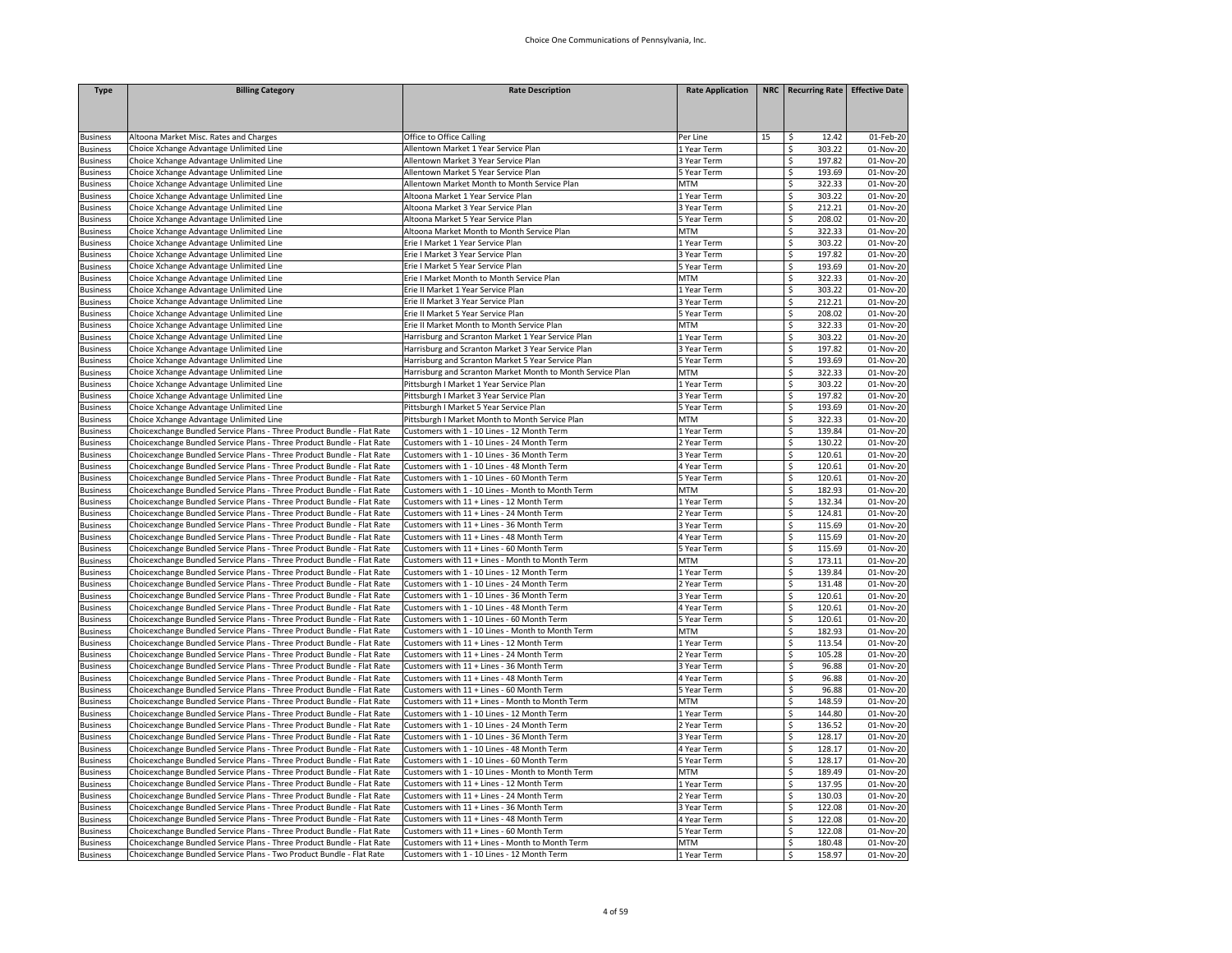| Type | Billing Category | Rate Description | Rate Application | NRC | Recurring Rate | Effective Date |
|---|---|---|---|---|---|---|
| Business | Altoona Market Misc. Rates and Charges | Office to Office Calling | Per Line | 15 | $ 12.42 | 01-Feb-20 |
| Business | Choice Xchange Advantage Unlimited Line | Allentown Market 1 Year Service Plan | 1 Year Term | | $ 303.22 | 01-Nov-20 |
| Business | Choice Xchange Advantage Unlimited Line | Allentown Market 3 Year Service Plan | 3 Year Term | | $ 197.82 | 01-Nov-20 |
| Business | Choice Xchange Advantage Unlimited Line | Allentown Market 5 Year Service Plan | 5 Year Term | | $ 193.69 | 01-Nov-20 |
| Business | Choice Xchange Advantage Unlimited Line | Allentown Market Month to Month Service Plan | MTM | | $ 322.33 | 01-Nov-20 |
| Business | Choice Xchange Advantage Unlimited Line | Altoona Market 1 Year Service Plan | 1 Year Term | | $ 303.22 | 01-Nov-20 |
| Business | Choice Xchange Advantage Unlimited Line | Altoona Market 3 Year Service Plan | 3 Year Term | | $ 212.21 | 01-Nov-20 |
| Business | Choice Xchange Advantage Unlimited Line | Altoona Market 5 Year Service Plan | 5 Year Term | | $ 208.02 | 01-Nov-20 |
| Business | Choice Xchange Advantage Unlimited Line | Altoona Market Month to Month Service Plan | MTM | | $ 322.33 | 01-Nov-20 |
| Business | Choice Xchange Advantage Unlimited Line | Erie I Market 1 Year Service Plan | 1 Year Term | | $ 303.22 | 01-Nov-20 |
| Business | Choice Xchange Advantage Unlimited Line | Erie I Market 3 Year Service Plan | 3 Year Term | | $ 197.82 | 01-Nov-20 |
| Business | Choice Xchange Advantage Unlimited Line | Erie I Market 5 Year Service Plan | 5 Year Term | | $ 193.69 | 01-Nov-20 |
| Business | Choice Xchange Advantage Unlimited Line | Erie I Market Month to Month Service Plan | MTM | | $ 322.33 | 01-Nov-20 |
| Business | Choice Xchange Advantage Unlimited Line | Erie II Market 1 Year Service Plan | 1 Year Term | | $ 303.22 | 01-Nov-20 |
| Business | Choice Xchange Advantage Unlimited Line | Erie II Market 3 Year Service Plan | 3 Year Term | | $ 212.21 | 01-Nov-20 |
| Business | Choice Xchange Advantage Unlimited Line | Erie II Market 5 Year Service Plan | 5 Year Term | | $ 208.02 | 01-Nov-20 |
| Business | Choice Xchange Advantage Unlimited Line | Erie II Market Month to Month Service Plan | MTM | | $ 322.33 | 01-Nov-20 |
| Business | Choice Xchange Advantage Unlimited Line | Harrisburg and Scranton Market 1 Year Service Plan | 1 Year Term | | $ 303.22 | 01-Nov-20 |
| Business | Choice Xchange Advantage Unlimited Line | Harrisburg and Scranton Market 3 Year Service Plan | 3 Year Term | | $ 197.82 | 01-Nov-20 |
| Business | Choice Xchange Advantage Unlimited Line | Harrisburg and Scranton Market 5 Year Service Plan | 5 Year Term | | $ 193.69 | 01-Nov-20 |
| Business | Choice Xchange Advantage Unlimited Line | Harrisburg and Scranton Market Month to Month Service Plan | MTM | | $ 322.33 | 01-Nov-20 |
| Business | Choice Xchange Advantage Unlimited Line | Pittsburgh I Market 1 Year Service Plan | 1 Year Term | | $ 303.22 | 01-Nov-20 |
| Business | Choice Xchange Advantage Unlimited Line | Pittsburgh I Market 3 Year Service Plan | 3 Year Term | | $ 197.82 | 01-Nov-20 |
| Business | Choice Xchange Advantage Unlimited Line | Pittsburgh I Market 5 Year Service Plan | 5 Year Term | | $ 193.69 | 01-Nov-20 |
| Business | Choice Xchange Advantage Unlimited Line | Pittsburgh I Market Month to Month Service Plan | MTM | | $ 322.33 | 01-Nov-20 |
| Business | Choicexchange Bundled Service Plans - Three Product Bundle - Flat Rate | Customers with 1 - 10 Lines - 12 Month Term | 1 Year Term | | $ 139.84 | 01-Nov-20 |
| Business | Choicexchange Bundled Service Plans - Three Product Bundle - Flat Rate | Customers with 1 - 10 Lines - 24 Month Term | 2 Year Term | | $ 130.22 | 01-Nov-20 |
| Business | Choicexchange Bundled Service Plans - Three Product Bundle - Flat Rate | Customers with 1 - 10 Lines - 36 Month Term | 3 Year Term | | $ 120.61 | 01-Nov-20 |
| Business | Choicexchange Bundled Service Plans - Three Product Bundle - Flat Rate | Customers with 1 - 10 Lines - 48 Month Term | 4 Year Term | | $ 120.61 | 01-Nov-20 |
| Business | Choicexchange Bundled Service Plans - Three Product Bundle - Flat Rate | Customers with 1 - 10 Lines - 60 Month Term | 5 Year Term | | $ 120.61 | 01-Nov-20 |
| Business | Choicexchange Bundled Service Plans - Three Product Bundle - Flat Rate | Customers with 1 - 10 Lines - Month to Month Term | MTM | | $ 182.93 | 01-Nov-20 |
| Business | Choicexchange Bundled Service Plans - Three Product Bundle - Flat Rate | Customers with 11 + Lines - 12 Month Term | 1 Year Term | | $ 132.34 | 01-Nov-20 |
| Business | Choicexchange Bundled Service Plans - Three Product Bundle - Flat Rate | Customers with 11 + Lines - 24 Month Term | 2 Year Term | | $ 124.81 | 01-Nov-20 |
| Business | Choicexchange Bundled Service Plans - Three Product Bundle - Flat Rate | Customers with 11 + Lines - 36 Month Term | 3 Year Term | | $ 115.69 | 01-Nov-20 |
| Business | Choicexchange Bundled Service Plans - Three Product Bundle - Flat Rate | Customers with 11 + Lines - 48 Month Term | 4 Year Term | | $ 115.69 | 01-Nov-20 |
| Business | Choicexchange Bundled Service Plans - Three Product Bundle - Flat Rate | Customers with 11 + Lines - 60 Month Term | 5 Year Term | | $ 115.69 | 01-Nov-20 |
| Business | Choicexchange Bundled Service Plans - Three Product Bundle - Flat Rate | Customers with 11 + Lines - Month to Month Term | MTM | | $ 173.11 | 01-Nov-20 |
| Business | Choicexchange Bundled Service Plans - Three Product Bundle - Flat Rate | Customers with 1 - 10 Lines - 12 Month Term | 1 Year Term | | $ 139.84 | 01-Nov-20 |
| Business | Choicexchange Bundled Service Plans - Three Product Bundle - Flat Rate | Customers with 1 - 10 Lines - 24 Month Term | 2 Year Term | | $ 131.48 | 01-Nov-20 |
| Business | Choicexchange Bundled Service Plans - Three Product Bundle - Flat Rate | Customers with 1 - 10 Lines - 36 Month Term | 3 Year Term | | $ 120.61 | 01-Nov-20 |
| Business | Choicexchange Bundled Service Plans - Three Product Bundle - Flat Rate | Customers with 1 - 10 Lines - 48 Month Term | 4 Year Term | | $ 120.61 | 01-Nov-20 |
| Business | Choicexchange Bundled Service Plans - Three Product Bundle - Flat Rate | Customers with 1 - 10 Lines - 60 Month Term | 5 Year Term | | $ 120.61 | 01-Nov-20 |
| Business | Choicexchange Bundled Service Plans - Three Product Bundle - Flat Rate | Customers with 1 - 10 Lines - Month to Month Term | MTM | | $ 182.93 | 01-Nov-20 |
| Business | Choicexchange Bundled Service Plans - Three Product Bundle - Flat Rate | Customers with 11 + Lines - 12 Month Term | 1 Year Term | | $ 113.54 | 01-Nov-20 |
| Business | Choicexchange Bundled Service Plans - Three Product Bundle - Flat Rate | Customers with 11 + Lines - 24 Month Term | 2 Year Term | | $ 105.28 | 01-Nov-20 |
| Business | Choicexchange Bundled Service Plans - Three Product Bundle - Flat Rate | Customers with 11 + Lines - 36 Month Term | 3 Year Term | | $ 96.88 | 01-Nov-20 |
| Business | Choicexchange Bundled Service Plans - Three Product Bundle - Flat Rate | Customers with 11 + Lines - 48 Month Term | 4 Year Term | | $ 96.88 | 01-Nov-20 |
| Business | Choicexchange Bundled Service Plans - Three Product Bundle - Flat Rate | Customers with 11 + Lines - 60 Month Term | 5 Year Term | | $ 96.88 | 01-Nov-20 |
| Business | Choicexchange Bundled Service Plans - Three Product Bundle - Flat Rate | Customers with 11 + Lines - Month to Month Term | MTM | | $ 148.59 | 01-Nov-20 |
| Business | Choicexchange Bundled Service Plans - Three Product Bundle - Flat Rate | Customers with 1 - 10 Lines - 12 Month Term | 1 Year Term | | $ 144.80 | 01-Nov-20 |
| Business | Choicexchange Bundled Service Plans - Three Product Bundle - Flat Rate | Customers with 1 - 10 Lines - 24 Month Term | 2 Year Term | | $ 136.52 | 01-Nov-20 |
| Business | Choicexchange Bundled Service Plans - Three Product Bundle - Flat Rate | Customers with 1 - 10 Lines - 36 Month Term | 3 Year Term | | $ 128.17 | 01-Nov-20 |
| Business | Choicexchange Bundled Service Plans - Three Product Bundle - Flat Rate | Customers with 1 - 10 Lines - 48 Month Term | 4 Year Term | | $ 128.17 | 01-Nov-20 |
| Business | Choicexchange Bundled Service Plans - Three Product Bundle - Flat Rate | Customers with 1 - 10 Lines - 60 Month Term | 5 Year Term | | $ 128.17 | 01-Nov-20 |
| Business | Choicexchange Bundled Service Plans - Three Product Bundle - Flat Rate | Customers with 1 - 10 Lines - Month to Month Term | MTM | | $ 189.49 | 01-Nov-20 |
| Business | Choicexchange Bundled Service Plans - Three Product Bundle - Flat Rate | Customers with 11 + Lines - 12 Month Term | 1 Year Term | | $ 137.95 | 01-Nov-20 |
| Business | Choicexchange Bundled Service Plans - Three Product Bundle - Flat Rate | Customers with 11 + Lines - 24 Month Term | 2 Year Term | | $ 130.03 | 01-Nov-20 |
| Business | Choicexchange Bundled Service Plans - Three Product Bundle - Flat Rate | Customers with 11 + Lines - 36 Month Term | 3 Year Term | | $ 122.08 | 01-Nov-20 |
| Business | Choicexchange Bundled Service Plans - Three Product Bundle - Flat Rate | Customers with 11 + Lines - 48 Month Term | 4 Year Term | | $ 122.08 | 01-Nov-20 |
| Business | Choicexchange Bundled Service Plans - Three Product Bundle - Flat Rate | Customers with 11 + Lines - 60 Month Term | 5 Year Term | | $ 122.08 | 01-Nov-20 |
| Business | Choicexchange Bundled Service Plans - Three Product Bundle - Flat Rate | Customers with 11 + Lines - Month to Month Term | MTM | | $ 180.48 | 01-Nov-20 |
| Business | Choicexchange Bundled Service Plans - Two Product Bundle - Flat Rate | Customers with 1 - 10 Lines - 12 Month Term | 1 Year Term | | $ 158.97 | 01-Nov-20 |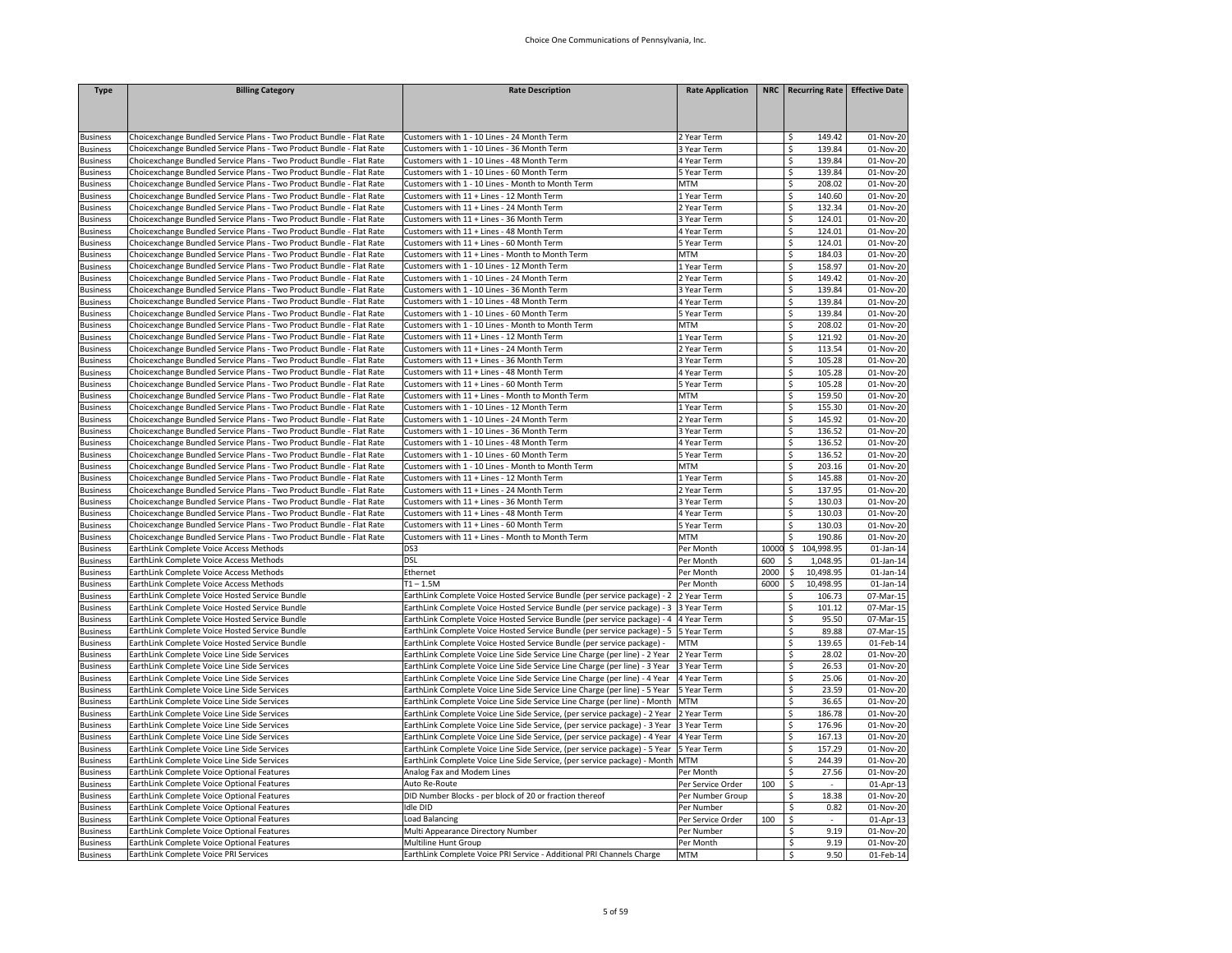| Type | Billing Category | Rate Description | Rate Application | NRC | Recurring Rate | Effective Date |
|---|---|---|---|---|---|---|
| Business | Choicexchange Bundled Service Plans - Two Product Bundle - Flat Rate | Customers with 1 - 10 Lines - 24 Month Term | 2 Year Term | | $ 149.42 | 01-Nov-20 |
| Business | Choicexchange Bundled Service Plans - Two Product Bundle - Flat Rate | Customers with 1 - 10 Lines - 36 Month Term | 3 Year Term | | $ 139.84 | 01-Nov-20 |
| Business | Choicexchange Bundled Service Plans - Two Product Bundle - Flat Rate | Customers with 1 - 10 Lines - 48 Month Term | 4 Year Term | | $ 139.84 | 01-Nov-20 |
| Business | Choicexchange Bundled Service Plans - Two Product Bundle - Flat Rate | Customers with 1 - 10 Lines - 60 Month Term | 5 Year Term | | $ 139.84 | 01-Nov-20 |
| Business | Choicexchange Bundled Service Plans - Two Product Bundle - Flat Rate | Customers with 1 - 10 Lines - Month to Month Term | MTM | | $ 208.02 | 01-Nov-20 |
| Business | Choicexchange Bundled Service Plans - Two Product Bundle - Flat Rate | Customers with 11 + Lines - 12 Month Term | 1 Year Term | | $ 140.60 | 01-Nov-20 |
| Business | Choicexchange Bundled Service Plans - Two Product Bundle - Flat Rate | Customers with 11 + Lines - 24 Month Term | 2 Year Term | | $ 132.34 | 01-Nov-20 |
| Business | Choicexchange Bundled Service Plans - Two Product Bundle - Flat Rate | Customers with 11 + Lines - 36 Month Term | 3 Year Term | | $ 124.01 | 01-Nov-20 |
| Business | Choicexchange Bundled Service Plans - Two Product Bundle - Flat Rate | Customers with 11 + Lines - 48 Month Term | 4 Year Term | | $ 124.01 | 01-Nov-20 |
| Business | Choicexchange Bundled Service Plans - Two Product Bundle - Flat Rate | Customers with 11 + Lines - 60 Month Term | 5 Year Term | | $ 124.01 | 01-Nov-20 |
| Business | Choicexchange Bundled Service Plans - Two Product Bundle - Flat Rate | Customers with 11 + Lines - Month to Month Term | MTM | | $ 184.03 | 01-Nov-20 |
| Business | Choicexchange Bundled Service Plans - Two Product Bundle - Flat Rate | Customers with 1 - 10 Lines - 12 Month Term | 1 Year Term | | $ 158.97 | 01-Nov-20 |
| Business | Choicexchange Bundled Service Plans - Two Product Bundle - Flat Rate | Customers with 1 - 10 Lines - 24 Month Term | 2 Year Term | | $ 149.42 | 01-Nov-20 |
| Business | Choicexchange Bundled Service Plans - Two Product Bundle - Flat Rate | Customers with 1 - 10 Lines - 36 Month Term | 3 Year Term | | $ 139.84 | 01-Nov-20 |
| Business | Choicexchange Bundled Service Plans - Two Product Bundle - Flat Rate | Customers with 1 - 10 Lines - 48 Month Term | 4 Year Term | | $ 139.84 | 01-Nov-20 |
| Business | Choicexchange Bundled Service Plans - Two Product Bundle - Flat Rate | Customers with 1 - 10 Lines - 60 Month Term | 5 Year Term | | $ 139.84 | 01-Nov-20 |
| Business | Choicexchange Bundled Service Plans - Two Product Bundle - Flat Rate | Customers with 1 - 10 Lines - Month to Month Term | MTM | | $ 208.02 | 01-Nov-20 |
| Business | Choicexchange Bundled Service Plans - Two Product Bundle - Flat Rate | Customers with 11 + Lines - 12 Month Term | 1 Year Term | | $ 121.92 | 01-Nov-20 |
| Business | Choicexchange Bundled Service Plans - Two Product Bundle - Flat Rate | Customers with 11 + Lines - 24 Month Term | 2 Year Term | | $ 113.54 | 01-Nov-20 |
| Business | Choicexchange Bundled Service Plans - Two Product Bundle - Flat Rate | Customers with 11 + Lines - 36 Month Term | 3 Year Term | | $ 105.28 | 01-Nov-20 |
| Business | Choicexchange Bundled Service Plans - Two Product Bundle - Flat Rate | Customers with 11 + Lines - 48 Month Term | 4 Year Term | | $ 105.28 | 01-Nov-20 |
| Business | Choicexchange Bundled Service Plans - Two Product Bundle - Flat Rate | Customers with 11 + Lines - 60 Month Term | 5 Year Term | | $ 105.28 | 01-Nov-20 |
| Business | Choicexchange Bundled Service Plans - Two Product Bundle - Flat Rate | Customers with 11 + Lines - Month to Month Term | MTM | | $ 159.50 | 01-Nov-20 |
| Business | Choicexchange Bundled Service Plans - Two Product Bundle - Flat Rate | Customers with 1 - 10 Lines - 12 Month Term | 1 Year Term | | $ 155.30 | 01-Nov-20 |
| Business | Choicexchange Bundled Service Plans - Two Product Bundle - Flat Rate | Customers with 1 - 10 Lines - 24 Month Term | 2 Year Term | | $ 145.92 | 01-Nov-20 |
| Business | Choicexchange Bundled Service Plans - Two Product Bundle - Flat Rate | Customers with 1 - 10 Lines - 36 Month Term | 3 Year Term | | $ 136.52 | 01-Nov-20 |
| Business | Choicexchange Bundled Service Plans - Two Product Bundle - Flat Rate | Customers with 1 - 10 Lines - 48 Month Term | 4 Year Term | | $ 136.52 | 01-Nov-20 |
| Business | Choicexchange Bundled Service Plans - Two Product Bundle - Flat Rate | Customers with 1 - 10 Lines - 60 Month Term | 5 Year Term | | $ 136.52 | 01-Nov-20 |
| Business | Choicexchange Bundled Service Plans - Two Product Bundle - Flat Rate | Customers with 1 - 10 Lines - Month to Month Term | MTM | | $ 203.16 | 01-Nov-20 |
| Business | Choicexchange Bundled Service Plans - Two Product Bundle - Flat Rate | Customers with 11 + Lines - 12 Month Term | 1 Year Term | | $ 145.88 | 01-Nov-20 |
| Business | Choicexchange Bundled Service Plans - Two Product Bundle - Flat Rate | Customers with 11 + Lines - 24 Month Term | 2 Year Term | | $ 137.95 | 01-Nov-20 |
| Business | Choicexchange Bundled Service Plans - Two Product Bundle - Flat Rate | Customers with 11 + Lines - 36 Month Term | 3 Year Term | | $ 130.03 | 01-Nov-20 |
| Business | Choicexchange Bundled Service Plans - Two Product Bundle - Flat Rate | Customers with 11 + Lines - 48 Month Term | 4 Year Term | | $ 130.03 | 01-Nov-20 |
| Business | Choicexchange Bundled Service Plans - Two Product Bundle - Flat Rate | Customers with 11 + Lines - 60 Month Term | 5 Year Term | | $ 130.03 | 01-Nov-20 |
| Business | Choicexchange Bundled Service Plans - Two Product Bundle - Flat Rate | Customers with 11 + Lines - Month to Month Term | MTM | | $ 190.86 | 01-Nov-20 |
| Business | EarthLink Complete Voice Access Methods | DS3 | Per Month | 10000 | $ 104,998.95 | 01-Jan-14 |
| Business | EarthLink Complete Voice Access Methods | DSL | Per Month | 600 | $ 1,048.95 | 01-Jan-14 |
| Business | EarthLink Complete Voice Access Methods | Ethernet | Per Month | 2000 | $ 10,498.95 | 01-Jan-14 |
| Business | EarthLink Complete Voice Access Methods | T1 – 1.5M | Per Month | 6000 | $ 10,498.95 | 01-Jan-14 |
| Business | EarthLink Complete Voice Hosted Service Bundle | EarthLink Complete Voice Hosted Service Bundle (per service package) - 2 | 2 Year Term | | $ 106.73 | 07-Mar-15 |
| Business | EarthLink Complete Voice Hosted Service Bundle | EarthLink Complete Voice Hosted Service Bundle (per service package) - 3 | 3 Year Term | | $ 101.12 | 07-Mar-15 |
| Business | EarthLink Complete Voice Hosted Service Bundle | EarthLink Complete Voice Hosted Service Bundle (per service package) - 4 | 4 Year Term | | $ 95.50 | 07-Mar-15 |
| Business | EarthLink Complete Voice Hosted Service Bundle | EarthLink Complete Voice Hosted Service Bundle (per service package) - 5 | 5 Year Term | | $ 89.88 | 07-Mar-15 |
| Business | EarthLink Complete Voice Hosted Service Bundle | EarthLink Complete Voice Hosted Service Bundle (per service package) - | MTM | | $ 139.65 | 01-Feb-14 |
| Business | EarthLink Complete Voice Line Side Services | EarthLink Complete Voice Line Side Service Line Charge (per line) - 2 Year | 2 Year Term | | $ 28.02 | 01-Nov-20 |
| Business | EarthLink Complete Voice Line Side Services | EarthLink Complete Voice Line Side Service Line Charge (per line) - 3 Year | 3 Year Term | | $ 26.53 | 01-Nov-20 |
| Business | EarthLink Complete Voice Line Side Services | EarthLink Complete Voice Line Side Service Line Charge (per line) - 4 Year | 4 Year Term | | $ 25.06 | 01-Nov-20 |
| Business | EarthLink Complete Voice Line Side Services | EarthLink Complete Voice Line Side Service Line Charge (per line) - 5 Year | 5 Year Term | | $ 23.59 | 01-Nov-20 |
| Business | EarthLink Complete Voice Line Side Services | EarthLink Complete Voice Line Side Service Line Charge (per line) - Month | MTM | | $ 36.65 | 01-Nov-20 |
| Business | EarthLink Complete Voice Line Side Services | EarthLink Complete Voice Line Side Service, (per service package) - 2 Year | 2 Year Term | | $ 186.78 | 01-Nov-20 |
| Business | EarthLink Complete Voice Line Side Services | EarthLink Complete Voice Line Side Service, (per service package) - 3 Year | 3 Year Term | | $ 176.96 | 01-Nov-20 |
| Business | EarthLink Complete Voice Line Side Services | EarthLink Complete Voice Line Side Service, (per service package) - 4 Year | 4 Year Term | | $ 167.13 | 01-Nov-20 |
| Business | EarthLink Complete Voice Line Side Services | EarthLink Complete Voice Line Side Service, (per service package) - 5 Year | 5 Year Term | | $ 157.29 | 01-Nov-20 |
| Business | EarthLink Complete Voice Line Side Services | EarthLink Complete Voice Line Side Service, (per service package) - Month | MTM | | $ 244.39 | 01-Nov-20 |
| Business | EarthLink Complete Voice Optional Features | Analog Fax and Modem Lines | Per Month | | $ 27.56 | 01-Nov-20 |
| Business | EarthLink Complete Voice Optional Features | Auto Re-Route | Per Service Order | 100 | $ - | 01-Apr-13 |
| Business | EarthLink Complete Voice Optional Features | DID Number Blocks - per block of 20 or fraction thereof | Per Number Group | | $ 18.38 | 01-Nov-20 |
| Business | EarthLink Complete Voice Optional Features | Idle DID | Per Number | | $ 0.82 | 01-Nov-20 |
| Business | EarthLink Complete Voice Optional Features | Load Balancing | Per Service Order | 100 | $ - | 01-Apr-13 |
| Business | EarthLink Complete Voice Optional Features | Multi Appearance Directory Number | Per Number | | $ 9.19 | 01-Nov-20 |
| Business | EarthLink Complete Voice Optional Features | Multiline Hunt Group | Per Month | | $ 9.19 | 01-Nov-20 |
| Business | EarthLink Complete Voice PRI Services | EarthLink Complete Voice PRI Service - Additional PRI Channels Charge | MTM | | $ 9.50 | 01-Feb-14 |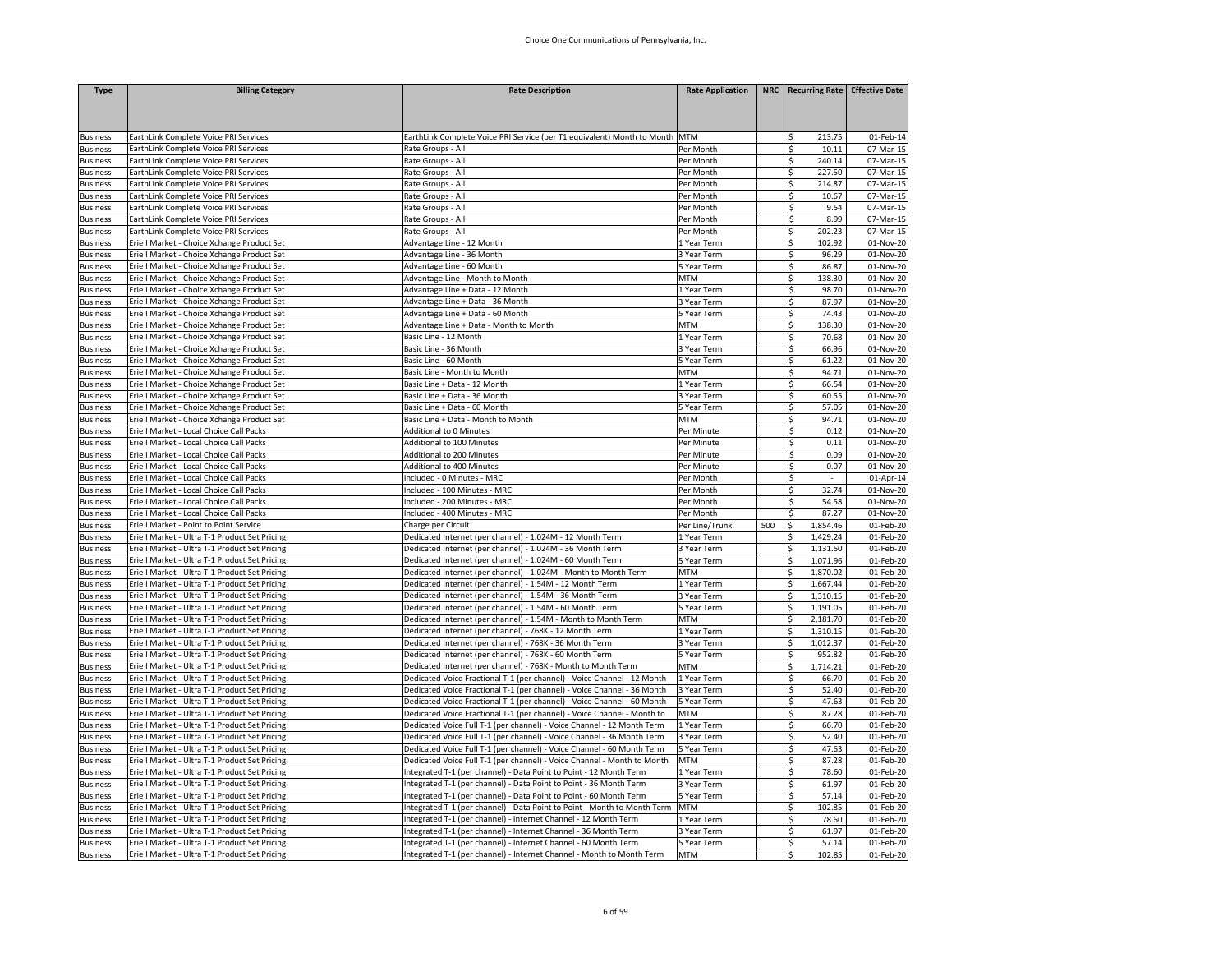| Type | Billing Category | Rate Description | Rate Application | NRC | Recurring Rate | Effective Date |
|---|---|---|---|---|---|---|
| Business | EarthLink Complete Voice PRI Services | EarthLink Complete Voice PRI Service (per T1 equivalent) Month to Month | MTM | | $ 213.75 | 01-Feb-14 |
| Business | EarthLink Complete Voice PRI Services | Rate Groups - All | Per Month | | $ 10.11 | 07-Mar-15 |
| Business | EarthLink Complete Voice PRI Services | Rate Groups - All | Per Month | | $ 240.14 | 07-Mar-15 |
| Business | EarthLink Complete Voice PRI Services | Rate Groups - All | Per Month | | $ 227.50 | 07-Mar-15 |
| Business | EarthLink Complete Voice PRI Services | Rate Groups - All | Per Month | | $ 214.87 | 07-Mar-15 |
| Business | EarthLink Complete Voice PRI Services | Rate Groups - All | Per Month | | $ 10.67 | 07-Mar-15 |
| Business | EarthLink Complete Voice PRI Services | Rate Groups - All | Per Month | | $ 9.54 | 07-Mar-15 |
| Business | EarthLink Complete Voice PRI Services | Rate Groups - All | Per Month | | $ 8.99 | 07-Mar-15 |
| Business | EarthLink Complete Voice PRI Services | Rate Groups - All | Per Month | | $ 202.23 | 07-Mar-15 |
| Business | Erie I Market - Choice Xchange Product Set | Advantage Line - 12 Month | 1 Year Term | | $ 102.92 | 01-Nov-20 |
| Business | Erie I Market - Choice Xchange Product Set | Advantage Line - 36 Month | 3 Year Term | | $ 96.29 | 01-Nov-20 |
| Business | Erie I Market - Choice Xchange Product Set | Advantage Line - 60 Month | 5 Year Term | | $ 86.87 | 01-Nov-20 |
| Business | Erie I Market - Choice Xchange Product Set | Advantage Line - Month to Month | MTM | | $ 138.30 | 01-Nov-20 |
| Business | Erie I Market - Choice Xchange Product Set | Advantage Line + Data - 12 Month | 1 Year Term | | $ 98.70 | 01-Nov-20 |
| Business | Erie I Market - Choice Xchange Product Set | Advantage Line + Data - 36 Month | 3 Year Term | | $ 87.97 | 01-Nov-20 |
| Business | Erie I Market - Choice Xchange Product Set | Advantage Line + Data - 60 Month | 5 Year Term | | $ 74.43 | 01-Nov-20 |
| Business | Erie I Market - Choice Xchange Product Set | Advantage Line + Data - Month to Month | MTM | | $ 138.30 | 01-Nov-20 |
| Business | Erie I Market - Choice Xchange Product Set | Basic Line - 12 Month | 1 Year Term | | $ 70.68 | 01-Nov-20 |
| Business | Erie I Market - Choice Xchange Product Set | Basic Line - 36 Month | 3 Year Term | | $ 66.96 | 01-Nov-20 |
| Business | Erie I Market - Choice Xchange Product Set | Basic Line - 60 Month | 5 Year Term | | $ 61.22 | 01-Nov-20 |
| Business | Erie I Market - Choice Xchange Product Set | Basic Line - Month to Month | MTM | | $ 94.71 | 01-Nov-20 |
| Business | Erie I Market - Choice Xchange Product Set | Basic Line + Data - 12 Month | 1 Year Term | | $ 66.54 | 01-Nov-20 |
| Business | Erie I Market - Choice Xchange Product Set | Basic Line + Data - 36 Month | 3 Year Term | | $ 60.55 | 01-Nov-20 |
| Business | Erie I Market - Choice Xchange Product Set | Basic Line + Data - 60 Month | 5 Year Term | | $ 57.05 | 01-Nov-20 |
| Business | Erie I Market - Choice Xchange Product Set | Basic Line + Data - Month to Month | MTM | | $ 94.71 | 01-Nov-20 |
| Business | Erie I Market - Local Choice Call Packs | Additional to 0 Minutes | Per Minute | | $ 0.12 | 01-Nov-20 |
| Business | Erie I Market - Local Choice Call Packs | Additional to 100 Minutes | Per Minute | | $ 0.11 | 01-Nov-20 |
| Business | Erie I Market - Local Choice Call Packs | Additional to 200 Minutes | Per Minute | | $ 0.09 | 01-Nov-20 |
| Business | Erie I Market - Local Choice Call Packs | Additional to 400 Minutes | Per Minute | | $ 0.07 | 01-Nov-20 |
| Business | Erie I Market - Local Choice Call Packs | Included - 0 Minutes - MRC | Per Month | | $ - | 01-Apr-14 |
| Business | Erie I Market - Local Choice Call Packs | Included - 100 Minutes - MRC | Per Month | | $ 32.74 | 01-Nov-20 |
| Business | Erie I Market - Local Choice Call Packs | Included - 200 Minutes - MRC | Per Month | | $ 54.58 | 01-Nov-20 |
| Business | Erie I Market - Local Choice Call Packs | Included - 400 Minutes - MRC | Per Month | | $ 87.27 | 01-Nov-20 |
| Business | Erie I Market - Point to Point Service | Charge per Circuit | Per Line/Trunk | 500 | $ 1,854.46 | 01-Feb-20 |
| Business | Erie I Market - Ultra T-1 Product Set Pricing | Dedicated Internet (per channel) - 1.024M - 12 Month Term | 1 Year Term | | $ 1,429.24 | 01-Feb-20 |
| Business | Erie I Market - Ultra T-1 Product Set Pricing | Dedicated Internet (per channel) - 1.024M - 36 Month Term | 3 Year Term | | $ 1,131.50 | 01-Feb-20 |
| Business | Erie I Market - Ultra T-1 Product Set Pricing | Dedicated Internet (per channel) - 1.024M - 60 Month Term | 5 Year Term | | $ 1,071.96 | 01-Feb-20 |
| Business | Erie I Market - Ultra T-1 Product Set Pricing | Dedicated Internet (per channel) - 1.024M - Month to Month Term | MTM | | $ 1,870.02 | 01-Feb-20 |
| Business | Erie I Market - Ultra T-1 Product Set Pricing | Dedicated Internet (per channel) - 1.54M - 12 Month Term | 1 Year Term | | $ 1,667.44 | 01-Feb-20 |
| Business | Erie I Market - Ultra T-1 Product Set Pricing | Dedicated Internet (per channel) - 1.54M - 36 Month Term | 3 Year Term | | $ 1,310.15 | 01-Feb-20 |
| Business | Erie I Market - Ultra T-1 Product Set Pricing | Dedicated Internet (per channel) - 1.54M - 60 Month Term | 5 Year Term | | $ 1,191.05 | 01-Feb-20 |
| Business | Erie I Market - Ultra T-1 Product Set Pricing | Dedicated Internet (per channel) - 1.54M - Month to Month Term | MTM | | $ 2,181.70 | 01-Feb-20 |
| Business | Erie I Market - Ultra T-1 Product Set Pricing | Dedicated Internet (per channel) - 768K - 12 Month Term | 1 Year Term | | $ 1,310.15 | 01-Feb-20 |
| Business | Erie I Market - Ultra T-1 Product Set Pricing | Dedicated Internet (per channel) - 768K - 36 Month Term | 3 Year Term | | $ 1,012.37 | 01-Feb-20 |
| Business | Erie I Market - Ultra T-1 Product Set Pricing | Dedicated Internet (per channel) - 768K - 60 Month Term | 5 Year Term | | $ 952.82 | 01-Feb-20 |
| Business | Erie I Market - Ultra T-1 Product Set Pricing | Dedicated Internet (per channel) - 768K - Month to Month Term | MTM | | $ 1,714.21 | 01-Feb-20 |
| Business | Erie I Market - Ultra T-1 Product Set Pricing | Dedicated Voice Fractional T-1 (per channel) - Voice Channel - 12 Month | 1 Year Term | | $ 66.70 | 01-Feb-20 |
| Business | Erie I Market - Ultra T-1 Product Set Pricing | Dedicated Voice Fractional T-1 (per channel) - Voice Channel - 36 Month | 3 Year Term | | $ 52.40 | 01-Feb-20 |
| Business | Erie I Market - Ultra T-1 Product Set Pricing | Dedicated Voice Fractional T-1 (per channel) - Voice Channel - 60 Month | 5 Year Term | | $ 47.63 | 01-Feb-20 |
| Business | Erie I Market - Ultra T-1 Product Set Pricing | Dedicated Voice Fractional T-1 (per channel) - Voice Channel - Month to | MTM | | $ 87.28 | 01-Feb-20 |
| Business | Erie I Market - Ultra T-1 Product Set Pricing | Dedicated Voice Full T-1 (per channel) - Voice Channel - 12 Month Term | 1 Year Term | | $ 66.70 | 01-Feb-20 |
| Business | Erie I Market - Ultra T-1 Product Set Pricing | Dedicated Voice Full T-1 (per channel) - Voice Channel - 36 Month Term | 3 Year Term | | $ 52.40 | 01-Feb-20 |
| Business | Erie I Market - Ultra T-1 Product Set Pricing | Dedicated Voice Full T-1 (per channel) - Voice Channel - 60 Month Term | 5 Year Term | | $ 47.63 | 01-Feb-20 |
| Business | Erie I Market - Ultra T-1 Product Set Pricing | Dedicated Voice Full T-1 (per channel) - Voice Channel - Month to Month | MTM | | $ 87.28 | 01-Feb-20 |
| Business | Erie I Market - Ultra T-1 Product Set Pricing | Integrated T-1 (per channel) - Data Point to Point - 12 Month Term | 1 Year Term | | $ 78.60 | 01-Feb-20 |
| Business | Erie I Market - Ultra T-1 Product Set Pricing | Integrated T-1 (per channel) - Data Point to Point - 36 Month Term | 3 Year Term | | $ 61.97 | 01-Feb-20 |
| Business | Erie I Market - Ultra T-1 Product Set Pricing | Integrated T-1 (per channel) - Data Point to Point - 60 Month Term | 5 Year Term | | $ 57.14 | 01-Feb-20 |
| Business | Erie I Market - Ultra T-1 Product Set Pricing | Integrated T-1 (per channel) - Data Point to Point - Month to Month Term | MTM | | $ 102.85 | 01-Feb-20 |
| Business | Erie I Market - Ultra T-1 Product Set Pricing | Integrated T-1 (per channel) - Internet Channel - 12 Month Term | 1 Year Term | | $ 78.60 | 01-Feb-20 |
| Business | Erie I Market - Ultra T-1 Product Set Pricing | Integrated T-1 (per channel) - Internet Channel - 36 Month Term | 3 Year Term | | $ 61.97 | 01-Feb-20 |
| Business | Erie I Market - Ultra T-1 Product Set Pricing | Integrated T-1 (per channel) - Internet Channel - 60 Month Term | 5 Year Term | | $ 57.14 | 01-Feb-20 |
| Business | Erie I Market - Ultra T-1 Product Set Pricing | Integrated T-1 (per channel) - Internet Channel - Month to Month Term | MTM | | $ 102.85 | 01-Feb-20 |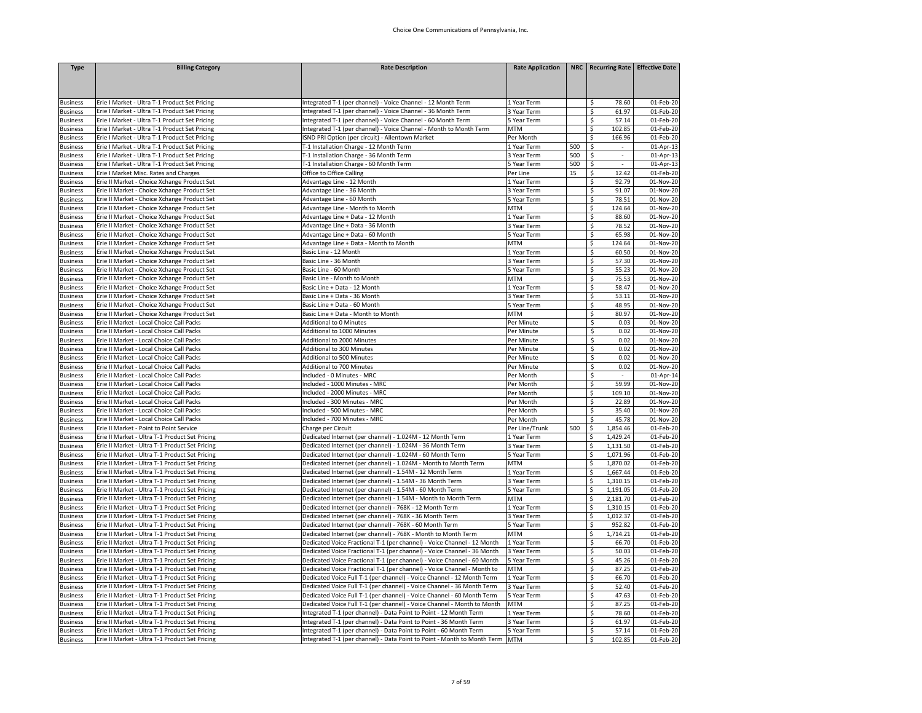Choice One Communications of Pennsylvania, Inc.

| Type | Billing Category | Rate Description | Rate Application | NRC | Recurring Rate | Effective Date |
|---|---|---|---|---|---|---|
| Business | Erie I Market - Ultra T-1 Product Set Pricing | Integrated T-1 (per channel) - Voice Channel - 12 Month Term | 1 Year Term | | $ 78.60 | 01-Feb-20 |
| Business | Erie I Market - Ultra T-1 Product Set Pricing | Integrated T-1 (per channel) - Voice Channel - 36 Month Term | 3 Year Term | | $ 61.97 | 01-Feb-20 |
| Business | Erie I Market - Ultra T-1 Product Set Pricing | Integrated T-1 (per channel) - Voice Channel - 60 Month Term | 5 Year Term | | $ 57.14 | 01-Feb-20 |
| Business | Erie I Market - Ultra T-1 Product Set Pricing | Integrated T-1 (per channel) - Voice Channel - Month to Month Term | MTM | | $ 102.85 | 01-Feb-20 |
| Business | Erie I Market - Ultra T-1 Product Set Pricing | ISND PRI Option (per circuit) - Allentown Market | Per Month | | $ 166.96 | 01-Feb-20 |
| Business | Erie I Market - Ultra T-1 Product Set Pricing | T-1 Installation Charge - 12 Month Term | 1 Year Term | 500 | $ - | 01-Apr-13 |
| Business | Erie I Market - Ultra T-1 Product Set Pricing | T-1 Installation Charge - 36 Month Term | 3 Year Term | 500 | $ - | 01-Apr-13 |
| Business | Erie I Market - Ultra T-1 Product Set Pricing | T-1 Installation Charge - 60 Month Term | 5 Year Term | 500 | $ - | 01-Apr-13 |
| Business | Erie I Market Misc. Rates and Charges | Office to Office Calling | Per Line | 15 | $ 12.42 | 01-Feb-20 |
| Business | Erie II Market - Choice Xchange Product Set | Advantage Line - 12 Month | 1 Year Term | | $ 92.79 | 01-Nov-20 |
| Business | Erie II Market - Choice Xchange Product Set | Advantage Line - 36 Month | 3 Year Term | | $ 91.07 | 01-Nov-20 |
| Business | Erie II Market - Choice Xchange Product Set | Advantage Line - 60 Month | 5 Year Term | | $ 78.51 | 01-Nov-20 |
| Business | Erie II Market - Choice Xchange Product Set | Advantage Line - Month to Month | MTM | | $ 124.64 | 01-Nov-20 |
| Business | Erie II Market - Choice Xchange Product Set | Advantage Line + Data - 12 Month | 1 Year Term | | $ 88.60 | 01-Nov-20 |
| Business | Erie II Market - Choice Xchange Product Set | Advantage Line + Data - 36 Month | 3 Year Term | | $ 78.52 | 01-Nov-20 |
| Business | Erie II Market - Choice Xchange Product Set | Advantage Line + Data - 60 Month | 5 Year Term | | $ 65.98 | 01-Nov-20 |
| Business | Erie II Market - Choice Xchange Product Set | Advantage Line + Data - Month to Month | MTM | | $ 124.64 | 01-Nov-20 |
| Business | Erie II Market - Choice Xchange Product Set | Basic Line - 12 Month | 1 Year Term | | $ 60.50 | 01-Nov-20 |
| Business | Erie II Market - Choice Xchange Product Set | Basic Line - 36 Month | 3 Year Term | | $ 57.30 | 01-Nov-20 |
| Business | Erie II Market - Choice Xchange Product Set | Basic Line - 60 Month | 5 Year Term | | $ 55.23 | 01-Nov-20 |
| Business | Erie II Market - Choice Xchange Product Set | Basic Line - Month to Month | MTM | | $ 75.53 | 01-Nov-20 |
| Business | Erie II Market - Choice Xchange Product Set | Basic Line + Data - 12 Month | 1 Year Term | | $ 58.47 | 01-Nov-20 |
| Business | Erie II Market - Choice Xchange Product Set | Basic Line + Data - 36 Month | 3 Year Term | | $ 53.11 | 01-Nov-20 |
| Business | Erie II Market - Choice Xchange Product Set | Basic Line + Data - 60 Month | 5 Year Term | | $ 48.95 | 01-Nov-20 |
| Business | Erie II Market - Choice Xchange Product Set | Basic Line + Data - Month to Month | MTM | | $ 80.97 | 01-Nov-20 |
| Business | Erie II Market - Local Choice Call Packs | Additional to 0 Minutes | Per Minute | | $ 0.03 | 01-Nov-20 |
| Business | Erie II Market - Local Choice Call Packs | Additional to 1000 Minutes | Per Minute | | $ 0.02 | 01-Nov-20 |
| Business | Erie II Market - Local Choice Call Packs | Additional to 2000 Minutes | Per Minute | | $ 0.02 | 01-Nov-20 |
| Business | Erie II Market - Local Choice Call Packs | Additional to 300 Minutes | Per Minute | | $ 0.02 | 01-Nov-20 |
| Business | Erie II Market - Local Choice Call Packs | Additional to 500 Minutes | Per Minute | | $ 0.02 | 01-Nov-20 |
| Business | Erie II Market - Local Choice Call Packs | Additional to 700 Minutes | Per Minute | | $ 0.02 | 01-Nov-20 |
| Business | Erie II Market - Local Choice Call Packs | Included - 0 Minutes - MRC | Per Month | | $ - | 01-Apr-14 |
| Business | Erie II Market - Local Choice Call Packs | Included - 1000 Minutes - MRC | Per Month | | $ 59.99 | 01-Nov-20 |
| Business | Erie II Market - Local Choice Call Packs | Included - 2000 Minutes - MRC | Per Month | | $ 109.10 | 01-Nov-20 |
| Business | Erie II Market - Local Choice Call Packs | Included - 300 Minutes - MRC | Per Month | | $ 22.89 | 01-Nov-20 |
| Business | Erie II Market - Local Choice Call Packs | Included - 500 Minutes - MRC | Per Month | | $ 35.40 | 01-Nov-20 |
| Business | Erie II Market - Local Choice Call Packs | Included - 700 Minutes - MRC | Per Month | | $ 45.78 | 01-Nov-20 |
| Business | Erie II Market - Point to Point Service | Charge per Circuit | Per Line/Trunk | 500 | $ 1,854.46 | 01-Feb-20 |
| Business | Erie II Market - Ultra T-1 Product Set Pricing | Dedicated Internet (per channel) - 1.024M - 12 Month Term | 1 Year Term | | $ 1,429.24 | 01-Feb-20 |
| Business | Erie II Market - Ultra T-1 Product Set Pricing | Dedicated Internet (per channel) - 1.024M - 36 Month Term | 3 Year Term | | $ 1,131.50 | 01-Feb-20 |
| Business | Erie II Market - Ultra T-1 Product Set Pricing | Dedicated Internet (per channel) - 1.024M - 60 Month Term | 5 Year Term | | $ 1,071.96 | 01-Feb-20 |
| Business | Erie II Market - Ultra T-1 Product Set Pricing | Dedicated Internet (per channel) - 1.024M - Month to Month Term | MTM | | $ 1,870.02 | 01-Feb-20 |
| Business | Erie II Market - Ultra T-1 Product Set Pricing | Dedicated Internet (per channel) - 1.54M - 12 Month Term | 1 Year Term | | $ 1,667.44 | 01-Feb-20 |
| Business | Erie II Market - Ultra T-1 Product Set Pricing | Dedicated Internet (per channel) - 1.54M - 36 Month Term | 3 Year Term | | $ 1,310.15 | 01-Feb-20 |
| Business | Erie II Market - Ultra T-1 Product Set Pricing | Dedicated Internet (per channel) - 1.54M - 60 Month Term | 5 Year Term | | $ 1,191.05 | 01-Feb-20 |
| Business | Erie II Market - Ultra T-1 Product Set Pricing | Dedicated Internet (per channel) - 1.54M - Month to Month Term | MTM | | $ 2,181.70 | 01-Feb-20 |
| Business | Erie II Market - Ultra T-1 Product Set Pricing | Dedicated Internet (per channel) - 768K - 12 Month Term | 1 Year Term | | $ 1,310.15 | 01-Feb-20 |
| Business | Erie II Market - Ultra T-1 Product Set Pricing | Dedicated Internet (per channel) - 768K - 36 Month Term | 3 Year Term | | $ 1,012.37 | 01-Feb-20 |
| Business | Erie II Market - Ultra T-1 Product Set Pricing | Dedicated Internet (per channel) - 768K - 60 Month Term | 5 Year Term | | $ 952.82 | 01-Feb-20 |
| Business | Erie II Market - Ultra T-1 Product Set Pricing | Dedicated Internet (per channel) - 768K - Month to Month Term | MTM | | $ 1,714.21 | 01-Feb-20 |
| Business | Erie II Market - Ultra T-1 Product Set Pricing | Dedicated Voice Fractional T-1 (per channel) - Voice Channel - 12 Month | 1 Year Term | | $ 66.70 | 01-Feb-20 |
| Business | Erie II Market - Ultra T-1 Product Set Pricing | Dedicated Voice Fractional T-1 (per channel) - Voice Channel - 36 Month | 3 Year Term | | $ 50.03 | 01-Feb-20 |
| Business | Erie II Market - Ultra T-1 Product Set Pricing | Dedicated Voice Fractional T-1 (per channel) - Voice Channel - 60 Month | 5 Year Term | | $ 45.26 | 01-Feb-20 |
| Business | Erie II Market - Ultra T-1 Product Set Pricing | Dedicated Voice Fractional T-1 (per channel) - Voice Channel - Month to | MTM | | $ 87.25 | 01-Feb-20 |
| Business | Erie II Market - Ultra T-1 Product Set Pricing | Dedicated Voice Full T-1 (per channel) - Voice Channel - 12 Month Term | 1 Year Term | | $ 66.70 | 01-Feb-20 |
| Business | Erie II Market - Ultra T-1 Product Set Pricing | Dedicated Voice Full T-1 (per channel) - Voice Channel - 36 Month Term | 3 Year Term | | $ 52.40 | 01-Feb-20 |
| Business | Erie II Market - Ultra T-1 Product Set Pricing | Dedicated Voice Full T-1 (per channel) - Voice Channel - 60 Month Term | 5 Year Term | | $ 47.63 | 01-Feb-20 |
| Business | Erie II Market - Ultra T-1 Product Set Pricing | Dedicated Voice Full T-1 (per channel) - Voice Channel - Month to Month | MTM | | $ 87.25 | 01-Feb-20 |
| Business | Erie II Market - Ultra T-1 Product Set Pricing | Integrated T-1 (per channel) - Data Point to Point - 12 Month Term | 1 Year Term | | $ 78.60 | 01-Feb-20 |
| Business | Erie II Market - Ultra T-1 Product Set Pricing | Integrated T-1 (per channel) - Data Point to Point - 36 Month Term | 3 Year Term | | $ 61.97 | 01-Feb-20 |
| Business | Erie II Market - Ultra T-1 Product Set Pricing | Integrated T-1 (per channel) - Data Point to Point - 60 Month Term | 5 Year Term | | $ 57.14 | 01-Feb-20 |
| Business | Erie II Market - Ultra T-1 Product Set Pricing | Integrated T-1 (per channel) - Data Point to Point - Month to Month Term | MTM | | $ 102.85 | 01-Feb-20 |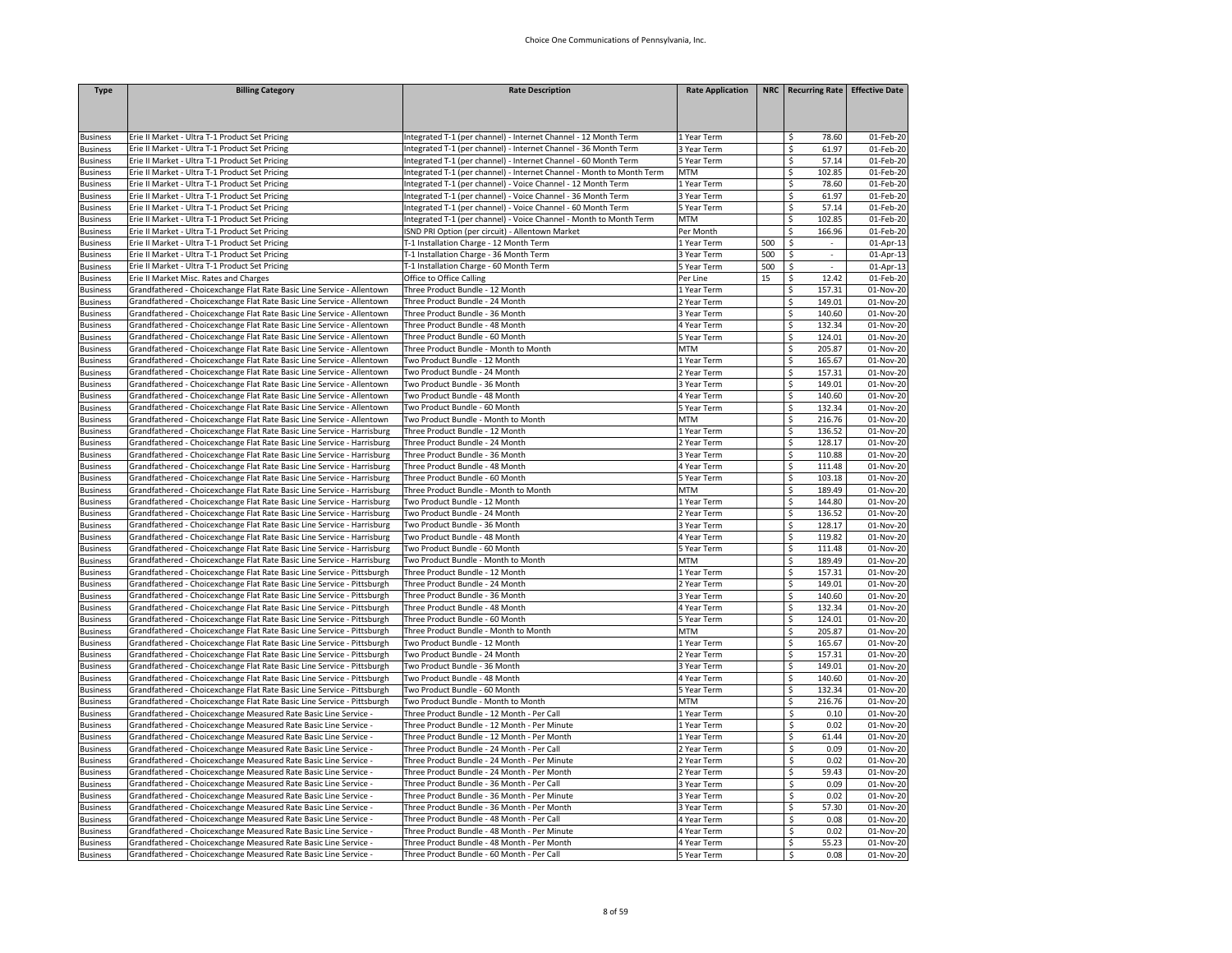| Type | Billing Category | Rate Description | Rate Application | NRC | Recurring Rate | Effective Date |
|---|---|---|---|---|---|---|
| Business | Erie II Market - Ultra T-1 Product Set Pricing | Integrated T-1 (per channel) - Internet Channel - 12 Month Term | 1 Year Term | | $ 78.60 | 01-Feb-20 |
| Business | Erie II Market - Ultra T-1 Product Set Pricing | Integrated T-1 (per channel) - Internet Channel - 36 Month Term | 3 Year Term | | $ 61.97 | 01-Feb-20 |
| Business | Erie II Market - Ultra T-1 Product Set Pricing | Integrated T-1 (per channel) - Internet Channel - 60 Month Term | 5 Year Term | | $ 57.14 | 01-Feb-20 |
| Business | Erie II Market - Ultra T-1 Product Set Pricing | Integrated T-1 (per channel) - Internet Channel - Month to Month Term | MTM | | $ 102.85 | 01-Feb-20 |
| Business | Erie II Market - Ultra T-1 Product Set Pricing | Integrated T-1 (per channel) - Voice Channel - 12 Month Term | 1 Year Term | | $ 78.60 | 01-Feb-20 |
| Business | Erie II Market - Ultra T-1 Product Set Pricing | Integrated T-1 (per channel) - Voice Channel - 36 Month Term | 3 Year Term | | $ 61.97 | 01-Feb-20 |
| Business | Erie II Market - Ultra T-1 Product Set Pricing | Integrated T-1 (per channel) - Voice Channel - 60 Month Term | 5 Year Term | | $ 57.14 | 01-Feb-20 |
| Business | Erie II Market - Ultra T-1 Product Set Pricing | Integrated T-1 (per channel) - Voice Channel - Month to Month Term | MTM | | $ 102.85 | 01-Feb-20 |
| Business | Erie II Market - Ultra T-1 Product Set Pricing | ISND PRI Option (per circuit) - Allentown Market | Per Month | | $ 166.96 | 01-Feb-20 |
| Business | Erie II Market - Ultra T-1 Product Set Pricing | T-1 Installation Charge - 12 Month Term | 1 Year Term | 500 | $ - | 01-Apr-13 |
| Business | Erie II Market - Ultra T-1 Product Set Pricing | T-1 Installation Charge - 36 Month Term | 3 Year Term | 500 | $ - | 01-Apr-13 |
| Business | Erie II Market - Ultra T-1 Product Set Pricing | T-1 Installation Charge - 60 Month Term | 5 Year Term | 500 | $ - | 01-Apr-13 |
| Business | Erie II Market Misc. Rates and Charges | Office to Office Calling | Per Line | 15 | $ 12.42 | 01-Feb-20 |
| Business | Grandfathered - Choicexchange Flat Rate Basic Line Service - Allentown | Three Product Bundle - 12 Month | 1 Year Term | | $ 157.31 | 01-Nov-20 |
| Business | Grandfathered - Choicexchange Flat Rate Basic Line Service - Allentown | Three Product Bundle - 24 Month | 2 Year Term | | $ 149.01 | 01-Nov-20 |
| Business | Grandfathered - Choicexchange Flat Rate Basic Line Service - Allentown | Three Product Bundle - 36 Month | 3 Year Term | | $ 140.60 | 01-Nov-20 |
| Business | Grandfathered - Choicexchange Flat Rate Basic Line Service - Allentown | Three Product Bundle - 48 Month | 4 Year Term | | $ 132.34 | 01-Nov-20 |
| Business | Grandfathered - Choicexchange Flat Rate Basic Line Service - Allentown | Three Product Bundle - 60 Month | 5 Year Term | | $ 124.01 | 01-Nov-20 |
| Business | Grandfathered - Choicexchange Flat Rate Basic Line Service - Allentown | Three Product Bundle - Month to Month | MTM | | $ 205.87 | 01-Nov-20 |
| Business | Grandfathered - Choicexchange Flat Rate Basic Line Service - Allentown | Two Product Bundle - 12 Month | 1 Year Term | | $ 165.67 | 01-Nov-20 |
| Business | Grandfathered - Choicexchange Flat Rate Basic Line Service - Allentown | Two Product Bundle - 24 Month | 2 Year Term | | $ 157.31 | 01-Nov-20 |
| Business | Grandfathered - Choicexchange Flat Rate Basic Line Service - Allentown | Two Product Bundle - 36 Month | 3 Year Term | | $ 149.01 | 01-Nov-20 |
| Business | Grandfathered - Choicexchange Flat Rate Basic Line Service - Allentown | Two Product Bundle - 48 Month | 4 Year Term | | $ 140.60 | 01-Nov-20 |
| Business | Grandfathered - Choicexchange Flat Rate Basic Line Service - Allentown | Two Product Bundle - 60 Month | 5 Year Term | | $ 132.34 | 01-Nov-20 |
| Business | Grandfathered - Choicexchange Flat Rate Basic Line Service - Allentown | Two Product Bundle - Month to Month | MTM | | $ 216.76 | 01-Nov-20 |
| Business | Grandfathered - Choicexchange Flat Rate Basic Line Service - Harrisburg | Three Product Bundle - 12 Month | 1 Year Term | | $ 136.52 | 01-Nov-20 |
| Business | Grandfathered - Choicexchange Flat Rate Basic Line Service - Harrisburg | Three Product Bundle - 24 Month | 2 Year Term | | $ 128.17 | 01-Nov-20 |
| Business | Grandfathered - Choicexchange Flat Rate Basic Line Service - Harrisburg | Three Product Bundle - 36 Month | 3 Year Term | | $ 110.88 | 01-Nov-20 |
| Business | Grandfathered - Choicexchange Flat Rate Basic Line Service - Harrisburg | Three Product Bundle - 48 Month | 4 Year Term | | $ 111.48 | 01-Nov-20 |
| Business | Grandfathered - Choicexchange Flat Rate Basic Line Service - Harrisburg | Three Product Bundle - 60 Month | 5 Year Term | | $ 103.18 | 01-Nov-20 |
| Business | Grandfathered - Choicexchange Flat Rate Basic Line Service - Harrisburg | Three Product Bundle - Month to Month | MTM | | $ 189.49 | 01-Nov-20 |
| Business | Grandfathered - Choicexchange Flat Rate Basic Line Service - Harrisburg | Two Product Bundle - 12 Month | 1 Year Term | | $ 144.80 | 01-Nov-20 |
| Business | Grandfathered - Choicexchange Flat Rate Basic Line Service - Harrisburg | Two Product Bundle - 24 Month | 2 Year Term | | $ 136.52 | 01-Nov-20 |
| Business | Grandfathered - Choicexchange Flat Rate Basic Line Service - Harrisburg | Two Product Bundle - 36 Month | 3 Year Term | | $ 128.17 | 01-Nov-20 |
| Business | Grandfathered - Choicexchange Flat Rate Basic Line Service - Harrisburg | Two Product Bundle - 48 Month | 4 Year Term | | $ 119.82 | 01-Nov-20 |
| Business | Grandfathered - Choicexchange Flat Rate Basic Line Service - Harrisburg | Two Product Bundle - 60 Month | 5 Year Term | | $ 111.48 | 01-Nov-20 |
| Business | Grandfathered - Choicexchange Flat Rate Basic Line Service - Harrisburg | Two Product Bundle - Month to Month | MTM | | $ 189.49 | 01-Nov-20 |
| Business | Grandfathered - Choicexchange Flat Rate Basic Line Service - Pittsburgh | Three Product Bundle - 12 Month | 1 Year Term | | $ 157.31 | 01-Nov-20 |
| Business | Grandfathered - Choicexchange Flat Rate Basic Line Service - Pittsburgh | Three Product Bundle - 24 Month | 2 Year Term | | $ 149.01 | 01-Nov-20 |
| Business | Grandfathered - Choicexchange Flat Rate Basic Line Service - Pittsburgh | Three Product Bundle - 36 Month | 3 Year Term | | $ 140.60 | 01-Nov-20 |
| Business | Grandfathered - Choicexchange Flat Rate Basic Line Service - Pittsburgh | Three Product Bundle - 48 Month | 4 Year Term | | $ 132.34 | 01-Nov-20 |
| Business | Grandfathered - Choicexchange Flat Rate Basic Line Service - Pittsburgh | Three Product Bundle - 60 Month | 5 Year Term | | $ 124.01 | 01-Nov-20 |
| Business | Grandfathered - Choicexchange Flat Rate Basic Line Service - Pittsburgh | Three Product Bundle - Month to Month | MTM | | $ 205.87 | 01-Nov-20 |
| Business | Grandfathered - Choicexchange Flat Rate Basic Line Service - Pittsburgh | Two Product Bundle - 12 Month | 1 Year Term | | $ 165.67 | 01-Nov-20 |
| Business | Grandfathered - Choicexchange Flat Rate Basic Line Service - Pittsburgh | Two Product Bundle - 24 Month | 2 Year Term | | $ 157.31 | 01-Nov-20 |
| Business | Grandfathered - Choicexchange Flat Rate Basic Line Service - Pittsburgh | Two Product Bundle - 36 Month | 3 Year Term | | $ 149.01 | 01-Nov-20 |
| Business | Grandfathered - Choicexchange Flat Rate Basic Line Service - Pittsburgh | Two Product Bundle - 48 Month | 4 Year Term | | $ 140.60 | 01-Nov-20 |
| Business | Grandfathered - Choicexchange Flat Rate Basic Line Service - Pittsburgh | Two Product Bundle - 60 Month | 5 Year Term | | $ 132.34 | 01-Nov-20 |
| Business | Grandfathered - Choicexchange Flat Rate Basic Line Service - Pittsburgh | Two Product Bundle - Month to Month | MTM | | $ 216.76 | 01-Nov-20 |
| Business | Grandfathered - Choicexchange Measured Rate Basic Line Service - | Three Product Bundle - 12 Month - Per Call | 1 Year Term | | $ 0.10 | 01-Nov-20 |
| Business | Grandfathered - Choicexchange Measured Rate Basic Line Service - | Three Product Bundle - 12 Month - Per Minute | 1 Year Term | | $ 0.02 | 01-Nov-20 |
| Business | Grandfathered - Choicexchange Measured Rate Basic Line Service - | Three Product Bundle - 12 Month - Per Month | 1 Year Term | | $ 61.44 | 01-Nov-20 |
| Business | Grandfathered - Choicexchange Measured Rate Basic Line Service - | Three Product Bundle - 24 Month - Per Call | 2 Year Term | | $ 0.09 | 01-Nov-20 |
| Business | Grandfathered - Choicexchange Measured Rate Basic Line Service - | Three Product Bundle - 24 Month - Per Minute | 2 Year Term | | $ 0.02 | 01-Nov-20 |
| Business | Grandfathered - Choicexchange Measured Rate Basic Line Service - | Three Product Bundle - 24 Month - Per Month | 2 Year Term | | $ 59.43 | 01-Nov-20 |
| Business | Grandfathered - Choicexchange Measured Rate Basic Line Service - | Three Product Bundle - 36 Month - Per Call | 3 Year Term | | $ 0.09 | 01-Nov-20 |
| Business | Grandfathered - Choicexchange Measured Rate Basic Line Service - | Three Product Bundle - 36 Month - Per Minute | 3 Year Term | | $ 0.02 | 01-Nov-20 |
| Business | Grandfathered - Choicexchange Measured Rate Basic Line Service - | Three Product Bundle - 36 Month - Per Month | 3 Year Term | | $ 57.30 | 01-Nov-20 |
| Business | Grandfathered - Choicexchange Measured Rate Basic Line Service - | Three Product Bundle - 48 Month - Per Call | 4 Year Term | | $ 0.08 | 01-Nov-20 |
| Business | Grandfathered - Choicexchange Measured Rate Basic Line Service - | Three Product Bundle - 48 Month - Per Minute | 4 Year Term | | $ 0.02 | 01-Nov-20 |
| Business | Grandfathered - Choicexchange Measured Rate Basic Line Service - | Three Product Bundle - 48 Month - Per Month | 4 Year Term | | $ 55.23 | 01-Nov-20 |
| Business | Grandfathered - Choicexchange Measured Rate Basic Line Service - | Three Product Bundle - 60 Month - Per Call | 5 Year Term | | $ 0.08 | 01-Nov-20 |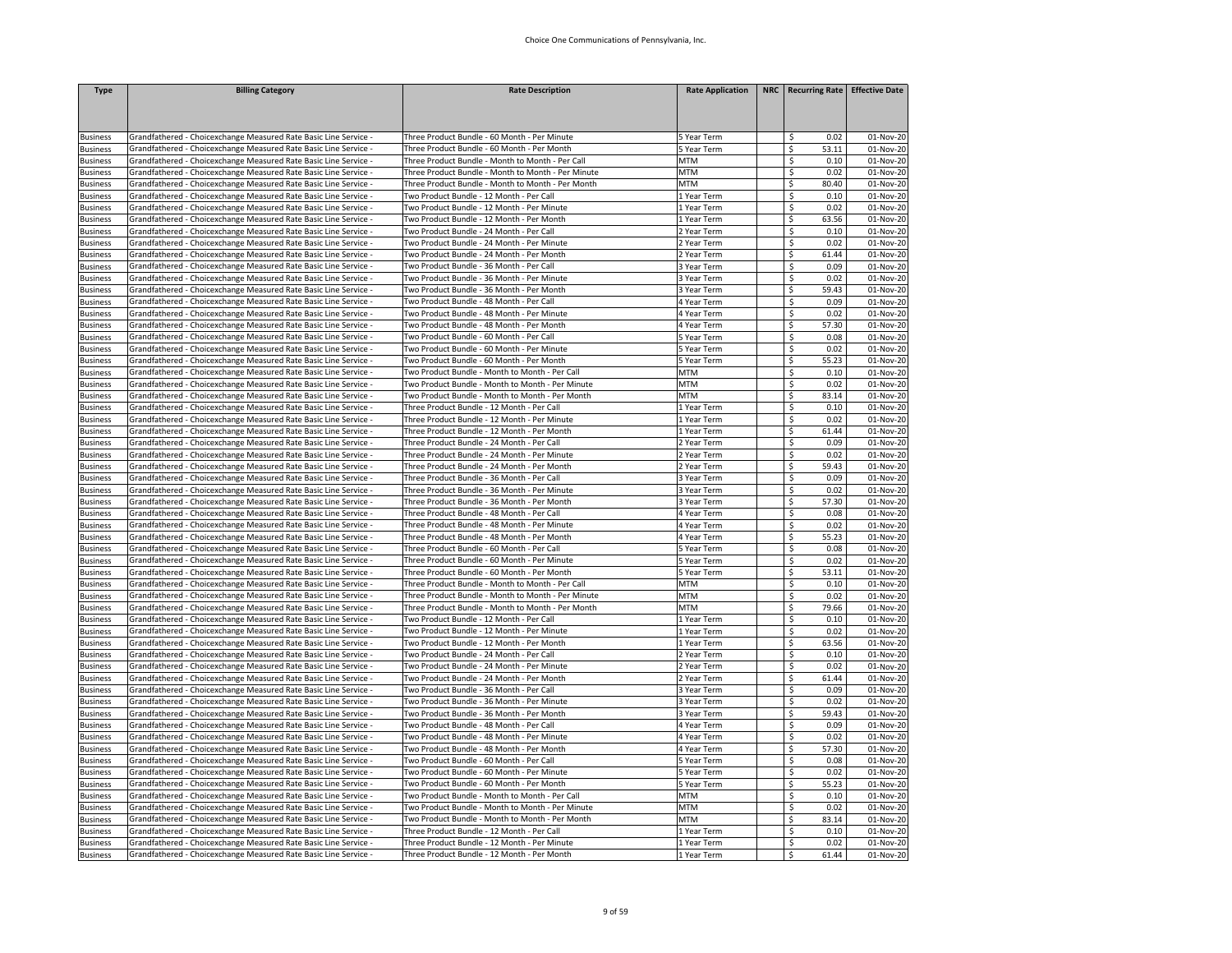| Type | Billing Category | Rate Description | Rate Application | NRC | Recurring Rate | Effective Date |
|---|---|---|---|---|---|---|
| Business | Grandfathered - Choicexchange Measured Rate Basic Line Service - | Three Product Bundle - 60 Month - Per Minute | 5 Year Term | | $ 0.02 | 01-Nov-20 |
| Business | Grandfathered - Choicexchange Measured Rate Basic Line Service - | Three Product Bundle - 60 Month - Per Month | 5 Year Term | | $ 53.11 | 01-Nov-20 |
| Business | Grandfathered - Choicexchange Measured Rate Basic Line Service - | Three Product Bundle - Month to Month - Per Call | MTM | | $ 0.10 | 01-Nov-20 |
| Business | Grandfathered - Choicexchange Measured Rate Basic Line Service - | Three Product Bundle - Month to Month - Per Minute | MTM | | $ 0.02 | 01-Nov-20 |
| Business | Grandfathered - Choicexchange Measured Rate Basic Line Service - | Three Product Bundle - Month to Month - Per Month | MTM | | $ 80.40 | 01-Nov-20 |
| Business | Grandfathered - Choicexchange Measured Rate Basic Line Service - | Two Product Bundle - 12 Month - Per Call | 1 Year Term | | $ 0.10 | 01-Nov-20 |
| Business | Grandfathered - Choicexchange Measured Rate Basic Line Service - | Two Product Bundle - 12 Month - Per Minute | 1 Year Term | | $ 0.02 | 01-Nov-20 |
| Business | Grandfathered - Choicexchange Measured Rate Basic Line Service - | Two Product Bundle - 12 Month - Per Month | 1 Year Term | | $ 63.56 | 01-Nov-20 |
| Business | Grandfathered - Choicexchange Measured Rate Basic Line Service - | Two Product Bundle - 24 Month - Per Call | 2 Year Term | | $ 0.10 | 01-Nov-20 |
| Business | Grandfathered - Choicexchange Measured Rate Basic Line Service - | Two Product Bundle - 24 Month - Per Minute | 2 Year Term | | $ 0.02 | 01-Nov-20 |
| Business | Grandfathered - Choicexchange Measured Rate Basic Line Service - | Two Product Bundle - 24 Month - Per Month | 2 Year Term | | $ 61.44 | 01-Nov-20 |
| Business | Grandfathered - Choicexchange Measured Rate Basic Line Service - | Two Product Bundle - 36 Month - Per Call | 3 Year Term | | $ 0.09 | 01-Nov-20 |
| Business | Grandfathered - Choicexchange Measured Rate Basic Line Service - | Two Product Bundle - 36 Month - Per Minute | 3 Year Term | | $ 0.02 | 01-Nov-20 |
| Business | Grandfathered - Choicexchange Measured Rate Basic Line Service - | Two Product Bundle - 36 Month - Per Month | 3 Year Term | | $ 59.43 | 01-Nov-20 |
| Business | Grandfathered - Choicexchange Measured Rate Basic Line Service - | Two Product Bundle - 48 Month - Per Call | 4 Year Term | | $ 0.09 | 01-Nov-20 |
| Business | Grandfathered - Choicexchange Measured Rate Basic Line Service - | Two Product Bundle - 48 Month - Per Minute | 4 Year Term | | $ 0.02 | 01-Nov-20 |
| Business | Grandfathered - Choicexchange Measured Rate Basic Line Service - | Two Product Bundle - 48 Month - Per Month | 4 Year Term | | $ 57.30 | 01-Nov-20 |
| Business | Grandfathered - Choicexchange Measured Rate Basic Line Service - | Two Product Bundle - 60 Month - Per Call | 5 Year Term | | $ 0.08 | 01-Nov-20 |
| Business | Grandfathered - Choicexchange Measured Rate Basic Line Service - | Two Product Bundle - 60 Month - Per Minute | 5 Year Term | | $ 0.02 | 01-Nov-20 |
| Business | Grandfathered - Choicexchange Measured Rate Basic Line Service - | Two Product Bundle - 60 Month - Per Month | 5 Year Term | | $ 55.23 | 01-Nov-20 |
| Business | Grandfathered - Choicexchange Measured Rate Basic Line Service - | Two Product Bundle - Month to Month - Per Call | MTM | | $ 0.10 | 01-Nov-20 |
| Business | Grandfathered - Choicexchange Measured Rate Basic Line Service - | Two Product Bundle - Month to Month - Per Minute | MTM | | $ 0.02 | 01-Nov-20 |
| Business | Grandfathered - Choicexchange Measured Rate Basic Line Service - | Two Product Bundle - Month to Month - Per Month | MTM | | $ 83.14 | 01-Nov-20 |
| Business | Grandfathered - Choicexchange Measured Rate Basic Line Service - | Three Product Bundle - 12 Month - Per Call | 1 Year Term | | $ 0.10 | 01-Nov-20 |
| Business | Grandfathered - Choicexchange Measured Rate Basic Line Service - | Three Product Bundle - 12 Month - Per Minute | 1 Year Term | | $ 0.02 | 01-Nov-20 |
| Business | Grandfathered - Choicexchange Measured Rate Basic Line Service - | Three Product Bundle - 12 Month - Per Month | 1 Year Term | | $ 61.44 | 01-Nov-20 |
| Business | Grandfathered - Choicexchange Measured Rate Basic Line Service - | Three Product Bundle - 24 Month - Per Call | 2 Year Term | | $ 0.09 | 01-Nov-20 |
| Business | Grandfathered - Choicexchange Measured Rate Basic Line Service - | Three Product Bundle - 24 Month - Per Minute | 2 Year Term | | $ 0.02 | 01-Nov-20 |
| Business | Grandfathered - Choicexchange Measured Rate Basic Line Service - | Three Product Bundle - 24 Month - Per Month | 2 Year Term | | $ 59.43 | 01-Nov-20 |
| Business | Grandfathered - Choicexchange Measured Rate Basic Line Service - | Three Product Bundle - 36 Month - Per Call | 3 Year Term | | $ 0.09 | 01-Nov-20 |
| Business | Grandfathered - Choicexchange Measured Rate Basic Line Service - | Three Product Bundle - 36 Month - Per Minute | 3 Year Term | | $ 0.02 | 01-Nov-20 |
| Business | Grandfathered - Choicexchange Measured Rate Basic Line Service - | Three Product Bundle - 36 Month - Per Month | 3 Year Term | | $ 57.30 | 01-Nov-20 |
| Business | Grandfathered - Choicexchange Measured Rate Basic Line Service - | Three Product Bundle - 48 Month - Per Call | 4 Year Term | | $ 0.08 | 01-Nov-20 |
| Business | Grandfathered - Choicexchange Measured Rate Basic Line Service - | Three Product Bundle - 48 Month - Per Minute | 4 Year Term | | $ 0.02 | 01-Nov-20 |
| Business | Grandfathered - Choicexchange Measured Rate Basic Line Service - | Three Product Bundle - 48 Month - Per Month | 4 Year Term | | $ 55.23 | 01-Nov-20 |
| Business | Grandfathered - Choicexchange Measured Rate Basic Line Service - | Three Product Bundle - 60 Month - Per Call | 5 Year Term | | $ 0.08 | 01-Nov-20 |
| Business | Grandfathered - Choicexchange Measured Rate Basic Line Service - | Three Product Bundle - 60 Month - Per Minute | 5 Year Term | | $ 0.02 | 01-Nov-20 |
| Business | Grandfathered - Choicexchange Measured Rate Basic Line Service - | Three Product Bundle - 60 Month - Per Month | 5 Year Term | | $ 53.11 | 01-Nov-20 |
| Business | Grandfathered - Choicexchange Measured Rate Basic Line Service - | Three Product Bundle - Month to Month - Per Call | MTM | | $ 0.10 | 01-Nov-20 |
| Business | Grandfathered - Choicexchange Measured Rate Basic Line Service - | Three Product Bundle - Month to Month - Per Minute | MTM | | $ 0.02 | 01-Nov-20 |
| Business | Grandfathered - Choicexchange Measured Rate Basic Line Service - | Three Product Bundle - Month to Month - Per Month | MTM | | $ 79.66 | 01-Nov-20 |
| Business | Grandfathered - Choicexchange Measured Rate Basic Line Service - | Two Product Bundle - 12 Month - Per Call | 1 Year Term | | $ 0.10 | 01-Nov-20 |
| Business | Grandfathered - Choicexchange Measured Rate Basic Line Service - | Two Product Bundle - 12 Month - Per Minute | 1 Year Term | | $ 0.02 | 01-Nov-20 |
| Business | Grandfathered - Choicexchange Measured Rate Basic Line Service - | Two Product Bundle - 12 Month - Per Month | 1 Year Term | | $ 63.56 | 01-Nov-20 |
| Business | Grandfathered - Choicexchange Measured Rate Basic Line Service - | Two Product Bundle - 24 Month - Per Call | 2 Year Term | | $ 0.10 | 01-Nov-20 |
| Business | Grandfathered - Choicexchange Measured Rate Basic Line Service - | Two Product Bundle - 24 Month - Per Minute | 2 Year Term | | $ 0.02 | 01-Nov-20 |
| Business | Grandfathered - Choicexchange Measured Rate Basic Line Service - | Two Product Bundle - 24 Month - Per Month | 2 Year Term | | $ 61.44 | 01-Nov-20 |
| Business | Grandfathered - Choicexchange Measured Rate Basic Line Service - | Two Product Bundle - 36 Month - Per Call | 3 Year Term | | $ 0.09 | 01-Nov-20 |
| Business | Grandfathered - Choicexchange Measured Rate Basic Line Service - | Two Product Bundle - 36 Month - Per Minute | 3 Year Term | | $ 0.02 | 01-Nov-20 |
| Business | Grandfathered - Choicexchange Measured Rate Basic Line Service - | Two Product Bundle - 36 Month - Per Month | 3 Year Term | | $ 59.43 | 01-Nov-20 |
| Business | Grandfathered - Choicexchange Measured Rate Basic Line Service - | Two Product Bundle - 48 Month - Per Call | 4 Year Term | | $ 0.09 | 01-Nov-20 |
| Business | Grandfathered - Choicexchange Measured Rate Basic Line Service - | Two Product Bundle - 48 Month - Per Minute | 4 Year Term | | $ 0.02 | 01-Nov-20 |
| Business | Grandfathered - Choicexchange Measured Rate Basic Line Service - | Two Product Bundle - 48 Month - Per Month | 4 Year Term | | $ 57.30 | 01-Nov-20 |
| Business | Grandfathered - Choicexchange Measured Rate Basic Line Service - | Two Product Bundle - 60 Month - Per Call | 5 Year Term | | $ 0.08 | 01-Nov-20 |
| Business | Grandfathered - Choicexchange Measured Rate Basic Line Service - | Two Product Bundle - 60 Month - Per Minute | 5 Year Term | | $ 0.02 | 01-Nov-20 |
| Business | Grandfathered - Choicexchange Measured Rate Basic Line Service - | Two Product Bundle - 60 Month - Per Month | 5 Year Term | | $ 55.23 | 01-Nov-20 |
| Business | Grandfathered - Choicexchange Measured Rate Basic Line Service - | Two Product Bundle - Month to Month - Per Call | MTM | | $ 0.10 | 01-Nov-20 |
| Business | Grandfathered - Choicexchange Measured Rate Basic Line Service - | Two Product Bundle - Month to Month - Per Minute | MTM | | $ 0.02 | 01-Nov-20 |
| Business | Grandfathered - Choicexchange Measured Rate Basic Line Service - | Two Product Bundle - Month to Month - Per Month | MTM | | $ 83.14 | 01-Nov-20 |
| Business | Grandfathered - Choicexchange Measured Rate Basic Line Service - | Three Product Bundle - 12 Month - Per Call | 1 Year Term | | $ 0.10 | 01-Nov-20 |
| Business | Grandfathered - Choicexchange Measured Rate Basic Line Service - | Three Product Bundle - 12 Month - Per Minute | 1 Year Term | | $ 0.02 | 01-Nov-20 |
| Business | Grandfathered - Choicexchange Measured Rate Basic Line Service - | Three Product Bundle - 12 Month - Per Month | 1 Year Term | | $ 61.44 | 01-Nov-20 |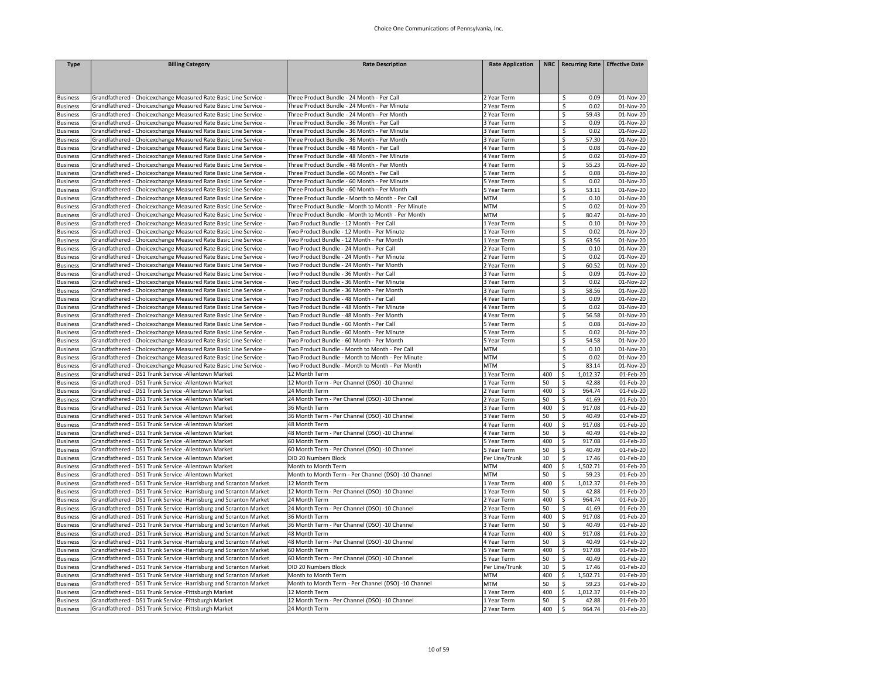| Type | Billing Category | Rate Description | Rate Application | NRC | Recurring Rate | Effective Date |
|---|---|---|---|---|---|---|
| Business | Grandfathered - Choicexchange Measured Rate Basic Line Service - | Three Product Bundle - 24 Month - Per Call | 2 Year Term | | $ 0.09 | 01-Nov-20 |
| Business | Grandfathered - Choicexchange Measured Rate Basic Line Service - | Three Product Bundle - 24 Month - Per Minute | 2 Year Term | | $ 0.02 | 01-Nov-20 |
| Business | Grandfathered - Choicexchange Measured Rate Basic Line Service - | Three Product Bundle - 24 Month - Per Month | 2 Year Term | | $ 59.43 | 01-Nov-20 |
| Business | Grandfathered - Choicexchange Measured Rate Basic Line Service - | Three Product Bundle - 36 Month - Per Call | 3 Year Term | | $ 0.09 | 01-Nov-20 |
| Business | Grandfathered - Choicexchange Measured Rate Basic Line Service - | Three Product Bundle - 36 Month - Per Minute | 3 Year Term | | $ 0.02 | 01-Nov-20 |
| Business | Grandfathered - Choicexchange Measured Rate Basic Line Service - | Three Product Bundle - 36 Month - Per Month | 3 Year Term | | $ 57.30 | 01-Nov-20 |
| Business | Grandfathered - Choicexchange Measured Rate Basic Line Service - | Three Product Bundle - 48 Month - Per Call | 4 Year Term | | $ 0.08 | 01-Nov-20 |
| Business | Grandfathered - Choicexchange Measured Rate Basic Line Service - | Three Product Bundle - 48 Month - Per Minute | 4 Year Term | | $ 0.02 | 01-Nov-20 |
| Business | Grandfathered - Choicexchange Measured Rate Basic Line Service - | Three Product Bundle - 48 Month - Per Month | 4 Year Term | | $ 55.23 | 01-Nov-20 |
| Business | Grandfathered - Choicexchange Measured Rate Basic Line Service - | Three Product Bundle - 60 Month - Per Call | 5 Year Term | | $ 0.08 | 01-Nov-20 |
| Business | Grandfathered - Choicexchange Measured Rate Basic Line Service - | Three Product Bundle - 60 Month - Per Minute | 5 Year Term | | $ 0.02 | 01-Nov-20 |
| Business | Grandfathered - Choicexchange Measured Rate Basic Line Service - | Three Product Bundle - 60 Month - Per Month | 5 Year Term | | $ 53.11 | 01-Nov-20 |
| Business | Grandfathered - Choicexchange Measured Rate Basic Line Service - | Three Product Bundle - Month to Month - Per Call | MTM | | $ 0.10 | 01-Nov-20 |
| Business | Grandfathered - Choicexchange Measured Rate Basic Line Service - | Three Product Bundle - Month to Month - Per Minute | MTM | | $ 0.02 | 01-Nov-20 |
| Business | Grandfathered - Choicexchange Measured Rate Basic Line Service - | Three Product Bundle - Month to Month - Per Month | MTM | | $ 80.47 | 01-Nov-20 |
| Business | Grandfathered - Choicexchange Measured Rate Basic Line Service - | Two Product Bundle - 12 Month - Per Call | 1 Year Term | | $ 0.10 | 01-Nov-20 |
| Business | Grandfathered - Choicexchange Measured Rate Basic Line Service - | Two Product Bundle - 12 Month - Per Minute | 1 Year Term | | $ 0.02 | 01-Nov-20 |
| Business | Grandfathered - Choicexchange Measured Rate Basic Line Service - | Two Product Bundle - 12 Month - Per Month | 1 Year Term | | $ 63.56 | 01-Nov-20 |
| Business | Grandfathered - Choicexchange Measured Rate Basic Line Service - | Two Product Bundle - 24 Month - Per Call | 2 Year Term | | $ 0.10 | 01-Nov-20 |
| Business | Grandfathered - Choicexchange Measured Rate Basic Line Service - | Two Product Bundle - 24 Month - Per Minute | 2 Year Term | | $ 0.02 | 01-Nov-20 |
| Business | Grandfathered - Choicexchange Measured Rate Basic Line Service - | Two Product Bundle - 24 Month - Per Month | 2 Year Term | | $ 60.52 | 01-Nov-20 |
| Business | Grandfathered - Choicexchange Measured Rate Basic Line Service - | Two Product Bundle - 36 Month - Per Call | 3 Year Term | | $ 0.09 | 01-Nov-20 |
| Business | Grandfathered - Choicexchange Measured Rate Basic Line Service - | Two Product Bundle - 36 Month - Per Minute | 3 Year Term | | $ 0.02 | 01-Nov-20 |
| Business | Grandfathered - Choicexchange Measured Rate Basic Line Service - | Two Product Bundle - 36 Month - Per Month | 3 Year Term | | $ 58.56 | 01-Nov-20 |
| Business | Grandfathered - Choicexchange Measured Rate Basic Line Service - | Two Product Bundle - 48 Month - Per Call | 4 Year Term | | $ 0.09 | 01-Nov-20 |
| Business | Grandfathered - Choicexchange Measured Rate Basic Line Service - | Two Product Bundle - 48 Month - Per Minute | 4 Year Term | | $ 0.02 | 01-Nov-20 |
| Business | Grandfathered - Choicexchange Measured Rate Basic Line Service - | Two Product Bundle - 48 Month - Per Month | 4 Year Term | | $ 56.58 | 01-Nov-20 |
| Business | Grandfathered - Choicexchange Measured Rate Basic Line Service - | Two Product Bundle - 60 Month - Per Call | 5 Year Term | | $ 0.08 | 01-Nov-20 |
| Business | Grandfathered - Choicexchange Measured Rate Basic Line Service - | Two Product Bundle - 60 Month - Per Minute | 5 Year Term | | $ 0.02 | 01-Nov-20 |
| Business | Grandfathered - Choicexchange Measured Rate Basic Line Service - | Two Product Bundle - 60 Month - Per Month | 5 Year Term | | $ 54.58 | 01-Nov-20 |
| Business | Grandfathered - Choicexchange Measured Rate Basic Line Service - | Two Product Bundle - Month to Month - Per Call | MTM | | $ 0.10 | 01-Nov-20 |
| Business | Grandfathered - Choicexchange Measured Rate Basic Line Service - | Two Product Bundle - Month to Month - Per Minute | MTM | | $ 0.02 | 01-Nov-20 |
| Business | Grandfathered - Choicexchange Measured Rate Basic Line Service - | Two Product Bundle - Month to Month - Per Month | MTM | | $ 83.14 | 01-Nov-20 |
| Business | Grandfathered - DS1 Trunk Service -Allentown Market | 12 Month Term | 1 Year Term | 400 | $ 1,012.37 | 01-Feb-20 |
| Business | Grandfathered - DS1 Trunk Service -Allentown Market | 12 Month Term - Per Channel (DSO) -10 Channel | 1 Year Term | 50 | $ 42.88 | 01-Feb-20 |
| Business | Grandfathered - DS1 Trunk Service -Allentown Market | 24 Month Term | 2 Year Term | 400 | $ 964.74 | 01-Feb-20 |
| Business | Grandfathered - DS1 Trunk Service -Allentown Market | 24 Month Term - Per Channel (DSO) -10 Channel | 2 Year Term | 50 | $ 41.69 | 01-Feb-20 |
| Business | Grandfathered - DS1 Trunk Service -Allentown Market | 36 Month Term | 3 Year Term | 400 | $ 917.08 | 01-Feb-20 |
| Business | Grandfathered - DS1 Trunk Service -Allentown Market | 36 Month Term - Per Channel (DSO) -10 Channel | 3 Year Term | 50 | $ 40.49 | 01-Feb-20 |
| Business | Grandfathered - DS1 Trunk Service -Allentown Market | 48 Month Term | 4 Year Term | 400 | $ 917.08 | 01-Feb-20 |
| Business | Grandfathered - DS1 Trunk Service -Allentown Market | 48 Month Term - Per Channel (DSO) -10 Channel | 4 Year Term | 50 | $ 40.49 | 01-Feb-20 |
| Business | Grandfathered - DS1 Trunk Service -Allentown Market | 60 Month Term | 5 Year Term | 400 | $ 917.08 | 01-Feb-20 |
| Business | Grandfathered - DS1 Trunk Service -Allentown Market | 60 Month Term - Per Channel (DSO) -10 Channel | 5 Year Term | 50 | $ 40.49 | 01-Feb-20 |
| Business | Grandfathered - DS1 Trunk Service -Allentown Market | DID 20 Numbers Block | Per Line/Trunk | 10 | $ 17.46 | 01-Feb-20 |
| Business | Grandfathered - DS1 Trunk Service -Allentown Market | Month to Month Term | MTM | 400 | $ 1,502.71 | 01-Feb-20 |
| Business | Grandfathered - DS1 Trunk Service -Allentown Market | Month to Month Term - Per Channel (DSO) -10 Channel | MTM | 50 | $ 59.23 | 01-Feb-20 |
| Business | Grandfathered - DS1 Trunk Service -Harrisburg and Scranton Market | 12 Month Term | 1 Year Term | 400 | $ 1,012.37 | 01-Feb-20 |
| Business | Grandfathered - DS1 Trunk Service -Harrisburg and Scranton Market | 12 Month Term - Per Channel (DSO) -10 Channel | 1 Year Term | 50 | $ 42.88 | 01-Feb-20 |
| Business | Grandfathered - DS1 Trunk Service -Harrisburg and Scranton Market | 24 Month Term | 2 Year Term | 400 | $ 964.74 | 01-Feb-20 |
| Business | Grandfathered - DS1 Trunk Service -Harrisburg and Scranton Market | 24 Month Term - Per Channel (DSO) -10 Channel | 2 Year Term | 50 | $ 41.69 | 01-Feb-20 |
| Business | Grandfathered - DS1 Trunk Service -Harrisburg and Scranton Market | 36 Month Term | 3 Year Term | 400 | $ 917.08 | 01-Feb-20 |
| Business | Grandfathered - DS1 Trunk Service -Harrisburg and Scranton Market | 36 Month Term - Per Channel (DSO) -10 Channel | 3 Year Term | 50 | $ 40.49 | 01-Feb-20 |
| Business | Grandfathered - DS1 Trunk Service -Harrisburg and Scranton Market | 48 Month Term | 4 Year Term | 400 | $ 917.08 | 01-Feb-20 |
| Business | Grandfathered - DS1 Trunk Service -Harrisburg and Scranton Market | 48 Month Term - Per Channel (DSO) -10 Channel | 4 Year Term | 50 | $ 40.49 | 01-Feb-20 |
| Business | Grandfathered - DS1 Trunk Service -Harrisburg and Scranton Market | 60 Month Term | 5 Year Term | 400 | $ 917.08 | 01-Feb-20 |
| Business | Grandfathered - DS1 Trunk Service -Harrisburg and Scranton Market | 60 Month Term - Per Channel (DSO) -10 Channel | 5 Year Term | 50 | $ 40.49 | 01-Feb-20 |
| Business | Grandfathered - DS1 Trunk Service -Harrisburg and Scranton Market | DID 20 Numbers Block | Per Line/Trunk | 10 | $ 17.46 | 01-Feb-20 |
| Business | Grandfathered - DS1 Trunk Service -Harrisburg and Scranton Market | Month to Month Term | MTM | 400 | $ 1,502.71 | 01-Feb-20 |
| Business | Grandfathered - DS1 Trunk Service -Harrisburg and Scranton Market | Month to Month Term - Per Channel (DSO) -10 Channel | MTM | 50 | $ 59.23 | 01-Feb-20 |
| Business | Grandfathered - DS1 Trunk Service -Pittsburgh Market | 12 Month Term | 1 Year Term | 400 | $ 1,012.37 | 01-Feb-20 |
| Business | Grandfathered - DS1 Trunk Service -Pittsburgh Market | 12 Month Term - Per Channel (DSO) -10 Channel | 1 Year Term | 50 | $ 42.88 | 01-Feb-20 |
| Business | Grandfathered - DS1 Trunk Service -Pittsburgh Market | 24 Month Term | 2 Year Term | 400 | $ 964.74 | 01-Feb-20 |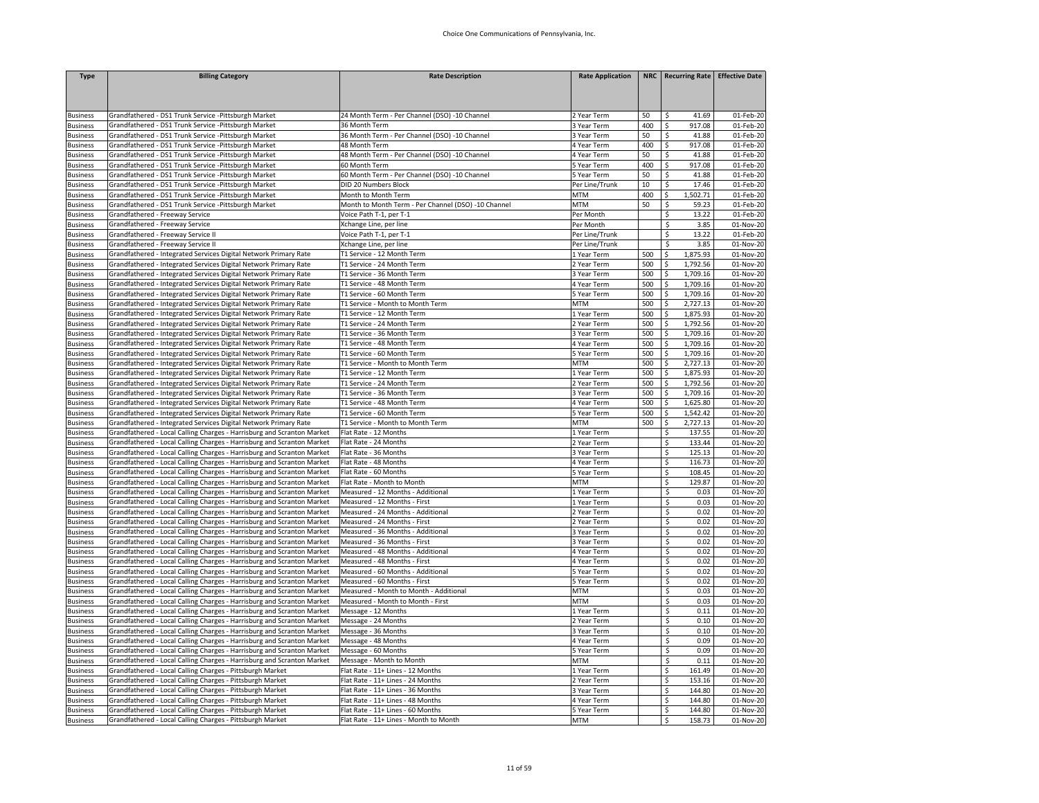| Type | Billing Category | Rate Description | Rate Application | NRC | Recurring Rate | Effective Date |
|---|---|---|---|---|---|---|
| Business | Grandfathered - DS1 Trunk Service -Pittsburgh Market | 24 Month Term - Per Channel (DSO) -10 Channel | 2 Year Term | 50 | $ 41.69 | 01-Feb-20 |
| Business | Grandfathered - DS1 Trunk Service -Pittsburgh Market | 36 Month Term | 3 Year Term | 400 | $ 917.08 | 01-Feb-20 |
| Business | Grandfathered - DS1 Trunk Service -Pittsburgh Market | 36 Month Term - Per Channel (DSO) -10 Channel | 3 Year Term | 50 | $ 41.88 | 01-Feb-20 |
| Business | Grandfathered - DS1 Trunk Service -Pittsburgh Market | 48 Month Term | 4 Year Term | 400 | $ 917.08 | 01-Feb-20 |
| Business | Grandfathered - DS1 Trunk Service -Pittsburgh Market | 48 Month Term - Per Channel (DSO) -10 Channel | 4 Year Term | 50 | $ 41.88 | 01-Feb-20 |
| Business | Grandfathered - DS1 Trunk Service -Pittsburgh Market | 60 Month Term | 5 Year Term | 400 | $ 917.08 | 01-Feb-20 |
| Business | Grandfathered - DS1 Trunk Service -Pittsburgh Market | 60 Month Term - Per Channel (DSO) -10 Channel | 5 Year Term | 50 | $ 41.88 | 01-Feb-20 |
| Business | Grandfathered - DS1 Trunk Service -Pittsburgh Market | DID 20 Numbers Block | Per Line/Trunk | 10 | $ 17.46 | 01-Feb-20 |
| Business | Grandfathered - DS1 Trunk Service -Pittsburgh Market | Month to Month Term | MTM | 400 | $ 1,502.71 | 01-Feb-20 |
| Business | Grandfathered - DS1 Trunk Service -Pittsburgh Market | Month to Month Term - Per Channel (DSO) -10 Channel | MTM | 50 | $ 59.23 | 01-Feb-20 |
| Business | Grandfathered - Freeway Service | Voice Path T-1, per T-1 | Per Month | | $ 13.22 | 01-Feb-20 |
| Business | Grandfathered - Freeway Service | Xchange Line, per line | Per Month | | $ 3.85 | 01-Nov-20 |
| Business | Grandfathered - Freeway Service II | Voice Path T-1, per T-1 | Per Line/Trunk | | $ 13.22 | 01-Feb-20 |
| Business | Grandfathered - Freeway Service II | Xchange Line, per line | Per Line/Trunk | | $ 3.85 | 01-Nov-20 |
| Business | Grandfathered - Integrated Services Digital Network Primary Rate | T1 Service - 12 Month Term | 1 Year Term | 500 | $ 1,875.93 | 01-Nov-20 |
| Business | Grandfathered - Integrated Services Digital Network Primary Rate | T1 Service - 24 Month Term | 2 Year Term | 500 | $ 1,792.56 | 01-Nov-20 |
| Business | Grandfathered - Integrated Services Digital Network Primary Rate | T1 Service - 36 Month Term | 3 Year Term | 500 | $ 1,709.16 | 01-Nov-20 |
| Business | Grandfathered - Integrated Services Digital Network Primary Rate | T1 Service - 48 Month Term | 4 Year Term | 500 | $ 1,709.16 | 01-Nov-20 |
| Business | Grandfathered - Integrated Services Digital Network Primary Rate | T1 Service - 60 Month Term | 5 Year Term | 500 | $ 1,709.16 | 01-Nov-20 |
| Business | Grandfathered - Integrated Services Digital Network Primary Rate | T1 Service - Month to Month Term | MTM | 500 | $ 2,727.13 | 01-Nov-20 |
| Business | Grandfathered - Integrated Services Digital Network Primary Rate | T1 Service - 12 Month Term | 1 Year Term | 500 | $ 1,875.93 | 01-Nov-20 |
| Business | Grandfathered - Integrated Services Digital Network Primary Rate | T1 Service - 24 Month Term | 2 Year Term | 500 | $ 1,792.56 | 01-Nov-20 |
| Business | Grandfathered - Integrated Services Digital Network Primary Rate | T1 Service - 36 Month Term | 3 Year Term | 500 | $ 1,709.16 | 01-Nov-20 |
| Business | Grandfathered - Integrated Services Digital Network Primary Rate | T1 Service - 48 Month Term | 4 Year Term | 500 | $ 1,709.16 | 01-Nov-20 |
| Business | Grandfathered - Integrated Services Digital Network Primary Rate | T1 Service - 60 Month Term | 5 Year Term | 500 | $ 1,709.16 | 01-Nov-20 |
| Business | Grandfathered - Integrated Services Digital Network Primary Rate | T1 Service - Month to Month Term | MTM | 500 | $ 2,727.13 | 01-Nov-20 |
| Business | Grandfathered - Integrated Services Digital Network Primary Rate | T1 Service - 12 Month Term | 1 Year Term | 500 | $ 1,875.93 | 01-Nov-20 |
| Business | Grandfathered - Integrated Services Digital Network Primary Rate | T1 Service - 24 Month Term | 2 Year Term | 500 | $ 1,792.56 | 01-Nov-20 |
| Business | Grandfathered - Integrated Services Digital Network Primary Rate | T1 Service - 36 Month Term | 3 Year Term | 500 | $ 1,709.16 | 01-Nov-20 |
| Business | Grandfathered - Integrated Services Digital Network Primary Rate | T1 Service - 48 Month Term | 4 Year Term | 500 | $ 1,625.80 | 01-Nov-20 |
| Business | Grandfathered - Integrated Services Digital Network Primary Rate | T1 Service - 60 Month Term | 5 Year Term | 500 | $ 1,542.42 | 01-Nov-20 |
| Business | Grandfathered - Integrated Services Digital Network Primary Rate | T1 Service - Month to Month Term | MTM | 500 | $ 2,727.13 | 01-Nov-20 |
| Business | Grandfathered - Local Calling Charges - Harrisburg and Scranton Market | Flat Rate - 12 Months | 1 Year Term | | $ 137.55 | 01-Nov-20 |
| Business | Grandfathered - Local Calling Charges - Harrisburg and Scranton Market | Flat Rate - 24 Months | 2 Year Term | | $ 133.44 | 01-Nov-20 |
| Business | Grandfathered - Local Calling Charges - Harrisburg and Scranton Market | Flat Rate - 36 Months | 3 Year Term | | $ 125.13 | 01-Nov-20 |
| Business | Grandfathered - Local Calling Charges - Harrisburg and Scranton Market | Flat Rate - 48 Months | 4 Year Term | | $ 116.73 | 01-Nov-20 |
| Business | Grandfathered - Local Calling Charges - Harrisburg and Scranton Market | Flat Rate - 60 Months | 5 Year Term | | $ 108.45 | 01-Nov-20 |
| Business | Grandfathered - Local Calling Charges - Harrisburg and Scranton Market | Flat Rate - Month to Month | MTM | | $ 129.87 | 01-Nov-20 |
| Business | Grandfathered - Local Calling Charges - Harrisburg and Scranton Market | Measured - 12 Months - Additional | 1 Year Term | | $ 0.03 | 01-Nov-20 |
| Business | Grandfathered - Local Calling Charges - Harrisburg and Scranton Market | Measured - 12 Months - First | 1 Year Term | | $ 0.03 | 01-Nov-20 |
| Business | Grandfathered - Local Calling Charges - Harrisburg and Scranton Market | Measured - 24 Months - Additional | 2 Year Term | | $ 0.02 | 01-Nov-20 |
| Business | Grandfathered - Local Calling Charges - Harrisburg and Scranton Market | Measured - 24 Months - First | 2 Year Term | | $ 0.02 | 01-Nov-20 |
| Business | Grandfathered - Local Calling Charges - Harrisburg and Scranton Market | Measured - 36 Months - Additional | 3 Year Term | | $ 0.02 | 01-Nov-20 |
| Business | Grandfathered - Local Calling Charges - Harrisburg and Scranton Market | Measured - 36 Months - First | 3 Year Term | | $ 0.02 | 01-Nov-20 |
| Business | Grandfathered - Local Calling Charges - Harrisburg and Scranton Market | Measured - 48 Months - Additional | 4 Year Term | | $ 0.02 | 01-Nov-20 |
| Business | Grandfathered - Local Calling Charges - Harrisburg and Scranton Market | Measured - 48 Months - First | 4 Year Term | | $ 0.02 | 01-Nov-20 |
| Business | Grandfathered - Local Calling Charges - Harrisburg and Scranton Market | Measured - 60 Months - Additional | 5 Year Term | | $ 0.02 | 01-Nov-20 |
| Business | Grandfathered - Local Calling Charges - Harrisburg and Scranton Market | Measured - 60 Months - First | 5 Year Term | | $ 0.02 | 01-Nov-20 |
| Business | Grandfathered - Local Calling Charges - Harrisburg and Scranton Market | Measured - Month to Month - Additional | MTM | | $ 0.03 | 01-Nov-20 |
| Business | Grandfathered - Local Calling Charges - Harrisburg and Scranton Market | Measured - Month to Month - First | MTM | | $ 0.03 | 01-Nov-20 |
| Business | Grandfathered - Local Calling Charges - Harrisburg and Scranton Market | Message - 12 Months | 1 Year Term | | $ 0.11 | 01-Nov-20 |
| Business | Grandfathered - Local Calling Charges - Harrisburg and Scranton Market | Message - 24 Months | 2 Year Term | | $ 0.10 | 01-Nov-20 |
| Business | Grandfathered - Local Calling Charges - Harrisburg and Scranton Market | Message - 36 Months | 3 Year Term | | $ 0.10 | 01-Nov-20 |
| Business | Grandfathered - Local Calling Charges - Harrisburg and Scranton Market | Message - 48 Months | 4 Year Term | | $ 0.09 | 01-Nov-20 |
| Business | Grandfathered - Local Calling Charges - Harrisburg and Scranton Market | Message - 60 Months | 5 Year Term | | $ 0.09 | 01-Nov-20 |
| Business | Grandfathered - Local Calling Charges - Harrisburg and Scranton Market | Message - Month to Month | MTM | | $ 0.11 | 01-Nov-20 |
| Business | Grandfathered - Local Calling Charges - Pittsburgh Market | Flat Rate - 11+ Lines - 12 Months | 1 Year Term | | $ 161.49 | 01-Nov-20 |
| Business | Grandfathered - Local Calling Charges - Pittsburgh Market | Flat Rate - 11+ Lines - 24 Months | 2 Year Term | | $ 153.16 | 01-Nov-20 |
| Business | Grandfathered - Local Calling Charges - Pittsburgh Market | Flat Rate - 11+ Lines - 36 Months | 3 Year Term | | $ 144.80 | 01-Nov-20 |
| Business | Grandfathered - Local Calling Charges - Pittsburgh Market | Flat Rate - 11+ Lines - 48 Months | 4 Year Term | | $ 144.80 | 01-Nov-20 |
| Business | Grandfathered - Local Calling Charges - Pittsburgh Market | Flat Rate - 11+ Lines - 60 Months | 5 Year Term | | $ 144.80 | 01-Nov-20 |
| Business | Grandfathered - Local Calling Charges - Pittsburgh Market | Flat Rate - 11+ Lines - Month to Month | MTM | | $ 158.73 | 01-Nov-20 |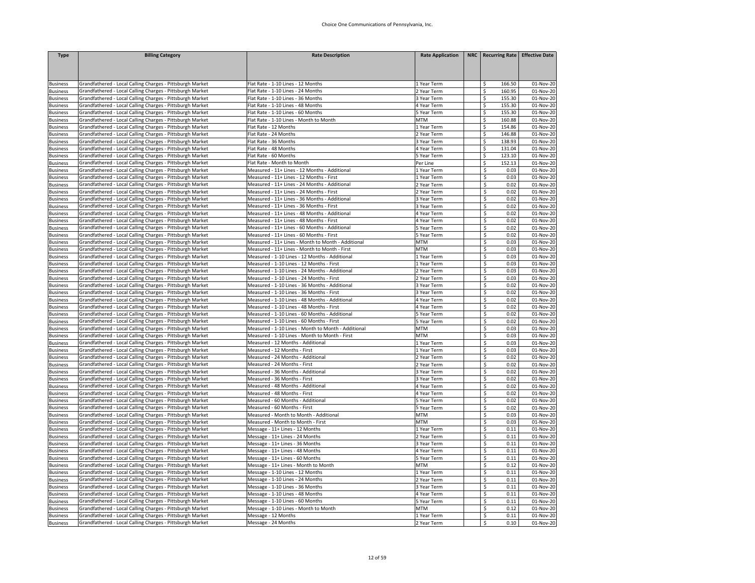| Type | Billing Category | Rate Description | Rate Application | NRC | Recurring Rate | Effective Date |
|---|---|---|---|---|---|---|
| Business | Grandfathered - Local Calling Charges - Pittsburgh Market | Flat Rate - 1-10 Lines - 12 Months | 1 Year Term | | $ 166.50 | 01-Nov-20 |
| Business | Grandfathered - Local Calling Charges - Pittsburgh Market | Flat Rate - 1-10 Lines - 24 Months | 2 Year Term | | $ 160.95 | 01-Nov-20 |
| Business | Grandfathered - Local Calling Charges - Pittsburgh Market | Flat Rate - 1-10 Lines - 36 Months | 3 Year Term | | $ 155.30 | 01-Nov-20 |
| Business | Grandfathered - Local Calling Charges - Pittsburgh Market | Flat Rate - 1-10 Lines - 48 Months | 4 Year Term | | $ 155.30 | 01-Nov-20 |
| Business | Grandfathered - Local Calling Charges - Pittsburgh Market | Flat Rate - 1-10 Lines - 60 Months | 5 Year Term | | $ 155.30 | 01-Nov-20 |
| Business | Grandfathered - Local Calling Charges - Pittsburgh Market | Flat Rate - 1-10 Lines - Month to Month | MTM | | $ 160.88 | 01-Nov-20 |
| Business | Grandfathered - Local Calling Charges - Pittsburgh Market | Flat Rate - 12 Months | 1 Year Term | | $ 154.86 | 01-Nov-20 |
| Business | Grandfathered - Local Calling Charges - Pittsburgh Market | Flat Rate - 24 Months | 2 Year Term | | $ 146.88 | 01-Nov-20 |
| Business | Grandfathered - Local Calling Charges - Pittsburgh Market | Flat Rate - 36 Months | 3 Year Term | | $ 138.93 | 01-Nov-20 |
| Business | Grandfathered - Local Calling Charges - Pittsburgh Market | Flat Rate - 48 Months | 4 Year Term | | $ 131.04 | 01-Nov-20 |
| Business | Grandfathered - Local Calling Charges - Pittsburgh Market | Flat Rate - 60 Months | 5 Year Term | | $ 123.10 | 01-Nov-20 |
| Business | Grandfathered - Local Calling Charges - Pittsburgh Market | Flat Rate - Month to Month | Per Line | | $ 152.13 | 01-Nov-20 |
| Business | Grandfathered - Local Calling Charges - Pittsburgh Market | Measured - 11+ Lines - 12 Months - Additional | 1 Year Term | | $ 0.03 | 01-Nov-20 |
| Business | Grandfathered - Local Calling Charges - Pittsburgh Market | Measured - 11+ Lines - 12 Months - First | 1 Year Term | | $ 0.03 | 01-Nov-20 |
| Business | Grandfathered - Local Calling Charges - Pittsburgh Market | Measured - 11+ Lines - 24 Months - Additional | 2 Year Term | | $ 0.02 | 01-Nov-20 |
| Business | Grandfathered - Local Calling Charges - Pittsburgh Market | Measured - 11+ Lines - 24 Months - First | 2 Year Term | | $ 0.02 | 01-Nov-20 |
| Business | Grandfathered - Local Calling Charges - Pittsburgh Market | Measured - 11+ Lines - 36 Months - Additional | 3 Year Term | | $ 0.02 | 01-Nov-20 |
| Business | Grandfathered - Local Calling Charges - Pittsburgh Market | Measured - 11+ Lines - 36 Months - First | 3 Year Term | | $ 0.02 | 01-Nov-20 |
| Business | Grandfathered - Local Calling Charges - Pittsburgh Market | Measured - 11+ Lines - 48 Months - Additional | 4 Year Term | | $ 0.02 | 01-Nov-20 |
| Business | Grandfathered - Local Calling Charges - Pittsburgh Market | Measured - 11+ Lines - 48 Months - First | 4 Year Term | | $ 0.02 | 01-Nov-20 |
| Business | Grandfathered - Local Calling Charges - Pittsburgh Market | Measured - 11+ Lines - 60 Months - Additional | 5 Year Term | | $ 0.02 | 01-Nov-20 |
| Business | Grandfathered - Local Calling Charges - Pittsburgh Market | Measured - 11+ Lines - 60 Months - First | 5 Year Term | | $ 0.02 | 01-Nov-20 |
| Business | Grandfathered - Local Calling Charges - Pittsburgh Market | Measured - 11+ Lines - Month to Month - Additional | MTM | | $ 0.03 | 01-Nov-20 |
| Business | Grandfathered - Local Calling Charges - Pittsburgh Market | Measured - 11+ Lines - Month to Month - First | MTM | | $ 0.03 | 01-Nov-20 |
| Business | Grandfathered - Local Calling Charges - Pittsburgh Market | Measured - 1-10 Lines - 12 Months - Additional | 1 Year Term | | $ 0.03 | 01-Nov-20 |
| Business | Grandfathered - Local Calling Charges - Pittsburgh Market | Measured - 1-10 Lines - 12 Months - First | 1 Year Term | | $ 0.03 | 01-Nov-20 |
| Business | Grandfathered - Local Calling Charges - Pittsburgh Market | Measured - 1-10 Lines - 24 Months - Additional | 2 Year Term | | $ 0.03 | 01-Nov-20 |
| Business | Grandfathered - Local Calling Charges - Pittsburgh Market | Measured - 1-10 Lines - 24 Months - First | 2 Year Term | | $ 0.03 | 01-Nov-20 |
| Business | Grandfathered - Local Calling Charges - Pittsburgh Market | Measured - 1-10 Lines - 36 Months - Additional | 3 Year Term | | $ 0.02 | 01-Nov-20 |
| Business | Grandfathered - Local Calling Charges - Pittsburgh Market | Measured - 1-10 Lines - 36 Months - First | 3 Year Term | | $ 0.02 | 01-Nov-20 |
| Business | Grandfathered - Local Calling Charges - Pittsburgh Market | Measured - 1-10 Lines - 48 Months - Additional | 4 Year Term | | $ 0.02 | 01-Nov-20 |
| Business | Grandfathered - Local Calling Charges - Pittsburgh Market | Measured - 1-10 Lines - 48 Months - First | 4 Year Term | | $ 0.02 | 01-Nov-20 |
| Business | Grandfathered - Local Calling Charges - Pittsburgh Market | Measured - 1-10 Lines - 60 Months - Additional | 5 Year Term | | $ 0.02 | 01-Nov-20 |
| Business | Grandfathered - Local Calling Charges - Pittsburgh Market | Measured - 1-10 Lines - 60 Months - First | 5 Year Term | | $ 0.02 | 01-Nov-20 |
| Business | Grandfathered - Local Calling Charges - Pittsburgh Market | Measured - 1-10 Lines - Month to Month - Additional | MTM | | $ 0.03 | 01-Nov-20 |
| Business | Grandfathered - Local Calling Charges - Pittsburgh Market | Measured - 1-10 Lines - Month to Month - First | MTM | | $ 0.03 | 01-Nov-20 |
| Business | Grandfathered - Local Calling Charges - Pittsburgh Market | Measured - 12 Months - Additional | 1 Year Term | | $ 0.03 | 01-Nov-20 |
| Business | Grandfathered - Local Calling Charges - Pittsburgh Market | Measured - 12 Months - First | 1 Year Term | | $ 0.03 | 01-Nov-20 |
| Business | Grandfathered - Local Calling Charges - Pittsburgh Market | Measured - 24 Months - Additional | 2 Year Term | | $ 0.02 | 01-Nov-20 |
| Business | Grandfathered - Local Calling Charges - Pittsburgh Market | Measured - 24 Months - First | 2 Year Term | | $ 0.02 | 01-Nov-20 |
| Business | Grandfathered - Local Calling Charges - Pittsburgh Market | Measured - 36 Months - Additional | 3 Year Term | | $ 0.02 | 01-Nov-20 |
| Business | Grandfathered - Local Calling Charges - Pittsburgh Market | Measured - 36 Months - First | 3 Year Term | | $ 0.02 | 01-Nov-20 |
| Business | Grandfathered - Local Calling Charges - Pittsburgh Market | Measured - 48 Months - Additional | 4 Year Term | | $ 0.02 | 01-Nov-20 |
| Business | Grandfathered - Local Calling Charges - Pittsburgh Market | Measured - 48 Months - First | 4 Year Term | | $ 0.02 | 01-Nov-20 |
| Business | Grandfathered - Local Calling Charges - Pittsburgh Market | Measured - 60 Months - Additional | 5 Year Term | | $ 0.02 | 01-Nov-20 |
| Business | Grandfathered - Local Calling Charges - Pittsburgh Market | Measured - 60 Months - First | 5 Year Term | | $ 0.02 | 01-Nov-20 |
| Business | Grandfathered - Local Calling Charges - Pittsburgh Market | Measured - Month to Month - Additional | MTM | | $ 0.03 | 01-Nov-20 |
| Business | Grandfathered - Local Calling Charges - Pittsburgh Market | Measured - Month to Month - First | MTM | | $ 0.03 | 01-Nov-20 |
| Business | Grandfathered - Local Calling Charges - Pittsburgh Market | Message - 11+ Lines - 12 Months | 1 Year Term | | $ 0.11 | 01-Nov-20 |
| Business | Grandfathered - Local Calling Charges - Pittsburgh Market | Message - 11+ Lines - 24 Months | 2 Year Term | | $ 0.11 | 01-Nov-20 |
| Business | Grandfathered - Local Calling Charges - Pittsburgh Market | Message - 11+ Lines - 36 Months | 3 Year Term | | $ 0.11 | 01-Nov-20 |
| Business | Grandfathered - Local Calling Charges - Pittsburgh Market | Message - 11+ Lines - 48 Months | 4 Year Term | | $ 0.11 | 01-Nov-20 |
| Business | Grandfathered - Local Calling Charges - Pittsburgh Market | Message - 11+ Lines - 60 Months | 5 Year Term | | $ 0.11 | 01-Nov-20 |
| Business | Grandfathered - Local Calling Charges - Pittsburgh Market | Message - 11+ Lines - Month to Month | MTM | | $ 0.12 | 01-Nov-20 |
| Business | Grandfathered - Local Calling Charges - Pittsburgh Market | Message - 1-10 Lines - 12 Months | 1 Year Term | | $ 0.11 | 01-Nov-20 |
| Business | Grandfathered - Local Calling Charges - Pittsburgh Market | Message - 1-10 Lines - 24 Months | 2 Year Term | | $ 0.11 | 01-Nov-20 |
| Business | Grandfathered - Local Calling Charges - Pittsburgh Market | Message - 1-10 Lines - 36 Months | 3 Year Term | | $ 0.11 | 01-Nov-20 |
| Business | Grandfathered - Local Calling Charges - Pittsburgh Market | Message - 1-10 Lines - 48 Months | 4 Year Term | | $ 0.11 | 01-Nov-20 |
| Business | Grandfathered - Local Calling Charges - Pittsburgh Market | Message - 1-10 Lines - 60 Months | 5 Year Term | | $ 0.11 | 01-Nov-20 |
| Business | Grandfathered - Local Calling Charges - Pittsburgh Market | Message - 1-10 Lines - Month to Month | MTM | | $ 0.12 | 01-Nov-20 |
| Business | Grandfathered - Local Calling Charges - Pittsburgh Market | Message - 12 Months | 1 Year Term | | $ 0.11 | 01-Nov-20 |
| Business | Grandfathered - Local Calling Charges - Pittsburgh Market | Message - 24 Months | 2 Year Term | | $ 0.10 | 01-Nov-20 |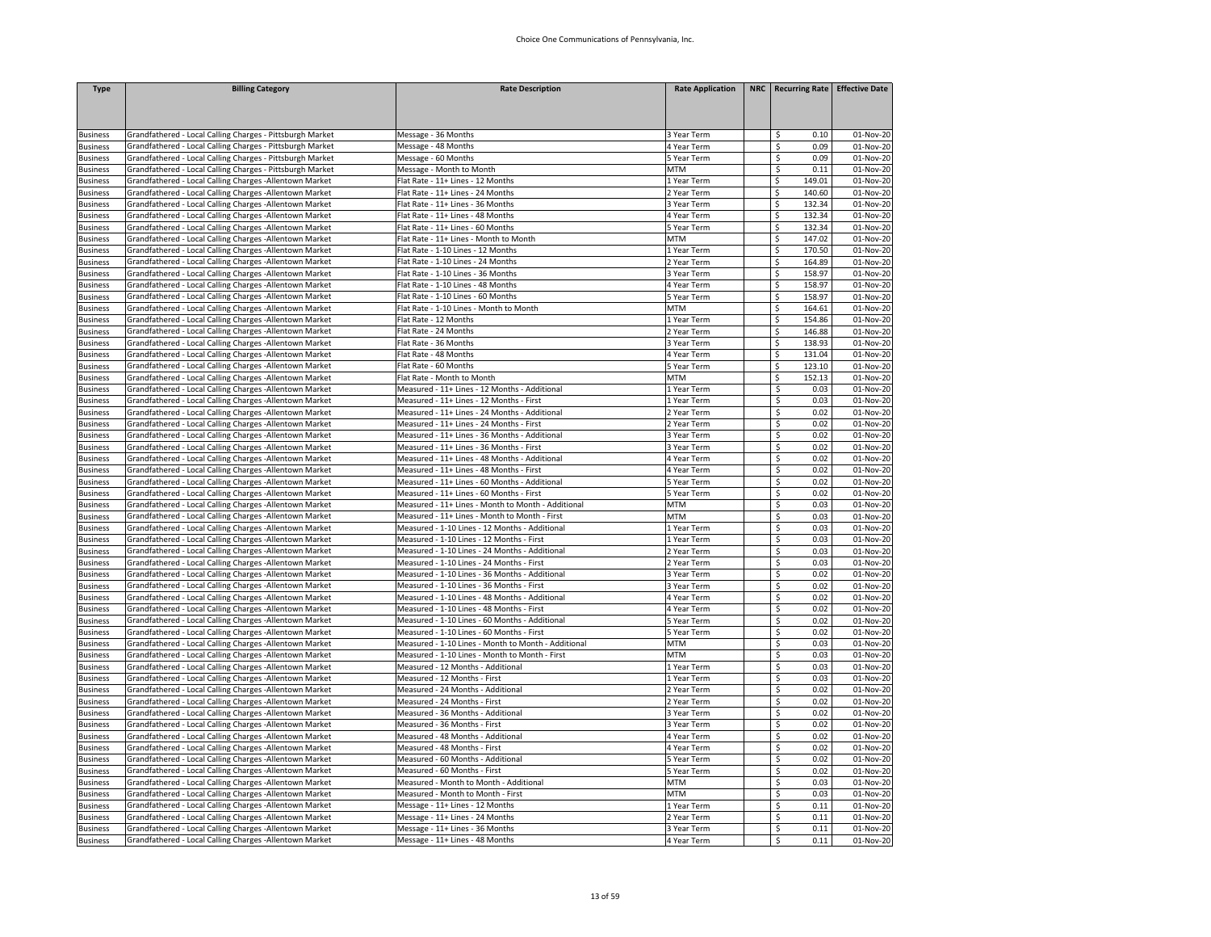| Type | Billing Category | Rate Description | Rate Application | NRC | Recurring Rate | Effective Date |
|---|---|---|---|---|---|---|
| Business | Grandfathered - Local Calling Charges - Pittsburgh Market | Message - 36 Months | 3 Year Term | | $ 0.10 | 01-Nov-20 |
| Business | Grandfathered - Local Calling Charges - Pittsburgh Market | Message - 48 Months | 4 Year Term | | $ 0.09 | 01-Nov-20 |
| Business | Grandfathered - Local Calling Charges - Pittsburgh Market | Message - 60 Months | 5 Year Term | | $ 0.09 | 01-Nov-20 |
| Business | Grandfathered - Local Calling Charges - Pittsburgh Market | Message - Month to Month | MTM | | $ 0.11 | 01-Nov-20 |
| Business | Grandfathered - Local Calling Charges -Allentown Market | Flat Rate - 11+ Lines - 12 Months | 1 Year Term | | $ 149.01 | 01-Nov-20 |
| Business | Grandfathered - Local Calling Charges -Allentown Market | Flat Rate - 11+ Lines - 24 Months | 2 Year Term | | $ 140.60 | 01-Nov-20 |
| Business | Grandfathered - Local Calling Charges -Allentown Market | Flat Rate - 11+ Lines - 36 Months | 3 Year Term | | $ 132.34 | 01-Nov-20 |
| Business | Grandfathered - Local Calling Charges -Allentown Market | Flat Rate - 11+ Lines - 48 Months | 4 Year Term | | $ 132.34 | 01-Nov-20 |
| Business | Grandfathered - Local Calling Charges -Allentown Market | Flat Rate - 11+ Lines - 60 Months | 5 Year Term | | $ 132.34 | 01-Nov-20 |
| Business | Grandfathered - Local Calling Charges -Allentown Market | Flat Rate - 11+ Lines - Month to Month | MTM | | $ 147.02 | 01-Nov-20 |
| Business | Grandfathered - Local Calling Charges -Allentown Market | Flat Rate - 1-10 Lines - 12 Months | 1 Year Term | | $ 170.50 | 01-Nov-20 |
| Business | Grandfathered - Local Calling Charges -Allentown Market | Flat Rate - 1-10 Lines - 24 Months | 2 Year Term | | $ 164.89 | 01-Nov-20 |
| Business | Grandfathered - Local Calling Charges -Allentown Market | Flat Rate - 1-10 Lines - 36 Months | 3 Year Term | | $ 158.97 | 01-Nov-20 |
| Business | Grandfathered - Local Calling Charges -Allentown Market | Flat Rate - 1-10 Lines - 48 Months | 4 Year Term | | $ 158.97 | 01-Nov-20 |
| Business | Grandfathered - Local Calling Charges -Allentown Market | Flat Rate - 1-10 Lines - 60 Months | 5 Year Term | | $ 158.97 | 01-Nov-20 |
| Business | Grandfathered - Local Calling Charges -Allentown Market | Flat Rate - 1-10 Lines - Month to Month | MTM | | $ 164.61 | 01-Nov-20 |
| Business | Grandfathered - Local Calling Charges -Allentown Market | Flat Rate - 12 Months | 1 Year Term | | $ 154.86 | 01-Nov-20 |
| Business | Grandfathered - Local Calling Charges -Allentown Market | Flat Rate - 24 Months | 2 Year Term | | $ 146.88 | 01-Nov-20 |
| Business | Grandfathered - Local Calling Charges -Allentown Market | Flat Rate - 36 Months | 3 Year Term | | $ 138.93 | 01-Nov-20 |
| Business | Grandfathered - Local Calling Charges -Allentown Market | Flat Rate - 48 Months | 4 Year Term | | $ 131.04 | 01-Nov-20 |
| Business | Grandfathered - Local Calling Charges -Allentown Market | Flat Rate - 60 Months | 5 Year Term | | $ 123.10 | 01-Nov-20 |
| Business | Grandfathered - Local Calling Charges -Allentown Market | Flat Rate - Month to Month | MTM | | $ 152.13 | 01-Nov-20 |
| Business | Grandfathered - Local Calling Charges -Allentown Market | Measured - 11+ Lines - 12 Months - Additional | 1 Year Term | | $ 0.03 | 01-Nov-20 |
| Business | Grandfathered - Local Calling Charges -Allentown Market | Measured - 11+ Lines - 12 Months - First | 1 Year Term | | $ 0.03 | 01-Nov-20 |
| Business | Grandfathered - Local Calling Charges -Allentown Market | Measured - 11+ Lines - 24 Months - Additional | 2 Year Term | | $ 0.02 | 01-Nov-20 |
| Business | Grandfathered - Local Calling Charges -Allentown Market | Measured - 11+ Lines - 24 Months - First | 2 Year Term | | $ 0.02 | 01-Nov-20 |
| Business | Grandfathered - Local Calling Charges -Allentown Market | Measured - 11+ Lines - 36 Months - Additional | 3 Year Term | | $ 0.02 | 01-Nov-20 |
| Business | Grandfathered - Local Calling Charges -Allentown Market | Measured - 11+ Lines - 36 Months - First | 3 Year Term | | $ 0.02 | 01-Nov-20 |
| Business | Grandfathered - Local Calling Charges -Allentown Market | Measured - 11+ Lines - 48 Months - Additional | 4 Year Term | | $ 0.02 | 01-Nov-20 |
| Business | Grandfathered - Local Calling Charges -Allentown Market | Measured - 11+ Lines - 48 Months - First | 4 Year Term | | $ 0.02 | 01-Nov-20 |
| Business | Grandfathered - Local Calling Charges -Allentown Market | Measured - 11+ Lines - 60 Months - Additional | 5 Year Term | | $ 0.02 | 01-Nov-20 |
| Business | Grandfathered - Local Calling Charges -Allentown Market | Measured - 11+ Lines - 60 Months - First | 5 Year Term | | $ 0.02 | 01-Nov-20 |
| Business | Grandfathered - Local Calling Charges -Allentown Market | Measured - 11+ Lines - Month to Month - Additional | MTM | | $ 0.03 | 01-Nov-20 |
| Business | Grandfathered - Local Calling Charges -Allentown Market | Measured - 11+ Lines - Month to Month - First | MTM | | $ 0.03 | 01-Nov-20 |
| Business | Grandfathered - Local Calling Charges -Allentown Market | Measured - 1-10 Lines - 12 Months - Additional | 1 Year Term | | $ 0.03 | 01-Nov-20 |
| Business | Grandfathered - Local Calling Charges -Allentown Market | Measured - 1-10 Lines - 12 Months - First | 1 Year Term | | $ 0.03 | 01-Nov-20 |
| Business | Grandfathered - Local Calling Charges -Allentown Market | Measured - 1-10 Lines - 24 Months - Additional | 2 Year Term | | $ 0.03 | 01-Nov-20 |
| Business | Grandfathered - Local Calling Charges -Allentown Market | Measured - 1-10 Lines - 24 Months - First | 2 Year Term | | $ 0.03 | 01-Nov-20 |
| Business | Grandfathered - Local Calling Charges -Allentown Market | Measured - 1-10 Lines - 36 Months - Additional | 3 Year Term | | $ 0.02 | 01-Nov-20 |
| Business | Grandfathered - Local Calling Charges -Allentown Market | Measured - 1-10 Lines - 36 Months - First | 3 Year Term | | $ 0.02 | 01-Nov-20 |
| Business | Grandfathered - Local Calling Charges -Allentown Market | Measured - 1-10 Lines - 48 Months - Additional | 4 Year Term | | $ 0.02 | 01-Nov-20 |
| Business | Grandfathered - Local Calling Charges -Allentown Market | Measured - 1-10 Lines - 48 Months - First | 4 Year Term | | $ 0.02 | 01-Nov-20 |
| Business | Grandfathered - Local Calling Charges -Allentown Market | Measured - 1-10 Lines - 60 Months - Additional | 5 Year Term | | $ 0.02 | 01-Nov-20 |
| Business | Grandfathered - Local Calling Charges -Allentown Market | Measured - 1-10 Lines - 60 Months - First | 5 Year Term | | $ 0.02 | 01-Nov-20 |
| Business | Grandfathered - Local Calling Charges -Allentown Market | Measured - 1-10 Lines - Month to Month - Additional | MTM | | $ 0.03 | 01-Nov-20 |
| Business | Grandfathered - Local Calling Charges -Allentown Market | Measured - 1-10 Lines - Month to Month - First | MTM | | $ 0.03 | 01-Nov-20 |
| Business | Grandfathered - Local Calling Charges -Allentown Market | Measured - 12 Months - Additional | 1 Year Term | | $ 0.03 | 01-Nov-20 |
| Business | Grandfathered - Local Calling Charges -Allentown Market | Measured - 12 Months - First | 1 Year Term | | $ 0.03 | 01-Nov-20 |
| Business | Grandfathered - Local Calling Charges -Allentown Market | Measured - 24 Months - Additional | 2 Year Term | | $ 0.02 | 01-Nov-20 |
| Business | Grandfathered - Local Calling Charges -Allentown Market | Measured - 24 Months - First | 2 Year Term | | $ 0.02 | 01-Nov-20 |
| Business | Grandfathered - Local Calling Charges -Allentown Market | Measured - 36 Months - Additional | 3 Year Term | | $ 0.02 | 01-Nov-20 |
| Business | Grandfathered - Local Calling Charges -Allentown Market | Measured - 36 Months - First | 3 Year Term | | $ 0.02 | 01-Nov-20 |
| Business | Grandfathered - Local Calling Charges -Allentown Market | Measured - 48 Months - Additional | 4 Year Term | | $ 0.02 | 01-Nov-20 |
| Business | Grandfathered - Local Calling Charges -Allentown Market | Measured - 48 Months - First | 4 Year Term | | $ 0.02 | 01-Nov-20 |
| Business | Grandfathered - Local Calling Charges -Allentown Market | Measured - 60 Months - Additional | 5 Year Term | | $ 0.02 | 01-Nov-20 |
| Business | Grandfathered - Local Calling Charges -Allentown Market | Measured - 60 Months - First | 5 Year Term | | $ 0.02 | 01-Nov-20 |
| Business | Grandfathered - Local Calling Charges -Allentown Market | Measured - Month to Month - Additional | MTM | | $ 0.03 | 01-Nov-20 |
| Business | Grandfathered - Local Calling Charges -Allentown Market | Measured - Month to Month - First | MTM | | $ 0.03 | 01-Nov-20 |
| Business | Grandfathered - Local Calling Charges -Allentown Market | Message - 11+ Lines - 12 Months | 1 Year Term | | $ 0.11 | 01-Nov-20 |
| Business | Grandfathered - Local Calling Charges -Allentown Market | Message - 11+ Lines - 24 Months | 2 Year Term | | $ 0.11 | 01-Nov-20 |
| Business | Grandfathered - Local Calling Charges -Allentown Market | Message - 11+ Lines - 36 Months | 3 Year Term | | $ 0.11 | 01-Nov-20 |
| Business | Grandfathered - Local Calling Charges -Allentown Market | Message - 11+ Lines - 48 Months | 4 Year Term | | $ 0.11 | 01-Nov-20 |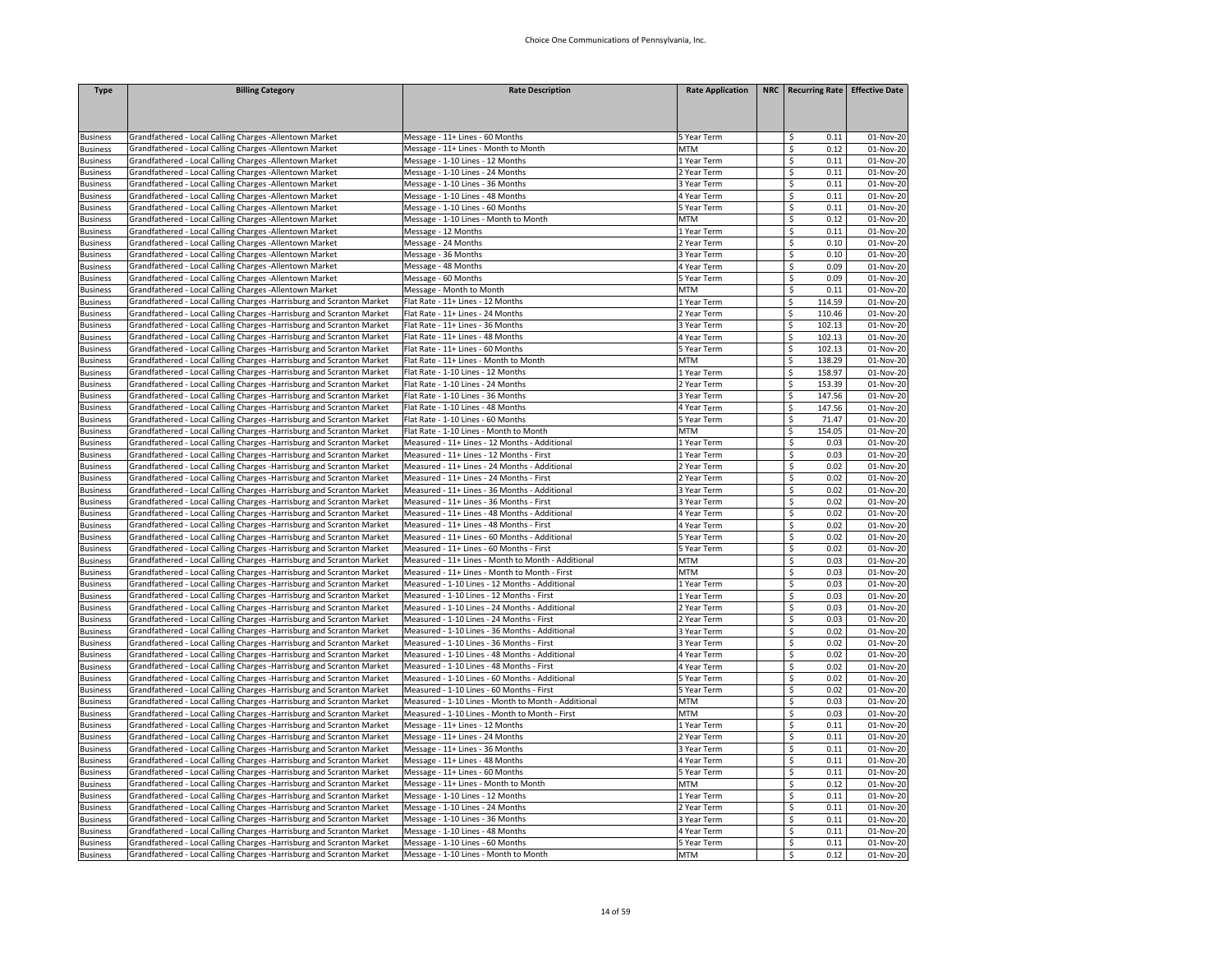| Type | Billing Category | Rate Description | Rate Application | NRC | Recurring Rate | Effective Date |
|---|---|---|---|---|---|---|
| Business | Grandfathered - Local Calling Charges -Allentown Market | Message - 11+ Lines - 60 Months | 5 Year Term | | $ 0.11 | 01-Nov-20 |
| Business | Grandfathered - Local Calling Charges -Allentown Market | Message - 11+ Lines - Month to Month | MTM | | $ 0.12 | 01-Nov-20 |
| Business | Grandfathered - Local Calling Charges -Allentown Market | Message - 1-10 Lines - 12 Months | 1 Year Term | | $ 0.11 | 01-Nov-20 |
| Business | Grandfathered - Local Calling Charges -Allentown Market | Message - 1-10 Lines - 24 Months | 2 Year Term | | $ 0.11 | 01-Nov-20 |
| Business | Grandfathered - Local Calling Charges -Allentown Market | Message - 1-10 Lines - 36 Months | 3 Year Term | | $ 0.11 | 01-Nov-20 |
| Business | Grandfathered - Local Calling Charges -Allentown Market | Message - 1-10 Lines - 48 Months | 4 Year Term | | $ 0.11 | 01-Nov-20 |
| Business | Grandfathered - Local Calling Charges -Allentown Market | Message - 1-10 Lines - 60 Months | 5 Year Term | | $ 0.11 | 01-Nov-20 |
| Business | Grandfathered - Local Calling Charges -Allentown Market | Message - 1-10 Lines - Month to Month | MTM | | $ 0.12 | 01-Nov-20 |
| Business | Grandfathered - Local Calling Charges -Allentown Market | Message - 12 Months | 1 Year Term | | $ 0.11 | 01-Nov-20 |
| Business | Grandfathered - Local Calling Charges -Allentown Market | Message - 24 Months | 2 Year Term | | $ 0.10 | 01-Nov-20 |
| Business | Grandfathered - Local Calling Charges -Allentown Market | Message - 36 Months | 3 Year Term | | $ 0.10 | 01-Nov-20 |
| Business | Grandfathered - Local Calling Charges -Allentown Market | Message - 48 Months | 4 Year Term | | $ 0.09 | 01-Nov-20 |
| Business | Grandfathered - Local Calling Charges -Allentown Market | Message - 60 Months | 5 Year Term | | $ 0.09 | 01-Nov-20 |
| Business | Grandfathered - Local Calling Charges -Allentown Market | Message - Month to Month | MTM | | $ 0.11 | 01-Nov-20 |
| Business | Grandfathered - Local Calling Charges -Harrisburg and Scranton Market | Flat Rate - 11+ Lines - 12 Months | 1 Year Term | | $ 114.59 | 01-Nov-20 |
| Business | Grandfathered - Local Calling Charges -Harrisburg and Scranton Market | Flat Rate - 11+ Lines - 24 Months | 2 Year Term | | $ 110.46 | 01-Nov-20 |
| Business | Grandfathered - Local Calling Charges -Harrisburg and Scranton Market | Flat Rate - 11+ Lines - 36 Months | 3 Year Term | | $ 102.13 | 01-Nov-20 |
| Business | Grandfathered - Local Calling Charges -Harrisburg and Scranton Market | Flat Rate - 11+ Lines - 48 Months | 4 Year Term | | $ 102.13 | 01-Nov-20 |
| Business | Grandfathered - Local Calling Charges -Harrisburg and Scranton Market | Flat Rate - 11+ Lines - 60 Months | 5 Year Term | | $ 102.13 | 01-Nov-20 |
| Business | Grandfathered - Local Calling Charges -Harrisburg and Scranton Market | Flat Rate - 11+ Lines - Month to Month | MTM | | $ 138.29 | 01-Nov-20 |
| Business | Grandfathered - Local Calling Charges -Harrisburg and Scranton Market | Flat Rate - 1-10 Lines - 12 Months | 1 Year Term | | $ 158.97 | 01-Nov-20 |
| Business | Grandfathered - Local Calling Charges -Harrisburg and Scranton Market | Flat Rate - 1-10 Lines - 24 Months | 2 Year Term | | $ 153.39 | 01-Nov-20 |
| Business | Grandfathered - Local Calling Charges -Harrisburg and Scranton Market | Flat Rate - 1-10 Lines - 36 Months | 3 Year Term | | $ 147.56 | 01-Nov-20 |
| Business | Grandfathered - Local Calling Charges -Harrisburg and Scranton Market | Flat Rate - 1-10 Lines - 48 Months | 4 Year Term | | $ 147.56 | 01-Nov-20 |
| Business | Grandfathered - Local Calling Charges -Harrisburg and Scranton Market | Flat Rate - 1-10 Lines - 60 Months | 5 Year Term | | $ 71.47 | 01-Nov-20 |
| Business | Grandfathered - Local Calling Charges -Harrisburg and Scranton Market | Flat Rate - 1-10 Lines - Month to Month | MTM | | $ 154.05 | 01-Nov-20 |
| Business | Grandfathered - Local Calling Charges -Harrisburg and Scranton Market | Measured - 11+ Lines - 12 Months - Additional | 1 Year Term | | $ 0.03 | 01-Nov-20 |
| Business | Grandfathered - Local Calling Charges -Harrisburg and Scranton Market | Measured - 11+ Lines - 12 Months - First | 1 Year Term | | $ 0.03 | 01-Nov-20 |
| Business | Grandfathered - Local Calling Charges -Harrisburg and Scranton Market | Measured - 11+ Lines - 24 Months - Additional | 2 Year Term | | $ 0.02 | 01-Nov-20 |
| Business | Grandfathered - Local Calling Charges -Harrisburg and Scranton Market | Measured - 11+ Lines - 24 Months - First | 2 Year Term | | $ 0.02 | 01-Nov-20 |
| Business | Grandfathered - Local Calling Charges -Harrisburg and Scranton Market | Measured - 11+ Lines - 36 Months - Additional | 3 Year Term | | $ 0.02 | 01-Nov-20 |
| Business | Grandfathered - Local Calling Charges -Harrisburg and Scranton Market | Measured - 11+ Lines - 36 Months - First | 3 Year Term | | $ 0.02 | 01-Nov-20 |
| Business | Grandfathered - Local Calling Charges -Harrisburg and Scranton Market | Measured - 11+ Lines - 48 Months - Additional | 4 Year Term | | $ 0.02 | 01-Nov-20 |
| Business | Grandfathered - Local Calling Charges -Harrisburg and Scranton Market | Measured - 11+ Lines - 48 Months - First | 4 Year Term | | $ 0.02 | 01-Nov-20 |
| Business | Grandfathered - Local Calling Charges -Harrisburg and Scranton Market | Measured - 11+ Lines - 60 Months - Additional | 5 Year Term | | $ 0.02 | 01-Nov-20 |
| Business | Grandfathered - Local Calling Charges -Harrisburg and Scranton Market | Measured - 11+ Lines - 60 Months - First | 5 Year Term | | $ 0.02 | 01-Nov-20 |
| Business | Grandfathered - Local Calling Charges -Harrisburg and Scranton Market | Measured - 11+ Lines - Month to Month - Additional | MTM | | $ 0.03 | 01-Nov-20 |
| Business | Grandfathered - Local Calling Charges -Harrisburg and Scranton Market | Measured - 11+ Lines - Month to Month - First | MTM | | $ 0.03 | 01-Nov-20 |
| Business | Grandfathered - Local Calling Charges -Harrisburg and Scranton Market | Measured - 1-10 Lines - 12 Months - Additional | 1 Year Term | | $ 0.03 | 01-Nov-20 |
| Business | Grandfathered - Local Calling Charges -Harrisburg and Scranton Market | Measured - 1-10 Lines - 12 Months - First | 1 Year Term | | $ 0.03 | 01-Nov-20 |
| Business | Grandfathered - Local Calling Charges -Harrisburg and Scranton Market | Measured - 1-10 Lines - 24 Months - Additional | 2 Year Term | | $ 0.03 | 01-Nov-20 |
| Business | Grandfathered - Local Calling Charges -Harrisburg and Scranton Market | Measured - 1-10 Lines - 24 Months - First | 2 Year Term | | $ 0.03 | 01-Nov-20 |
| Business | Grandfathered - Local Calling Charges -Harrisburg and Scranton Market | Measured - 1-10 Lines - 36 Months - Additional | 3 Year Term | | $ 0.02 | 01-Nov-20 |
| Business | Grandfathered - Local Calling Charges -Harrisburg and Scranton Market | Measured - 1-10 Lines - 36 Months - First | 3 Year Term | | $ 0.02 | 01-Nov-20 |
| Business | Grandfathered - Local Calling Charges -Harrisburg and Scranton Market | Measured - 1-10 Lines - 48 Months - Additional | 4 Year Term | | $ 0.02 | 01-Nov-20 |
| Business | Grandfathered - Local Calling Charges -Harrisburg and Scranton Market | Measured - 1-10 Lines - 48 Months - First | 4 Year Term | | $ 0.02 | 01-Nov-20 |
| Business | Grandfathered - Local Calling Charges -Harrisburg and Scranton Market | Measured - 1-10 Lines - 60 Months - Additional | 5 Year Term | | $ 0.02 | 01-Nov-20 |
| Business | Grandfathered - Local Calling Charges -Harrisburg and Scranton Market | Measured - 1-10 Lines - 60 Months - First | 5 Year Term | | $ 0.02 | 01-Nov-20 |
| Business | Grandfathered - Local Calling Charges -Harrisburg and Scranton Market | Measured - 1-10 Lines - Month to Month - Additional | MTM | | $ 0.03 | 01-Nov-20 |
| Business | Grandfathered - Local Calling Charges -Harrisburg and Scranton Market | Measured - 1-10 Lines - Month to Month - First | MTM | | $ 0.03 | 01-Nov-20 |
| Business | Grandfathered - Local Calling Charges -Harrisburg and Scranton Market | Message - 11+ Lines - 12 Months | 1 Year Term | | $ 0.11 | 01-Nov-20 |
| Business | Grandfathered - Local Calling Charges -Harrisburg and Scranton Market | Message - 11+ Lines - 24 Months | 2 Year Term | | $ 0.11 | 01-Nov-20 |
| Business | Grandfathered - Local Calling Charges -Harrisburg and Scranton Market | Message - 11+ Lines - 36 Months | 3 Year Term | | $ 0.11 | 01-Nov-20 |
| Business | Grandfathered - Local Calling Charges -Harrisburg and Scranton Market | Message - 11+ Lines - 48 Months | 4 Year Term | | $ 0.11 | 01-Nov-20 |
| Business | Grandfathered - Local Calling Charges -Harrisburg and Scranton Market | Message - 11+ Lines - 60 Months | 5 Year Term | | $ 0.11 | 01-Nov-20 |
| Business | Grandfathered - Local Calling Charges -Harrisburg and Scranton Market | Message - 11+ Lines - Month to Month | MTM | | $ 0.12 | 01-Nov-20 |
| Business | Grandfathered - Local Calling Charges -Harrisburg and Scranton Market | Message - 1-10 Lines - 12 Months | 1 Year Term | | $ 0.11 | 01-Nov-20 |
| Business | Grandfathered - Local Calling Charges -Harrisburg and Scranton Market | Message - 1-10 Lines - 24 Months | 2 Year Term | | $ 0.11 | 01-Nov-20 |
| Business | Grandfathered - Local Calling Charges -Harrisburg and Scranton Market | Message - 1-10 Lines - 36 Months | 3 Year Term | | $ 0.11 | 01-Nov-20 |
| Business | Grandfathered - Local Calling Charges -Harrisburg and Scranton Market | Message - 1-10 Lines - 48 Months | 4 Year Term | | $ 0.11 | 01-Nov-20 |
| Business | Grandfathered - Local Calling Charges -Harrisburg and Scranton Market | Message - 1-10 Lines - 60 Months | 5 Year Term | | $ 0.11 | 01-Nov-20 |
| Business | Grandfathered - Local Calling Charges -Harrisburg and Scranton Market | Message - 1-10 Lines - Month to Month | MTM | | $ 0.12 | 01-Nov-20 |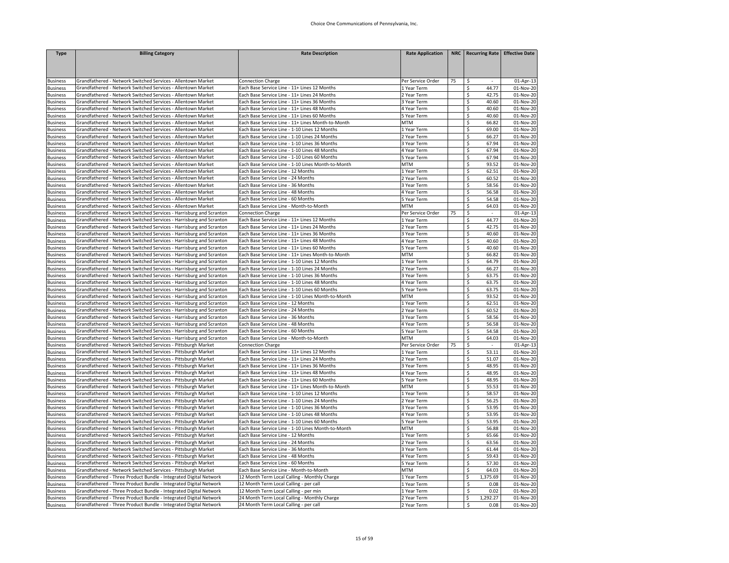| Type | Billing Category | Rate Description | Rate Application | NRC | Recurring Rate | Effective Date |
|---|---|---|---|---|---|---|
| Business | Grandfathered - Network Switched Services - Allentown Market | Connection Charge | Per Service Order | 75 | $ - | 01-Apr-13 |
| Business | Grandfathered - Network Switched Services - Allentown Market | Each Base Service Line - 11+ Lines 12 Months | 1 Year Term | | $ 44.77 | 01-Nov-20 |
| Business | Grandfathered - Network Switched Services - Allentown Market | Each Base Service Line - 11+ Lines 24 Months | 2 Year Term | | $ 42.75 | 01-Nov-20 |
| Business | Grandfathered - Network Switched Services - Allentown Market | Each Base Service Line - 11+ Lines 36 Months | 3 Year Term | | $ 40.60 | 01-Nov-20 |
| Business | Grandfathered - Network Switched Services - Allentown Market | Each Base Service Line - 11+ Lines 48 Months | 4 Year Term | | $ 40.60 | 01-Nov-20 |
| Business | Grandfathered - Network Switched Services - Allentown Market | Each Base Service Line - 11+ Lines 60 Months | 5 Year Term | | $ 40.60 | 01-Nov-20 |
| Business | Grandfathered - Network Switched Services - Allentown Market | Each Base Service Line - 11+ Lines Month-to-Month | MTM | | $ 66.82 | 01-Nov-20 |
| Business | Grandfathered - Network Switched Services - Allentown Market | Each Base Service Line - 1-10 Lines 12 Months | 1 Year Term | | $ 69.00 | 01-Nov-20 |
| Business | Grandfathered - Network Switched Services - Allentown Market | Each Base Service Line - 1-10 Lines 24 Months | 2 Year Term | | $ 66.27 | 01-Nov-20 |
| Business | Grandfathered - Network Switched Services - Allentown Market | Each Base Service Line - 1-10 Lines 36 Months | 3 Year Term | | $ 67.94 | 01-Nov-20 |
| Business | Grandfathered - Network Switched Services - Allentown Market | Each Base Service Line - 1-10 Lines 48 Months | 4 Year Term | | $ 67.94 | 01-Nov-20 |
| Business | Grandfathered - Network Switched Services - Allentown Market | Each Base Service Line - 1-10 Lines 60 Months | 5 Year Term | | $ 67.94 | 01-Nov-20 |
| Business | Grandfathered - Network Switched Services - Allentown Market | Each Base Service Line - 1-10 Lines Month-to-Month | MTM | | $ 93.52 | 01-Nov-20 |
| Business | Grandfathered - Network Switched Services - Allentown Market | Each Base Service Line - 12 Months | 1 Year Term | | $ 62.51 | 01-Nov-20 |
| Business | Grandfathered - Network Switched Services - Allentown Market | Each Base Service Line - 24 Months | 2 Year Term | | $ 60.52 | 01-Nov-20 |
| Business | Grandfathered - Network Switched Services - Allentown Market | Each Base Service Line - 36 Months | 3 Year Term | | $ 58.56 | 01-Nov-20 |
| Business | Grandfathered - Network Switched Services - Allentown Market | Each Base Service Line - 48 Months | 4 Year Term | | $ 56.58 | 01-Nov-20 |
| Business | Grandfathered - Network Switched Services - Allentown Market | Each Base Service Line - 60 Months | 5 Year Term | | $ 54.58 | 01-Nov-20 |
| Business | Grandfathered - Network Switched Services - Allentown Market | Each Base Service Line - Month-to-Month | MTM | | $ 64.03 | 01-Nov-20 |
| Business | Grandfathered - Network Switched Services - Harrisburg and Scranton | Connection Charge | Per Service Order | 75 | $ - | 01-Apr-13 |
| Business | Grandfathered - Network Switched Services - Harrisburg and Scranton | Each Base Service Line - 11+ Lines 12 Months | 1 Year Term | | $ 44.77 | 01-Nov-20 |
| Business | Grandfathered - Network Switched Services - Harrisburg and Scranton | Each Base Service Line - 11+ Lines 24 Months | 2 Year Term | | $ 42.75 | 01-Nov-20 |
| Business | Grandfathered - Network Switched Services - Harrisburg and Scranton | Each Base Service Line - 11+ Lines 36 Months | 3 Year Term | | $ 40.60 | 01-Nov-20 |
| Business | Grandfathered - Network Switched Services - Harrisburg and Scranton | Each Base Service Line - 11+ Lines 48 Months | 4 Year Term | | $ 40.60 | 01-Nov-20 |
| Business | Grandfathered - Network Switched Services - Harrisburg and Scranton | Each Base Service Line - 11+ Lines 60 Months | 5 Year Term | | $ 40.60 | 01-Nov-20 |
| Business | Grandfathered - Network Switched Services - Harrisburg and Scranton | Each Base Service Line - 11+ Lines Month-to-Month | MTM | | $ 66.82 | 01-Nov-20 |
| Business | Grandfathered - Network Switched Services - Harrisburg and Scranton | Each Base Service Line - 1-10 Lines 12 Months | 1 Year Term | | $ 64.79 | 01-Nov-20 |
| Business | Grandfathered - Network Switched Services - Harrisburg and Scranton | Each Base Service Line - 1-10 Lines 24 Months | 2 Year Term | | $ 66.27 | 01-Nov-20 |
| Business | Grandfathered - Network Switched Services - Harrisburg and Scranton | Each Base Service Line - 1-10 Lines 36 Months | 3 Year Term | | $ 63.75 | 01-Nov-20 |
| Business | Grandfathered - Network Switched Services - Harrisburg and Scranton | Each Base Service Line - 1-10 Lines 48 Months | 4 Year Term | | $ 63.75 | 01-Nov-20 |
| Business | Grandfathered - Network Switched Services - Harrisburg and Scranton | Each Base Service Line - 1-10 Lines 60 Months | 5 Year Term | | $ 63.75 | 01-Nov-20 |
| Business | Grandfathered - Network Switched Services - Harrisburg and Scranton | Each Base Service Line - 1-10 Lines Month-to-Month | MTM | | $ 93.52 | 01-Nov-20 |
| Business | Grandfathered - Network Switched Services - Harrisburg and Scranton | Each Base Service Line - 12 Months | 1 Year Term | | $ 62.51 | 01-Nov-20 |
| Business | Grandfathered - Network Switched Services - Harrisburg and Scranton | Each Base Service Line - 24 Months | 2 Year Term | | $ 60.52 | 01-Nov-20 |
| Business | Grandfathered - Network Switched Services - Harrisburg and Scranton | Each Base Service Line - 36 Months | 3 Year Term | | $ 58.56 | 01-Nov-20 |
| Business | Grandfathered - Network Switched Services - Harrisburg and Scranton | Each Base Service Line - 48 Months | 4 Year Term | | $ 56.58 | 01-Nov-20 |
| Business | Grandfathered - Network Switched Services - Harrisburg and Scranton | Each Base Service Line - 60 Months | 5 Year Term | | $ 54.58 | 01-Nov-20 |
| Business | Grandfathered - Network Switched Services - Harrisburg and Scranton | Each Base Service Line - Month-to-Month | MTM | | $ 64.03 | 01-Nov-20 |
| Business | Grandfathered - Network Switched Services - Pittsburgh Market | Connection Charge | Per Service Order | 75 | $ - | 01-Apr-13 |
| Business | Grandfathered - Network Switched Services - Pittsburgh Market | Each Base Service Line - 11+ Lines 12 Months | 1 Year Term | | $ 53.11 | 01-Nov-20 |
| Business | Grandfathered - Network Switched Services - Pittsburgh Market | Each Base Service Line - 11+ Lines 24 Months | 2 Year Term | | $ 51.07 | 01-Nov-20 |
| Business | Grandfathered - Network Switched Services - Pittsburgh Market | Each Base Service Line - 11+ Lines 36 Months | 3 Year Term | | $ 48.95 | 01-Nov-20 |
| Business | Grandfathered - Network Switched Services - Pittsburgh Market | Each Base Service Line - 11+ Lines 48 Months | 4 Year Term | | $ 48.95 | 01-Nov-20 |
| Business | Grandfathered - Network Switched Services - Pittsburgh Market | Each Base Service Line - 11+ Lines 60 Months | 5 Year Term | | $ 48.95 | 01-Nov-20 |
| Business | Grandfathered - Network Switched Services - Pittsburgh Market | Each Base Service Line - 11+ Lines Month-to-Month | MTM | | $ 55.53 | 01-Nov-20 |
| Business | Grandfathered - Network Switched Services - Pittsburgh Market | Each Base Service Line - 1-10 Lines 12 Months | 1 Year Term | | $ 58.57 | 01-Nov-20 |
| Business | Grandfathered - Network Switched Services - Pittsburgh Market | Each Base Service Line - 1-10 Lines 24 Months | 2 Year Term | | $ 56.25 | 01-Nov-20 |
| Business | Grandfathered - Network Switched Services - Pittsburgh Market | Each Base Service Line - 1-10 Lines 36 Months | 3 Year Term | | $ 53.95 | 01-Nov-20 |
| Business | Grandfathered - Network Switched Services - Pittsburgh Market | Each Base Service Line - 1-10 Lines 48 Months | 4 Year Term | | $ 53.95 | 01-Nov-20 |
| Business | Grandfathered - Network Switched Services - Pittsburgh Market | Each Base Service Line - 1-10 Lines 60 Months | 5 Year Term | | $ 53.95 | 01-Nov-20 |
| Business | Grandfathered - Network Switched Services - Pittsburgh Market | Each Base Service Line - 1-10 Lines Month-to-Month | MTM | | $ 56.88 | 01-Nov-20 |
| Business | Grandfathered - Network Switched Services - Pittsburgh Market | Each Base Service Line - 12 Months | 1 Year Term | | $ 65.66 | 01-Nov-20 |
| Business | Grandfathered - Network Switched Services - Pittsburgh Market | Each Base Service Line - 24 Months | 2 Year Term | | $ 63.56 | 01-Nov-20 |
| Business | Grandfathered - Network Switched Services - Pittsburgh Market | Each Base Service Line - 36 Months | 3 Year Term | | $ 61.44 | 01-Nov-20 |
| Business | Grandfathered - Network Switched Services - Pittsburgh Market | Each Base Service Line - 48 Months | 4 Year Term | | $ 59.43 | 01-Nov-20 |
| Business | Grandfathered - Network Switched Services - Pittsburgh Market | Each Base Service Line - 60 Months | 5 Year Term | | $ 57.30 | 01-Nov-20 |
| Business | Grandfathered - Network Switched Services - Pittsburgh Market | Each Base Service Line - Month-to-Month | MTM | | $ 64.03 | 01-Nov-20 |
| Business | Grandfathered - Three Product Bundle - Integrated Digital Network | 12 Month Term Local Calling - Monthly Charge | 1 Year Term | | $ 1,375.69 | 01-Nov-20 |
| Business | Grandfathered - Three Product Bundle - Integrated Digital Network | 12 Month Term Local Calling - per call | 1 Year Term | | $ 0.08 | 01-Nov-20 |
| Business | Grandfathered - Three Product Bundle - Integrated Digital Network | 12 Month Term Local Calling - per min | 1 Year Term | | $ 0.02 | 01-Nov-20 |
| Business | Grandfathered - Three Product Bundle - Integrated Digital Network | 24 Month Term Local Calling - Monthly Charge | 2 Year Term | | $ 1,292.27 | 01-Nov-20 |
| Business | Grandfathered - Three Product Bundle - Integrated Digital Network | 24 Month Term Local Calling - per call | 2 Year Term | | $ 0.08 | 01-Nov-20 |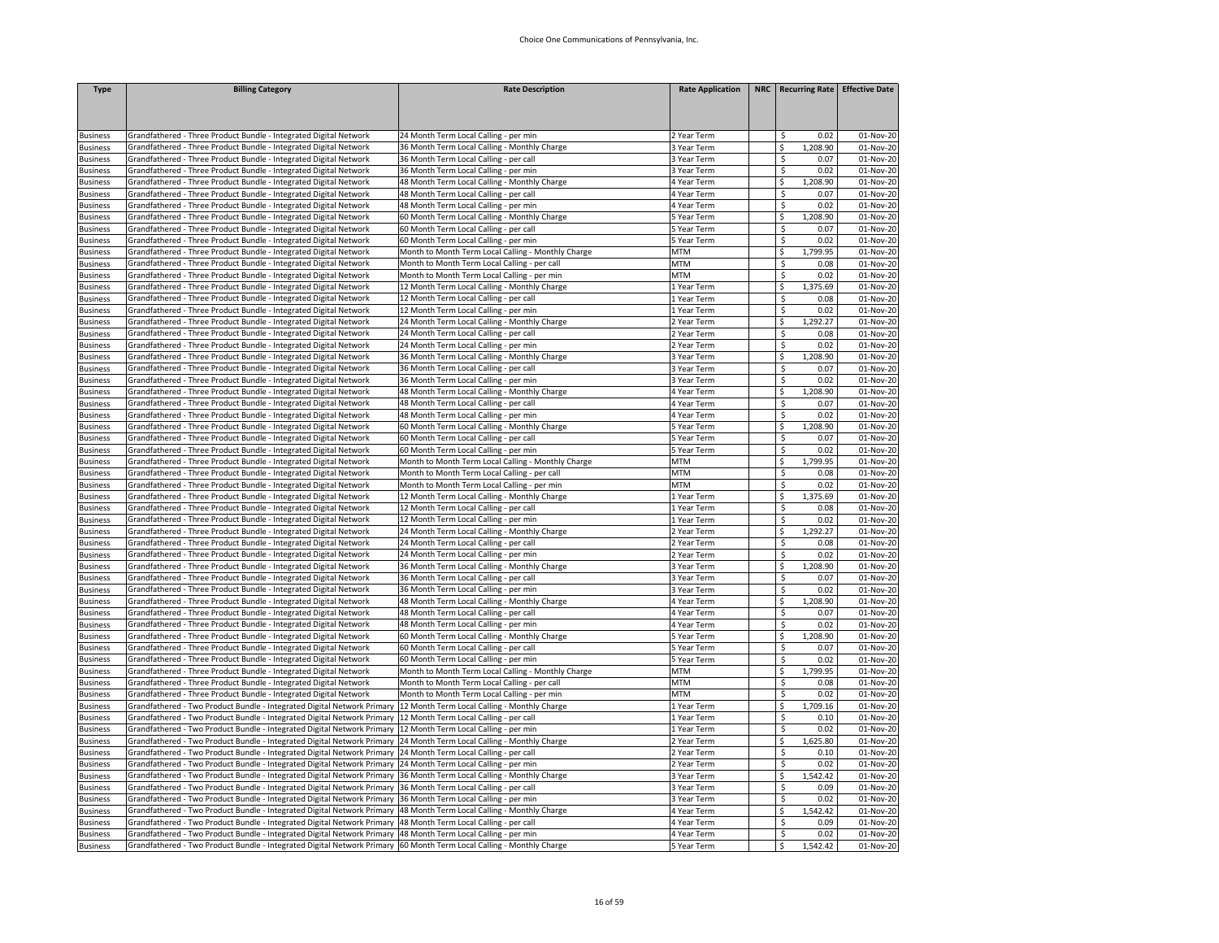| Type | Billing Category | Rate Description | Rate Application | NRC | Recurring Rate | Effective Date |
|---|---|---|---|---|---|---|
| Business | Grandfathered - Three Product Bundle - Integrated Digital Network | 24 Month Term Local Calling - per min | 2 Year Term | | $ 0.02 | 01-Nov-20 |
| Business | Grandfathered - Three Product Bundle - Integrated Digital Network | 36 Month Term Local Calling - Monthly Charge | 3 Year Term | | $ 1,208.90 | 01-Nov-20 |
| Business | Grandfathered - Three Product Bundle - Integrated Digital Network | 36 Month Term Local Calling - per call | 3 Year Term | | $ 0.07 | 01-Nov-20 |
| Business | Grandfathered - Three Product Bundle - Integrated Digital Network | 36 Month Term Local Calling - per min | 3 Year Term | | $ 0.02 | 01-Nov-20 |
| Business | Grandfathered - Three Product Bundle - Integrated Digital Network | 48 Month Term Local Calling - Monthly Charge | 4 Year Term | | $ 1,208.90 | 01-Nov-20 |
| Business | Grandfathered - Three Product Bundle - Integrated Digital Network | 48 Month Term Local Calling - per call | 4 Year Term | | $ 0.07 | 01-Nov-20 |
| Business | Grandfathered - Three Product Bundle - Integrated Digital Network | 48 Month Term Local Calling - per min | 4 Year Term | | $ 0.02 | 01-Nov-20 |
| Business | Grandfathered - Three Product Bundle - Integrated Digital Network | 60 Month Term Local Calling - Monthly Charge | 5 Year Term | | $ 1,208.90 | 01-Nov-20 |
| Business | Grandfathered - Three Product Bundle - Integrated Digital Network | 60 Month Term Local Calling - per call | 5 Year Term | | $ 0.07 | 01-Nov-20 |
| Business | Grandfathered - Three Product Bundle - Integrated Digital Network | 60 Month Term Local Calling - per min | 5 Year Term | | $ 0.02 | 01-Nov-20 |
| Business | Grandfathered - Three Product Bundle - Integrated Digital Network | Month to Month Term Local Calling - Monthly Charge | MTM | | $ 1,799.95 | 01-Nov-20 |
| Business | Grandfathered - Three Product Bundle - Integrated Digital Network | Month to Month Term Local Calling - per call | MTM | | $ 0.08 | 01-Nov-20 |
| Business | Grandfathered - Three Product Bundle - Integrated Digital Network | Month to Month Term Local Calling - per min | MTM | | $ 0.02 | 01-Nov-20 |
| Business | Grandfathered - Three Product Bundle - Integrated Digital Network | 12 Month Term Local Calling - Monthly Charge | 1 Year Term | | $ 1,375.69 | 01-Nov-20 |
| Business | Grandfathered - Three Product Bundle - Integrated Digital Network | 12 Month Term Local Calling - per call | 1 Year Term | | $ 0.08 | 01-Nov-20 |
| Business | Grandfathered - Three Product Bundle - Integrated Digital Network | 12 Month Term Local Calling - per min | 1 Year Term | | $ 0.02 | 01-Nov-20 |
| Business | Grandfathered - Three Product Bundle - Integrated Digital Network | 24 Month Term Local Calling - Monthly Charge | 2 Year Term | | $ 1,292.27 | 01-Nov-20 |
| Business | Grandfathered - Three Product Bundle - Integrated Digital Network | 24 Month Term Local Calling - per call | 2 Year Term | | $ 0.08 | 01-Nov-20 |
| Business | Grandfathered - Three Product Bundle - Integrated Digital Network | 24 Month Term Local Calling - per min | 2 Year Term | | $ 0.02 | 01-Nov-20 |
| Business | Grandfathered - Three Product Bundle - Integrated Digital Network | 36 Month Term Local Calling - Monthly Charge | 3 Year Term | | $ 1,208.90 | 01-Nov-20 |
| Business | Grandfathered - Three Product Bundle - Integrated Digital Network | 36 Month Term Local Calling - per call | 3 Year Term | | $ 0.07 | 01-Nov-20 |
| Business | Grandfathered - Three Product Bundle - Integrated Digital Network | 36 Month Term Local Calling - per min | 3 Year Term | | $ 0.02 | 01-Nov-20 |
| Business | Grandfathered - Three Product Bundle - Integrated Digital Network | 48 Month Term Local Calling - Monthly Charge | 4 Year Term | | $ 1,208.90 | 01-Nov-20 |
| Business | Grandfathered - Three Product Bundle - Integrated Digital Network | 48 Month Term Local Calling - per call | 4 Year Term | | $ 0.07 | 01-Nov-20 |
| Business | Grandfathered - Three Product Bundle - Integrated Digital Network | 48 Month Term Local Calling - per min | 4 Year Term | | $ 0.02 | 01-Nov-20 |
| Business | Grandfathered - Three Product Bundle - Integrated Digital Network | 60 Month Term Local Calling - Monthly Charge | 5 Year Term | | $ 1,208.90 | 01-Nov-20 |
| Business | Grandfathered - Three Product Bundle - Integrated Digital Network | 60 Month Term Local Calling - per call | 5 Year Term | | $ 0.07 | 01-Nov-20 |
| Business | Grandfathered - Three Product Bundle - Integrated Digital Network | 60 Month Term Local Calling - per min | 5 Year Term | | $ 0.02 | 01-Nov-20 |
| Business | Grandfathered - Three Product Bundle - Integrated Digital Network | Month to Month Term Local Calling - Monthly Charge | MTM | | $ 1,799.95 | 01-Nov-20 |
| Business | Grandfathered - Three Product Bundle - Integrated Digital Network | Month to Month Term Local Calling - per call | MTM | | $ 0.08 | 01-Nov-20 |
| Business | Grandfathered - Three Product Bundle - Integrated Digital Network | Month to Month Term Local Calling - per min | MTM | | $ 0.02 | 01-Nov-20 |
| Business | Grandfathered - Three Product Bundle - Integrated Digital Network | 12 Month Term Local Calling - Monthly Charge | 1 Year Term | | $ 1,375.69 | 01-Nov-20 |
| Business | Grandfathered - Three Product Bundle - Integrated Digital Network | 12 Month Term Local Calling - per call | 1 Year Term | | $ 0.08 | 01-Nov-20 |
| Business | Grandfathered - Three Product Bundle - Integrated Digital Network | 12 Month Term Local Calling - per min | 1 Year Term | | $ 0.02 | 01-Nov-20 |
| Business | Grandfathered - Three Product Bundle - Integrated Digital Network | 24 Month Term Local Calling - Monthly Charge | 2 Year Term | | $ 1,292.27 | 01-Nov-20 |
| Business | Grandfathered - Three Product Bundle - Integrated Digital Network | 24 Month Term Local Calling - per call | 2 Year Term | | $ 0.08 | 01-Nov-20 |
| Business | Grandfathered - Three Product Bundle - Integrated Digital Network | 24 Month Term Local Calling - per min | 2 Year Term | | $ 0.02 | 01-Nov-20 |
| Business | Grandfathered - Three Product Bundle - Integrated Digital Network | 36 Month Term Local Calling - Monthly Charge | 3 Year Term | | $ 1,208.90 | 01-Nov-20 |
| Business | Grandfathered - Three Product Bundle - Integrated Digital Network | 36 Month Term Local Calling - per call | 3 Year Term | | $ 0.07 | 01-Nov-20 |
| Business | Grandfathered - Three Product Bundle - Integrated Digital Network | 36 Month Term Local Calling - per min | 3 Year Term | | $ 0.02 | 01-Nov-20 |
| Business | Grandfathered - Three Product Bundle - Integrated Digital Network | 48 Month Term Local Calling - Monthly Charge | 4 Year Term | | $ 1,208.90 | 01-Nov-20 |
| Business | Grandfathered - Three Product Bundle - Integrated Digital Network | 48 Month Term Local Calling - per call | 4 Year Term | | $ 0.07 | 01-Nov-20 |
| Business | Grandfathered - Three Product Bundle - Integrated Digital Network | 48 Month Term Local Calling - per min | 4 Year Term | | $ 0.02 | 01-Nov-20 |
| Business | Grandfathered - Three Product Bundle - Integrated Digital Network | 60 Month Term Local Calling - Monthly Charge | 5 Year Term | | $ 1,208.90 | 01-Nov-20 |
| Business | Grandfathered - Three Product Bundle - Integrated Digital Network | 60 Month Term Local Calling - per call | 5 Year Term | | $ 0.07 | 01-Nov-20 |
| Business | Grandfathered - Three Product Bundle - Integrated Digital Network | 60 Month Term Local Calling - per min | 5 Year Term | | $ 0.02 | 01-Nov-20 |
| Business | Grandfathered - Three Product Bundle - Integrated Digital Network | Month to Month Term Local Calling - Monthly Charge | MTM | | $ 1,799.95 | 01-Nov-20 |
| Business | Grandfathered - Three Product Bundle - Integrated Digital Network | Month to Month Term Local Calling - per call | MTM | | $ 0.08 | 01-Nov-20 |
| Business | Grandfathered - Three Product Bundle - Integrated Digital Network | Month to Month Term Local Calling - per min | MTM | | $ 0.02 | 01-Nov-20 |
| Business | Grandfathered - Two Product Bundle - Integrated Digital Network Primary | 12 Month Term Local Calling - Monthly Charge | 1 Year Term | | $ 1,709.16 | 01-Nov-20 |
| Business | Grandfathered - Two Product Bundle - Integrated Digital Network Primary | 12 Month Term Local Calling - per call | 1 Year Term | | $ 0.10 | 01-Nov-20 |
| Business | Grandfathered - Two Product Bundle - Integrated Digital Network Primary | 12 Month Term Local Calling - per min | 1 Year Term | | $ 0.02 | 01-Nov-20 |
| Business | Grandfathered - Two Product Bundle - Integrated Digital Network Primary | 24 Month Term Local Calling - Monthly Charge | 2 Year Term | | $ 1,625.80 | 01-Nov-20 |
| Business | Grandfathered - Two Product Bundle - Integrated Digital Network Primary | 24 Month Term Local Calling - per call | 2 Year Term | | $ 0.10 | 01-Nov-20 |
| Business | Grandfathered - Two Product Bundle - Integrated Digital Network Primary | 24 Month Term Local Calling - per min | 2 Year Term | | $ 0.02 | 01-Nov-20 |
| Business | Grandfathered - Two Product Bundle - Integrated Digital Network Primary | 36 Month Term Local Calling - Monthly Charge | 3 Year Term | | $ 1,542.42 | 01-Nov-20 |
| Business | Grandfathered - Two Product Bundle - Integrated Digital Network Primary | 36 Month Term Local Calling - per call | 3 Year Term | | $ 0.09 | 01-Nov-20 |
| Business | Grandfathered - Two Product Bundle - Integrated Digital Network Primary | 36 Month Term Local Calling - per min | 3 Year Term | | $ 0.02 | 01-Nov-20 |
| Business | Grandfathered - Two Product Bundle - Integrated Digital Network Primary | 48 Month Term Local Calling - Monthly Charge | 4 Year Term | | $ 1,542.42 | 01-Nov-20 |
| Business | Grandfathered - Two Product Bundle - Integrated Digital Network Primary | 48 Month Term Local Calling - per call | 4 Year Term | | $ 0.09 | 01-Nov-20 |
| Business | Grandfathered - Two Product Bundle - Integrated Digital Network Primary | 48 Month Term Local Calling - per min | 4 Year Term | | $ 0.02 | 01-Nov-20 |
| Business | Grandfathered - Two Product Bundle - Integrated Digital Network Primary | 60 Month Term Local Calling - Monthly Charge | 5 Year Term | | $ 1,542.42 | 01-Nov-20 |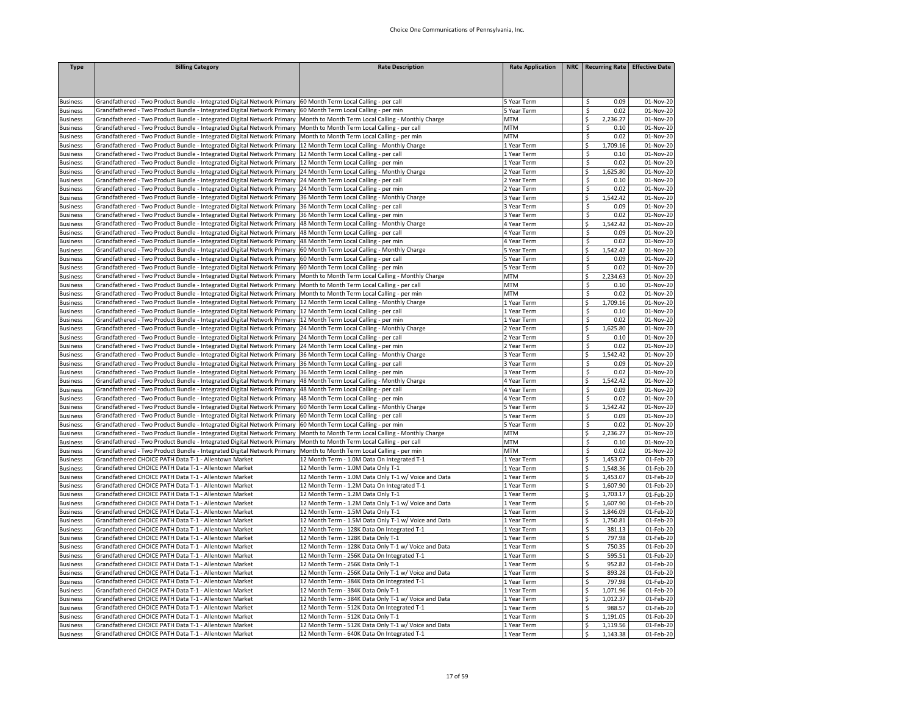| Type | Billing Category | Rate Description | Rate Application | NRC | Recurring Rate | Effective Date |
|---|---|---|---|---|---|---|
| Business | Grandfathered - Two Product Bundle - Integrated Digital Network Primary | 60 Month Term Local Calling - per call | 5 Year Term | | $ 0.09 | 01-Nov-20 |
| Business | Grandfathered - Two Product Bundle - Integrated Digital Network Primary | 60 Month Term Local Calling - per min | 5 Year Term | | $ 0.02 | 01-Nov-20 |
| Business | Grandfathered - Two Product Bundle - Integrated Digital Network Primary | Month to Month Term Local Calling - Monthly Charge | MTM | | $ 2,236.27 | 01-Nov-20 |
| Business | Grandfathered - Two Product Bundle - Integrated Digital Network Primary | Month to Month Term Local Calling - per call | MTM | | $ 0.10 | 01-Nov-20 |
| Business | Grandfathered - Two Product Bundle - Integrated Digital Network Primary | Month to Month Term Local Calling - per min | MTM | | $ 0.02 | 01-Nov-20 |
| Business | Grandfathered - Two Product Bundle - Integrated Digital Network Primary | 12 Month Term Local Calling - Monthly Charge | 1 Year Term | | $ 1,709.16 | 01-Nov-20 |
| Business | Grandfathered - Two Product Bundle - Integrated Digital Network Primary | 12 Month Term Local Calling - per call | 1 Year Term | | $ 0.10 | 01-Nov-20 |
| Business | Grandfathered - Two Product Bundle - Integrated Digital Network Primary | 12 Month Term Local Calling - per min | 1 Year Term | | $ 0.02 | 01-Nov-20 |
| Business | Grandfathered - Two Product Bundle - Integrated Digital Network Primary | 24 Month Term Local Calling - Monthly Charge | 2 Year Term | | $ 1,625.80 | 01-Nov-20 |
| Business | Grandfathered - Two Product Bundle - Integrated Digital Network Primary | 24 Month Term Local Calling - per call | 2 Year Term | | $ 0.10 | 01-Nov-20 |
| Business | Grandfathered - Two Product Bundle - Integrated Digital Network Primary | 24 Month Term Local Calling - per min | 2 Year Term | | $ 0.02 | 01-Nov-20 |
| Business | Grandfathered - Two Product Bundle - Integrated Digital Network Primary | 36 Month Term Local Calling - Monthly Charge | 3 Year Term | | $ 1,542.42 | 01-Nov-20 |
| Business | Grandfathered - Two Product Bundle - Integrated Digital Network Primary | 36 Month Term Local Calling - per call | 3 Year Term | | $ 0.09 | 01-Nov-20 |
| Business | Grandfathered - Two Product Bundle - Integrated Digital Network Primary | 36 Month Term Local Calling - per min | 3 Year Term | | $ 0.02 | 01-Nov-20 |
| Business | Grandfathered - Two Product Bundle - Integrated Digital Network Primary | 48 Month Term Local Calling - Monthly Charge | 4 Year Term | | $ 1,542.42 | 01-Nov-20 |
| Business | Grandfathered - Two Product Bundle - Integrated Digital Network Primary | 48 Month Term Local Calling - per call | 4 Year Term | | $ 0.09 | 01-Nov-20 |
| Business | Grandfathered - Two Product Bundle - Integrated Digital Network Primary | 48 Month Term Local Calling - per min | 4 Year Term | | $ 0.02 | 01-Nov-20 |
| Business | Grandfathered - Two Product Bundle - Integrated Digital Network Primary | 60 Month Term Local Calling - Monthly Charge | 5 Year Term | | $ 1,542.42 | 01-Nov-20 |
| Business | Grandfathered - Two Product Bundle - Integrated Digital Network Primary | 60 Month Term Local Calling - per call | 5 Year Term | | $ 0.09 | 01-Nov-20 |
| Business | Grandfathered - Two Product Bundle - Integrated Digital Network Primary | 60 Month Term Local Calling - per min | 5 Year Term | | $ 0.02 | 01-Nov-20 |
| Business | Grandfathered - Two Product Bundle - Integrated Digital Network Primary | Month to Month Term Local Calling - Monthly Charge | MTM | | $ 2,234.63 | 01-Nov-20 |
| Business | Grandfathered - Two Product Bundle - Integrated Digital Network Primary | Month to Month Term Local Calling - per call | MTM | | $ 0.10 | 01-Nov-20 |
| Business | Grandfathered - Two Product Bundle - Integrated Digital Network Primary | Month to Month Term Local Calling - per min | MTM | | $ 0.02 | 01-Nov-20 |
| Business | Grandfathered - Two Product Bundle - Integrated Digital Network Primary | 12 Month Term Local Calling - Monthly Charge | 1 Year Term | | $ 1,709.16 | 01-Nov-20 |
| Business | Grandfathered - Two Product Bundle - Integrated Digital Network Primary | 12 Month Term Local Calling - per call | 1 Year Term | | $ 0.10 | 01-Nov-20 |
| Business | Grandfathered - Two Product Bundle - Integrated Digital Network Primary | 12 Month Term Local Calling - per min | 1 Year Term | | $ 0.02 | 01-Nov-20 |
| Business | Grandfathered - Two Product Bundle - Integrated Digital Network Primary | 24 Month Term Local Calling - Monthly Charge | 2 Year Term | | $ 1,625.80 | 01-Nov-20 |
| Business | Grandfathered - Two Product Bundle - Integrated Digital Network Primary | 24 Month Term Local Calling - per call | 2 Year Term | | $ 0.10 | 01-Nov-20 |
| Business | Grandfathered - Two Product Bundle - Integrated Digital Network Primary | 24 Month Term Local Calling - per min | 2 Year Term | | $ 0.02 | 01-Nov-20 |
| Business | Grandfathered - Two Product Bundle - Integrated Digital Network Primary | 36 Month Term Local Calling - Monthly Charge | 3 Year Term | | $ 1,542.42 | 01-Nov-20 |
| Business | Grandfathered - Two Product Bundle - Integrated Digital Network Primary | 36 Month Term Local Calling - per call | 3 Year Term | | $ 0.09 | 01-Nov-20 |
| Business | Grandfathered - Two Product Bundle - Integrated Digital Network Primary | 36 Month Term Local Calling - per min | 3 Year Term | | $ 0.02 | 01-Nov-20 |
| Business | Grandfathered - Two Product Bundle - Integrated Digital Network Primary | 48 Month Term Local Calling - Monthly Charge | 4 Year Term | | $ 1,542.42 | 01-Nov-20 |
| Business | Grandfathered - Two Product Bundle - Integrated Digital Network Primary | 48 Month Term Local Calling - per call | 4 Year Term | | $ 0.09 | 01-Nov-20 |
| Business | Grandfathered - Two Product Bundle - Integrated Digital Network Primary | 48 Month Term Local Calling - per min | 4 Year Term | | $ 0.02 | 01-Nov-20 |
| Business | Grandfathered - Two Product Bundle - Integrated Digital Network Primary | 60 Month Term Local Calling - Monthly Charge | 5 Year Term | | $ 1,542.42 | 01-Nov-20 |
| Business | Grandfathered - Two Product Bundle - Integrated Digital Network Primary | 60 Month Term Local Calling - per call | 5 Year Term | | $ 0.09 | 01-Nov-20 |
| Business | Grandfathered - Two Product Bundle - Integrated Digital Network Primary | 60 Month Term Local Calling - per min | 5 Year Term | | $ 0.02 | 01-Nov-20 |
| Business | Grandfathered - Two Product Bundle - Integrated Digital Network Primary | Month to Month Term Local Calling - Monthly Charge | MTM | | $ 2,236.27 | 01-Nov-20 |
| Business | Grandfathered - Two Product Bundle - Integrated Digital Network Primary | Month to Month Term Local Calling - per call | MTM | | $ 0.10 | 01-Nov-20 |
| Business | Grandfathered - Two Product Bundle - Integrated Digital Network Primary | Month to Month Term Local Calling - per min | MTM | | $ 0.02 | 01-Nov-20 |
| Business | Grandfathered CHOICE PATH Data T-1 - Allentown Market | 12 Month Term - 1.0M Data On Integrated T-1 | 1 Year Term | | $ 1,453.07 | 01-Feb-20 |
| Business | Grandfathered CHOICE PATH Data T-1 - Allentown Market | 12 Month Term - 1.0M Data Only T-1 | 1 Year Term | | $ 1,548.36 | 01-Feb-20 |
| Business | Grandfathered CHOICE PATH Data T-1 - Allentown Market | 12 Month Term - 1.0M Data Only T-1 w/ Voice and Data | 1 Year Term | | $ 1,453.07 | 01-Feb-20 |
| Business | Grandfathered CHOICE PATH Data T-1 - Allentown Market | 12 Month Term - 1.2M Data On Integrated T-1 | 1 Year Term | | $ 1,607.90 | 01-Feb-20 |
| Business | Grandfathered CHOICE PATH Data T-1 - Allentown Market | 12 Month Term - 1.2M Data Only T-1 | 1 Year Term | | $ 1,703.17 | 01-Feb-20 |
| Business | Grandfathered CHOICE PATH Data T-1 - Allentown Market | 12 Month Term - 1.2M Data Only T-1 w/ Voice and Data | 1 Year Term | | $ 1,607.90 | 01-Feb-20 |
| Business | Grandfathered CHOICE PATH Data T-1 - Allentown Market | 12 Month Term - 1.5M Data Only T-1 | 1 Year Term | | $ 1,846.09 | 01-Feb-20 |
| Business | Grandfathered CHOICE PATH Data T-1 - Allentown Market | 12 Month Term - 1.5M Data Only T-1 w/ Voice and Data | 1 Year Term | | $ 1,750.81 | 01-Feb-20 |
| Business | Grandfathered CHOICE PATH Data T-1 - Allentown Market | 12 Month Term - 128K Data On Integrated T-1 | 1 Year Term | | $ 381.13 | 01-Feb-20 |
| Business | Grandfathered CHOICE PATH Data T-1 - Allentown Market | 12 Month Term - 128K Data Only T-1 | 1 Year Term | | $ 797.98 | 01-Feb-20 |
| Business | Grandfathered CHOICE PATH Data T-1 - Allentown Market | 12 Month Term - 128K Data Only T-1 w/ Voice and Data | 1 Year Term | | $ 750.35 | 01-Feb-20 |
| Business | Grandfathered CHOICE PATH Data T-1 - Allentown Market | 12 Month Term - 256K Data On Integrated T-1 | 1 Year Term | | $ 595.51 | 01-Feb-20 |
| Business | Grandfathered CHOICE PATH Data T-1 - Allentown Market | 12 Month Term - 256K Data Only T-1 | 1 Year Term | | $ 952.82 | 01-Feb-20 |
| Business | Grandfathered CHOICE PATH Data T-1 - Allentown Market | 12 Month Term - 256K Data Only T-1 w/ Voice and Data | 1 Year Term | | $ 893.28 | 01-Feb-20 |
| Business | Grandfathered CHOICE PATH Data T-1 - Allentown Market | 12 Month Term - 384K Data On Integrated T-1 | 1 Year Term | | $ 797.98 | 01-Feb-20 |
| Business | Grandfathered CHOICE PATH Data T-1 - Allentown Market | 12 Month Term - 384K Data Only T-1 | 1 Year Term | | $ 1,071.96 | 01-Feb-20 |
| Business | Grandfathered CHOICE PATH Data T-1 - Allentown Market | 12 Month Term - 384K Data Only T-1 w/ Voice and Data | 1 Year Term | | $ 1,012.37 | 01-Feb-20 |
| Business | Grandfathered CHOICE PATH Data T-1 - Allentown Market | 12 Month Term - 512K Data On Integrated T-1 | 1 Year Term | | $ 988.57 | 01-Feb-20 |
| Business | Grandfathered CHOICE PATH Data T-1 - Allentown Market | 12 Month Term - 512K Data Only T-1 | 1 Year Term | | $ 1,191.05 | 01-Feb-20 |
| Business | Grandfathered CHOICE PATH Data T-1 - Allentown Market | 12 Month Term - 512K Data Only T-1 w/ Voice and Data | 1 Year Term | | $ 1,119.56 | 01-Feb-20 |
| Business | Grandfathered CHOICE PATH Data T-1 - Allentown Market | 12 Month Term - 640K Data On Integrated T-1 | 1 Year Term | | $ 1,143.38 | 01-Feb-20 |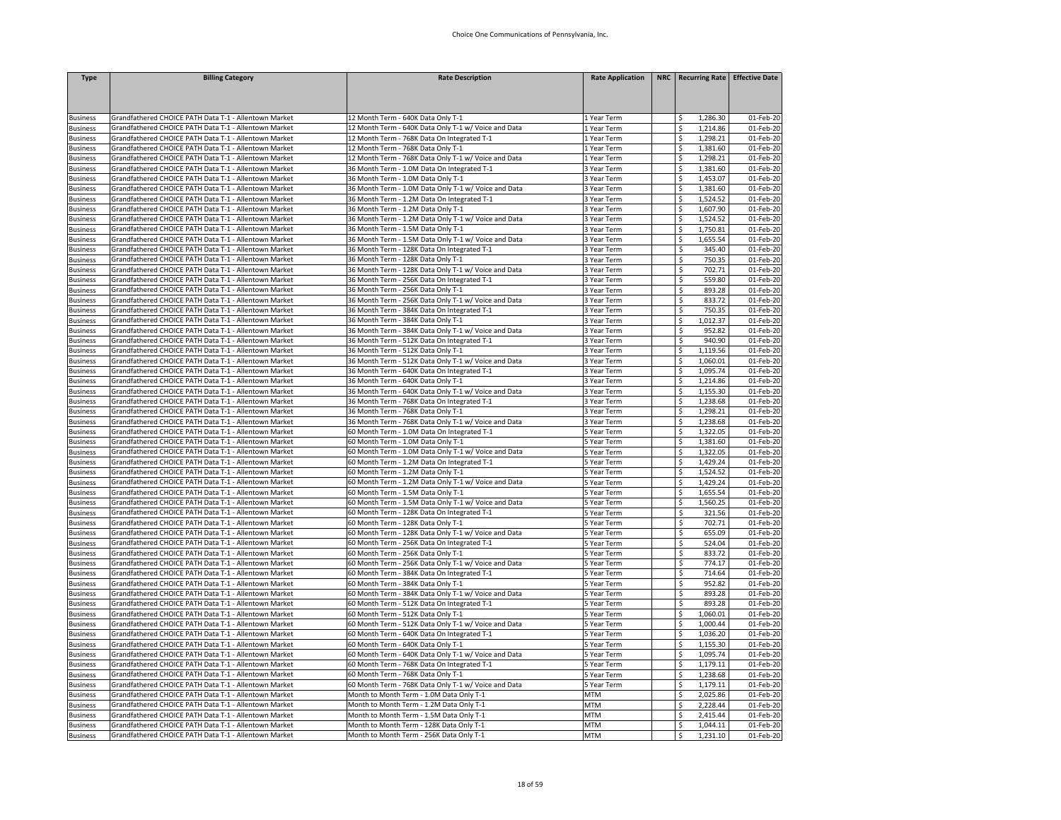| Type | Billing Category | Rate Description | Rate Application | NRC | Recurring Rate | Effective Date |
|---|---|---|---|---|---|---|
| Business | Grandfathered CHOICE PATH Data T-1 - Allentown Market | 12 Month Term - 640K Data Only T-1 | 1 Year Term | | $ 1,286.30 | 01-Feb-20 |
| Business | Grandfathered CHOICE PATH Data T-1 - Allentown Market | 12 Month Term - 640K Data Only T-1 w/ Voice and Data | 1 Year Term | | $ 1,214.86 | 01-Feb-20 |
| Business | Grandfathered CHOICE PATH Data T-1 - Allentown Market | 12 Month Term - 768K Data On Integrated T-1 | 1 Year Term | | $ 1,298.21 | 01-Feb-20 |
| Business | Grandfathered CHOICE PATH Data T-1 - Allentown Market | 12 Month Term - 768K Data Only T-1 | 1 Year Term | | $ 1,381.60 | 01-Feb-20 |
| Business | Grandfathered CHOICE PATH Data T-1 - Allentown Market | 12 Month Term - 768K Data Only T-1 w/ Voice and Data | 1 Year Term | | $ 1,298.21 | 01-Feb-20 |
| Business | Grandfathered CHOICE PATH Data T-1 - Allentown Market | 36 Month Term - 1.0M Data On Integrated T-1 | 3 Year Term | | $ 1,381.60 | 01-Feb-20 |
| Business | Grandfathered CHOICE PATH Data T-1 - Allentown Market | 36 Month Term - 1.0M Data Only T-1 | 3 Year Term | | $ 1,453.07 | 01-Feb-20 |
| Business | Grandfathered CHOICE PATH Data T-1 - Allentown Market | 36 Month Term - 1.0M Data Only T-1 w/ Voice and Data | 3 Year Term | | $ 1,381.60 | 01-Feb-20 |
| Business | Grandfathered CHOICE PATH Data T-1 - Allentown Market | 36 Month Term - 1.2M Data On Integrated T-1 | 3 Year Term | | $ 1,524.52 | 01-Feb-20 |
| Business | Grandfathered CHOICE PATH Data T-1 - Allentown Market | 36 Month Term - 1.2M Data Only T-1 | 3 Year Term | | $ 1,607.90 | 01-Feb-20 |
| Business | Grandfathered CHOICE PATH Data T-1 - Allentown Market | 36 Month Term - 1.2M Data Only T-1 w/ Voice and Data | 3 Year Term | | $ 1,524.52 | 01-Feb-20 |
| Business | Grandfathered CHOICE PATH Data T-1 - Allentown Market | 36 Month Term - 1.5M Data Only T-1 | 3 Year Term | | $ 1,750.81 | 01-Feb-20 |
| Business | Grandfathered CHOICE PATH Data T-1 - Allentown Market | 36 Month Term - 1.5M Data Only T-1 w/ Voice and Data | 3 Year Term | | $ 1,655.54 | 01-Feb-20 |
| Business | Grandfathered CHOICE PATH Data T-1 - Allentown Market | 36 Month Term - 128K Data On Integrated T-1 | 3 Year Term | | $ 345.40 | 01-Feb-20 |
| Business | Grandfathered CHOICE PATH Data T-1 - Allentown Market | 36 Month Term - 128K Data Only T-1 | 3 Year Term | | $ 750.35 | 01-Feb-20 |
| Business | Grandfathered CHOICE PATH Data T-1 - Allentown Market | 36 Month Term - 128K Data Only T-1 w/ Voice and Data | 3 Year Term | | $ 702.71 | 01-Feb-20 |
| Business | Grandfathered CHOICE PATH Data T-1 - Allentown Market | 36 Month Term - 256K Data On Integrated T-1 | 3 Year Term | | $ 559.80 | 01-Feb-20 |
| Business | Grandfathered CHOICE PATH Data T-1 - Allentown Market | 36 Month Term - 256K Data Only T-1 | 3 Year Term | | $ 893.28 | 01-Feb-20 |
| Business | Grandfathered CHOICE PATH Data T-1 - Allentown Market | 36 Month Term - 256K Data Only T-1 w/ Voice and Data | 3 Year Term | | $ 833.72 | 01-Feb-20 |
| Business | Grandfathered CHOICE PATH Data T-1 - Allentown Market | 36 Month Term - 384K Data On Integrated T-1 | 3 Year Term | | $ 750.35 | 01-Feb-20 |
| Business | Grandfathered CHOICE PATH Data T-1 - Allentown Market | 36 Month Term - 384K Data Only T-1 | 3 Year Term | | $ 1,012.37 | 01-Feb-20 |
| Business | Grandfathered CHOICE PATH Data T-1 - Allentown Market | 36 Month Term - 384K Data Only T-1 w/ Voice and Data | 3 Year Term | | $ 952.82 | 01-Feb-20 |
| Business | Grandfathered CHOICE PATH Data T-1 - Allentown Market | 36 Month Term - 512K Data On Integrated T-1 | 3 Year Term | | $ 940.90 | 01-Feb-20 |
| Business | Grandfathered CHOICE PATH Data T-1 - Allentown Market | 36 Month Term - 512K Data Only T-1 | 3 Year Term | | $ 1,119.56 | 01-Feb-20 |
| Business | Grandfathered CHOICE PATH Data T-1 - Allentown Market | 36 Month Term - 512K Data Only T-1 w/ Voice and Data | 3 Year Term | | $ 1,060.01 | 01-Feb-20 |
| Business | Grandfathered CHOICE PATH Data T-1 - Allentown Market | 36 Month Term - 640K Data On Integrated T-1 | 3 Year Term | | $ 1,095.74 | 01-Feb-20 |
| Business | Grandfathered CHOICE PATH Data T-1 - Allentown Market | 36 Month Term - 640K Data Only T-1 | 3 Year Term | | $ 1,214.86 | 01-Feb-20 |
| Business | Grandfathered CHOICE PATH Data T-1 - Allentown Market | 36 Month Term - 640K Data Only T-1 w/ Voice and Data | 3 Year Term | | $ 1,155.30 | 01-Feb-20 |
| Business | Grandfathered CHOICE PATH Data T-1 - Allentown Market | 36 Month Term - 768K Data On Integrated T-1 | 3 Year Term | | $ 1,238.68 | 01-Feb-20 |
| Business | Grandfathered CHOICE PATH Data T-1 - Allentown Market | 36 Month Term - 768K Data Only T-1 | 3 Year Term | | $ 1,298.21 | 01-Feb-20 |
| Business | Grandfathered CHOICE PATH Data T-1 - Allentown Market | 36 Month Term - 768K Data Only T-1 w/ Voice and Data | 3 Year Term | | $ 1,238.68 | 01-Feb-20 |
| Business | Grandfathered CHOICE PATH Data T-1 - Allentown Market | 60 Month Term - 1.0M Data On Integrated T-1 | 5 Year Term | | $ 1,322.05 | 01-Feb-20 |
| Business | Grandfathered CHOICE PATH Data T-1 - Allentown Market | 60 Month Term - 1.0M Data Only T-1 | 5 Year Term | | $ 1,381.60 | 01-Feb-20 |
| Business | Grandfathered CHOICE PATH Data T-1 - Allentown Market | 60 Month Term - 1.0M Data Only T-1 w/ Voice and Data | 5 Year Term | | $ 1,322.05 | 01-Feb-20 |
| Business | Grandfathered CHOICE PATH Data T-1 - Allentown Market | 60 Month Term - 1.2M Data On Integrated T-1 | 5 Year Term | | $ 1,429.24 | 01-Feb-20 |
| Business | Grandfathered CHOICE PATH Data T-1 - Allentown Market | 60 Month Term - 1.2M Data Only T-1 | 5 Year Term | | $ 1,524.52 | 01-Feb-20 |
| Business | Grandfathered CHOICE PATH Data T-1 - Allentown Market | 60 Month Term - 1.2M Data Only T-1 w/ Voice and Data | 5 Year Term | | $ 1,429.24 | 01-Feb-20 |
| Business | Grandfathered CHOICE PATH Data T-1 - Allentown Market | 60 Month Term - 1.5M Data Only T-1 | 5 Year Term | | $ 1,655.54 | 01-Feb-20 |
| Business | Grandfathered CHOICE PATH Data T-1 - Allentown Market | 60 Month Term - 1.5M Data Only T-1 w/ Voice and Data | 5 Year Term | | $ 1,560.25 | 01-Feb-20 |
| Business | Grandfathered CHOICE PATH Data T-1 - Allentown Market | 60 Month Term - 128K Data On Integrated T-1 | 5 Year Term | | $ 321.56 | 01-Feb-20 |
| Business | Grandfathered CHOICE PATH Data T-1 - Allentown Market | 60 Month Term - 128K Data Only T-1 | 5 Year Term | | $ 702.71 | 01-Feb-20 |
| Business | Grandfathered CHOICE PATH Data T-1 - Allentown Market | 60 Month Term - 128K Data Only T-1 w/ Voice and Data | 5 Year Term | | $ 655.09 | 01-Feb-20 |
| Business | Grandfathered CHOICE PATH Data T-1 - Allentown Market | 60 Month Term - 256K Data On Integrated T-1 | 5 Year Term | | $ 524.04 | 01-Feb-20 |
| Business | Grandfathered CHOICE PATH Data T-1 - Allentown Market | 60 Month Term - 256K Data Only T-1 | 5 Year Term | | $ 833.72 | 01-Feb-20 |
| Business | Grandfathered CHOICE PATH Data T-1 - Allentown Market | 60 Month Term - 256K Data Only T-1 w/ Voice and Data | 5 Year Term | | $ 774.17 | 01-Feb-20 |
| Business | Grandfathered CHOICE PATH Data T-1 - Allentown Market | 60 Month Term - 384K Data On Integrated T-1 | 5 Year Term | | $ 714.64 | 01-Feb-20 |
| Business | Grandfathered CHOICE PATH Data T-1 - Allentown Market | 60 Month Term - 384K Data Only T-1 | 5 Year Term | | $ 952.82 | 01-Feb-20 |
| Business | Grandfathered CHOICE PATH Data T-1 - Allentown Market | 60 Month Term - 384K Data Only T-1 w/ Voice and Data | 5 Year Term | | $ 893.28 | 01-Feb-20 |
| Business | Grandfathered CHOICE PATH Data T-1 - Allentown Market | 60 Month Term - 512K Data On Integrated T-1 | 5 Year Term | | $ 893.28 | 01-Feb-20 |
| Business | Grandfathered CHOICE PATH Data T-1 - Allentown Market | 60 Month Term - 512K Data Only T-1 | 5 Year Term | | $ 1,060.01 | 01-Feb-20 |
| Business | Grandfathered CHOICE PATH Data T-1 - Allentown Market | 60 Month Term - 512K Data Only T-1 w/ Voice and Data | 5 Year Term | | $ 1,000.44 | 01-Feb-20 |
| Business | Grandfathered CHOICE PATH Data T-1 - Allentown Market | 60 Month Term - 640K Data On Integrated T-1 | 5 Year Term | | $ 1,036.20 | 01-Feb-20 |
| Business | Grandfathered CHOICE PATH Data T-1 - Allentown Market | 60 Month Term - 640K Data Only T-1 | 5 Year Term | | $ 1,155.30 | 01-Feb-20 |
| Business | Grandfathered CHOICE PATH Data T-1 - Allentown Market | 60 Month Term - 640K Data Only T-1 w/ Voice and Data | 5 Year Term | | $ 1,095.74 | 01-Feb-20 |
| Business | Grandfathered CHOICE PATH Data T-1 - Allentown Market | 60 Month Term - 768K Data On Integrated T-1 | 5 Year Term | | $ 1,179.11 | 01-Feb-20 |
| Business | Grandfathered CHOICE PATH Data T-1 - Allentown Market | 60 Month Term - 768K Data Only T-1 | 5 Year Term | | $ 1,238.68 | 01-Feb-20 |
| Business | Grandfathered CHOICE PATH Data T-1 - Allentown Market | 60 Month Term - 768K Data Only T-1 w/ Voice and Data | 5 Year Term | | $ 1,179.11 | 01-Feb-20 |
| Business | Grandfathered CHOICE PATH Data T-1 - Allentown Market | Month to Month Term - 1.0M Data Only T-1 | MTM | | $ 2,025.86 | 01-Feb-20 |
| Business | Grandfathered CHOICE PATH Data T-1 - Allentown Market | Month to Month Term - 1.2M Data Only T-1 | MTM | | $ 2,228.44 | 01-Feb-20 |
| Business | Grandfathered CHOICE PATH Data T-1 - Allentown Market | Month to Month Term - 1.5M Data Only T-1 | MTM | | $ 2,415.44 | 01-Feb-20 |
| Business | Grandfathered CHOICE PATH Data T-1 - Allentown Market | Month to Month Term - 128K Data Only T-1 | MTM | | $ 1,044.11 | 01-Feb-20 |
| Business | Grandfathered CHOICE PATH Data T-1 - Allentown Market | Month to Month Term - 256K Data Only T-1 | MTM | | $ 1,231.10 | 01-Feb-20 |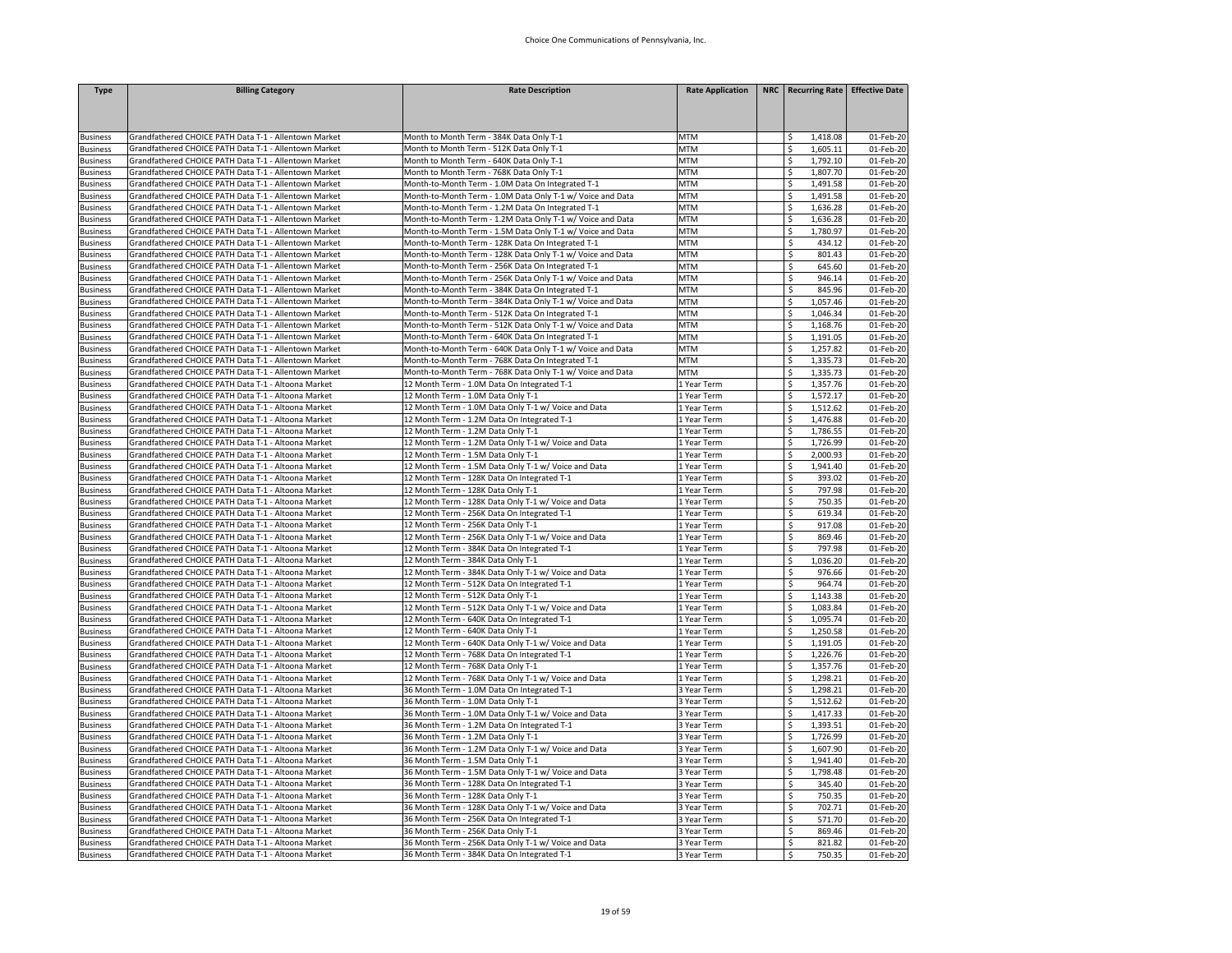| Type | Billing Category | Rate Description | Rate Application | NRC | Recurring Rate | Effective Date |
|---|---|---|---|---|---|---|
| Business | Grandfathered CHOICE PATH Data T-1 - Allentown Market | Month to Month Term - 384K Data Only T-1 | MTM | | $ 1,418.08 | 01-Feb-20 |
| Business | Grandfathered CHOICE PATH Data T-1 - Allentown Market | Month to Month Term - 512K Data Only T-1 | MTM | | $ 1,605.11 | 01-Feb-20 |
| Business | Grandfathered CHOICE PATH Data T-1 - Allentown Market | Month to Month Term - 640K Data Only T-1 | MTM | | $ 1,792.10 | 01-Feb-20 |
| Business | Grandfathered CHOICE PATH Data T-1 - Allentown Market | Month to Month Term - 768K Data Only T-1 | MTM | | $ 1,807.70 | 01-Feb-20 |
| Business | Grandfathered CHOICE PATH Data T-1 - Allentown Market | Month-to-Month Term - 1.0M Data On Integrated T-1 | MTM | | $ 1,491.58 | 01-Feb-20 |
| Business | Grandfathered CHOICE PATH Data T-1 - Allentown Market | Month-to-Month Term - 1.0M Data Only T-1 w/ Voice and Data | MTM | | $ 1,491.58 | 01-Feb-20 |
| Business | Grandfathered CHOICE PATH Data T-1 - Allentown Market | Month-to-Month Term - 1.2M Data On Integrated T-1 | MTM | | $ 1,636.28 | 01-Feb-20 |
| Business | Grandfathered CHOICE PATH Data T-1 - Allentown Market | Month-to-Month Term - 1.2M Data Only T-1 w/ Voice and Data | MTM | | $ 1,636.28 | 01-Feb-20 |
| Business | Grandfathered CHOICE PATH Data T-1 - Allentown Market | Month-to-Month Term - 1.5M Data Only T-1 w/ Voice and Data | MTM | | $ 1,780.97 | 01-Feb-20 |
| Business | Grandfathered CHOICE PATH Data T-1 - Allentown Market | Month-to-Month Term - 128K Data On Integrated T-1 | MTM | | $ 434.12 | 01-Feb-20 |
| Business | Grandfathered CHOICE PATH Data T-1 - Allentown Market | Month-to-Month Term - 128K Data Only T-1 w/ Voice and Data | MTM | | $ 801.43 | 01-Feb-20 |
| Business | Grandfathered CHOICE PATH Data T-1 - Allentown Market | Month-to-Month Term - 256K Data On Integrated T-1 | MTM | | $ 645.60 | 01-Feb-20 |
| Business | Grandfathered CHOICE PATH Data T-1 - Allentown Market | Month-to-Month Term - 256K Data Only T-1 w/ Voice and Data | MTM | | $ 946.14 | 01-Feb-20 |
| Business | Grandfathered CHOICE PATH Data T-1 - Allentown Market | Month-to-Month Term - 384K Data On Integrated T-1 | MTM | | $ 845.96 | 01-Feb-20 |
| Business | Grandfathered CHOICE PATH Data T-1 - Allentown Market | Month-to-Month Term - 384K Data Only T-1 w/ Voice and Data | MTM | | $ 1,057.46 | 01-Feb-20 |
| Business | Grandfathered CHOICE PATH Data T-1 - Allentown Market | Month-to-Month Term - 512K Data On Integrated T-1 | MTM | | $ 1,046.34 | 01-Feb-20 |
| Business | Grandfathered CHOICE PATH Data T-1 - Allentown Market | Month-to-Month Term - 512K Data Only T-1 w/ Voice and Data | MTM | | $ 1,168.76 | 01-Feb-20 |
| Business | Grandfathered CHOICE PATH Data T-1 - Allentown Market | Month-to-Month Term - 640K Data On Integrated T-1 | MTM | | $ 1,191.05 | 01-Feb-20 |
| Business | Grandfathered CHOICE PATH Data T-1 - Allentown Market | Month-to-Month Term - 640K Data Only T-1 w/ Voice and Data | MTM | | $ 1,257.82 | 01-Feb-20 |
| Business | Grandfathered CHOICE PATH Data T-1 - Allentown Market | Month-to-Month Term - 768K Data On Integrated T-1 | MTM | | $ 1,335.73 | 01-Feb-20 |
| Business | Grandfathered CHOICE PATH Data T-1 - Allentown Market | Month-to-Month Term - 768K Data Only T-1 w/ Voice and Data | MTM | | $ 1,335.73 | 01-Feb-20 |
| Business | Grandfathered CHOICE PATH Data T-1 - Altoona Market | 12 Month Term - 1.0M Data On Integrated T-1 | 1 Year Term | | $ 1,357.76 | 01-Feb-20 |
| Business | Grandfathered CHOICE PATH Data T-1 - Altoona Market | 12 Month Term - 1.0M Data Only T-1 | 1 Year Term | | $ 1,572.17 | 01-Feb-20 |
| Business | Grandfathered CHOICE PATH Data T-1 - Altoona Market | 12 Month Term - 1.0M Data Only T-1 w/ Voice and Data | 1 Year Term | | $ 1,512.62 | 01-Feb-20 |
| Business | Grandfathered CHOICE PATH Data T-1 - Altoona Market | 12 Month Term - 1.2M Data On Integrated T-1 | 1 Year Term | | $ 1,476.88 | 01-Feb-20 |
| Business | Grandfathered CHOICE PATH Data T-1 - Altoona Market | 12 Month Term - 1.2M Data Only T-1 | 1 Year Term | | $ 1,786.55 | 01-Feb-20 |
| Business | Grandfathered CHOICE PATH Data T-1 - Altoona Market | 12 Month Term - 1.2M Data Only T-1 w/ Voice and Data | 1 Year Term | | $ 1,726.99 | 01-Feb-20 |
| Business | Grandfathered CHOICE PATH Data T-1 - Altoona Market | 12 Month Term - 1.5M Data Only T-1 | 1 Year Term | | $ 2,000.93 | 01-Feb-20 |
| Business | Grandfathered CHOICE PATH Data T-1 - Altoona Market | 12 Month Term - 1.5M Data Only T-1 w/ Voice and Data | 1 Year Term | | $ 1,941.40 | 01-Feb-20 |
| Business | Grandfathered CHOICE PATH Data T-1 - Altoona Market | 12 Month Term - 128K Data On Integrated T-1 | 1 Year Term | | $ 393.02 | 01-Feb-20 |
| Business | Grandfathered CHOICE PATH Data T-1 - Altoona Market | 12 Month Term - 128K Data Only T-1 | 1 Year Term | | $ 797.98 | 01-Feb-20 |
| Business | Grandfathered CHOICE PATH Data T-1 - Altoona Market | 12 Month Term - 128K Data Only T-1 w/ Voice and Data | 1 Year Term | | $ 750.35 | 01-Feb-20 |
| Business | Grandfathered CHOICE PATH Data T-1 - Altoona Market | 12 Month Term - 256K Data On Integrated T-1 | 1 Year Term | | $ 619.34 | 01-Feb-20 |
| Business | Grandfathered CHOICE PATH Data T-1 - Altoona Market | 12 Month Term - 256K Data Only T-1 | 1 Year Term | | $ 917.08 | 01-Feb-20 |
| Business | Grandfathered CHOICE PATH Data T-1 - Altoona Market | 12 Month Term - 256K Data Only T-1 w/ Voice and Data | 1 Year Term | | $ 869.46 | 01-Feb-20 |
| Business | Grandfathered CHOICE PATH Data T-1 - Altoona Market | 12 Month Term - 384K Data On Integrated T-1 | 1 Year Term | | $ 797.98 | 01-Feb-20 |
| Business | Grandfathered CHOICE PATH Data T-1 - Altoona Market | 12 Month Term - 384K Data Only T-1 | 1 Year Term | | $ 1,036.20 | 01-Feb-20 |
| Business | Grandfathered CHOICE PATH Data T-1 - Altoona Market | 12 Month Term - 384K Data Only T-1 w/ Voice and Data | 1 Year Term | | $ 976.66 | 01-Feb-20 |
| Business | Grandfathered CHOICE PATH Data T-1 - Altoona Market | 12 Month Term - 512K Data On Integrated T-1 | 1 Year Term | | $ 964.74 | 01-Feb-20 |
| Business | Grandfathered CHOICE PATH Data T-1 - Altoona Market | 12 Month Term - 512K Data Only T-1 | 1 Year Term | | $ 1,143.38 | 01-Feb-20 |
| Business | Grandfathered CHOICE PATH Data T-1 - Altoona Market | 12 Month Term - 512K Data Only T-1 w/ Voice and Data | 1 Year Term | | $ 1,083.84 | 01-Feb-20 |
| Business | Grandfathered CHOICE PATH Data T-1 - Altoona Market | 12 Month Term - 640K Data On Integrated T-1 | 1 Year Term | | $ 1,095.74 | 01-Feb-20 |
| Business | Grandfathered CHOICE PATH Data T-1 - Altoona Market | 12 Month Term - 640K Data Only T-1 | 1 Year Term | | $ 1,250.58 | 01-Feb-20 |
| Business | Grandfathered CHOICE PATH Data T-1 - Altoona Market | 12 Month Term - 640K Data Only T-1 w/ Voice and Data | 1 Year Term | | $ 1,191.05 | 01-Feb-20 |
| Business | Grandfathered CHOICE PATH Data T-1 - Altoona Market | 12 Month Term - 768K Data On Integrated T-1 | 1 Year Term | | $ 1,226.76 | 01-Feb-20 |
| Business | Grandfathered CHOICE PATH Data T-1 - Altoona Market | 12 Month Term - 768K Data Only T-1 | 1 Year Term | | $ 1,357.76 | 01-Feb-20 |
| Business | Grandfathered CHOICE PATH Data T-1 - Altoona Market | 12 Month Term - 768K Data Only T-1 w/ Voice and Data | 1 Year Term | | $ 1,298.21 | 01-Feb-20 |
| Business | Grandfathered CHOICE PATH Data T-1 - Altoona Market | 36 Month Term - 1.0M Data On Integrated T-1 | 3 Year Term | | $ 1,298.21 | 01-Feb-20 |
| Business | Grandfathered CHOICE PATH Data T-1 - Altoona Market | 36 Month Term - 1.0M Data Only T-1 | 3 Year Term | | $ 1,512.62 | 01-Feb-20 |
| Business | Grandfathered CHOICE PATH Data T-1 - Altoona Market | 36 Month Term - 1.0M Data Only T-1 w/ Voice and Data | 3 Year Term | | $ 1,417.33 | 01-Feb-20 |
| Business | Grandfathered CHOICE PATH Data T-1 - Altoona Market | 36 Month Term - 1.2M Data On Integrated T-1 | 3 Year Term | | $ 1,393.51 | 01-Feb-20 |
| Business | Grandfathered CHOICE PATH Data T-1 - Altoona Market | 36 Month Term - 1.2M Data Only T-1 | 3 Year Term | | $ 1,726.99 | 01-Feb-20 |
| Business | Grandfathered CHOICE PATH Data T-1 - Altoona Market | 36 Month Term - 1.2M Data Only T-1 w/ Voice and Data | 3 Year Term | | $ 1,607.90 | 01-Feb-20 |
| Business | Grandfathered CHOICE PATH Data T-1 - Altoona Market | 36 Month Term - 1.5M Data Only T-1 | 3 Year Term | | $ 1,941.40 | 01-Feb-20 |
| Business | Grandfathered CHOICE PATH Data T-1 - Altoona Market | 36 Month Term - 1.5M Data Only T-1 w/ Voice and Data | 3 Year Term | | $ 1,798.48 | 01-Feb-20 |
| Business | Grandfathered CHOICE PATH Data T-1 - Altoona Market | 36 Month Term - 128K Data On Integrated T-1 | 3 Year Term | | $ 345.40 | 01-Feb-20 |
| Business | Grandfathered CHOICE PATH Data T-1 - Altoona Market | 36 Month Term - 128K Data Only T-1 | 3 Year Term | | $ 750.35 | 01-Feb-20 |
| Business | Grandfathered CHOICE PATH Data T-1 - Altoona Market | 36 Month Term - 128K Data Only T-1 w/ Voice and Data | 3 Year Term | | $ 702.71 | 01-Feb-20 |
| Business | Grandfathered CHOICE PATH Data T-1 - Altoona Market | 36 Month Term - 256K Data On Integrated T-1 | 3 Year Term | | $ 571.70 | 01-Feb-20 |
| Business | Grandfathered CHOICE PATH Data T-1 - Altoona Market | 36 Month Term - 256K Data Only T-1 | 3 Year Term | | $ 869.46 | 01-Feb-20 |
| Business | Grandfathered CHOICE PATH Data T-1 - Altoona Market | 36 Month Term - 256K Data Only T-1 w/ Voice and Data | 3 Year Term | | $ 821.82 | 01-Feb-20 |
| Business | Grandfathered CHOICE PATH Data T-1 - Altoona Market | 36 Month Term - 384K Data On Integrated T-1 | 3 Year Term | | $ 750.35 | 01-Feb-20 |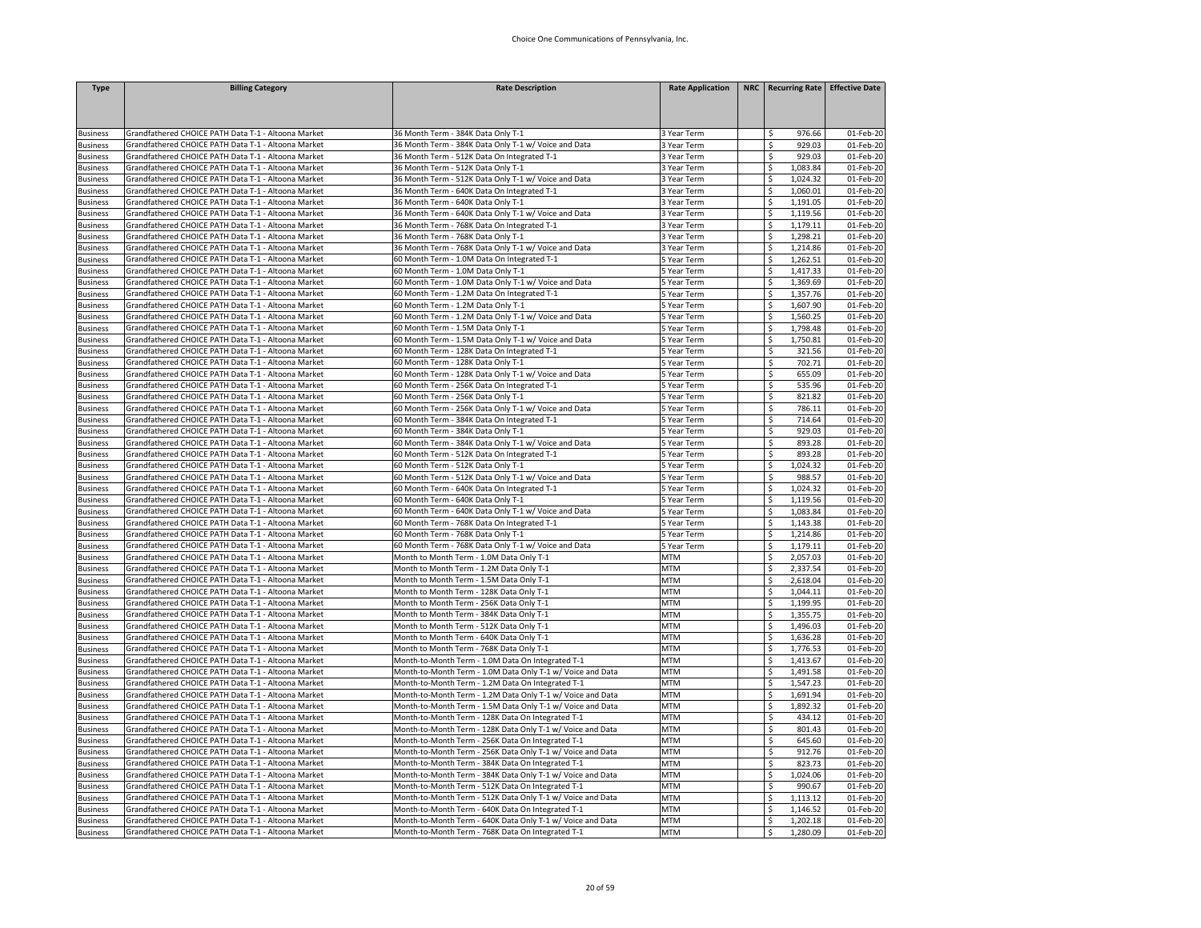| Type | Billing Category | Rate Description | Rate Application | NRC | Recurring Rate | Effective Date |
|---|---|---|---|---|---|---|
| Business | Grandfathered CHOICE PATH Data T-1 - Altoona Market | 36 Month Term - 384K Data Only T-1 | 3 Year Term | | $ 976.66 | 01-Feb-20 |
| Business | Grandfathered CHOICE PATH Data T-1 - Altoona Market | 36 Month Term - 384K Data Only T-1 w/ Voice and Data | 3 Year Term | | $ 929.03 | 01-Feb-20 |
| Business | Grandfathered CHOICE PATH Data T-1 - Altoona Market | 36 Month Term - 512K Data On Integrated T-1 | 3 Year Term | | $ 929.03 | 01-Feb-20 |
| Business | Grandfathered CHOICE PATH Data T-1 - Altoona Market | 36 Month Term - 512K Data Only T-1 | 3 Year Term | | $ 1,083.84 | 01-Feb-20 |
| Business | Grandfathered CHOICE PATH Data T-1 - Altoona Market | 36 Month Term - 512K Data Only T-1 w/ Voice and Data | 3 Year Term | | $ 1,024.32 | 01-Feb-20 |
| Business | Grandfathered CHOICE PATH Data T-1 - Altoona Market | 36 Month Term - 640K Data On Integrated T-1 | 3 Year Term | | $ 1,060.01 | 01-Feb-20 |
| Business | Grandfathered CHOICE PATH Data T-1 - Altoona Market | 36 Month Term - 640K Data Only T-1 | 3 Year Term | | $ 1,191.05 | 01-Feb-20 |
| Business | Grandfathered CHOICE PATH Data T-1 - Altoona Market | 36 Month Term - 640K Data Only T-1 w/ Voice and Data | 3 Year Term | | $ 1,119.56 | 01-Feb-20 |
| Business | Grandfathered CHOICE PATH Data T-1 - Altoona Market | 36 Month Term - 768K Data On Integrated T-1 | 3 Year Term | | $ 1,179.11 | 01-Feb-20 |
| Business | Grandfathered CHOICE PATH Data T-1 - Altoona Market | 36 Month Term - 768K Data Only T-1 | 3 Year Term | | $ 1,298.21 | 01-Feb-20 |
| Business | Grandfathered CHOICE PATH Data T-1 - Altoona Market | 36 Month Term - 768K Data Only T-1 w/ Voice and Data | 3 Year Term | | $ 1,214.86 | 01-Feb-20 |
| Business | Grandfathered CHOICE PATH Data T-1 - Altoona Market | 60 Month Term - 1.0M Data On Integrated T-1 | 5 Year Term | | $ 1,262.51 | 01-Feb-20 |
| Business | Grandfathered CHOICE PATH Data T-1 - Altoona Market | 60 Month Term - 1.0M Data Only T-1 | 5 Year Term | | $ 1,417.33 | 01-Feb-20 |
| Business | Grandfathered CHOICE PATH Data T-1 - Altoona Market | 60 Month Term - 1.0M Data Only T-1 w/ Voice and Data | 5 Year Term | | $ 1,369.69 | 01-Feb-20 |
| Business | Grandfathered CHOICE PATH Data T-1 - Altoona Market | 60 Month Term - 1.2M Data On Integrated T-1 | 5 Year Term | | $ 1,357.76 | 01-Feb-20 |
| Business | Grandfathered CHOICE PATH Data T-1 - Altoona Market | 60 Month Term - 1.2M Data Only T-1 | 5 Year Term | | $ 1,607.90 | 01-Feb-20 |
| Business | Grandfathered CHOICE PATH Data T-1 - Altoona Market | 60 Month Term - 1.2M Data Only T-1 w/ Voice and Data | 5 Year Term | | $ 1,560.25 | 01-Feb-20 |
| Business | Grandfathered CHOICE PATH Data T-1 - Altoona Market | 60 Month Term - 1.5M Data Only T-1 | 5 Year Term | | $ 1,798.48 | 01-Feb-20 |
| Business | Grandfathered CHOICE PATH Data T-1 - Altoona Market | 60 Month Term - 1.5M Data Only T-1 w/ Voice and Data | 5 Year Term | | $ 1,750.81 | 01-Feb-20 |
| Business | Grandfathered CHOICE PATH Data T-1 - Altoona Market | 60 Month Term - 128K Data On Integrated T-1 | 5 Year Term | | $ 321.56 | 01-Feb-20 |
| Business | Grandfathered CHOICE PATH Data T-1 - Altoona Market | 60 Month Term - 128K Data Only T-1 | 5 Year Term | | $ 702.71 | 01-Feb-20 |
| Business | Grandfathered CHOICE PATH Data T-1 - Altoona Market | 60 Month Term - 128K Data Only T-1 w/ Voice and Data | 5 Year Term | | $ 655.09 | 01-Feb-20 |
| Business | Grandfathered CHOICE PATH Data T-1 - Altoona Market | 60 Month Term - 256K Data On Integrated T-1 | 5 Year Term | | $ 535.96 | 01-Feb-20 |
| Business | Grandfathered CHOICE PATH Data T-1 - Altoona Market | 60 Month Term - 256K Data Only T-1 | 5 Year Term | | $ 821.82 | 01-Feb-20 |
| Business | Grandfathered CHOICE PATH Data T-1 - Altoona Market | 60 Month Term - 256K Data Only T-1 w/ Voice and Data | 5 Year Term | | $ 786.11 | 01-Feb-20 |
| Business | Grandfathered CHOICE PATH Data T-1 - Altoona Market | 60 Month Term - 384K Data On Integrated T-1 | 5 Year Term | | $ 714.64 | 01-Feb-20 |
| Business | Grandfathered CHOICE PATH Data T-1 - Altoona Market | 60 Month Term - 384K Data Only T-1 | 5 Year Term | | $ 929.03 | 01-Feb-20 |
| Business | Grandfathered CHOICE PATH Data T-1 - Altoona Market | 60 Month Term - 384K Data Only T-1 w/ Voice and Data | 5 Year Term | | $ 893.28 | 01-Feb-20 |
| Business | Grandfathered CHOICE PATH Data T-1 - Altoona Market | 60 Month Term - 512K Data On Integrated T-1 | 5 Year Term | | $ 893.28 | 01-Feb-20 |
| Business | Grandfathered CHOICE PATH Data T-1 - Altoona Market | 60 Month Term - 512K Data Only T-1 | 5 Year Term | | $ 1,024.32 | 01-Feb-20 |
| Business | Grandfathered CHOICE PATH Data T-1 - Altoona Market | 60 Month Term - 512K Data Only T-1 w/ Voice and Data | 5 Year Term | | $ 988.57 | 01-Feb-20 |
| Business | Grandfathered CHOICE PATH Data T-1 - Altoona Market | 60 Month Term - 640K Data On Integrated T-1 | 5 Year Term | | $ 1,024.32 | 01-Feb-20 |
| Business | Grandfathered CHOICE PATH Data T-1 - Altoona Market | 60 Month Term - 640K Data Only T-1 | 5 Year Term | | $ 1,119.56 | 01-Feb-20 |
| Business | Grandfathered CHOICE PATH Data T-1 - Altoona Market | 60 Month Term - 640K Data Only T-1 w/ Voice and Data | 5 Year Term | | $ 1,083.84 | 01-Feb-20 |
| Business | Grandfathered CHOICE PATH Data T-1 - Altoona Market | 60 Month Term - 768K Data On Integrated T-1 | 5 Year Term | | $ 1,143.38 | 01-Feb-20 |
| Business | Grandfathered CHOICE PATH Data T-1 - Altoona Market | 60 Month Term - 768K Data Only T-1 | 5 Year Term | | $ 1,214.86 | 01-Feb-20 |
| Business | Grandfathered CHOICE PATH Data T-1 - Altoona Market | 60 Month Term - 768K Data Only T-1 w/ Voice and Data | 5 Year Term | | $ 1,179.11 | 01-Feb-20 |
| Business | Grandfathered CHOICE PATH Data T-1 - Altoona Market | Month to Month Term - 1.0M Data Only T-1 | MTM | | $ 2,057.03 | 01-Feb-20 |
| Business | Grandfathered CHOICE PATH Data T-1 - Altoona Market | Month to Month Term - 1.2M Data Only T-1 | MTM | | $ 2,337.54 | 01-Feb-20 |
| Business | Grandfathered CHOICE PATH Data T-1 - Altoona Market | Month to Month Term - 1.5M Data Only T-1 | MTM | | $ 2,618.04 | 01-Feb-20 |
| Business | Grandfathered CHOICE PATH Data T-1 - Altoona Market | Month to Month Term - 128K Data Only T-1 | MTM | | $ 1,044.11 | 01-Feb-20 |
| Business | Grandfathered CHOICE PATH Data T-1 - Altoona Market | Month to Month Term - 256K Data Only T-1 | MTM | | $ 1,199.95 | 01-Feb-20 |
| Business | Grandfathered CHOICE PATH Data T-1 - Altoona Market | Month to Month Term - 384K Data Only T-1 | MTM | | $ 1,355.75 | 01-Feb-20 |
| Business | Grandfathered CHOICE PATH Data T-1 - Altoona Market | Month to Month Term - 512K Data Only T-1 | MTM | | $ 1,496.03 | 01-Feb-20 |
| Business | Grandfathered CHOICE PATH Data T-1 - Altoona Market | Month to Month Term - 640K Data Only T-1 | MTM | | $ 1,636.28 | 01-Feb-20 |
| Business | Grandfathered CHOICE PATH Data T-1 - Altoona Market | Month to Month Term - 768K Data Only T-1 | MTM | | $ 1,776.53 | 01-Feb-20 |
| Business | Grandfathered CHOICE PATH Data T-1 - Altoona Market | Month-to-Month Term - 1.0M Data On Integrated T-1 | MTM | | $ 1,413.67 | 01-Feb-20 |
| Business | Grandfathered CHOICE PATH Data T-1 - Altoona Market | Month-to-Month Term - 1.0M Data Only T-1 w/ Voice and Data | MTM | | $ 1,491.58 | 01-Feb-20 |
| Business | Grandfathered CHOICE PATH Data T-1 - Altoona Market | Month-to-Month Term - 1.2M Data On Integrated T-1 | MTM | | $ 1,547.23 | 01-Feb-20 |
| Business | Grandfathered CHOICE PATH Data T-1 - Altoona Market | Month-to-Month Term - 1.2M Data Only T-1 w/ Voice and Data | MTM | | $ 1,691.94 | 01-Feb-20 |
| Business | Grandfathered CHOICE PATH Data T-1 - Altoona Market | Month-to-Month Term - 1.5M Data Only T-1 w/ Voice and Data | MTM | | $ 1,892.32 | 01-Feb-20 |
| Business | Grandfathered CHOICE PATH Data T-1 - Altoona Market | Month-to-Month Term - 128K Data On Integrated T-1 | MTM | | $ 434.12 | 01-Feb-20 |
| Business | Grandfathered CHOICE PATH Data T-1 - Altoona Market | Month-to-Month Term - 128K Data Only T-1 w/ Voice and Data | MTM | | $ 801.43 | 01-Feb-20 |
| Business | Grandfathered CHOICE PATH Data T-1 - Altoona Market | Month-to-Month Term - 256K Data On Integrated T-1 | MTM | | $ 645.60 | 01-Feb-20 |
| Business | Grandfathered CHOICE PATH Data T-1 - Altoona Market | Month-to-Month Term - 256K Data Only T-1 w/ Voice and Data | MTM | | $ 912.76 | 01-Feb-20 |
| Business | Grandfathered CHOICE PATH Data T-1 - Altoona Market | Month-to-Month Term - 384K Data On Integrated T-1 | MTM | | $ 823.73 | 01-Feb-20 |
| Business | Grandfathered CHOICE PATH Data T-1 - Altoona Market | Month-to-Month Term - 384K Data Only T-1 w/ Voice and Data | MTM | | $ 1,024.06 | 01-Feb-20 |
| Business | Grandfathered CHOICE PATH Data T-1 - Altoona Market | Month-to-Month Term - 512K Data On Integrated T-1 | MTM | | $ 990.67 | 01-Feb-20 |
| Business | Grandfathered CHOICE PATH Data T-1 - Altoona Market | Month-to-Month Term - 512K Data Only T-1 w/ Voice and Data | MTM | | $ 1,113.12 | 01-Feb-20 |
| Business | Grandfathered CHOICE PATH Data T-1 - Altoona Market | Month-to-Month Term - 640K Data On Integrated T-1 | MTM | | $ 1,146.52 | 01-Feb-20 |
| Business | Grandfathered CHOICE PATH Data T-1 - Altoona Market | Month-to-Month Term - 640K Data Only T-1 w/ Voice and Data | MTM | | $ 1,202.18 | 01-Feb-20 |
| Business | Grandfathered CHOICE PATH Data T-1 - Altoona Market | Month-to-Month Term - 768K Data On Integrated T-1 | MTM | | $ 1,280.09 | 01-Feb-20 |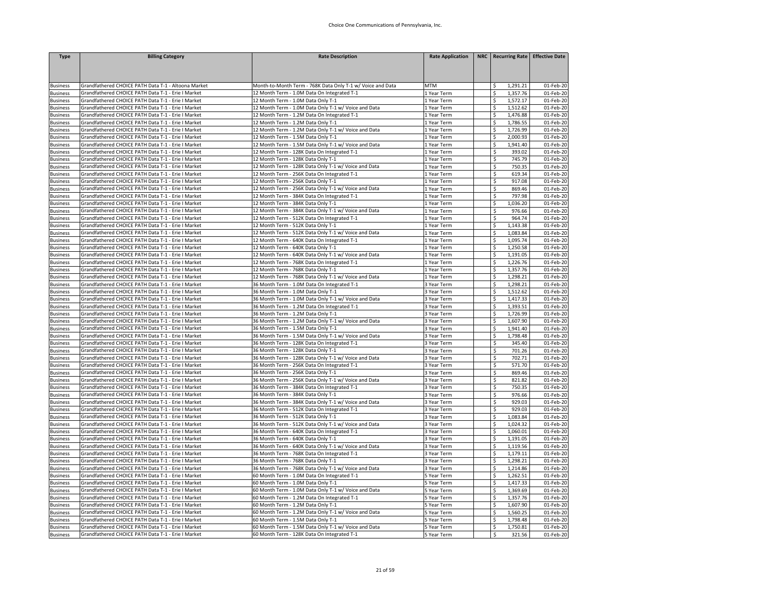| Type | Billing Category | Rate Description | Rate Application | NRC | Recurring Rate | Effective Date |
|---|---|---|---|---|---|---|
| Business | Grandfathered CHOICE PATH Data T-1 - Altoona Market | Month-to-Month Term - 768K Data Only T-1 w/ Voice and Data | MTM | | $ 1,291.21 | 01-Feb-20 |
| Business | Grandfathered CHOICE PATH Data T-1 - Erie I Market | 12 Month Term - 1.0M Data On Integrated T-1 | 1 Year Term | | $ 1,357.76 | 01-Feb-20 |
| Business | Grandfathered CHOICE PATH Data T-1 - Erie I Market | 12 Month Term - 1.0M Data Only T-1 | 1 Year Term | | $ 1,572.17 | 01-Feb-20 |
| Business | Grandfathered CHOICE PATH Data T-1 - Erie I Market | 12 Month Term - 1.0M Data Only T-1 w/ Voice and Data | 1 Year Term | | $ 1,512.62 | 01-Feb-20 |
| Business | Grandfathered CHOICE PATH Data T-1 - Erie I Market | 12 Month Term - 1.2M Data On Integrated T-1 | 1 Year Term | | $ 1,476.88 | 01-Feb-20 |
| Business | Grandfathered CHOICE PATH Data T-1 - Erie I Market | 12 Month Term - 1.2M Data Only T-1 | 1 Year Term | | $ 1,786.55 | 01-Feb-20 |
| Business | Grandfathered CHOICE PATH Data T-1 - Erie I Market | 12 Month Term - 1.2M Data Only T-1 w/ Voice and Data | 1 Year Term | | $ 1,726.99 | 01-Feb-20 |
| Business | Grandfathered CHOICE PATH Data T-1 - Erie I Market | 12 Month Term - 1.5M Data Only T-1 | 1 Year Term | | $ 2,000.93 | 01-Feb-20 |
| Business | Grandfathered CHOICE PATH Data T-1 - Erie I Market | 12 Month Term - 1.5M Data Only T-1 w/ Voice and Data | 1 Year Term | | $ 1,941.40 | 01-Feb-20 |
| Business | Grandfathered CHOICE PATH Data T-1 - Erie I Market | 12 Month Term - 128K Data On Integrated T-1 | 1 Year Term | | $ 393.02 | 01-Feb-20 |
| Business | Grandfathered CHOICE PATH Data T-1 - Erie I Market | 12 Month Term - 128K Data Only T-1 | 1 Year Term | | $ 745.79 | 01-Feb-20 |
| Business | Grandfathered CHOICE PATH Data T-1 - Erie I Market | 12 Month Term - 128K Data Only T-1 w/ Voice and Data | 1 Year Term | | $ 750.35 | 01-Feb-20 |
| Business | Grandfathered CHOICE PATH Data T-1 - Erie I Market | 12 Month Term - 256K Data On Integrated T-1 | 1 Year Term | | $ 619.34 | 01-Feb-20 |
| Business | Grandfathered CHOICE PATH Data T-1 - Erie I Market | 12 Month Term - 256K Data Only T-1 | 1 Year Term | | $ 917.08 | 01-Feb-20 |
| Business | Grandfathered CHOICE PATH Data T-1 - Erie I Market | 12 Month Term - 256K Data Only T-1 w/ Voice and Data | 1 Year Term | | $ 869.46 | 01-Feb-20 |
| Business | Grandfathered CHOICE PATH Data T-1 - Erie I Market | 12 Month Term - 384K Data On Integrated T-1 | 1 Year Term | | $ 797.98 | 01-Feb-20 |
| Business | Grandfathered CHOICE PATH Data T-1 - Erie I Market | 12 Month Term - 384K Data Only T-1 | 1 Year Term | | $ 1,036.20 | 01-Feb-20 |
| Business | Grandfathered CHOICE PATH Data T-1 - Erie I Market | 12 Month Term - 384K Data Only T-1 w/ Voice and Data | 1 Year Term | | $ 976.66 | 01-Feb-20 |
| Business | Grandfathered CHOICE PATH Data T-1 - Erie I Market | 12 Month Term - 512K Data On Integrated T-1 | 1 Year Term | | $ 964.74 | 01-Feb-20 |
| Business | Grandfathered CHOICE PATH Data T-1 - Erie I Market | 12 Month Term - 512K Data Only T-1 | 1 Year Term | | $ 1,143.38 | 01-Feb-20 |
| Business | Grandfathered CHOICE PATH Data T-1 - Erie I Market | 12 Month Term - 512K Data Only T-1 w/ Voice and Data | 1 Year Term | | $ 1,083.84 | 01-Feb-20 |
| Business | Grandfathered CHOICE PATH Data T-1 - Erie I Market | 12 Month Term - 640K Data On Integrated T-1 | 1 Year Term | | $ 1,095.74 | 01-Feb-20 |
| Business | Grandfathered CHOICE PATH Data T-1 - Erie I Market | 12 Month Term - 640K Data Only T-1 | 1 Year Term | | $ 1,250.58 | 01-Feb-20 |
| Business | Grandfathered CHOICE PATH Data T-1 - Erie I Market | 12 Month Term - 640K Data Only T-1 w/ Voice and Data | 1 Year Term | | $ 1,191.05 | 01-Feb-20 |
| Business | Grandfathered CHOICE PATH Data T-1 - Erie I Market | 12 Month Term - 768K Data On Integrated T-1 | 1 Year Term | | $ 1,226.76 | 01-Feb-20 |
| Business | Grandfathered CHOICE PATH Data T-1 - Erie I Market | 12 Month Term - 768K Data Only T-1 | 1 Year Term | | $ 1,357.76 | 01-Feb-20 |
| Business | Grandfathered CHOICE PATH Data T-1 - Erie I Market | 12 Month Term - 768K Data Only T-1 w/ Voice and Data | 1 Year Term | | $ 1,298.21 | 01-Feb-20 |
| Business | Grandfathered CHOICE PATH Data T-1 - Erie I Market | 36 Month Term - 1.0M Data On Integrated T-1 | 3 Year Term | | $ 1,298.21 | 01-Feb-20 |
| Business | Grandfathered CHOICE PATH Data T-1 - Erie I Market | 36 Month Term - 1.0M Data Only T-1 | 3 Year Term | | $ 1,512.62 | 01-Feb-20 |
| Business | Grandfathered CHOICE PATH Data T-1 - Erie I Market | 36 Month Term - 1.0M Data Only T-1 w/ Voice and Data | 3 Year Term | | $ 1,417.33 | 01-Feb-20 |
| Business | Grandfathered CHOICE PATH Data T-1 - Erie I Market | 36 Month Term - 1.2M Data On Integrated T-1 | 3 Year Term | | $ 1,393.51 | 01-Feb-20 |
| Business | Grandfathered CHOICE PATH Data T-1 - Erie I Market | 36 Month Term - 1.2M Data Only T-1 | 3 Year Term | | $ 1,726.99 | 01-Feb-20 |
| Business | Grandfathered CHOICE PATH Data T-1 - Erie I Market | 36 Month Term - 1.2M Data Only T-1 w/ Voice and Data | 3 Year Term | | $ 1,607.90 | 01-Feb-20 |
| Business | Grandfathered CHOICE PATH Data T-1 - Erie I Market | 36 Month Term - 1.5M Data Only T-1 | 3 Year Term | | $ 1,941.40 | 01-Feb-20 |
| Business | Grandfathered CHOICE PATH Data T-1 - Erie I Market | 36 Month Term - 1.5M Data Only T-1 w/ Voice and Data | 3 Year Term | | $ 1,798.48 | 01-Feb-20 |
| Business | Grandfathered CHOICE PATH Data T-1 - Erie I Market | 36 Month Term - 128K Data On Integrated T-1 | 3 Year Term | | $ 345.40 | 01-Feb-20 |
| Business | Grandfathered CHOICE PATH Data T-1 - Erie I Market | 36 Month Term - 128K Data Only T-1 | 3 Year Term | | $ 701.26 | 01-Feb-20 |
| Business | Grandfathered CHOICE PATH Data T-1 - Erie I Market | 36 Month Term - 128K Data Only T-1 w/ Voice and Data | 3 Year Term | | $ 702.71 | 01-Feb-20 |
| Business | Grandfathered CHOICE PATH Data T-1 - Erie I Market | 36 Month Term - 256K Data On Integrated T-1 | 3 Year Term | | $ 571.70 | 01-Feb-20 |
| Business | Grandfathered CHOICE PATH Data T-1 - Erie I Market | 36 Month Term - 256K Data Only T-1 | 3 Year Term | | $ 869.46 | 01-Feb-20 |
| Business | Grandfathered CHOICE PATH Data T-1 - Erie I Market | 36 Month Term - 256K Data Only T-1 w/ Voice and Data | 3 Year Term | | $ 821.82 | 01-Feb-20 |
| Business | Grandfathered CHOICE PATH Data T-1 - Erie I Market | 36 Month Term - 384K Data On Integrated T-1 | 3 Year Term | | $ 750.35 | 01-Feb-20 |
| Business | Grandfathered CHOICE PATH Data T-1 - Erie I Market | 36 Month Term - 384K Data Only T-1 | 3 Year Term | | $ 976.66 | 01-Feb-20 |
| Business | Grandfathered CHOICE PATH Data T-1 - Erie I Market | 36 Month Term - 384K Data Only T-1 w/ Voice and Data | 3 Year Term | | $ 929.03 | 01-Feb-20 |
| Business | Grandfathered CHOICE PATH Data T-1 - Erie I Market | 36 Month Term - 512K Data On Integrated T-1 | 3 Year Term | | $ 929.03 | 01-Feb-20 |
| Business | Grandfathered CHOICE PATH Data T-1 - Erie I Market | 36 Month Term - 512K Data Only T-1 | 3 Year Term | | $ 1,083.84 | 01-Feb-20 |
| Business | Grandfathered CHOICE PATH Data T-1 - Erie I Market | 36 Month Term - 512K Data Only T-1 w/ Voice and Data | 3 Year Term | | $ 1,024.32 | 01-Feb-20 |
| Business | Grandfathered CHOICE PATH Data T-1 - Erie I Market | 36 Month Term - 640K Data On Integrated T-1 | 3 Year Term | | $ 1,060.01 | 01-Feb-20 |
| Business | Grandfathered CHOICE PATH Data T-1 - Erie I Market | 36 Month Term - 640K Data Only T-1 | 3 Year Term | | $ 1,191.05 | 01-Feb-20 |
| Business | Grandfathered CHOICE PATH Data T-1 - Erie I Market | 36 Month Term - 640K Data Only T-1 w/ Voice and Data | 3 Year Term | | $ 1,119.56 | 01-Feb-20 |
| Business | Grandfathered CHOICE PATH Data T-1 - Erie I Market | 36 Month Term - 768K Data On Integrated T-1 | 3 Year Term | | $ 1,179.11 | 01-Feb-20 |
| Business | Grandfathered CHOICE PATH Data T-1 - Erie I Market | 36 Month Term - 768K Data Only T-1 | 3 Year Term | | $ 1,298.21 | 01-Feb-20 |
| Business | Grandfathered CHOICE PATH Data T-1 - Erie I Market | 36 Month Term - 768K Data Only T-1 w/ Voice and Data | 3 Year Term | | $ 1,214.86 | 01-Feb-20 |
| Business | Grandfathered CHOICE PATH Data T-1 - Erie I Market | 60 Month Term - 1.0M Data On Integrated T-1 | 5 Year Term | | $ 1,262.51 | 01-Feb-20 |
| Business | Grandfathered CHOICE PATH Data T-1 - Erie I Market | 60 Month Term - 1.0M Data Only T-1 | 5 Year Term | | $ 1,417.33 | 01-Feb-20 |
| Business | Grandfathered CHOICE PATH Data T-1 - Erie I Market | 60 Month Term - 1.0M Data Only T-1 w/ Voice and Data | 5 Year Term | | $ 1,369.69 | 01-Feb-20 |
| Business | Grandfathered CHOICE PATH Data T-1 - Erie I Market | 60 Month Term - 1.2M Data On Integrated T-1 | 5 Year Term | | $ 1,357.76 | 01-Feb-20 |
| Business | Grandfathered CHOICE PATH Data T-1 - Erie I Market | 60 Month Term - 1.2M Data Only T-1 | 5 Year Term | | $ 1,607.90 | 01-Feb-20 |
| Business | Grandfathered CHOICE PATH Data T-1 - Erie I Market | 60 Month Term - 1.2M Data Only T-1 w/ Voice and Data | 5 Year Term | | $ 1,560.25 | 01-Feb-20 |
| Business | Grandfathered CHOICE PATH Data T-1 - Erie I Market | 60 Month Term - 1.5M Data Only T-1 | 5 Year Term | | $ 1,798.48 | 01-Feb-20 |
| Business | Grandfathered CHOICE PATH Data T-1 - Erie I Market | 60 Month Term - 1.5M Data Only T-1 w/ Voice and Data | 5 Year Term | | $ 1,750.81 | 01-Feb-20 |
| Business | Grandfathered CHOICE PATH Data T-1 - Erie I Market | 60 Month Term - 128K Data On Integrated T-1 | 5 Year Term | | $ 321.56 | 01-Feb-20 |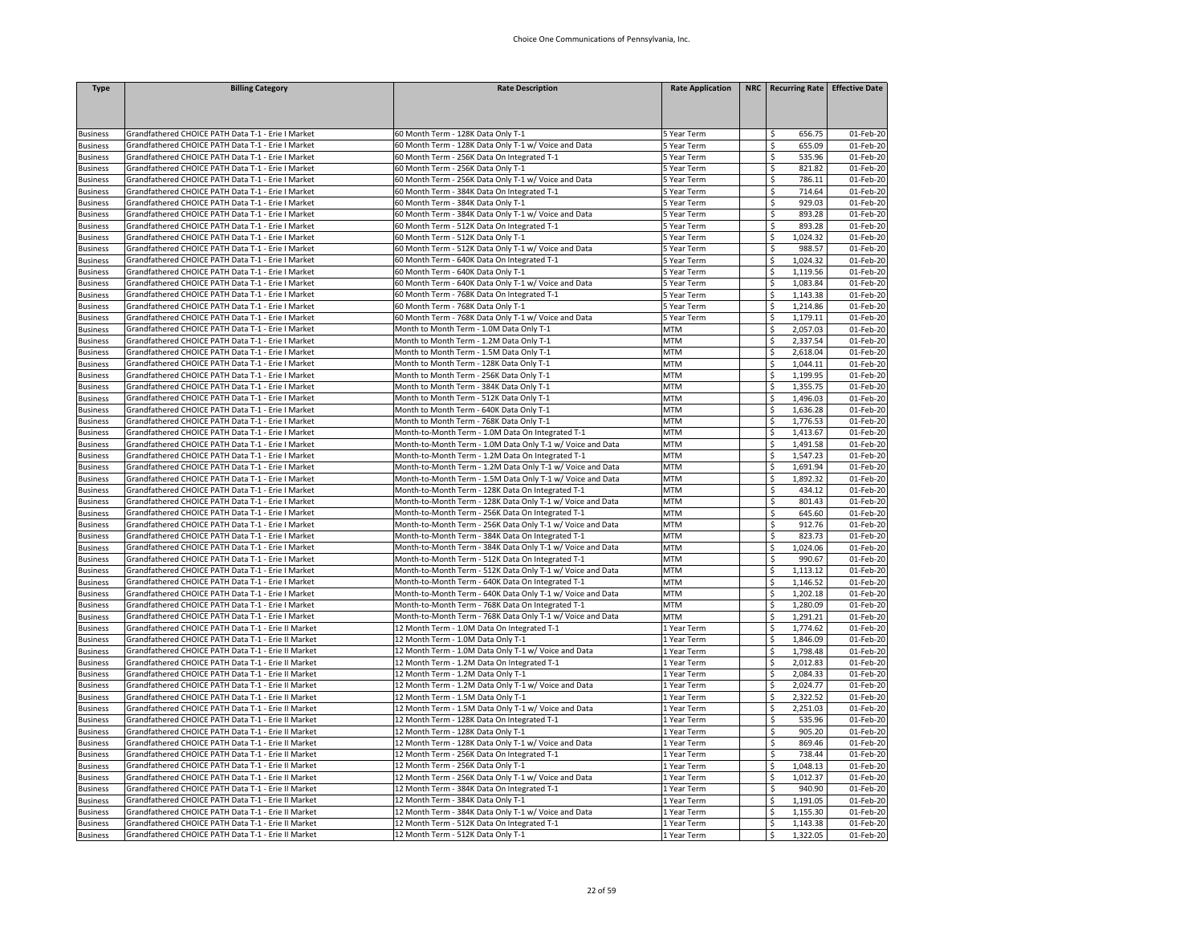Choice One Communications of Pennsylvania, Inc.

| Type | Billing Category | Rate Description | Rate Application | NRC | Recurring Rate | Effective Date |
|---|---|---|---|---|---|---|
| Business | Grandfathered CHOICE PATH Data T-1 - Erie I Market | 60 Month Term - 128K Data Only T-1 | 5 Year Term | | $ 656.75 | 01-Feb-20 |
| Business | Grandfathered CHOICE PATH Data T-1 - Erie I Market | 60 Month Term - 128K Data Only T-1 w/ Voice and Data | 5 Year Term | | $ 655.09 | 01-Feb-20 |
| Business | Grandfathered CHOICE PATH Data T-1 - Erie I Market | 60 Month Term - 256K Data On Integrated T-1 | 5 Year Term | | $ 535.96 | 01-Feb-20 |
| Business | Grandfathered CHOICE PATH Data T-1 - Erie I Market | 60 Month Term - 256K Data Only T-1 | 5 Year Term | | $ 821.82 | 01-Feb-20 |
| Business | Grandfathered CHOICE PATH Data T-1 - Erie I Market | 60 Month Term - 256K Data Only T-1 w/ Voice and Data | 5 Year Term | | $ 786.11 | 01-Feb-20 |
| Business | Grandfathered CHOICE PATH Data T-1 - Erie I Market | 60 Month Term - 384K Data On Integrated T-1 | 5 Year Term | | $ 714.64 | 01-Feb-20 |
| Business | Grandfathered CHOICE PATH Data T-1 - Erie I Market | 60 Month Term - 384K Data Only T-1 | 5 Year Term | | $ 929.03 | 01-Feb-20 |
| Business | Grandfathered CHOICE PATH Data T-1 - Erie I Market | 60 Month Term - 384K Data Only T-1 w/ Voice and Data | 5 Year Term | | $ 893.28 | 01-Feb-20 |
| Business | Grandfathered CHOICE PATH Data T-1 - Erie I Market | 60 Month Term - 512K Data On Integrated T-1 | 5 Year Term | | $ 893.28 | 01-Feb-20 |
| Business | Grandfathered CHOICE PATH Data T-1 - Erie I Market | 60 Month Term - 512K Data Only T-1 | 5 Year Term | | $ 1,024.32 | 01-Feb-20 |
| Business | Grandfathered CHOICE PATH Data T-1 - Erie I Market | 60 Month Term - 512K Data Only T-1 w/ Voice and Data | 5 Year Term | | $ 988.57 | 01-Feb-20 |
| Business | Grandfathered CHOICE PATH Data T-1 - Erie I Market | 60 Month Term - 640K Data On Integrated T-1 | 5 Year Term | | $ 1,024.32 | 01-Feb-20 |
| Business | Grandfathered CHOICE PATH Data T-1 - Erie I Market | 60 Month Term - 640K Data Only T-1 | 5 Year Term | | $ 1,119.56 | 01-Feb-20 |
| Business | Grandfathered CHOICE PATH Data T-1 - Erie I Market | 60 Month Term - 640K Data Only T-1 w/ Voice and Data | 5 Year Term | | $ 1,083.84 | 01-Feb-20 |
| Business | Grandfathered CHOICE PATH Data T-1 - Erie I Market | 60 Month Term - 768K Data On Integrated T-1 | 5 Year Term | | $ 1,143.38 | 01-Feb-20 |
| Business | Grandfathered CHOICE PATH Data T-1 - Erie I Market | 60 Month Term - 768K Data Only T-1 | 5 Year Term | | $ 1,214.86 | 01-Feb-20 |
| Business | Grandfathered CHOICE PATH Data T-1 - Erie I Market | 60 Month Term - 768K Data Only T-1 w/ Voice and Data | 5 Year Term | | $ 1,179.11 | 01-Feb-20 |
| Business | Grandfathered CHOICE PATH Data T-1 - Erie I Market | Month to Month Term - 1.0M Data Only T-1 | MTM | | $ 2,057.03 | 01-Feb-20 |
| Business | Grandfathered CHOICE PATH Data T-1 - Erie I Market | Month to Month Term - 1.2M Data Only T-1 | MTM | | $ 2,337.54 | 01-Feb-20 |
| Business | Grandfathered CHOICE PATH Data T-1 - Erie I Market | Month to Month Term - 1.5M Data Only T-1 | MTM | | $ 2,618.04 | 01-Feb-20 |
| Business | Grandfathered CHOICE PATH Data T-1 - Erie I Market | Month to Month Term - 128K Data Only T-1 | MTM | | $ 1,044.11 | 01-Feb-20 |
| Business | Grandfathered CHOICE PATH Data T-1 - Erie I Market | Month to Month Term - 256K Data Only T-1 | MTM | | $ 1,199.95 | 01-Feb-20 |
| Business | Grandfathered CHOICE PATH Data T-1 - Erie I Market | Month to Month Term - 384K Data Only T-1 | MTM | | $ 1,355.75 | 01-Feb-20 |
| Business | Grandfathered CHOICE PATH Data T-1 - Erie I Market | Month to Month Term - 512K Data Only T-1 | MTM | | $ 1,496.03 | 01-Feb-20 |
| Business | Grandfathered CHOICE PATH Data T-1 - Erie I Market | Month to Month Term - 640K Data Only T-1 | MTM | | $ 1,636.28 | 01-Feb-20 |
| Business | Grandfathered CHOICE PATH Data T-1 - Erie I Market | Month to Month Term - 768K Data Only T-1 | MTM | | $ 1,776.53 | 01-Feb-20 |
| Business | Grandfathered CHOICE PATH Data T-1 - Erie I Market | Month-to-Month Term - 1.0M Data On Integrated T-1 | MTM | | $ 1,413.67 | 01-Feb-20 |
| Business | Grandfathered CHOICE PATH Data T-1 - Erie I Market | Month-to-Month Term - 1.0M Data Only T-1 w/ Voice and Data | MTM | | $ 1,491.58 | 01-Feb-20 |
| Business | Grandfathered CHOICE PATH Data T-1 - Erie I Market | Month-to-Month Term - 1.2M Data On Integrated T-1 | MTM | | $ 1,547.23 | 01-Feb-20 |
| Business | Grandfathered CHOICE PATH Data T-1 - Erie I Market | Month-to-Month Term - 1.2M Data Only T-1 w/ Voice and Data | MTM | | $ 1,691.94 | 01-Feb-20 |
| Business | Grandfathered CHOICE PATH Data T-1 - Erie I Market | Month-to-Month Term - 1.5M Data Only T-1 w/ Voice and Data | MTM | | $ 1,892.32 | 01-Feb-20 |
| Business | Grandfathered CHOICE PATH Data T-1 - Erie I Market | Month-to-Month Term - 128K Data On Integrated T-1 | MTM | | $ 434.12 | 01-Feb-20 |
| Business | Grandfathered CHOICE PATH Data T-1 - Erie I Market | Month-to-Month Term - 128K Data Only T-1 w/ Voice and Data | MTM | | $ 801.43 | 01-Feb-20 |
| Business | Grandfathered CHOICE PATH Data T-1 - Erie I Market | Month-to-Month Term - 256K Data On Integrated T-1 | MTM | | $ 645.60 | 01-Feb-20 |
| Business | Grandfathered CHOICE PATH Data T-1 - Erie I Market | Month-to-Month Term - 256K Data Only T-1 w/ Voice and Data | MTM | | $ 912.76 | 01-Feb-20 |
| Business | Grandfathered CHOICE PATH Data T-1 - Erie I Market | Month-to-Month Term - 384K Data On Integrated T-1 | MTM | | $ 823.73 | 01-Feb-20 |
| Business | Grandfathered CHOICE PATH Data T-1 - Erie I Market | Month-to-Month Term - 384K Data Only T-1 w/ Voice and Data | MTM | | $ 1,024.06 | 01-Feb-20 |
| Business | Grandfathered CHOICE PATH Data T-1 - Erie I Market | Month-to-Month Term - 512K Data On Integrated T-1 | MTM | | $ 990.67 | 01-Feb-20 |
| Business | Grandfathered CHOICE PATH Data T-1 - Erie I Market | Month-to-Month Term - 512K Data Only T-1 w/ Voice and Data | MTM | | $ 1,113.12 | 01-Feb-20 |
| Business | Grandfathered CHOICE PATH Data T-1 - Erie I Market | Month-to-Month Term - 640K Data On Integrated T-1 | MTM | | $ 1,146.52 | 01-Feb-20 |
| Business | Grandfathered CHOICE PATH Data T-1 - Erie I Market | Month-to-Month Term - 640K Data Only T-1 w/ Voice and Data | MTM | | $ 1,202.18 | 01-Feb-20 |
| Business | Grandfathered CHOICE PATH Data T-1 - Erie I Market | Month-to-Month Term - 768K Data On Integrated T-1 | MTM | | $ 1,280.09 | 01-Feb-20 |
| Business | Grandfathered CHOICE PATH Data T-1 - Erie I Market | Month-to-Month Term - 768K Data Only T-1 w/ Voice and Data | MTM | | $ 1,291.21 | 01-Feb-20 |
| Business | Grandfathered CHOICE PATH Data T-1 - Erie II Market | 12 Month Term - 1.0M Data On Integrated T-1 | 1 Year Term | | $ 1,774.62 | 01-Feb-20 |
| Business | Grandfathered CHOICE PATH Data T-1 - Erie II Market | 12 Month Term - 1.0M Data Only T-1 | 1 Year Term | | $ 1,846.09 | 01-Feb-20 |
| Business | Grandfathered CHOICE PATH Data T-1 - Erie II Market | 12 Month Term - 1.0M Data Only T-1 w/ Voice and Data | 1 Year Term | | $ 1,798.48 | 01-Feb-20 |
| Business | Grandfathered CHOICE PATH Data T-1 - Erie II Market | 12 Month Term - 1.2M Data On Integrated T-1 | 1 Year Term | | $ 2,012.83 | 01-Feb-20 |
| Business | Grandfathered CHOICE PATH Data T-1 - Erie II Market | 12 Month Term - 1.2M Data Only T-1 | 1 Year Term | | $ 2,084.33 | 01-Feb-20 |
| Business | Grandfathered CHOICE PATH Data T-1 - Erie II Market | 12 Month Term - 1.2M Data Only T-1 w/ Voice and Data | 1 Year Term | | $ 2,024.77 | 01-Feb-20 |
| Business | Grandfathered CHOICE PATH Data T-1 - Erie II Market | 12 Month Term - 1.5M Data Only T-1 | 1 Year Term | | $ 2,322.52 | 01-Feb-20 |
| Business | Grandfathered CHOICE PATH Data T-1 - Erie II Market | 12 Month Term - 1.5M Data Only T-1 w/ Voice and Data | 1 Year Term | | $ 2,251.03 | 01-Feb-20 |
| Business | Grandfathered CHOICE PATH Data T-1 - Erie II Market | 12 Month Term - 128K Data On Integrated T-1 | 1 Year Term | | $ 535.96 | 01-Feb-20 |
| Business | Grandfathered CHOICE PATH Data T-1 - Erie II Market | 12 Month Term - 128K Data Only T-1 | 1 Year Term | | $ 905.20 | 01-Feb-20 |
| Business | Grandfathered CHOICE PATH Data T-1 - Erie II Market | 12 Month Term - 128K Data Only T-1 w/ Voice and Data | 1 Year Term | | $ 869.46 | 01-Feb-20 |
| Business | Grandfathered CHOICE PATH Data T-1 - Erie II Market | 12 Month Term - 256K Data On Integrated T-1 | 1 Year Term | | $ 738.44 | 01-Feb-20 |
| Business | Grandfathered CHOICE PATH Data T-1 - Erie II Market | 12 Month Term - 256K Data Only T-1 | 1 Year Term | | $ 1,048.13 | 01-Feb-20 |
| Business | Grandfathered CHOICE PATH Data T-1 - Erie II Market | 12 Month Term - 256K Data Only T-1 w/ Voice and Data | 1 Year Term | | $ 1,012.37 | 01-Feb-20 |
| Business | Grandfathered CHOICE PATH Data T-1 - Erie II Market | 12 Month Term - 384K Data On Integrated T-1 | 1 Year Term | | $ 940.90 | 01-Feb-20 |
| Business | Grandfathered CHOICE PATH Data T-1 - Erie II Market | 12 Month Term - 384K Data Only T-1 | 1 Year Term | | $ 1,191.05 | 01-Feb-20 |
| Business | Grandfathered CHOICE PATH Data T-1 - Erie II Market | 12 Month Term - 384K Data Only T-1 w/ Voice and Data | 1 Year Term | | $ 1,155.30 | 01-Feb-20 |
| Business | Grandfathered CHOICE PATH Data T-1 - Erie II Market | 12 Month Term - 512K Data On Integrated T-1 | 1 Year Term | | $ 1,143.38 | 01-Feb-20 |
| Business | Grandfathered CHOICE PATH Data T-1 - Erie II Market | 12 Month Term - 512K Data Only T-1 | 1 Year Term | | $ 1,322.05 | 01-Feb-20 |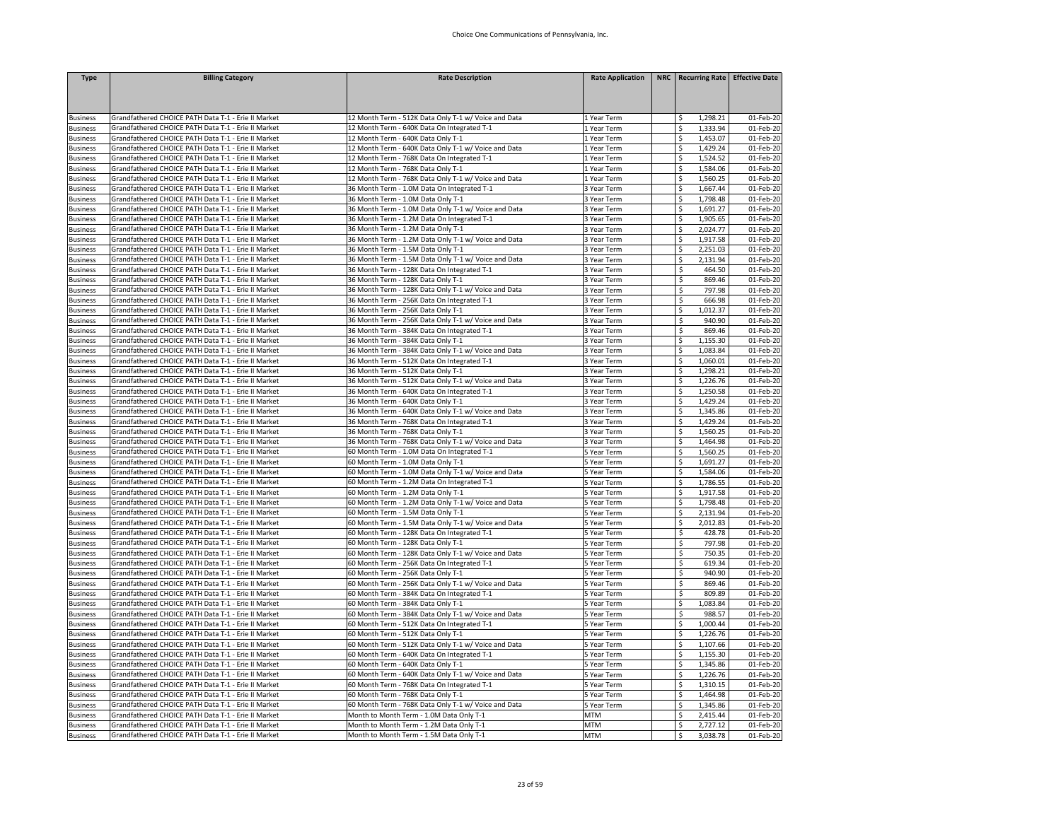| Type | Billing Category | Rate Description | Rate Application | NRC | Recurring Rate | Effective Date |
|---|---|---|---|---|---|---|
| Business | Grandfathered CHOICE PATH Data T-1 - Erie II Market | 12 Month Term - 512K Data Only T-1 w/ Voice and Data | 1 Year Term | | $ 1,298.21 | 01-Feb-20 |
| Business | Grandfathered CHOICE PATH Data T-1 - Erie II Market | 12 Month Term - 640K Data On Integrated T-1 | 1 Year Term | | $ 1,333.94 | 01-Feb-20 |
| Business | Grandfathered CHOICE PATH Data T-1 - Erie II Market | 12 Month Term - 640K Data Only T-1 | 1 Year Term | | $ 1,453.07 | 01-Feb-20 |
| Business | Grandfathered CHOICE PATH Data T-1 - Erie II Market | 12 Month Term - 640K Data Only T-1 w/ Voice and Data | 1 Year Term | | $ 1,429.24 | 01-Feb-20 |
| Business | Grandfathered CHOICE PATH Data T-1 - Erie II Market | 12 Month Term - 768K Data On Integrated T-1 | 1 Year Term | | $ 1,524.52 | 01-Feb-20 |
| Business | Grandfathered CHOICE PATH Data T-1 - Erie II Market | 12 Month Term - 768K Data Only T-1 | 1 Year Term | | $ 1,584.06 | 01-Feb-20 |
| Business | Grandfathered CHOICE PATH Data T-1 - Erie II Market | 12 Month Term - 768K Data Only T-1 w/ Voice and Data | 1 Year Term | | $ 1,560.25 | 01-Feb-20 |
| Business | Grandfathered CHOICE PATH Data T-1 - Erie II Market | 36 Month Term - 1.0M Data On Integrated T-1 | 3 Year Term | | $ 1,667.44 | 01-Feb-20 |
| Business | Grandfathered CHOICE PATH Data T-1 - Erie II Market | 36 Month Term - 1.0M Data Only T-1 | 3 Year Term | | $ 1,798.48 | 01-Feb-20 |
| Business | Grandfathered CHOICE PATH Data T-1 - Erie II Market | 36 Month Term - 1.0M Data Only T-1 w/ Voice and Data | 3 Year Term | | $ 1,691.27 | 01-Feb-20 |
| Business | Grandfathered CHOICE PATH Data T-1 - Erie II Market | 36 Month Term - 1.2M Data On Integrated T-1 | 3 Year Term | | $ 1,905.65 | 01-Feb-20 |
| Business | Grandfathered CHOICE PATH Data T-1 - Erie II Market | 36 Month Term - 1.2M Data Only T-1 | 3 Year Term | | $ 2,024.77 | 01-Feb-20 |
| Business | Grandfathered CHOICE PATH Data T-1 - Erie II Market | 36 Month Term - 1.2M Data Only T-1 w/ Voice and Data | 3 Year Term | | $ 1,917.58 | 01-Feb-20 |
| Business | Grandfathered CHOICE PATH Data T-1 - Erie II Market | 36 Month Term - 1.5M Data Only T-1 | 3 Year Term | | $ 2,251.03 | 01-Feb-20 |
| Business | Grandfathered CHOICE PATH Data T-1 - Erie II Market | 36 Month Term - 1.5M Data Only T-1 w/ Voice and Data | 3 Year Term | | $ 2,131.94 | 01-Feb-20 |
| Business | Grandfathered CHOICE PATH Data T-1 - Erie II Market | 36 Month Term - 128K Data On Integrated T-1 | 3 Year Term | | $ 464.50 | 01-Feb-20 |
| Business | Grandfathered CHOICE PATH Data T-1 - Erie II Market | 36 Month Term - 128K Data Only T-1 | 3 Year Term | | $ 869.46 | 01-Feb-20 |
| Business | Grandfathered CHOICE PATH Data T-1 - Erie II Market | 36 Month Term - 128K Data Only T-1 w/ Voice and Data | 3 Year Term | | $ 797.98 | 01-Feb-20 |
| Business | Grandfathered CHOICE PATH Data T-1 - Erie II Market | 36 Month Term - 256K Data On Integrated T-1 | 3 Year Term | | $ 666.98 | 01-Feb-20 |
| Business | Grandfathered CHOICE PATH Data T-1 - Erie II Market | 36 Month Term - 256K Data Only T-1 | 3 Year Term | | $ 1,012.37 | 01-Feb-20 |
| Business | Grandfathered CHOICE PATH Data T-1 - Erie II Market | 36 Month Term - 256K Data Only T-1 w/ Voice and Data | 3 Year Term | | $ 940.90 | 01-Feb-20 |
| Business | Grandfathered CHOICE PATH Data T-1 - Erie II Market | 36 Month Term - 384K Data On Integrated T-1 | 3 Year Term | | $ 869.46 | 01-Feb-20 |
| Business | Grandfathered CHOICE PATH Data T-1 - Erie II Market | 36 Month Term - 384K Data Only T-1 | 3 Year Term | | $ 1,155.30 | 01-Feb-20 |
| Business | Grandfathered CHOICE PATH Data T-1 - Erie II Market | 36 Month Term - 384K Data Only T-1 w/ Voice and Data | 3 Year Term | | $ 1,083.84 | 01-Feb-20 |
| Business | Grandfathered CHOICE PATH Data T-1 - Erie II Market | 36 Month Term - 512K Data On Integrated T-1 | 3 Year Term | | $ 1,060.01 | 01-Feb-20 |
| Business | Grandfathered CHOICE PATH Data T-1 - Erie II Market | 36 Month Term - 512K Data Only T-1 | 3 Year Term | | $ 1,298.21 | 01-Feb-20 |
| Business | Grandfathered CHOICE PATH Data T-1 - Erie II Market | 36 Month Term - 512K Data Only T-1 w/ Voice and Data | 3 Year Term | | $ 1,226.76 | 01-Feb-20 |
| Business | Grandfathered CHOICE PATH Data T-1 - Erie II Market | 36 Month Term - 640K Data On Integrated T-1 | 3 Year Term | | $ 1,250.58 | 01-Feb-20 |
| Business | Grandfathered CHOICE PATH Data T-1 - Erie II Market | 36 Month Term - 640K Data Only T-1 | 3 Year Term | | $ 1,429.24 | 01-Feb-20 |
| Business | Grandfathered CHOICE PATH Data T-1 - Erie II Market | 36 Month Term - 640K Data Only T-1 w/ Voice and Data | 3 Year Term | | $ 1,345.86 | 01-Feb-20 |
| Business | Grandfathered CHOICE PATH Data T-1 - Erie II Market | 36 Month Term - 768K Data On Integrated T-1 | 3 Year Term | | $ 1,429.24 | 01-Feb-20 |
| Business | Grandfathered CHOICE PATH Data T-1 - Erie II Market | 36 Month Term - 768K Data Only T-1 | 3 Year Term | | $ 1,560.25 | 01-Feb-20 |
| Business | Grandfathered CHOICE PATH Data T-1 - Erie II Market | 36 Month Term - 768K Data Only T-1 w/ Voice and Data | 3 Year Term | | $ 1,464.98 | 01-Feb-20 |
| Business | Grandfathered CHOICE PATH Data T-1 - Erie II Market | 60 Month Term - 1.0M Data On Integrated T-1 | 5 Year Term | | $ 1,560.25 | 01-Feb-20 |
| Business | Grandfathered CHOICE PATH Data T-1 - Erie II Market | 60 Month Term - 1.0M Data Only T-1 | 5 Year Term | | $ 1,691.27 | 01-Feb-20 |
| Business | Grandfathered CHOICE PATH Data T-1 - Erie II Market | 60 Month Term - 1.0M Data Only T-1 w/ Voice and Data | 5 Year Term | | $ 1,584.06 | 01-Feb-20 |
| Business | Grandfathered CHOICE PATH Data T-1 - Erie II Market | 60 Month Term - 1.2M Data On Integrated T-1 | 5 Year Term | | $ 1,786.55 | 01-Feb-20 |
| Business | Grandfathered CHOICE PATH Data T-1 - Erie II Market | 60 Month Term - 1.2M Data Only T-1 | 5 Year Term | | $ 1,917.58 | 01-Feb-20 |
| Business | Grandfathered CHOICE PATH Data T-1 - Erie II Market | 60 Month Term - 1.2M Data Only T-1 w/ Voice and Data | 5 Year Term | | $ 1,798.48 | 01-Feb-20 |
| Business | Grandfathered CHOICE PATH Data T-1 - Erie II Market | 60 Month Term - 1.5M Data Only T-1 | 5 Year Term | | $ 2,131.94 | 01-Feb-20 |
| Business | Grandfathered CHOICE PATH Data T-1 - Erie II Market | 60 Month Term - 1.5M Data Only T-1 w/ Voice and Data | 5 Year Term | | $ 2,012.83 | 01-Feb-20 |
| Business | Grandfathered CHOICE PATH Data T-1 - Erie II Market | 60 Month Term - 128K Data On Integrated T-1 | 5 Year Term | | $ 428.78 | 01-Feb-20 |
| Business | Grandfathered CHOICE PATH Data T-1 - Erie II Market | 60 Month Term - 128K Data Only T-1 | 5 Year Term | | $ 797.98 | 01-Feb-20 |
| Business | Grandfathered CHOICE PATH Data T-1 - Erie II Market | 60 Month Term - 128K Data Only T-1 w/ Voice and Data | 5 Year Term | | $ 750.35 | 01-Feb-20 |
| Business | Grandfathered CHOICE PATH Data T-1 - Erie II Market | 60 Month Term - 256K Data On Integrated T-1 | 5 Year Term | | $ 619.34 | 01-Feb-20 |
| Business | Grandfathered CHOICE PATH Data T-1 - Erie II Market | 60 Month Term - 256K Data Only T-1 | 5 Year Term | | $ 940.90 | 01-Feb-20 |
| Business | Grandfathered CHOICE PATH Data T-1 - Erie II Market | 60 Month Term - 256K Data Only T-1 w/ Voice and Data | 5 Year Term | | $ 869.46 | 01-Feb-20 |
| Business | Grandfathered CHOICE PATH Data T-1 - Erie II Market | 60 Month Term - 384K Data On Integrated T-1 | 5 Year Term | | $ 809.89 | 01-Feb-20 |
| Business | Grandfathered CHOICE PATH Data T-1 - Erie II Market | 60 Month Term - 384K Data Only T-1 | 5 Year Term | | $ 1,083.84 | 01-Feb-20 |
| Business | Grandfathered CHOICE PATH Data T-1 - Erie II Market | 60 Month Term - 384K Data Only T-1 w/ Voice and Data | 5 Year Term | | $ 988.57 | 01-Feb-20 |
| Business | Grandfathered CHOICE PATH Data T-1 - Erie II Market | 60 Month Term - 512K Data On Integrated T-1 | 5 Year Term | | $ 1,000.44 | 01-Feb-20 |
| Business | Grandfathered CHOICE PATH Data T-1 - Erie II Market | 60 Month Term - 512K Data Only T-1 | 5 Year Term | | $ 1,226.76 | 01-Feb-20 |
| Business | Grandfathered CHOICE PATH Data T-1 - Erie II Market | 60 Month Term - 512K Data Only T-1 w/ Voice and Data | 5 Year Term | | $ 1,107.66 | 01-Feb-20 |
| Business | Grandfathered CHOICE PATH Data T-1 - Erie II Market | 60 Month Term - 640K Data On Integrated T-1 | 5 Year Term | | $ 1,155.30 | 01-Feb-20 |
| Business | Grandfathered CHOICE PATH Data T-1 - Erie II Market | 60 Month Term - 640K Data Only T-1 | 5 Year Term | | $ 1,345.86 | 01-Feb-20 |
| Business | Grandfathered CHOICE PATH Data T-1 - Erie II Market | 60 Month Term - 640K Data Only T-1 w/ Voice and Data | 5 Year Term | | $ 1,226.76 | 01-Feb-20 |
| Business | Grandfathered CHOICE PATH Data T-1 - Erie II Market | 60 Month Term - 768K Data On Integrated T-1 | 5 Year Term | | $ 1,310.15 | 01-Feb-20 |
| Business | Grandfathered CHOICE PATH Data T-1 - Erie II Market | 60 Month Term - 768K Data Only T-1 | 5 Year Term | | $ 1,464.98 | 01-Feb-20 |
| Business | Grandfathered CHOICE PATH Data T-1 - Erie II Market | 60 Month Term - 768K Data Only T-1 w/ Voice and Data | 5 Year Term | | $ 1,345.86 | 01-Feb-20 |
| Business | Grandfathered CHOICE PATH Data T-1 - Erie II Market | Month to Month Term - 1.0M Data Only T-1 | MTM | | $ 2,415.44 | 01-Feb-20 |
| Business | Grandfathered CHOICE PATH Data T-1 - Erie II Market | Month to Month Term - 1.2M Data Only T-1 | MTM | | $ 2,727.12 | 01-Feb-20 |
| Business | Grandfathered CHOICE PATH Data T-1 - Erie II Market | Month to Month Term - 1.5M Data Only T-1 | MTM | | $ 3,038.78 | 01-Feb-20 |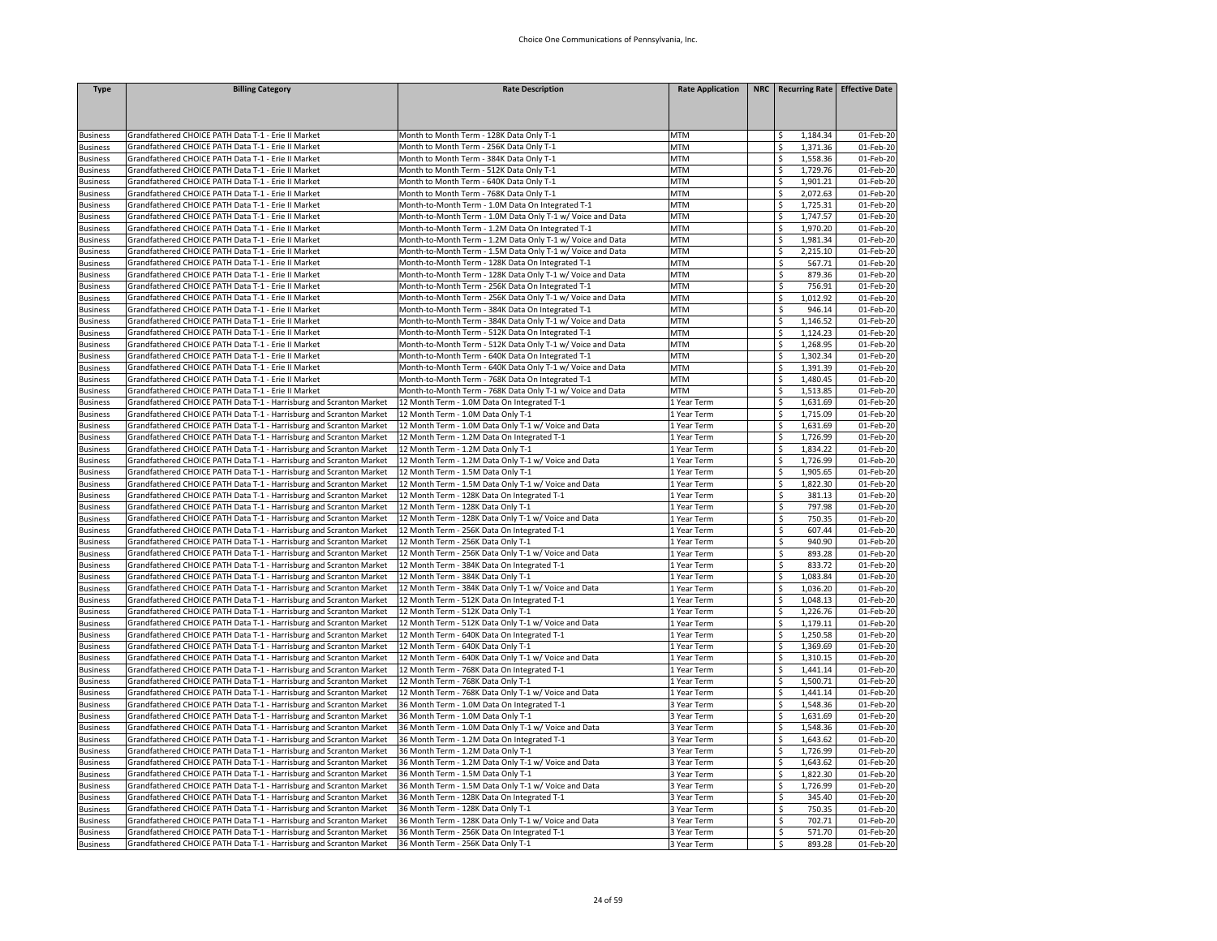| Type | Billing Category | Rate Description | Rate Application | NRC | Recurring Rate | Effective Date |
|---|---|---|---|---|---|---|
| Business | Grandfathered CHOICE PATH Data T-1 - Erie II Market | Month to Month Term - 128K Data Only T-1 | MTM | | $ 1,184.34 | 01-Feb-20 |
| Business | Grandfathered CHOICE PATH Data T-1 - Erie II Market | Month to Month Term - 256K Data Only T-1 | MTM | | $ 1,371.36 | 01-Feb-20 |
| Business | Grandfathered CHOICE PATH Data T-1 - Erie II Market | Month to Month Term - 384K Data Only T-1 | MTM | | $ 1,558.36 | 01-Feb-20 |
| Business | Grandfathered CHOICE PATH Data T-1 - Erie II Market | Month to Month Term - 512K Data Only T-1 | MTM | | $ 1,729.76 | 01-Feb-20 |
| Business | Grandfathered CHOICE PATH Data T-1 - Erie II Market | Month to Month Term - 640K Data Only T-1 | MTM | | $ 1,901.21 | 01-Feb-20 |
| Business | Grandfathered CHOICE PATH Data T-1 - Erie II Market | Month to Month Term - 768K Data Only T-1 | MTM | | $ 2,072.63 | 01-Feb-20 |
| Business | Grandfathered CHOICE PATH Data T-1 - Erie II Market | Month-to-Month Term - 1.0M Data On Integrated T-1 | MTM | | $ 1,725.31 | 01-Feb-20 |
| Business | Grandfathered CHOICE PATH Data T-1 - Erie II Market | Month-to-Month Term - 1.0M Data Only T-1 w/ Voice and Data | MTM | | $ 1,747.57 | 01-Feb-20 |
| Business | Grandfathered CHOICE PATH Data T-1 - Erie II Market | Month-to-Month Term - 1.2M Data On Integrated T-1 | MTM | | $ 1,970.20 | 01-Feb-20 |
| Business | Grandfathered CHOICE PATH Data T-1 - Erie II Market | Month-to-Month Term - 1.2M Data Only T-1 w/ Voice and Data | MTM | | $ 1,981.34 | 01-Feb-20 |
| Business | Grandfathered CHOICE PATH Data T-1 - Erie II Market | Month-to-Month Term - 1.5M Data Only T-1 w/ Voice and Data | MTM | | $ 2,215.10 | 01-Feb-20 |
| Business | Grandfathered CHOICE PATH Data T-1 - Erie II Market | Month-to-Month Term - 128K Data On Integrated T-1 | MTM | | $ 567.71 | 01-Feb-20 |
| Business | Grandfathered CHOICE PATH Data T-1 - Erie II Market | Month-to-Month Term - 128K Data Only T-1 w/ Voice and Data | MTM | | $ 879.36 | 01-Feb-20 |
| Business | Grandfathered CHOICE PATH Data T-1 - Erie II Market | Month-to-Month Term - 256K Data On Integrated T-1 | MTM | | $ 756.91 | 01-Feb-20 |
| Business | Grandfathered CHOICE PATH Data T-1 - Erie II Market | Month-to-Month Term - 256K Data Only T-1 w/ Voice and Data | MTM | | $ 1,012.92 | 01-Feb-20 |
| Business | Grandfathered CHOICE PATH Data T-1 - Erie II Market | Month-to-Month Term - 384K Data On Integrated T-1 | MTM | | $ 946.14 | 01-Feb-20 |
| Business | Grandfathered CHOICE PATH Data T-1 - Erie II Market | Month-to-Month Term - 384K Data Only T-1 w/ Voice and Data | MTM | | $ 1,146.52 | 01-Feb-20 |
| Business | Grandfathered CHOICE PATH Data T-1 - Erie II Market | Month-to-Month Term - 512K Data On Integrated T-1 | MTM | | $ 1,124.23 | 01-Feb-20 |
| Business | Grandfathered CHOICE PATH Data T-1 - Erie II Market | Month-to-Month Term - 512K Data Only T-1 w/ Voice and Data | MTM | | $ 1,268.95 | 01-Feb-20 |
| Business | Grandfathered CHOICE PATH Data T-1 - Erie II Market | Month-to-Month Term - 640K Data On Integrated T-1 | MTM | | $ 1,302.34 | 01-Feb-20 |
| Business | Grandfathered CHOICE PATH Data T-1 - Erie II Market | Month-to-Month Term - 640K Data Only T-1 w/ Voice and Data | MTM | | $ 1,391.39 | 01-Feb-20 |
| Business | Grandfathered CHOICE PATH Data T-1 - Erie II Market | Month-to-Month Term - 768K Data On Integrated T-1 | MTM | | $ 1,480.45 | 01-Feb-20 |
| Business | Grandfathered CHOICE PATH Data T-1 - Erie II Market | Month-to-Month Term - 768K Data Only T-1 w/ Voice and Data | MTM | | $ 1,513.85 | 01-Feb-20 |
| Business | Grandfathered CHOICE PATH Data T-1 - Harrisburg and Scranton Market | 12 Month Term - 1.0M Data On Integrated T-1 | 1 Year Term | | $ 1,631.69 | 01-Feb-20 |
| Business | Grandfathered CHOICE PATH Data T-1 - Harrisburg and Scranton Market | 12 Month Term - 1.0M Data Only T-1 | 1 Year Term | | $ 1,715.09 | 01-Feb-20 |
| Business | Grandfathered CHOICE PATH Data T-1 - Harrisburg and Scranton Market | 12 Month Term - 1.0M Data Only T-1 w/ Voice and Data | 1 Year Term | | $ 1,631.69 | 01-Feb-20 |
| Business | Grandfathered CHOICE PATH Data T-1 - Harrisburg and Scranton Market | 12 Month Term - 1.2M Data On Integrated T-1 | 1 Year Term | | $ 1,726.99 | 01-Feb-20 |
| Business | Grandfathered CHOICE PATH Data T-1 - Harrisburg and Scranton Market | 12 Month Term - 1.2M Data Only T-1 | 1 Year Term | | $ 1,834.22 | 01-Feb-20 |
| Business | Grandfathered CHOICE PATH Data T-1 - Harrisburg and Scranton Market | 12 Month Term - 1.2M Data Only T-1 w/ Voice and Data | 1 Year Term | | $ 1,726.99 | 01-Feb-20 |
| Business | Grandfathered CHOICE PATH Data T-1 - Harrisburg and Scranton Market | 12 Month Term - 1.5M Data Only T-1 | 1 Year Term | | $ 1,905.65 | 01-Feb-20 |
| Business | Grandfathered CHOICE PATH Data T-1 - Harrisburg and Scranton Market | 12 Month Term - 1.5M Data Only T-1 w/ Voice and Data | 1 Year Term | | $ 1,822.30 | 01-Feb-20 |
| Business | Grandfathered CHOICE PATH Data T-1 - Harrisburg and Scranton Market | 12 Month Term - 128K Data On Integrated T-1 | 1 Year Term | | $ 381.13 | 01-Feb-20 |
| Business | Grandfathered CHOICE PATH Data T-1 - Harrisburg and Scranton Market | 12 Month Term - 128K Data Only T-1 | 1 Year Term | | $ 797.98 | 01-Feb-20 |
| Business | Grandfathered CHOICE PATH Data T-1 - Harrisburg and Scranton Market | 12 Month Term - 128K Data Only T-1 w/ Voice and Data | 1 Year Term | | $ 750.35 | 01-Feb-20 |
| Business | Grandfathered CHOICE PATH Data T-1 - Harrisburg and Scranton Market | 12 Month Term - 256K Data On Integrated T-1 | 1 Year Term | | $ 607.44 | 01-Feb-20 |
| Business | Grandfathered CHOICE PATH Data T-1 - Harrisburg and Scranton Market | 12 Month Term - 256K Data Only T-1 | 1 Year Term | | $ 940.90 | 01-Feb-20 |
| Business | Grandfathered CHOICE PATH Data T-1 - Harrisburg and Scranton Market | 12 Month Term - 256K Data Only T-1 w/ Voice and Data | 1 Year Term | | $ 893.28 | 01-Feb-20 |
| Business | Grandfathered CHOICE PATH Data T-1 - Harrisburg and Scranton Market | 12 Month Term - 384K Data On Integrated T-1 | 1 Year Term | | $ 833.72 | 01-Feb-20 |
| Business | Grandfathered CHOICE PATH Data T-1 - Harrisburg and Scranton Market | 12 Month Term - 384K Data Only T-1 | 1 Year Term | | $ 1,083.84 | 01-Feb-20 |
| Business | Grandfathered CHOICE PATH Data T-1 - Harrisburg and Scranton Market | 12 Month Term - 384K Data Only T-1 w/ Voice and Data | 1 Year Term | | $ 1,036.20 | 01-Feb-20 |
| Business | Grandfathered CHOICE PATH Data T-1 - Harrisburg and Scranton Market | 12 Month Term - 512K Data On Integrated T-1 | 1 Year Term | | $ 1,048.13 | 01-Feb-20 |
| Business | Grandfathered CHOICE PATH Data T-1 - Harrisburg and Scranton Market | 12 Month Term - 512K Data Only T-1 | 1 Year Term | | $ 1,226.76 | 01-Feb-20 |
| Business | Grandfathered CHOICE PATH Data T-1 - Harrisburg and Scranton Market | 12 Month Term - 512K Data Only T-1 w/ Voice and Data | 1 Year Term | | $ 1,179.11 | 01-Feb-20 |
| Business | Grandfathered CHOICE PATH Data T-1 - Harrisburg and Scranton Market | 12 Month Term - 640K Data On Integrated T-1 | 1 Year Term | | $ 1,250.58 | 01-Feb-20 |
| Business | Grandfathered CHOICE PATH Data T-1 - Harrisburg and Scranton Market | 12 Month Term - 640K Data Only T-1 | 1 Year Term | | $ 1,369.69 | 01-Feb-20 |
| Business | Grandfathered CHOICE PATH Data T-1 - Harrisburg and Scranton Market | 12 Month Term - 640K Data Only T-1 w/ Voice and Data | 1 Year Term | | $ 1,310.15 | 01-Feb-20 |
| Business | Grandfathered CHOICE PATH Data T-1 - Harrisburg and Scranton Market | 12 Month Term - 768K Data On Integrated T-1 | 1 Year Term | | $ 1,441.14 | 01-Feb-20 |
| Business | Grandfathered CHOICE PATH Data T-1 - Harrisburg and Scranton Market | 12 Month Term - 768K Data Only T-1 | 1 Year Term | | $ 1,500.71 | 01-Feb-20 |
| Business | Grandfathered CHOICE PATH Data T-1 - Harrisburg and Scranton Market | 12 Month Term - 768K Data Only T-1 w/ Voice and Data | 1 Year Term | | $ 1,441.14 | 01-Feb-20 |
| Business | Grandfathered CHOICE PATH Data T-1 - Harrisburg and Scranton Market | 36 Month Term - 1.0M Data On Integrated T-1 | 3 Year Term | | $ 1,548.36 | 01-Feb-20 |
| Business | Grandfathered CHOICE PATH Data T-1 - Harrisburg and Scranton Market | 36 Month Term - 1.0M Data Only T-1 | 3 Year Term | | $ 1,631.69 | 01-Feb-20 |
| Business | Grandfathered CHOICE PATH Data T-1 - Harrisburg and Scranton Market | 36 Month Term - 1.0M Data Only T-1 w/ Voice and Data | 3 Year Term | | $ 1,548.36 | 01-Feb-20 |
| Business | Grandfathered CHOICE PATH Data T-1 - Harrisburg and Scranton Market | 36 Month Term - 1.2M Data On Integrated T-1 | 3 Year Term | | $ 1,643.62 | 01-Feb-20 |
| Business | Grandfathered CHOICE PATH Data T-1 - Harrisburg and Scranton Market | 36 Month Term - 1.2M Data Only T-1 | 3 Year Term | | $ 1,726.99 | 01-Feb-20 |
| Business | Grandfathered CHOICE PATH Data T-1 - Harrisburg and Scranton Market | 36 Month Term - 1.2M Data Only T-1 w/ Voice and Data | 3 Year Term | | $ 1,643.62 | 01-Feb-20 |
| Business | Grandfathered CHOICE PATH Data T-1 - Harrisburg and Scranton Market | 36 Month Term - 1.5M Data Only T-1 | 3 Year Term | | $ 1,822.30 | 01-Feb-20 |
| Business | Grandfathered CHOICE PATH Data T-1 - Harrisburg and Scranton Market | 36 Month Term - 1.5M Data Only T-1 w/ Voice and Data | 3 Year Term | | $ 1,726.99 | 01-Feb-20 |
| Business | Grandfathered CHOICE PATH Data T-1 - Harrisburg and Scranton Market | 36 Month Term - 128K Data On Integrated T-1 | 3 Year Term | | $ 345.40 | 01-Feb-20 |
| Business | Grandfathered CHOICE PATH Data T-1 - Harrisburg and Scranton Market | 36 Month Term - 128K Data Only T-1 | 3 Year Term | | $ 750.35 | 01-Feb-20 |
| Business | Grandfathered CHOICE PATH Data T-1 - Harrisburg and Scranton Market | 36 Month Term - 128K Data Only T-1 w/ Voice and Data | 3 Year Term | | $ 702.71 | 01-Feb-20 |
| Business | Grandfathered CHOICE PATH Data T-1 - Harrisburg and Scranton Market | 36 Month Term - 256K Data On Integrated T-1 | 3 Year Term | | $ 571.70 | 01-Feb-20 |
| Business | Grandfathered CHOICE PATH Data T-1 - Harrisburg and Scranton Market | 36 Month Term - 256K Data Only T-1 | 3 Year Term | | $ 893.28 | 01-Feb-20 |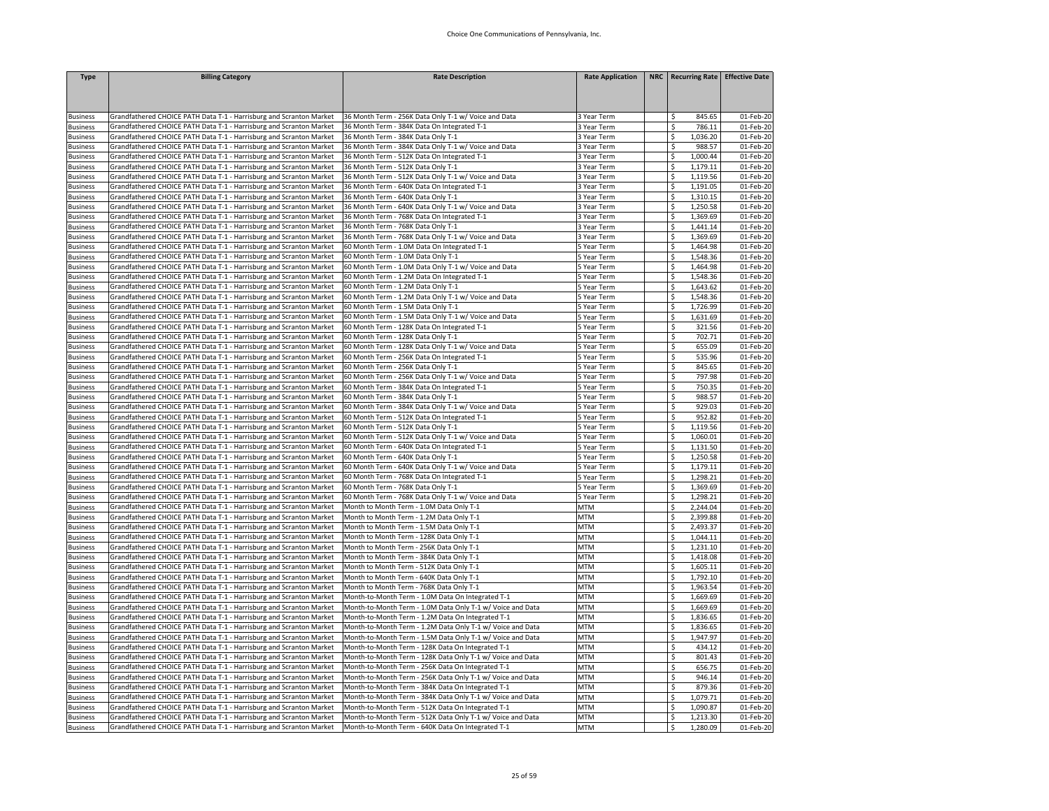| Type | Billing Category | Rate Description | Rate Application | NRC | Recurring Rate | Effective Date |
|---|---|---|---|---|---|---|
| Business | Grandfathered CHOICE PATH Data T-1 - Harrisburg and Scranton Market | 36 Month Term - 256K Data Only T-1 w/ Voice and Data | 3 Year Term | | $ 845.65 | 01-Feb-20 |
| Business | Grandfathered CHOICE PATH Data T-1 - Harrisburg and Scranton Market | 36 Month Term - 384K Data On Integrated T-1 | 3 Year Term | | $ 786.11 | 01-Feb-20 |
| Business | Grandfathered CHOICE PATH Data T-1 - Harrisburg and Scranton Market | 36 Month Term - 384K Data Only T-1 | 3 Year Term | | $ 1,036.20 | 01-Feb-20 |
| Business | Grandfathered CHOICE PATH Data T-1 - Harrisburg and Scranton Market | 36 Month Term - 384K Data Only T-1 w/ Voice and Data | 3 Year Term | | $ 988.57 | 01-Feb-20 |
| Business | Grandfathered CHOICE PATH Data T-1 - Harrisburg and Scranton Market | 36 Month Term - 512K Data On Integrated T-1 | 3 Year Term | | $ 1,000.44 | 01-Feb-20 |
| Business | Grandfathered CHOICE PATH Data T-1 - Harrisburg and Scranton Market | 36 Month Term - 512K Data Only T-1 | 3 Year Term | | $ 1,179.11 | 01-Feb-20 |
| Business | Grandfathered CHOICE PATH Data T-1 - Harrisburg and Scranton Market | 36 Month Term - 512K Data Only T-1 w/ Voice and Data | 3 Year Term | | $ 1,119.56 | 01-Feb-20 |
| Business | Grandfathered CHOICE PATH Data T-1 - Harrisburg and Scranton Market | 36 Month Term - 640K Data On Integrated T-1 | 3 Year Term | | $ 1,191.05 | 01-Feb-20 |
| Business | Grandfathered CHOICE PATH Data T-1 - Harrisburg and Scranton Market | 36 Month Term - 640K Data Only T-1 | 3 Year Term | | $ 1,310.15 | 01-Feb-20 |
| Business | Grandfathered CHOICE PATH Data T-1 - Harrisburg and Scranton Market | 36 Month Term - 640K Data Only T-1 w/ Voice and Data | 3 Year Term | | $ 1,250.58 | 01-Feb-20 |
| Business | Grandfathered CHOICE PATH Data T-1 - Harrisburg and Scranton Market | 36 Month Term - 768K Data On Integrated T-1 | 3 Year Term | | $ 1,369.69 | 01-Feb-20 |
| Business | Grandfathered CHOICE PATH Data T-1 - Harrisburg and Scranton Market | 36 Month Term - 768K Data Only T-1 | 3 Year Term | | $ 1,441.14 | 01-Feb-20 |
| Business | Grandfathered CHOICE PATH Data T-1 - Harrisburg and Scranton Market | 36 Month Term - 768K Data Only T-1 w/ Voice and Data | 3 Year Term | | $ 1,369.69 | 01-Feb-20 |
| Business | Grandfathered CHOICE PATH Data T-1 - Harrisburg and Scranton Market | 60 Month Term - 1.0M Data On Integrated T-1 | 5 Year Term | | $ 1,464.98 | 01-Feb-20 |
| Business | Grandfathered CHOICE PATH Data T-1 - Harrisburg and Scranton Market | 60 Month Term - 1.0M Data Only T-1 | 5 Year Term | | $ 1,548.36 | 01-Feb-20 |
| Business | Grandfathered CHOICE PATH Data T-1 - Harrisburg and Scranton Market | 60 Month Term - 1.0M Data Only T-1 w/ Voice and Data | 5 Year Term | | $ 1,464.98 | 01-Feb-20 |
| Business | Grandfathered CHOICE PATH Data T-1 - Harrisburg and Scranton Market | 60 Month Term - 1.2M Data On Integrated T-1 | 5 Year Term | | $ 1,548.36 | 01-Feb-20 |
| Business | Grandfathered CHOICE PATH Data T-1 - Harrisburg and Scranton Market | 60 Month Term - 1.2M Data Only T-1 | 5 Year Term | | $ 1,643.62 | 01-Feb-20 |
| Business | Grandfathered CHOICE PATH Data T-1 - Harrisburg and Scranton Market | 60 Month Term - 1.2M Data Only T-1 w/ Voice and Data | 5 Year Term | | $ 1,548.36 | 01-Feb-20 |
| Business | Grandfathered CHOICE PATH Data T-1 - Harrisburg and Scranton Market | 60 Month Term - 1.5M Data Only T-1 | 5 Year Term | | $ 1,726.99 | 01-Feb-20 |
| Business | Grandfathered CHOICE PATH Data T-1 - Harrisburg and Scranton Market | 60 Month Term - 1.5M Data Only T-1 w/ Voice and Data | 5 Year Term | | $ 1,631.69 | 01-Feb-20 |
| Business | Grandfathered CHOICE PATH Data T-1 - Harrisburg and Scranton Market | 60 Month Term - 128K Data On Integrated T-1 | 5 Year Term | | $ 321.56 | 01-Feb-20 |
| Business | Grandfathered CHOICE PATH Data T-1 - Harrisburg and Scranton Market | 60 Month Term - 128K Data Only T-1 | 5 Year Term | | $ 702.71 | 01-Feb-20 |
| Business | Grandfathered CHOICE PATH Data T-1 - Harrisburg and Scranton Market | 60 Month Term - 128K Data Only T-1 w/ Voice and Data | 5 Year Term | | $ 655.09 | 01-Feb-20 |
| Business | Grandfathered CHOICE PATH Data T-1 - Harrisburg and Scranton Market | 60 Month Term - 256K Data On Integrated T-1 | 5 Year Term | | $ 535.96 | 01-Feb-20 |
| Business | Grandfathered CHOICE PATH Data T-1 - Harrisburg and Scranton Market | 60 Month Term - 256K Data Only T-1 | 5 Year Term | | $ 845.65 | 01-Feb-20 |
| Business | Grandfathered CHOICE PATH Data T-1 - Harrisburg and Scranton Market | 60 Month Term - 256K Data Only T-1 w/ Voice and Data | 5 Year Term | | $ 797.98 | 01-Feb-20 |
| Business | Grandfathered CHOICE PATH Data T-1 - Harrisburg and Scranton Market | 60 Month Term - 384K Data On Integrated T-1 | 5 Year Term | | $ 750.35 | 01-Feb-20 |
| Business | Grandfathered CHOICE PATH Data T-1 - Harrisburg and Scranton Market | 60 Month Term - 384K Data Only T-1 | 5 Year Term | | $ 988.57 | 01-Feb-20 |
| Business | Grandfathered CHOICE PATH Data T-1 - Harrisburg and Scranton Market | 60 Month Term - 384K Data Only T-1 w/ Voice and Data | 5 Year Term | | $ 929.03 | 01-Feb-20 |
| Business | Grandfathered CHOICE PATH Data T-1 - Harrisburg and Scranton Market | 60 Month Term - 512K Data On Integrated T-1 | 5 Year Term | | $ 952.82 | 01-Feb-20 |
| Business | Grandfathered CHOICE PATH Data T-1 - Harrisburg and Scranton Market | 60 Month Term - 512K Data Only T-1 | 5 Year Term | | $ 1,119.56 | 01-Feb-20 |
| Business | Grandfathered CHOICE PATH Data T-1 - Harrisburg and Scranton Market | 60 Month Term - 512K Data Only T-1 w/ Voice and Data | 5 Year Term | | $ 1,060.01 | 01-Feb-20 |
| Business | Grandfathered CHOICE PATH Data T-1 - Harrisburg and Scranton Market | 60 Month Term - 640K Data On Integrated T-1 | 5 Year Term | | $ 1,131.50 | 01-Feb-20 |
| Business | Grandfathered CHOICE PATH Data T-1 - Harrisburg and Scranton Market | 60 Month Term - 640K Data Only T-1 | 5 Year Term | | $ 1,250.58 | 01-Feb-20 |
| Business | Grandfathered CHOICE PATH Data T-1 - Harrisburg and Scranton Market | 60 Month Term - 640K Data Only T-1 w/ Voice and Data | 5 Year Term | | $ 1,179.11 | 01-Feb-20 |
| Business | Grandfathered CHOICE PATH Data T-1 - Harrisburg and Scranton Market | 60 Month Term - 768K Data On Integrated T-1 | 5 Year Term | | $ 1,298.21 | 01-Feb-20 |
| Business | Grandfathered CHOICE PATH Data T-1 - Harrisburg and Scranton Market | 60 Month Term - 768K Data Only T-1 | 5 Year Term | | $ 1,369.69 | 01-Feb-20 |
| Business | Grandfathered CHOICE PATH Data T-1 - Harrisburg and Scranton Market | 60 Month Term - 768K Data Only T-1 w/ Voice and Data | 5 Year Term | | $ 1,298.21 | 01-Feb-20 |
| Business | Grandfathered CHOICE PATH Data T-1 - Harrisburg and Scranton Market | Month to Month Term - 1.0M Data Only T-1 | MTM | | $ 2,244.04 | 01-Feb-20 |
| Business | Grandfathered CHOICE PATH Data T-1 - Harrisburg and Scranton Market | Month to Month Term - 1.2M Data Only T-1 | MTM | | $ 2,399.88 | 01-Feb-20 |
| Business | Grandfathered CHOICE PATH Data T-1 - Harrisburg and Scranton Market | Month to Month Term - 1.5M Data Only T-1 | MTM | | $ 2,493.37 | 01-Feb-20 |
| Business | Grandfathered CHOICE PATH Data T-1 - Harrisburg and Scranton Market | Month to Month Term - 128K Data Only T-1 | MTM | | $ 1,044.11 | 01-Feb-20 |
| Business | Grandfathered CHOICE PATH Data T-1 - Harrisburg and Scranton Market | Month to Month Term - 256K Data Only T-1 | MTM | | $ 1,231.10 | 01-Feb-20 |
| Business | Grandfathered CHOICE PATH Data T-1 - Harrisburg and Scranton Market | Month to Month Term - 384K Data Only T-1 | MTM | | $ 1,418.08 | 01-Feb-20 |
| Business | Grandfathered CHOICE PATH Data T-1 - Harrisburg and Scranton Market | Month to Month Term - 512K Data Only T-1 | MTM | | $ 1,605.11 | 01-Feb-20 |
| Business | Grandfathered CHOICE PATH Data T-1 - Harrisburg and Scranton Market | Month to Month Term - 640K Data Only T-1 | MTM | | $ 1,792.10 | 01-Feb-20 |
| Business | Grandfathered CHOICE PATH Data T-1 - Harrisburg and Scranton Market | Month to Month Term - 768K Data Only T-1 | MTM | | $ 1,963.54 | 01-Feb-20 |
| Business | Grandfathered CHOICE PATH Data T-1 - Harrisburg and Scranton Market | Month-to-Month Term - 1.0M Data On Integrated T-1 | MTM | | $ 1,669.69 | 01-Feb-20 |
| Business | Grandfathered CHOICE PATH Data T-1 - Harrisburg and Scranton Market | Month-to-Month Term - 1.0M Data Only T-1 w/ Voice and Data | MTM | | $ 1,669.69 | 01-Feb-20 |
| Business | Grandfathered CHOICE PATH Data T-1 - Harrisburg and Scranton Market | Month-to-Month Term - 1.2M Data On Integrated T-1 | MTM | | $ 1,836.65 | 01-Feb-20 |
| Business | Grandfathered CHOICE PATH Data T-1 - Harrisburg and Scranton Market | Month-to-Month Term - 1.2M Data Only T-1 w/ Voice and Data | MTM | | $ 1,836.65 | 01-Feb-20 |
| Business | Grandfathered CHOICE PATH Data T-1 - Harrisburg and Scranton Market | Month-to-Month Term - 1.5M Data Only T-1 w/ Voice and Data | MTM | | $ 1,947.97 | 01-Feb-20 |
| Business | Grandfathered CHOICE PATH Data T-1 - Harrisburg and Scranton Market | Month-to-Month Term - 128K Data On Integrated T-1 | MTM | | $ 434.12 | 01-Feb-20 |
| Business | Grandfathered CHOICE PATH Data T-1 - Harrisburg and Scranton Market | Month-to-Month Term - 128K Data Only T-1 w/ Voice and Data | MTM | | $ 801.43 | 01-Feb-20 |
| Business | Grandfathered CHOICE PATH Data T-1 - Harrisburg and Scranton Market | Month-to-Month Term - 256K Data On Integrated T-1 | MTM | | $ 656.75 | 01-Feb-20 |
| Business | Grandfathered CHOICE PATH Data T-1 - Harrisburg and Scranton Market | Month-to-Month Term - 256K Data Only T-1 w/ Voice and Data | MTM | | $ 946.14 | 01-Feb-20 |
| Business | Grandfathered CHOICE PATH Data T-1 - Harrisburg and Scranton Market | Month-to-Month Term - 384K Data On Integrated T-1 | MTM | | $ 879.36 | 01-Feb-20 |
| Business | Grandfathered CHOICE PATH Data T-1 - Harrisburg and Scranton Market | Month-to-Month Term - 384K Data Only T-1 w/ Voice and Data | MTM | | $ 1,079.71 | 01-Feb-20 |
| Business | Grandfathered CHOICE PATH Data T-1 - Harrisburg and Scranton Market | Month-to-Month Term - 512K Data On Integrated T-1 | MTM | | $ 1,090.87 | 01-Feb-20 |
| Business | Grandfathered CHOICE PATH Data T-1 - Harrisburg and Scranton Market | Month-to-Month Term - 512K Data Only T-1 w/ Voice and Data | MTM | | $ 1,213.30 | 01-Feb-20 |
| Business | Grandfathered CHOICE PATH Data T-1 - Harrisburg and Scranton Market | Month-to-Month Term - 640K Data On Integrated T-1 | MTM | | $ 1,280.09 | 01-Feb-20 |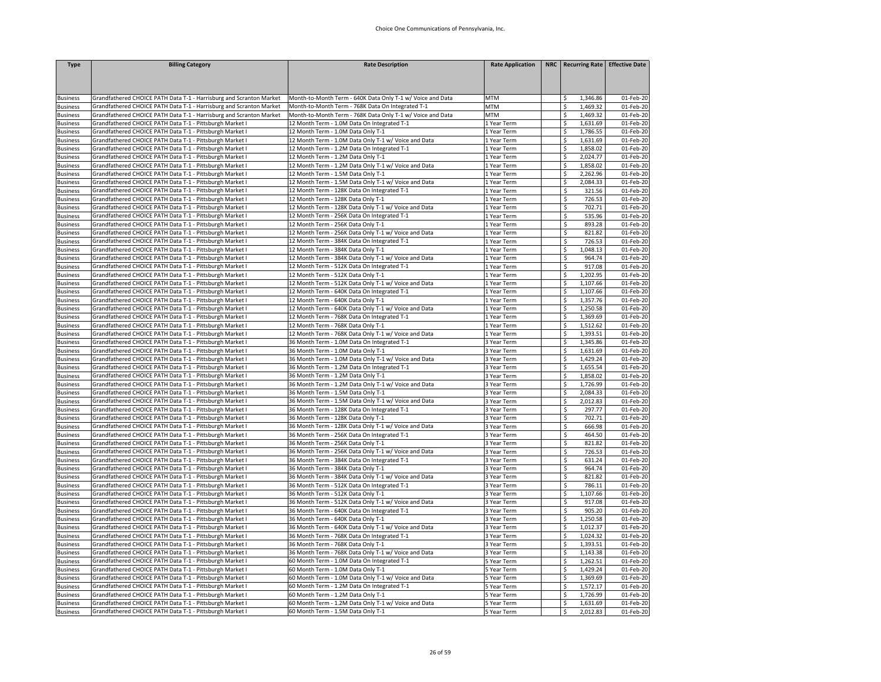| Type | Billing Category | Rate Description | Rate Application | NRC | Recurring Rate | Effective Date |
|---|---|---|---|---|---|---|
| Business | Grandfathered CHOICE PATH Data T-1 - Harrisburg and Scranton Market | Month-to-Month Term - 640K Data Only T-1 w/ Voice and Data | MTM | | $ 1,346.86 | 01-Feb-20 |
| Business | Grandfathered CHOICE PATH Data T-1 - Harrisburg and Scranton Market | Month-to-Month Term - 768K Data On Integrated T-1 | MTM | | $ 1,469.32 | 01-Feb-20 |
| Business | Grandfathered CHOICE PATH Data T-1 - Harrisburg and Scranton Market | Month-to-Month Term - 768K Data Only T-1 w/ Voice and Data | MTM | | $ 1,469.32 | 01-Feb-20 |
| Business | Grandfathered CHOICE PATH Data T-1 - Pittsburgh Market I | 12 Month Term - 1.0M Data On Integrated T-1 | 1 Year Term | | $ 1,631.69 | 01-Feb-20 |
| Business | Grandfathered CHOICE PATH Data T-1 - Pittsburgh Market I | 12 Month Term - 1.0M Data Only T-1 | 1 Year Term | | $ 1,786.55 | 01-Feb-20 |
| Business | Grandfathered CHOICE PATH Data T-1 - Pittsburgh Market I | 12 Month Term - 1.0M Data Only T-1 w/ Voice and Data | 1 Year Term | | $ 1,631.69 | 01-Feb-20 |
| Business | Grandfathered CHOICE PATH Data T-1 - Pittsburgh Market I | 12 Month Term - 1.2M Data On Integrated T-1 | 1 Year Term | | $ 1,858.02 | 01-Feb-20 |
| Business | Grandfathered CHOICE PATH Data T-1 - Pittsburgh Market I | 12 Month Term - 1.2M Data Only T-1 | 1 Year Term | | $ 2,024.77 | 01-Feb-20 |
| Business | Grandfathered CHOICE PATH Data T-1 - Pittsburgh Market I | 12 Month Term - 1.2M Data Only T-1 w/ Voice and Data | 1 Year Term | | $ 1,858.02 | 01-Feb-20 |
| Business | Grandfathered CHOICE PATH Data T-1 - Pittsburgh Market I | 12 Month Term - 1.5M Data Only T-1 | 1 Year Term | | $ 2,262.96 | 01-Feb-20 |
| Business | Grandfathered CHOICE PATH Data T-1 - Pittsburgh Market I | 12 Month Term - 1.5M Data Only T-1 w/ Voice and Data | 1 Year Term | | $ 2,084.33 | 01-Feb-20 |
| Business | Grandfathered CHOICE PATH Data T-1 - Pittsburgh Market I | 12 Month Term - 128K Data On Integrated T-1 | 1 Year Term | | $ 321.56 | 01-Feb-20 |
| Business | Grandfathered CHOICE PATH Data T-1 - Pittsburgh Market I | 12 Month Term - 128K Data Only T-1 | 1 Year Term | | $ 726.53 | 01-Feb-20 |
| Business | Grandfathered CHOICE PATH Data T-1 - Pittsburgh Market I | 12 Month Term - 128K Data Only T-1 w/ Voice and Data | 1 Year Term | | $ 702.71 | 01-Feb-20 |
| Business | Grandfathered CHOICE PATH Data T-1 - Pittsburgh Market I | 12 Month Term - 256K Data On Integrated T-1 | 1 Year Term | | $ 535.96 | 01-Feb-20 |
| Business | Grandfathered CHOICE PATH Data T-1 - Pittsburgh Market I | 12 Month Term - 256K Data Only T-1 | 1 Year Term | | $ 893.28 | 01-Feb-20 |
| Business | Grandfathered CHOICE PATH Data T-1 - Pittsburgh Market I | 12 Month Term - 256K Data Only T-1 w/ Voice and Data | 1 Year Term | | $ 821.82 | 01-Feb-20 |
| Business | Grandfathered CHOICE PATH Data T-1 - Pittsburgh Market I | 12 Month Term - 384K Data On Integrated T-1 | 1 Year Term | | $ 726.53 | 01-Feb-20 |
| Business | Grandfathered CHOICE PATH Data T-1 - Pittsburgh Market I | 12 Month Term - 384K Data Only T-1 | 1 Year Term | | $ 1,048.13 | 01-Feb-20 |
| Business | Grandfathered CHOICE PATH Data T-1 - Pittsburgh Market I | 12 Month Term - 384K Data Only T-1 w/ Voice and Data | 1 Year Term | | $ 964.74 | 01-Feb-20 |
| Business | Grandfathered CHOICE PATH Data T-1 - Pittsburgh Market I | 12 Month Term - 512K Data On Integrated T-1 | 1 Year Term | | $ 917.08 | 01-Feb-20 |
| Business | Grandfathered CHOICE PATH Data T-1 - Pittsburgh Market I | 12 Month Term - 512K Data Only T-1 | 1 Year Term | | $ 1,202.95 | 01-Feb-20 |
| Business | Grandfathered CHOICE PATH Data T-1 - Pittsburgh Market I | 12 Month Term - 512K Data Only T-1 w/ Voice and Data | 1 Year Term | | $ 1,107.66 | 01-Feb-20 |
| Business | Grandfathered CHOICE PATH Data T-1 - Pittsburgh Market I | 12 Month Term - 640K Data On Integrated T-1 | 1 Year Term | | $ 1,107.66 | 01-Feb-20 |
| Business | Grandfathered CHOICE PATH Data T-1 - Pittsburgh Market I | 12 Month Term - 640K Data Only T-1 | 1 Year Term | | $ 1,357.76 | 01-Feb-20 |
| Business | Grandfathered CHOICE PATH Data T-1 - Pittsburgh Market I | 12 Month Term - 640K Data Only T-1 w/ Voice and Data | 1 Year Term | | $ 1,250.58 | 01-Feb-20 |
| Business | Grandfathered CHOICE PATH Data T-1 - Pittsburgh Market I | 12 Month Term - 768K Data On Integrated T-1 | 1 Year Term | | $ 1,369.69 | 01-Feb-20 |
| Business | Grandfathered CHOICE PATH Data T-1 - Pittsburgh Market I | 12 Month Term - 768K Data Only T-1 | 1 Year Term | | $ 1,512.62 | 01-Feb-20 |
| Business | Grandfathered CHOICE PATH Data T-1 - Pittsburgh Market I | 12 Month Term - 768K Data Only T-1 w/ Voice and Data | 1 Year Term | | $ 1,393.51 | 01-Feb-20 |
| Business | Grandfathered CHOICE PATH Data T-1 - Pittsburgh Market I | 36 Month Term - 1.0M Data On Integrated T-1 | 3 Year Term | | $ 1,345.86 | 01-Feb-20 |
| Business | Grandfathered CHOICE PATH Data T-1 - Pittsburgh Market I | 36 Month Term - 1.0M Data Only T-1 | 3 Year Term | | $ 1,631.69 | 01-Feb-20 |
| Business | Grandfathered CHOICE PATH Data T-1 - Pittsburgh Market I | 36 Month Term - 1.0M Data Only T-1 w/ Voice and Data | 3 Year Term | | $ 1,429.24 | 01-Feb-20 |
| Business | Grandfathered CHOICE PATH Data T-1 - Pittsburgh Market I | 36 Month Term - 1.2M Data On Integrated T-1 | 3 Year Term | | $ 1,655.54 | 01-Feb-20 |
| Business | Grandfathered CHOICE PATH Data T-1 - Pittsburgh Market I | 36 Month Term - 1.2M Data Only T-1 | 3 Year Term | | $ 1,858.02 | 01-Feb-20 |
| Business | Grandfathered CHOICE PATH Data T-1 - Pittsburgh Market I | 36 Month Term - 1.2M Data Only T-1 w/ Voice and Data | 3 Year Term | | $ 1,726.99 | 01-Feb-20 |
| Business | Grandfathered CHOICE PATH Data T-1 - Pittsburgh Market I | 36 Month Term - 1.5M Data Only T-1 | 3 Year Term | | $ 2,084.33 | 01-Feb-20 |
| Business | Grandfathered CHOICE PATH Data T-1 - Pittsburgh Market I | 36 Month Term - 1.5M Data Only T-1 w/ Voice and Data | 3 Year Term | | $ 2,012.83 | 01-Feb-20 |
| Business | Grandfathered CHOICE PATH Data T-1 - Pittsburgh Market I | 36 Month Term - 128K Data On Integrated T-1 | 3 Year Term | | $ 297.77 | 01-Feb-20 |
| Business | Grandfathered CHOICE PATH Data T-1 - Pittsburgh Market I | 36 Month Term - 128K Data Only T-1 | 3 Year Term | | $ 702.71 | 01-Feb-20 |
| Business | Grandfathered CHOICE PATH Data T-1 - Pittsburgh Market I | 36 Month Term - 128K Data Only T-1 w/ Voice and Data | 3 Year Term | | $ 666.98 | 01-Feb-20 |
| Business | Grandfathered CHOICE PATH Data T-1 - Pittsburgh Market I | 36 Month Term - 256K Data On Integrated T-1 | 3 Year Term | | $ 464.50 | 01-Feb-20 |
| Business | Grandfathered CHOICE PATH Data T-1 - Pittsburgh Market I | 36 Month Term - 256K Data Only T-1 | 3 Year Term | | $ 821.82 | 01-Feb-20 |
| Business | Grandfathered CHOICE PATH Data T-1 - Pittsburgh Market I | 36 Month Term - 256K Data Only T-1 w/ Voice and Data | 3 Year Term | | $ 726.53 | 01-Feb-20 |
| Business | Grandfathered CHOICE PATH Data T-1 - Pittsburgh Market I | 36 Month Term - 384K Data On Integrated T-1 | 3 Year Term | | $ 631.24 | 01-Feb-20 |
| Business | Grandfathered CHOICE PATH Data T-1 - Pittsburgh Market I | 36 Month Term - 384K Data Only T-1 | 3 Year Term | | $ 964.74 | 01-Feb-20 |
| Business | Grandfathered CHOICE PATH Data T-1 - Pittsburgh Market I | 36 Month Term - 384K Data Only T-1 w/ Voice and Data | 3 Year Term | | $ 821.82 | 01-Feb-20 |
| Business | Grandfathered CHOICE PATH Data T-1 - Pittsburgh Market I | 36 Month Term - 512K Data On Integrated T-1 | 3 Year Term | | $ 786.11 | 01-Feb-20 |
| Business | Grandfathered CHOICE PATH Data T-1 - Pittsburgh Market I | 36 Month Term - 512K Data Only T-1 | 3 Year Term | | $ 1,107.66 | 01-Feb-20 |
| Business | Grandfathered CHOICE PATH Data T-1 - Pittsburgh Market I | 36 Month Term - 512K Data Only T-1 w/ Voice and Data | 3 Year Term | | $ 917.08 | 01-Feb-20 |
| Business | Grandfathered CHOICE PATH Data T-1 - Pittsburgh Market I | 36 Month Term - 640K Data On Integrated T-1 | 3 Year Term | | $ 905.20 | 01-Feb-20 |
| Business | Grandfathered CHOICE PATH Data T-1 - Pittsburgh Market I | 36 Month Term - 640K Data Only T-1 | 3 Year Term | | $ 1,250.58 | 01-Feb-20 |
| Business | Grandfathered CHOICE PATH Data T-1 - Pittsburgh Market I | 36 Month Term - 640K Data Only T-1 w/ Voice and Data | 3 Year Term | | $ 1,012.37 | 01-Feb-20 |
| Business | Grandfathered CHOICE PATH Data T-1 - Pittsburgh Market I | 36 Month Term - 768K Data On Integrated T-1 | 3 Year Term | | $ 1,024.32 | 01-Feb-20 |
| Business | Grandfathered CHOICE PATH Data T-1 - Pittsburgh Market I | 36 Month Term - 768K Data Only T-1 | 3 Year Term | | $ 1,393.51 | 01-Feb-20 |
| Business | Grandfathered CHOICE PATH Data T-1 - Pittsburgh Market I | 36 Month Term - 768K Data Only T-1 w/ Voice and Data | 3 Year Term | | $ 1,143.38 | 01-Feb-20 |
| Business | Grandfathered CHOICE PATH Data T-1 - Pittsburgh Market I | 60 Month Term - 1.0M Data On Integrated T-1 | 5 Year Term | | $ 1,262.51 | 01-Feb-20 |
| Business | Grandfathered CHOICE PATH Data T-1 - Pittsburgh Market I | 60 Month Term - 1.0M Data Only T-1 | 5 Year Term | | $ 1,429.24 | 01-Feb-20 |
| Business | Grandfathered CHOICE PATH Data T-1 - Pittsburgh Market I | 60 Month Term - 1.0M Data Only T-1 w/ Voice and Data | 5 Year Term | | $ 1,369.69 | 01-Feb-20 |
| Business | Grandfathered CHOICE PATH Data T-1 - Pittsburgh Market I | 60 Month Term - 1.2M Data On Integrated T-1 | 5 Year Term | | $ 1,572.17 | 01-Feb-20 |
| Business | Grandfathered CHOICE PATH Data T-1 - Pittsburgh Market I | 60 Month Term - 1.2M Data Only T-1 | 5 Year Term | | $ 1,726.99 | 01-Feb-20 |
| Business | Grandfathered CHOICE PATH Data T-1 - Pittsburgh Market I | 60 Month Term - 1.2M Data Only T-1 w/ Voice and Data | 5 Year Term | | $ 1,631.69 | 01-Feb-20 |
| Business | Grandfathered CHOICE PATH Data T-1 - Pittsburgh Market I | 60 Month Term - 1.5M Data Only T-1 | 5 Year Term | | $ 2,012.83 | 01-Feb-20 |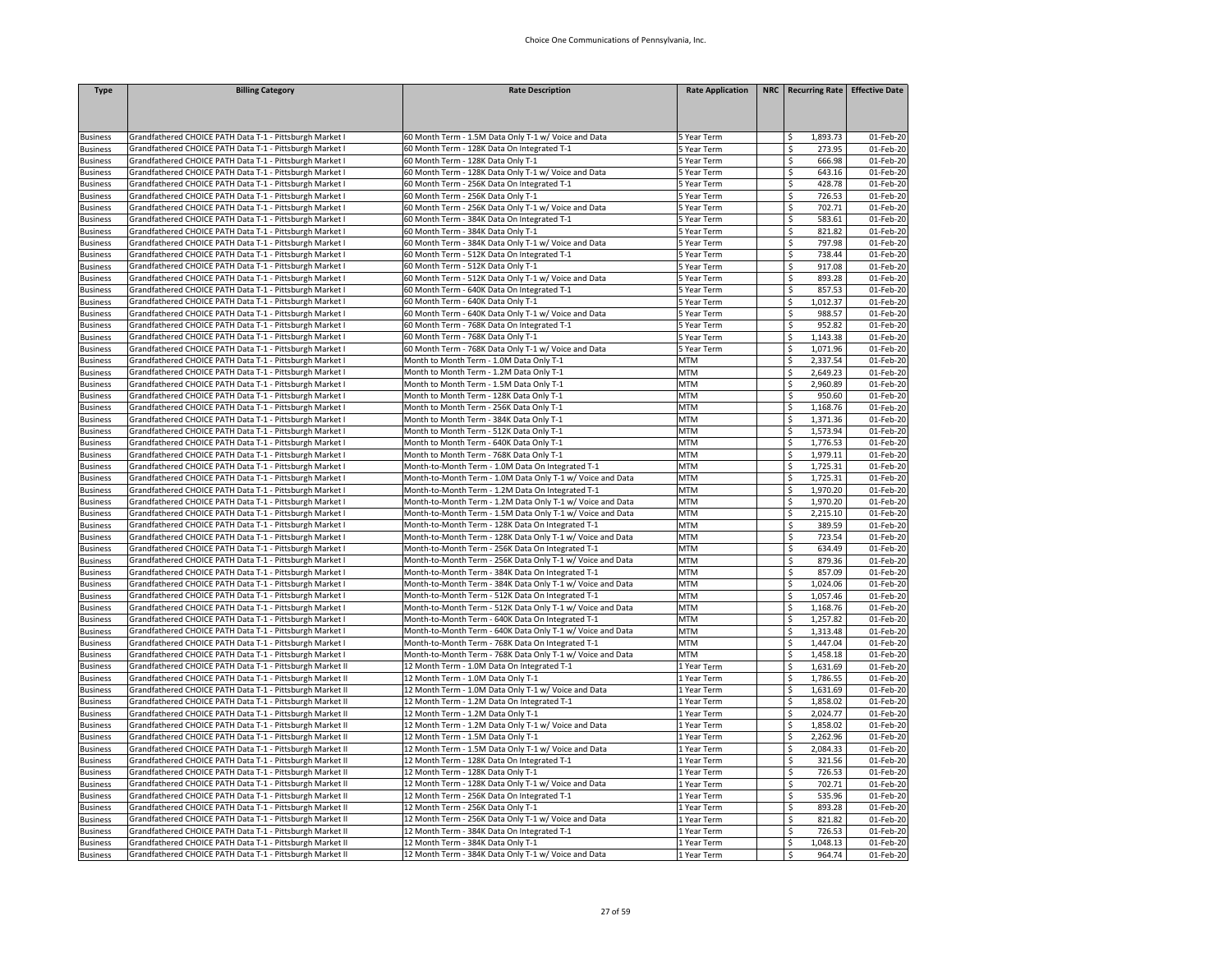| Type | Billing Category | Rate Description | Rate Application | NRC | Recurring Rate | Effective Date |
|---|---|---|---|---|---|---|
| Business | Grandfathered CHOICE PATH Data T-1 - Pittsburgh Market I | 60 Month Term - 1.5M Data Only T-1 w/ Voice and Data | 5 Year Term | | $ 1,893.73 | 01-Feb-20 |
| Business | Grandfathered CHOICE PATH Data T-1 - Pittsburgh Market I | 60 Month Term - 128K Data On Integrated T-1 | 5 Year Term | | $ 273.95 | 01-Feb-20 |
| Business | Grandfathered CHOICE PATH Data T-1 - Pittsburgh Market I | 60 Month Term - 128K Data Only T-1 | 5 Year Term | | $ 666.98 | 01-Feb-20 |
| Business | Grandfathered CHOICE PATH Data T-1 - Pittsburgh Market I | 60 Month Term - 128K Data Only T-1 w/ Voice and Data | 5 Year Term | | $ 643.16 | 01-Feb-20 |
| Business | Grandfathered CHOICE PATH Data T-1 - Pittsburgh Market I | 60 Month Term - 256K Data On Integrated T-1 | 5 Year Term | | $ 428.78 | 01-Feb-20 |
| Business | Grandfathered CHOICE PATH Data T-1 - Pittsburgh Market I | 60 Month Term - 256K Data Only T-1 | 5 Year Term | | $ 726.53 | 01-Feb-20 |
| Business | Grandfathered CHOICE PATH Data T-1 - Pittsburgh Market I | 60 Month Term - 256K Data Only T-1 w/ Voice and Data | 5 Year Term | | $ 702.71 | 01-Feb-20 |
| Business | Grandfathered CHOICE PATH Data T-1 - Pittsburgh Market I | 60 Month Term - 384K Data On Integrated T-1 | 5 Year Term | | $ 583.61 | 01-Feb-20 |
| Business | Grandfathered CHOICE PATH Data T-1 - Pittsburgh Market I | 60 Month Term - 384K Data Only T-1 | 5 Year Term | | $ 821.82 | 01-Feb-20 |
| Business | Grandfathered CHOICE PATH Data T-1 - Pittsburgh Market I | 60 Month Term - 384K Data Only T-1 w/ Voice and Data | 5 Year Term | | $ 797.98 | 01-Feb-20 |
| Business | Grandfathered CHOICE PATH Data T-1 - Pittsburgh Market I | 60 Month Term - 512K Data On Integrated T-1 | 5 Year Term | | $ 738.44 | 01-Feb-20 |
| Business | Grandfathered CHOICE PATH Data T-1 - Pittsburgh Market I | 60 Month Term - 512K Data Only T-1 | 5 Year Term | | $ 917.08 | 01-Feb-20 |
| Business | Grandfathered CHOICE PATH Data T-1 - Pittsburgh Market I | 60 Month Term - 512K Data Only T-1 w/ Voice and Data | 5 Year Term | | $ 893.28 | 01-Feb-20 |
| Business | Grandfathered CHOICE PATH Data T-1 - Pittsburgh Market I | 60 Month Term - 640K Data On Integrated T-1 | 5 Year Term | | $ 857.53 | 01-Feb-20 |
| Business | Grandfathered CHOICE PATH Data T-1 - Pittsburgh Market I | 60 Month Term - 640K Data Only T-1 | 5 Year Term | | $ 1,012.37 | 01-Feb-20 |
| Business | Grandfathered CHOICE PATH Data T-1 - Pittsburgh Market I | 60 Month Term - 640K Data Only T-1 w/ Voice and Data | 5 Year Term | | $ 988.57 | 01-Feb-20 |
| Business | Grandfathered CHOICE PATH Data T-1 - Pittsburgh Market I | 60 Month Term - 768K Data On Integrated T-1 | 5 Year Term | | $ 952.82 | 01-Feb-20 |
| Business | Grandfathered CHOICE PATH Data T-1 - Pittsburgh Market I | 60 Month Term - 768K Data Only T-1 | 5 Year Term | | $ 1,143.38 | 01-Feb-20 |
| Business | Grandfathered CHOICE PATH Data T-1 - Pittsburgh Market I | 60 Month Term - 768K Data Only T-1 w/ Voice and Data | 5 Year Term | | $ 1,071.96 | 01-Feb-20 |
| Business | Grandfathered CHOICE PATH Data T-1 - Pittsburgh Market I | Month to Month Term - 1.0M Data Only T-1 | MTM | | $ 2,337.54 | 01-Feb-20 |
| Business | Grandfathered CHOICE PATH Data T-1 - Pittsburgh Market I | Month to Month Term - 1.2M Data Only T-1 | MTM | | $ 2,649.23 | 01-Feb-20 |
| Business | Grandfathered CHOICE PATH Data T-1 - Pittsburgh Market I | Month to Month Term - 1.5M Data Only T-1 | MTM | | $ 2,960.89 | 01-Feb-20 |
| Business | Grandfathered CHOICE PATH Data T-1 - Pittsburgh Market I | Month to Month Term - 128K Data Only T-1 | MTM | | $ 950.60 | 01-Feb-20 |
| Business | Grandfathered CHOICE PATH Data T-1 - Pittsburgh Market I | Month to Month Term - 256K Data Only T-1 | MTM | | $ 1,168.76 | 01-Feb-20 |
| Business | Grandfathered CHOICE PATH Data T-1 - Pittsburgh Market I | Month to Month Term - 384K Data Only T-1 | MTM | | $ 1,371.36 | 01-Feb-20 |
| Business | Grandfathered CHOICE PATH Data T-1 - Pittsburgh Market I | Month to Month Term - 512K Data Only T-1 | MTM | | $ 1,573.94 | 01-Feb-20 |
| Business | Grandfathered CHOICE PATH Data T-1 - Pittsburgh Market I | Month to Month Term - 640K Data Only T-1 | MTM | | $ 1,776.53 | 01-Feb-20 |
| Business | Grandfathered CHOICE PATH Data T-1 - Pittsburgh Market I | Month to Month Term - 768K Data Only T-1 | MTM | | $ 1,979.11 | 01-Feb-20 |
| Business | Grandfathered CHOICE PATH Data T-1 - Pittsburgh Market I | Month-to-Month Term - 1.0M Data On Integrated T-1 | MTM | | $ 1,725.31 | 01-Feb-20 |
| Business | Grandfathered CHOICE PATH Data T-1 - Pittsburgh Market I | Month-to-Month Term - 1.0M Data Only T-1 w/ Voice and Data | MTM | | $ 1,725.31 | 01-Feb-20 |
| Business | Grandfathered CHOICE PATH Data T-1 - Pittsburgh Market I | Month-to-Month Term - 1.2M Data On Integrated T-1 | MTM | | $ 1,970.20 | 01-Feb-20 |
| Business | Grandfathered CHOICE PATH Data T-1 - Pittsburgh Market I | Month-to-Month Term - 1.2M Data Only T-1 w/ Voice and Data | MTM | | $ 1,970.20 | 01-Feb-20 |
| Business | Grandfathered CHOICE PATH Data T-1 - Pittsburgh Market I | Month-to-Month Term - 1.5M Data Only T-1 w/ Voice and Data | MTM | | $ 2,215.10 | 01-Feb-20 |
| Business | Grandfathered CHOICE PATH Data T-1 - Pittsburgh Market I | Month-to-Month Term - 128K Data On Integrated T-1 | MTM | | $ 389.59 | 01-Feb-20 |
| Business | Grandfathered CHOICE PATH Data T-1 - Pittsburgh Market I | Month-to-Month Term - 128K Data Only T-1 w/ Voice and Data | MTM | | $ 723.54 | 01-Feb-20 |
| Business | Grandfathered CHOICE PATH Data T-1 - Pittsburgh Market I | Month-to-Month Term - 256K Data On Integrated T-1 | MTM | | $ 634.49 | 01-Feb-20 |
| Business | Grandfathered CHOICE PATH Data T-1 - Pittsburgh Market I | Month-to-Month Term - 256K Data Only T-1 w/ Voice and Data | MTM | | $ 879.36 | 01-Feb-20 |
| Business | Grandfathered CHOICE PATH Data T-1 - Pittsburgh Market I | Month-to-Month Term - 384K Data On Integrated T-1 | MTM | | $ 857.09 | 01-Feb-20 |
| Business | Grandfathered CHOICE PATH Data T-1 - Pittsburgh Market I | Month-to-Month Term - 384K Data Only T-1 w/ Voice and Data | MTM | | $ 1,024.06 | 01-Feb-20 |
| Business | Grandfathered CHOICE PATH Data T-1 - Pittsburgh Market I | Month-to-Month Term - 512K Data On Integrated T-1 | MTM | | $ 1,057.46 | 01-Feb-20 |
| Business | Grandfathered CHOICE PATH Data T-1 - Pittsburgh Market I | Month-to-Month Term - 512K Data Only T-1 w/ Voice and Data | MTM | | $ 1,168.76 | 01-Feb-20 |
| Business | Grandfathered CHOICE PATH Data T-1 - Pittsburgh Market I | Month-to-Month Term - 640K Data On Integrated T-1 | MTM | | $ 1,257.82 | 01-Feb-20 |
| Business | Grandfathered CHOICE PATH Data T-1 - Pittsburgh Market I | Month-to-Month Term - 640K Data Only T-1 w/ Voice and Data | MTM | | $ 1,313.48 | 01-Feb-20 |
| Business | Grandfathered CHOICE PATH Data T-1 - Pittsburgh Market I | Month-to-Month Term - 768K Data On Integrated T-1 | MTM | | $ 1,447.04 | 01-Feb-20 |
| Business | Grandfathered CHOICE PATH Data T-1 - Pittsburgh Market I | Month-to-Month Term - 768K Data Only T-1 w/ Voice and Data | MTM | | $ 1,458.18 | 01-Feb-20 |
| Business | Grandfathered CHOICE PATH Data T-1 - Pittsburgh Market II | 12 Month Term - 1.0M Data On Integrated T-1 | 1 Year Term | | $ 1,631.69 | 01-Feb-20 |
| Business | Grandfathered CHOICE PATH Data T-1 - Pittsburgh Market II | 12 Month Term - 1.0M Data Only T-1 | 1 Year Term | | $ 1,786.55 | 01-Feb-20 |
| Business | Grandfathered CHOICE PATH Data T-1 - Pittsburgh Market II | 12 Month Term - 1.0M Data Only T-1 w/ Voice and Data | 1 Year Term | | $ 1,631.69 | 01-Feb-20 |
| Business | Grandfathered CHOICE PATH Data T-1 - Pittsburgh Market II | 12 Month Term - 1.2M Data On Integrated T-1 | 1 Year Term | | $ 1,858.02 | 01-Feb-20 |
| Business | Grandfathered CHOICE PATH Data T-1 - Pittsburgh Market II | 12 Month Term - 1.2M Data Only T-1 | 1 Year Term | | $ 2,024.77 | 01-Feb-20 |
| Business | Grandfathered CHOICE PATH Data T-1 - Pittsburgh Market II | 12 Month Term - 1.2M Data Only T-1 w/ Voice and Data | 1 Year Term | | $ 1,858.02 | 01-Feb-20 |
| Business | Grandfathered CHOICE PATH Data T-1 - Pittsburgh Market II | 12 Month Term - 1.5M Data Only T-1 | 1 Year Term | | $ 2,262.96 | 01-Feb-20 |
| Business | Grandfathered CHOICE PATH Data T-1 - Pittsburgh Market II | 12 Month Term - 1.5M Data Only T-1 w/ Voice and Data | 1 Year Term | | $ 2,084.33 | 01-Feb-20 |
| Business | Grandfathered CHOICE PATH Data T-1 - Pittsburgh Market II | 12 Month Term - 128K Data On Integrated T-1 | 1 Year Term | | $ 321.56 | 01-Feb-20 |
| Business | Grandfathered CHOICE PATH Data T-1 - Pittsburgh Market II | 12 Month Term - 128K Data Only T-1 | 1 Year Term | | $ 726.53 | 01-Feb-20 |
| Business | Grandfathered CHOICE PATH Data T-1 - Pittsburgh Market II | 12 Month Term - 128K Data Only T-1 w/ Voice and Data | 1 Year Term | | $ 702.71 | 01-Feb-20 |
| Business | Grandfathered CHOICE PATH Data T-1 - Pittsburgh Market II | 12 Month Term - 256K Data On Integrated T-1 | 1 Year Term | | $ 535.96 | 01-Feb-20 |
| Business | Grandfathered CHOICE PATH Data T-1 - Pittsburgh Market II | 12 Month Term - 256K Data Only T-1 | 1 Year Term | | $ 893.28 | 01-Feb-20 |
| Business | Grandfathered CHOICE PATH Data T-1 - Pittsburgh Market II | 12 Month Term - 256K Data Only T-1 w/ Voice and Data | 1 Year Term | | $ 821.82 | 01-Feb-20 |
| Business | Grandfathered CHOICE PATH Data T-1 - Pittsburgh Market II | 12 Month Term - 384K Data On Integrated T-1 | 1 Year Term | | $ 726.53 | 01-Feb-20 |
| Business | Grandfathered CHOICE PATH Data T-1 - Pittsburgh Market II | 12 Month Term - 384K Data Only T-1 | 1 Year Term | | $ 1,048.13 | 01-Feb-20 |
| Business | Grandfathered CHOICE PATH Data T-1 - Pittsburgh Market II | 12 Month Term - 384K Data Only T-1 w/ Voice and Data | 1 Year Term | | $ 964.74 | 01-Feb-20 |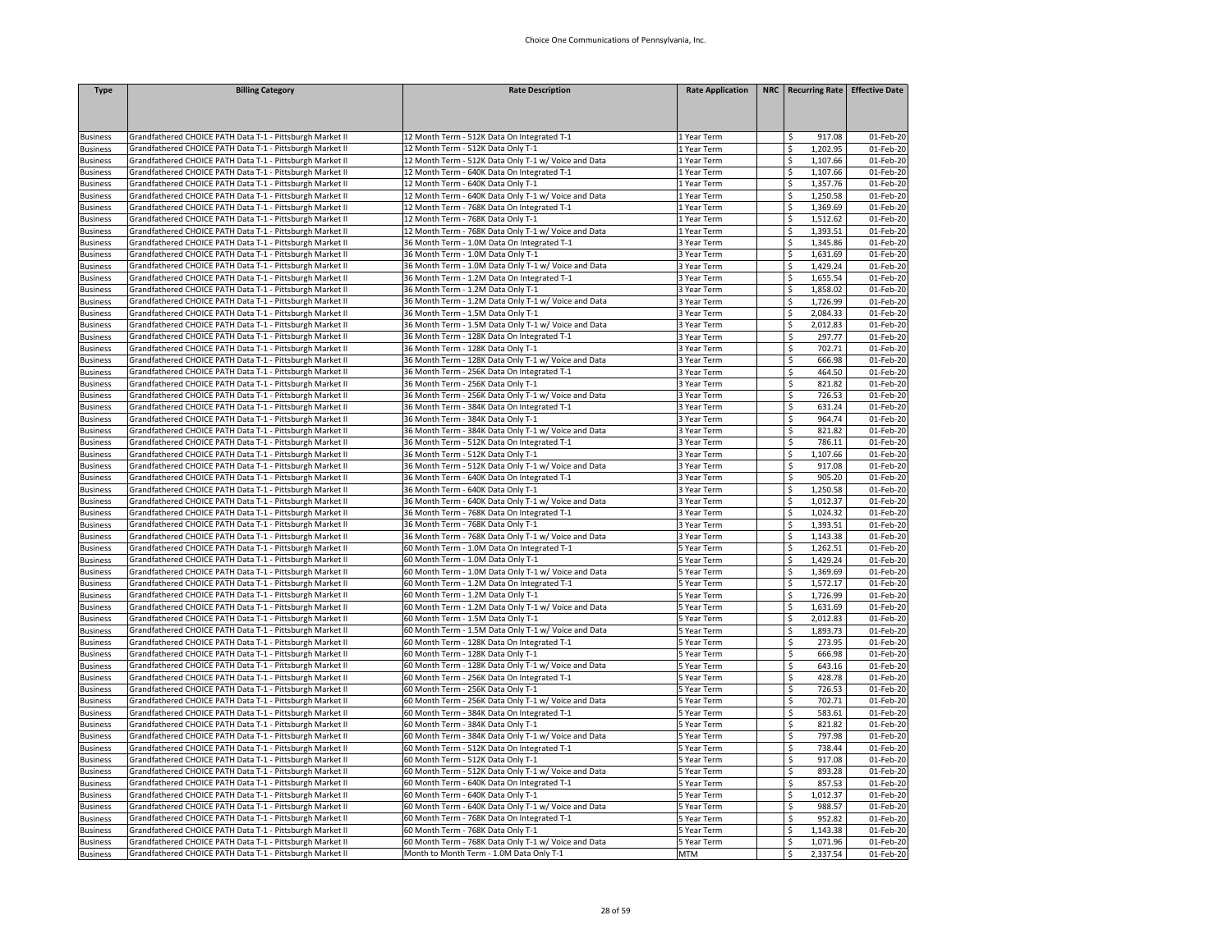| Type | Billing Category | Rate Description | Rate Application | NRC | Recurring Rate | Effective Date |
|---|---|---|---|---|---|---|
| Business | Grandfathered CHOICE PATH Data T-1 - Pittsburgh Market II | 12 Month Term - 512K Data On Integrated T-1 | 1 Year Term | | $ 917.08 | 01-Feb-20 |
| Business | Grandfathered CHOICE PATH Data T-1 - Pittsburgh Market II | 12 Month Term - 512K Data Only T-1 | 1 Year Term | | $ 1,202.95 | 01-Feb-20 |
| Business | Grandfathered CHOICE PATH Data T-1 - Pittsburgh Market II | 12 Month Term - 512K Data Only T-1 w/ Voice and Data | 1 Year Term | | $ 1,107.66 | 01-Feb-20 |
| Business | Grandfathered CHOICE PATH Data T-1 - Pittsburgh Market II | 12 Month Term - 640K Data On Integrated T-1 | 1 Year Term | | $ 1,107.66 | 01-Feb-20 |
| Business | Grandfathered CHOICE PATH Data T-1 - Pittsburgh Market II | 12 Month Term - 640K Data Only T-1 | 1 Year Term | | $ 1,357.76 | 01-Feb-20 |
| Business | Grandfathered CHOICE PATH Data T-1 - Pittsburgh Market II | 12 Month Term - 640K Data Only T-1 w/ Voice and Data | 1 Year Term | | $ 1,250.58 | 01-Feb-20 |
| Business | Grandfathered CHOICE PATH Data T-1 - Pittsburgh Market II | 12 Month Term - 768K Data On Integrated T-1 | 1 Year Term | | $ 1,369.69 | 01-Feb-20 |
| Business | Grandfathered CHOICE PATH Data T-1 - Pittsburgh Market II | 12 Month Term - 768K Data Only T-1 | 1 Year Term | | $ 1,512.62 | 01-Feb-20 |
| Business | Grandfathered CHOICE PATH Data T-1 - Pittsburgh Market II | 12 Month Term - 768K Data Only T-1 w/ Voice and Data | 1 Year Term | | $ 1,393.51 | 01-Feb-20 |
| Business | Grandfathered CHOICE PATH Data T-1 - Pittsburgh Market II | 36 Month Term - 1.0M Data On Integrated T-1 | 3 Year Term | | $ 1,345.86 | 01-Feb-20 |
| Business | Grandfathered CHOICE PATH Data T-1 - Pittsburgh Market II | 36 Month Term - 1.0M Data Only T-1 | 3 Year Term | | $ 1,631.69 | 01-Feb-20 |
| Business | Grandfathered CHOICE PATH Data T-1 - Pittsburgh Market II | 36 Month Term - 1.0M Data Only T-1 w/ Voice and Data | 3 Year Term | | $ 1,429.24 | 01-Feb-20 |
| Business | Grandfathered CHOICE PATH Data T-1 - Pittsburgh Market II | 36 Month Term - 1.2M Data On Integrated T-1 | 3 Year Term | | $ 1,655.54 | 01-Feb-20 |
| Business | Grandfathered CHOICE PATH Data T-1 - Pittsburgh Market II | 36 Month Term - 1.2M Data Only T-1 | 3 Year Term | | $ 1,858.02 | 01-Feb-20 |
| Business | Grandfathered CHOICE PATH Data T-1 - Pittsburgh Market II | 36 Month Term - 1.2M Data Only T-1 w/ Voice and Data | 3 Year Term | | $ 1,726.99 | 01-Feb-20 |
| Business | Grandfathered CHOICE PATH Data T-1 - Pittsburgh Market II | 36 Month Term - 1.5M Data Only T-1 | 3 Year Term | | $ 2,084.33 | 01-Feb-20 |
| Business | Grandfathered CHOICE PATH Data T-1 - Pittsburgh Market II | 36 Month Term - 1.5M Data Only T-1 w/ Voice and Data | 3 Year Term | | $ 2,012.83 | 01-Feb-20 |
| Business | Grandfathered CHOICE PATH Data T-1 - Pittsburgh Market II | 36 Month Term - 128K Data On Integrated T-1 | 3 Year Term | | $ 297.77 | 01-Feb-20 |
| Business | Grandfathered CHOICE PATH Data T-1 - Pittsburgh Market II | 36 Month Term - 128K Data Only T-1 | 3 Year Term | | $ 702.71 | 01-Feb-20 |
| Business | Grandfathered CHOICE PATH Data T-1 - Pittsburgh Market II | 36 Month Term - 128K Data Only T-1 w/ Voice and Data | 3 Year Term | | $ 666.98 | 01-Feb-20 |
| Business | Grandfathered CHOICE PATH Data T-1 - Pittsburgh Market II | 36 Month Term - 256K Data On Integrated T-1 | 3 Year Term | | $ 464.50 | 01-Feb-20 |
| Business | Grandfathered CHOICE PATH Data T-1 - Pittsburgh Market II | 36 Month Term - 256K Data Only T-1 | 3 Year Term | | $ 821.82 | 01-Feb-20 |
| Business | Grandfathered CHOICE PATH Data T-1 - Pittsburgh Market II | 36 Month Term - 256K Data Only T-1 w/ Voice and Data | 3 Year Term | | $ 726.53 | 01-Feb-20 |
| Business | Grandfathered CHOICE PATH Data T-1 - Pittsburgh Market II | 36 Month Term - 384K Data On Integrated T-1 | 3 Year Term | | $ 631.24 | 01-Feb-20 |
| Business | Grandfathered CHOICE PATH Data T-1 - Pittsburgh Market II | 36 Month Term - 384K Data Only T-1 | 3 Year Term | | $ 964.74 | 01-Feb-20 |
| Business | Grandfathered CHOICE PATH Data T-1 - Pittsburgh Market II | 36 Month Term - 384K Data Only T-1 w/ Voice and Data | 3 Year Term | | $ 821.82 | 01-Feb-20 |
| Business | Grandfathered CHOICE PATH Data T-1 - Pittsburgh Market II | 36 Month Term - 512K Data On Integrated T-1 | 3 Year Term | | $ 786.11 | 01-Feb-20 |
| Business | Grandfathered CHOICE PATH Data T-1 - Pittsburgh Market II | 36 Month Term - 512K Data Only T-1 | 3 Year Term | | $ 1,107.66 | 01-Feb-20 |
| Business | Grandfathered CHOICE PATH Data T-1 - Pittsburgh Market II | 36 Month Term - 512K Data Only T-1 w/ Voice and Data | 3 Year Term | | $ 917.08 | 01-Feb-20 |
| Business | Grandfathered CHOICE PATH Data T-1 - Pittsburgh Market II | 36 Month Term - 640K Data On Integrated T-1 | 3 Year Term | | $ 905.20 | 01-Feb-20 |
| Business | Grandfathered CHOICE PATH Data T-1 - Pittsburgh Market II | 36 Month Term - 640K Data Only T-1 | 3 Year Term | | $ 1,250.58 | 01-Feb-20 |
| Business | Grandfathered CHOICE PATH Data T-1 - Pittsburgh Market II | 36 Month Term - 640K Data Only T-1 w/ Voice and Data | 3 Year Term | | $ 1,012.37 | 01-Feb-20 |
| Business | Grandfathered CHOICE PATH Data T-1 - Pittsburgh Market II | 36 Month Term - 768K Data On Integrated T-1 | 3 Year Term | | $ 1,024.32 | 01-Feb-20 |
| Business | Grandfathered CHOICE PATH Data T-1 - Pittsburgh Market II | 36 Month Term - 768K Data Only T-1 | 3 Year Term | | $ 1,393.51 | 01-Feb-20 |
| Business | Grandfathered CHOICE PATH Data T-1 - Pittsburgh Market II | 36 Month Term - 768K Data Only T-1 w/ Voice and Data | 3 Year Term | | $ 1,143.38 | 01-Feb-20 |
| Business | Grandfathered CHOICE PATH Data T-1 - Pittsburgh Market II | 60 Month Term - 1.0M Data On Integrated T-1 | 5 Year Term | | $ 1,262.51 | 01-Feb-20 |
| Business | Grandfathered CHOICE PATH Data T-1 - Pittsburgh Market II | 60 Month Term - 1.0M Data Only T-1 | 5 Year Term | | $ 1,429.24 | 01-Feb-20 |
| Business | Grandfathered CHOICE PATH Data T-1 - Pittsburgh Market II | 60 Month Term - 1.0M Data Only T-1 w/ Voice and Data | 5 Year Term | | $ 1,369.69 | 01-Feb-20 |
| Business | Grandfathered CHOICE PATH Data T-1 - Pittsburgh Market II | 60 Month Term - 1.2M Data On Integrated T-1 | 5 Year Term | | $ 1,572.17 | 01-Feb-20 |
| Business | Grandfathered CHOICE PATH Data T-1 - Pittsburgh Market II | 60 Month Term - 1.2M Data Only T-1 | 5 Year Term | | $ 1,726.99 | 01-Feb-20 |
| Business | Grandfathered CHOICE PATH Data T-1 - Pittsburgh Market II | 60 Month Term - 1.2M Data Only T-1 w/ Voice and Data | 5 Year Term | | $ 1,631.69 | 01-Feb-20 |
| Business | Grandfathered CHOICE PATH Data T-1 - Pittsburgh Market II | 60 Month Term - 1.5M Data Only T-1 | 5 Year Term | | $ 2,012.83 | 01-Feb-20 |
| Business | Grandfathered CHOICE PATH Data T-1 - Pittsburgh Market II | 60 Month Term - 1.5M Data Only T-1 w/ Voice and Data | 5 Year Term | | $ 1,893.73 | 01-Feb-20 |
| Business | Grandfathered CHOICE PATH Data T-1 - Pittsburgh Market II | 60 Month Term - 128K Data On Integrated T-1 | 5 Year Term | | $ 273.95 | 01-Feb-20 |
| Business | Grandfathered CHOICE PATH Data T-1 - Pittsburgh Market II | 60 Month Term - 128K Data Only T-1 | 5 Year Term | | $ 666.98 | 01-Feb-20 |
| Business | Grandfathered CHOICE PATH Data T-1 - Pittsburgh Market II | 60 Month Term - 128K Data Only T-1 w/ Voice and Data | 5 Year Term | | $ 643.16 | 01-Feb-20 |
| Business | Grandfathered CHOICE PATH Data T-1 - Pittsburgh Market II | 60 Month Term - 256K Data On Integrated T-1 | 5 Year Term | | $ 428.78 | 01-Feb-20 |
| Business | Grandfathered CHOICE PATH Data T-1 - Pittsburgh Market II | 60 Month Term - 256K Data Only T-1 | 5 Year Term | | $ 726.53 | 01-Feb-20 |
| Business | Grandfathered CHOICE PATH Data T-1 - Pittsburgh Market II | 60 Month Term - 256K Data Only T-1 w/ Voice and Data | 5 Year Term | | $ 702.71 | 01-Feb-20 |
| Business | Grandfathered CHOICE PATH Data T-1 - Pittsburgh Market II | 60 Month Term - 384K Data On Integrated T-1 | 5 Year Term | | $ 583.61 | 01-Feb-20 |
| Business | Grandfathered CHOICE PATH Data T-1 - Pittsburgh Market II | 60 Month Term - 384K Data Only T-1 | 5 Year Term | | $ 821.82 | 01-Feb-20 |
| Business | Grandfathered CHOICE PATH Data T-1 - Pittsburgh Market II | 60 Month Term - 384K Data Only T-1 w/ Voice and Data | 5 Year Term | | $ 797.98 | 01-Feb-20 |
| Business | Grandfathered CHOICE PATH Data T-1 - Pittsburgh Market II | 60 Month Term - 512K Data On Integrated T-1 | 5 Year Term | | $ 738.44 | 01-Feb-20 |
| Business | Grandfathered CHOICE PATH Data T-1 - Pittsburgh Market II | 60 Month Term - 512K Data Only T-1 | 5 Year Term | | $ 917.08 | 01-Feb-20 |
| Business | Grandfathered CHOICE PATH Data T-1 - Pittsburgh Market II | 60 Month Term - 512K Data Only T-1 w/ Voice and Data | 5 Year Term | | $ 893.28 | 01-Feb-20 |
| Business | Grandfathered CHOICE PATH Data T-1 - Pittsburgh Market II | 60 Month Term - 640K Data On Integrated T-1 | 5 Year Term | | $ 857.53 | 01-Feb-20 |
| Business | Grandfathered CHOICE PATH Data T-1 - Pittsburgh Market II | 60 Month Term - 640K Data Only T-1 | 5 Year Term | | $ 1,012.37 | 01-Feb-20 |
| Business | Grandfathered CHOICE PATH Data T-1 - Pittsburgh Market II | 60 Month Term - 640K Data Only T-1 w/ Voice and Data | 5 Year Term | | $ 988.57 | 01-Feb-20 |
| Business | Grandfathered CHOICE PATH Data T-1 - Pittsburgh Market II | 60 Month Term - 768K Data On Integrated T-1 | 5 Year Term | | $ 952.82 | 01-Feb-20 |
| Business | Grandfathered CHOICE PATH Data T-1 - Pittsburgh Market II | 60 Month Term - 768K Data Only T-1 | 5 Year Term | | $ 1,143.38 | 01-Feb-20 |
| Business | Grandfathered CHOICE PATH Data T-1 - Pittsburgh Market II | 60 Month Term - 768K Data Only T-1 w/ Voice and Data | 5 Year Term | | $ 1,071.96 | 01-Feb-20 |
| Business | Grandfathered CHOICE PATH Data T-1 - Pittsburgh Market II | Month to Month Term - 1.0M Data Only T-1 | MTM | | $ 2,337.54 | 01-Feb-20 |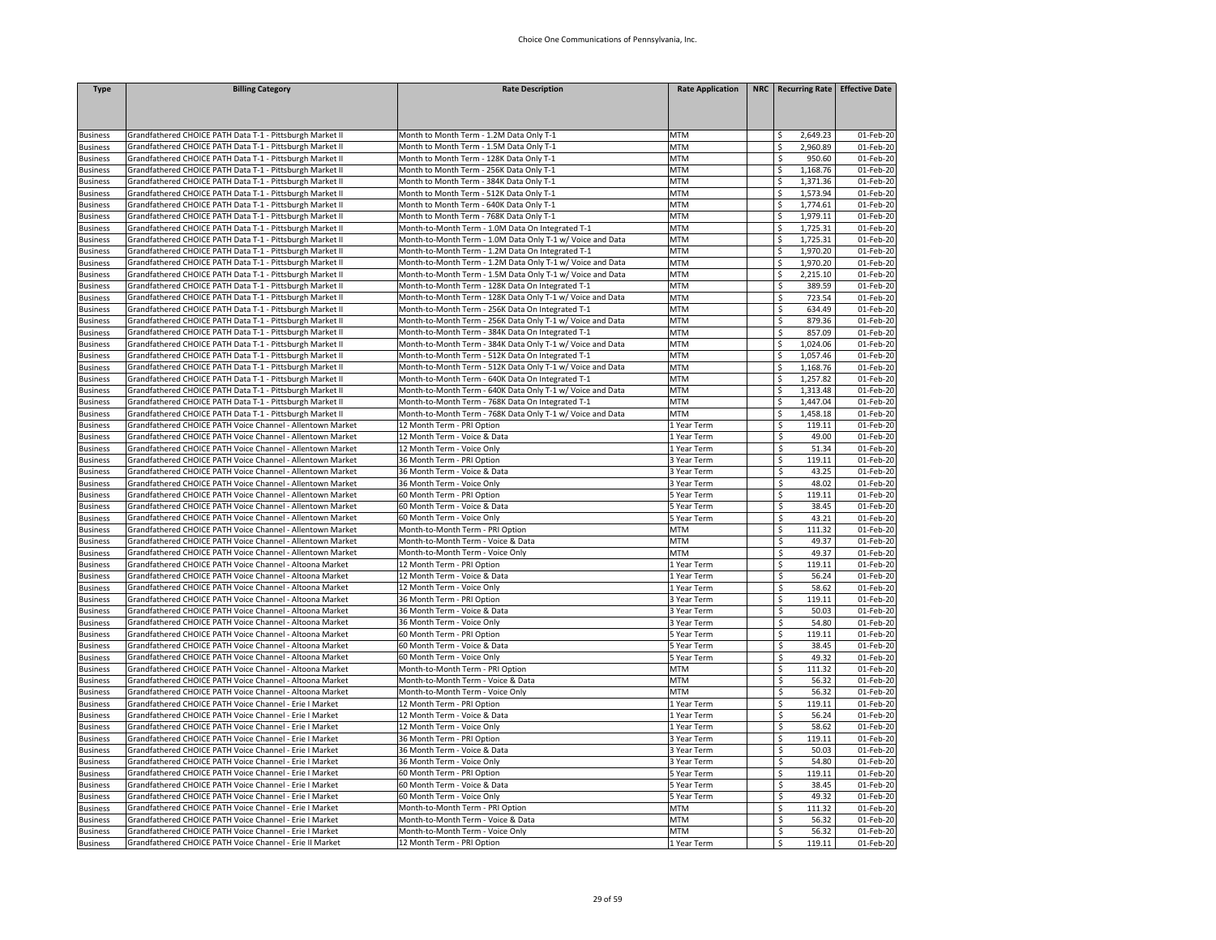| Type | Billing Category | Rate Description | Rate Application | NRC | Recurring Rate | Effective Date |
|---|---|---|---|---|---|---|
| Business | Grandfathered CHOICE PATH Data T-1 - Pittsburgh Market II | Month to Month Term - 1.2M Data Only T-1 | MTM | | $ 2,649.23 | 01-Feb-20 |
| Business | Grandfathered CHOICE PATH Data T-1 - Pittsburgh Market II | Month to Month Term - 1.5M Data Only T-1 | MTM | | $ 2,960.89 | 01-Feb-20 |
| Business | Grandfathered CHOICE PATH Data T-1 - Pittsburgh Market II | Month to Month Term - 128K Data Only T-1 | MTM | | $ 950.60 | 01-Feb-20 |
| Business | Grandfathered CHOICE PATH Data T-1 - Pittsburgh Market II | Month to Month Term - 256K Data Only T-1 | MTM | | $ 1,168.76 | 01-Feb-20 |
| Business | Grandfathered CHOICE PATH Data T-1 - Pittsburgh Market II | Month to Month Term - 384K Data Only T-1 | MTM | | $ 1,371.36 | 01-Feb-20 |
| Business | Grandfathered CHOICE PATH Data T-1 - Pittsburgh Market II | Month to Month Term - 512K Data Only T-1 | MTM | | $ 1,573.94 | 01-Feb-20 |
| Business | Grandfathered CHOICE PATH Data T-1 - Pittsburgh Market II | Month to Month Term - 640K Data Only T-1 | MTM | | $ 1,774.61 | 01-Feb-20 |
| Business | Grandfathered CHOICE PATH Data T-1 - Pittsburgh Market II | Month to Month Term - 768K Data Only T-1 | MTM | | $ 1,979.11 | 01-Feb-20 |
| Business | Grandfathered CHOICE PATH Data T-1 - Pittsburgh Market II | Month-to-Month Term - 1.0M Data On Integrated T-1 | MTM | | $ 1,725.31 | 01-Feb-20 |
| Business | Grandfathered CHOICE PATH Data T-1 - Pittsburgh Market II | Month-to-Month Term - 1.0M Data Only T-1 w/ Voice and Data | MTM | | $ 1,725.31 | 01-Feb-20 |
| Business | Grandfathered CHOICE PATH Data T-1 - Pittsburgh Market II | Month-to-Month Term - 1.2M Data On Integrated T-1 | MTM | | $ 1,970.20 | 01-Feb-20 |
| Business | Grandfathered CHOICE PATH Data T-1 - Pittsburgh Market II | Month-to-Month Term - 1.2M Data Only T-1 w/ Voice and Data | MTM | | $ 1,970.20 | 01-Feb-20 |
| Business | Grandfathered CHOICE PATH Data T-1 - Pittsburgh Market II | Month-to-Month Term - 1.5M Data Only T-1 w/ Voice and Data | MTM | | $ 2,215.10 | 01-Feb-20 |
| Business | Grandfathered CHOICE PATH Data T-1 - Pittsburgh Market II | Month-to-Month Term - 128K Data On Integrated T-1 | MTM | | $ 389.59 | 01-Feb-20 |
| Business | Grandfathered CHOICE PATH Data T-1 - Pittsburgh Market II | Month-to-Month Term - 128K Data Only T-1 w/ Voice and Data | MTM | | $ 723.54 | 01-Feb-20 |
| Business | Grandfathered CHOICE PATH Data T-1 - Pittsburgh Market II | Month-to-Month Term - 256K Data On Integrated T-1 | MTM | | $ 634.49 | 01-Feb-20 |
| Business | Grandfathered CHOICE PATH Data T-1 - Pittsburgh Market II | Month-to-Month Term - 256K Data Only T-1 w/ Voice and Data | MTM | | $ 879.36 | 01-Feb-20 |
| Business | Grandfathered CHOICE PATH Data T-1 - Pittsburgh Market II | Month-to-Month Term - 384K Data On Integrated T-1 | MTM | | $ 857.09 | 01-Feb-20 |
| Business | Grandfathered CHOICE PATH Data T-1 - Pittsburgh Market II | Month-to-Month Term - 384K Data Only T-1 w/ Voice and Data | MTM | | $ 1,024.06 | 01-Feb-20 |
| Business | Grandfathered CHOICE PATH Data T-1 - Pittsburgh Market II | Month-to-Month Term - 512K Data On Integrated T-1 | MTM | | $ 1,057.46 | 01-Feb-20 |
| Business | Grandfathered CHOICE PATH Data T-1 - Pittsburgh Market II | Month-to-Month Term - 512K Data Only T-1 w/ Voice and Data | MTM | | $ 1,168.76 | 01-Feb-20 |
| Business | Grandfathered CHOICE PATH Data T-1 - Pittsburgh Market II | Month-to-Month Term - 640K Data On Integrated T-1 | MTM | | $ 1,257.82 | 01-Feb-20 |
| Business | Grandfathered CHOICE PATH Data T-1 - Pittsburgh Market II | Month-to-Month Term - 640K Data Only T-1 w/ Voice and Data | MTM | | $ 1,313.48 | 01-Feb-20 |
| Business | Grandfathered CHOICE PATH Data T-1 - Pittsburgh Market II | Month-to-Month Term - 768K Data On Integrated T-1 | MTM | | $ 1,447.04 | 01-Feb-20 |
| Business | Grandfathered CHOICE PATH Data T-1 - Pittsburgh Market II | Month-to-Month Term - 768K Data Only T-1 w/ Voice and Data | MTM | | $ 1,458.18 | 01-Feb-20 |
| Business | Grandfathered CHOICE PATH Voice Channel - Allentown Market | 12 Month Term - PRI Option | 1 Year Term | | $ 119.11 | 01-Feb-20 |
| Business | Grandfathered CHOICE PATH Voice Channel - Allentown Market | 12 Month Term - Voice & Data | 1 Year Term | | $ 49.00 | 01-Feb-20 |
| Business | Grandfathered CHOICE PATH Voice Channel - Allentown Market | 12 Month Term - Voice Only | 1 Year Term | | $ 51.34 | 01-Feb-20 |
| Business | Grandfathered CHOICE PATH Voice Channel - Allentown Market | 36 Month Term - PRI Option | 3 Year Term | | $ 119.11 | 01-Feb-20 |
| Business | Grandfathered CHOICE PATH Voice Channel - Allentown Market | 36 Month Term - Voice & Data | 3 Year Term | | $ 43.25 | 01-Feb-20 |
| Business | Grandfathered CHOICE PATH Voice Channel - Allentown Market | 36 Month Term - Voice Only | 3 Year Term | | $ 48.02 | 01-Feb-20 |
| Business | Grandfathered CHOICE PATH Voice Channel - Allentown Market | 60 Month Term - PRI Option | 5 Year Term | | $ 119.11 | 01-Feb-20 |
| Business | Grandfathered CHOICE PATH Voice Channel - Allentown Market | 60 Month Term - Voice & Data | 5 Year Term | | $ 38.45 | 01-Feb-20 |
| Business | Grandfathered CHOICE PATH Voice Channel - Allentown Market | 60 Month Term - Voice Only | 5 Year Term | | $ 43.21 | 01-Feb-20 |
| Business | Grandfathered CHOICE PATH Voice Channel - Allentown Market | Month-to-Month Term - PRI Option | MTM | | $ 111.32 | 01-Feb-20 |
| Business | Grandfathered CHOICE PATH Voice Channel - Allentown Market | Month-to-Month Term - Voice & Data | MTM | | $ 49.37 | 01-Feb-20 |
| Business | Grandfathered CHOICE PATH Voice Channel - Allentown Market | Month-to-Month Term - Voice Only | MTM | | $ 49.37 | 01-Feb-20 |
| Business | Grandfathered CHOICE PATH Voice Channel - Altoona Market | 12 Month Term - PRI Option | 1 Year Term | | $ 119.11 | 01-Feb-20 |
| Business | Grandfathered CHOICE PATH Voice Channel - Altoona Market | 12 Month Term - Voice & Data | 1 Year Term | | $ 56.24 | 01-Feb-20 |
| Business | Grandfathered CHOICE PATH Voice Channel - Altoona Market | 12 Month Term - Voice Only | 1 Year Term | | $ 58.62 | 01-Feb-20 |
| Business | Grandfathered CHOICE PATH Voice Channel - Altoona Market | 36 Month Term - PRI Option | 3 Year Term | | $ 119.11 | 01-Feb-20 |
| Business | Grandfathered CHOICE PATH Voice Channel - Altoona Market | 36 Month Term - Voice & Data | 3 Year Term | | $ 50.03 | 01-Feb-20 |
| Business | Grandfathered CHOICE PATH Voice Channel - Altoona Market | 36 Month Term - Voice Only | 3 Year Term | | $ 54.80 | 01-Feb-20 |
| Business | Grandfathered CHOICE PATH Voice Channel - Altoona Market | 60 Month Term - PRI Option | 5 Year Term | | $ 119.11 | 01-Feb-20 |
| Business | Grandfathered CHOICE PATH Voice Channel - Altoona Market | 60 Month Term - Voice & Data | 5 Year Term | | $ 38.45 | 01-Feb-20 |
| Business | Grandfathered CHOICE PATH Voice Channel - Altoona Market | 60 Month Term - Voice Only | 5 Year Term | | $ 49.32 | 01-Feb-20 |
| Business | Grandfathered CHOICE PATH Voice Channel - Altoona Market | Month-to-Month Term - PRI Option | MTM | | $ 111.32 | 01-Feb-20 |
| Business | Grandfathered CHOICE PATH Voice Channel - Altoona Market | Month-to-Month Term - Voice & Data | MTM | | $ 56.32 | 01-Feb-20 |
| Business | Grandfathered CHOICE PATH Voice Channel - Altoona Market | Month-to-Month Term - Voice Only | MTM | | $ 56.32 | 01-Feb-20 |
| Business | Grandfathered CHOICE PATH Voice Channel - Erie I Market | 12 Month Term - PRI Option | 1 Year Term | | $ 119.11 | 01-Feb-20 |
| Business | Grandfathered CHOICE PATH Voice Channel - Erie I Market | 12 Month Term - Voice & Data | 1 Year Term | | $ 56.24 | 01-Feb-20 |
| Business | Grandfathered CHOICE PATH Voice Channel - Erie I Market | 12 Month Term - Voice Only | 1 Year Term | | $ 58.62 | 01-Feb-20 |
| Business | Grandfathered CHOICE PATH Voice Channel - Erie I Market | 36 Month Term - PRI Option | 3 Year Term | | $ 119.11 | 01-Feb-20 |
| Business | Grandfathered CHOICE PATH Voice Channel - Erie I Market | 36 Month Term - Voice & Data | 3 Year Term | | $ 50.03 | 01-Feb-20 |
| Business | Grandfathered CHOICE PATH Voice Channel - Erie I Market | 36 Month Term - Voice Only | 3 Year Term | | $ 54.80 | 01-Feb-20 |
| Business | Grandfathered CHOICE PATH Voice Channel - Erie I Market | 60 Month Term - PRI Option | 5 Year Term | | $ 119.11 | 01-Feb-20 |
| Business | Grandfathered CHOICE PATH Voice Channel - Erie I Market | 60 Month Term - Voice & Data | 5 Year Term | | $ 38.45 | 01-Feb-20 |
| Business | Grandfathered CHOICE PATH Voice Channel - Erie I Market | 60 Month Term - Voice Only | 5 Year Term | | $ 49.32 | 01-Feb-20 |
| Business | Grandfathered CHOICE PATH Voice Channel - Erie I Market | Month-to-Month Term - PRI Option | MTM | | $ 111.32 | 01-Feb-20 |
| Business | Grandfathered CHOICE PATH Voice Channel - Erie I Market | Month-to-Month Term - Voice & Data | MTM | | $ 56.32 | 01-Feb-20 |
| Business | Grandfathered CHOICE PATH Voice Channel - Erie I Market | Month-to-Month Term - Voice Only | MTM | | $ 56.32 | 01-Feb-20 |
| Business | Grandfathered CHOICE PATH Voice Channel - Erie II Market | 12 Month Term - PRI Option | 1 Year Term | | $ 119.11 | 01-Feb-20 |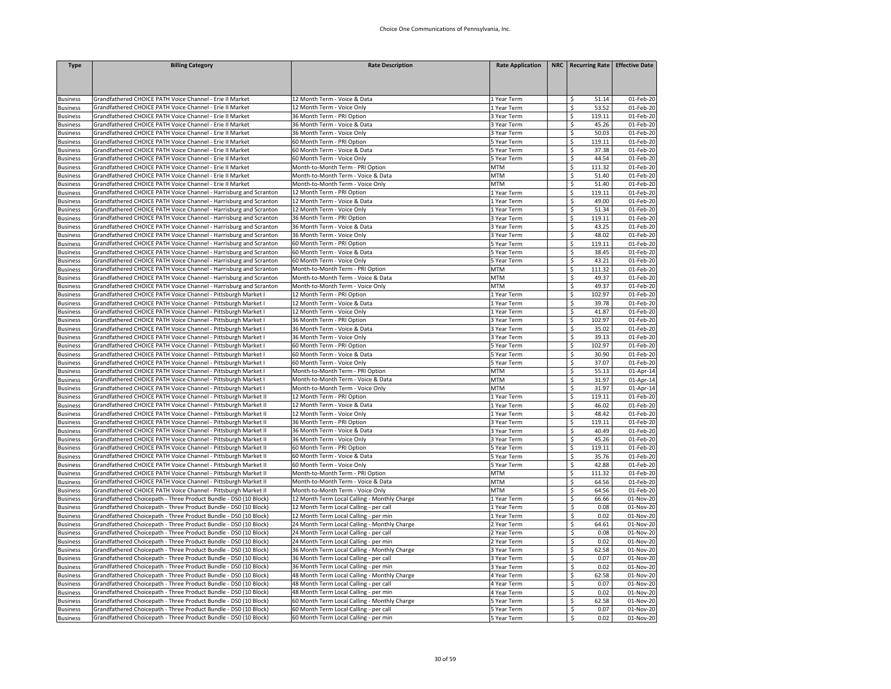| Type | Billing Category | Rate Description | Rate Application | NRC | Recurring Rate | Effective Date |
|---|---|---|---|---|---|---|
| Business | Grandfathered CHOICE PATH Voice Channel - Erie II Market | 12 Month Term - Voice & Data | 1 Year Term | | $ 51.14 | 01-Feb-20 |
| Business | Grandfathered CHOICE PATH Voice Channel - Erie II Market | 12 Month Term - Voice Only | 1 Year Term | | $ 53.52 | 01-Feb-20 |
| Business | Grandfathered CHOICE PATH Voice Channel - Erie II Market | 36 Month Term - PRI Option | 3 Year Term | | $ 119.11 | 01-Feb-20 |
| Business | Grandfathered CHOICE PATH Voice Channel - Erie II Market | 36 Month Term - Voice & Data | 3 Year Term | | $ 45.26 | 01-Feb-20 |
| Business | Grandfathered CHOICE PATH Voice Channel - Erie II Market | 36 Month Term - Voice Only | 3 Year Term | | $ 50.03 | 01-Feb-20 |
| Business | Grandfathered CHOICE PATH Voice Channel - Erie II Market | 60 Month Term - PRI Option | 5 Year Term | | $ 119.11 | 01-Feb-20 |
| Business | Grandfathered CHOICE PATH Voice Channel - Erie II Market | 60 Month Term - Voice & Data | 5 Year Term | | $ 37.38 | 01-Feb-20 |
| Business | Grandfathered CHOICE PATH Voice Channel - Erie II Market | 60 Month Term - Voice Only | 5 Year Term | | $ 44.54 | 01-Feb-20 |
| Business | Grandfathered CHOICE PATH Voice Channel - Erie II Market | Month-to-Month Term - PRI Option | MTM | | $ 111.32 | 01-Feb-20 |
| Business | Grandfathered CHOICE PATH Voice Channel - Erie II Market | Month-to-Month Term - Voice & Data | MTM | | $ 51.40 | 01-Feb-20 |
| Business | Grandfathered CHOICE PATH Voice Channel - Erie II Market | Month-to-Month Term - Voice Only | MTM | | $ 51.40 | 01-Feb-20 |
| Business | Grandfathered CHOICE PATH Voice Channel - Harrisburg and Scranton | 12 Month Term - PRI Option | 1 Year Term | | $ 119.11 | 01-Feb-20 |
| Business | Grandfathered CHOICE PATH Voice Channel - Harrisburg and Scranton | 12 Month Term - Voice & Data | 1 Year Term | | $ 49.00 | 01-Feb-20 |
| Business | Grandfathered CHOICE PATH Voice Channel - Harrisburg and Scranton | 12 Month Term - Voice Only | 1 Year Term | | $ 51.34 | 01-Feb-20 |
| Business | Grandfathered CHOICE PATH Voice Channel - Harrisburg and Scranton | 36 Month Term - PRI Option | 3 Year Term | | $ 119.11 | 01-Feb-20 |
| Business | Grandfathered CHOICE PATH Voice Channel - Harrisburg and Scranton | 36 Month Term - Voice & Data | 3 Year Term | | $ 43.25 | 01-Feb-20 |
| Business | Grandfathered CHOICE PATH Voice Channel - Harrisburg and Scranton | 36 Month Term - Voice Only | 3 Year Term | | $ 48.02 | 01-Feb-20 |
| Business | Grandfathered CHOICE PATH Voice Channel - Harrisburg and Scranton | 60 Month Term - PRI Option | 5 Year Term | | $ 119.11 | 01-Feb-20 |
| Business | Grandfathered CHOICE PATH Voice Channel - Harrisburg and Scranton | 60 Month Term - Voice & Data | 5 Year Term | | $ 38.45 | 01-Feb-20 |
| Business | Grandfathered CHOICE PATH Voice Channel - Harrisburg and Scranton | 60 Month Term - Voice Only | 5 Year Term | | $ 43.21 | 01-Feb-20 |
| Business | Grandfathered CHOICE PATH Voice Channel - Harrisburg and Scranton | Month-to-Month Term - PRI Option | MTM | | $ 111.32 | 01-Feb-20 |
| Business | Grandfathered CHOICE PATH Voice Channel - Harrisburg and Scranton | Month-to-Month Term - Voice & Data | MTM | | $ 49.37 | 01-Feb-20 |
| Business | Grandfathered CHOICE PATH Voice Channel - Harrisburg and Scranton | Month-to-Month Term - Voice Only | MTM | | $ 49.37 | 01-Feb-20 |
| Business | Grandfathered CHOICE PATH Voice Channel - Pittsburgh Market I | 12 Month Term - PRI Option | 1 Year Term | | $ 102.97 | 01-Feb-20 |
| Business | Grandfathered CHOICE PATH Voice Channel - Pittsburgh Market I | 12 Month Term - Voice & Data | 1 Year Term | | $ 39.78 | 01-Feb-20 |
| Business | Grandfathered CHOICE PATH Voice Channel - Pittsburgh Market I | 12 Month Term - Voice Only | 1 Year Term | | $ 41.87 | 01-Feb-20 |
| Business | Grandfathered CHOICE PATH Voice Channel - Pittsburgh Market I | 36 Month Term - PRI Option | 3 Year Term | | $ 102.97 | 01-Feb-20 |
| Business | Grandfathered CHOICE PATH Voice Channel - Pittsburgh Market I | 36 Month Term - Voice & Data | 3 Year Term | | $ 35.02 | 01-Feb-20 |
| Business | Grandfathered CHOICE PATH Voice Channel - Pittsburgh Market I | 36 Month Term - Voice Only | 3 Year Term | | $ 39.13 | 01-Feb-20 |
| Business | Grandfathered CHOICE PATH Voice Channel - Pittsburgh Market I | 60 Month Term - PRI Option | 5 Year Term | | $ 102.97 | 01-Feb-20 |
| Business | Grandfathered CHOICE PATH Voice Channel - Pittsburgh Market I | 60 Month Term - Voice & Data | 5 Year Term | | $ 30.90 | 01-Feb-20 |
| Business | Grandfathered CHOICE PATH Voice Channel - Pittsburgh Market I | 60 Month Term - Voice Only | 5 Year Term | | $ 37.07 | 01-Feb-20 |
| Business | Grandfathered CHOICE PATH Voice Channel - Pittsburgh Market I | Month-to-Month Term - PRI Option | MTM | | $ 55.13 | 01-Apr-14 |
| Business | Grandfathered CHOICE PATH Voice Channel - Pittsburgh Market I | Month-to-Month Term - Voice & Data | MTM | | $ 31.97 | 01-Apr-14 |
| Business | Grandfathered CHOICE PATH Voice Channel - Pittsburgh Market I | Month-to-Month Term - Voice Only | MTM | | $ 31.97 | 01-Apr-14 |
| Business | Grandfathered CHOICE PATH Voice Channel - Pittsburgh Market II | 12 Month Term - PRI Option | 1 Year Term | | $ 119.11 | 01-Feb-20 |
| Business | Grandfathered CHOICE PATH Voice Channel - Pittsburgh Market II | 12 Month Term - Voice & Data | 1 Year Term | | $ 46.02 | 01-Feb-20 |
| Business | Grandfathered CHOICE PATH Voice Channel - Pittsburgh Market II | 12 Month Term - Voice Only | 1 Year Term | | $ 48.42 | 01-Feb-20 |
| Business | Grandfathered CHOICE PATH Voice Channel - Pittsburgh Market II | 36 Month Term - PRI Option | 3 Year Term | | $ 119.11 | 01-Feb-20 |
| Business | Grandfathered CHOICE PATH Voice Channel - Pittsburgh Market II | 36 Month Term - Voice & Data | 3 Year Term | | $ 40.49 | 01-Feb-20 |
| Business | Grandfathered CHOICE PATH Voice Channel - Pittsburgh Market II | 36 Month Term - Voice Only | 3 Year Term | | $ 45.26 | 01-Feb-20 |
| Business | Grandfathered CHOICE PATH Voice Channel - Pittsburgh Market II | 60 Month Term - PRI Option | 5 Year Term | | $ 119.11 | 01-Feb-20 |
| Business | Grandfathered CHOICE PATH Voice Channel - Pittsburgh Market II | 60 Month Term - Voice & Data | 5 Year Term | | $ 35.76 | 01-Feb-20 |
| Business | Grandfathered CHOICE PATH Voice Channel - Pittsburgh Market II | 60 Month Term - Voice Only | 5 Year Term | | $ 42.88 | 01-Feb-20 |
| Business | Grandfathered CHOICE PATH Voice Channel - Pittsburgh Market II | Month-to-Month Term - PRI Option | MTM | | $ 111.32 | 01-Feb-20 |
| Business | Grandfathered CHOICE PATH Voice Channel - Pittsburgh Market II | Month-to-Month Term - Voice & Data | MTM | | $ 64.56 | 01-Feb-20 |
| Business | Grandfathered CHOICE PATH Voice Channel - Pittsburgh Market II | Month-to-Month Term - Voice Only | MTM | | $ 64.56 | 01-Feb-20 |
| Business | Grandfathered Choicepath - Three Product Bundle - DS0 (10 Block) | 12 Month Term Local Calling - Monthly Charge | 1 Year Term | | $ 66.66 | 01-Nov-20 |
| Business | Grandfathered Choicepath - Three Product Bundle - DS0 (10 Block) | 12 Month Term Local Calling - per call | 1 Year Term | | $ 0.08 | 01-Nov-20 |
| Business | Grandfathered Choicepath - Three Product Bundle - DS0 (10 Block) | 12 Month Term Local Calling - per min | 1 Year Term | | $ 0.02 | 01-Nov-20 |
| Business | Grandfathered Choicepath - Three Product Bundle - DS0 (10 Block) | 24 Month Term Local Calling - Monthly Charge | 2 Year Term | | $ 64.61 | 01-Nov-20 |
| Business | Grandfathered Choicepath - Three Product Bundle - DS0 (10 Block) | 24 Month Term Local Calling - per call | 2 Year Term | | $ 0.08 | 01-Nov-20 |
| Business | Grandfathered Choicepath - Three Product Bundle - DS0 (10 Block) | 24 Month Term Local Calling - per min | 2 Year Term | | $ 0.02 | 01-Nov-20 |
| Business | Grandfathered Choicepath - Three Product Bundle - DS0 (10 Block) | 36 Month Term Local Calling - Monthly Charge | 3 Year Term | | $ 62.58 | 01-Nov-20 |
| Business | Grandfathered Choicepath - Three Product Bundle - DS0 (10 Block) | 36 Month Term Local Calling - per call | 3 Year Term | | $ 0.07 | 01-Nov-20 |
| Business | Grandfathered Choicepath - Three Product Bundle - DS0 (10 Block) | 36 Month Term Local Calling - per min | 3 Year Term | | $ 0.02 | 01-Nov-20 |
| Business | Grandfathered Choicepath - Three Product Bundle - DS0 (10 Block) | 48 Month Term Local Calling - Monthly Charge | 4 Year Term | | $ 62.58 | 01-Nov-20 |
| Business | Grandfathered Choicepath - Three Product Bundle - DS0 (10 Block) | 48 Month Term Local Calling - per call | 4 Year Term | | $ 0.07 | 01-Nov-20 |
| Business | Grandfathered Choicepath - Three Product Bundle - DS0 (10 Block) | 48 Month Term Local Calling - per min | 4 Year Term | | $ 0.02 | 01-Nov-20 |
| Business | Grandfathered Choicepath - Three Product Bundle - DS0 (10 Block) | 60 Month Term Local Calling - Monthly Charge | 5 Year Term | | $ 62.58 | 01-Nov-20 |
| Business | Grandfathered Choicepath - Three Product Bundle - DS0 (10 Block) | 60 Month Term Local Calling - per call | 5 Year Term | | $ 0.07 | 01-Nov-20 |
| Business | Grandfathered Choicepath - Three Product Bundle - DS0 (10 Block) | 60 Month Term Local Calling - per min | 5 Year Term | | $ 0.02 | 01-Nov-20 |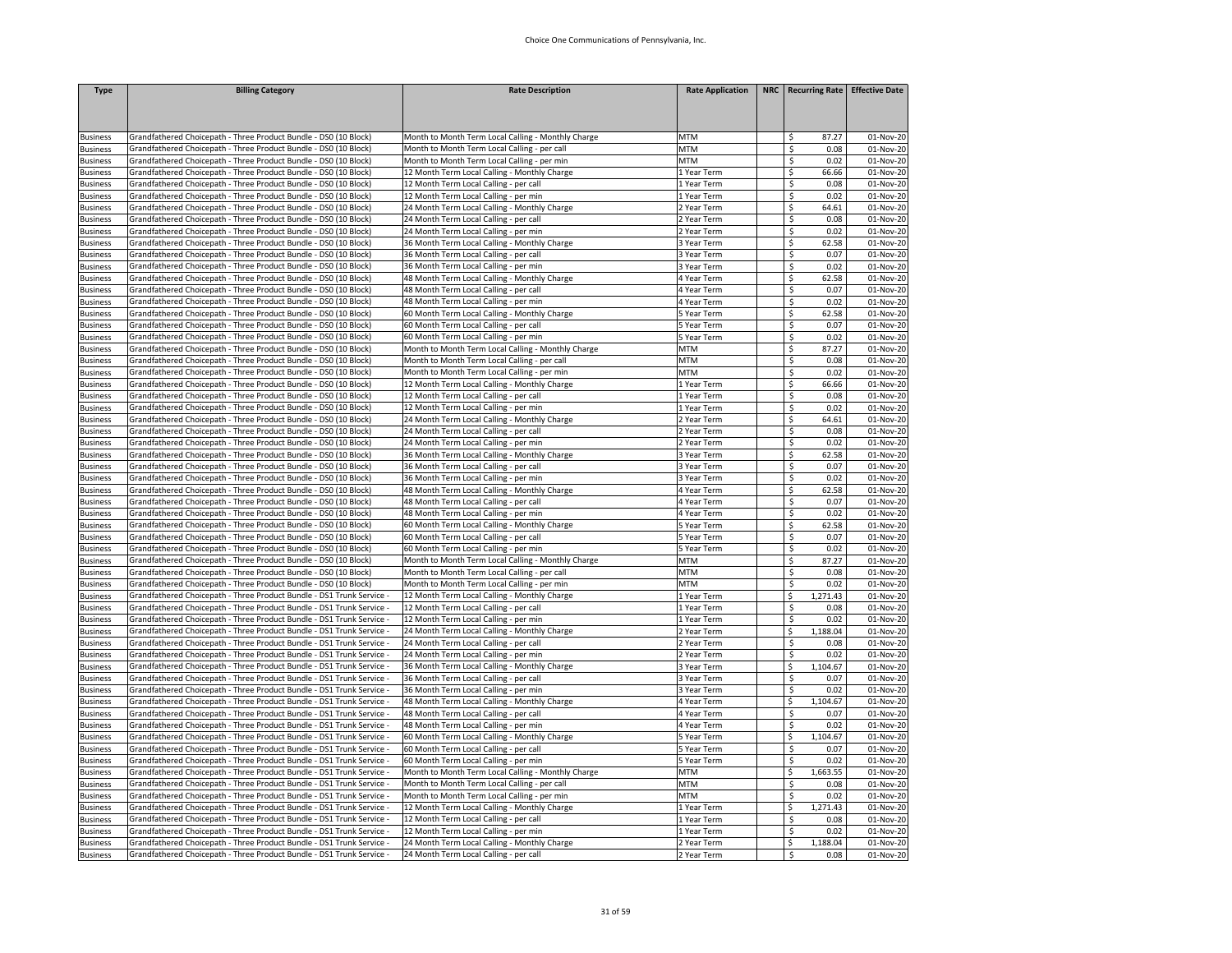| Type | Billing Category | Rate Description | Rate Application | NRC | Recurring Rate | Effective Date |
|---|---|---|---|---|---|---|
| Business | Grandfathered Choicepath - Three Product Bundle - DS0 (10 Block) | Month to Month Term Local Calling - Monthly Charge | MTM | | $ 87.27 | 01-Nov-20 |
| Business | Grandfathered Choicepath - Three Product Bundle - DS0 (10 Block) | Month to Month Term Local Calling - per call | MTM | | $ 0.08 | 01-Nov-20 |
| Business | Grandfathered Choicepath - Three Product Bundle - DS0 (10 Block) | Month to Month Term Local Calling - per min | MTM | | $ 0.02 | 01-Nov-20 |
| Business | Grandfathered Choicepath - Three Product Bundle - DS0 (10 Block) | 12 Month Term Local Calling - Monthly Charge | 1 Year Term | | $ 66.66 | 01-Nov-20 |
| Business | Grandfathered Choicepath - Three Product Bundle - DS0 (10 Block) | 12 Month Term Local Calling - per call | 1 Year Term | | $ 0.08 | 01-Nov-20 |
| Business | Grandfathered Choicepath - Three Product Bundle - DS0 (10 Block) | 12 Month Term Local Calling - per min | 1 Year Term | | $ 0.02 | 01-Nov-20 |
| Business | Grandfathered Choicepath - Three Product Bundle - DS0 (10 Block) | 24 Month Term Local Calling - Monthly Charge | 2 Year Term | | $ 64.61 | 01-Nov-20 |
| Business | Grandfathered Choicepath - Three Product Bundle - DS0 (10 Block) | 24 Month Term Local Calling - per call | 2 Year Term | | $ 0.08 | 01-Nov-20 |
| Business | Grandfathered Choicepath - Three Product Bundle - DS0 (10 Block) | 24 Month Term Local Calling - per min | 2 Year Term | | $ 0.02 | 01-Nov-20 |
| Business | Grandfathered Choicepath - Three Product Bundle - DS0 (10 Block) | 36 Month Term Local Calling - Monthly Charge | 3 Year Term | | $ 62.58 | 01-Nov-20 |
| Business | Grandfathered Choicepath - Three Product Bundle - DS0 (10 Block) | 36 Month Term Local Calling - per call | 3 Year Term | | $ 0.07 | 01-Nov-20 |
| Business | Grandfathered Choicepath - Three Product Bundle - DS0 (10 Block) | 36 Month Term Local Calling - per min | 3 Year Term | | $ 0.02 | 01-Nov-20 |
| Business | Grandfathered Choicepath - Three Product Bundle - DS0 (10 Block) | 48 Month Term Local Calling - Monthly Charge | 4 Year Term | | $ 62.58 | 01-Nov-20 |
| Business | Grandfathered Choicepath - Three Product Bundle - DS0 (10 Block) | 48 Month Term Local Calling - per call | 4 Year Term | | $ 0.07 | 01-Nov-20 |
| Business | Grandfathered Choicepath - Three Product Bundle - DS0 (10 Block) | 48 Month Term Local Calling - per min | 4 Year Term | | $ 0.02 | 01-Nov-20 |
| Business | Grandfathered Choicepath - Three Product Bundle - DS0 (10 Block) | 60 Month Term Local Calling - Monthly Charge | 5 Year Term | | $ 62.58 | 01-Nov-20 |
| Business | Grandfathered Choicepath - Three Product Bundle - DS0 (10 Block) | 60 Month Term Local Calling - per call | 5 Year Term | | $ 0.07 | 01-Nov-20 |
| Business | Grandfathered Choicepath - Three Product Bundle - DS0 (10 Block) | 60 Month Term Local Calling - per min | 5 Year Term | | $ 0.02 | 01-Nov-20 |
| Business | Grandfathered Choicepath - Three Product Bundle - DS0 (10 Block) | Month to Month Term Local Calling - Monthly Charge | MTM | | $ 87.27 | 01-Nov-20 |
| Business | Grandfathered Choicepath - Three Product Bundle - DS0 (10 Block) | Month to Month Term Local Calling - per call | MTM | | $ 0.08 | 01-Nov-20 |
| Business | Grandfathered Choicepath - Three Product Bundle - DS0 (10 Block) | Month to Month Term Local Calling - per min | MTM | | $ 0.02 | 01-Nov-20 |
| Business | Grandfathered Choicepath - Three Product Bundle - DS0 (10 Block) | 12 Month Term Local Calling - Monthly Charge | 1 Year Term | | $ 66.66 | 01-Nov-20 |
| Business | Grandfathered Choicepath - Three Product Bundle - DS0 (10 Block) | 12 Month Term Local Calling - per call | 1 Year Term | | $ 0.08 | 01-Nov-20 |
| Business | Grandfathered Choicepath - Three Product Bundle - DS0 (10 Block) | 12 Month Term Local Calling - per min | 1 Year Term | | $ 0.02 | 01-Nov-20 |
| Business | Grandfathered Choicepath - Three Product Bundle - DS0 (10 Block) | 24 Month Term Local Calling - Monthly Charge | 2 Year Term | | $ 64.61 | 01-Nov-20 |
| Business | Grandfathered Choicepath - Three Product Bundle - DS0 (10 Block) | 24 Month Term Local Calling - per call | 2 Year Term | | $ 0.08 | 01-Nov-20 |
| Business | Grandfathered Choicepath - Three Product Bundle - DS0 (10 Block) | 24 Month Term Local Calling - per min | 2 Year Term | | $ 0.02 | 01-Nov-20 |
| Business | Grandfathered Choicepath - Three Product Bundle - DS0 (10 Block) | 36 Month Term Local Calling - Monthly Charge | 3 Year Term | | $ 62.58 | 01-Nov-20 |
| Business | Grandfathered Choicepath - Three Product Bundle - DS0 (10 Block) | 36 Month Term Local Calling - per call | 3 Year Term | | $ 0.07 | 01-Nov-20 |
| Business | Grandfathered Choicepath - Three Product Bundle - DS0 (10 Block) | 36 Month Term Local Calling - per min | 3 Year Term | | $ 0.02 | 01-Nov-20 |
| Business | Grandfathered Choicepath - Three Product Bundle - DS0 (10 Block) | 48 Month Term Local Calling - Monthly Charge | 4 Year Term | | $ 62.58 | 01-Nov-20 |
| Business | Grandfathered Choicepath - Three Product Bundle - DS0 (10 Block) | 48 Month Term Local Calling - per call | 4 Year Term | | $ 0.07 | 01-Nov-20 |
| Business | Grandfathered Choicepath - Three Product Bundle - DS0 (10 Block) | 48 Month Term Local Calling - per min | 4 Year Term | | $ 0.02 | 01-Nov-20 |
| Business | Grandfathered Choicepath - Three Product Bundle - DS0 (10 Block) | 60 Month Term Local Calling - Monthly Charge | 5 Year Term | | $ 62.58 | 01-Nov-20 |
| Business | Grandfathered Choicepath - Three Product Bundle - DS0 (10 Block) | 60 Month Term Local Calling - per call | 5 Year Term | | $ 0.07 | 01-Nov-20 |
| Business | Grandfathered Choicepath - Three Product Bundle - DS0 (10 Block) | 60 Month Term Local Calling - per min | 5 Year Term | | $ 0.02 | 01-Nov-20 |
| Business | Grandfathered Choicepath - Three Product Bundle - DS0 (10 Block) | Month to Month Term Local Calling - Monthly Charge | MTM | | $ 87.27 | 01-Nov-20 |
| Business | Grandfathered Choicepath - Three Product Bundle - DS0 (10 Block) | Month to Month Term Local Calling - per call | MTM | | $ 0.08 | 01-Nov-20 |
| Business | Grandfathered Choicepath - Three Product Bundle - DS0 (10 Block) | Month to Month Term Local Calling - per min | MTM | | $ 0.02 | 01-Nov-20 |
| Business | Grandfathered Choicepath - Three Product Bundle - DS1 Trunk Service - | 12 Month Term Local Calling - Monthly Charge | 1 Year Term | | $ 1,271.43 | 01-Nov-20 |
| Business | Grandfathered Choicepath - Three Product Bundle - DS1 Trunk Service - | 12 Month Term Local Calling - per call | 1 Year Term | | $ 0.08 | 01-Nov-20 |
| Business | Grandfathered Choicepath - Three Product Bundle - DS1 Trunk Service - | 12 Month Term Local Calling - per min | 1 Year Term | | $ 0.02 | 01-Nov-20 |
| Business | Grandfathered Choicepath - Three Product Bundle - DS1 Trunk Service - | 24 Month Term Local Calling - Monthly Charge | 2 Year Term | | $ 1,188.04 | 01-Nov-20 |
| Business | Grandfathered Choicepath - Three Product Bundle - DS1 Trunk Service - | 24 Month Term Local Calling - per call | 2 Year Term | | $ 0.08 | 01-Nov-20 |
| Business | Grandfathered Choicepath - Three Product Bundle - DS1 Trunk Service - | 24 Month Term Local Calling - per min | 2 Year Term | | $ 0.02 | 01-Nov-20 |
| Business | Grandfathered Choicepath - Three Product Bundle - DS1 Trunk Service - | 36 Month Term Local Calling - Monthly Charge | 3 Year Term | | $ 1,104.67 | 01-Nov-20 |
| Business | Grandfathered Choicepath - Three Product Bundle - DS1 Trunk Service - | 36 Month Term Local Calling - per call | 3 Year Term | | $ 0.07 | 01-Nov-20 |
| Business | Grandfathered Choicepath - Three Product Bundle - DS1 Trunk Service - | 36 Month Term Local Calling - per min | 3 Year Term | | $ 0.02 | 01-Nov-20 |
| Business | Grandfathered Choicepath - Three Product Bundle - DS1 Trunk Service - | 48 Month Term Local Calling - Monthly Charge | 4 Year Term | | $ 1,104.67 | 01-Nov-20 |
| Business | Grandfathered Choicepath - Three Product Bundle - DS1 Trunk Service - | 48 Month Term Local Calling - per call | 4 Year Term | | $ 0.07 | 01-Nov-20 |
| Business | Grandfathered Choicepath - Three Product Bundle - DS1 Trunk Service - | 48 Month Term Local Calling - per min | 4 Year Term | | $ 0.02 | 01-Nov-20 |
| Business | Grandfathered Choicepath - Three Product Bundle - DS1 Trunk Service - | 60 Month Term Local Calling - Monthly Charge | 5 Year Term | | $ 1,104.67 | 01-Nov-20 |
| Business | Grandfathered Choicepath - Three Product Bundle - DS1 Trunk Service - | 60 Month Term Local Calling - per call | 5 Year Term | | $ 0.07 | 01-Nov-20 |
| Business | Grandfathered Choicepath - Three Product Bundle - DS1 Trunk Service - | 60 Month Term Local Calling - per min | 5 Year Term | | $ 0.02 | 01-Nov-20 |
| Business | Grandfathered Choicepath - Three Product Bundle - DS1 Trunk Service - | Month to Month Term Local Calling - Monthly Charge | MTM | | $ 1,663.55 | 01-Nov-20 |
| Business | Grandfathered Choicepath - Three Product Bundle - DS1 Trunk Service - | Month to Month Term Local Calling - per call | MTM | | $ 0.08 | 01-Nov-20 |
| Business | Grandfathered Choicepath - Three Product Bundle - DS1 Trunk Service - | Month to Month Term Local Calling - per min | MTM | | $ 0.02 | 01-Nov-20 |
| Business | Grandfathered Choicepath - Three Product Bundle - DS1 Trunk Service - | 12 Month Term Local Calling - Monthly Charge | 1 Year Term | | $ 1,271.43 | 01-Nov-20 |
| Business | Grandfathered Choicepath - Three Product Bundle - DS1 Trunk Service - | 12 Month Term Local Calling - per call | 1 Year Term | | $ 0.08 | 01-Nov-20 |
| Business | Grandfathered Choicepath - Three Product Bundle - DS1 Trunk Service - | 12 Month Term Local Calling - per min | 1 Year Term | | $ 0.02 | 01-Nov-20 |
| Business | Grandfathered Choicepath - Three Product Bundle - DS1 Trunk Service - | 24 Month Term Local Calling - Monthly Charge | 2 Year Term | | $ 1,188.04 | 01-Nov-20 |
| Business | Grandfathered Choicepath - Three Product Bundle - DS1 Trunk Service - | 24 Month Term Local Calling - per call | 2 Year Term | | $ 0.08 | 01-Nov-20 |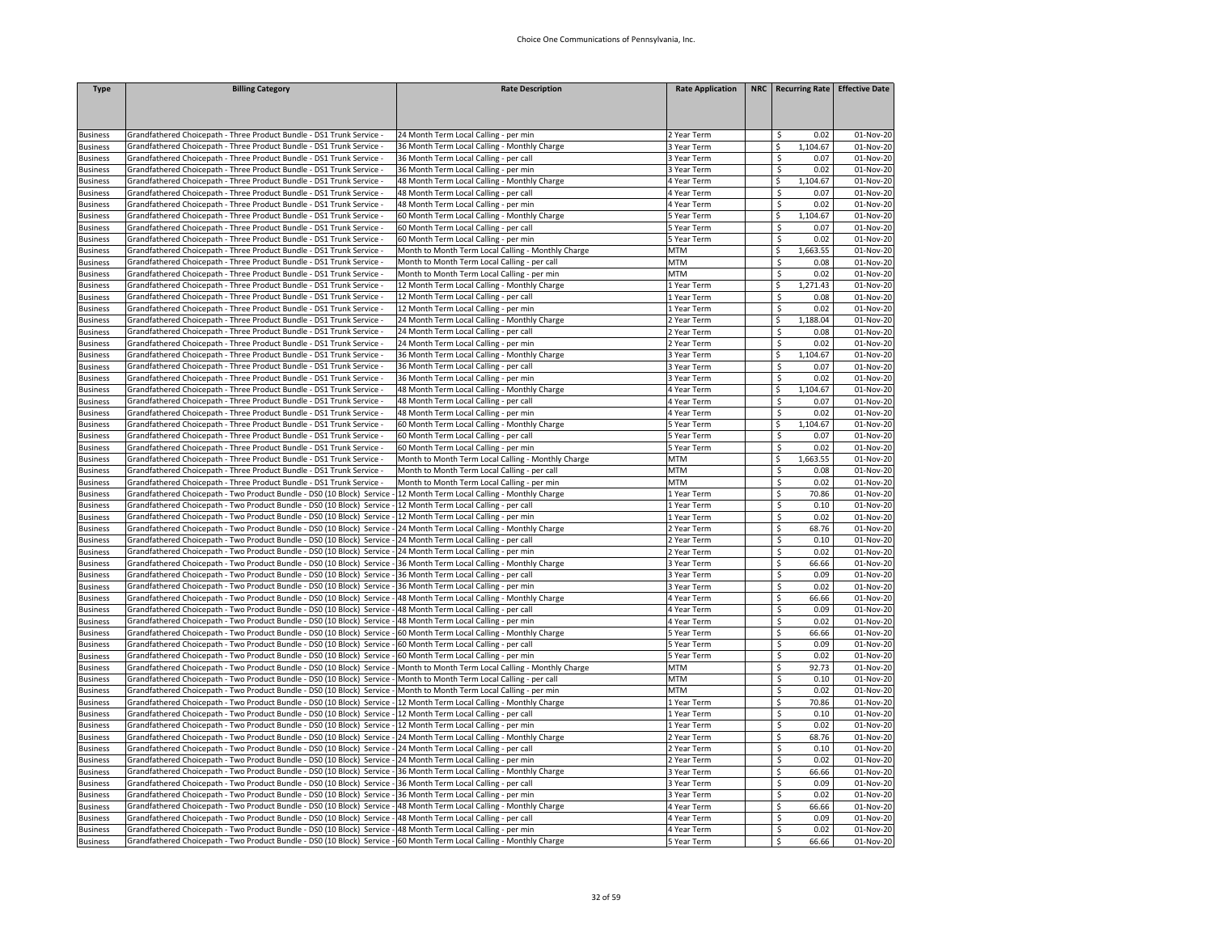| Type | Billing Category | Rate Description | Rate Application | NRC | Recurring Rate | Effective Date |
|---|---|---|---|---|---|---|
| Business | Grandfathered Choicepath - Three Product Bundle - DS1 Trunk Service - | 24 Month Term Local Calling - per min | 2 Year Term | | $ 0.02 | 01-Nov-20 |
| Business | Grandfathered Choicepath - Three Product Bundle - DS1 Trunk Service - | 36 Month Term Local Calling - Monthly Charge | 3 Year Term | | $ 1,104.67 | 01-Nov-20 |
| Business | Grandfathered Choicepath - Three Product Bundle - DS1 Trunk Service - | 36 Month Term Local Calling - per call | 3 Year Term | | $ 0.07 | 01-Nov-20 |
| Business | Grandfathered Choicepath - Three Product Bundle - DS1 Trunk Service - | 36 Month Term Local Calling - per min | 3 Year Term | | $ 0.02 | 01-Nov-20 |
| Business | Grandfathered Choicepath - Three Product Bundle - DS1 Trunk Service - | 48 Month Term Local Calling - Monthly Charge | 4 Year Term | | $ 1,104.67 | 01-Nov-20 |
| Business | Grandfathered Choicepath - Three Product Bundle - DS1 Trunk Service - | 48 Month Term Local Calling - per call | 4 Year Term | | $ 0.07 | 01-Nov-20 |
| Business | Grandfathered Choicepath - Three Product Bundle - DS1 Trunk Service - | 48 Month Term Local Calling - per min | 4 Year Term | | $ 0.02 | 01-Nov-20 |
| Business | Grandfathered Choicepath - Three Product Bundle - DS1 Trunk Service - | 60 Month Term Local Calling - Monthly Charge | 5 Year Term | | $ 1,104.67 | 01-Nov-20 |
| Business | Grandfathered Choicepath - Three Product Bundle - DS1 Trunk Service - | 60 Month Term Local Calling - per call | 5 Year Term | | $ 0.07 | 01-Nov-20 |
| Business | Grandfathered Choicepath - Three Product Bundle - DS1 Trunk Service - | 60 Month Term Local Calling - per min | 5 Year Term | | $ 0.02 | 01-Nov-20 |
| Business | Grandfathered Choicepath - Three Product Bundle - DS1 Trunk Service - | Month to Month Term Local Calling - Monthly Charge | MTM | | $ 1,663.55 | 01-Nov-20 |
| Business | Grandfathered Choicepath - Three Product Bundle - DS1 Trunk Service - | Month to Month Term Local Calling - per call | MTM | | $ 0.08 | 01-Nov-20 |
| Business | Grandfathered Choicepath - Three Product Bundle - DS1 Trunk Service - | Month to Month Term Local Calling - per min | MTM | | $ 0.02 | 01-Nov-20 |
| Business | Grandfathered Choicepath - Three Product Bundle - DS1 Trunk Service - | 12 Month Term Local Calling - Monthly Charge | 1 Year Term | | $ 1,271.43 | 01-Nov-20 |
| Business | Grandfathered Choicepath - Three Product Bundle - DS1 Trunk Service - | 12 Month Term Local Calling - per call | 1 Year Term | | $ 0.08 | 01-Nov-20 |
| Business | Grandfathered Choicepath - Three Product Bundle - DS1 Trunk Service - | 12 Month Term Local Calling - per min | 1 Year Term | | $ 0.02 | 01-Nov-20 |
| Business | Grandfathered Choicepath - Three Product Bundle - DS1 Trunk Service - | 24 Month Term Local Calling - Monthly Charge | 2 Year Term | | $ 1,188.04 | 01-Nov-20 |
| Business | Grandfathered Choicepath - Three Product Bundle - DS1 Trunk Service - | 24 Month Term Local Calling - per call | 2 Year Term | | $ 0.08 | 01-Nov-20 |
| Business | Grandfathered Choicepath - Three Product Bundle - DS1 Trunk Service - | 24 Month Term Local Calling - per min | 2 Year Term | | $ 0.02 | 01-Nov-20 |
| Business | Grandfathered Choicepath - Three Product Bundle - DS1 Trunk Service - | 36 Month Term Local Calling - Monthly Charge | 3 Year Term | | $ 1,104.67 | 01-Nov-20 |
| Business | Grandfathered Choicepath - Three Product Bundle - DS1 Trunk Service - | 36 Month Term Local Calling - per call | 3 Year Term | | $ 0.07 | 01-Nov-20 |
| Business | Grandfathered Choicepath - Three Product Bundle - DS1 Trunk Service - | 36 Month Term Local Calling - per min | 3 Year Term | | $ 0.02 | 01-Nov-20 |
| Business | Grandfathered Choicepath - Three Product Bundle - DS1 Trunk Service - | 48 Month Term Local Calling - Monthly Charge | 4 Year Term | | $ 1,104.67 | 01-Nov-20 |
| Business | Grandfathered Choicepath - Three Product Bundle - DS1 Trunk Service - | 48 Month Term Local Calling - per call | 4 Year Term | | $ 0.07 | 01-Nov-20 |
| Business | Grandfathered Choicepath - Three Product Bundle - DS1 Trunk Service - | 48 Month Term Local Calling - per min | 4 Year Term | | $ 0.02 | 01-Nov-20 |
| Business | Grandfathered Choicepath - Three Product Bundle - DS1 Trunk Service - | 60 Month Term Local Calling - Monthly Charge | 5 Year Term | | $ 1,104.67 | 01-Nov-20 |
| Business | Grandfathered Choicepath - Three Product Bundle - DS1 Trunk Service - | 60 Month Term Local Calling - per call | 5 Year Term | | $ 0.07 | 01-Nov-20 |
| Business | Grandfathered Choicepath - Three Product Bundle - DS1 Trunk Service - | 60 Month Term Local Calling - per min | 5 Year Term | | $ 0.02 | 01-Nov-20 |
| Business | Grandfathered Choicepath - Three Product Bundle - DS1 Trunk Service - | Month to Month Term Local Calling - Monthly Charge | MTM | | $ 1,663.55 | 01-Nov-20 |
| Business | Grandfathered Choicepath - Three Product Bundle - DS1 Trunk Service - | Month to Month Term Local Calling - per call | MTM | | $ 0.08 | 01-Nov-20 |
| Business | Grandfathered Choicepath - Three Product Bundle - DS1 Trunk Service - | Month to Month Term Local Calling - per min | MTM | | $ 0.02 | 01-Nov-20 |
| Business | Grandfathered Choicepath - Two Product Bundle - DS0 (10 Block) Service - | 12 Month Term Local Calling - Monthly Charge | 1 Year Term | | $ 70.86 | 01-Nov-20 |
| Business | Grandfathered Choicepath - Two Product Bundle - DS0 (10 Block) Service - | 12 Month Term Local Calling - per call | 1 Year Term | | $ 0.10 | 01-Nov-20 |
| Business | Grandfathered Choicepath - Two Product Bundle - DS0 (10 Block) Service - | 12 Month Term Local Calling - per min | 1 Year Term | | $ 0.02 | 01-Nov-20 |
| Business | Grandfathered Choicepath - Two Product Bundle - DS0 (10 Block) Service - | 24 Month Term Local Calling - Monthly Charge | 2 Year Term | | $ 68.76 | 01-Nov-20 |
| Business | Grandfathered Choicepath - Two Product Bundle - DS0 (10 Block) Service - | 24 Month Term Local Calling - per call | 2 Year Term | | $ 0.10 | 01-Nov-20 |
| Business | Grandfathered Choicepath - Two Product Bundle - DS0 (10 Block) Service - | 24 Month Term Local Calling - per min | 2 Year Term | | $ 0.02 | 01-Nov-20 |
| Business | Grandfathered Choicepath - Two Product Bundle - DS0 (10 Block) Service - | 36 Month Term Local Calling - Monthly Charge | 3 Year Term | | $ 66.66 | 01-Nov-20 |
| Business | Grandfathered Choicepath - Two Product Bundle - DS0 (10 Block) Service - | 36 Month Term Local Calling - per call | 3 Year Term | | $ 0.09 | 01-Nov-20 |
| Business | Grandfathered Choicepath - Two Product Bundle - DS0 (10 Block) Service - | 36 Month Term Local Calling - per min | 3 Year Term | | $ 0.02 | 01-Nov-20 |
| Business | Grandfathered Choicepath - Two Product Bundle - DS0 (10 Block) Service - | 48 Month Term Local Calling - Monthly Charge | 4 Year Term | | $ 66.66 | 01-Nov-20 |
| Business | Grandfathered Choicepath - Two Product Bundle - DS0 (10 Block) Service - | 48 Month Term Local Calling - per call | 4 Year Term | | $ 0.09 | 01-Nov-20 |
| Business | Grandfathered Choicepath - Two Product Bundle - DS0 (10 Block) Service - | 48 Month Term Local Calling - per min | 4 Year Term | | $ 0.02 | 01-Nov-20 |
| Business | Grandfathered Choicepath - Two Product Bundle - DS0 (10 Block) Service - | 60 Month Term Local Calling - Monthly Charge | 5 Year Term | | $ 66.66 | 01-Nov-20 |
| Business | Grandfathered Choicepath - Two Product Bundle - DS0 (10 Block) Service - | 60 Month Term Local Calling - per call | 5 Year Term | | $ 0.09 | 01-Nov-20 |
| Business | Grandfathered Choicepath - Two Product Bundle - DS0 (10 Block) Service - | 60 Month Term Local Calling - per min | 5 Year Term | | $ 0.02 | 01-Nov-20 |
| Business | Grandfathered Choicepath - Two Product Bundle - DS0 (10 Block) Service - | Month to Month Term Local Calling - Monthly Charge | MTM | | $ 92.73 | 01-Nov-20 |
| Business | Grandfathered Choicepath - Two Product Bundle - DS0 (10 Block) Service - | Month to Month Term Local Calling - per call | MTM | | $ 0.10 | 01-Nov-20 |
| Business | Grandfathered Choicepath - Two Product Bundle - DS0 (10 Block) Service - | Month to Month Term Local Calling - per min | MTM | | $ 0.02 | 01-Nov-20 |
| Business | Grandfathered Choicepath - Two Product Bundle - DS0 (10 Block) Service - | 12 Month Term Local Calling - Monthly Charge | 1 Year Term | | $ 70.86 | 01-Nov-20 |
| Business | Grandfathered Choicepath - Two Product Bundle - DS0 (10 Block) Service - | 12 Month Term Local Calling - per call | 1 Year Term | | $ 0.10 | 01-Nov-20 |
| Business | Grandfathered Choicepath - Two Product Bundle - DS0 (10 Block) Service - | 12 Month Term Local Calling - per min | 1 Year Term | | $ 0.02 | 01-Nov-20 |
| Business | Grandfathered Choicepath - Two Product Bundle - DS0 (10 Block) Service - | 24 Month Term Local Calling - Monthly Charge | 2 Year Term | | $ 68.76 | 01-Nov-20 |
| Business | Grandfathered Choicepath - Two Product Bundle - DS0 (10 Block) Service - | 24 Month Term Local Calling - per call | 2 Year Term | | $ 0.10 | 01-Nov-20 |
| Business | Grandfathered Choicepath - Two Product Bundle - DS0 (10 Block) Service - | 24 Month Term Local Calling - per min | 2 Year Term | | $ 0.02 | 01-Nov-20 |
| Business | Grandfathered Choicepath - Two Product Bundle - DS0 (10 Block) Service - | 36 Month Term Local Calling - Monthly Charge | 3 Year Term | | $ 66.66 | 01-Nov-20 |
| Business | Grandfathered Choicepath - Two Product Bundle - DS0 (10 Block) Service - | 36 Month Term Local Calling - per call | 3 Year Term | | $ 0.09 | 01-Nov-20 |
| Business | Grandfathered Choicepath - Two Product Bundle - DS0 (10 Block) Service - | 36 Month Term Local Calling - per min | 3 Year Term | | $ 0.02 | 01-Nov-20 |
| Business | Grandfathered Choicepath - Two Product Bundle - DS0 (10 Block) Service - | 48 Month Term Local Calling - Monthly Charge | 4 Year Term | | $ 66.66 | 01-Nov-20 |
| Business | Grandfathered Choicepath - Two Product Bundle - DS0 (10 Block) Service - | 48 Month Term Local Calling - per call | 4 Year Term | | $ 0.09 | 01-Nov-20 |
| Business | Grandfathered Choicepath - Two Product Bundle - DS0 (10 Block) Service - | 48 Month Term Local Calling - per min | 4 Year Term | | $ 0.02 | 01-Nov-20 |
| Business | Grandfathered Choicepath - Two Product Bundle - DS0 (10 Block) Service - | 60 Month Term Local Calling - Monthly Charge | 5 Year Term | | $ 66.66 | 01-Nov-20 |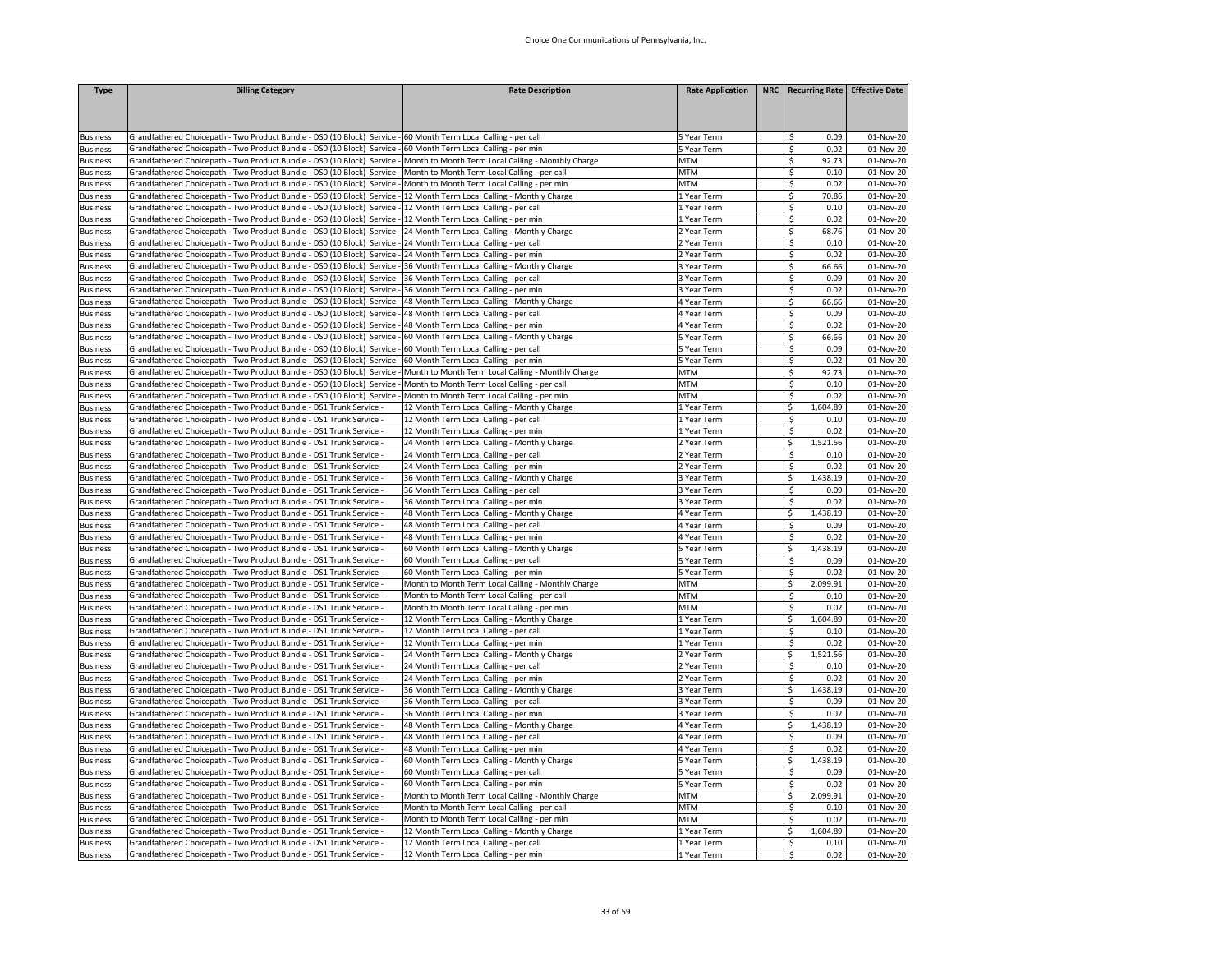| Type | Billing Category | Rate Description | Rate Application | NRC | Recurring Rate | Effective Date |
|---|---|---|---|---|---|---|
| Business | Grandfathered Choicepath - Two Product Bundle - DS0 (10 Block) Service - | 60 Month Term Local Calling - per call | 5 Year Term | | $ 0.09 | 01-Nov-20 |
| Business | Grandfathered Choicepath - Two Product Bundle - DS0 (10 Block) Service - | 60 Month Term Local Calling - per min | 5 Year Term | | $ 0.02 | 01-Nov-20 |
| Business | Grandfathered Choicepath - Two Product Bundle - DS0 (10 Block) Service - | Month to Month Term Local Calling - Monthly Charge | MTM | | $ 92.73 | 01-Nov-20 |
| Business | Grandfathered Choicepath - Two Product Bundle - DS0 (10 Block) Service - | Month to Month Term Local Calling - per call | MTM | | $ 0.10 | 01-Nov-20 |
| Business | Grandfathered Choicepath - Two Product Bundle - DS0 (10 Block) Service - | Month to Month Term Local Calling - per min | MTM | | $ 0.02 | 01-Nov-20 |
| Business | Grandfathered Choicepath - Two Product Bundle - DS0 (10 Block) Service - | 12 Month Term Local Calling - Monthly Charge | 1 Year Term | | $ 70.86 | 01-Nov-20 |
| Business | Grandfathered Choicepath - Two Product Bundle - DS0 (10 Block) Service - | 12 Month Term Local Calling - per call | 1 Year Term | | $ 0.10 | 01-Nov-20 |
| Business | Grandfathered Choicepath - Two Product Bundle - DS0 (10 Block) Service - | 12 Month Term Local Calling - per min | 1 Year Term | | $ 0.02 | 01-Nov-20 |
| Business | Grandfathered Choicepath - Two Product Bundle - DS0 (10 Block) Service - | 24 Month Term Local Calling - Monthly Charge | 2 Year Term | | $ 68.76 | 01-Nov-20 |
| Business | Grandfathered Choicepath - Two Product Bundle - DS0 (10 Block) Service - | 24 Month Term Local Calling - per call | 2 Year Term | | $ 0.10 | 01-Nov-20 |
| Business | Grandfathered Choicepath - Two Product Bundle - DS0 (10 Block) Service - | 24 Month Term Local Calling - per min | 2 Year Term | | $ 0.02 | 01-Nov-20 |
| Business | Grandfathered Choicepath - Two Product Bundle - DS0 (10 Block) Service - | 36 Month Term Local Calling - Monthly Charge | 3 Year Term | | $ 66.66 | 01-Nov-20 |
| Business | Grandfathered Choicepath - Two Product Bundle - DS0 (10 Block) Service - | 36 Month Term Local Calling - per call | 3 Year Term | | $ 0.09 | 01-Nov-20 |
| Business | Grandfathered Choicepath - Two Product Bundle - DS0 (10 Block) Service - | 36 Month Term Local Calling - per min | 3 Year Term | | $ 0.02 | 01-Nov-20 |
| Business | Grandfathered Choicepath - Two Product Bundle - DS0 (10 Block) Service - | 48 Month Term Local Calling - Monthly Charge | 4 Year Term | | $ 66.66 | 01-Nov-20 |
| Business | Grandfathered Choicepath - Two Product Bundle - DS0 (10 Block) Service - | 48 Month Term Local Calling - per call | 4 Year Term | | $ 0.09 | 01-Nov-20 |
| Business | Grandfathered Choicepath - Two Product Bundle - DS0 (10 Block) Service - | 48 Month Term Local Calling - per min | 4 Year Term | | $ 0.02 | 01-Nov-20 |
| Business | Grandfathered Choicepath - Two Product Bundle - DS0 (10 Block) Service - | 60 Month Term Local Calling - Monthly Charge | 5 Year Term | | $ 66.66 | 01-Nov-20 |
| Business | Grandfathered Choicepath - Two Product Bundle - DS0 (10 Block) Service - | 60 Month Term Local Calling - per call | 5 Year Term | | $ 0.09 | 01-Nov-20 |
| Business | Grandfathered Choicepath - Two Product Bundle - DS0 (10 Block) Service - | 60 Month Term Local Calling - per min | 5 Year Term | | $ 0.02 | 01-Nov-20 |
| Business | Grandfathered Choicepath - Two Product Bundle - DS0 (10 Block) Service - | Month to Month Term Local Calling - Monthly Charge | MTM | | $ 92.73 | 01-Nov-20 |
| Business | Grandfathered Choicepath - Two Product Bundle - DS0 (10 Block) Service - | Month to Month Term Local Calling - per call | MTM | | $ 0.10 | 01-Nov-20 |
| Business | Grandfathered Choicepath - Two Product Bundle - DS0 (10 Block) Service - | Month to Month Term Local Calling - per min | MTM | | $ 0.02 | 01-Nov-20 |
| Business | Grandfathered Choicepath - Two Product Bundle - DS1 Trunk Service - | 12 Month Term Local Calling - Monthly Charge | 1 Year Term | | $ 1,604.89 | 01-Nov-20 |
| Business | Grandfathered Choicepath - Two Product Bundle - DS1 Trunk Service - | 12 Month Term Local Calling - per call | 1 Year Term | | $ 0.10 | 01-Nov-20 |
| Business | Grandfathered Choicepath - Two Product Bundle - DS1 Trunk Service - | 12 Month Term Local Calling - per min | 1 Year Term | | $ 0.02 | 01-Nov-20 |
| Business | Grandfathered Choicepath - Two Product Bundle - DS1 Trunk Service - | 24 Month Term Local Calling - Monthly Charge | 2 Year Term | | $ 1,521.56 | 01-Nov-20 |
| Business | Grandfathered Choicepath - Two Product Bundle - DS1 Trunk Service - | 24 Month Term Local Calling - per call | 2 Year Term | | $ 0.10 | 01-Nov-20 |
| Business | Grandfathered Choicepath - Two Product Bundle - DS1 Trunk Service - | 24 Month Term Local Calling - per min | 2 Year Term | | $ 0.02 | 01-Nov-20 |
| Business | Grandfathered Choicepath - Two Product Bundle - DS1 Trunk Service - | 36 Month Term Local Calling - Monthly Charge | 3 Year Term | | $ 1,438.19 | 01-Nov-20 |
| Business | Grandfathered Choicepath - Two Product Bundle - DS1 Trunk Service - | 36 Month Term Local Calling - per call | 3 Year Term | | $ 0.09 | 01-Nov-20 |
| Business | Grandfathered Choicepath - Two Product Bundle - DS1 Trunk Service - | 36 Month Term Local Calling - per min | 3 Year Term | | $ 0.02 | 01-Nov-20 |
| Business | Grandfathered Choicepath - Two Product Bundle - DS1 Trunk Service - | 48 Month Term Local Calling - Monthly Charge | 4 Year Term | | $ 1,438.19 | 01-Nov-20 |
| Business | Grandfathered Choicepath - Two Product Bundle - DS1 Trunk Service - | 48 Month Term Local Calling - per call | 4 Year Term | | $ 0.09 | 01-Nov-20 |
| Business | Grandfathered Choicepath - Two Product Bundle - DS1 Trunk Service - | 48 Month Term Local Calling - per min | 4 Year Term | | $ 0.02 | 01-Nov-20 |
| Business | Grandfathered Choicepath - Two Product Bundle - DS1 Trunk Service - | 60 Month Term Local Calling - Monthly Charge | 5 Year Term | | $ 1,438.19 | 01-Nov-20 |
| Business | Grandfathered Choicepath - Two Product Bundle - DS1 Trunk Service - | 60 Month Term Local Calling - per call | 5 Year Term | | $ 0.09 | 01-Nov-20 |
| Business | Grandfathered Choicepath - Two Product Bundle - DS1 Trunk Service - | 60 Month Term Local Calling - per min | 5 Year Term | | $ 0.02 | 01-Nov-20 |
| Business | Grandfathered Choicepath - Two Product Bundle - DS1 Trunk Service - | Month to Month Term Local Calling - Monthly Charge | MTM | | $ 2,099.91 | 01-Nov-20 |
| Business | Grandfathered Choicepath - Two Product Bundle - DS1 Trunk Service - | Month to Month Term Local Calling - per call | MTM | | $ 0.10 | 01-Nov-20 |
| Business | Grandfathered Choicepath - Two Product Bundle - DS1 Trunk Service - | Month to Month Term Local Calling - per min | MTM | | $ 0.02 | 01-Nov-20 |
| Business | Grandfathered Choicepath - Two Product Bundle - DS1 Trunk Service - | 12 Month Term Local Calling - Monthly Charge | 1 Year Term | | $ 1,604.89 | 01-Nov-20 |
| Business | Grandfathered Choicepath - Two Product Bundle - DS1 Trunk Service - | 12 Month Term Local Calling - per call | 1 Year Term | | $ 0.10 | 01-Nov-20 |
| Business | Grandfathered Choicepath - Two Product Bundle - DS1 Trunk Service - | 12 Month Term Local Calling - per min | 1 Year Term | | $ 0.02 | 01-Nov-20 |
| Business | Grandfathered Choicepath - Two Product Bundle - DS1 Trunk Service - | 24 Month Term Local Calling - Monthly Charge | 2 Year Term | | $ 1,521.56 | 01-Nov-20 |
| Business | Grandfathered Choicepath - Two Product Bundle - DS1 Trunk Service - | 24 Month Term Local Calling - per call | 2 Year Term | | $ 0.10 | 01-Nov-20 |
| Business | Grandfathered Choicepath - Two Product Bundle - DS1 Trunk Service - | 24 Month Term Local Calling - per min | 2 Year Term | | $ 0.02 | 01-Nov-20 |
| Business | Grandfathered Choicepath - Two Product Bundle - DS1 Trunk Service - | 36 Month Term Local Calling - Monthly Charge | 3 Year Term | | $ 1,438.19 | 01-Nov-20 |
| Business | Grandfathered Choicepath - Two Product Bundle - DS1 Trunk Service - | 36 Month Term Local Calling - per call | 3 Year Term | | $ 0.09 | 01-Nov-20 |
| Business | Grandfathered Choicepath - Two Product Bundle - DS1 Trunk Service - | 36 Month Term Local Calling - per min | 3 Year Term | | $ 0.02 | 01-Nov-20 |
| Business | Grandfathered Choicepath - Two Product Bundle - DS1 Trunk Service - | 48 Month Term Local Calling - Monthly Charge | 4 Year Term | | $ 1,438.19 | 01-Nov-20 |
| Business | Grandfathered Choicepath - Two Product Bundle - DS1 Trunk Service - | 48 Month Term Local Calling - per call | 4 Year Term | | $ 0.09 | 01-Nov-20 |
| Business | Grandfathered Choicepath - Two Product Bundle - DS1 Trunk Service - | 48 Month Term Local Calling - per min | 4 Year Term | | $ 0.02 | 01-Nov-20 |
| Business | Grandfathered Choicepath - Two Product Bundle - DS1 Trunk Service - | 60 Month Term Local Calling - Monthly Charge | 5 Year Term | | $ 1,438.19 | 01-Nov-20 |
| Business | Grandfathered Choicepath - Two Product Bundle - DS1 Trunk Service - | 60 Month Term Local Calling - per call | 5 Year Term | | $ 0.09 | 01-Nov-20 |
| Business | Grandfathered Choicepath - Two Product Bundle - DS1 Trunk Service - | 60 Month Term Local Calling - per min | 5 Year Term | | $ 0.02 | 01-Nov-20 |
| Business | Grandfathered Choicepath - Two Product Bundle - DS1 Trunk Service - | Month to Month Term Local Calling - Monthly Charge | MTM | | $ 2,099.91 | 01-Nov-20 |
| Business | Grandfathered Choicepath - Two Product Bundle - DS1 Trunk Service - | Month to Month Term Local Calling - per call | MTM | | $ 0.10 | 01-Nov-20 |
| Business | Grandfathered Choicepath - Two Product Bundle - DS1 Trunk Service - | Month to Month Term Local Calling - per min | MTM | | $ 0.02 | 01-Nov-20 |
| Business | Grandfathered Choicepath - Two Product Bundle - DS1 Trunk Service - | 12 Month Term Local Calling - Monthly Charge | 1 Year Term | | $ 1,604.89 | 01-Nov-20 |
| Business | Grandfathered Choicepath - Two Product Bundle - DS1 Trunk Service - | 12 Month Term Local Calling - per call | 1 Year Term | | $ 0.10 | 01-Nov-20 |
| Business | Grandfathered Choicepath - Two Product Bundle - DS1 Trunk Service - | 12 Month Term Local Calling - per min | 1 Year Term | | $ 0.02 | 01-Nov-20 |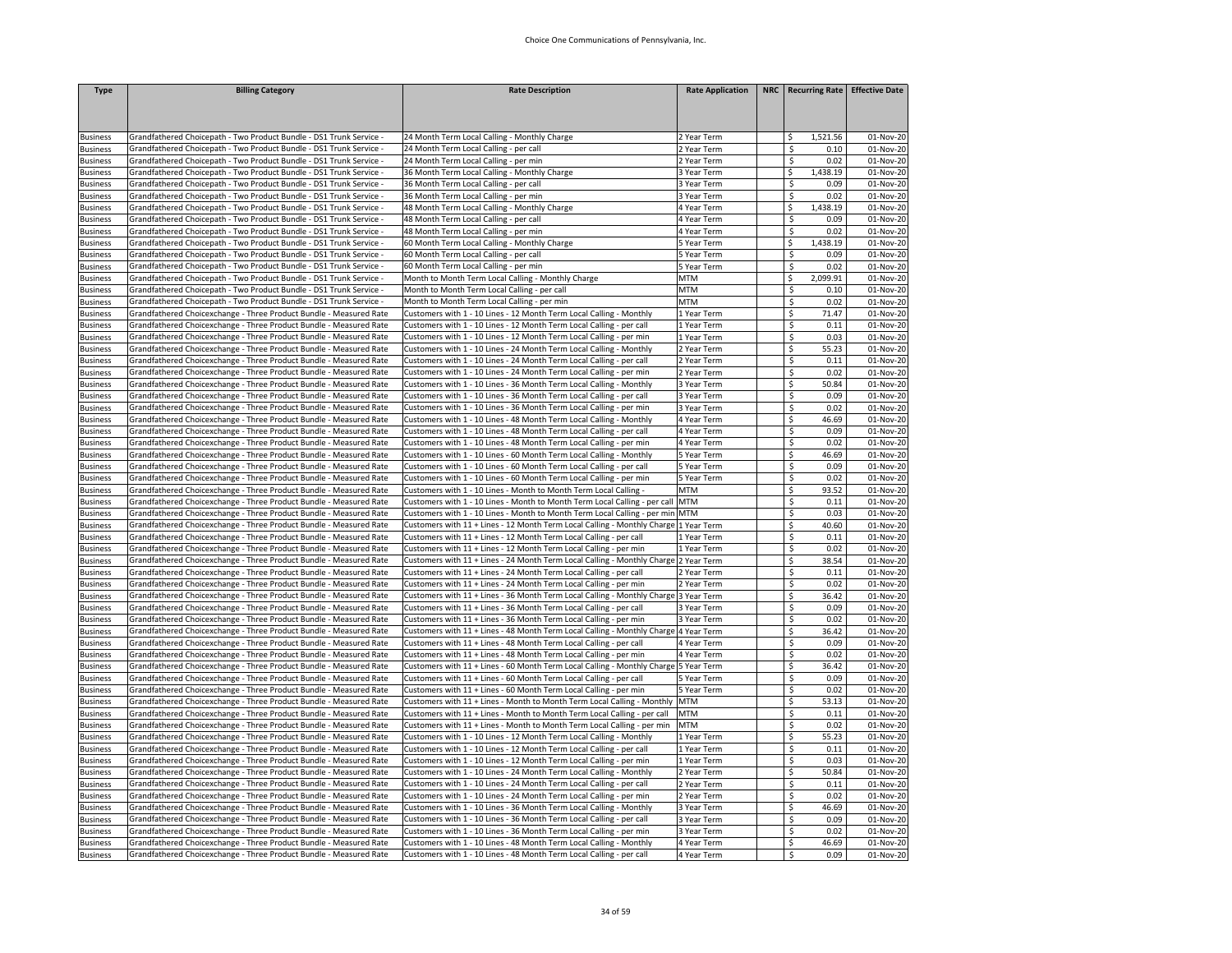| Type | Billing Category | Rate Description | Rate Application | NRC | Recurring Rate | Effective Date |
|---|---|---|---|---|---|---|
| Business | Grandfathered Choicepath - Two Product Bundle - DS1 Trunk Service - | 24 Month Term Local Calling - Monthly Charge | 2 Year Term | | $ 1,521.56 | 01-Nov-20 |
| Business | Grandfathered Choicepath - Two Product Bundle - DS1 Trunk Service - | 24 Month Term Local Calling - per call | 2 Year Term | | $ 0.10 | 01-Nov-20 |
| Business | Grandfathered Choicepath - Two Product Bundle - DS1 Trunk Service - | 24 Month Term Local Calling - per min | 2 Year Term | | $ 0.02 | 01-Nov-20 |
| Business | Grandfathered Choicepath - Two Product Bundle - DS1 Trunk Service - | 36 Month Term Local Calling - Monthly Charge | 3 Year Term | | $ 1,438.19 | 01-Nov-20 |
| Business | Grandfathered Choicepath - Two Product Bundle - DS1 Trunk Service - | 36 Month Term Local Calling - per call | 3 Year Term | | $ 0.09 | 01-Nov-20 |
| Business | Grandfathered Choicepath - Two Product Bundle - DS1 Trunk Service - | 36 Month Term Local Calling - per min | 3 Year Term | | $ 0.02 | 01-Nov-20 |
| Business | Grandfathered Choicepath - Two Product Bundle - DS1 Trunk Service - | 48 Month Term Local Calling - Monthly Charge | 4 Year Term | | $ 1,438.19 | 01-Nov-20 |
| Business | Grandfathered Choicepath - Two Product Bundle - DS1 Trunk Service - | 48 Month Term Local Calling - per call | 4 Year Term | | $ 0.09 | 01-Nov-20 |
| Business | Grandfathered Choicepath - Two Product Bundle - DS1 Trunk Service - | 48 Month Term Local Calling - per min | 4 Year Term | | $ 0.02 | 01-Nov-20 |
| Business | Grandfathered Choicepath - Two Product Bundle - DS1 Trunk Service - | 60 Month Term Local Calling - Monthly Charge | 5 Year Term | | $ 1,438.19 | 01-Nov-20 |
| Business | Grandfathered Choicepath - Two Product Bundle - DS1 Trunk Service - | 60 Month Term Local Calling - per call | 5 Year Term | | $ 0.09 | 01-Nov-20 |
| Business | Grandfathered Choicepath - Two Product Bundle - DS1 Trunk Service - | 60 Month Term Local Calling - per min | 5 Year Term | | $ 0.02 | 01-Nov-20 |
| Business | Grandfathered Choicepath - Two Product Bundle - DS1 Trunk Service - | Month to Month Term Local Calling - Monthly Charge | MTM | | $ 2,099.91 | 01-Nov-20 |
| Business | Grandfathered Choicepath - Two Product Bundle - DS1 Trunk Service - | Month to Month Term Local Calling - per call | MTM | | $ 0.10 | 01-Nov-20 |
| Business | Grandfathered Choicepath - Two Product Bundle - DS1 Trunk Service - | Month to Month Term Local Calling - per min | MTM | | $ 0.02 | 01-Nov-20 |
| Business | Grandfathered Choicexchange - Three Product Bundle - Measured Rate | Customers with 1 - 10 Lines - 12 Month Term Local Calling - Monthly | 1 Year Term | | $ 71.47 | 01-Nov-20 |
| Business | Grandfathered Choicexchange - Three Product Bundle - Measured Rate | Customers with 1 - 10 Lines - 12 Month Term Local Calling - per call | 1 Year Term | | $ 0.11 | 01-Nov-20 |
| Business | Grandfathered Choicexchange - Three Product Bundle - Measured Rate | Customers with 1 - 10 Lines - 12 Month Term Local Calling - per min | 1 Year Term | | $ 0.03 | 01-Nov-20 |
| Business | Grandfathered Choicexchange - Three Product Bundle - Measured Rate | Customers with 1 - 10 Lines - 24 Month Term Local Calling - Monthly | 2 Year Term | | $ 55.23 | 01-Nov-20 |
| Business | Grandfathered Choicexchange - Three Product Bundle - Measured Rate | Customers with 1 - 10 Lines - 24 Month Term Local Calling - per call | 2 Year Term | | $ 0.11 | 01-Nov-20 |
| Business | Grandfathered Choicexchange - Three Product Bundle - Measured Rate | Customers with 1 - 10 Lines - 24 Month Term Local Calling - per min | 2 Year Term | | $ 0.02 | 01-Nov-20 |
| Business | Grandfathered Choicexchange - Three Product Bundle - Measured Rate | Customers with 1 - 10 Lines - 36 Month Term Local Calling - Monthly | 3 Year Term | | $ 50.84 | 01-Nov-20 |
| Business | Grandfathered Choicexchange - Three Product Bundle - Measured Rate | Customers with 1 - 10 Lines - 36 Month Term Local Calling - per call | 3 Year Term | | $ 0.09 | 01-Nov-20 |
| Business | Grandfathered Choicexchange - Three Product Bundle - Measured Rate | Customers with 1 - 10 Lines - 36 Month Term Local Calling - per min | 3 Year Term | | $ 0.02 | 01-Nov-20 |
| Business | Grandfathered Choicexchange - Three Product Bundle - Measured Rate | Customers with 1 - 10 Lines - 48 Month Term Local Calling - Monthly | 4 Year Term | | $ 46.69 | 01-Nov-20 |
| Business | Grandfathered Choicexchange - Three Product Bundle - Measured Rate | Customers with 1 - 10 Lines - 48 Month Term Local Calling - per call | 4 Year Term | | $ 0.09 | 01-Nov-20 |
| Business | Grandfathered Choicexchange - Three Product Bundle - Measured Rate | Customers with 1 - 10 Lines - 48 Month Term Local Calling - per min | 4 Year Term | | $ 0.02 | 01-Nov-20 |
| Business | Grandfathered Choicexchange - Three Product Bundle - Measured Rate | Customers with 1 - 10 Lines - 60 Month Term Local Calling - Monthly | 5 Year Term | | $ 46.69 | 01-Nov-20 |
| Business | Grandfathered Choicexchange - Three Product Bundle - Measured Rate | Customers with 1 - 10 Lines - 60 Month Term Local Calling - per call | 5 Year Term | | $ 0.09 | 01-Nov-20 |
| Business | Grandfathered Choicexchange - Three Product Bundle - Measured Rate | Customers with 1 - 10 Lines - 60 Month Term Local Calling - per min | 5 Year Term | | $ 0.02 | 01-Nov-20 |
| Business | Grandfathered Choicexchange - Three Product Bundle - Measured Rate | Customers with 1 - 10 Lines - Month to Month Term Local Calling - | MTM | | $ 93.52 | 01-Nov-20 |
| Business | Grandfathered Choicexchange - Three Product Bundle - Measured Rate | Customers with 1 - 10 Lines - Month to Month Term Local Calling - per call | MTM | | $ 0.11 | 01-Nov-20 |
| Business | Grandfathered Choicexchange - Three Product Bundle - Measured Rate | Customers with 1 - 10 Lines - Month to Month Term Local Calling - per min | MTM | | $ 0.03 | 01-Nov-20 |
| Business | Grandfathered Choicexchange - Three Product Bundle - Measured Rate | Customers with 11 + Lines - 12 Month Term Local Calling - Monthly Charge | 1 Year Term | | $ 40.60 | 01-Nov-20 |
| Business | Grandfathered Choicexchange - Three Product Bundle - Measured Rate | Customers with 11 + Lines - 12 Month Term Local Calling - per call | 1 Year Term | | $ 0.11 | 01-Nov-20 |
| Business | Grandfathered Choicexchange - Three Product Bundle - Measured Rate | Customers with 11 + Lines - 12 Month Term Local Calling - per min | 1 Year Term | | $ 0.02 | 01-Nov-20 |
| Business | Grandfathered Choicexchange - Three Product Bundle - Measured Rate | Customers with 11 + Lines - 24 Month Term Local Calling - Monthly Charge | 2 Year Term | | $ 38.54 | 01-Nov-20 |
| Business | Grandfathered Choicexchange - Three Product Bundle - Measured Rate | Customers with 11 + Lines - 24 Month Term Local Calling - per call | 2 Year Term | | $ 0.11 | 01-Nov-20 |
| Business | Grandfathered Choicexchange - Three Product Bundle - Measured Rate | Customers with 11 + Lines - 24 Month Term Local Calling - per min | 2 Year Term | | $ 0.02 | 01-Nov-20 |
| Business | Grandfathered Choicexchange - Three Product Bundle - Measured Rate | Customers with 11 + Lines - 36 Month Term Local Calling - Monthly Charge | 3 Year Term | | $ 36.42 | 01-Nov-20 |
| Business | Grandfathered Choicexchange - Three Product Bundle - Measured Rate | Customers with 11 + Lines - 36 Month Term Local Calling - per call | 3 Year Term | | $ 0.09 | 01-Nov-20 |
| Business | Grandfathered Choicexchange - Three Product Bundle - Measured Rate | Customers with 11 + Lines - 36 Month Term Local Calling - per min | 3 Year Term | | $ 0.02 | 01-Nov-20 |
| Business | Grandfathered Choicexchange - Three Product Bundle - Measured Rate | Customers with 11 + Lines - 48 Month Term Local Calling - Monthly Charge | 4 Year Term | | $ 36.42 | 01-Nov-20 |
| Business | Grandfathered Choicexchange - Three Product Bundle - Measured Rate | Customers with 11 + Lines - 48 Month Term Local Calling - per call | 4 Year Term | | $ 0.09 | 01-Nov-20 |
| Business | Grandfathered Choicexchange - Three Product Bundle - Measured Rate | Customers with 11 + Lines - 48 Month Term Local Calling - per min | 4 Year Term | | $ 0.02 | 01-Nov-20 |
| Business | Grandfathered Choicexchange - Three Product Bundle - Measured Rate | Customers with 11 + Lines - 60 Month Term Local Calling - Monthly Charge | 5 Year Term | | $ 36.42 | 01-Nov-20 |
| Business | Grandfathered Choicexchange - Three Product Bundle - Measured Rate | Customers with 11 + Lines - 60 Month Term Local Calling - per call | 5 Year Term | | $ 0.09 | 01-Nov-20 |
| Business | Grandfathered Choicexchange - Three Product Bundle - Measured Rate | Customers with 11 + Lines - 60 Month Term Local Calling - per min | 5 Year Term | | $ 0.02 | 01-Nov-20 |
| Business | Grandfathered Choicexchange - Three Product Bundle - Measured Rate | Customers with 11 + Lines - Month to Month Term Local Calling - Monthly | MTM | | $ 53.13 | 01-Nov-20 |
| Business | Grandfathered Choicexchange - Three Product Bundle - Measured Rate | Customers with 11 + Lines - Month to Month Term Local Calling - per call | MTM | | $ 0.11 | 01-Nov-20 |
| Business | Grandfathered Choicexchange - Three Product Bundle - Measured Rate | Customers with 11 + Lines - Month to Month Term Local Calling - per min | MTM | | $ 0.02 | 01-Nov-20 |
| Business | Grandfathered Choicexchange - Three Product Bundle - Measured Rate | Customers with 1 - 10 Lines - 12 Month Term Local Calling - Monthly | 1 Year Term | | $ 55.23 | 01-Nov-20 |
| Business | Grandfathered Choicexchange - Three Product Bundle - Measured Rate | Customers with 1 - 10 Lines - 12 Month Term Local Calling - per call | 1 Year Term | | $ 0.11 | 01-Nov-20 |
| Business | Grandfathered Choicexchange - Three Product Bundle - Measured Rate | Customers with 1 - 10 Lines - 12 Month Term Local Calling - per min | 1 Year Term | | $ 0.03 | 01-Nov-20 |
| Business | Grandfathered Choicexchange - Three Product Bundle - Measured Rate | Customers with 1 - 10 Lines - 24 Month Term Local Calling - Monthly | 2 Year Term | | $ 50.84 | 01-Nov-20 |
| Business | Grandfathered Choicexchange - Three Product Bundle - Measured Rate | Customers with 1 - 10 Lines - 24 Month Term Local Calling - per call | 2 Year Term | | $ 0.11 | 01-Nov-20 |
| Business | Grandfathered Choicexchange - Three Product Bundle - Measured Rate | Customers with 1 - 10 Lines - 24 Month Term Local Calling - per min | 2 Year Term | | $ 0.02 | 01-Nov-20 |
| Business | Grandfathered Choicexchange - Three Product Bundle - Measured Rate | Customers with 1 - 10 Lines - 36 Month Term Local Calling - Monthly | 3 Year Term | | $ 46.69 | 01-Nov-20 |
| Business | Grandfathered Choicexchange - Three Product Bundle - Measured Rate | Customers with 1 - 10 Lines - 36 Month Term Local Calling - per call | 3 Year Term | | $ 0.09 | 01-Nov-20 |
| Business | Grandfathered Choicexchange - Three Product Bundle - Measured Rate | Customers with 1 - 10 Lines - 36 Month Term Local Calling - per min | 3 Year Term | | $ 0.02 | 01-Nov-20 |
| Business | Grandfathered Choicexchange - Three Product Bundle - Measured Rate | Customers with 1 - 10 Lines - 48 Month Term Local Calling - Monthly | 4 Year Term | | $ 46.69 | 01-Nov-20 |
| Business | Grandfathered Choicexchange - Three Product Bundle - Measured Rate | Customers with 1 - 10 Lines - 48 Month Term Local Calling - per call | 4 Year Term | | $ 0.09 | 01-Nov-20 |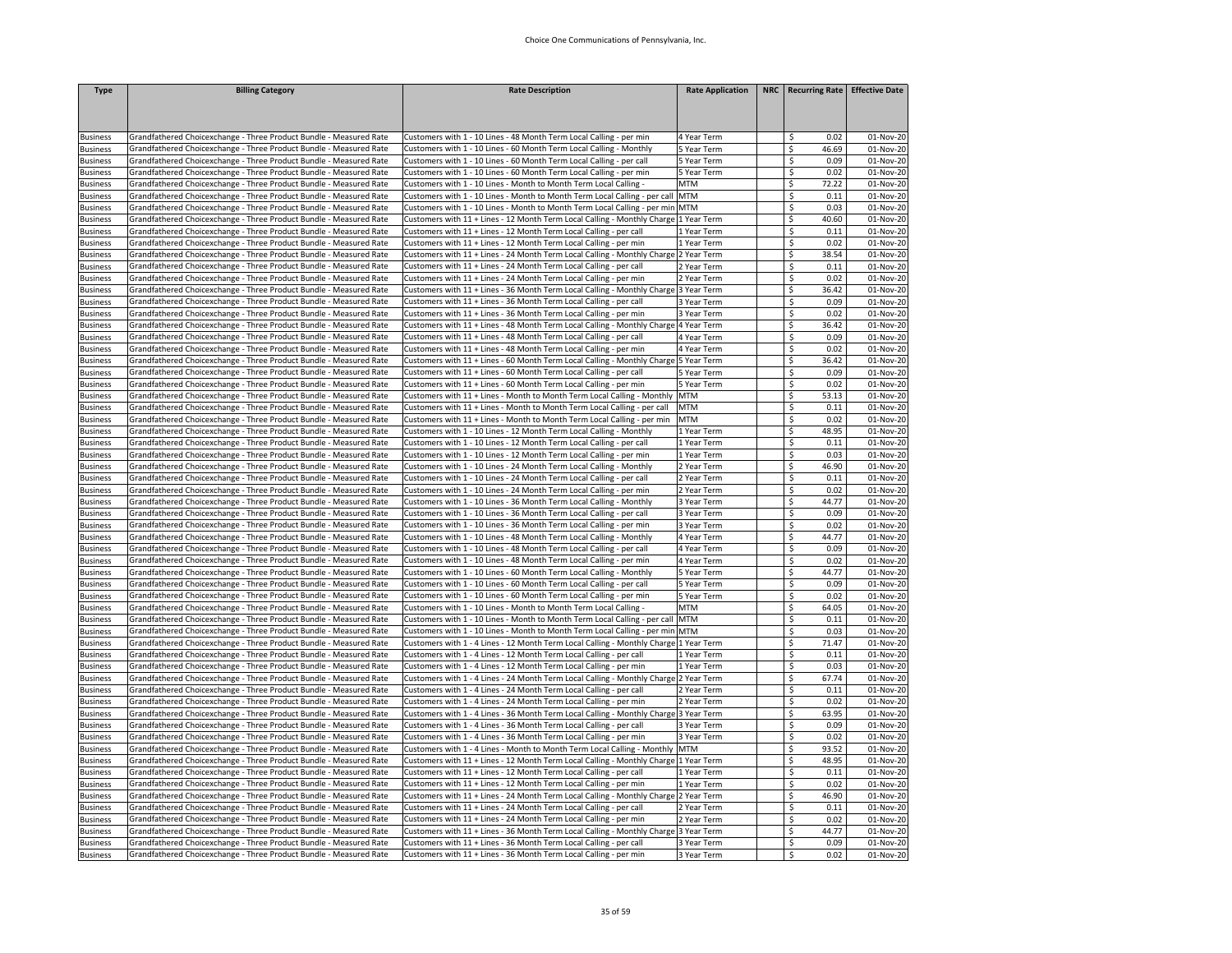| Type | Billing Category | Rate Description | Rate Application | NRC | Recurring Rate | Effective Date |
|---|---|---|---|---|---|---|
| Business | Grandfathered Choicexchange - Three Product Bundle - Measured Rate | Customers with 1 - 10 Lines - 48 Month Term Local Calling - per min | 4 Year Term | | $ 0.02 | 01-Nov-20 |
| Business | Grandfathered Choicexchange - Three Product Bundle - Measured Rate | Customers with 1 - 10 Lines - 60 Month Term Local Calling - Monthly | 5 Year Term | | $ 46.69 | 01-Nov-20 |
| Business | Grandfathered Choicexchange - Three Product Bundle - Measured Rate | Customers with 1 - 10 Lines - 60 Month Term Local Calling - per call | 5 Year Term | | $ 0.09 | 01-Nov-20 |
| Business | Grandfathered Choicexchange - Three Product Bundle - Measured Rate | Customers with 1 - 10 Lines - 60 Month Term Local Calling - per min | 5 Year Term | | $ 0.02 | 01-Nov-20 |
| Business | Grandfathered Choicexchange - Three Product Bundle - Measured Rate | Customers with 1 - 10 Lines - Month to Month Term Local Calling - | MTM | | $ 72.22 | 01-Nov-20 |
| Business | Grandfathered Choicexchange - Three Product Bundle - Measured Rate | Customers with 1 - 10 Lines - Month to Month Term Local Calling - per call | MTM | | $ 0.11 | 01-Nov-20 |
| Business | Grandfathered Choicexchange - Three Product Bundle - Measured Rate | Customers with 1 - 10 Lines - Month to Month Term Local Calling - per min | MTM | | $ 0.03 | 01-Nov-20 |
| Business | Grandfathered Choicexchange - Three Product Bundle - Measured Rate | Customers with 11 + Lines - 12 Month Term Local Calling - Monthly Charge | 1 Year Term | | $ 40.60 | 01-Nov-20 |
| Business | Grandfathered Choicexchange - Three Product Bundle - Measured Rate | Customers with 11 + Lines - 12 Month Term Local Calling - per call | 1 Year Term | | $ 0.11 | 01-Nov-20 |
| Business | Grandfathered Choicexchange - Three Product Bundle - Measured Rate | Customers with 11 + Lines - 12 Month Term Local Calling - per min | 1 Year Term | | $ 0.02 | 01-Nov-20 |
| Business | Grandfathered Choicexchange - Three Product Bundle - Measured Rate | Customers with 11 + Lines - 24 Month Term Local Calling - Monthly Charge | 2 Year Term | | $ 38.54 | 01-Nov-20 |
| Business | Grandfathered Choicexchange - Three Product Bundle - Measured Rate | Customers with 11 + Lines - 24 Month Term Local Calling - per call | 2 Year Term | | $ 0.11 | 01-Nov-20 |
| Business | Grandfathered Choicexchange - Three Product Bundle - Measured Rate | Customers with 11 + Lines - 24 Month Term Local Calling - per min | 2 Year Term | | $ 0.02 | 01-Nov-20 |
| Business | Grandfathered Choicexchange - Three Product Bundle - Measured Rate | Customers with 11 + Lines - 36 Month Term Local Calling - Monthly Charge | 3 Year Term | | $ 36.42 | 01-Nov-20 |
| Business | Grandfathered Choicexchange - Three Product Bundle - Measured Rate | Customers with 11 + Lines - 36 Month Term Local Calling - per call | 3 Year Term | | $ 0.09 | 01-Nov-20 |
| Business | Grandfathered Choicexchange - Three Product Bundle - Measured Rate | Customers with 11 + Lines - 36 Month Term Local Calling - per min | 3 Year Term | | $ 0.02 | 01-Nov-20 |
| Business | Grandfathered Choicexchange - Three Product Bundle - Measured Rate | Customers with 11 + Lines - 48 Month Term Local Calling - Monthly Charge | 4 Year Term | | $ 36.42 | 01-Nov-20 |
| Business | Grandfathered Choicexchange - Three Product Bundle - Measured Rate | Customers with 11 + Lines - 48 Month Term Local Calling - per call | 4 Year Term | | $ 0.09 | 01-Nov-20 |
| Business | Grandfathered Choicexchange - Three Product Bundle - Measured Rate | Customers with 11 + Lines - 48 Month Term Local Calling - per min | 4 Year Term | | $ 0.02 | 01-Nov-20 |
| Business | Grandfathered Choicexchange - Three Product Bundle - Measured Rate | Customers with 11 + Lines - 60 Month Term Local Calling - Monthly Charge | 5 Year Term | | $ 36.42 | 01-Nov-20 |
| Business | Grandfathered Choicexchange - Three Product Bundle - Measured Rate | Customers with 11 + Lines - 60 Month Term Local Calling - per call | 5 Year Term | | $ 0.09 | 01-Nov-20 |
| Business | Grandfathered Choicexchange - Three Product Bundle - Measured Rate | Customers with 11 + Lines - 60 Month Term Local Calling - per min | 5 Year Term | | $ 0.02 | 01-Nov-20 |
| Business | Grandfathered Choicexchange - Three Product Bundle - Measured Rate | Customers with 11 + Lines - Month to Month Term Local Calling - Monthly | MTM | | $ 53.13 | 01-Nov-20 |
| Business | Grandfathered Choicexchange - Three Product Bundle - Measured Rate | Customers with 11 + Lines - Month to Month Term Local Calling - per call | MTM | | $ 0.11 | 01-Nov-20 |
| Business | Grandfathered Choicexchange - Three Product Bundle - Measured Rate | Customers with 11 + Lines - Month to Month Term Local Calling - per min | MTM | | $ 0.02 | 01-Nov-20 |
| Business | Grandfathered Choicexchange - Three Product Bundle - Measured Rate | Customers with 1 - 10 Lines - 12 Month Term Local Calling - Monthly | 1 Year Term | | $ 48.95 | 01-Nov-20 |
| Business | Grandfathered Choicexchange - Three Product Bundle - Measured Rate | Customers with 1 - 10 Lines - 12 Month Term Local Calling - per call | 1 Year Term | | $ 0.11 | 01-Nov-20 |
| Business | Grandfathered Choicexchange - Three Product Bundle - Measured Rate | Customers with 1 - 10 Lines - 12 Month Term Local Calling - per min | 1 Year Term | | $ 0.03 | 01-Nov-20 |
| Business | Grandfathered Choicexchange - Three Product Bundle - Measured Rate | Customers with 1 - 10 Lines - 24 Month Term Local Calling - Monthly | 2 Year Term | | $ 46.90 | 01-Nov-20 |
| Business | Grandfathered Choicexchange - Three Product Bundle - Measured Rate | Customers with 1 - 10 Lines - 24 Month Term Local Calling - per call | 2 Year Term | | $ 0.11 | 01-Nov-20 |
| Business | Grandfathered Choicexchange - Three Product Bundle - Measured Rate | Customers with 1 - 10 Lines - 24 Month Term Local Calling - per min | 2 Year Term | | $ 0.02 | 01-Nov-20 |
| Business | Grandfathered Choicexchange - Three Product Bundle - Measured Rate | Customers with 1 - 10 Lines - 36 Month Term Local Calling - Monthly | 3 Year Term | | $ 44.77 | 01-Nov-20 |
| Business | Grandfathered Choicexchange - Three Product Bundle - Measured Rate | Customers with 1 - 10 Lines - 36 Month Term Local Calling - per call | 3 Year Term | | $ 0.09 | 01-Nov-20 |
| Business | Grandfathered Choicexchange - Three Product Bundle - Measured Rate | Customers with 1 - 10 Lines - 36 Month Term Local Calling - per min | 3 Year Term | | $ 0.02 | 01-Nov-20 |
| Business | Grandfathered Choicexchange - Three Product Bundle - Measured Rate | Customers with 1 - 10 Lines - 48 Month Term Local Calling - Monthly | 4 Year Term | | $ 44.77 | 01-Nov-20 |
| Business | Grandfathered Choicexchange - Three Product Bundle - Measured Rate | Customers with 1 - 10 Lines - 48 Month Term Local Calling - per call | 4 Year Term | | $ 0.09 | 01-Nov-20 |
| Business | Grandfathered Choicexchange - Three Product Bundle - Measured Rate | Customers with 1 - 10 Lines - 48 Month Term Local Calling - per min | 4 Year Term | | $ 0.02 | 01-Nov-20 |
| Business | Grandfathered Choicexchange - Three Product Bundle - Measured Rate | Customers with 1 - 10 Lines - 60 Month Term Local Calling - Monthly | 5 Year Term | | $ 44.77 | 01-Nov-20 |
| Business | Grandfathered Choicexchange - Three Product Bundle - Measured Rate | Customers with 1 - 10 Lines - 60 Month Term Local Calling - per call | 5 Year Term | | $ 0.09 | 01-Nov-20 |
| Business | Grandfathered Choicexchange - Three Product Bundle - Measured Rate | Customers with 1 - 10 Lines - 60 Month Term Local Calling - per min | 5 Year Term | | $ 0.02 | 01-Nov-20 |
| Business | Grandfathered Choicexchange - Three Product Bundle - Measured Rate | Customers with 1 - 10 Lines - Month to Month Term Local Calling - | MTM | | $ 64.05 | 01-Nov-20 |
| Business | Grandfathered Choicexchange - Three Product Bundle - Measured Rate | Customers with 1 - 10 Lines - Month to Month Term Local Calling - per call | MTM | | $ 0.11 | 01-Nov-20 |
| Business | Grandfathered Choicexchange - Three Product Bundle - Measured Rate | Customers with 1 - 10 Lines - Month to Month Term Local Calling - per min | MTM | | $ 0.03 | 01-Nov-20 |
| Business | Grandfathered Choicexchange - Three Product Bundle - Measured Rate | Customers with 1 - 4 Lines - 12 Month Term Local Calling - Monthly Charge | 1 Year Term | | $ 71.47 | 01-Nov-20 |
| Business | Grandfathered Choicexchange - Three Product Bundle - Measured Rate | Customers with 1 - 4 Lines - 12 Month Term Local Calling - per call | 1 Year Term | | $ 0.11 | 01-Nov-20 |
| Business | Grandfathered Choicexchange - Three Product Bundle - Measured Rate | Customers with 1 - 4 Lines - 12 Month Term Local Calling - per min | 1 Year Term | | $ 0.03 | 01-Nov-20 |
| Business | Grandfathered Choicexchange - Three Product Bundle - Measured Rate | Customers with 1 - 4 Lines - 24 Month Term Local Calling - Monthly Charge | 2 Year Term | | $ 67.74 | 01-Nov-20 |
| Business | Grandfathered Choicexchange - Three Product Bundle - Measured Rate | Customers with 1 - 4 Lines - 24 Month Term Local Calling - per call | 2 Year Term | | $ 0.11 | 01-Nov-20 |
| Business | Grandfathered Choicexchange - Three Product Bundle - Measured Rate | Customers with 1 - 4 Lines - 24 Month Term Local Calling - per min | 2 Year Term | | $ 0.02 | 01-Nov-20 |
| Business | Grandfathered Choicexchange - Three Product Bundle - Measured Rate | Customers with 1 - 4 Lines - 36 Month Term Local Calling - Monthly Charge | 3 Year Term | | $ 63.95 | 01-Nov-20 |
| Business | Grandfathered Choicexchange - Three Product Bundle - Measured Rate | Customers with 1 - 4 Lines - 36 Month Term Local Calling - per call | 3 Year Term | | $ 0.09 | 01-Nov-20 |
| Business | Grandfathered Choicexchange - Three Product Bundle - Measured Rate | Customers with 1 - 4 Lines - 36 Month Term Local Calling - per min | 3 Year Term | | $ 0.02 | 01-Nov-20 |
| Business | Grandfathered Choicexchange - Three Product Bundle - Measured Rate | Customers with 1 - 4 Lines - Month to Month Term Local Calling - Monthly | MTM | | $ 93.52 | 01-Nov-20 |
| Business | Grandfathered Choicexchange - Three Product Bundle - Measured Rate | Customers with 11 + Lines - 12 Month Term Local Calling - Monthly Charge | 1 Year Term | | $ 48.95 | 01-Nov-20 |
| Business | Grandfathered Choicexchange - Three Product Bundle - Measured Rate | Customers with 11 + Lines - 12 Month Term Local Calling - per call | 1 Year Term | | $ 0.11 | 01-Nov-20 |
| Business | Grandfathered Choicexchange - Three Product Bundle - Measured Rate | Customers with 11 + Lines - 12 Month Term Local Calling - per min | 1 Year Term | | $ 0.02 | 01-Nov-20 |
| Business | Grandfathered Choicexchange - Three Product Bundle - Measured Rate | Customers with 11 + Lines - 24 Month Term Local Calling - Monthly Charge | 2 Year Term | | $ 46.90 | 01-Nov-20 |
| Business | Grandfathered Choicexchange - Three Product Bundle - Measured Rate | Customers with 11 + Lines - 24 Month Term Local Calling - per call | 2 Year Term | | $ 0.11 | 01-Nov-20 |
| Business | Grandfathered Choicexchange - Three Product Bundle - Measured Rate | Customers with 11 + Lines - 24 Month Term Local Calling - per min | 2 Year Term | | $ 0.02 | 01-Nov-20 |
| Business | Grandfathered Choicexchange - Three Product Bundle - Measured Rate | Customers with 11 + Lines - 36 Month Term Local Calling - Monthly Charge | 3 Year Term | | $ 44.77 | 01-Nov-20 |
| Business | Grandfathered Choicexchange - Three Product Bundle - Measured Rate | Customers with 11 + Lines - 36 Month Term Local Calling - per call | 3 Year Term | | $ 0.09 | 01-Nov-20 |
| Business | Grandfathered Choicexchange - Three Product Bundle - Measured Rate | Customers with 11 + Lines - 36 Month Term Local Calling - per min | 3 Year Term | | $ 0.02 | 01-Nov-20 |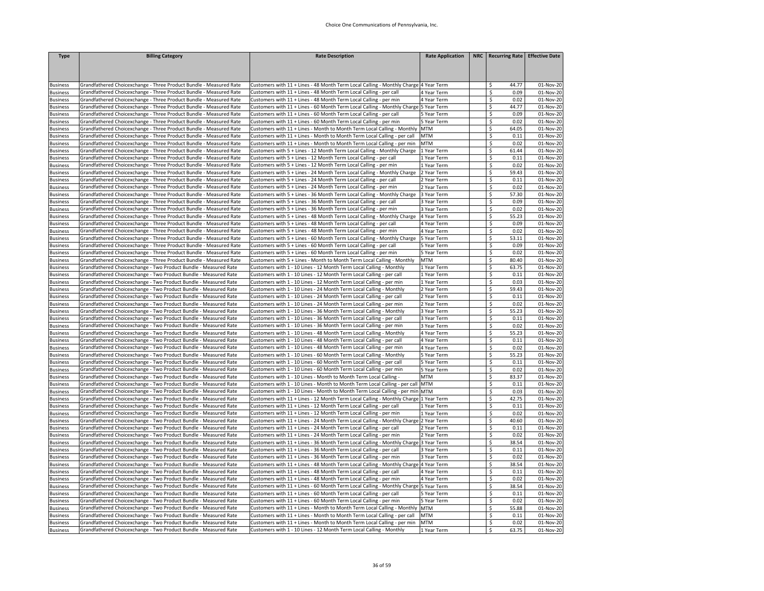| Type | Billing Category | Rate Description | Rate Application | NRC | Recurring Rate | Effective Date |
|---|---|---|---|---|---|---|
| Business | Grandfathered Choicexchange - Three Product Bundle - Measured Rate | Customers with 11 + Lines - 48 Month Term Local Calling - Monthly Charge | 4 Year Term | | $ 44.77 | 01-Nov-20 |
| Business | Grandfathered Choicexchange - Three Product Bundle - Measured Rate | Customers with 11 + Lines - 48 Month Term Local Calling - per call | 4 Year Term | | $ 0.09 | 01-Nov-20 |
| Business | Grandfathered Choicexchange - Three Product Bundle - Measured Rate | Customers with 11 + Lines - 48 Month Term Local Calling - per min | 4 Year Term | | $ 0.02 | 01-Nov-20 |
| Business | Grandfathered Choicexchange - Three Product Bundle - Measured Rate | Customers with 11 + Lines - 60 Month Term Local Calling - Monthly Charge | 5 Year Term | | $ 44.77 | 01-Nov-20 |
| Business | Grandfathered Choicexchange - Three Product Bundle - Measured Rate | Customers with 11 + Lines - 60 Month Term Local Calling - per call | 5 Year Term | | $ 0.09 | 01-Nov-20 |
| Business | Grandfathered Choicexchange - Three Product Bundle - Measured Rate | Customers with 11 + Lines - 60 Month Term Local Calling - per min | 5 Year Term | | $ 0.02 | 01-Nov-20 |
| Business | Grandfathered Choicexchange - Three Product Bundle - Measured Rate | Customers with 11 + Lines - Month to Month Term Local Calling - Monthly | MTM | | $ 64.05 | 01-Nov-20 |
| Business | Grandfathered Choicexchange - Three Product Bundle - Measured Rate | Customers with 11 + Lines - Month to Month Term Local Calling - per call | MTM | | $ 0.11 | 01-Nov-20 |
| Business | Grandfathered Choicexchange - Three Product Bundle - Measured Rate | Customers with 11 + Lines - Month to Month Term Local Calling - per min | MTM | | $ 0.02 | 01-Nov-20 |
| Business | Grandfathered Choicexchange - Three Product Bundle - Measured Rate | Customers with 5 + Lines - 12 Month Term Local Calling - Monthly Charge | 1 Year Term | | $ 61.44 | 01-Nov-20 |
| Business | Grandfathered Choicexchange - Three Product Bundle - Measured Rate | Customers with 5 + Lines - 12 Month Term Local Calling - per call | 1 Year Term | | $ 0.11 | 01-Nov-20 |
| Business | Grandfathered Choicexchange - Three Product Bundle - Measured Rate | Customers with 5 + Lines - 12 Month Term Local Calling - per min | 1 Year Term | | $ 0.02 | 01-Nov-20 |
| Business | Grandfathered Choicexchange - Three Product Bundle - Measured Rate | Customers with 5 + Lines - 24 Month Term Local Calling - Monthly Charge | 2 Year Term | | $ 59.43 | 01-Nov-20 |
| Business | Grandfathered Choicexchange - Three Product Bundle - Measured Rate | Customers with 5 + Lines - 24 Month Term Local Calling - per call | 2 Year Term | | $ 0.11 | 01-Nov-20 |
| Business | Grandfathered Choicexchange - Three Product Bundle - Measured Rate | Customers with 5 + Lines - 24 Month Term Local Calling - per min | 2 Year Term | | $ 0.02 | 01-Nov-20 |
| Business | Grandfathered Choicexchange - Three Product Bundle - Measured Rate | Customers with 5 + Lines - 36 Month Term Local Calling - Monthly Charge | 3 Year Term | | $ 57.30 | 01-Nov-20 |
| Business | Grandfathered Choicexchange - Three Product Bundle - Measured Rate | Customers with 5 + Lines - 36 Month Term Local Calling - per call | 3 Year Term | | $ 0.09 | 01-Nov-20 |
| Business | Grandfathered Choicexchange - Three Product Bundle - Measured Rate | Customers with 5 + Lines - 36 Month Term Local Calling - per min | 3 Year Term | | $ 0.02 | 01-Nov-20 |
| Business | Grandfathered Choicexchange - Three Product Bundle - Measured Rate | Customers with 5 + Lines - 48 Month Term Local Calling - Monthly Charge | 4 Year Term | | $ 55.23 | 01-Nov-20 |
| Business | Grandfathered Choicexchange - Three Product Bundle - Measured Rate | Customers with 5 + Lines - 48 Month Term Local Calling - per call | 4 Year Term | | $ 0.09 | 01-Nov-20 |
| Business | Grandfathered Choicexchange - Three Product Bundle - Measured Rate | Customers with 5 + Lines - 48 Month Term Local Calling - per min | 4 Year Term | | $ 0.02 | 01-Nov-20 |
| Business | Grandfathered Choicexchange - Three Product Bundle - Measured Rate | Customers with 5 + Lines - 60 Month Term Local Calling - Monthly Charge | 5 Year Term | | $ 53.11 | 01-Nov-20 |
| Business | Grandfathered Choicexchange - Three Product Bundle - Measured Rate | Customers with 5 + Lines - 60 Month Term Local Calling - per call | 5 Year Term | | $ 0.09 | 01-Nov-20 |
| Business | Grandfathered Choicexchange - Three Product Bundle - Measured Rate | Customers with 5 + Lines - 60 Month Term Local Calling - per min | 5 Year Term | | $ 0.02 | 01-Nov-20 |
| Business | Grandfathered Choicexchange - Three Product Bundle - Measured Rate | Customers with 5 + Lines - Month to Month Term Local Calling - Monthly | MTM | | $ 80.40 | 01-Nov-20 |
| Business | Grandfathered Choicexchange - Two Product Bundle - Measured Rate | Customers with 1 - 10 Lines - 12 Month Term Local Calling - Monthly | 1 Year Term | | $ 63.75 | 01-Nov-20 |
| Business | Grandfathered Choicexchange - Two Product Bundle - Measured Rate | Customers with 1 - 10 Lines - 12 Month Term Local Calling - per call | 1 Year Term | | $ 0.11 | 01-Nov-20 |
| Business | Grandfathered Choicexchange - Two Product Bundle - Measured Rate | Customers with 1 - 10 Lines - 12 Month Term Local Calling - per min | 1 Year Term | | $ 0.03 | 01-Nov-20 |
| Business | Grandfathered Choicexchange - Two Product Bundle - Measured Rate | Customers with 1 - 10 Lines - 24 Month Term Local Calling - Monthly | 2 Year Term | | $ 59.43 | 01-Nov-20 |
| Business | Grandfathered Choicexchange - Two Product Bundle - Measured Rate | Customers with 1 - 10 Lines - 24 Month Term Local Calling - per call | 2 Year Term | | $ 0.11 | 01-Nov-20 |
| Business | Grandfathered Choicexchange - Two Product Bundle - Measured Rate | Customers with 1 - 10 Lines - 24 Month Term Local Calling - per min | 2 Year Term | | $ 0.02 | 01-Nov-20 |
| Business | Grandfathered Choicexchange - Two Product Bundle - Measured Rate | Customers with 1 - 10 Lines - 36 Month Term Local Calling - Monthly | 3 Year Term | | $ 55.23 | 01-Nov-20 |
| Business | Grandfathered Choicexchange - Two Product Bundle - Measured Rate | Customers with 1 - 10 Lines - 36 Month Term Local Calling - per call | 3 Year Term | | $ 0.11 | 01-Nov-20 |
| Business | Grandfathered Choicexchange - Two Product Bundle - Measured Rate | Customers with 1 - 10 Lines - 36 Month Term Local Calling - per min | 3 Year Term | | $ 0.02 | 01-Nov-20 |
| Business | Grandfathered Choicexchange - Two Product Bundle - Measured Rate | Customers with 1 - 10 Lines - 48 Month Term Local Calling - Monthly | 4 Year Term | | $ 55.23 | 01-Nov-20 |
| Business | Grandfathered Choicexchange - Two Product Bundle - Measured Rate | Customers with 1 - 10 Lines - 48 Month Term Local Calling - per call | 4 Year Term | | $ 0.11 | 01-Nov-20 |
| Business | Grandfathered Choicexchange - Two Product Bundle - Measured Rate | Customers with 1 - 10 Lines - 48 Month Term Local Calling - per min | 4 Year Term | | $ 0.02 | 01-Nov-20 |
| Business | Grandfathered Choicexchange - Two Product Bundle - Measured Rate | Customers with 1 - 10 Lines - 60 Month Term Local Calling - Monthly | 5 Year Term | | $ 55.23 | 01-Nov-20 |
| Business | Grandfathered Choicexchange - Two Product Bundle - Measured Rate | Customers with 1 - 10 Lines - 60 Month Term Local Calling - per call | 5 Year Term | | $ 0.11 | 01-Nov-20 |
| Business | Grandfathered Choicexchange - Two Product Bundle - Measured Rate | Customers with 1 - 10 Lines - 60 Month Term Local Calling - per min | 5 Year Term | | $ 0.02 | 01-Nov-20 |
| Business | Grandfathered Choicexchange - Two Product Bundle - Measured Rate | Customers with 1 - 10 Lines - Month to Month Term Local Calling - | MTM | | $ 83.37 | 01-Nov-20 |
| Business | Grandfathered Choicexchange - Two Product Bundle - Measured Rate | Customers with 1 - 10 Lines - Month to Month Term Local Calling - per call | MTM | | $ 0.11 | 01-Nov-20 |
| Business | Grandfathered Choicexchange - Two Product Bundle - Measured Rate | Customers with 1 - 10 Lines - Month to Month Term Local Calling - per min | MTM | | $ 0.03 | 01-Nov-20 |
| Business | Grandfathered Choicexchange - Two Product Bundle - Measured Rate | Customers with 11 + Lines - 12 Month Term Local Calling - Monthly Charge | 1 Year Term | | $ 42.75 | 01-Nov-20 |
| Business | Grandfathered Choicexchange - Two Product Bundle - Measured Rate | Customers with 11 + Lines - 12 Month Term Local Calling - per call | 1 Year Term | | $ 0.11 | 01-Nov-20 |
| Business | Grandfathered Choicexchange - Two Product Bundle - Measured Rate | Customers with 11 + Lines - 12 Month Term Local Calling - per min | 1 Year Term | | $ 0.02 | 01-Nov-20 |
| Business | Grandfathered Choicexchange - Two Product Bundle - Measured Rate | Customers with 11 + Lines - 24 Month Term Local Calling - Monthly Charge | 2 Year Term | | $ 40.60 | 01-Nov-20 |
| Business | Grandfathered Choicexchange - Two Product Bundle - Measured Rate | Customers with 11 + Lines - 24 Month Term Local Calling - per call | 2 Year Term | | $ 0.11 | 01-Nov-20 |
| Business | Grandfathered Choicexchange - Two Product Bundle - Measured Rate | Customers with 11 + Lines - 24 Month Term Local Calling - per min | 2 Year Term | | $ 0.02 | 01-Nov-20 |
| Business | Grandfathered Choicexchange - Two Product Bundle - Measured Rate | Customers with 11 + Lines - 36 Month Term Local Calling - Monthly Charge | 3 Year Term | | $ 38.54 | 01-Nov-20 |
| Business | Grandfathered Choicexchange - Two Product Bundle - Measured Rate | Customers with 11 + Lines - 36 Month Term Local Calling - per call | 3 Year Term | | $ 0.11 | 01-Nov-20 |
| Business | Grandfathered Choicexchange - Two Product Bundle - Measured Rate | Customers with 11 + Lines - 36 Month Term Local Calling - per min | 3 Year Term | | $ 0.02 | 01-Nov-20 |
| Business | Grandfathered Choicexchange - Two Product Bundle - Measured Rate | Customers with 11 + Lines - 48 Month Term Local Calling - Monthly Charge | 4 Year Term | | $ 38.54 | 01-Nov-20 |
| Business | Grandfathered Choicexchange - Two Product Bundle - Measured Rate | Customers with 11 + Lines - 48 Month Term Local Calling - per call | 4 Year Term | | $ 0.11 | 01-Nov-20 |
| Business | Grandfathered Choicexchange - Two Product Bundle - Measured Rate | Customers with 11 + Lines - 48 Month Term Local Calling - per min | 4 Year Term | | $ 0.02 | 01-Nov-20 |
| Business | Grandfathered Choicexchange - Two Product Bundle - Measured Rate | Customers with 11 + Lines - 60 Month Term Local Calling - Monthly Charge | 5 Year Term | | $ 38.54 | 01-Nov-20 |
| Business | Grandfathered Choicexchange - Two Product Bundle - Measured Rate | Customers with 11 + Lines - 60 Month Term Local Calling - per call | 5 Year Term | | $ 0.11 | 01-Nov-20 |
| Business | Grandfathered Choicexchange - Two Product Bundle - Measured Rate | Customers with 11 + Lines - 60 Month Term Local Calling - per min | 5 Year Term | | $ 0.02 | 01-Nov-20 |
| Business | Grandfathered Choicexchange - Two Product Bundle - Measured Rate | Customers with 11 + Lines - Month to Month Term Local Calling - Monthly | MTM | | $ 55.88 | 01-Nov-20 |
| Business | Grandfathered Choicexchange - Two Product Bundle - Measured Rate | Customers with 11 + Lines - Month to Month Term Local Calling - per call | MTM | | $ 0.11 | 01-Nov-20 |
| Business | Grandfathered Choicexchange - Two Product Bundle - Measured Rate | Customers with 11 + Lines - Month to Month Term Local Calling - per min | MTM | | $ 0.02 | 01-Nov-20 |
| Business | Grandfathered Choicexchange - Two Product Bundle - Measured Rate | Customers with 1 - 10 Lines - 12 Month Term Local Calling - Monthly | 1 Year Term | | $ 63.75 | 01-Nov-20 |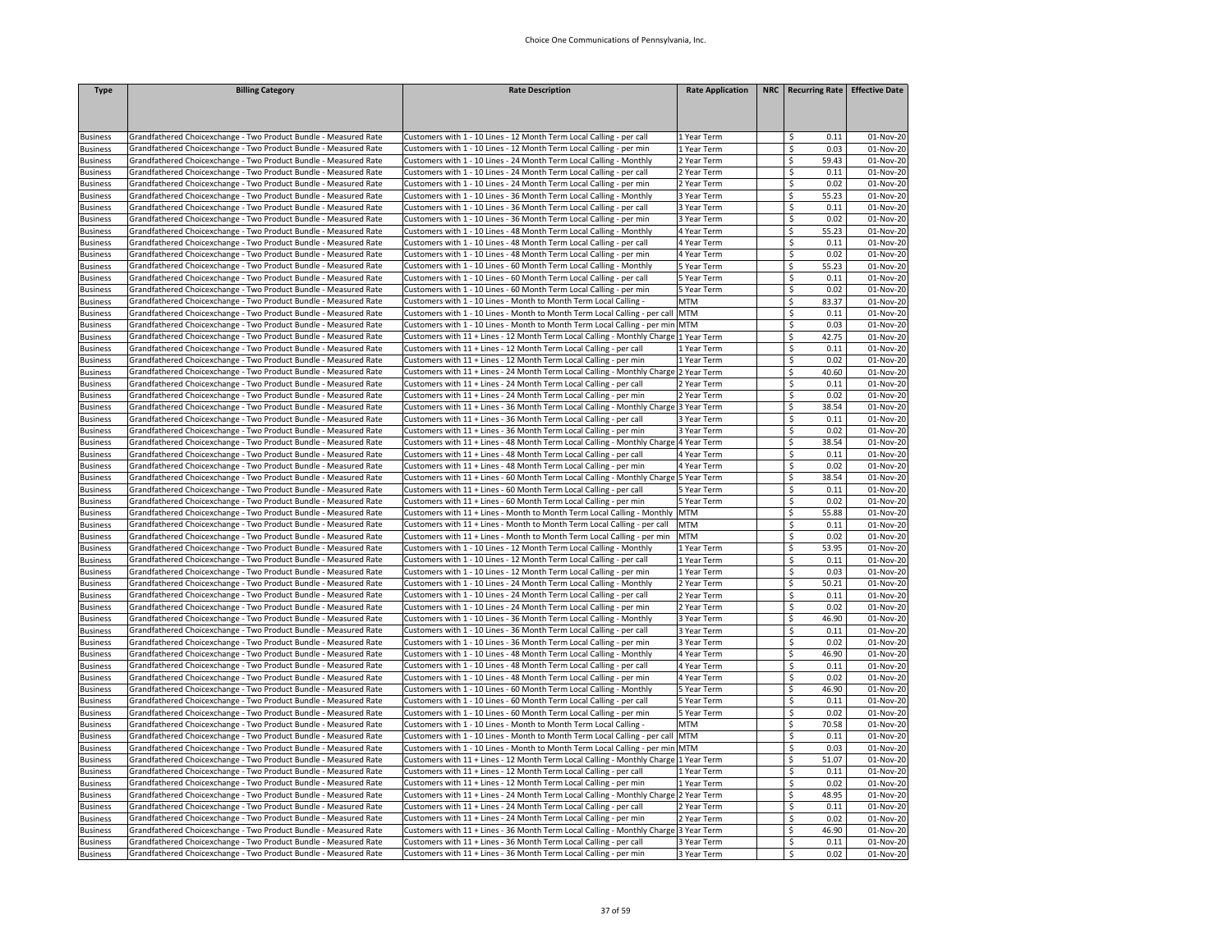| Type | Billing Category | Rate Description | Rate Application | NRC | Recurring Rate | Effective Date |
|---|---|---|---|---|---|---|
| Business | Grandfathered Choicexchange - Two Product Bundle - Measured Rate | Customers with 1 - 10 Lines - 12 Month Term Local Calling - per call | 1 Year Term | | $ 0.11 | 01-Nov-20 |
| Business | Grandfathered Choicexchange - Two Product Bundle - Measured Rate | Customers with 1 - 10 Lines - 12 Month Term Local Calling - per min | 1 Year Term | | $ 0.03 | 01-Nov-20 |
| Business | Grandfathered Choicexchange - Two Product Bundle - Measured Rate | Customers with 1 - 10 Lines - 24 Month Term Local Calling - Monthly | 2 Year Term | | $ 59.43 | 01-Nov-20 |
| Business | Grandfathered Choicexchange - Two Product Bundle - Measured Rate | Customers with 1 - 10 Lines - 24 Month Term Local Calling - per call | 2 Year Term | | $ 0.11 | 01-Nov-20 |
| Business | Grandfathered Choicexchange - Two Product Bundle - Measured Rate | Customers with 1 - 10 Lines - 24 Month Term Local Calling - per min | 2 Year Term | | $ 0.02 | 01-Nov-20 |
| Business | Grandfathered Choicexchange - Two Product Bundle - Measured Rate | Customers with 1 - 10 Lines - 36 Month Term Local Calling - Monthly | 3 Year Term | | $ 55.23 | 01-Nov-20 |
| Business | Grandfathered Choicexchange - Two Product Bundle - Measured Rate | Customers with 1 - 10 Lines - 36 Month Term Local Calling - per call | 3 Year Term | | $ 0.11 | 01-Nov-20 |
| Business | Grandfathered Choicexchange - Two Product Bundle - Measured Rate | Customers with 1 - 10 Lines - 36 Month Term Local Calling - per min | 3 Year Term | | $ 0.02 | 01-Nov-20 |
| Business | Grandfathered Choicexchange - Two Product Bundle - Measured Rate | Customers with 1 - 10 Lines - 48 Month Term Local Calling - Monthly | 4 Year Term | | $ 55.23 | 01-Nov-20 |
| Business | Grandfathered Choicexchange - Two Product Bundle - Measured Rate | Customers with 1 - 10 Lines - 48 Month Term Local Calling - per call | 4 Year Term | | $ 0.11 | 01-Nov-20 |
| Business | Grandfathered Choicexchange - Two Product Bundle - Measured Rate | Customers with 1 - 10 Lines - 48 Month Term Local Calling - per min | 4 Year Term | | $ 0.02 | 01-Nov-20 |
| Business | Grandfathered Choicexchange - Two Product Bundle - Measured Rate | Customers with 1 - 10 Lines - 60 Month Term Local Calling - Monthly | 5 Year Term | | $ 55.23 | 01-Nov-20 |
| Business | Grandfathered Choicexchange - Two Product Bundle - Measured Rate | Customers with 1 - 10 Lines - 60 Month Term Local Calling - per call | 5 Year Term | | $ 0.11 | 01-Nov-20 |
| Business | Grandfathered Choicexchange - Two Product Bundle - Measured Rate | Customers with 1 - 10 Lines - 60 Month Term Local Calling - per min | 5 Year Term | | $ 0.02 | 01-Nov-20 |
| Business | Grandfathered Choicexchange - Two Product Bundle - Measured Rate | Customers with 1 - 10 Lines - Month to Month Term Local Calling - | MTM | | $ 83.37 | 01-Nov-20 |
| Business | Grandfathered Choicexchange - Two Product Bundle - Measured Rate | Customers with 1 - 10 Lines - Month to Month Term Local Calling - per call | MTM | | $ 0.11 | 01-Nov-20 |
| Business | Grandfathered Choicexchange - Two Product Bundle - Measured Rate | Customers with 1 - 10 Lines - Month to Month Term Local Calling - per min | MTM | | $ 0.03 | 01-Nov-20 |
| Business | Grandfathered Choicexchange - Two Product Bundle - Measured Rate | Customers with 11 + Lines - 12 Month Term Local Calling - Monthly Charge | 1 Year Term | | $ 42.75 | 01-Nov-20 |
| Business | Grandfathered Choicexchange - Two Product Bundle - Measured Rate | Customers with 11 + Lines - 12 Month Term Local Calling - per call | 1 Year Term | | $ 0.11 | 01-Nov-20 |
| Business | Grandfathered Choicexchange - Two Product Bundle - Measured Rate | Customers with 11 + Lines - 12 Month Term Local Calling - per min | 1 Year Term | | $ 0.02 | 01-Nov-20 |
| Business | Grandfathered Choicexchange - Two Product Bundle - Measured Rate | Customers with 11 + Lines - 24 Month Term Local Calling - Monthly Charge | 2 Year Term | | $ 40.60 | 01-Nov-20 |
| Business | Grandfathered Choicexchange - Two Product Bundle - Measured Rate | Customers with 11 + Lines - 24 Month Term Local Calling - per call | 2 Year Term | | $ 0.11 | 01-Nov-20 |
| Business | Grandfathered Choicexchange - Two Product Bundle - Measured Rate | Customers with 11 + Lines - 24 Month Term Local Calling - per min | 2 Year Term | | $ 0.02 | 01-Nov-20 |
| Business | Grandfathered Choicexchange - Two Product Bundle - Measured Rate | Customers with 11 + Lines - 36 Month Term Local Calling - Monthly Charge | 3 Year Term | | $ 38.54 | 01-Nov-20 |
| Business | Grandfathered Choicexchange - Two Product Bundle - Measured Rate | Customers with 11 + Lines - 36 Month Term Local Calling - per call | 3 Year Term | | $ 0.11 | 01-Nov-20 |
| Business | Grandfathered Choicexchange - Two Product Bundle - Measured Rate | Customers with 11 + Lines - 36 Month Term Local Calling - per min | 3 Year Term | | $ 0.02 | 01-Nov-20 |
| Business | Grandfathered Choicexchange - Two Product Bundle - Measured Rate | Customers with 11 + Lines - 48 Month Term Local Calling - Monthly Charge | 4 Year Term | | $ 38.54 | 01-Nov-20 |
| Business | Grandfathered Choicexchange - Two Product Bundle - Measured Rate | Customers with 11 + Lines - 48 Month Term Local Calling - per call | 4 Year Term | | $ 0.11 | 01-Nov-20 |
| Business | Grandfathered Choicexchange - Two Product Bundle - Measured Rate | Customers with 11 + Lines - 48 Month Term Local Calling - per min | 4 Year Term | | $ 0.02 | 01-Nov-20 |
| Business | Grandfathered Choicexchange - Two Product Bundle - Measured Rate | Customers with 11 + Lines - 60 Month Term Local Calling - Monthly Charge | 5 Year Term | | $ 38.54 | 01-Nov-20 |
| Business | Grandfathered Choicexchange - Two Product Bundle - Measured Rate | Customers with 11 + Lines - 60 Month Term Local Calling - per call | 5 Year Term | | $ 0.11 | 01-Nov-20 |
| Business | Grandfathered Choicexchange - Two Product Bundle - Measured Rate | Customers with 11 + Lines - 60 Month Term Local Calling - per min | 5 Year Term | | $ 0.02 | 01-Nov-20 |
| Business | Grandfathered Choicexchange - Two Product Bundle - Measured Rate | Customers with 11 + Lines - Month to Month Term Local Calling - Monthly | MTM | | $ 55.88 | 01-Nov-20 |
| Business | Grandfathered Choicexchange - Two Product Bundle - Measured Rate | Customers with 11 + Lines - Month to Month Term Local Calling - per call | MTM | | $ 0.11 | 01-Nov-20 |
| Business | Grandfathered Choicexchange - Two Product Bundle - Measured Rate | Customers with 11 + Lines - Month to Month Term Local Calling - per min | MTM | | $ 0.02 | 01-Nov-20 |
| Business | Grandfathered Choicexchange - Two Product Bundle - Measured Rate | Customers with 1 - 10 Lines - 12 Month Term Local Calling - Monthly | 1 Year Term | | $ 53.95 | 01-Nov-20 |
| Business | Grandfathered Choicexchange - Two Product Bundle - Measured Rate | Customers with 1 - 10 Lines - 12 Month Term Local Calling - per call | 1 Year Term | | $ 0.11 | 01-Nov-20 |
| Business | Grandfathered Choicexchange - Two Product Bundle - Measured Rate | Customers with 1 - 10 Lines - 12 Month Term Local Calling - per min | 1 Year Term | | $ 0.03 | 01-Nov-20 |
| Business | Grandfathered Choicexchange - Two Product Bundle - Measured Rate | Customers with 1 - 10 Lines - 24 Month Term Local Calling - Monthly | 2 Year Term | | $ 50.21 | 01-Nov-20 |
| Business | Grandfathered Choicexchange - Two Product Bundle - Measured Rate | Customers with 1 - 10 Lines - 24 Month Term Local Calling - per call | 2 Year Term | | $ 0.11 | 01-Nov-20 |
| Business | Grandfathered Choicexchange - Two Product Bundle - Measured Rate | Customers with 1 - 10 Lines - 24 Month Term Local Calling - per min | 2 Year Term | | $ 0.02 | 01-Nov-20 |
| Business | Grandfathered Choicexchange - Two Product Bundle - Measured Rate | Customers with 1 - 10 Lines - 36 Month Term Local Calling - Monthly | 3 Year Term | | $ 46.90 | 01-Nov-20 |
| Business | Grandfathered Choicexchange - Two Product Bundle - Measured Rate | Customers with 1 - 10 Lines - 36 Month Term Local Calling - per call | 3 Year Term | | $ 0.11 | 01-Nov-20 |
| Business | Grandfathered Choicexchange - Two Product Bundle - Measured Rate | Customers with 1 - 10 Lines - 36 Month Term Local Calling - per min | 3 Year Term | | $ 0.02 | 01-Nov-20 |
| Business | Grandfathered Choicexchange - Two Product Bundle - Measured Rate | Customers with 1 - 10 Lines - 48 Month Term Local Calling - Monthly | 4 Year Term | | $ 46.90 | 01-Nov-20 |
| Business | Grandfathered Choicexchange - Two Product Bundle - Measured Rate | Customers with 1 - 10 Lines - 48 Month Term Local Calling - per call | 4 Year Term | | $ 0.11 | 01-Nov-20 |
| Business | Grandfathered Choicexchange - Two Product Bundle - Measured Rate | Customers with 1 - 10 Lines - 48 Month Term Local Calling - per min | 4 Year Term | | $ 0.02 | 01-Nov-20 |
| Business | Grandfathered Choicexchange - Two Product Bundle - Measured Rate | Customers with 1 - 10 Lines - 60 Month Term Local Calling - Monthly | 5 Year Term | | $ 46.90 | 01-Nov-20 |
| Business | Grandfathered Choicexchange - Two Product Bundle - Measured Rate | Customers with 1 - 10 Lines - 60 Month Term Local Calling - per call | 5 Year Term | | $ 0.11 | 01-Nov-20 |
| Business | Grandfathered Choicexchange - Two Product Bundle - Measured Rate | Customers with 1 - 10 Lines - 60 Month Term Local Calling - per min | 5 Year Term | | $ 0.02 | 01-Nov-20 |
| Business | Grandfathered Choicexchange - Two Product Bundle - Measured Rate | Customers with 1 - 10 Lines - Month to Month Term Local Calling - | MTM | | $ 70.58 | 01-Nov-20 |
| Business | Grandfathered Choicexchange - Two Product Bundle - Measured Rate | Customers with 1 - 10 Lines - Month to Month Term Local Calling - per call | MTM | | $ 0.11 | 01-Nov-20 |
| Business | Grandfathered Choicexchange - Two Product Bundle - Measured Rate | Customers with 1 - 10 Lines - Month to Month Term Local Calling - per min | MTM | | $ 0.03 | 01-Nov-20 |
| Business | Grandfathered Choicexchange - Two Product Bundle - Measured Rate | Customers with 11 + Lines - 12 Month Term Local Calling - Monthly Charge | 1 Year Term | | $ 51.07 | 01-Nov-20 |
| Business | Grandfathered Choicexchange - Two Product Bundle - Measured Rate | Customers with 11 + Lines - 12 Month Term Local Calling - per call | 1 Year Term | | $ 0.11 | 01-Nov-20 |
| Business | Grandfathered Choicexchange - Two Product Bundle - Measured Rate | Customers with 11 + Lines - 12 Month Term Local Calling - per min | 1 Year Term | | $ 0.02 | 01-Nov-20 |
| Business | Grandfathered Choicexchange - Two Product Bundle - Measured Rate | Customers with 11 + Lines - 24 Month Term Local Calling - Monthly Charge | 2 Year Term | | $ 48.95 | 01-Nov-20 |
| Business | Grandfathered Choicexchange - Two Product Bundle - Measured Rate | Customers with 11 + Lines - 24 Month Term Local Calling - per call | 2 Year Term | | $ 0.11 | 01-Nov-20 |
| Business | Grandfathered Choicexchange - Two Product Bundle - Measured Rate | Customers with 11 + Lines - 24 Month Term Local Calling - per min | 2 Year Term | | $ 0.02 | 01-Nov-20 |
| Business | Grandfathered Choicexchange - Two Product Bundle - Measured Rate | Customers with 11 + Lines - 36 Month Term Local Calling - Monthly Charge | 3 Year Term | | $ 46.90 | 01-Nov-20 |
| Business | Grandfathered Choicexchange - Two Product Bundle - Measured Rate | Customers with 11 + Lines - 36 Month Term Local Calling - per call | 3 Year Term | | $ 0.11 | 01-Nov-20 |
| Business | Grandfathered Choicexchange - Two Product Bundle - Measured Rate | Customers with 11 + Lines - 36 Month Term Local Calling - per min | 3 Year Term | | $ 0.02 | 01-Nov-20 |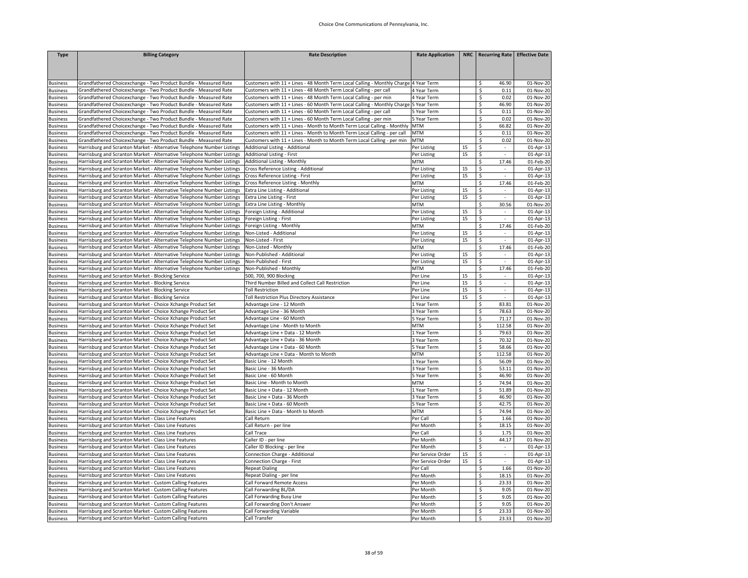Choice One Communications of Pennsylvania, Inc.

| Type | Billing Category | Rate Description | Rate Application | NRC | Recurring Rate | Effective Date |
|---|---|---|---|---|---|---|
| Business | Grandfathered Choicexchange - Two Product Bundle - Measured Rate | Customers with 11 + Lines - 48 Month Term Local Calling - Monthly Charge | 4 Year Term | | $ 46.90 | 01-Nov-20 |
| Business | Grandfathered Choicexchange - Two Product Bundle - Measured Rate | Customers with 11 + Lines - 48 Month Term Local Calling - per call | 4 Year Term | | $ 0.11 | 01-Nov-20 |
| Business | Grandfathered Choicexchange - Two Product Bundle - Measured Rate | Customers with 11 + Lines - 48 Month Term Local Calling - per min | 4 Year Term | | $ 0.02 | 01-Nov-20 |
| Business | Grandfathered Choicexchange - Two Product Bundle - Measured Rate | Customers with 11 + Lines - 60 Month Term Local Calling - Monthly Charge | 5 Year Term | | $ 46.90 | 01-Nov-20 |
| Business | Grandfathered Choicexchange - Two Product Bundle - Measured Rate | Customers with 11 + Lines - 60 Month Term Local Calling - per call | 5 Year Term | | $ 0.11 | 01-Nov-20 |
| Business | Grandfathered Choicexchange - Two Product Bundle - Measured Rate | Customers with 11 + Lines - 60 Month Term Local Calling - per min | 5 Year Term | | $ 0.02 | 01-Nov-20 |
| Business | Grandfathered Choicexchange - Two Product Bundle - Measured Rate | Customers with 11 + Lines - Month to Month Term Local Calling - Monthly | MTM | | $ 66.82 | 01-Nov-20 |
| Business | Grandfathered Choicexchange - Two Product Bundle - Measured Rate | Customers with 11 + Lines - Month to Month Term Local Calling - per call | MTM | | $ 0.11 | 01-Nov-20 |
| Business | Grandfathered Choicexchange - Two Product Bundle - Measured Rate | Customers with 11 + Lines - Month to Month Term Local Calling - per min | MTM | | $ 0.02 | 01-Nov-20 |
| Business | Harrisburg and Scranton Market - Alternative Telephone Number Listings | Additional Listing - Additional | Per Listing | 15 | $ - | 01-Apr-13 |
| Business | Harrisburg and Scranton Market - Alternative Telephone Number Listings | Additional Listing - First | Per Listing | 15 | $ - | 01-Apr-13 |
| Business | Harrisburg and Scranton Market - Alternative Telephone Number Listings | Additional Listing - Monthly | MTM | | $ 17.46 | 01-Feb-20 |
| Business | Harrisburg and Scranton Market - Alternative Telephone Number Listings | Cross Reference Listing - Additional | Per Listing | 15 | $ - | 01-Apr-13 |
| Business | Harrisburg and Scranton Market - Alternative Telephone Number Listings | Cross Reference Listing - First | Per Listing | 15 | $ - | 01-Apr-13 |
| Business | Harrisburg and Scranton Market - Alternative Telephone Number Listings | Cross Reference Listing - Monthly | MTM | | $ 17.46 | 01-Feb-20 |
| Business | Harrisburg and Scranton Market - Alternative Telephone Number Listings | Extra Line Listing - Additional | Per Listing | 15 | $ - | 01-Apr-13 |
| Business | Harrisburg and Scranton Market - Alternative Telephone Number Listings | Extra Line Listing - First | Per Listing | 15 | $ - | 01-Apr-13 |
| Business | Harrisburg and Scranton Market - Alternative Telephone Number Listings | Extra Line Listing - Monthly | MTM | | $ 30.56 | 01-Nov-20 |
| Business | Harrisburg and Scranton Market - Alternative Telephone Number Listings | Foreign Listing - Additional | Per Listing | 15 | $ - | 01-Apr-13 |
| Business | Harrisburg and Scranton Market - Alternative Telephone Number Listings | Foreign Listing - First | Per Listing | 15 | $ - | 01-Apr-13 |
| Business | Harrisburg and Scranton Market - Alternative Telephone Number Listings | Foreign Listing - Monthly | MTM | | $ 17.46 | 01-Feb-20 |
| Business | Harrisburg and Scranton Market - Alternative Telephone Number Listings | Non-Listed - Additional | Per Listing | 15 | $ - | 01-Apr-13 |
| Business | Harrisburg and Scranton Market - Alternative Telephone Number Listings | Non-Listed - First | Per Listing | 15 | $ - | 01-Apr-13 |
| Business | Harrisburg and Scranton Market - Alternative Telephone Number Listings | Non-Listed - Monthly | MTM | | $ 17.46 | 01-Feb-20 |
| Business | Harrisburg and Scranton Market - Alternative Telephone Number Listings | Non-Published - Additional | Per Listing | 15 | $ - | 01-Apr-13 |
| Business | Harrisburg and Scranton Market - Alternative Telephone Number Listings | Non-Published - First | Per Listing | 15 | $ - | 01-Apr-13 |
| Business | Harrisburg and Scranton Market - Alternative Telephone Number Listings | Non-Published - Monthly | MTM | | $ 17.46 | 01-Feb-20 |
| Business | Harrisburg and Scranton Market - Blocking Service | 500, 700, 900 Blocking | Per Line | 15 | $ - | 01-Apr-13 |
| Business | Harrisburg and Scranton Market - Blocking Service | Third Number Billed and Collect Call Restriction | Per Line | 15 | $ - | 01-Apr-13 |
| Business | Harrisburg and Scranton Market - Blocking Service | Toll Restriction | Per Line | 15 | $ - | 01-Apr-13 |
| Business | Harrisburg and Scranton Market - Blocking Service | Toll Restriction Plus Directory Assistance | Per Line | 15 | $ - | 01-Apr-13 |
| Business | Harrisburg and Scranton Market - Choice Xchange Product Set | Advantage Line - 12 Month | 1 Year Term | | $ 83.81 | 01-Nov-20 |
| Business | Harrisburg and Scranton Market - Choice Xchange Product Set | Advantage Line - 36 Month | 3 Year Term | | $ 78.63 | 01-Nov-20 |
| Business | Harrisburg and Scranton Market - Choice Xchange Product Set | Advantage Line - 60 Month | 5 Year Term | | $ 71.17 | 01-Nov-20 |
| Business | Harrisburg and Scranton Market - Choice Xchange Product Set | Advantage Line - Month to Month | MTM | | $ 112.58 | 01-Nov-20 |
| Business | Harrisburg and Scranton Market - Choice Xchange Product Set | Advantage Line + Data - 12 Month | 1 Year Term | | $ 79.63 | 01-Nov-20 |
| Business | Harrisburg and Scranton Market - Choice Xchange Product Set | Advantage Line + Data - 36 Month | 3 Year Term | | $ 70.32 | 01-Nov-20 |
| Business | Harrisburg and Scranton Market - Choice Xchange Product Set | Advantage Line + Data - 60 Month | 5 Year Term | | $ 58.66 | 01-Nov-20 |
| Business | Harrisburg and Scranton Market - Choice Xchange Product Set | Advantage Line + Data - Month to Month | MTM | | $ 112.58 | 01-Nov-20 |
| Business | Harrisburg and Scranton Market - Choice Xchange Product Set | Basic Line - 12 Month | 1 Year Term | | $ 56.09 | 01-Nov-20 |
| Business | Harrisburg and Scranton Market - Choice Xchange Product Set | Basic Line - 36 Month | 3 Year Term | | $ 53.11 | 01-Nov-20 |
| Business | Harrisburg and Scranton Market - Choice Xchange Product Set | Basic Line - 60 Month | 5 Year Term | | $ 46.90 | 01-Nov-20 |
| Business | Harrisburg and Scranton Market - Choice Xchange Product Set | Basic Line - Month to Month | MTM | | $ 74.94 | 01-Nov-20 |
| Business | Harrisburg and Scranton Market - Choice Xchange Product Set | Basic Line + Data - 12 Month | 1 Year Term | | $ 51.89 | 01-Nov-20 |
| Business | Harrisburg and Scranton Market - Choice Xchange Product Set | Basic Line + Data - 36 Month | 3 Year Term | | $ 46.90 | 01-Nov-20 |
| Business | Harrisburg and Scranton Market - Choice Xchange Product Set | Basic Line + Data - 60 Month | 5 Year Term | | $ 42.75 | 01-Nov-20 |
| Business | Harrisburg and Scranton Market - Choice Xchange Product Set | Basic Line + Data - Month to Month | MTM | | $ 74.94 | 01-Nov-20 |
| Business | Harrisburg and Scranton Market - Class Line Features | Call Return | Per Call | | $ 1.66 | 01-Nov-20 |
| Business | Harrisburg and Scranton Market - Class Line Features | Call Return - per line | Per Month | | $ 18.15 | 01-Nov-20 |
| Business | Harrisburg and Scranton Market - Class Line Features | Call Trace | Per Call | | $ 1.75 | 01-Nov-20 |
| Business | Harrisburg and Scranton Market - Class Line Features | Caller ID - per line | Per Month | | $ 44.17 | 01-Nov-20 |
| Business | Harrisburg and Scranton Market - Class Line Features | Caller ID Blocking - per line | Per Month | | $ - | 01-Apr-13 |
| Business | Harrisburg and Scranton Market - Class Line Features | Connection Charge - Additional | Per Service Order | 15 | $ - | 01-Apr-13 |
| Business | Harrisburg and Scranton Market - Class Line Features | Connection Charge - First | Per Service Order | 15 | $ - | 01-Apr-13 |
| Business | Harrisburg and Scranton Market - Class Line Features | Repeat Dialing | Per Call | | $ 1.66 | 01-Nov-20 |
| Business | Harrisburg and Scranton Market - Class Line Features | Repeat Dialing - per line | Per Month | | $ 18.15 | 01-Nov-20 |
| Business | Harrisburg and Scranton Market - Custom Calling Features | Call Forward Remote Access | Per Month | | $ 23.33 | 01-Nov-20 |
| Business | Harrisburg and Scranton Market - Custom Calling Features | Call Forwarding BL/DA | Per Month | | $ 9.05 | 01-Nov-20 |
| Business | Harrisburg and Scranton Market - Custom Calling Features | Call Forwarding Busy Line | Per Month | | $ 9.05 | 01-Nov-20 |
| Business | Harrisburg and Scranton Market - Custom Calling Features | Call Forwarding Don't Answer | Per Month | | $ 9.05 | 01-Nov-20 |
| Business | Harrisburg and Scranton Market - Custom Calling Features | Call Forwarding Variable | Per Month | | $ 23.33 | 01-Nov-20 |
| Business | Harrisburg and Scranton Market - Custom Calling Features | Call Transfer | Per Month | | $ 23.33 | 01-Nov-20 |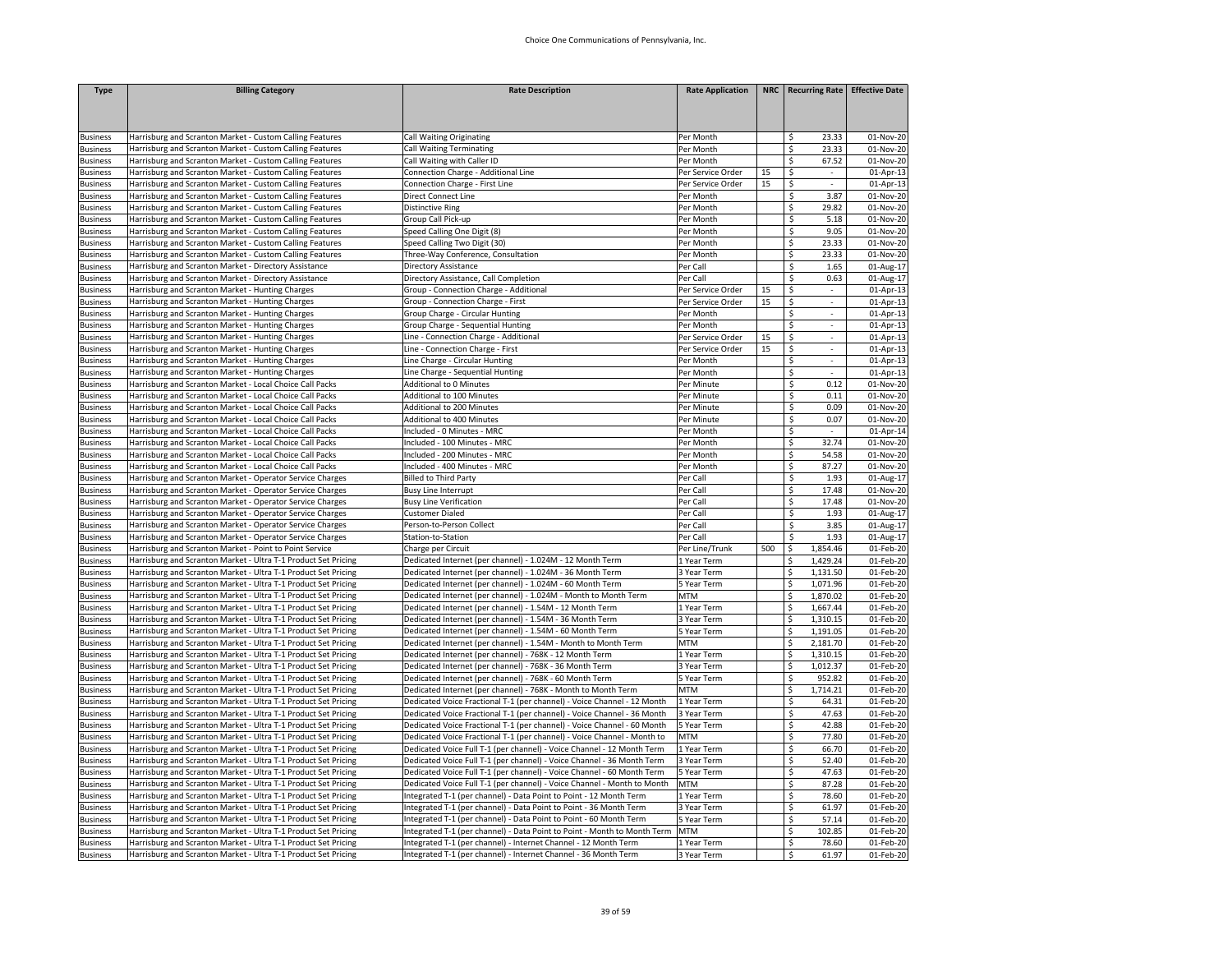| Type | Billing Category | Rate Description | Rate Application | NRC | Recurring Rate | Effective Date |
|---|---|---|---|---|---|---|
| Business | Harrisburg and Scranton Market - Custom Calling Features | Call Waiting Originating | Per Month | | $ 23.33 | 01-Nov-20 |
| Business | Harrisburg and Scranton Market - Custom Calling Features | Call Waiting Terminating | Per Month | | $ 23.33 | 01-Nov-20 |
| Business | Harrisburg and Scranton Market - Custom Calling Features | Call Waiting with Caller ID | Per Month | | $ 67.52 | 01-Nov-20 |
| Business | Harrisburg and Scranton Market - Custom Calling Features | Connection Charge - Additional Line | Per Service Order | 15 | $ - | 01-Apr-13 |
| Business | Harrisburg and Scranton Market - Custom Calling Features | Connection Charge - First Line | Per Service Order | 15 | $ - | 01-Apr-13 |
| Business | Harrisburg and Scranton Market - Custom Calling Features | Direct Connect Line | Per Month | | $ 3.87 | 01-Nov-20 |
| Business | Harrisburg and Scranton Market - Custom Calling Features | Distinctive Ring | Per Month | | $ 29.82 | 01-Nov-20 |
| Business | Harrisburg and Scranton Market - Custom Calling Features | Group Call Pick-up | Per Month | | $ 5.18 | 01-Nov-20 |
| Business | Harrisburg and Scranton Market - Custom Calling Features | Speed Calling One Digit (8) | Per Month | | $ 9.05 | 01-Nov-20 |
| Business | Harrisburg and Scranton Market - Custom Calling Features | Speed Calling Two Digit (30) | Per Month | | $ 23.33 | 01-Nov-20 |
| Business | Harrisburg and Scranton Market - Custom Calling Features | Three-Way Conference, Consultation | Per Month | | $ 23.33 | 01-Nov-20 |
| Business | Harrisburg and Scranton Market - Directory Assistance | Directory Assistance | Per Call | | $ 1.65 | 01-Aug-17 |
| Business | Harrisburg and Scranton Market - Directory Assistance | Directory Assistance, Call Completion | Per Call | | $ 0.63 | 01-Aug-17 |
| Business | Harrisburg and Scranton Market - Hunting Charges | Group - Connection Charge - Additional | Per Service Order | 15 | $ - | 01-Apr-13 |
| Business | Harrisburg and Scranton Market - Hunting Charges | Group - Connection Charge - First | Per Service Order | 15 | $ - | 01-Apr-13 |
| Business | Harrisburg and Scranton Market - Hunting Charges | Group Charge - Circular Hunting | Per Month | | $ - | 01-Apr-13 |
| Business | Harrisburg and Scranton Market - Hunting Charges | Group Charge - Sequential Hunting | Per Month | | $ - | 01-Apr-13 |
| Business | Harrisburg and Scranton Market - Hunting Charges | Line - Connection Charge - Additional | Per Service Order | 15 | $ - | 01-Apr-13 |
| Business | Harrisburg and Scranton Market - Hunting Charges | Line - Connection Charge - First | Per Service Order | 15 | $ - | 01-Apr-13 |
| Business | Harrisburg and Scranton Market - Hunting Charges | Line Charge - Circular Hunting | Per Month | | $ - | 01-Apr-13 |
| Business | Harrisburg and Scranton Market - Hunting Charges | Line Charge - Sequential Hunting | Per Month | | $ - | 01-Apr-13 |
| Business | Harrisburg and Scranton Market - Local Choice Call Packs | Additional to 0 Minutes | Per Minute | | $ 0.12 | 01-Nov-20 |
| Business | Harrisburg and Scranton Market - Local Choice Call Packs | Additional to 100 Minutes | Per Minute | | $ 0.11 | 01-Nov-20 |
| Business | Harrisburg and Scranton Market - Local Choice Call Packs | Additional to 200 Minutes | Per Minute | | $ 0.09 | 01-Nov-20 |
| Business | Harrisburg and Scranton Market - Local Choice Call Packs | Additional to 400 Minutes | Per Minute | | $ 0.07 | 01-Nov-20 |
| Business | Harrisburg and Scranton Market - Local Choice Call Packs | Included - 0 Minutes - MRC | Per Month | | $ - | 01-Apr-14 |
| Business | Harrisburg and Scranton Market - Local Choice Call Packs | Included - 100 Minutes - MRC | Per Month | | $ 32.74 | 01-Nov-20 |
| Business | Harrisburg and Scranton Market - Local Choice Call Packs | Included - 200 Minutes - MRC | Per Month | | $ 54.58 | 01-Nov-20 |
| Business | Harrisburg and Scranton Market - Local Choice Call Packs | Included - 400 Minutes - MRC | Per Month | | $ 87.27 | 01-Nov-20 |
| Business | Harrisburg and Scranton Market - Operator Service Charges | Billed to Third Party | Per Call | | $ 1.93 | 01-Aug-17 |
| Business | Harrisburg and Scranton Market - Operator Service Charges | Busy Line Interrupt | Per Call | | $ 17.48 | 01-Nov-20 |
| Business | Harrisburg and Scranton Market - Operator Service Charges | Busy Line Verification | Per Call | | $ 17.48 | 01-Nov-20 |
| Business | Harrisburg and Scranton Market - Operator Service Charges | Customer Dialed | Per Call | | $ 1.93 | 01-Aug-17 |
| Business | Harrisburg and Scranton Market - Operator Service Charges | Person-to-Person Collect | Per Call | | $ 3.85 | 01-Aug-17 |
| Business | Harrisburg and Scranton Market - Operator Service Charges | Station-to-Station | Per Call | | $ 1.93 | 01-Aug-17 |
| Business | Harrisburg and Scranton Market - Point to Point Service | Charge per Circuit | Per Line/Trunk | 500 | $ 1,854.46 | 01-Feb-20 |
| Business | Harrisburg and Scranton Market - Ultra T-1 Product Set Pricing | Dedicated Internet (per channel) - 1.024M - 12 Month Term | 1 Year Term | | $ 1,429.24 | 01-Feb-20 |
| Business | Harrisburg and Scranton Market - Ultra T-1 Product Set Pricing | Dedicated Internet (per channel) - 1.024M - 36 Month Term | 3 Year Term | | $ 1,131.50 | 01-Feb-20 |
| Business | Harrisburg and Scranton Market - Ultra T-1 Product Set Pricing | Dedicated Internet (per channel) - 1.024M - 60 Month Term | 5 Year Term | | $ 1,071.96 | 01-Feb-20 |
| Business | Harrisburg and Scranton Market - Ultra T-1 Product Set Pricing | Dedicated Internet (per channel) - 1.024M - Month to Month Term | MTM | | $ 1,870.02 | 01-Feb-20 |
| Business | Harrisburg and Scranton Market - Ultra T-1 Product Set Pricing | Dedicated Internet (per channel) - 1.54M - 12 Month Term | 1 Year Term | | $ 1,667.44 | 01-Feb-20 |
| Business | Harrisburg and Scranton Market - Ultra T-1 Product Set Pricing | Dedicated Internet (per channel) - 1.54M - 36 Month Term | 3 Year Term | | $ 1,310.15 | 01-Feb-20 |
| Business | Harrisburg and Scranton Market - Ultra T-1 Product Set Pricing | Dedicated Internet (per channel) - 1.54M - 60 Month Term | 5 Year Term | | $ 1,191.05 | 01-Feb-20 |
| Business | Harrisburg and Scranton Market - Ultra T-1 Product Set Pricing | Dedicated Internet (per channel) - 1.54M - Month to Month Term | MTM | | $ 2,181.70 | 01-Feb-20 |
| Business | Harrisburg and Scranton Market - Ultra T-1 Product Set Pricing | Dedicated Internet (per channel) - 768K - 12 Month Term | 1 Year Term | | $ 1,310.15 | 01-Feb-20 |
| Business | Harrisburg and Scranton Market - Ultra T-1 Product Set Pricing | Dedicated Internet (per channel) - 768K - 36 Month Term | 3 Year Term | | $ 1,012.37 | 01-Feb-20 |
| Business | Harrisburg and Scranton Market - Ultra T-1 Product Set Pricing | Dedicated Internet (per channel) - 768K - 60 Month Term | 5 Year Term | | $ 952.82 | 01-Feb-20 |
| Business | Harrisburg and Scranton Market - Ultra T-1 Product Set Pricing | Dedicated Internet (per channel) - 768K - Month to Month Term | MTM | | $ 1,714.21 | 01-Feb-20 |
| Business | Harrisburg and Scranton Market - Ultra T-1 Product Set Pricing | Dedicated Voice Fractional T-1 (per channel) - Voice Channel - 12 Month | 1 Year Term | | $ 64.31 | 01-Feb-20 |
| Business | Harrisburg and Scranton Market - Ultra T-1 Product Set Pricing | Dedicated Voice Fractional T-1 (per channel) - Voice Channel - 36 Month | 3 Year Term | | $ 47.63 | 01-Feb-20 |
| Business | Harrisburg and Scranton Market - Ultra T-1 Product Set Pricing | Dedicated Voice Fractional T-1 (per channel) - Voice Channel - 60 Month | 5 Year Term | | $ 42.88 | 01-Feb-20 |
| Business | Harrisburg and Scranton Market - Ultra T-1 Product Set Pricing | Dedicated Voice Fractional T-1 (per channel) - Voice Channel - Month to | MTM | | $ 77.80 | 01-Feb-20 |
| Business | Harrisburg and Scranton Market - Ultra T-1 Product Set Pricing | Dedicated Voice Full T-1 (per channel) - Voice Channel - 12 Month Term | 1 Year Term | | $ 66.70 | 01-Feb-20 |
| Business | Harrisburg and Scranton Market - Ultra T-1 Product Set Pricing | Dedicated Voice Full T-1 (per channel) - Voice Channel - 36 Month Term | 3 Year Term | | $ 52.40 | 01-Feb-20 |
| Business | Harrisburg and Scranton Market - Ultra T-1 Product Set Pricing | Dedicated Voice Full T-1 (per channel) - Voice Channel - 60 Month Term | 5 Year Term | | $ 47.63 | 01-Feb-20 |
| Business | Harrisburg and Scranton Market - Ultra T-1 Product Set Pricing | Dedicated Voice Full T-1 (per channel) - Voice Channel - Month to Month | MTM | | $ 87.28 | 01-Feb-20 |
| Business | Harrisburg and Scranton Market - Ultra T-1 Product Set Pricing | Integrated T-1 (per channel) - Data Point to Point - 12 Month Term | 1 Year Term | | $ 78.60 | 01-Feb-20 |
| Business | Harrisburg and Scranton Market - Ultra T-1 Product Set Pricing | Integrated T-1 (per channel) - Data Point to Point - 36 Month Term | 3 Year Term | | $ 61.97 | 01-Feb-20 |
| Business | Harrisburg and Scranton Market - Ultra T-1 Product Set Pricing | Integrated T-1 (per channel) - Data Point to Point - 60 Month Term | 5 Year Term | | $ 57.14 | 01-Feb-20 |
| Business | Harrisburg and Scranton Market - Ultra T-1 Product Set Pricing | Integrated T-1 (per channel) - Data Point to Point - Month to Month Term | MTM | | $ 102.85 | 01-Feb-20 |
| Business | Harrisburg and Scranton Market - Ultra T-1 Product Set Pricing | Integrated T-1 (per channel) - Internet Channel - 12 Month Term | 1 Year Term | | $ 78.60 | 01-Feb-20 |
| Business | Harrisburg and Scranton Market - Ultra T-1 Product Set Pricing | Integrated T-1 (per channel) - Internet Channel - 36 Month Term | 3 Year Term | | $ 61.97 | 01-Feb-20 |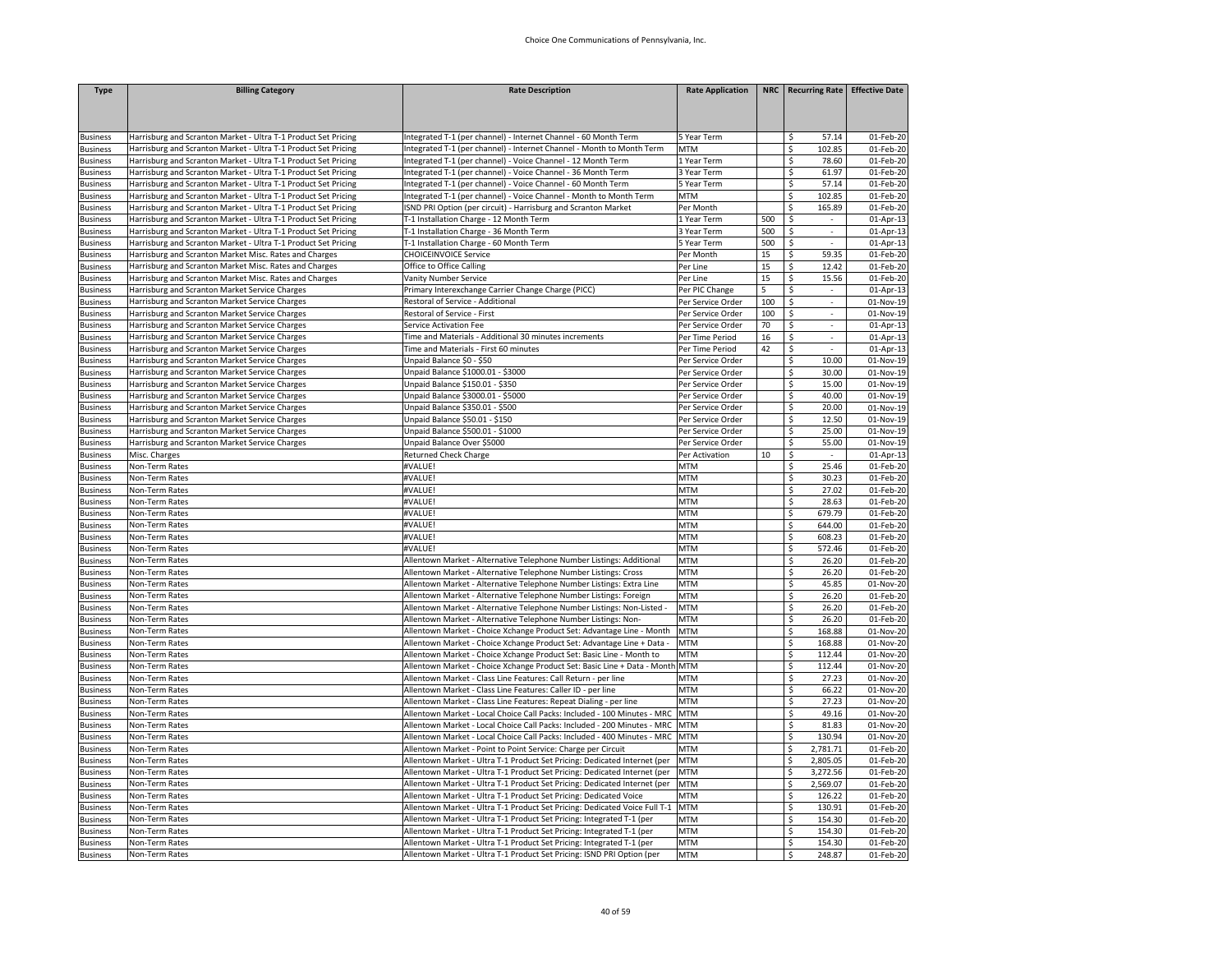Choice One Communications of Pennsylvania, Inc.

| Type | Billing Category | Rate Description | Rate Application | NRC | Recurring Rate | Effective Date |
|---|---|---|---|---|---|---|
| Business | Harrisburg and Scranton Market - Ultra T-1 Product Set Pricing | Integrated T-1 (per channel) - Internet Channel - 60 Month Term | 5 Year Term | | $ 57.14 | 01-Feb-20 |
| Business | Harrisburg and Scranton Market - Ultra T-1 Product Set Pricing | Integrated T-1 (per channel) - Internet Channel - Month to Month Term | MTM | | $ 102.85 | 01-Feb-20 |
| Business | Harrisburg and Scranton Market - Ultra T-1 Product Set Pricing | Integrated T-1 (per channel) - Voice Channel - 12 Month Term | 1 Year Term | | $ 78.60 | 01-Feb-20 |
| Business | Harrisburg and Scranton Market - Ultra T-1 Product Set Pricing | Integrated T-1 (per channel) - Voice Channel - 36 Month Term | 3 Year Term | | $ 61.97 | 01-Feb-20 |
| Business | Harrisburg and Scranton Market - Ultra T-1 Product Set Pricing | Integrated T-1 (per channel) - Voice Channel - 60 Month Term | 5 Year Term | | $ 57.14 | 01-Feb-20 |
| Business | Harrisburg and Scranton Market - Ultra T-1 Product Set Pricing | Integrated T-1 (per channel) - Voice Channel - Month to Month Term | MTM | | $ 102.85 | 01-Feb-20 |
| Business | Harrisburg and Scranton Market - Ultra T-1 Product Set Pricing | ISND PRI Option (per circuit) - Harrisburg and Scranton Market | Per Month | | $ 165.89 | 01-Feb-20 |
| Business | Harrisburg and Scranton Market - Ultra T-1 Product Set Pricing | T-1 Installation Charge - 12 Month Term | 1 Year Term | 500 | $ - | 01-Apr-13 |
| Business | Harrisburg and Scranton Market - Ultra T-1 Product Set Pricing | T-1 Installation Charge - 36 Month Term | 3 Year Term | 500 | $ - | 01-Apr-13 |
| Business | Harrisburg and Scranton Market - Ultra T-1 Product Set Pricing | T-1 Installation Charge - 60 Month Term | 5 Year Term | 500 | $ - | 01-Apr-13 |
| Business | Harrisburg and Scranton Market Misc. Rates and Charges | CHOICEINVOICE Service | Per Month | 15 | $ 59.35 | 01-Feb-20 |
| Business | Harrisburg and Scranton Market Misc. Rates and Charges | Office to Office Calling | Per Line | 15 | $ 12.42 | 01-Feb-20 |
| Business | Harrisburg and Scranton Market Misc. Rates and Charges | Vanity Number Service | Per Line | 15 | $ 15.56 | 01-Feb-20 |
| Business | Harrisburg and Scranton Market Service Charges | Primary Interexchange Carrier Change Charge (PICC) | Per PIC Change | 5 | $ - | 01-Apr-13 |
| Business | Harrisburg and Scranton Market Service Charges | Restoral of Service - Additional | Per Service Order | 100 | $ - | 01-Nov-19 |
| Business | Harrisburg and Scranton Market Service Charges | Restoral of Service - First | Per Service Order | 100 | $ - | 01-Nov-19 |
| Business | Harrisburg and Scranton Market Service Charges | Service Activation Fee | Per Service Order | 70 | $ - | 01-Apr-13 |
| Business | Harrisburg and Scranton Market Service Charges | Time and Materials - Additional 30 minutes increments | Per Time Period | 16 | $ - | 01-Apr-13 |
| Business | Harrisburg and Scranton Market Service Charges | Time and Materials - First 60 minutes | Per Time Period | 42 | $ - | 01-Apr-13 |
| Business | Harrisburg and Scranton Market Service Charges | Unpaid Balance $0 - $50 | Per Service Order | | $ 10.00 | 01-Nov-19 |
| Business | Harrisburg and Scranton Market Service Charges | Unpaid Balance $1000.01 - $3000 | Per Service Order | | $ 30.00 | 01-Nov-19 |
| Business | Harrisburg and Scranton Market Service Charges | Unpaid Balance $150.01 - $350 | Per Service Order | | $ 15.00 | 01-Nov-19 |
| Business | Harrisburg and Scranton Market Service Charges | Unpaid Balance $3000.01 - $5000 | Per Service Order | | $ 40.00 | 01-Nov-19 |
| Business | Harrisburg and Scranton Market Service Charges | Unpaid Balance $350.01 - $500 | Per Service Order | | $ 20.00 | 01-Nov-19 |
| Business | Harrisburg and Scranton Market Service Charges | Unpaid Balance $50.01 - $150 | Per Service Order | | $ 12.50 | 01-Nov-19 |
| Business | Harrisburg and Scranton Market Service Charges | Unpaid Balance $500.01 - $1000 | Per Service Order | | $ 25.00 | 01-Nov-19 |
| Business | Harrisburg and Scranton Market Service Charges | Unpaid Balance Over $5000 | Per Service Order | | $ 55.00 | 01-Nov-19 |
| Business | Misc. Charges | Returned Check Charge | Per Activation | 10 | $ - | 01-Apr-13 |
| Business | Non-Term Rates | #VALUE! | MTM | | $ 25.46 | 01-Feb-20 |
| Business | Non-Term Rates | #VALUE! | MTM | | $ 30.23 | 01-Feb-20 |
| Business | Non-Term Rates | #VALUE! | MTM | | $ 27.02 | 01-Feb-20 |
| Business | Non-Term Rates | #VALUE! | MTM | | $ 28.63 | 01-Feb-20 |
| Business | Non-Term Rates | #VALUE! | MTM | | $ 679.79 | 01-Feb-20 |
| Business | Non-Term Rates | #VALUE! | MTM | | $ 644.00 | 01-Feb-20 |
| Business | Non-Term Rates | #VALUE! | MTM | | $ 608.23 | 01-Feb-20 |
| Business | Non-Term Rates | #VALUE! | MTM | | $ 572.46 | 01-Feb-20 |
| Business | Non-Term Rates | Allentown Market - Alternative Telephone Number Listings: Additional | MTM | | $ 26.20 | 01-Feb-20 |
| Business | Non-Term Rates | Allentown Market - Alternative Telephone Number Listings: Cross | MTM | | $ 26.20 | 01-Feb-20 |
| Business | Non-Term Rates | Allentown Market - Alternative Telephone Number Listings: Extra Line | MTM | | $ 45.85 | 01-Nov-20 |
| Business | Non-Term Rates | Allentown Market - Alternative Telephone Number Listings: Foreign | MTM | | $ 26.20 | 01-Feb-20 |
| Business | Non-Term Rates | Allentown Market - Alternative Telephone Number Listings: Non-Listed - | MTM | | $ 26.20 | 01-Feb-20 |
| Business | Non-Term Rates | Allentown Market - Alternative Telephone Number Listings: Non- | MTM | | $ 26.20 | 01-Feb-20 |
| Business | Non-Term Rates | Allentown Market - Choice Xchange Product Set: Advantage Line - Month | MTM | | $ 168.88 | 01-Nov-20 |
| Business | Non-Term Rates | Allentown Market - Choice Xchange Product Set: Advantage Line + Data - | MTM | | $ 168.88 | 01-Nov-20 |
| Business | Non-Term Rates | Allentown Market - Choice Xchange Product Set: Basic Line - Month to | MTM | | $ 112.44 | 01-Nov-20 |
| Business | Non-Term Rates | Allentown Market - Choice Xchange Product Set: Basic Line + Data - Month | MTM | | $ 112.44 | 01-Nov-20 |
| Business | Non-Term Rates | Allentown Market - Class Line Features: Call Return - per line | MTM | | $ 27.23 | 01-Nov-20 |
| Business | Non-Term Rates | Allentown Market - Class Line Features: Caller ID - per line | MTM | | $ 66.22 | 01-Nov-20 |
| Business | Non-Term Rates | Allentown Market - Class Line Features: Repeat Dialing - per line | MTM | | $ 27.23 | 01-Nov-20 |
| Business | Non-Term Rates | Allentown Market - Local Choice Call Packs: Included - 100 Minutes - MRC | MTM | | $ 49.16 | 01-Nov-20 |
| Business | Non-Term Rates | Allentown Market - Local Choice Call Packs: Included - 200 Minutes - MRC | MTM | | $ 81.83 | 01-Nov-20 |
| Business | Non-Term Rates | Allentown Market - Local Choice Call Packs: Included - 400 Minutes - MRC | MTM | | $ 130.94 | 01-Nov-20 |
| Business | Non-Term Rates | Allentown Market - Point to Point Service: Charge per Circuit | MTM | | $ 2,781.71 | 01-Feb-20 |
| Business | Non-Term Rates | Allentown Market - Ultra T-1 Product Set Pricing: Dedicated Internet (per | MTM | | $ 2,805.05 | 01-Feb-20 |
| Business | Non-Term Rates | Allentown Market - Ultra T-1 Product Set Pricing: Dedicated Internet (per | MTM | | $ 3,272.56 | 01-Feb-20 |
| Business | Non-Term Rates | Allentown Market - Ultra T-1 Product Set Pricing: Dedicated Internet (per | MTM | | $ 2,569.07 | 01-Feb-20 |
| Business | Non-Term Rates | Allentown Market - Ultra T-1 Product Set Pricing: Dedicated Voice | MTM | | $ 126.22 | 01-Feb-20 |
| Business | Non-Term Rates | Allentown Market - Ultra T-1 Product Set Pricing: Dedicated Voice Full T-1 | MTM | | $ 130.91 | 01-Feb-20 |
| Business | Non-Term Rates | Allentown Market - Ultra T-1 Product Set Pricing: Integrated T-1 (per | MTM | | $ 154.30 | 01-Feb-20 |
| Business | Non-Term Rates | Allentown Market - Ultra T-1 Product Set Pricing: Integrated T-1 (per | MTM | | $ 154.30 | 01-Feb-20 |
| Business | Non-Term Rates | Allentown Market - Ultra T-1 Product Set Pricing: Integrated T-1 (per | MTM | | $ 154.30 | 01-Feb-20 |
| Business | Non-Term Rates | Allentown Market - Ultra T-1 Product Set Pricing: ISND PRI Option (per | MTM | | $ 248.87 | 01-Feb-20 |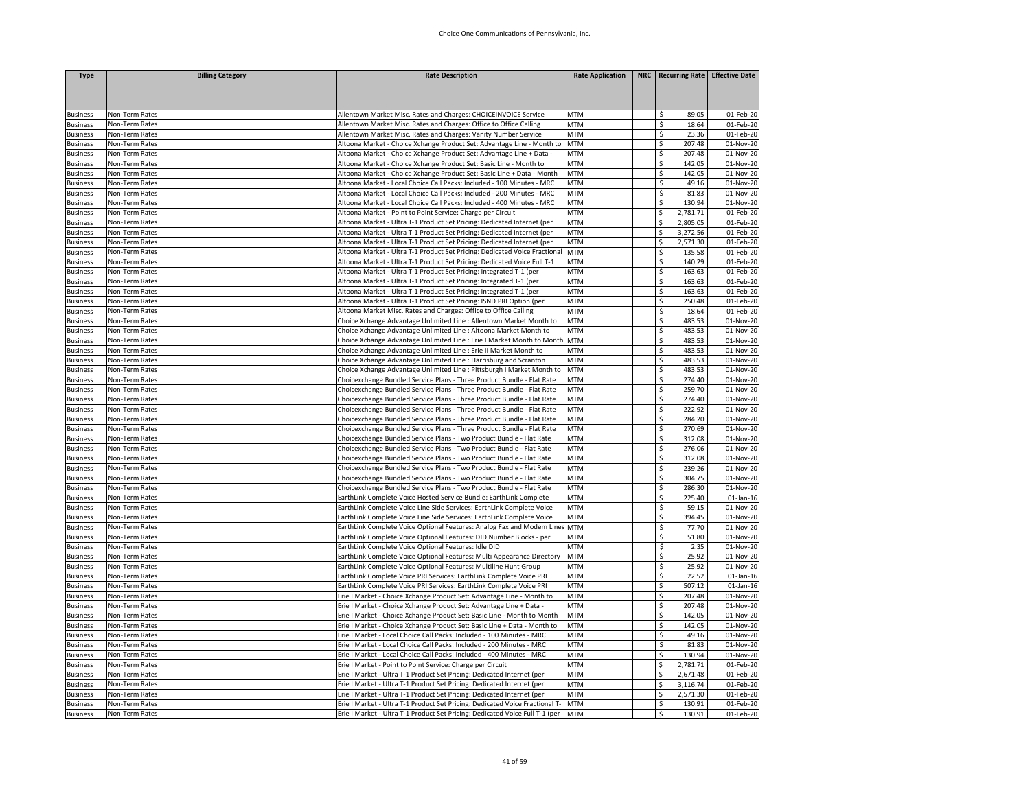Choice One Communications of Pennsylvania, Inc.

| Type | Billing Category | Rate Description | Rate Application | NRC | Recurring Rate | Effective Date |
|---|---|---|---|---|---|---|
| Business | Non-Term Rates | Allentown Market Misc. Rates and Charges: CHOICEINVOICE Service | MTM | | $ 89.05 | 01-Feb-20 |
| Business | Non-Term Rates | Allentown Market Misc. Rates and Charges: Office to Office Calling | MTM | | $ 18.64 | 01-Feb-20 |
| Business | Non-Term Rates | Allentown Market Misc. Rates and Charges: Vanity Number Service | MTM | | $ 23.36 | 01-Feb-20 |
| Business | Non-Term Rates | Altoona Market - Choice Xchange Product Set: Advantage Line - Month to | MTM | | $ 207.48 | 01-Nov-20 |
| Business | Non-Term Rates | Altoona Market - Choice Xchange Product Set: Advantage Line + Data - | MTM | | $ 207.48 | 01-Nov-20 |
| Business | Non-Term Rates | Altoona Market - Choice Xchange Product Set: Basic Line - Month to | MTM | | $ 142.05 | 01-Nov-20 |
| Business | Non-Term Rates | Altoona Market - Choice Xchange Product Set: Basic Line + Data - Month | MTM | | $ 142.05 | 01-Nov-20 |
| Business | Non-Term Rates | Altoona Market - Local Choice Call Packs: Included - 100 Minutes - MRC | MTM | | $ 49.16 | 01-Nov-20 |
| Business | Non-Term Rates | Altoona Market - Local Choice Call Packs: Included - 200 Minutes - MRC | MTM | | $ 81.83 | 01-Nov-20 |
| Business | Non-Term Rates | Altoona Market - Local Choice Call Packs: Included - 400 Minutes - MRC | MTM | | $ 130.94 | 01-Nov-20 |
| Business | Non-Term Rates | Altoona Market - Point to Point Service: Charge per Circuit | MTM | | $ 2,781.71 | 01-Feb-20 |
| Business | Non-Term Rates | Altoona Market - Ultra T-1 Product Set Pricing: Dedicated Internet (per | MTM | | $ 2,805.05 | 01-Feb-20 |
| Business | Non-Term Rates | Altoona Market - Ultra T-1 Product Set Pricing: Dedicated Internet (per | MTM | | $ 3,272.56 | 01-Feb-20 |
| Business | Non-Term Rates | Altoona Market - Ultra T-1 Product Set Pricing: Dedicated Internet (per | MTM | | $ 2,571.30 | 01-Feb-20 |
| Business | Non-Term Rates | Altoona Market - Ultra T-1 Product Set Pricing: Dedicated Voice Fractional | MTM | | $ 135.58 | 01-Feb-20 |
| Business | Non-Term Rates | Altoona Market - Ultra T-1 Product Set Pricing: Dedicated Voice Full T-1 | MTM | | $ 140.29 | 01-Feb-20 |
| Business | Non-Term Rates | Altoona Market - Ultra T-1 Product Set Pricing: Integrated T-1 (per | MTM | | $ 163.63 | 01-Feb-20 |
| Business | Non-Term Rates | Altoona Market - Ultra T-1 Product Set Pricing: Integrated T-1 (per | MTM | | $ 163.63 | 01-Feb-20 |
| Business | Non-Term Rates | Altoona Market - Ultra T-1 Product Set Pricing: Integrated T-1 (per | MTM | | $ 163.63 | 01-Feb-20 |
| Business | Non-Term Rates | Altoona Market - Ultra T-1 Product Set Pricing: ISND PRI Option (per | MTM | | $ 250.48 | 01-Feb-20 |
| Business | Non-Term Rates | Altoona Market Misc. Rates and Charges: Office to Office Calling | MTM | | $ 18.64 | 01-Feb-20 |
| Business | Non-Term Rates | Choice Xchange Advantage Unlimited Line : Allentown Market Month to | MTM | | $ 483.53 | 01-Nov-20 |
| Business | Non-Term Rates | Choice Xchange Advantage Unlimited Line : Altoona Market Month to | MTM | | $ 483.53 | 01-Nov-20 |
| Business | Non-Term Rates | Choice Xchange Advantage Unlimited Line : Erie I Market Month to Month | MTM | | $ 483.53 | 01-Nov-20 |
| Business | Non-Term Rates | Choice Xchange Advantage Unlimited Line : Erie II Market Month to | MTM | | $ 483.53 | 01-Nov-20 |
| Business | Non-Term Rates | Choice Xchange Advantage Unlimited Line : Harrisburg and Scranton | MTM | | $ 483.53 | 01-Nov-20 |
| Business | Non-Term Rates | Choice Xchange Advantage Unlimited Line : Pittsburgh I Market Month to | MTM | | $ 483.53 | 01-Nov-20 |
| Business | Non-Term Rates | Choicexchange Bundled Service Plans - Three Product Bundle - Flat Rate | MTM | | $ 274.40 | 01-Nov-20 |
| Business | Non-Term Rates | Choicexchange Bundled Service Plans - Three Product Bundle - Flat Rate | MTM | | $ 259.70 | 01-Nov-20 |
| Business | Non-Term Rates | Choicexchange Bundled Service Plans - Three Product Bundle - Flat Rate | MTM | | $ 274.40 | 01-Nov-20 |
| Business | Non-Term Rates | Choicexchange Bundled Service Plans - Three Product Bundle - Flat Rate | MTM | | $ 222.92 | 01-Nov-20 |
| Business | Non-Term Rates | Choicexchange Bundled Service Plans - Three Product Bundle - Flat Rate | MTM | | $ 284.20 | 01-Nov-20 |
| Business | Non-Term Rates | Choicexchange Bundled Service Plans - Three Product Bundle - Flat Rate | MTM | | $ 270.69 | 01-Nov-20 |
| Business | Non-Term Rates | Choicexchange Bundled Service Plans - Two Product Bundle - Flat Rate | MTM | | $ 312.08 | 01-Nov-20 |
| Business | Non-Term Rates | Choicexchange Bundled Service Plans - Two Product Bundle - Flat Rate | MTM | | $ 276.06 | 01-Nov-20 |
| Business | Non-Term Rates | Choicexchange Bundled Service Plans - Two Product Bundle - Flat Rate | MTM | | $ 312.08 | 01-Nov-20 |
| Business | Non-Term Rates | Choicexchange Bundled Service Plans - Two Product Bundle - Flat Rate | MTM | | $ 239.26 | 01-Nov-20 |
| Business | Non-Term Rates | Choicexchange Bundled Service Plans - Two Product Bundle - Flat Rate | MTM | | $ 304.75 | 01-Nov-20 |
| Business | Non-Term Rates | Choicexchange Bundled Service Plans - Two Product Bundle - Flat Rate | MTM | | $ 286.30 | 01-Nov-20 |
| Business | Non-Term Rates | EarthLink Complete Voice Hosted Service Bundle: EarthLink Complete | MTM | | $ 225.40 | 01-Jan-16 |
| Business | Non-Term Rates | EarthLink Complete Voice Line Side Services: EarthLink Complete Voice | MTM | | $ 59.15 | 01-Nov-20 |
| Business | Non-Term Rates | EarthLink Complete Voice Line Side Services: EarthLink Complete Voice | MTM | | $ 394.45 | 01-Nov-20 |
| Business | Non-Term Rates | EarthLink Complete Voice Optional Features: Analog Fax and Modem Lines | MTM | | $ 77.70 | 01-Nov-20 |
| Business | Non-Term Rates | EarthLink Complete Voice Optional Features: DID Number Blocks - per | MTM | | $ 51.80 | 01-Nov-20 |
| Business | Non-Term Rates | EarthLink Complete Voice Optional Features: Idle DID | MTM | | $ 2.35 | 01-Nov-20 |
| Business | Non-Term Rates | EarthLink Complete Voice Optional Features: Multi Appearance Directory | MTM | | $ 25.92 | 01-Nov-20 |
| Business | Non-Term Rates | EarthLink Complete Voice Optional Features: Multiline Hunt Group | MTM | | $ 25.92 | 01-Nov-20 |
| Business | Non-Term Rates | EarthLink Complete Voice PRI Services: EarthLink Complete Voice PRI | MTM | | $ 22.52 | 01-Jan-16 |
| Business | Non-Term Rates | EarthLink Complete Voice PRI Services: EarthLink Complete Voice PRI | MTM | | $ 507.12 | 01-Jan-16 |
| Business | Non-Term Rates | Erie I Market - Choice Xchange Product Set: Advantage Line - Month to | MTM | | $ 207.48 | 01-Nov-20 |
| Business | Non-Term Rates | Erie I Market - Choice Xchange Product Set: Advantage Line + Data - | MTM | | $ 207.48 | 01-Nov-20 |
| Business | Non-Term Rates | Erie I Market - Choice Xchange Product Set: Basic Line - Month to Month | MTM | | $ 142.05 | 01-Nov-20 |
| Business | Non-Term Rates | Erie I Market - Choice Xchange Product Set: Basic Line + Data - Month to | MTM | | $ 142.05 | 01-Nov-20 |
| Business | Non-Term Rates | Erie I Market - Local Choice Call Packs: Included - 100 Minutes - MRC | MTM | | $ 49.16 | 01-Nov-20 |
| Business | Non-Term Rates | Erie I Market - Local Choice Call Packs: Included - 200 Minutes - MRC | MTM | | $ 81.83 | 01-Nov-20 |
| Business | Non-Term Rates | Erie I Market - Local Choice Call Packs: Included - 400 Minutes - MRC | MTM | | $ 130.94 | 01-Nov-20 |
| Business | Non-Term Rates | Erie I Market - Point to Point Service: Charge per Circuit | MTM | | $ 2,781.71 | 01-Feb-20 |
| Business | Non-Term Rates | Erie I Market - Ultra T-1 Product Set Pricing: Dedicated Internet (per | MTM | | $ 2,671.48 | 01-Feb-20 |
| Business | Non-Term Rates | Erie I Market - Ultra T-1 Product Set Pricing: Dedicated Internet (per | MTM | | $ 3,116.74 | 01-Feb-20 |
| Business | Non-Term Rates | Erie I Market - Ultra T-1 Product Set Pricing: Dedicated Internet (per | MTM | | $ 2,571.30 | 01-Feb-20 |
| Business | Non-Term Rates | Erie I Market - Ultra T-1 Product Set Pricing: Dedicated Voice Fractional T- | MTM | | $ 130.91 | 01-Feb-20 |
| Business | Non-Term Rates | Erie I Market - Ultra T-1 Product Set Pricing: Dedicated Voice Full T-1 (per | MTM | | $ 130.91 | 01-Feb-20 |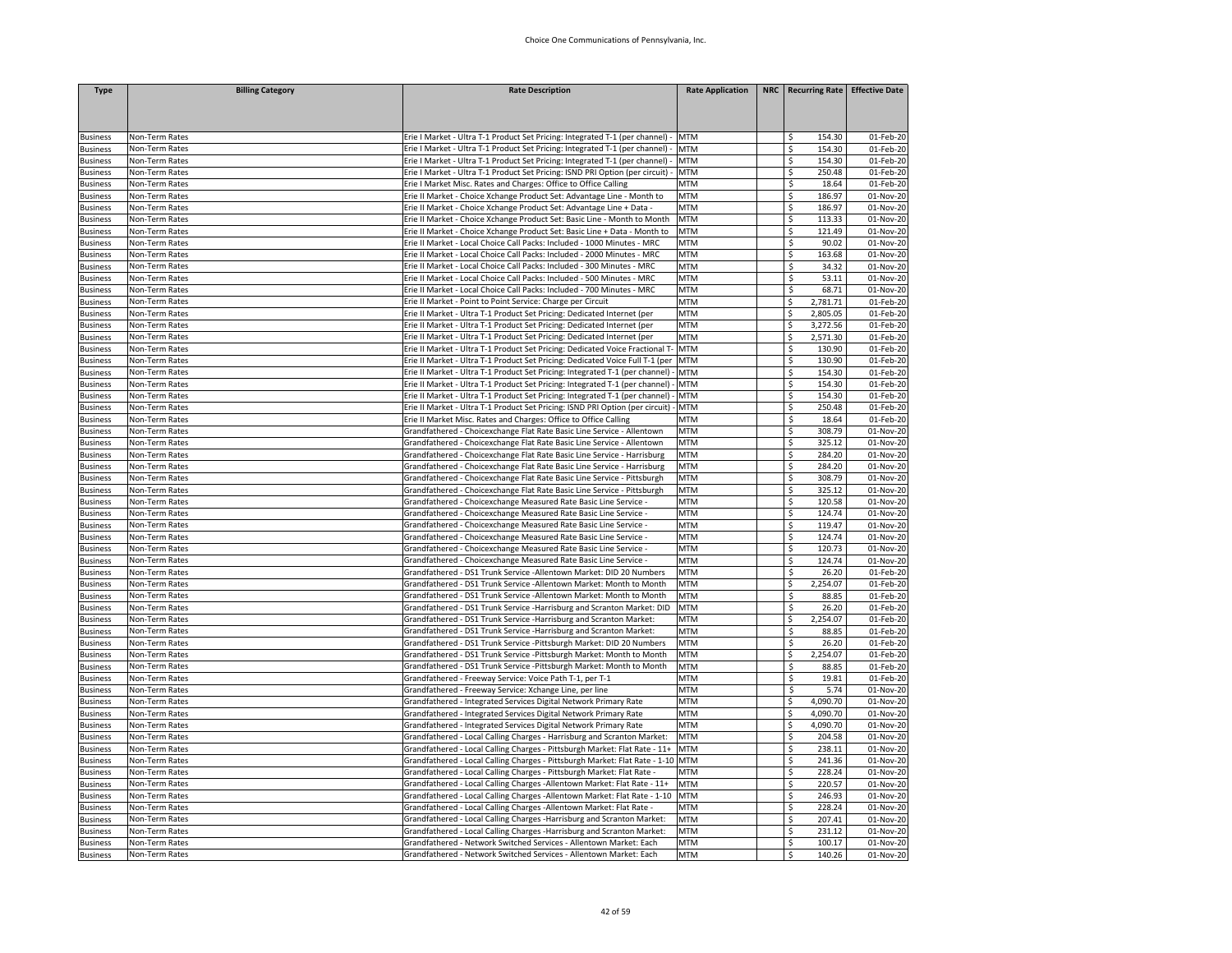| Type | Billing Category | Rate Description | Rate Application | NRC | Recurring Rate | Effective Date |
|---|---|---|---|---|---|---|
| Business | Non-Term Rates | Erie I Market - Ultra T-1 Product Set Pricing: Integrated T-1 (per channel) - | MTM | | $ 154.30 | 01-Feb-20 |
| Business | Non-Term Rates | Erie I Market - Ultra T-1 Product Set Pricing: Integrated T-1 (per channel) - | MTM | | $ 154.30 | 01-Feb-20 |
| Business | Non-Term Rates | Erie I Market - Ultra T-1 Product Set Pricing: Integrated T-1 (per channel) - | MTM | | $ 154.30 | 01-Feb-20 |
| Business | Non-Term Rates | Erie I Market - Ultra T-1 Product Set Pricing: ISND PRI Option (per circuit) - | MTM | | $ 250.48 | 01-Feb-20 |
| Business | Non-Term Rates | Erie I Market Misc. Rates and Charges: Office to Office Calling | MTM | | $ 18.64 | 01-Feb-20 |
| Business | Non-Term Rates | Erie II Market - Choice Xchange Product Set: Advantage Line - Month to | MTM | | $ 186.97 | 01-Nov-20 |
| Business | Non-Term Rates | Erie II Market - Choice Xchange Product Set: Advantage Line + Data - | MTM | | $ 186.97 | 01-Nov-20 |
| Business | Non-Term Rates | Erie II Market - Choice Xchange Product Set: Basic Line - Month to Month | MTM | | $ 113.33 | 01-Nov-20 |
| Business | Non-Term Rates | Erie II Market - Choice Xchange Product Set: Basic Line + Data - Month to | MTM | | $ 121.49 | 01-Nov-20 |
| Business | Non-Term Rates | Erie II Market - Local Choice Call Packs: Included - 1000 Minutes - MRC | MTM | | $ 90.02 | 01-Nov-20 |
| Business | Non-Term Rates | Erie II Market - Local Choice Call Packs: Included - 2000 Minutes - MRC | MTM | | $ 163.68 | 01-Nov-20 |
| Business | Non-Term Rates | Erie II Market - Local Choice Call Packs: Included - 300 Minutes - MRC | MTM | | $ 34.32 | 01-Nov-20 |
| Business | Non-Term Rates | Erie II Market - Local Choice Call Packs: Included - 500 Minutes - MRC | MTM | | $ 53.11 | 01-Nov-20 |
| Business | Non-Term Rates | Erie II Market - Local Choice Call Packs: Included - 700 Minutes - MRC | MTM | | $ 68.71 | 01-Nov-20 |
| Business | Non-Term Rates | Erie II Market - Point to Point Service: Charge per Circuit | MTM | | $ 2,781.71 | 01-Feb-20 |
| Business | Non-Term Rates | Erie II Market - Ultra T-1 Product Set Pricing: Dedicated Internet (per | MTM | | $ 2,805.05 | 01-Feb-20 |
| Business | Non-Term Rates | Erie II Market - Ultra T-1 Product Set Pricing: Dedicated Internet (per | MTM | | $ 3,272.56 | 01-Feb-20 |
| Business | Non-Term Rates | Erie II Market - Ultra T-1 Product Set Pricing: Dedicated Internet (per | MTM | | $ 2,571.30 | 01-Feb-20 |
| Business | Non-Term Rates | Erie II Market - Ultra T-1 Product Set Pricing: Dedicated Voice Fractional T- | MTM | | $ 130.90 | 01-Feb-20 |
| Business | Non-Term Rates | Erie II Market - Ultra T-1 Product Set Pricing: Dedicated Voice Full T-1 (per | MTM | | $ 130.90 | 01-Feb-20 |
| Business | Non-Term Rates | Erie II Market - Ultra T-1 Product Set Pricing: Integrated T-1 (per channel) - | MTM | | $ 154.30 | 01-Feb-20 |
| Business | Non-Term Rates | Erie II Market - Ultra T-1 Product Set Pricing: Integrated T-1 (per channel) - | MTM | | $ 154.30 | 01-Feb-20 |
| Business | Non-Term Rates | Erie II Market - Ultra T-1 Product Set Pricing: Integrated T-1 (per channel) - | MTM | | $ 154.30 | 01-Feb-20 |
| Business | Non-Term Rates | Erie II Market - Ultra T-1 Product Set Pricing: ISND PRI Option (per circuit) - | MTM | | $ 250.48 | 01-Feb-20 |
| Business | Non-Term Rates | Erie II Market Misc. Rates and Charges: Office to Office Calling | MTM | | $ 18.64 | 01-Feb-20 |
| Business | Non-Term Rates | Grandfathered - Choicexchange Flat Rate Basic Line Service - Allentown | MTM | | $ 308.79 | 01-Nov-20 |
| Business | Non-Term Rates | Grandfathered - Choicexchange Flat Rate Basic Line Service - Allentown | MTM | | $ 325.12 | 01-Nov-20 |
| Business | Non-Term Rates | Grandfathered - Choicexchange Flat Rate Basic Line Service - Harrisburg | MTM | | $ 284.20 | 01-Nov-20 |
| Business | Non-Term Rates | Grandfathered - Choicexchange Flat Rate Basic Line Service - Harrisburg | MTM | | $ 284.20 | 01-Nov-20 |
| Business | Non-Term Rates | Grandfathered - Choicexchange Flat Rate Basic Line Service - Pittsburgh | MTM | | $ 308.79 | 01-Nov-20 |
| Business | Non-Term Rates | Grandfathered - Choicexchange Flat Rate Basic Line Service - Pittsburgh | MTM | | $ 325.12 | 01-Nov-20 |
| Business | Non-Term Rates | Grandfathered - Choicexchange Measured Rate Basic Line Service - | MTM | | $ 120.58 | 01-Nov-20 |
| Business | Non-Term Rates | Grandfathered - Choicexchange Measured Rate Basic Line Service - | MTM | | $ 124.74 | 01-Nov-20 |
| Business | Non-Term Rates | Grandfathered - Choicexchange Measured Rate Basic Line Service - | MTM | | $ 119.47 | 01-Nov-20 |
| Business | Non-Term Rates | Grandfathered - Choicexchange Measured Rate Basic Line Service - | MTM | | $ 124.74 | 01-Nov-20 |
| Business | Non-Term Rates | Grandfathered - Choicexchange Measured Rate Basic Line Service - | MTM | | $ 120.73 | 01-Nov-20 |
| Business | Non-Term Rates | Grandfathered - Choicexchange Measured Rate Basic Line Service - | MTM | | $ 124.74 | 01-Nov-20 |
| Business | Non-Term Rates | Grandfathered - DS1 Trunk Service -Allentown Market: DID 20 Numbers | MTM | | $ 26.20 | 01-Feb-20 |
| Business | Non-Term Rates | Grandfathered - DS1 Trunk Service -Allentown Market: Month to Month | MTM | | $ 2,254.07 | 01-Feb-20 |
| Business | Non-Term Rates | Grandfathered - DS1 Trunk Service -Allentown Market: Month to Month | MTM | | $ 88.85 | 01-Feb-20 |
| Business | Non-Term Rates | Grandfathered - DS1 Trunk Service -Harrisburg and Scranton Market: DID | MTM | | $ 26.20 | 01-Feb-20 |
| Business | Non-Term Rates | Grandfathered - DS1 Trunk Service -Harrisburg and Scranton Market: | MTM | | $ 2,254.07 | 01-Feb-20 |
| Business | Non-Term Rates | Grandfathered - DS1 Trunk Service -Harrisburg and Scranton Market: | MTM | | $ 88.85 | 01-Feb-20 |
| Business | Non-Term Rates | Grandfathered - DS1 Trunk Service -Pittsburgh Market: DID 20 Numbers | MTM | | $ 26.20 | 01-Feb-20 |
| Business | Non-Term Rates | Grandfathered - DS1 Trunk Service -Pittsburgh Market: Month to Month | MTM | | $ 2,254.07 | 01-Feb-20 |
| Business | Non-Term Rates | Grandfathered - DS1 Trunk Service -Pittsburgh Market: Month to Month | MTM | | $ 88.85 | 01-Feb-20 |
| Business | Non-Term Rates | Grandfathered - Freeway Service: Voice Path T-1, per T-1 | MTM | | $ 19.81 | 01-Feb-20 |
| Business | Non-Term Rates | Grandfathered - Freeway Service: Xchange Line, per line | MTM | | $ 5.74 | 01-Nov-20 |
| Business | Non-Term Rates | Grandfathered - Integrated Services Digital Network Primary Rate | MTM | | $ 4,090.70 | 01-Nov-20 |
| Business | Non-Term Rates | Grandfathered - Integrated Services Digital Network Primary Rate | MTM | | $ 4,090.70 | 01-Nov-20 |
| Business | Non-Term Rates | Grandfathered - Integrated Services Digital Network Primary Rate | MTM | | $ 4,090.70 | 01-Nov-20 |
| Business | Non-Term Rates | Grandfathered - Local Calling Charges - Harrisburg and Scranton Market: | MTM | | $ 204.58 | 01-Nov-20 |
| Business | Non-Term Rates | Grandfathered - Local Calling Charges - Pittsburgh Market: Flat Rate - 11+ | MTM | | $ 238.11 | 01-Nov-20 |
| Business | Non-Term Rates | Grandfathered - Local Calling Charges - Pittsburgh Market: Flat Rate - 1-10 | MTM | | $ 241.36 | 01-Nov-20 |
| Business | Non-Term Rates | Grandfathered - Local Calling Charges - Pittsburgh Market: Flat Rate - | MTM | | $ 228.24 | 01-Nov-20 |
| Business | Non-Term Rates | Grandfathered - Local Calling Charges -Allentown Market: Flat Rate - 11+ | MTM | | $ 220.57 | 01-Nov-20 |
| Business | Non-Term Rates | Grandfathered - Local Calling Charges -Allentown Market: Flat Rate - 1-10 | MTM | | $ 246.93 | 01-Nov-20 |
| Business | Non-Term Rates | Grandfathered - Local Calling Charges -Allentown Market: Flat Rate - | MTM | | $ 228.24 | 01-Nov-20 |
| Business | Non-Term Rates | Grandfathered - Local Calling Charges -Harrisburg and Scranton Market: | MTM | | $ 207.41 | 01-Nov-20 |
| Business | Non-Term Rates | Grandfathered - Local Calling Charges -Harrisburg and Scranton Market: | MTM | | $ 231.12 | 01-Nov-20 |
| Business | Non-Term Rates | Grandfathered - Network Switched Services - Allentown Market: Each | MTM | | $ 100.17 | 01-Nov-20 |
| Business | Non-Term Rates | Grandfathered - Network Switched Services - Allentown Market: Each | MTM | | $ 140.26 | 01-Nov-20 |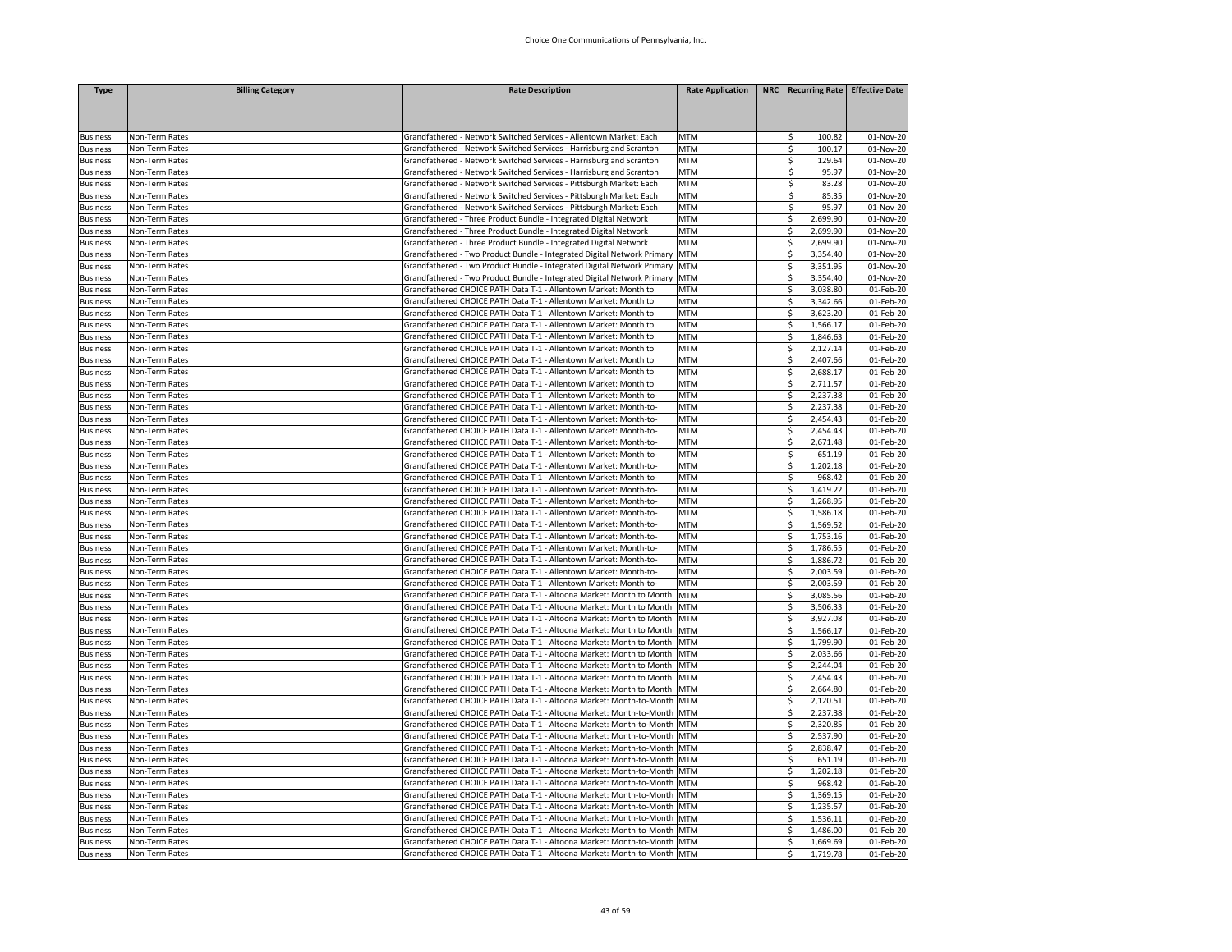| Type | Billing Category | Rate Description | Rate Application | NRC | Recurring Rate | Effective Date |
|---|---|---|---|---|---|---|
| Business | Non-Term Rates | Grandfathered - Network Switched Services - Allentown Market: Each | MTM | | $ 100.82 | 01-Nov-20 |
| Business | Non-Term Rates | Grandfathered - Network Switched Services - Harrisburg and Scranton | MTM | | $ 100.17 | 01-Nov-20 |
| Business | Non-Term Rates | Grandfathered - Network Switched Services - Harrisburg and Scranton | MTM | | $ 129.64 | 01-Nov-20 |
| Business | Non-Term Rates | Grandfathered - Network Switched Services - Harrisburg and Scranton | MTM | | $ 95.97 | 01-Nov-20 |
| Business | Non-Term Rates | Grandfathered - Network Switched Services - Pittsburgh Market: Each | MTM | | $ 83.28 | 01-Nov-20 |
| Business | Non-Term Rates | Grandfathered - Network Switched Services - Pittsburgh Market: Each | MTM | | $ 85.35 | 01-Nov-20 |
| Business | Non-Term Rates | Grandfathered - Network Switched Services - Pittsburgh Market: Each | MTM | | $ 95.97 | 01-Nov-20 |
| Business | Non-Term Rates | Grandfathered - Three Product Bundle - Integrated Digital Network | MTM | | $ 2,699.90 | 01-Nov-20 |
| Business | Non-Term Rates | Grandfathered - Three Product Bundle - Integrated Digital Network | MTM | | $ 2,699.90 | 01-Nov-20 |
| Business | Non-Term Rates | Grandfathered - Three Product Bundle - Integrated Digital Network | MTM | | $ 2,699.90 | 01-Nov-20 |
| Business | Non-Term Rates | Grandfathered - Two Product Bundle - Integrated Digital Network Primary | MTM | | $ 3,354.40 | 01-Nov-20 |
| Business | Non-Term Rates | Grandfathered - Two Product Bundle - Integrated Digital Network Primary | MTM | | $ 3,351.95 | 01-Nov-20 |
| Business | Non-Term Rates | Grandfathered - Two Product Bundle - Integrated Digital Network Primary | MTM | | $ 3,354.40 | 01-Nov-20 |
| Business | Non-Term Rates | Grandfathered CHOICE PATH Data T-1 - Allentown Market: Month to | MTM | | $ 3,038.80 | 01-Feb-20 |
| Business | Non-Term Rates | Grandfathered CHOICE PATH Data T-1 - Allentown Market: Month to | MTM | | $ 3,342.66 | 01-Feb-20 |
| Business | Non-Term Rates | Grandfathered CHOICE PATH Data T-1 - Allentown Market: Month to | MTM | | $ 3,623.20 | 01-Feb-20 |
| Business | Non-Term Rates | Grandfathered CHOICE PATH Data T-1 - Allentown Market: Month to | MTM | | $ 1,566.17 | 01-Feb-20 |
| Business | Non-Term Rates | Grandfathered CHOICE PATH Data T-1 - Allentown Market: Month to | MTM | | $ 1,846.63 | 01-Feb-20 |
| Business | Non-Term Rates | Grandfathered CHOICE PATH Data T-1 - Allentown Market: Month to | MTM | | $ 2,127.14 | 01-Feb-20 |
| Business | Non-Term Rates | Grandfathered CHOICE PATH Data T-1 - Allentown Market: Month to | MTM | | $ 2,407.66 | 01-Feb-20 |
| Business | Non-Term Rates | Grandfathered CHOICE PATH Data T-1 - Allentown Market: Month to | MTM | | $ 2,688.17 | 01-Feb-20 |
| Business | Non-Term Rates | Grandfathered CHOICE PATH Data T-1 - Allentown Market: Month to | MTM | | $ 2,711.57 | 01-Feb-20 |
| Business | Non-Term Rates | Grandfathered CHOICE PATH Data T-1 - Allentown Market: Month-to- | MTM | | $ 2,237.38 | 01-Feb-20 |
| Business | Non-Term Rates | Grandfathered CHOICE PATH Data T-1 - Allentown Market: Month-to- | MTM | | $ 2,237.38 | 01-Feb-20 |
| Business | Non-Term Rates | Grandfathered CHOICE PATH Data T-1 - Allentown Market: Month-to- | MTM | | $ 2,454.43 | 01-Feb-20 |
| Business | Non-Term Rates | Grandfathered CHOICE PATH Data T-1 - Allentown Market: Month-to- | MTM | | $ 2,454.43 | 01-Feb-20 |
| Business | Non-Term Rates | Grandfathered CHOICE PATH Data T-1 - Allentown Market: Month-to- | MTM | | $ 2,671.48 | 01-Feb-20 |
| Business | Non-Term Rates | Grandfathered CHOICE PATH Data T-1 - Allentown Market: Month-to- | MTM | | $ 651.19 | 01-Feb-20 |
| Business | Non-Term Rates | Grandfathered CHOICE PATH Data T-1 - Allentown Market: Month-to- | MTM | | $ 1,202.18 | 01-Feb-20 |
| Business | Non-Term Rates | Grandfathered CHOICE PATH Data T-1 - Allentown Market: Month-to- | MTM | | $ 968.42 | 01-Feb-20 |
| Business | Non-Term Rates | Grandfathered CHOICE PATH Data T-1 - Allentown Market: Month-to- | MTM | | $ 1,419.22 | 01-Feb-20 |
| Business | Non-Term Rates | Grandfathered CHOICE PATH Data T-1 - Allentown Market: Month-to- | MTM | | $ 1,268.95 | 01-Feb-20 |
| Business | Non-Term Rates | Grandfathered CHOICE PATH Data T-1 - Allentown Market: Month-to- | MTM | | $ 1,586.18 | 01-Feb-20 |
| Business | Non-Term Rates | Grandfathered CHOICE PATH Data T-1 - Allentown Market: Month-to- | MTM | | $ 1,569.52 | 01-Feb-20 |
| Business | Non-Term Rates | Grandfathered CHOICE PATH Data T-1 - Allentown Market: Month-to- | MTM | | $ 1,753.16 | 01-Feb-20 |
| Business | Non-Term Rates | Grandfathered CHOICE PATH Data T-1 - Allentown Market: Month-to- | MTM | | $ 1,786.55 | 01-Feb-20 |
| Business | Non-Term Rates | Grandfathered CHOICE PATH Data T-1 - Allentown Market: Month-to- | MTM | | $ 1,886.72 | 01-Feb-20 |
| Business | Non-Term Rates | Grandfathered CHOICE PATH Data T-1 - Allentown Market: Month-to- | MTM | | $ 2,003.59 | 01-Feb-20 |
| Business | Non-Term Rates | Grandfathered CHOICE PATH Data T-1 - Allentown Market: Month-to- | MTM | | $ 2,003.59 | 01-Feb-20 |
| Business | Non-Term Rates | Grandfathered CHOICE PATH Data T-1 - Altoona Market: Month to Month | MTM | | $ 3,085.56 | 01-Feb-20 |
| Business | Non-Term Rates | Grandfathered CHOICE PATH Data T-1 - Altoona Market: Month to Month | MTM | | $ 3,506.33 | 01-Feb-20 |
| Business | Non-Term Rates | Grandfathered CHOICE PATH Data T-1 - Altoona Market: Month to Month | MTM | | $ 3,927.08 | 01-Feb-20 |
| Business | Non-Term Rates | Grandfathered CHOICE PATH Data T-1 - Altoona Market: Month to Month | MTM | | $ 1,566.17 | 01-Feb-20 |
| Business | Non-Term Rates | Grandfathered CHOICE PATH Data T-1 - Altoona Market: Month to Month | MTM | | $ 1,799.90 | 01-Feb-20 |
| Business | Non-Term Rates | Grandfathered CHOICE PATH Data T-1 - Altoona Market: Month to Month | MTM | | $ 2,033.66 | 01-Feb-20 |
| Business | Non-Term Rates | Grandfathered CHOICE PATH Data T-1 - Altoona Market: Month to Month | MTM | | $ 2,244.04 | 01-Feb-20 |
| Business | Non-Term Rates | Grandfathered CHOICE PATH Data T-1 - Altoona Market: Month to Month | MTM | | $ 2,454.43 | 01-Feb-20 |
| Business | Non-Term Rates | Grandfathered CHOICE PATH Data T-1 - Altoona Market: Month to Month | MTM | | $ 2,664.80 | 01-Feb-20 |
| Business | Non-Term Rates | Grandfathered CHOICE PATH Data T-1 - Altoona Market: Month-to-Month | MTM | | $ 2,120.51 | 01-Feb-20 |
| Business | Non-Term Rates | Grandfathered CHOICE PATH Data T-1 - Altoona Market: Month-to-Month | MTM | | $ 2,237.38 | 01-Feb-20 |
| Business | Non-Term Rates | Grandfathered CHOICE PATH Data T-1 - Altoona Market: Month-to-Month | MTM | | $ 2,320.85 | 01-Feb-20 |
| Business | Non-Term Rates | Grandfathered CHOICE PATH Data T-1 - Altoona Market: Month-to-Month | MTM | | $ 2,537.90 | 01-Feb-20 |
| Business | Non-Term Rates | Grandfathered CHOICE PATH Data T-1 - Altoona Market: Month-to-Month | MTM | | $ 2,838.47 | 01-Feb-20 |
| Business | Non-Term Rates | Grandfathered CHOICE PATH Data T-1 - Altoona Market: Month-to-Month | MTM | | $ 651.19 | 01-Feb-20 |
| Business | Non-Term Rates | Grandfathered CHOICE PATH Data T-1 - Altoona Market: Month-to-Month | MTM | | $ 1,202.18 | 01-Feb-20 |
| Business | Non-Term Rates | Grandfathered CHOICE PATH Data T-1 - Altoona Market: Month-to-Month | MTM | | $ 968.42 | 01-Feb-20 |
| Business | Non-Term Rates | Grandfathered CHOICE PATH Data T-1 - Altoona Market: Month-to-Month | MTM | | $ 1,369.15 | 01-Feb-20 |
| Business | Non-Term Rates | Grandfathered CHOICE PATH Data T-1 - Altoona Market: Month-to-Month | MTM | | $ 1,235.57 | 01-Feb-20 |
| Business | Non-Term Rates | Grandfathered CHOICE PATH Data T-1 - Altoona Market: Month-to-Month | MTM | | $ 1,536.11 | 01-Feb-20 |
| Business | Non-Term Rates | Grandfathered CHOICE PATH Data T-1 - Altoona Market: Month-to-Month | MTM | | $ 1,486.00 | 01-Feb-20 |
| Business | Non-Term Rates | Grandfathered CHOICE PATH Data T-1 - Altoona Market: Month-to-Month | MTM | | $ 1,669.69 | 01-Feb-20 |
| Business | Non-Term Rates | Grandfathered CHOICE PATH Data T-1 - Altoona Market: Month-to-Month | MTM | | $ 1,719.78 | 01-Feb-20 |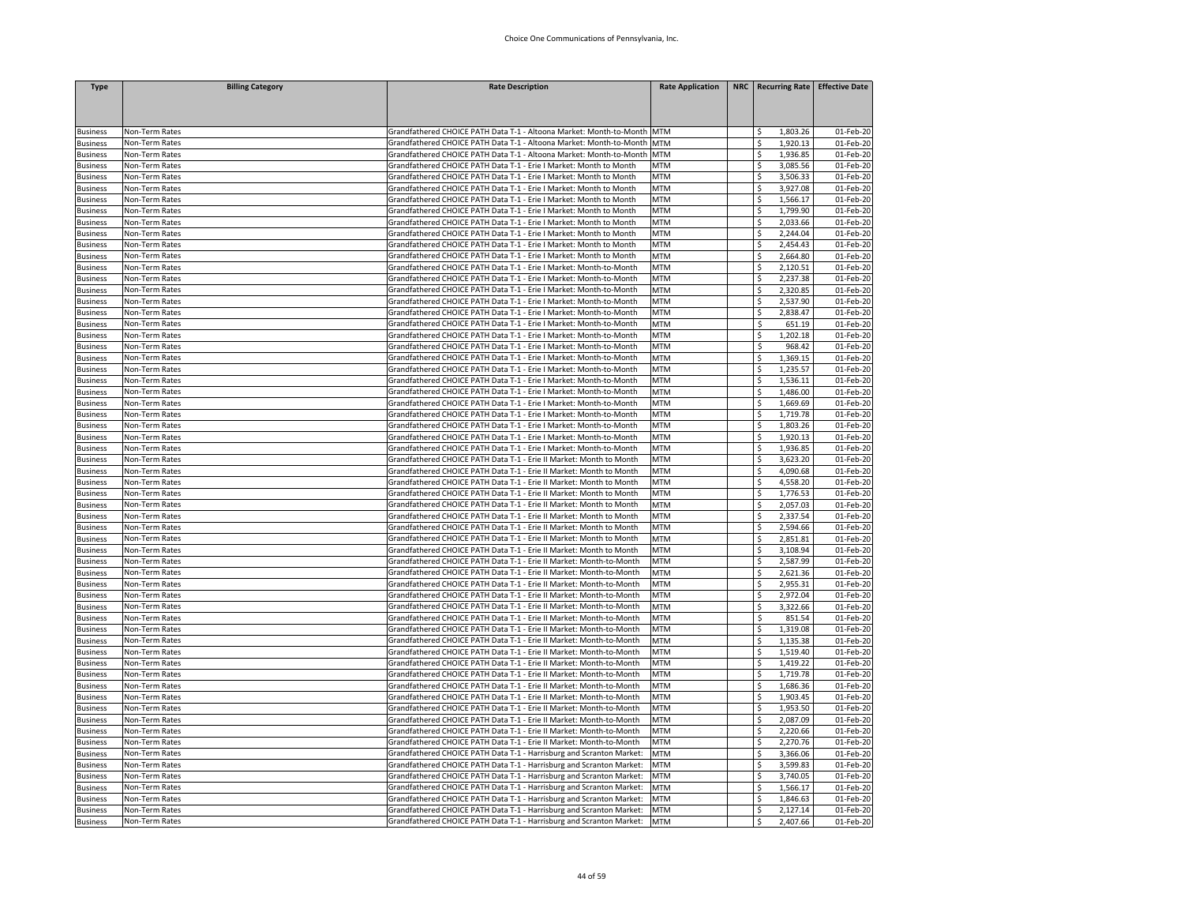| Type | Billing Category | Rate Description | Rate Application | NRC | Recurring Rate | Effective Date |
|---|---|---|---|---|---|---|
| Business | Non-Term Rates | Grandfathered CHOICE PATH Data T-1 - Altoona Market: Month-to-Month | MTM | | $ 1,803.26 | 01-Feb-20 |
| Business | Non-Term Rates | Grandfathered CHOICE PATH Data T-1 - Altoona Market: Month-to-Month | MTM | | $ 1,920.13 | 01-Feb-20 |
| Business | Non-Term Rates | Grandfathered CHOICE PATH Data T-1 - Altoona Market: Month-to-Month | MTM | | $ 1,936.85 | 01-Feb-20 |
| Business | Non-Term Rates | Grandfathered CHOICE PATH Data T-1 - Erie I Market: Month to Month | MTM | | $ 3,085.56 | 01-Feb-20 |
| Business | Non-Term Rates | Grandfathered CHOICE PATH Data T-1 - Erie I Market: Month to Month | MTM | | $ 3,506.33 | 01-Feb-20 |
| Business | Non-Term Rates | Grandfathered CHOICE PATH Data T-1 - Erie I Market: Month to Month | MTM | | $ 3,927.08 | 01-Feb-20 |
| Business | Non-Term Rates | Grandfathered CHOICE PATH Data T-1 - Erie I Market: Month to Month | MTM | | $ 1,566.17 | 01-Feb-20 |
| Business | Non-Term Rates | Grandfathered CHOICE PATH Data T-1 - Erie I Market: Month to Month | MTM | | $ 1,799.90 | 01-Feb-20 |
| Business | Non-Term Rates | Grandfathered CHOICE PATH Data T-1 - Erie I Market: Month to Month | MTM | | $ 2,033.66 | 01-Feb-20 |
| Business | Non-Term Rates | Grandfathered CHOICE PATH Data T-1 - Erie I Market: Month to Month | MTM | | $ 2,244.04 | 01-Feb-20 |
| Business | Non-Term Rates | Grandfathered CHOICE PATH Data T-1 - Erie I Market: Month to Month | MTM | | $ 2,454.43 | 01-Feb-20 |
| Business | Non-Term Rates | Grandfathered CHOICE PATH Data T-1 - Erie I Market: Month to Month | MTM | | $ 2,664.80 | 01-Feb-20 |
| Business | Non-Term Rates | Grandfathered CHOICE PATH Data T-1 - Erie I Market: Month-to-Month | MTM | | $ 2,120.51 | 01-Feb-20 |
| Business | Non-Term Rates | Grandfathered CHOICE PATH Data T-1 - Erie I Market: Month-to-Month | MTM | | $ 2,237.38 | 01-Feb-20 |
| Business | Non-Term Rates | Grandfathered CHOICE PATH Data T-1 - Erie I Market: Month-to-Month | MTM | | $ 2,320.85 | 01-Feb-20 |
| Business | Non-Term Rates | Grandfathered CHOICE PATH Data T-1 - Erie I Market: Month-to-Month | MTM | | $ 2,537.90 | 01-Feb-20 |
| Business | Non-Term Rates | Grandfathered CHOICE PATH Data T-1 - Erie I Market: Month-to-Month | MTM | | $ 2,838.47 | 01-Feb-20 |
| Business | Non-Term Rates | Grandfathered CHOICE PATH Data T-1 - Erie I Market: Month-to-Month | MTM | | $ 651.19 | 01-Feb-20 |
| Business | Non-Term Rates | Grandfathered CHOICE PATH Data T-1 - Erie I Market: Month-to-Month | MTM | | $ 1,202.18 | 01-Feb-20 |
| Business | Non-Term Rates | Grandfathered CHOICE PATH Data T-1 - Erie I Market: Month-to-Month | MTM | | $ 968.42 | 01-Feb-20 |
| Business | Non-Term Rates | Grandfathered CHOICE PATH Data T-1 - Erie I Market: Month-to-Month | MTM | | $ 1,369.15 | 01-Feb-20 |
| Business | Non-Term Rates | Grandfathered CHOICE PATH Data T-1 - Erie I Market: Month-to-Month | MTM | | $ 1,235.57 | 01-Feb-20 |
| Business | Non-Term Rates | Grandfathered CHOICE PATH Data T-1 - Erie I Market: Month-to-Month | MTM | | $ 1,536.11 | 01-Feb-20 |
| Business | Non-Term Rates | Grandfathered CHOICE PATH Data T-1 - Erie I Market: Month-to-Month | MTM | | $ 1,486.00 | 01-Feb-20 |
| Business | Non-Term Rates | Grandfathered CHOICE PATH Data T-1 - Erie I Market: Month-to-Month | MTM | | $ 1,669.69 | 01-Feb-20 |
| Business | Non-Term Rates | Grandfathered CHOICE PATH Data T-1 - Erie I Market: Month-to-Month | MTM | | $ 1,719.78 | 01-Feb-20 |
| Business | Non-Term Rates | Grandfathered CHOICE PATH Data T-1 - Erie I Market: Month-to-Month | MTM | | $ 1,803.26 | 01-Feb-20 |
| Business | Non-Term Rates | Grandfathered CHOICE PATH Data T-1 - Erie I Market: Month-to-Month | MTM | | $ 1,920.13 | 01-Feb-20 |
| Business | Non-Term Rates | Grandfathered CHOICE PATH Data T-1 - Erie I Market: Month-to-Month | MTM | | $ 1,936.85 | 01-Feb-20 |
| Business | Non-Term Rates | Grandfathered CHOICE PATH Data T-1 - Erie II Market: Month to Month | MTM | | $ 3,623.20 | 01-Feb-20 |
| Business | Non-Term Rates | Grandfathered CHOICE PATH Data T-1 - Erie II Market: Month to Month | MTM | | $ 4,090.68 | 01-Feb-20 |
| Business | Non-Term Rates | Grandfathered CHOICE PATH Data T-1 - Erie II Market: Month to Month | MTM | | $ 4,558.20 | 01-Feb-20 |
| Business | Non-Term Rates | Grandfathered CHOICE PATH Data T-1 - Erie II Market: Month to Month | MTM | | $ 1,776.53 | 01-Feb-20 |
| Business | Non-Term Rates | Grandfathered CHOICE PATH Data T-1 - Erie II Market: Month to Month | MTM | | $ 2,057.03 | 01-Feb-20 |
| Business | Non-Term Rates | Grandfathered CHOICE PATH Data T-1 - Erie II Market: Month to Month | MTM | | $ 2,337.54 | 01-Feb-20 |
| Business | Non-Term Rates | Grandfathered CHOICE PATH Data T-1 - Erie II Market: Month to Month | MTM | | $ 2,594.66 | 01-Feb-20 |
| Business | Non-Term Rates | Grandfathered CHOICE PATH Data T-1 - Erie II Market: Month to Month | MTM | | $ 2,851.81 | 01-Feb-20 |
| Business | Non-Term Rates | Grandfathered CHOICE PATH Data T-1 - Erie II Market: Month to Month | MTM | | $ 3,108.94 | 01-Feb-20 |
| Business | Non-Term Rates | Grandfathered CHOICE PATH Data T-1 - Erie II Market: Month-to-Month | MTM | | $ 2,587.99 | 01-Feb-20 |
| Business | Non-Term Rates | Grandfathered CHOICE PATH Data T-1 - Erie II Market: Month-to-Month | MTM | | $ 2,621.36 | 01-Feb-20 |
| Business | Non-Term Rates | Grandfathered CHOICE PATH Data T-1 - Erie II Market: Month-to-Month | MTM | | $ 2,955.31 | 01-Feb-20 |
| Business | Non-Term Rates | Grandfathered CHOICE PATH Data T-1 - Erie II Market: Month-to-Month | MTM | | $ 2,972.04 | 01-Feb-20 |
| Business | Non-Term Rates | Grandfathered CHOICE PATH Data T-1 - Erie II Market: Month-to-Month | MTM | | $ 3,322.66 | 01-Feb-20 |
| Business | Non-Term Rates | Grandfathered CHOICE PATH Data T-1 - Erie II Market: Month-to-Month | MTM | | $ 851.54 | 01-Feb-20 |
| Business | Non-Term Rates | Grandfathered CHOICE PATH Data T-1 - Erie II Market: Month-to-Month | MTM | | $ 1,319.08 | 01-Feb-20 |
| Business | Non-Term Rates | Grandfathered CHOICE PATH Data T-1 - Erie II Market: Month-to-Month | MTM | | $ 1,135.38 | 01-Feb-20 |
| Business | Non-Term Rates | Grandfathered CHOICE PATH Data T-1 - Erie II Market: Month-to-Month | MTM | | $ 1,519.40 | 01-Feb-20 |
| Business | Non-Term Rates | Grandfathered CHOICE PATH Data T-1 - Erie II Market: Month-to-Month | MTM | | $ 1,419.22 | 01-Feb-20 |
| Business | Non-Term Rates | Grandfathered CHOICE PATH Data T-1 - Erie II Market: Month-to-Month | MTM | | $ 1,719.78 | 01-Feb-20 |
| Business | Non-Term Rates | Grandfathered CHOICE PATH Data T-1 - Erie II Market: Month-to-Month | MTM | | $ 1,686.36 | 01-Feb-20 |
| Business | Non-Term Rates | Grandfathered CHOICE PATH Data T-1 - Erie II Market: Month-to-Month | MTM | | $ 1,903.45 | 01-Feb-20 |
| Business | Non-Term Rates | Grandfathered CHOICE PATH Data T-1 - Erie II Market: Month-to-Month | MTM | | $ 1,953.50 | 01-Feb-20 |
| Business | Non-Term Rates | Grandfathered CHOICE PATH Data T-1 - Erie II Market: Month-to-Month | MTM | | $ 2,087.09 | 01-Feb-20 |
| Business | Non-Term Rates | Grandfathered CHOICE PATH Data T-1 - Erie II Market: Month-to-Month | MTM | | $ 2,220.66 | 01-Feb-20 |
| Business | Non-Term Rates | Grandfathered CHOICE PATH Data T-1 - Erie II Market: Month-to-Month | MTM | | $ 2,270.76 | 01-Feb-20 |
| Business | Non-Term Rates | Grandfathered CHOICE PATH Data T-1 - Harrisburg and Scranton Market: | MTM | | $ 3,366.06 | 01-Feb-20 |
| Business | Non-Term Rates | Grandfathered CHOICE PATH Data T-1 - Harrisburg and Scranton Market: | MTM | | $ 3,599.83 | 01-Feb-20 |
| Business | Non-Term Rates | Grandfathered CHOICE PATH Data T-1 - Harrisburg and Scranton Market: | MTM | | $ 3,740.05 | 01-Feb-20 |
| Business | Non-Term Rates | Grandfathered CHOICE PATH Data T-1 - Harrisburg and Scranton Market: | MTM | | $ 1,566.17 | 01-Feb-20 |
| Business | Non-Term Rates | Grandfathered CHOICE PATH Data T-1 - Harrisburg and Scranton Market: | MTM | | $ 1,846.63 | 01-Feb-20 |
| Business | Non-Term Rates | Grandfathered CHOICE PATH Data T-1 - Harrisburg and Scranton Market: | MTM | | $ 2,127.14 | 01-Feb-20 |
| Business | Non-Term Rates | Grandfathered CHOICE PATH Data T-1 - Harrisburg and Scranton Market: | MTM | | $ 2,407.66 | 01-Feb-20 |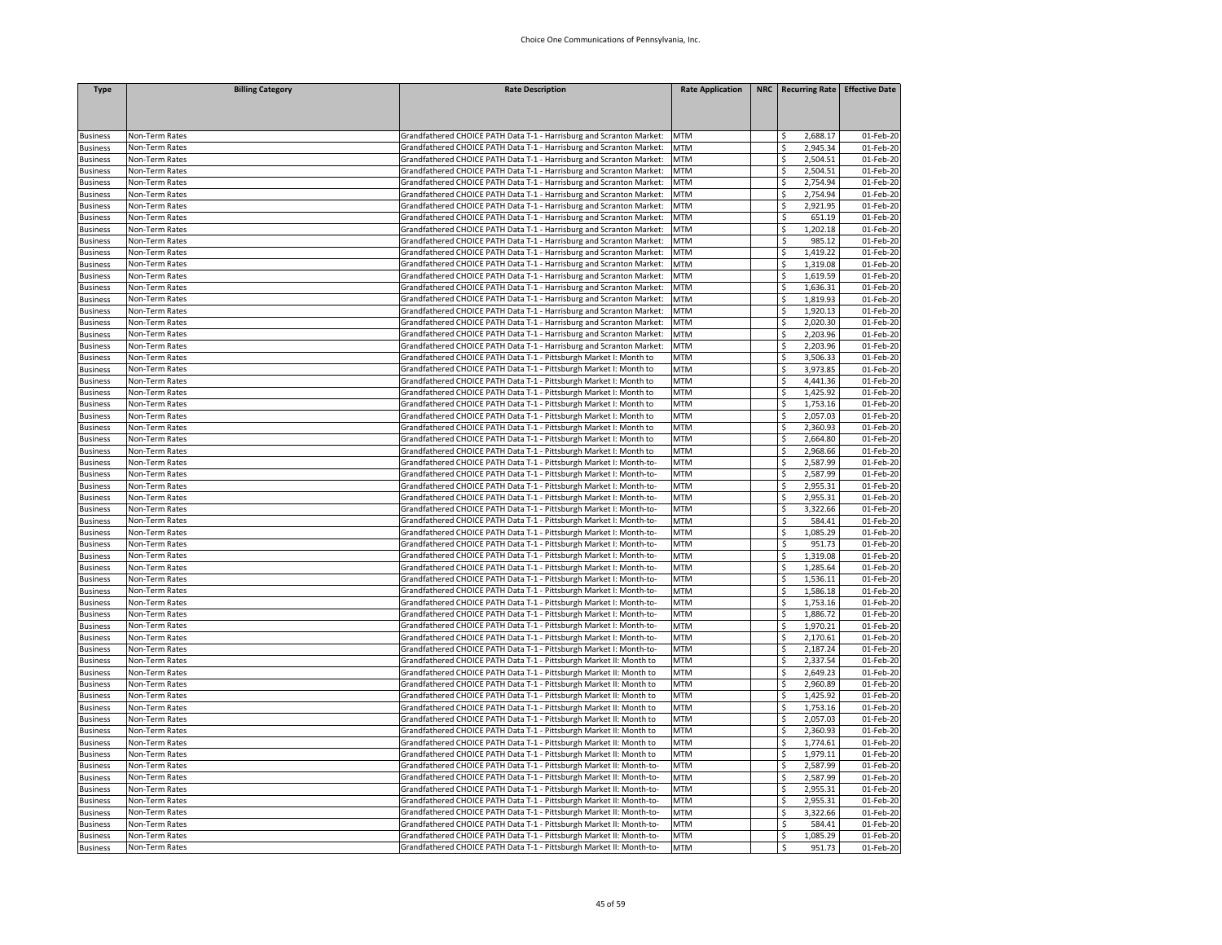| Type | Billing Category | Rate Description | Rate Application | NRC | Recurring Rate | Effective Date |
|---|---|---|---|---|---|---|
| Business | Non-Term Rates | Grandfathered CHOICE PATH Data T-1 - Harrisburg and Scranton Market: | MTM | | $ 2,688.17 | 01-Feb-20 |
| Business | Non-Term Rates | Grandfathered CHOICE PATH Data T-1 - Harrisburg and Scranton Market: | MTM | | $ 2,945.34 | 01-Feb-20 |
| Business | Non-Term Rates | Grandfathered CHOICE PATH Data T-1 - Harrisburg and Scranton Market: | MTM | | $ 2,504.51 | 01-Feb-20 |
| Business | Non-Term Rates | Grandfathered CHOICE PATH Data T-1 - Harrisburg and Scranton Market: | MTM | | $ 2,504.51 | 01-Feb-20 |
| Business | Non-Term Rates | Grandfathered CHOICE PATH Data T-1 - Harrisburg and Scranton Market: | MTM | | $ 2,754.94 | 01-Feb-20 |
| Business | Non-Term Rates | Grandfathered CHOICE PATH Data T-1 - Harrisburg and Scranton Market: | MTM | | $ 2,754.94 | 01-Feb-20 |
| Business | Non-Term Rates | Grandfathered CHOICE PATH Data T-1 - Harrisburg and Scranton Market: | MTM | | $ 2,921.95 | 01-Feb-20 |
| Business | Non-Term Rates | Grandfathered CHOICE PATH Data T-1 - Harrisburg and Scranton Market: | MTM | | $ 651.19 | 01-Feb-20 |
| Business | Non-Term Rates | Grandfathered CHOICE PATH Data T-1 - Harrisburg and Scranton Market: | MTM | | $ 1,202.18 | 01-Feb-20 |
| Business | Non-Term Rates | Grandfathered CHOICE PATH Data T-1 - Harrisburg and Scranton Market: | MTM | | $ 985.12 | 01-Feb-20 |
| Business | Non-Term Rates | Grandfathered CHOICE PATH Data T-1 - Harrisburg and Scranton Market: | MTM | | $ 1,419.22 | 01-Feb-20 |
| Business | Non-Term Rates | Grandfathered CHOICE PATH Data T-1 - Harrisburg and Scranton Market: | MTM | | $ 1,319.08 | 01-Feb-20 |
| Business | Non-Term Rates | Grandfathered CHOICE PATH Data T-1 - Harrisburg and Scranton Market: | MTM | | $ 1,619.59 | 01-Feb-20 |
| Business | Non-Term Rates | Grandfathered CHOICE PATH Data T-1 - Harrisburg and Scranton Market: | MTM | | $ 1,636.31 | 01-Feb-20 |
| Business | Non-Term Rates | Grandfathered CHOICE PATH Data T-1 - Harrisburg and Scranton Market: | MTM | | $ 1,819.93 | 01-Feb-20 |
| Business | Non-Term Rates | Grandfathered CHOICE PATH Data T-1 - Harrisburg and Scranton Market: | MTM | | $ 1,920.13 | 01-Feb-20 |
| Business | Non-Term Rates | Grandfathered CHOICE PATH Data T-1 - Harrisburg and Scranton Market: | MTM | | $ 2,020.30 | 01-Feb-20 |
| Business | Non-Term Rates | Grandfathered CHOICE PATH Data T-1 - Harrisburg and Scranton Market: | MTM | | $ 2,203.96 | 01-Feb-20 |
| Business | Non-Term Rates | Grandfathered CHOICE PATH Data T-1 - Harrisburg and Scranton Market: | MTM | | $ 2,203.96 | 01-Feb-20 |
| Business | Non-Term Rates | Grandfathered CHOICE PATH Data T-1 - Pittsburgh Market I: Month to | MTM | | $ 3,506.33 | 01-Feb-20 |
| Business | Non-Term Rates | Grandfathered CHOICE PATH Data T-1 - Pittsburgh Market I: Month to | MTM | | $ 3,973.85 | 01-Feb-20 |
| Business | Non-Term Rates | Grandfathered CHOICE PATH Data T-1 - Pittsburgh Market I: Month to | MTM | | $ 4,441.36 | 01-Feb-20 |
| Business | Non-Term Rates | Grandfathered CHOICE PATH Data T-1 - Pittsburgh Market I: Month to | MTM | | $ 1,425.92 | 01-Feb-20 |
| Business | Non-Term Rates | Grandfathered CHOICE PATH Data T-1 - Pittsburgh Market I: Month to | MTM | | $ 1,753.16 | 01-Feb-20 |
| Business | Non-Term Rates | Grandfathered CHOICE PATH Data T-1 - Pittsburgh Market I: Month to | MTM | | $ 2,057.03 | 01-Feb-20 |
| Business | Non-Term Rates | Grandfathered CHOICE PATH Data T-1 - Pittsburgh Market I: Month to | MTM | | $ 2,360.93 | 01-Feb-20 |
| Business | Non-Term Rates | Grandfathered CHOICE PATH Data T-1 - Pittsburgh Market I: Month to | MTM | | $ 2,664.80 | 01-Feb-20 |
| Business | Non-Term Rates | Grandfathered CHOICE PATH Data T-1 - Pittsburgh Market I: Month to | MTM | | $ 2,968.66 | 01-Feb-20 |
| Business | Non-Term Rates | Grandfathered CHOICE PATH Data T-1 - Pittsburgh Market I: Month-to- | MTM | | $ 2,587.99 | 01-Feb-20 |
| Business | Non-Term Rates | Grandfathered CHOICE PATH Data T-1 - Pittsburgh Market I: Month-to- | MTM | | $ 2,587.99 | 01-Feb-20 |
| Business | Non-Term Rates | Grandfathered CHOICE PATH Data T-1 - Pittsburgh Market I: Month-to- | MTM | | $ 2,955.31 | 01-Feb-20 |
| Business | Non-Term Rates | Grandfathered CHOICE PATH Data T-1 - Pittsburgh Market I: Month-to- | MTM | | $ 2,955.31 | 01-Feb-20 |
| Business | Non-Term Rates | Grandfathered CHOICE PATH Data T-1 - Pittsburgh Market I: Month-to- | MTM | | $ 3,322.66 | 01-Feb-20 |
| Business | Non-Term Rates | Grandfathered CHOICE PATH Data T-1 - Pittsburgh Market I: Month-to- | MTM | | $ 584.41 | 01-Feb-20 |
| Business | Non-Term Rates | Grandfathered CHOICE PATH Data T-1 - Pittsburgh Market I: Month-to- | MTM | | $ 1,085.29 | 01-Feb-20 |
| Business | Non-Term Rates | Grandfathered CHOICE PATH Data T-1 - Pittsburgh Market I: Month-to- | MTM | | $ 951.73 | 01-Feb-20 |
| Business | Non-Term Rates | Grandfathered CHOICE PATH Data T-1 - Pittsburgh Market I: Month-to- | MTM | | $ 1,319.08 | 01-Feb-20 |
| Business | Non-Term Rates | Grandfathered CHOICE PATH Data T-1 - Pittsburgh Market I: Month-to- | MTM | | $ 1,285.64 | 01-Feb-20 |
| Business | Non-Term Rates | Grandfathered CHOICE PATH Data T-1 - Pittsburgh Market I: Month-to- | MTM | | $ 1,536.11 | 01-Feb-20 |
| Business | Non-Term Rates | Grandfathered CHOICE PATH Data T-1 - Pittsburgh Market I: Month-to- | MTM | | $ 1,586.18 | 01-Feb-20 |
| Business | Non-Term Rates | Grandfathered CHOICE PATH Data T-1 - Pittsburgh Market I: Month-to- | MTM | | $ 1,753.16 | 01-Feb-20 |
| Business | Non-Term Rates | Grandfathered CHOICE PATH Data T-1 - Pittsburgh Market I: Month-to- | MTM | | $ 1,886.72 | 01-Feb-20 |
| Business | Non-Term Rates | Grandfathered CHOICE PATH Data T-1 - Pittsburgh Market I: Month-to- | MTM | | $ 1,970.21 | 01-Feb-20 |
| Business | Non-Term Rates | Grandfathered CHOICE PATH Data T-1 - Pittsburgh Market I: Month-to- | MTM | | $ 2,170.61 | 01-Feb-20 |
| Business | Non-Term Rates | Grandfathered CHOICE PATH Data T-1 - Pittsburgh Market I: Month-to- | MTM | | $ 2,187.24 | 01-Feb-20 |
| Business | Non-Term Rates | Grandfathered CHOICE PATH Data T-1 - Pittsburgh Market II: Month to | MTM | | $ 2,337.54 | 01-Feb-20 |
| Business | Non-Term Rates | Grandfathered CHOICE PATH Data T-1 - Pittsburgh Market II: Month to | MTM | | $ 2,649.23 | 01-Feb-20 |
| Business | Non-Term Rates | Grandfathered CHOICE PATH Data T-1 - Pittsburgh Market II: Month to | MTM | | $ 2,960.89 | 01-Feb-20 |
| Business | Non-Term Rates | Grandfathered CHOICE PATH Data T-1 - Pittsburgh Market II: Month to | MTM | | $ 1,425.92 | 01-Feb-20 |
| Business | Non-Term Rates | Grandfathered CHOICE PATH Data T-1 - Pittsburgh Market II: Month to | MTM | | $ 1,753.16 | 01-Feb-20 |
| Business | Non-Term Rates | Grandfathered CHOICE PATH Data T-1 - Pittsburgh Market II: Month to | MTM | | $ 2,057.03 | 01-Feb-20 |
| Business | Non-Term Rates | Grandfathered CHOICE PATH Data T-1 - Pittsburgh Market II: Month to | MTM | | $ 2,360.93 | 01-Feb-20 |
| Business | Non-Term Rates | Grandfathered CHOICE PATH Data T-1 - Pittsburgh Market II: Month to | MTM | | $ 1,774.61 | 01-Feb-20 |
| Business | Non-Term Rates | Grandfathered CHOICE PATH Data T-1 - Pittsburgh Market II: Month to | MTM | | $ 1,979.11 | 01-Feb-20 |
| Business | Non-Term Rates | Grandfathered CHOICE PATH Data T-1 - Pittsburgh Market II: Month-to- | MTM | | $ 2,587.99 | 01-Feb-20 |
| Business | Non-Term Rates | Grandfathered CHOICE PATH Data T-1 - Pittsburgh Market II: Month-to- | MTM | | $ 2,587.99 | 01-Feb-20 |
| Business | Non-Term Rates | Grandfathered CHOICE PATH Data T-1 - Pittsburgh Market II: Month-to- | MTM | | $ 2,955.31 | 01-Feb-20 |
| Business | Non-Term Rates | Grandfathered CHOICE PATH Data T-1 - Pittsburgh Market II: Month-to- | MTM | | $ 2,955.31 | 01-Feb-20 |
| Business | Non-Term Rates | Grandfathered CHOICE PATH Data T-1 - Pittsburgh Market II: Month-to- | MTM | | $ 3,322.66 | 01-Feb-20 |
| Business | Non-Term Rates | Grandfathered CHOICE PATH Data T-1 - Pittsburgh Market II: Month-to- | MTM | | $ 584.41 | 01-Feb-20 |
| Business | Non-Term Rates | Grandfathered CHOICE PATH Data T-1 - Pittsburgh Market II: Month-to- | MTM | | $ 1,085.29 | 01-Feb-20 |
| Business | Non-Term Rates | Grandfathered CHOICE PATH Data T-1 - Pittsburgh Market II: Month-to- | MTM | | $ 951.73 | 01-Feb-20 |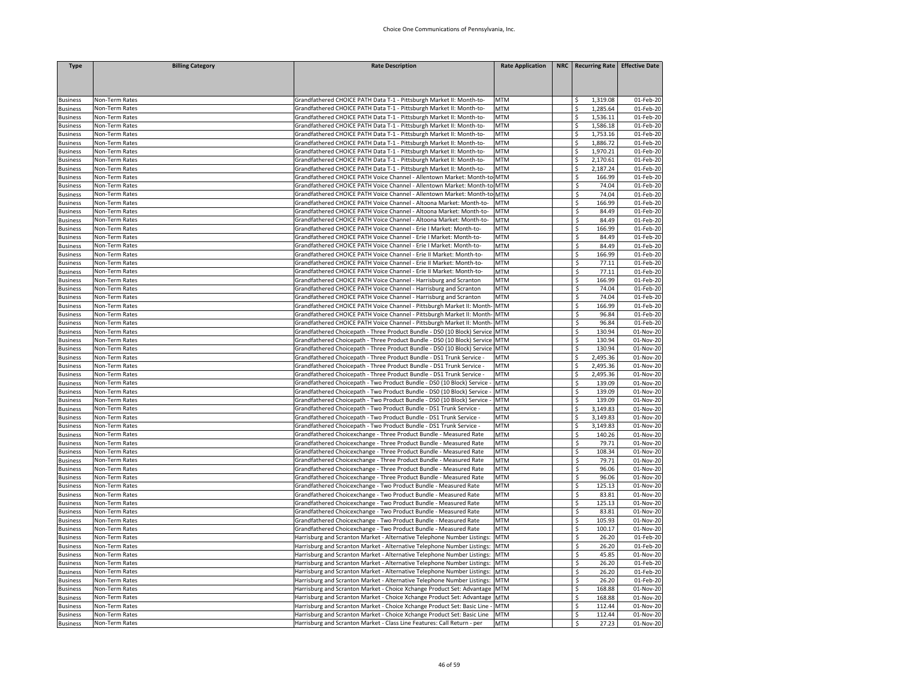Choice One Communications of Pennsylvania, Inc.

| Type | Billing Category | Rate Description | Rate Application | NRC | Recurring Rate | Effective Date |
|---|---|---|---|---|---|---|
| Business | Non-Term Rates | Grandfathered CHOICE PATH Data T-1 - Pittsburgh Market II: Month-to- | MTM | | $ 1,319.08 | 01-Feb-20 |
| Business | Non-Term Rates | Grandfathered CHOICE PATH Data T-1 - Pittsburgh Market II: Month-to- | MTM | | $ 1,285.64 | 01-Feb-20 |
| Business | Non-Term Rates | Grandfathered CHOICE PATH Data T-1 - Pittsburgh Market II: Month-to- | MTM | | $ 1,536.11 | 01-Feb-20 |
| Business | Non-Term Rates | Grandfathered CHOICE PATH Data T-1 - Pittsburgh Market II: Month-to- | MTM | | $ 1,586.18 | 01-Feb-20 |
| Business | Non-Term Rates | Grandfathered CHOICE PATH Data T-1 - Pittsburgh Market II: Month-to- | MTM | | $ 1,753.16 | 01-Feb-20 |
| Business | Non-Term Rates | Grandfathered CHOICE PATH Data T-1 - Pittsburgh Market II: Month-to- | MTM | | $ 1,886.72 | 01-Feb-20 |
| Business | Non-Term Rates | Grandfathered CHOICE PATH Data T-1 - Pittsburgh Market II: Month-to- | MTM | | $ 1,970.21 | 01-Feb-20 |
| Business | Non-Term Rates | Grandfathered CHOICE PATH Data T-1 - Pittsburgh Market II: Month-to- | MTM | | $ 2,170.61 | 01-Feb-20 |
| Business | Non-Term Rates | Grandfathered CHOICE PATH Data T-1 - Pittsburgh Market II: Month-to- | MTM | | $ 2,187.24 | 01-Feb-20 |
| Business | Non-Term Rates | Grandfathered CHOICE PATH Voice Channel - Allentown Market: Month-to- | MTM | | $ 166.99 | 01-Feb-20 |
| Business | Non-Term Rates | Grandfathered CHOICE PATH Voice Channel - Allentown Market: Month-to- | MTM | | $ 74.04 | 01-Feb-20 |
| Business | Non-Term Rates | Grandfathered CHOICE PATH Voice Channel - Allentown Market: Month-to- | MTM | | $ 74.04 | 01-Feb-20 |
| Business | Non-Term Rates | Grandfathered CHOICE PATH Voice Channel - Altoona Market: Month-to- | MTM | | $ 166.99 | 01-Feb-20 |
| Business | Non-Term Rates | Grandfathered CHOICE PATH Voice Channel - Altoona Market: Month-to- | MTM | | $ 84.49 | 01-Feb-20 |
| Business | Non-Term Rates | Grandfathered CHOICE PATH Voice Channel - Altoona Market: Month-to- | MTM | | $ 84.49 | 01-Feb-20 |
| Business | Non-Term Rates | Grandfathered CHOICE PATH Voice Channel - Erie I Market: Month-to- | MTM | | $ 166.99 | 01-Feb-20 |
| Business | Non-Term Rates | Grandfathered CHOICE PATH Voice Channel - Erie I Market: Month-to- | MTM | | $ 84.49 | 01-Feb-20 |
| Business | Non-Term Rates | Grandfathered CHOICE PATH Voice Channel - Erie I Market: Month-to- | MTM | | $ 84.49 | 01-Feb-20 |
| Business | Non-Term Rates | Grandfathered CHOICE PATH Voice Channel - Erie II Market: Month-to- | MTM | | $ 166.99 | 01-Feb-20 |
| Business | Non-Term Rates | Grandfathered CHOICE PATH Voice Channel - Erie II Market: Month-to- | MTM | | $ 77.11 | 01-Feb-20 |
| Business | Non-Term Rates | Grandfathered CHOICE PATH Voice Channel - Erie II Market: Month-to- | MTM | | $ 77.11 | 01-Feb-20 |
| Business | Non-Term Rates | Grandfathered CHOICE PATH Voice Channel - Harrisburg and Scranton | MTM | | $ 166.99 | 01-Feb-20 |
| Business | Non-Term Rates | Grandfathered CHOICE PATH Voice Channel - Harrisburg and Scranton | MTM | | $ 74.04 | 01-Feb-20 |
| Business | Non-Term Rates | Grandfathered CHOICE PATH Voice Channel - Harrisburg and Scranton | MTM | | $ 74.04 | 01-Feb-20 |
| Business | Non-Term Rates | Grandfathered CHOICE PATH Voice Channel - Pittsburgh Market II: Month- | MTM | | $ 166.99 | 01-Feb-20 |
| Business | Non-Term Rates | Grandfathered CHOICE PATH Voice Channel - Pittsburgh Market II: Month- | MTM | | $ 96.84 | 01-Feb-20 |
| Business | Non-Term Rates | Grandfathered CHOICE PATH Voice Channel - Pittsburgh Market II: Month- | MTM | | $ 96.84 | 01-Feb-20 |
| Business | Non-Term Rates | Grandfathered Choicepath - Three Product Bundle - DS0 (10 Block) Service | MTM | | $ 130.94 | 01-Nov-20 |
| Business | Non-Term Rates | Grandfathered Choicepath - Three Product Bundle - DS0 (10 Block) Service | MTM | | $ 130.94 | 01-Nov-20 |
| Business | Non-Term Rates | Grandfathered Choicepath - Three Product Bundle - DS0 (10 Block) Service | MTM | | $ 130.94 | 01-Nov-20 |
| Business | Non-Term Rates | Grandfathered Choicepath - Three Product Bundle - DS1 Trunk Service - | MTM | | $ 2,495.36 | 01-Nov-20 |
| Business | Non-Term Rates | Grandfathered Choicepath - Three Product Bundle - DS1 Trunk Service - | MTM | | $ 2,495.36 | 01-Nov-20 |
| Business | Non-Term Rates | Grandfathered Choicepath - Three Product Bundle - DS1 Trunk Service - | MTM | | $ 2,495.36 | 01-Nov-20 |
| Business | Non-Term Rates | Grandfathered Choicepath - Two Product Bundle - DS0 (10 Block) Service - | MTM | | $ 139.09 | 01-Nov-20 |
| Business | Non-Term Rates | Grandfathered Choicepath - Two Product Bundle - DS0 (10 Block) Service - | MTM | | $ 139.09 | 01-Nov-20 |
| Business | Non-Term Rates | Grandfathered Choicepath - Two Product Bundle - DS0 (10 Block) Service - | MTM | | $ 139.09 | 01-Nov-20 |
| Business | Non-Term Rates | Grandfathered Choicepath - Two Product Bundle - DS1 Trunk Service - | MTM | | $ 3,149.83 | 01-Nov-20 |
| Business | Non-Term Rates | Grandfathered Choicepath - Two Product Bundle - DS1 Trunk Service - | MTM | | $ 3,149.83 | 01-Nov-20 |
| Business | Non-Term Rates | Grandfathered Choicepath - Two Product Bundle - DS1 Trunk Service - | MTM | | $ 3,149.83 | 01-Nov-20 |
| Business | Non-Term Rates | Grandfathered Choicexchange - Three Product Bundle - Measured Rate | MTM | | $ 140.26 | 01-Nov-20 |
| Business | Non-Term Rates | Grandfathered Choicexchange - Three Product Bundle - Measured Rate | MTM | | $ 79.71 | 01-Nov-20 |
| Business | Non-Term Rates | Grandfathered Choicexchange - Three Product Bundle - Measured Rate | MTM | | $ 108.34 | 01-Nov-20 |
| Business | Non-Term Rates | Grandfathered Choicexchange - Three Product Bundle - Measured Rate | MTM | | $ 79.71 | 01-Nov-20 |
| Business | Non-Term Rates | Grandfathered Choicexchange - Three Product Bundle - Measured Rate | MTM | | $ 96.06 | 01-Nov-20 |
| Business | Non-Term Rates | Grandfathered Choicexchange - Three Product Bundle - Measured Rate | MTM | | $ 96.06 | 01-Nov-20 |
| Business | Non-Term Rates | Grandfathered Choicexchange - Two Product Bundle - Measured Rate | MTM | | $ 125.13 | 01-Nov-20 |
| Business | Non-Term Rates | Grandfathered Choicexchange - Two Product Bundle - Measured Rate | MTM | | $ 83.81 | 01-Nov-20 |
| Business | Non-Term Rates | Grandfathered Choicexchange - Two Product Bundle - Measured Rate | MTM | | $ 125.13 | 01-Nov-20 |
| Business | Non-Term Rates | Grandfathered Choicexchange - Two Product Bundle - Measured Rate | MTM | | $ 83.81 | 01-Nov-20 |
| Business | Non-Term Rates | Grandfathered Choicexchange - Two Product Bundle - Measured Rate | MTM | | $ 105.93 | 01-Nov-20 |
| Business | Non-Term Rates | Grandfathered Choicexchange - Two Product Bundle - Measured Rate | MTM | | $ 100.17 | 01-Nov-20 |
| Business | Non-Term Rates | Harrisburg and Scranton Market - Alternative Telephone Number Listings: | MTM | | $ 26.20 | 01-Feb-20 |
| Business | Non-Term Rates | Harrisburg and Scranton Market - Alternative Telephone Number Listings: | MTM | | $ 26.20 | 01-Feb-20 |
| Business | Non-Term Rates | Harrisburg and Scranton Market - Alternative Telephone Number Listings: | MTM | | $ 45.85 | 01-Nov-20 |
| Business | Non-Term Rates | Harrisburg and Scranton Market - Alternative Telephone Number Listings: | MTM | | $ 26.20 | 01-Feb-20 |
| Business | Non-Term Rates | Harrisburg and Scranton Market - Alternative Telephone Number Listings: | MTM | | $ 26.20 | 01-Feb-20 |
| Business | Non-Term Rates | Harrisburg and Scranton Market - Alternative Telephone Number Listings: | MTM | | $ 26.20 | 01-Feb-20 |
| Business | Non-Term Rates | Harrisburg and Scranton Market - Choice Xchange Product Set: Advantage | MTM | | $ 168.88 | 01-Nov-20 |
| Business | Non-Term Rates | Harrisburg and Scranton Market - Choice Xchange Product Set: Advantage | MTM | | $ 168.88 | 01-Nov-20 |
| Business | Non-Term Rates | Harrisburg and Scranton Market - Choice Xchange Product Set: Basic Line - | MTM | | $ 112.44 | 01-Nov-20 |
| Business | Non-Term Rates | Harrisburg and Scranton Market - Choice Xchange Product Set: Basic Line | MTM | | $ 112.44 | 01-Nov-20 |
| Business | Non-Term Rates | Harrisburg and Scranton Market - Class Line Features: Call Return - per | MTM | | $ 27.23 | 01-Nov-20 |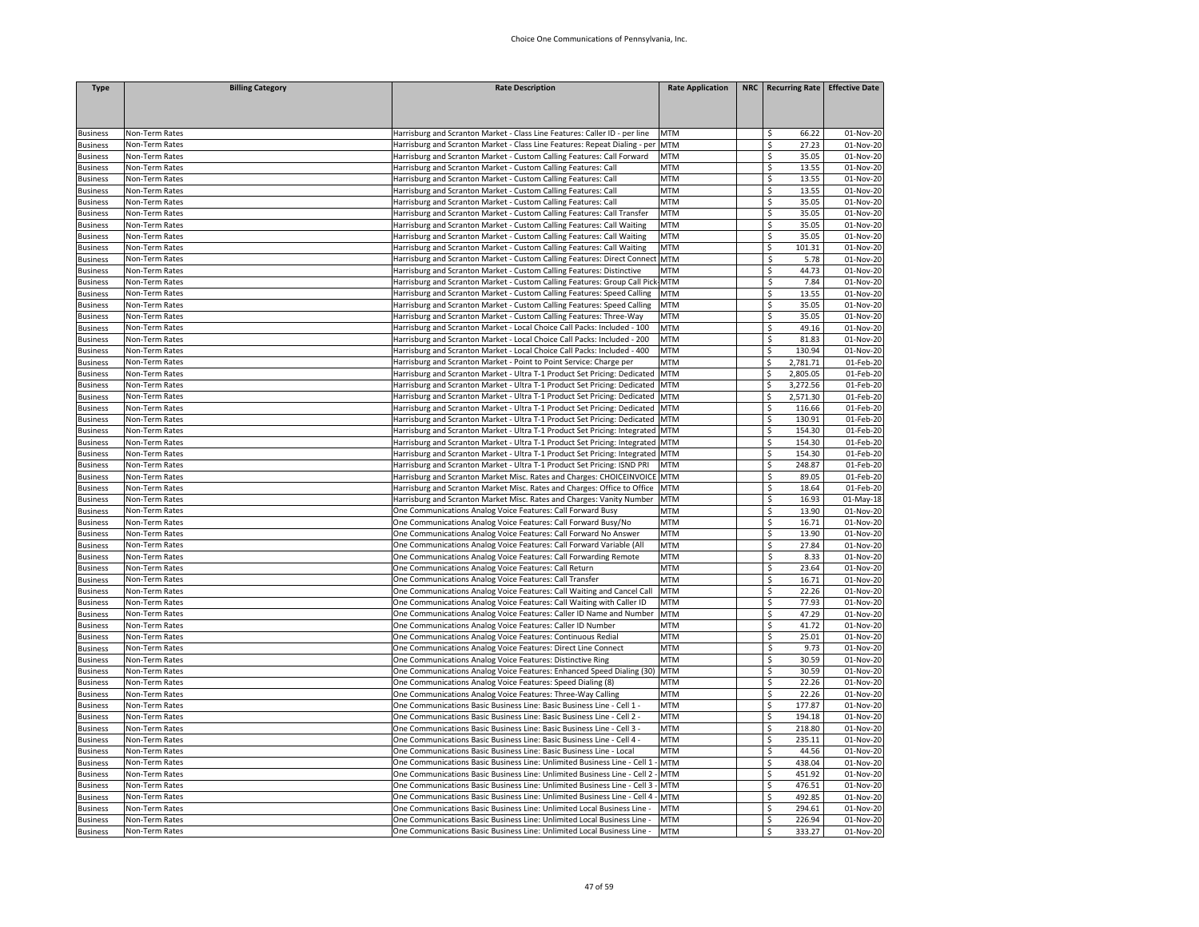Choice One Communications of Pennsylvania, Inc.

| Type | Billing Category | Rate Description | Rate Application | NRC | Recurring Rate | Effective Date |
|---|---|---|---|---|---|---|
| Business | Non-Term Rates | Harrisburg and Scranton Market - Class Line Features: Caller ID - per line | MTM | | $ 66.22 | 01-Nov-20 |
| Business | Non-Term Rates | Harrisburg and Scranton Market - Class Line Features: Repeat Dialing - per | MTM | | $ 27.23 | 01-Nov-20 |
| Business | Non-Term Rates | Harrisburg and Scranton Market - Custom Calling Features: Call Forward | MTM | | $ 35.05 | 01-Nov-20 |
| Business | Non-Term Rates | Harrisburg and Scranton Market - Custom Calling Features: Call | MTM | | $ 13.55 | 01-Nov-20 |
| Business | Non-Term Rates | Harrisburg and Scranton Market - Custom Calling Features: Call | MTM | | $ 13.55 | 01-Nov-20 |
| Business | Non-Term Rates | Harrisburg and Scranton Market - Custom Calling Features: Call | MTM | | $ 13.55 | 01-Nov-20 |
| Business | Non-Term Rates | Harrisburg and Scranton Market - Custom Calling Features: Call | MTM | | $ 35.05 | 01-Nov-20 |
| Business | Non-Term Rates | Harrisburg and Scranton Market - Custom Calling Features: Call Transfer | MTM | | $ 35.05 | 01-Nov-20 |
| Business | Non-Term Rates | Harrisburg and Scranton Market - Custom Calling Features: Call Waiting | MTM | | $ 35.05 | 01-Nov-20 |
| Business | Non-Term Rates | Harrisburg and Scranton Market - Custom Calling Features: Call Waiting | MTM | | $ 35.05 | 01-Nov-20 |
| Business | Non-Term Rates | Harrisburg and Scranton Market - Custom Calling Features: Call Waiting | MTM | | $ 101.31 | 01-Nov-20 |
| Business | Non-Term Rates | Harrisburg and Scranton Market - Custom Calling Features: Direct Connect | MTM | | $ 5.78 | 01-Nov-20 |
| Business | Non-Term Rates | Harrisburg and Scranton Market - Custom Calling Features: Distinctive | MTM | | $ 44.73 | 01-Nov-20 |
| Business | Non-Term Rates | Harrisburg and Scranton Market - Custom Calling Features: Group Call Pick- | MTM | | $ 7.84 | 01-Nov-20 |
| Business | Non-Term Rates | Harrisburg and Scranton Market - Custom Calling Features: Speed Calling | MTM | | $ 13.55 | 01-Nov-20 |
| Business | Non-Term Rates | Harrisburg and Scranton Market - Custom Calling Features: Speed Calling | MTM | | $ 35.05 | 01-Nov-20 |
| Business | Non-Term Rates | Harrisburg and Scranton Market - Custom Calling Features: Three-Way | MTM | | $ 35.05 | 01-Nov-20 |
| Business | Non-Term Rates | Harrisburg and Scranton Market - Local Choice Call Packs: Included - 100 | MTM | | $ 49.16 | 01-Nov-20 |
| Business | Non-Term Rates | Harrisburg and Scranton Market - Local Choice Call Packs: Included - 200 | MTM | | $ 81.83 | 01-Nov-20 |
| Business | Non-Term Rates | Harrisburg and Scranton Market - Local Choice Call Packs: Included - 400 | MTM | | $ 130.94 | 01-Nov-20 |
| Business | Non-Term Rates | Harrisburg and Scranton Market - Point to Point Service: Charge per | MTM | | $ 2,781.71 | 01-Feb-20 |
| Business | Non-Term Rates | Harrisburg and Scranton Market - Ultra T-1 Product Set Pricing: Dedicated | MTM | | $ 2,805.05 | 01-Feb-20 |
| Business | Non-Term Rates | Harrisburg and Scranton Market - Ultra T-1 Product Set Pricing: Dedicated | MTM | | $ 3,272.56 | 01-Feb-20 |
| Business | Non-Term Rates | Harrisburg and Scranton Market - Ultra T-1 Product Set Pricing: Dedicated | MTM | | $ 2,571.30 | 01-Feb-20 |
| Business | Non-Term Rates | Harrisburg and Scranton Market - Ultra T-1 Product Set Pricing: Dedicated | MTM | | $ 116.66 | 01-Feb-20 |
| Business | Non-Term Rates | Harrisburg and Scranton Market - Ultra T-1 Product Set Pricing: Dedicated | MTM | | $ 130.91 | 01-Feb-20 |
| Business | Non-Term Rates | Harrisburg and Scranton Market - Ultra T-1 Product Set Pricing: Integrated | MTM | | $ 154.30 | 01-Feb-20 |
| Business | Non-Term Rates | Harrisburg and Scranton Market - Ultra T-1 Product Set Pricing: Integrated | MTM | | $ 154.30 | 01-Feb-20 |
| Business | Non-Term Rates | Harrisburg and Scranton Market - Ultra T-1 Product Set Pricing: Integrated | MTM | | $ 154.30 | 01-Feb-20 |
| Business | Non-Term Rates | Harrisburg and Scranton Market - Ultra T-1 Product Set Pricing: ISND PRI | MTM | | $ 248.87 | 01-Feb-20 |
| Business | Non-Term Rates | Harrisburg and Scranton Market Misc. Rates and Charges: CHOICEINVOICE | MTM | | $ 89.05 | 01-Feb-20 |
| Business | Non-Term Rates | Harrisburg and Scranton Market Misc. Rates and Charges: Office to Office | MTM | | $ 18.64 | 01-Feb-20 |
| Business | Non-Term Rates | Harrisburg and Scranton Market Misc. Rates and Charges: Vanity Number | MTM | | $ 16.93 | 01-May-18 |
| Business | Non-Term Rates | One Communications Analog Voice Features: Call Forward Busy | MTM | | $ 13.90 | 01-Nov-20 |
| Business | Non-Term Rates | One Communications Analog Voice Features: Call Forward Busy/No | MTM | | $ 16.71 | 01-Nov-20 |
| Business | Non-Term Rates | One Communications Analog Voice Features: Call Forward No Answer | MTM | | $ 13.90 | 01-Nov-20 |
| Business | Non-Term Rates | One Communications Analog Voice Features: Call Forward Variable (All | MTM | | $ 27.84 | 01-Nov-20 |
| Business | Non-Term Rates | One Communications Analog Voice Features: Call Forwarding Remote | MTM | | $ 8.33 | 01-Nov-20 |
| Business | Non-Term Rates | One Communications Analog Voice Features: Call Return | MTM | | $ 23.64 | 01-Nov-20 |
| Business | Non-Term Rates | One Communications Analog Voice Features: Call Transfer | MTM | | $ 16.71 | 01-Nov-20 |
| Business | Non-Term Rates | One Communications Analog Voice Features: Call Waiting and Cancel Call | MTM | | $ 22.26 | 01-Nov-20 |
| Business | Non-Term Rates | One Communications Analog Voice Features: Call Waiting with Caller ID | MTM | | $ 77.93 | 01-Nov-20 |
| Business | Non-Term Rates | One Communications Analog Voice Features: Caller ID Name and Number | MTM | | $ 47.29 | 01-Nov-20 |
| Business | Non-Term Rates | One Communications Analog Voice Features: Caller ID Number | MTM | | $ 41.72 | 01-Nov-20 |
| Business | Non-Term Rates | One Communications Analog Voice Features: Continuous Redial | MTM | | $ 25.01 | 01-Nov-20 |
| Business | Non-Term Rates | One Communications Analog Voice Features: Direct Line Connect | MTM | | $ 9.73 | 01-Nov-20 |
| Business | Non-Term Rates | One Communications Analog Voice Features: Distinctive Ring | MTM | | $ 30.59 | 01-Nov-20 |
| Business | Non-Term Rates | One Communications Analog Voice Features: Enhanced Speed Dialing (30) | MTM | | $ 30.59 | 01-Nov-20 |
| Business | Non-Term Rates | One Communications Analog Voice Features: Speed Dialing (8) | MTM | | $ 22.26 | 01-Nov-20 |
| Business | Non-Term Rates | One Communications Analog Voice Features: Three-Way Calling | MTM | | $ 22.26 | 01-Nov-20 |
| Business | Non-Term Rates | One Communications Basic Business Line: Basic Business Line - Cell 1 - | MTM | | $ 177.87 | 01-Nov-20 |
| Business | Non-Term Rates | One Communications Basic Business Line: Basic Business Line - Cell 2 - | MTM | | $ 194.18 | 01-Nov-20 |
| Business | Non-Term Rates | One Communications Basic Business Line: Basic Business Line - Cell 3 - | MTM | | $ 218.80 | 01-Nov-20 |
| Business | Non-Term Rates | One Communications Basic Business Line: Basic Business Line - Cell 4 - | MTM | | $ 235.11 | 01-Nov-20 |
| Business | Non-Term Rates | One Communications Basic Business Line: Basic Business Line - Local | MTM | | $ 44.56 | 01-Nov-20 |
| Business | Non-Term Rates | One Communications Basic Business Line: Unlimited Business Line - Cell 1 - | MTM | | $ 438.04 | 01-Nov-20 |
| Business | Non-Term Rates | One Communications Basic Business Line: Unlimited Business Line - Cell 2 - | MTM | | $ 451.92 | 01-Nov-20 |
| Business | Non-Term Rates | One Communications Basic Business Line: Unlimited Business Line - Cell 3 - | MTM | | $ 476.51 | 01-Nov-20 |
| Business | Non-Term Rates | One Communications Basic Business Line: Unlimited Business Line - Cell 4 - | MTM | | $ 492.85 | 01-Nov-20 |
| Business | Non-Term Rates | One Communications Basic Business Line: Unlimited Local Business Line - | MTM | | $ 294.61 | 01-Nov-20 |
| Business | Non-Term Rates | One Communications Basic Business Line: Unlimited Local Business Line - | MTM | | $ 226.94 | 01-Nov-20 |
| Business | Non-Term Rates | One Communications Basic Business Line: Unlimited Local Business Line - | MTM | | $ 333.27 | 01-Nov-20 |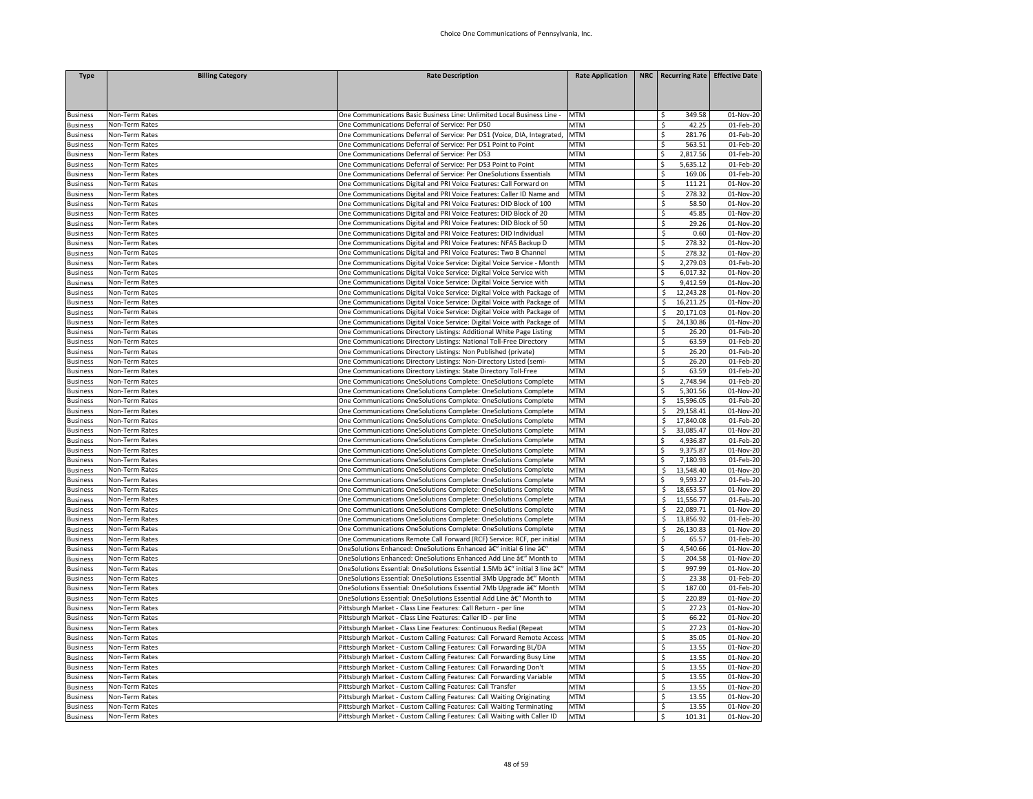Choice One Communications of Pennsylvania, Inc.

| Type | Billing Category | Rate Description | Rate Application | NRC | Recurring Rate | Effective Date |
|---|---|---|---|---|---|---|
| Business | Non-Term Rates | One Communications Basic Business Line: Unlimited Local Business Line - | MTM | | $ 349.58 | 01-Nov-20 |
| Business | Non-Term Rates | One Communications Deferral of Service: Per DS0 | MTM | | $ 42.25 | 01-Feb-20 |
| Business | Non-Term Rates | One Communications Deferral of Service: Per DS1 (Voice, DIA, Integrated, | MTM | | $ 281.76 | 01-Feb-20 |
| Business | Non-Term Rates | One Communications Deferral of Service: Per DS1 Point to Point | MTM | | $ 563.51 | 01-Feb-20 |
| Business | Non-Term Rates | One Communications Deferral of Service: Per DS3 | MTM | | $ 2,817.56 | 01-Feb-20 |
| Business | Non-Term Rates | One Communications Deferral of Service: Per DS3 Point to Point | MTM | | $ 5,635.12 | 01-Feb-20 |
| Business | Non-Term Rates | One Communications Deferral of Service: Per OneSolutions Essentials | MTM | | $ 169.06 | 01-Feb-20 |
| Business | Non-Term Rates | One Communications Digital and PRI Voice Features: Call Forward on | MTM | | $ 111.21 | 01-Nov-20 |
| Business | Non-Term Rates | One Communications Digital and PRI Voice Features: Caller ID Name and | MTM | | $ 278.32 | 01-Nov-20 |
| Business | Non-Term Rates | One Communications Digital and PRI Voice Features: DID Block of 100 | MTM | | $ 58.50 | 01-Nov-20 |
| Business | Non-Term Rates | One Communications Digital and PRI Voice Features: DID Block of 20 | MTM | | $ 45.85 | 01-Nov-20 |
| Business | Non-Term Rates | One Communications Digital and PRI Voice Features: DID Block of 50 | MTM | | $ 29.26 | 01-Nov-20 |
| Business | Non-Term Rates | One Communications Digital and PRI Voice Features: DID Individual | MTM | | $ 0.60 | 01-Nov-20 |
| Business | Non-Term Rates | One Communications Digital and PRI Voice Features: NFAS Backup D | MTM | | $ 278.32 | 01-Nov-20 |
| Business | Non-Term Rates | One Communications Digital and PRI Voice Features: Two B Channel | MTM | | $ 278.32 | 01-Nov-20 |
| Business | Non-Term Rates | One Communications Digital Voice Service: Digital Voice Service - Month | MTM | | $ 2,279.03 | 01-Feb-20 |
| Business | Non-Term Rates | One Communications Digital Voice Service: Digital Voice Service with | MTM | | $ 6,017.32 | 01-Nov-20 |
| Business | Non-Term Rates | One Communications Digital Voice Service: Digital Voice Service with | MTM | | $ 9,412.59 | 01-Nov-20 |
| Business | Non-Term Rates | One Communications Digital Voice Service: Digital Voice with Package of | MTM | | $ 12,243.28 | 01-Nov-20 |
| Business | Non-Term Rates | One Communications Digital Voice Service: Digital Voice with Package of | MTM | | $ 16,211.25 | 01-Nov-20 |
| Business | Non-Term Rates | One Communications Digital Voice Service: Digital Voice with Package of | MTM | | $ 20,171.03 | 01-Nov-20 |
| Business | Non-Term Rates | One Communications Digital Voice Service: Digital Voice with Package of | MTM | | $ 24,130.86 | 01-Nov-20 |
| Business | Non-Term Rates | One Communications Directory Listings: Additional White Page Listing | MTM | | $ 26.20 | 01-Feb-20 |
| Business | Non-Term Rates | One Communications Directory Listings: National Toll-Free Directory | MTM | | $ 63.59 | 01-Feb-20 |
| Business | Non-Term Rates | One Communications Directory Listings: Non Published (private) | MTM | | $ 26.20 | 01-Feb-20 |
| Business | Non-Term Rates | One Communications Directory Listings: Non-Directory Listed (semi- | MTM | | $ 26.20 | 01-Feb-20 |
| Business | Non-Term Rates | One Communications Directory Listings: State Directory Toll-Free | MTM | | $ 63.59 | 01-Feb-20 |
| Business | Non-Term Rates | One Communications OneSolutions Complete: OneSolutions Complete | MTM | | $ 2,748.94 | 01-Feb-20 |
| Business | Non-Term Rates | One Communications OneSolutions Complete: OneSolutions Complete | MTM | | $ 5,301.56 | 01-Nov-20 |
| Business | Non-Term Rates | One Communications OneSolutions Complete: OneSolutions Complete | MTM | | $ 15,596.05 | 01-Feb-20 |
| Business | Non-Term Rates | One Communications OneSolutions Complete: OneSolutions Complete | MTM | | $ 29,158.41 | 01-Nov-20 |
| Business | Non-Term Rates | One Communications OneSolutions Complete: OneSolutions Complete | MTM | | $ 17,840.08 | 01-Feb-20 |
| Business | Non-Term Rates | One Communications OneSolutions Complete: OneSolutions Complete | MTM | | $ 33,085.47 | 01-Nov-20 |
| Business | Non-Term Rates | One Communications OneSolutions Complete: OneSolutions Complete | MTM | | $ 4,936.87 | 01-Feb-20 |
| Business | Non-Term Rates | One Communications OneSolutions Complete: OneSolutions Complete | MTM | | $ 9,375.87 | 01-Nov-20 |
| Business | Non-Term Rates | One Communications OneSolutions Complete: OneSolutions Complete | MTM | | $ 7,180.93 | 01-Feb-20 |
| Business | Non-Term Rates | One Communications OneSolutions Complete: OneSolutions Complete | MTM | | $ 13,548.40 | 01-Nov-20 |
| Business | Non-Term Rates | One Communications OneSolutions Complete: OneSolutions Complete | MTM | | $ 9,593.27 | 01-Feb-20 |
| Business | Non-Term Rates | One Communications OneSolutions Complete: OneSolutions Complete | MTM | | $ 18,653.57 | 01-Nov-20 |
| Business | Non-Term Rates | One Communications OneSolutions Complete: OneSolutions Complete | MTM | | $ 11,556.77 | 01-Feb-20 |
| Business | Non-Term Rates | One Communications OneSolutions Complete: OneSolutions Complete | MTM | | $ 22,089.71 | 01-Nov-20 |
| Business | Non-Term Rates | One Communications OneSolutions Complete: OneSolutions Complete | MTM | | $ 13,856.92 | 01-Feb-20 |
| Business | Non-Term Rates | One Communications OneSolutions Complete: OneSolutions Complete | MTM | | $ 26,130.83 | 01-Nov-20 |
| Business | Non-Term Rates | One Communications Remote Call Forward (RCF) Service: RCF, per initial | MTM | | $ 65.57 | 01-Feb-20 |
| Business | Non-Term Rates | OneSolutions Enhanced: OneSolutions Enhanced â€" initial 6 line â€" | MTM | | $ 4,540.66 | 01-Nov-20 |
| Business | Non-Term Rates | OneSolutions Enhanced: OneSolutions Enhanced Add Line â€" Month to | MTM | | $ 204.58 | 01-Nov-20 |
| Business | Non-Term Rates | OneSolutions Essential: OneSolutions Essential 1.5Mb â€" initial 3 line â€" | MTM | | $ 997.99 | 01-Nov-20 |
| Business | Non-Term Rates | OneSolutions Essential: OneSolutions Essential 3Mb Upgrade â€" Month | MTM | | $ 23.38 | 01-Feb-20 |
| Business | Non-Term Rates | OneSolutions Essential: OneSolutions Essential 7Mb Upgrade â€" Month | MTM | | $ 187.00 | 01-Feb-20 |
| Business | Non-Term Rates | OneSolutions Essential: OneSolutions Essential Add Line â€" Month to | MTM | | $ 220.89 | 01-Nov-20 |
| Business | Non-Term Rates | Pittsburgh Market - Class Line Features: Call Return - per line | MTM | | $ 27.23 | 01-Nov-20 |
| Business | Non-Term Rates | Pittsburgh Market - Class Line Features: Caller ID - per line | MTM | | $ 66.22 | 01-Nov-20 |
| Business | Non-Term Rates | Pittsburgh Market - Class Line Features: Continuous Redial (Repeat | MTM | | $ 27.23 | 01-Nov-20 |
| Business | Non-Term Rates | Pittsburgh Market - Custom Calling Features: Call Forward Remote Access | MTM | | $ 35.05 | 01-Nov-20 |
| Business | Non-Term Rates | Pittsburgh Market - Custom Calling Features: Call Forwarding BL/DA | MTM | | $ 13.55 | 01-Nov-20 |
| Business | Non-Term Rates | Pittsburgh Market - Custom Calling Features: Call Forwarding Busy Line | MTM | | $ 13.55 | 01-Nov-20 |
| Business | Non-Term Rates | Pittsburgh Market - Custom Calling Features: Call Forwarding Don't | MTM | | $ 13.55 | 01-Nov-20 |
| Business | Non-Term Rates | Pittsburgh Market - Custom Calling Features: Call Forwarding Variable | MTM | | $ 13.55 | 01-Nov-20 |
| Business | Non-Term Rates | Pittsburgh Market - Custom Calling Features: Call Transfer | MTM | | $ 13.55 | 01-Nov-20 |
| Business | Non-Term Rates | Pittsburgh Market - Custom Calling Features: Call Waiting Originating | MTM | | $ 13.55 | 01-Nov-20 |
| Business | Non-Term Rates | Pittsburgh Market - Custom Calling Features: Call Waiting Terminating | MTM | | $ 13.55 | 01-Nov-20 |
| Business | Non-Term Rates | Pittsburgh Market - Custom Calling Features: Call Waiting with Caller ID | MTM | | $ 101.31 | 01-Nov-20 |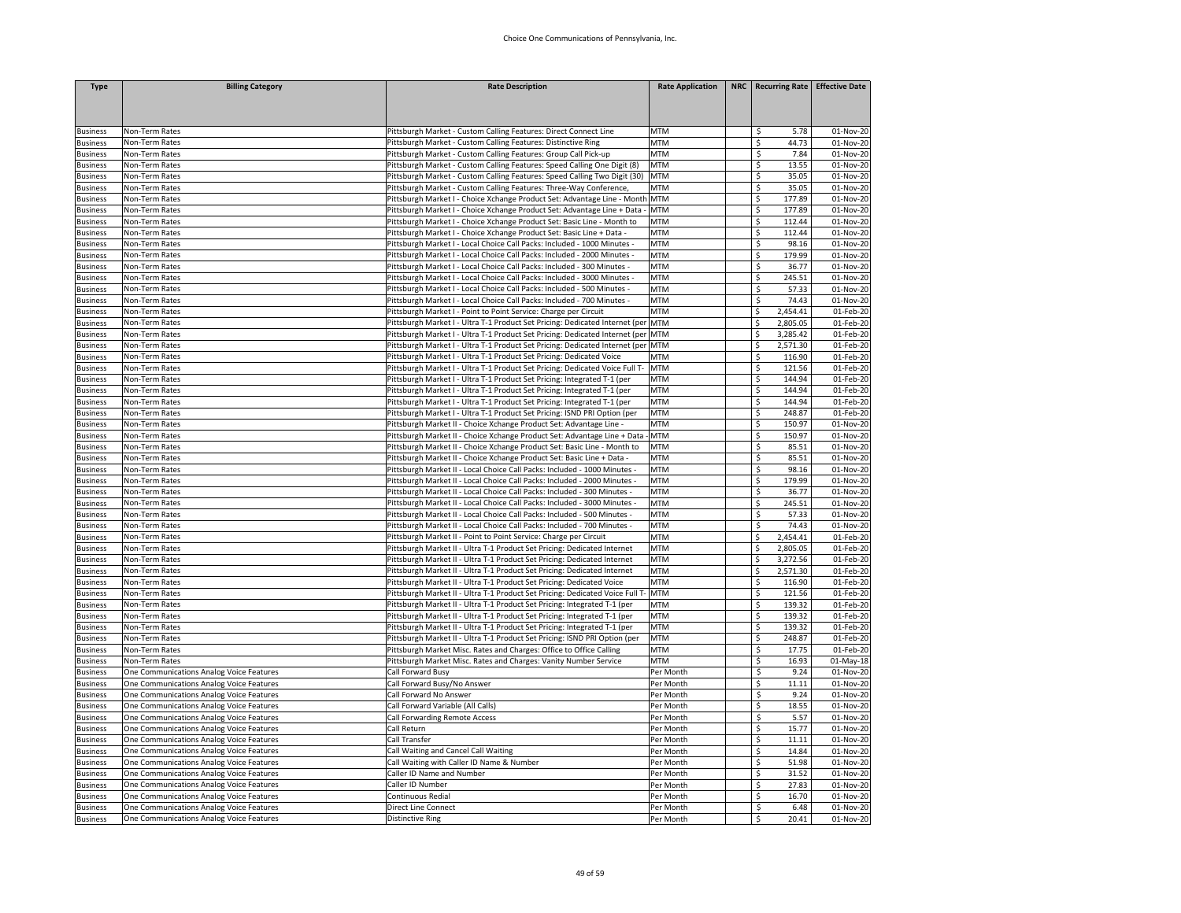| Type | Billing Category | Rate Description | Rate Application | NRC | Recurring Rate | Effective Date |
|---|---|---|---|---|---|---|
| Business | Non-Term Rates | Pittsburgh Market - Custom Calling Features: Direct Connect Line | MTM | | $ 5.78 | 01-Nov-20 |
| Business | Non-Term Rates | Pittsburgh Market - Custom Calling Features: Distinctive Ring | MTM | | $ 44.73 | 01-Nov-20 |
| Business | Non-Term Rates | Pittsburgh Market - Custom Calling Features: Group Call Pick-up | MTM | | $ 7.84 | 01-Nov-20 |
| Business | Non-Term Rates | Pittsburgh Market - Custom Calling Features: Speed Calling One Digit (8) | MTM | | $ 13.55 | 01-Nov-20 |
| Business | Non-Term Rates | Pittsburgh Market - Custom Calling Features: Speed Calling Two Digit (30) | MTM | | $ 35.05 | 01-Nov-20 |
| Business | Non-Term Rates | Pittsburgh Market - Custom Calling Features: Three-Way Conference, | MTM | | $ 35.05 | 01-Nov-20 |
| Business | Non-Term Rates | Pittsburgh Market I - Choice Xchange Product Set: Advantage Line - Month | MTM | | $ 177.89 | 01-Nov-20 |
| Business | Non-Term Rates | Pittsburgh Market I - Choice Xchange Product Set: Advantage Line + Data - | MTM | | $ 177.89 | 01-Nov-20 |
| Business | Non-Term Rates | Pittsburgh Market I - Choice Xchange Product Set: Basic Line - Month to | MTM | | $ 112.44 | 01-Nov-20 |
| Business | Non-Term Rates | Pittsburgh Market I - Choice Xchange Product Set: Basic Line + Data - | MTM | | $ 112.44 | 01-Nov-20 |
| Business | Non-Term Rates | Pittsburgh Market I - Local Choice Call Packs: Included - 1000 Minutes - | MTM | | $ 98.16 | 01-Nov-20 |
| Business | Non-Term Rates | Pittsburgh Market I - Local Choice Call Packs: Included - 2000 Minutes - | MTM | | $ 179.99 | 01-Nov-20 |
| Business | Non-Term Rates | Pittsburgh Market I - Local Choice Call Packs: Included - 300 Minutes - | MTM | | $ 36.77 | 01-Nov-20 |
| Business | Non-Term Rates | Pittsburgh Market I - Local Choice Call Packs: Included - 3000 Minutes - | MTM | | $ 245.51 | 01-Nov-20 |
| Business | Non-Term Rates | Pittsburgh Market I - Local Choice Call Packs: Included - 500 Minutes - | MTM | | $ 57.33 | 01-Nov-20 |
| Business | Non-Term Rates | Pittsburgh Market I - Local Choice Call Packs: Included - 700 Minutes - | MTM | | $ 74.43 | 01-Nov-20 |
| Business | Non-Term Rates | Pittsburgh Market I - Point to Point Service: Charge per Circuit | MTM | | $ 2,454.41 | 01-Feb-20 |
| Business | Non-Term Rates | Pittsburgh Market I - Ultra T-1 Product Set Pricing: Dedicated Internet (per | MTM | | $ 2,805.05 | 01-Feb-20 |
| Business | Non-Term Rates | Pittsburgh Market I - Ultra T-1 Product Set Pricing: Dedicated Internet (per | MTM | | $ 3,285.42 | 01-Feb-20 |
| Business | Non-Term Rates | Pittsburgh Market I - Ultra T-1 Product Set Pricing: Dedicated Internet (per | MTM | | $ 2,571.30 | 01-Feb-20 |
| Business | Non-Term Rates | Pittsburgh Market I - Ultra T-1 Product Set Pricing: Dedicated Voice | MTM | | $ 116.90 | 01-Feb-20 |
| Business | Non-Term Rates | Pittsburgh Market I - Ultra T-1 Product Set Pricing: Dedicated Voice Full T- | MTM | | $ 121.56 | 01-Feb-20 |
| Business | Non-Term Rates | Pittsburgh Market I - Ultra T-1 Product Set Pricing: Integrated T-1 (per | MTM | | $ 144.94 | 01-Feb-20 |
| Business | Non-Term Rates | Pittsburgh Market I - Ultra T-1 Product Set Pricing: Integrated T-1 (per | MTM | | $ 144.94 | 01-Feb-20 |
| Business | Non-Term Rates | Pittsburgh Market I - Ultra T-1 Product Set Pricing: Integrated T-1 (per | MTM | | $ 144.94 | 01-Feb-20 |
| Business | Non-Term Rates | Pittsburgh Market I - Ultra T-1 Product Set Pricing: ISND PRI Option (per | MTM | | $ 248.87 | 01-Feb-20 |
| Business | Non-Term Rates | Pittsburgh Market II - Choice Xchange Product Set: Advantage Line - | MTM | | $ 150.97 | 01-Nov-20 |
| Business | Non-Term Rates | Pittsburgh Market II - Choice Xchange Product Set: Advantage Line + Data - | MTM | | $ 150.97 | 01-Nov-20 |
| Business | Non-Term Rates | Pittsburgh Market II - Choice Xchange Product Set: Basic Line - Month to | MTM | | $ 85.51 | 01-Nov-20 |
| Business | Non-Term Rates | Pittsburgh Market II - Choice Xchange Product Set: Basic Line + Data - | MTM | | $ 85.51 | 01-Nov-20 |
| Business | Non-Term Rates | Pittsburgh Market II - Local Choice Call Packs: Included - 1000 Minutes - | MTM | | $ 98.16 | 01-Nov-20 |
| Business | Non-Term Rates | Pittsburgh Market II - Local Choice Call Packs: Included - 2000 Minutes - | MTM | | $ 179.99 | 01-Nov-20 |
| Business | Non-Term Rates | Pittsburgh Market II - Local Choice Call Packs: Included - 300 Minutes - | MTM | | $ 36.77 | 01-Nov-20 |
| Business | Non-Term Rates | Pittsburgh Market II - Local Choice Call Packs: Included - 3000 Minutes - | MTM | | $ 245.51 | 01-Nov-20 |
| Business | Non-Term Rates | Pittsburgh Market II - Local Choice Call Packs: Included - 500 Minutes - | MTM | | $ 57.33 | 01-Nov-20 |
| Business | Non-Term Rates | Pittsburgh Market II - Local Choice Call Packs: Included - 700 Minutes - | MTM | | $ 74.43 | 01-Nov-20 |
| Business | Non-Term Rates | Pittsburgh Market II - Point to Point Service: Charge per Circuit | MTM | | $ 2,454.41 | 01-Feb-20 |
| Business | Non-Term Rates | Pittsburgh Market II - Ultra T-1 Product Set Pricing: Dedicated Internet | MTM | | $ 2,805.05 | 01-Feb-20 |
| Business | Non-Term Rates | Pittsburgh Market II - Ultra T-1 Product Set Pricing: Dedicated Internet | MTM | | $ 3,272.56 | 01-Feb-20 |
| Business | Non-Term Rates | Pittsburgh Market II - Ultra T-1 Product Set Pricing: Dedicated Internet | MTM | | $ 2,571.30 | 01-Feb-20 |
| Business | Non-Term Rates | Pittsburgh Market II - Ultra T-1 Product Set Pricing: Dedicated Voice | MTM | | $ 116.90 | 01-Feb-20 |
| Business | Non-Term Rates | Pittsburgh Market II - Ultra T-1 Product Set Pricing: Dedicated Voice Full T- | MTM | | $ 121.56 | 01-Feb-20 |
| Business | Non-Term Rates | Pittsburgh Market II - Ultra T-1 Product Set Pricing: Integrated T-1 (per | MTM | | $ 139.32 | 01-Feb-20 |
| Business | Non-Term Rates | Pittsburgh Market II - Ultra T-1 Product Set Pricing: Integrated T-1 (per | MTM | | $ 139.32 | 01-Feb-20 |
| Business | Non-Term Rates | Pittsburgh Market II - Ultra T-1 Product Set Pricing: Integrated T-1 (per | MTM | | $ 139.32 | 01-Feb-20 |
| Business | Non-Term Rates | Pittsburgh Market II - Ultra T-1 Product Set Pricing: ISND PRI Option (per | MTM | | $ 248.87 | 01-Feb-20 |
| Business | Non-Term Rates | Pittsburgh Market Misc. Rates and Charges: Office to Office Calling | MTM | | $ 17.75 | 01-Feb-20 |
| Business | Non-Term Rates | Pittsburgh Market Misc. Rates and Charges: Vanity Number Service | MTM | | $ 16.93 | 01-May-18 |
| Business | One Communications Analog Voice Features | Call Forward Busy | Per Month | | $ 9.24 | 01-Nov-20 |
| Business | One Communications Analog Voice Features | Call Forward Busy/No Answer | Per Month | | $ 11.11 | 01-Nov-20 |
| Business | One Communications Analog Voice Features | Call Forward No Answer | Per Month | | $ 9.24 | 01-Nov-20 |
| Business | One Communications Analog Voice Features | Call Forward Variable (All Calls) | Per Month | | $ 18.55 | 01-Nov-20 |
| Business | One Communications Analog Voice Features | Call Forwarding Remote Access | Per Month | | $ 5.57 | 01-Nov-20 |
| Business | One Communications Analog Voice Features | Call Return | Per Month | | $ 15.77 | 01-Nov-20 |
| Business | One Communications Analog Voice Features | Call Transfer | Per Month | | $ 11.11 | 01-Nov-20 |
| Business | One Communications Analog Voice Features | Call Waiting and Cancel Call Waiting | Per Month | | $ 14.84 | 01-Nov-20 |
| Business | One Communications Analog Voice Features | Call Waiting with Caller ID Name & Number | Per Month | | $ 51.98 | 01-Nov-20 |
| Business | One Communications Analog Voice Features | Caller ID Name and Number | Per Month | | $ 31.52 | 01-Nov-20 |
| Business | One Communications Analog Voice Features | Caller ID Number | Per Month | | $ 27.83 | 01-Nov-20 |
| Business | One Communications Analog Voice Features | Continuous Redial | Per Month | | $ 16.70 | 01-Nov-20 |
| Business | One Communications Analog Voice Features | Direct Line Connect | Per Month | | $ 6.48 | 01-Nov-20 |
| Business | One Communications Analog Voice Features | Distinctive Ring | Per Month | | $ 20.41 | 01-Nov-20 |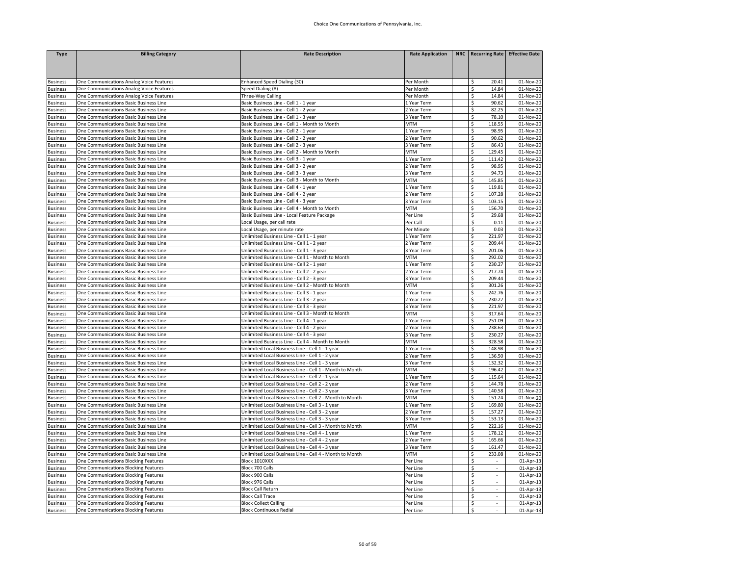| Type | Billing Category | Rate Description | Rate Application | NRC | Recurring Rate | Effective Date |
|---|---|---|---|---|---|---|
| Business | One Communications Analog Voice Features | Enhanced Speed Dialing (30) | Per Month | | $ 20.41 | 01-Nov-20 |
| Business | One Communications Analog Voice Features | Speed Dialing (8) | Per Month | | $ 14.84 | 01-Nov-20 |
| Business | One Communications Analog Voice Features | Three-Way Calling | Per Month | | $ 14.84 | 01-Nov-20 |
| Business | One Communications Basic Business Line | Basic Business Line - Cell 1 - 1 year | 1 Year Term | | $ 90.62 | 01-Nov-20 |
| Business | One Communications Basic Business Line | Basic Business Line - Cell 1 - 2 year | 2 Year Term | | $ 82.25 | 01-Nov-20 |
| Business | One Communications Basic Business Line | Basic Business Line - Cell 1 - 3 year | 3 Year Term | | $ 78.10 | 01-Nov-20 |
| Business | One Communications Basic Business Line | Basic Business Line - Cell 1 - Month to Month | MTM | | $ 118.55 | 01-Nov-20 |
| Business | One Communications Basic Business Line | Basic Business Line - Cell 2 - 1 year | 1 Year Term | | $ 98.95 | 01-Nov-20 |
| Business | One Communications Basic Business Line | Basic Business Line - Cell 2 - 2 year | 2 Year Term | | $ 90.62 | 01-Nov-20 |
| Business | One Communications Basic Business Line | Basic Business Line - Cell 2 - 3 year | 3 Year Term | | $ 86.43 | 01-Nov-20 |
| Business | One Communications Basic Business Line | Basic Business Line - Cell 2 - Month to Month | MTM | | $ 129.45 | 01-Nov-20 |
| Business | One Communications Basic Business Line | Basic Business Line - Cell 3 - 1 year | 1 Year Term | | $ 111.42 | 01-Nov-20 |
| Business | One Communications Basic Business Line | Basic Business Line - Cell 3 - 2 year | 2 Year Term | | $ 98.95 | 01-Nov-20 |
| Business | One Communications Basic Business Line | Basic Business Line - Cell 3 - 3 year | 3 Year Term | | $ 94.73 | 01-Nov-20 |
| Business | One Communications Basic Business Line | Basic Business Line - Cell 3 - Month to Month | MTM | | $ 145.85 | 01-Nov-20 |
| Business | One Communications Basic Business Line | Basic Business Line - Cell 4 - 1 year | 1 Year Term | | $ 119.81 | 01-Nov-20 |
| Business | One Communications Basic Business Line | Basic Business Line - Cell 4 - 2 year | 2 Year Term | | $ 107.28 | 01-Nov-20 |
| Business | One Communications Basic Business Line | Basic Business Line - Cell 4 - 3 year | 3 Year Term | | $ 103.15 | 01-Nov-20 |
| Business | One Communications Basic Business Line | Basic Business Line - Cell 4 - Month to Month | MTM | | $ 156.70 | 01-Nov-20 |
| Business | One Communications Basic Business Line | Basic Business Line - Local Feature Package | Per Line | | $ 29.68 | 01-Nov-20 |
| Business | One Communications Basic Business Line | Local Usage, per call rate | Per Call | | $ 0.11 | 01-Nov-20 |
| Business | One Communications Basic Business Line | Local Usage, per minute rate | Per Minute | | $ 0.03 | 01-Nov-20 |
| Business | One Communications Basic Business Line | Unlimited Business Line - Cell 1 - 1 year | 1 Year Term | | $ 221.97 | 01-Nov-20 |
| Business | One Communications Basic Business Line | Unlimited Business Line - Cell 1 - 2 year | 2 Year Term | | $ 209.44 | 01-Nov-20 |
| Business | One Communications Basic Business Line | Unlimited Business Line - Cell 1 - 3 year | 3 Year Term | | $ 201.06 | 01-Nov-20 |
| Business | One Communications Basic Business Line | Unlimited Business Line - Cell 1 - Month to Month | MTM | | $ 292.02 | 01-Nov-20 |
| Business | One Communications Basic Business Line | Unlimited Business Line - Cell 2 - 1 year | 1 Year Term | | $ 230.27 | 01-Nov-20 |
| Business | One Communications Basic Business Line | Unlimited Business Line - Cell 2 - 2 year | 2 Year Term | | $ 217.74 | 01-Nov-20 |
| Business | One Communications Basic Business Line | Unlimited Business Line - Cell 2 - 3 year | 3 Year Term | | $ 209.44 | 01-Nov-20 |
| Business | One Communications Basic Business Line | Unlimited Business Line - Cell 2 - Month to Month | MTM | | $ 301.26 | 01-Nov-20 |
| Business | One Communications Basic Business Line | Unlimited Business Line - Cell 3 - 1 year | 1 Year Term | | $ 242.76 | 01-Nov-20 |
| Business | One Communications Basic Business Line | Unlimited Business Line - Cell 3 - 2 year | 2 Year Term | | $ 230.27 | 01-Nov-20 |
| Business | One Communications Basic Business Line | Unlimited Business Line - Cell 3 - 3 year | 3 Year Term | | $ 221.97 | 01-Nov-20 |
| Business | One Communications Basic Business Line | Unlimited Business Line - Cell 3 - Month to Month | MTM | | $ 317.64 | 01-Nov-20 |
| Business | One Communications Basic Business Line | Unlimited Business Line - Cell 4 - 1 year | 1 Year Term | | $ 251.09 | 01-Nov-20 |
| Business | One Communications Basic Business Line | Unlimited Business Line - Cell 4 - 2 year | 2 Year Term | | $ 238.63 | 01-Nov-20 |
| Business | One Communications Basic Business Line | Unlimited Business Line - Cell 4 - 3 year | 3 Year Term | | $ 230.27 | 01-Nov-20 |
| Business | One Communications Basic Business Line | Unlimited Business Line - Cell 4 - Month to Month | MTM | | $ 328.58 | 01-Nov-20 |
| Business | One Communications Basic Business Line | Unlimited Local Business Line - Cell 1 - 1 year | 1 Year Term | | $ 148.98 | 01-Nov-20 |
| Business | One Communications Basic Business Line | Unlimited Local Business Line - Cell 1 - 2 year | 2 Year Term | | $ 136.50 | 01-Nov-20 |
| Business | One Communications Basic Business Line | Unlimited Local Business Line - Cell 1 - 3 year | 3 Year Term | | $ 132.32 | 01-Nov-20 |
| Business | One Communications Basic Business Line | Unlimited Local Business Line - Cell 1 - Month to Month | MTM | | $ 196.42 | 01-Nov-20 |
| Business | One Communications Basic Business Line | Unlimited Local Business Line - Cell 2 - 1 year | 1 Year Term | | $ 115.64 | 01-Nov-20 |
| Business | One Communications Basic Business Line | Unlimited Local Business Line - Cell 2 - 2 year | 2 Year Term | | $ 144.78 | 01-Nov-20 |
| Business | One Communications Basic Business Line | Unlimited Local Business Line - Cell 2 - 3 year | 3 Year Term | | $ 140.58 | 01-Nov-20 |
| Business | One Communications Basic Business Line | Unlimited Local Business Line - Cell 2 - Month to Month | MTM | | $ 151.24 | 01-Nov-20 |
| Business | One Communications Basic Business Line | Unlimited Local Business Line - Cell 3 - 1 year | 1 Year Term | | $ 169.80 | 01-Nov-20 |
| Business | One Communications Basic Business Line | Unlimited Local Business Line - Cell 3 - 2 year | 2 Year Term | | $ 157.27 | 01-Nov-20 |
| Business | One Communications Basic Business Line | Unlimited Local Business Line - Cell 3 - 3 year | 3 Year Term | | $ 153.13 | 01-Nov-20 |
| Business | One Communications Basic Business Line | Unlimited Local Business Line - Cell 3 - Month to Month | MTM | | $ 222.16 | 01-Nov-20 |
| Business | One Communications Basic Business Line | Unlimited Local Business Line - Cell 4 - 1 year | 1 Year Term | | $ 178.12 | 01-Nov-20 |
| Business | One Communications Basic Business Line | Unlimited Local Business Line - Cell 4 - 2 year | 2 Year Term | | $ 165.66 | 01-Nov-20 |
| Business | One Communications Basic Business Line | Unlimited Local Business Line - Cell 4 - 3 year | 3 Year Term | | $ 161.47 | 01-Nov-20 |
| Business | One Communications Basic Business Line | Unlimited Local Business Line - Cell 4 - Month to Month | MTM | | $ 233.08 | 01-Nov-20 |
| Business | One Communications Blocking Features | Block 1010XXX | Per Line | | $ - | 01-Apr-13 |
| Business | One Communications Blocking Features | Block 700 Calls | Per Line | | $ - | 01-Apr-13 |
| Business | One Communications Blocking Features | Block 900 Calls | Per Line | | $ - | 01-Apr-13 |
| Business | One Communications Blocking Features | Block 976 Calls | Per Line | | $ - | 01-Apr-13 |
| Business | One Communications Blocking Features | Block Call Return | Per Line | | $ - | 01-Apr-13 |
| Business | One Communications Blocking Features | Block Call Trace | Per Line | | $ - | 01-Apr-13 |
| Business | One Communications Blocking Features | Block Collect Calling | Per Line | | $ - | 01-Apr-13 |
| Business | One Communications Blocking Features | Block Continuous Redial | Per Line | | $ - | 01-Apr-13 |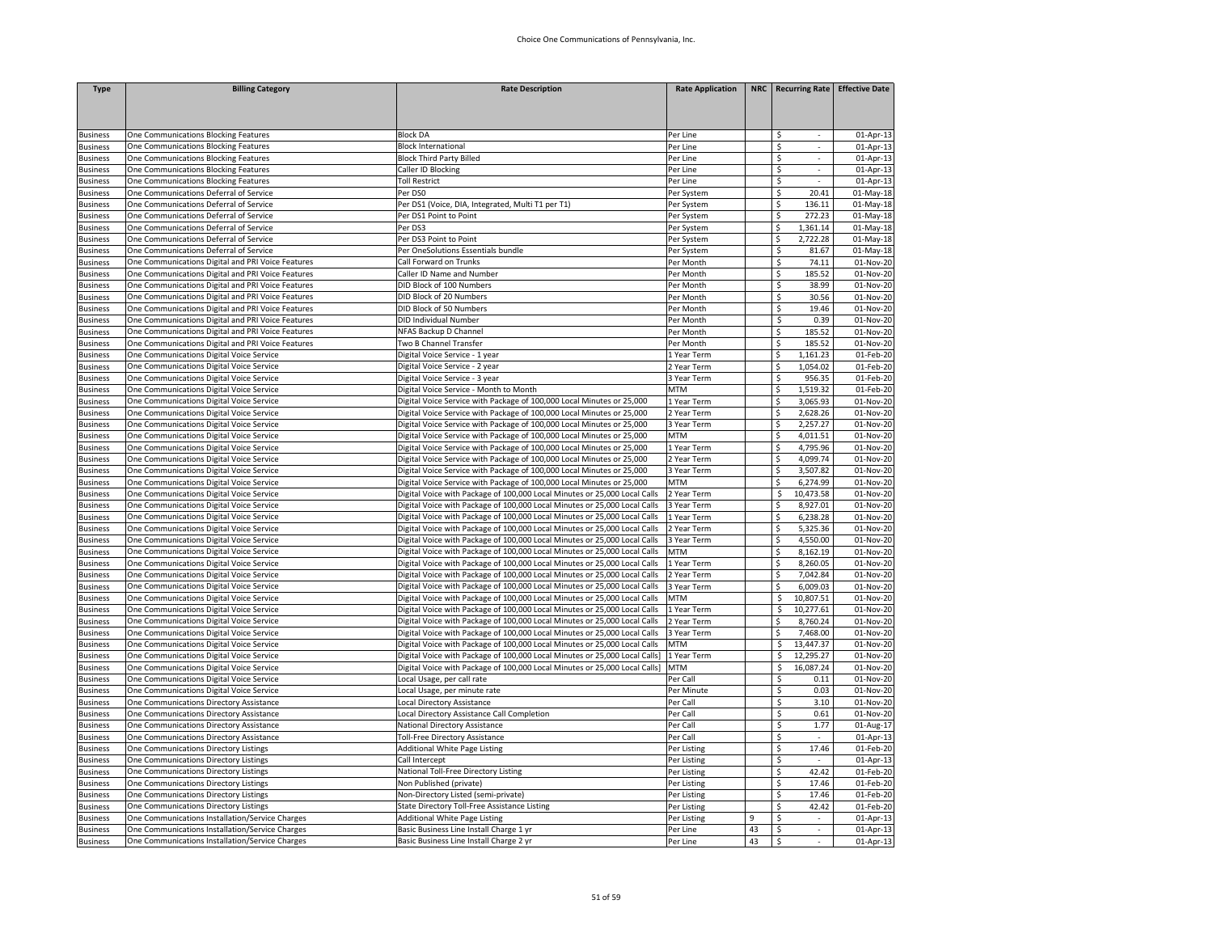| Type | Billing Category | Rate Description | Rate Application | NRC | Recurring Rate | Effective Date |
|---|---|---|---|---|---|---|
| Business | One Communications Blocking Features | Block DA | Per Line | | $ - | 01-Apr-13 |
| Business | One Communications Blocking Features | Block International | Per Line | | $ - | 01-Apr-13 |
| Business | One Communications Blocking Features | Block Third Party Billed | Per Line | | $ - | 01-Apr-13 |
| Business | One Communications Blocking Features | Caller ID Blocking | Per Line | | $ - | 01-Apr-13 |
| Business | One Communications Blocking Features | Toll Restrict | Per Line | | $ - | 01-Apr-13 |
| Business | One Communications Deferral of Service | Per DS0 | Per System | | $ 20.41 | 01-May-18 |
| Business | One Communications Deferral of Service | Per DS1 (Voice, DIA, Integrated, Multi T1 per T1) | Per System | | $ 136.11 | 01-May-18 |
| Business | One Communications Deferral of Service | Per DS1 Point to Point | Per System | | $ 272.23 | 01-May-18 |
| Business | One Communications Deferral of Service | Per DS3 | Per System | | $ 1,361.14 | 01-May-18 |
| Business | One Communications Deferral of Service | Per DS3 Point to Point | Per System | | $ 2,722.28 | 01-May-18 |
| Business | One Communications Deferral of Service | Per OneSolutions Essentials bundle | Per System | | $ 81.67 | 01-May-18 |
| Business | One Communications Digital and PRI Voice Features | Call Forward on Trunks | Per Month | | $ 74.11 | 01-Nov-20 |
| Business | One Communications Digital and PRI Voice Features | Caller ID Name and Number | Per Month | | $ 185.52 | 01-Nov-20 |
| Business | One Communications Digital and PRI Voice Features | DID Block of 100 Numbers | Per Month | | $ 38.99 | 01-Nov-20 |
| Business | One Communications Digital and PRI Voice Features | DID Block of 20 Numbers | Per Month | | $ 30.56 | 01-Nov-20 |
| Business | One Communications Digital and PRI Voice Features | DID Block of 50 Numbers | Per Month | | $ 19.46 | 01-Nov-20 |
| Business | One Communications Digital and PRI Voice Features | DID Individual Number | Per Month | | $ 0.39 | 01-Nov-20 |
| Business | One Communications Digital and PRI Voice Features | NFAS Backup D Channel | Per Month | | $ 185.52 | 01-Nov-20 |
| Business | One Communications Digital and PRI Voice Features | Two B Channel Transfer | Per Month | | $ 185.52 | 01-Nov-20 |
| Business | One Communications Digital Voice Service | Digital Voice Service - 1 year | 1 Year Term | | $ 1,161.23 | 01-Feb-20 |
| Business | One Communications Digital Voice Service | Digital Voice Service - 2 year | 2 Year Term | | $ 1,054.02 | 01-Feb-20 |
| Business | One Communications Digital Voice Service | Digital Voice Service - 3 year | 3 Year Term | | $ 956.35 | 01-Feb-20 |
| Business | One Communications Digital Voice Service | Digital Voice Service - Month to Month | MTM | | $ 1,519.32 | 01-Feb-20 |
| Business | One Communications Digital Voice Service | Digital Voice Service with Package of 100,000 Local Minutes or 25,000 | 1 Year Term | | $ 3,065.93 | 01-Nov-20 |
| Business | One Communications Digital Voice Service | Digital Voice Service with Package of 100,000 Local Minutes or 25,000 | 2 Year Term | | $ 2,628.26 | 01-Nov-20 |
| Business | One Communications Digital Voice Service | Digital Voice Service with Package of 100,000 Local Minutes or 25,000 | 3 Year Term | | $ 2,257.27 | 01-Nov-20 |
| Business | One Communications Digital Voice Service | Digital Voice Service with Package of 100,000 Local Minutes or 25,000 | MTM | | $ 4,011.51 | 01-Nov-20 |
| Business | One Communications Digital Voice Service | Digital Voice Service with Package of 100,000 Local Minutes or 25,000 | 1 Year Term | | $ 4,795.96 | 01-Nov-20 |
| Business | One Communications Digital Voice Service | Digital Voice Service with Package of 100,000 Local Minutes or 25,000 | 2 Year Term | | $ 4,099.74 | 01-Nov-20 |
| Business | One Communications Digital Voice Service | Digital Voice Service with Package of 100,000 Local Minutes or 25,000 | 3 Year Term | | $ 3,507.82 | 01-Nov-20 |
| Business | One Communications Digital Voice Service | Digital Voice Service with Package of 100,000 Local Minutes or 25,000 | MTM | | $ 6,274.99 | 01-Nov-20 |
| Business | One Communications Digital Voice Service | Digital Voice with Package of 100,000 Local Minutes or 25,000 Local Calls | 2 Year Term | | $ 10,473.58 | 01-Nov-20 |
| Business | One Communications Digital Voice Service | Digital Voice with Package of 100,000 Local Minutes or 25,000 Local Calls | 3 Year Term | | $ 8,927.01 | 01-Nov-20 |
| Business | One Communications Digital Voice Service | Digital Voice with Package of 100,000 Local Minutes or 25,000 Local Calls | 1 Year Term | | $ 6,238.28 | 01-Nov-20 |
| Business | One Communications Digital Voice Service | Digital Voice with Package of 100,000 Local Minutes or 25,000 Local Calls | 2 Year Term | | $ 5,325.36 | 01-Nov-20 |
| Business | One Communications Digital Voice Service | Digital Voice with Package of 100,000 Local Minutes or 25,000 Local Calls | 3 Year Term | | $ 4,550.00 | 01-Nov-20 |
| Business | One Communications Digital Voice Service | Digital Voice with Package of 100,000 Local Minutes or 25,000 Local Calls | MTM | | $ 8,162.19 | 01-Nov-20 |
| Business | One Communications Digital Voice Service | Digital Voice with Package of 100,000 Local Minutes or 25,000 Local Calls | 1 Year Term | | $ 8,260.05 | 01-Nov-20 |
| Business | One Communications Digital Voice Service | Digital Voice with Package of 100,000 Local Minutes or 25,000 Local Calls | 2 Year Term | | $ 7,042.84 | 01-Nov-20 |
| Business | One Communications Digital Voice Service | Digital Voice with Package of 100,000 Local Minutes or 25,000 Local Calls | 3 Year Term | | $ 6,009.03 | 01-Nov-20 |
| Business | One Communications Digital Voice Service | Digital Voice with Package of 100,000 Local Minutes or 25,000 Local Calls | MTM | | $ 10,807.51 | 01-Nov-20 |
| Business | One Communications Digital Voice Service | Digital Voice with Package of 100,000 Local Minutes or 25,000 Local Calls | 1 Year Term | | $ 10,277.61 | 01-Nov-20 |
| Business | One Communications Digital Voice Service | Digital Voice with Package of 100,000 Local Minutes or 25,000 Local Calls | 2 Year Term | | $ 8,760.24 | 01-Nov-20 |
| Business | One Communications Digital Voice Service | Digital Voice with Package of 100,000 Local Minutes or 25,000 Local Calls | 3 Year Term | | $ 7,468.00 | 01-Nov-20 |
| Business | One Communications Digital Voice Service | Digital Voice with Package of 100,000 Local Minutes or 25,000 Local Calls | MTM | | $ 13,447.37 | 01-Nov-20 |
| Business | One Communications Digital Voice Service | Digital Voice with Package of 100,000 Local Minutes or 25,000 Local Calls] | 1 Year Term | | $ 12,295.27 | 01-Nov-20 |
| Business | One Communications Digital Voice Service | Digital Voice with Package of 100,000 Local Minutes or 25,000 Local Calls] | MTM | | $ 16,087.24 | 01-Nov-20 |
| Business | One Communications Digital Voice Service | Local Usage, per call rate | Per Call | | $ 0.11 | 01-Nov-20 |
| Business | One Communications Digital Voice Service | Local Usage, per minute rate | Per Minute | | $ 0.03 | 01-Nov-20 |
| Business | One Communications Directory Assistance | Local Directory Assistance | Per Call | | $ 3.10 | 01-Nov-20 |
| Business | One Communications Directory Assistance | Local Directory Assistance Call Completion | Per Call | | $ 0.61 | 01-Nov-20 |
| Business | One Communications Directory Assistance | National Directory Assistance | Per Call | | $ 1.77 | 01-Aug-17 |
| Business | One Communications Directory Assistance | Toll-Free Directory Assistance | Per Call | | $ - | 01-Apr-13 |
| Business | One Communications Directory Listings | Additional White Page Listing | Per Listing | | $ 17.46 | 01-Feb-20 |
| Business | One Communications Directory Listings | Call Intercept | Per Listing | | $ - | 01-Apr-13 |
| Business | One Communications Directory Listings | National Toll-Free Directory Listing | Per Listing | | $ 42.42 | 01-Feb-20 |
| Business | One Communications Directory Listings | Non Published (private) | Per Listing | | $ 17.46 | 01-Feb-20 |
| Business | One Communications Directory Listings | Non-Directory Listed (semi-private) | Per Listing | | $ 17.46 | 01-Feb-20 |
| Business | One Communications Directory Listings | State Directory Toll-Free Assistance Listing | Per Listing | | $ 42.42 | 01-Feb-20 |
| Business | One Communications Installation/Service Charges | Additional White Page Listing | Per Listing | 9 | $ - | 01-Apr-13 |
| Business | One Communications Installation/Service Charges | Basic Business Line Install Charge 1 yr | Per Line | 43 | $ - | 01-Apr-13 |
| Business | One Communications Installation/Service Charges | Basic Business Line Install Charge 2 yr | Per Line | 43 | $ - | 01-Apr-13 |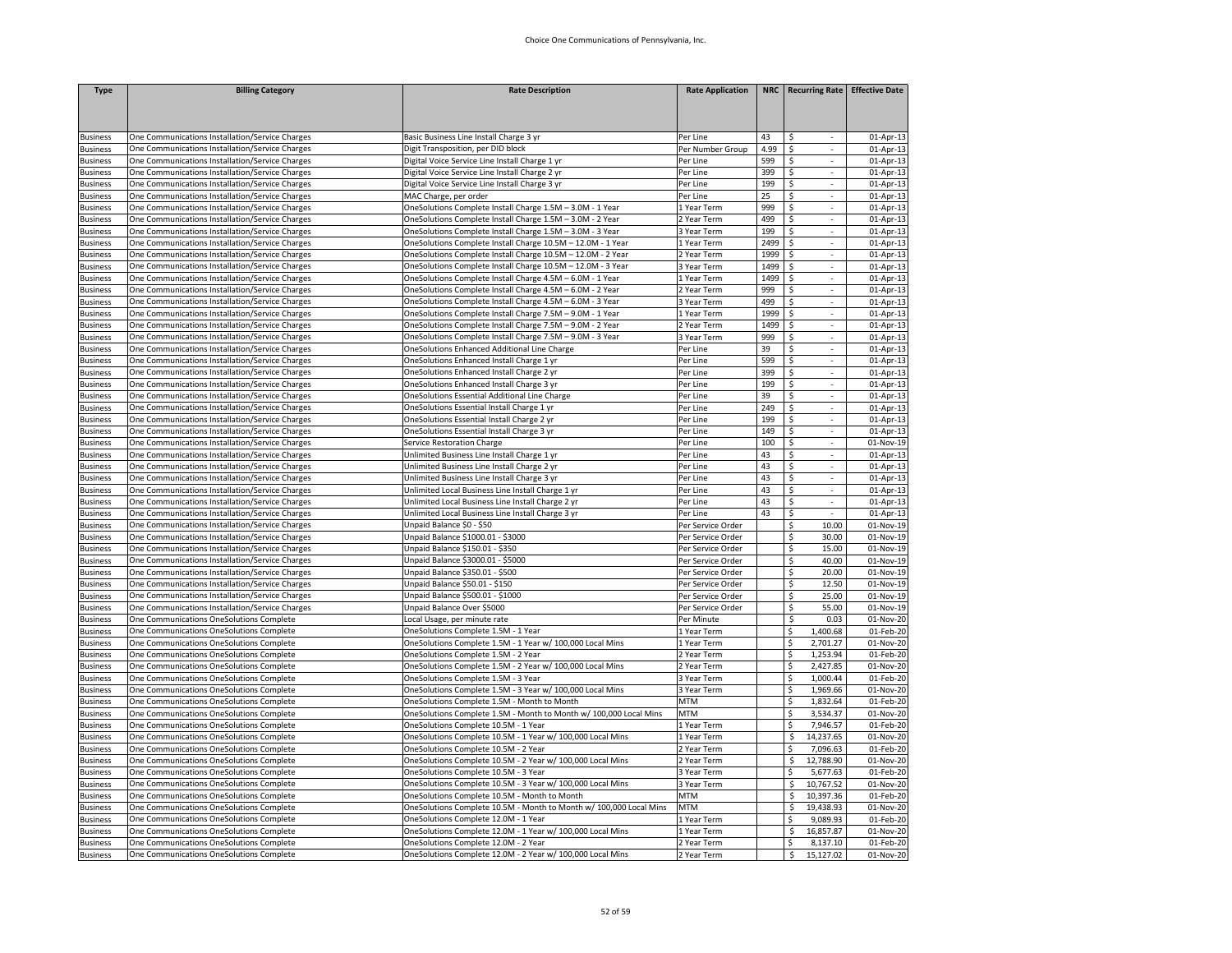| Type | Billing Category | Rate Description | Rate Application | NRC | Recurring Rate | Effective Date |
|---|---|---|---|---|---|---|
| Business | One Communications Installation/Service Charges | Basic Business Line Install Charge 3 yr | Per Line | 43 | $ - | 01-Apr-13 |
| Business | One Communications Installation/Service Charges | Digit Transposition, per DID block | Per Number Group | 4.99 | $ - | 01-Apr-13 |
| Business | One Communications Installation/Service Charges | Digital Voice Service Line Install Charge 1 yr | Per Line | 599 | $ - | 01-Apr-13 |
| Business | One Communications Installation/Service Charges | Digital Voice Service Line Install Charge 2 yr | Per Line | 399 | $ - | 01-Apr-13 |
| Business | One Communications Installation/Service Charges | Digital Voice Service Line Install Charge 3 yr | Per Line | 199 | $ - | 01-Apr-13 |
| Business | One Communications Installation/Service Charges | MAC Charge, per order | Per Line | 25 | $ - | 01-Apr-13 |
| Business | One Communications Installation/Service Charges | OneSolutions Complete Install Charge 1.5M – 3.0M - 1 Year | 1 Year Term | 999 | $ - | 01-Apr-13 |
| Business | One Communications Installation/Service Charges | OneSolutions Complete Install Charge 1.5M – 3.0M - 2 Year | 2 Year Term | 499 | $ - | 01-Apr-13 |
| Business | One Communications Installation/Service Charges | OneSolutions Complete Install Charge 1.5M – 3.0M - 3 Year | 3 Year Term | 199 | $ - | 01-Apr-13 |
| Business | One Communications Installation/Service Charges | OneSolutions Complete Install Charge 10.5M – 12.0M - 1 Year | 1 Year Term | 2499 | $ - | 01-Apr-13 |
| Business | One Communications Installation/Service Charges | OneSolutions Complete Install Charge 10.5M – 12.0M - 2 Year | 2 Year Term | 1999 | $ - | 01-Apr-13 |
| Business | One Communications Installation/Service Charges | OneSolutions Complete Install Charge 10.5M – 12.0M - 3 Year | 3 Year Term | 1499 | $ - | 01-Apr-13 |
| Business | One Communications Installation/Service Charges | OneSolutions Complete Install Charge 4.5M – 6.0M - 1 Year | 1 Year Term | 1499 | $ - | 01-Apr-13 |
| Business | One Communications Installation/Service Charges | OneSolutions Complete Install Charge 4.5M – 6.0M - 2 Year | 2 Year Term | 999 | $ - | 01-Apr-13 |
| Business | One Communications Installation/Service Charges | OneSolutions Complete Install Charge 4.5M – 6.0M - 3 Year | 3 Year Term | 499 | $ - | 01-Apr-13 |
| Business | One Communications Installation/Service Charges | OneSolutions Complete Install Charge 7.5M – 9.0M - 1 Year | 1 Year Term | 1999 | $ - | 01-Apr-13 |
| Business | One Communications Installation/Service Charges | OneSolutions Complete Install Charge 7.5M – 9.0M - 2 Year | 2 Year Term | 1499 | $ - | 01-Apr-13 |
| Business | One Communications Installation/Service Charges | OneSolutions Complete Install Charge 7.5M – 9.0M - 3 Year | 3 Year Term | 999 | $ - | 01-Apr-13 |
| Business | One Communications Installation/Service Charges | OneSolutions Enhanced Additional Line Charge | Per Line | 39 | $ - | 01-Apr-13 |
| Business | One Communications Installation/Service Charges | OneSolutions Enhanced Install Charge 1 yr | Per Line | 599 | $ - | 01-Apr-13 |
| Business | One Communications Installation/Service Charges | OneSolutions Enhanced Install Charge 2 yr | Per Line | 399 | $ - | 01-Apr-13 |
| Business | One Communications Installation/Service Charges | OneSolutions Enhanced Install Charge 3 yr | Per Line | 199 | $ - | 01-Apr-13 |
| Business | One Communications Installation/Service Charges | OneSolutions Essential Additional Line Charge | Per Line | 39 | $ - | 01-Apr-13 |
| Business | One Communications Installation/Service Charges | OneSolutions Essential Install Charge 1 yr | Per Line | 249 | $ - | 01-Apr-13 |
| Business | One Communications Installation/Service Charges | OneSolutions Essential Install Charge 2 yr | Per Line | 199 | $ - | 01-Apr-13 |
| Business | One Communications Installation/Service Charges | OneSolutions Essential Install Charge 3 yr | Per Line | 149 | $ - | 01-Apr-13 |
| Business | One Communications Installation/Service Charges | Service Restoration Charge | Per Line | 100 | $ - | 01-Nov-19 |
| Business | One Communications Installation/Service Charges | Unlimited Business Line Install Charge 1 yr | Per Line | 43 | $ - | 01-Apr-13 |
| Business | One Communications Installation/Service Charges | Unlimited Business Line Install Charge 2 yr | Per Line | 43 | $ - | 01-Apr-13 |
| Business | One Communications Installation/Service Charges | Unlimited Business Line Install Charge 3 yr | Per Line | 43 | $ - | 01-Apr-13 |
| Business | One Communications Installation/Service Charges | Unlimited Local Business Line Install Charge 1 yr | Per Line | 43 | $ - | 01-Apr-13 |
| Business | One Communications Installation/Service Charges | Unlimited Local Business Line Install Charge 2 yr | Per Line | 43 | $ - | 01-Apr-13 |
| Business | One Communications Installation/Service Charges | Unlimited Local Business Line Install Charge 3 yr | Per Line | 43 | $ - | 01-Apr-13 |
| Business | One Communications Installation/Service Charges | Unpaid Balance $0 - $50 | Per Service Order | | $ 10.00 | 01-Nov-19 |
| Business | One Communications Installation/Service Charges | Unpaid Balance $1000.01 - $3000 | Per Service Order | | $ 30.00 | 01-Nov-19 |
| Business | One Communications Installation/Service Charges | Unpaid Balance $150.01 - $350 | Per Service Order | | $ 15.00 | 01-Nov-19 |
| Business | One Communications Installation/Service Charges | Unpaid Balance $3000.01 - $5000 | Per Service Order | | $ 40.00 | 01-Nov-19 |
| Business | One Communications Installation/Service Charges | Unpaid Balance $350.01 - $500 | Per Service Order | | $ 20.00 | 01-Nov-19 |
| Business | One Communications Installation/Service Charges | Unpaid Balance $50.01 - $150 | Per Service Order | | $ 12.50 | 01-Nov-19 |
| Business | One Communications Installation/Service Charges | Unpaid Balance $500.01 - $1000 | Per Service Order | | $ 25.00 | 01-Nov-19 |
| Business | One Communications Installation/Service Charges | Unpaid Balance Over $5000 | Per Service Order | | $ 55.00 | 01-Nov-19 |
| Business | One Communications OneSolutions Complete | Local Usage, per minute rate | Per Minute | | $ 0.03 | 01-Nov-20 |
| Business | One Communications OneSolutions Complete | OneSolutions Complete 1.5M - 1 Year | 1 Year Term | | $ 1,400.68 | 01-Feb-20 |
| Business | One Communications OneSolutions Complete | OneSolutions Complete 1.5M - 1 Year w/ 100,000 Local Mins | 1 Year Term | | $ 2,701.27 | 01-Nov-20 |
| Business | One Communications OneSolutions Complete | OneSolutions Complete 1.5M - 2 Year | 2 Year Term | | $ 1,253.94 | 01-Feb-20 |
| Business | One Communications OneSolutions Complete | OneSolutions Complete 1.5M - 2 Year w/ 100,000 Local Mins | 2 Year Term | | $ 2,427.85 | 01-Nov-20 |
| Business | One Communications OneSolutions Complete | OneSolutions Complete 1.5M - 3 Year | 3 Year Term | | $ 1,000.44 | 01-Feb-20 |
| Business | One Communications OneSolutions Complete | OneSolutions Complete 1.5M - 3 Year w/ 100,000 Local Mins | 3 Year Term | | $ 1,969.66 | 01-Nov-20 |
| Business | One Communications OneSolutions Complete | OneSolutions Complete 1.5M - Month to Month | MTM | | $ 1,832.64 | 01-Feb-20 |
| Business | One Communications OneSolutions Complete | OneSolutions Complete 1.5M - Month to Month w/ 100,000 Local Mins | MTM | | $ 3,534.37 | 01-Nov-20 |
| Business | One Communications OneSolutions Complete | OneSolutions Complete 10.5M - 1 Year | 1 Year Term | | $ 7,946.57 | 01-Feb-20 |
| Business | One Communications OneSolutions Complete | OneSolutions Complete 10.5M - 1 Year w/ 100,000 Local Mins | 1 Year Term | | $ 14,237.65 | 01-Nov-20 |
| Business | One Communications OneSolutions Complete | OneSolutions Complete 10.5M - 2 Year | 2 Year Term | | $ 7,096.63 | 01-Feb-20 |
| Business | One Communications OneSolutions Complete | OneSolutions Complete 10.5M - 2 Year w/ 100,000 Local Mins | 2 Year Term | | $ 12,788.90 | 01-Nov-20 |
| Business | One Communications OneSolutions Complete | OneSolutions Complete 10.5M - 3 Year | 3 Year Term | | $ 5,677.63 | 01-Feb-20 |
| Business | One Communications OneSolutions Complete | OneSolutions Complete 10.5M - 3 Year w/ 100,000 Local Mins | 3 Year Term | | $ 10,767.52 | 01-Nov-20 |
| Business | One Communications OneSolutions Complete | OneSolutions Complete 10.5M - Month to Month | MTM | | $ 10,397.36 | 01-Feb-20 |
| Business | One Communications OneSolutions Complete | OneSolutions Complete 10.5M - Month to Month w/ 100,000 Local Mins | MTM | | $ 19,438.93 | 01-Nov-20 |
| Business | One Communications OneSolutions Complete | OneSolutions Complete 12.0M - 1 Year | 1 Year Term | | $ 9,089.93 | 01-Feb-20 |
| Business | One Communications OneSolutions Complete | OneSolutions Complete 12.0M - 1 Year w/ 100,000 Local Mins | 1 Year Term | | $ 16,857.87 | 01-Nov-20 |
| Business | One Communications OneSolutions Complete | OneSolutions Complete 12.0M - 2 Year | 2 Year Term | | $ 8,137.10 | 01-Feb-20 |
| Business | One Communications OneSolutions Complete | OneSolutions Complete 12.0M - 2 Year w/ 100,000 Local Mins | 2 Year Term | | $ 15,127.02 | 01-Nov-20 |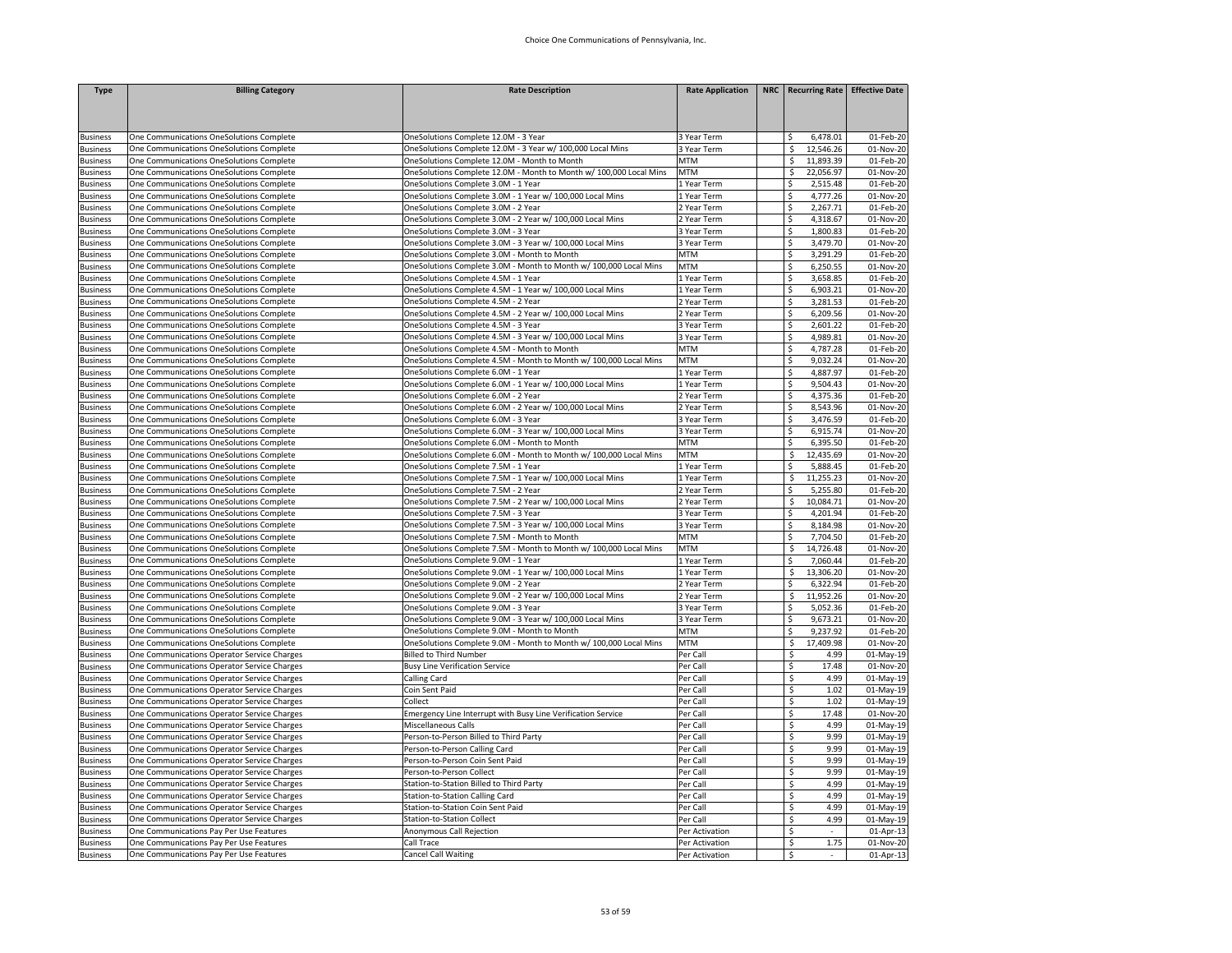| Type | Billing Category | Rate Description | Rate Application | NRC | Recurring Rate | Effective Date |
|---|---|---|---|---|---|---|
| Business | One Communications OneSolutions Complete | OneSolutions Complete 12.0M - 3 Year | 3 Year Term | | $ 6,478.01 | 01-Feb-20 |
| Business | One Communications OneSolutions Complete | OneSolutions Complete 12.0M - 3 Year w/ 100,000 Local Mins | 3 Year Term | | $ 12,546.26 | 01-Nov-20 |
| Business | One Communications OneSolutions Complete | OneSolutions Complete 12.0M - Month to Month | MTM | | $ 11,893.39 | 01-Feb-20 |
| Business | One Communications OneSolutions Complete | OneSolutions Complete 12.0M - Month to Month w/ 100,000 Local Mins | MTM | | $ 22,056.97 | 01-Nov-20 |
| Business | One Communications OneSolutions Complete | OneSolutions Complete 3.0M - 1 Year | 1 Year Term | | $ 2,515.48 | 01-Feb-20 |
| Business | One Communications OneSolutions Complete | OneSolutions Complete 3.0M - 1 Year w/ 100,000 Local Mins | 1 Year Term | | $ 4,777.26 | 01-Nov-20 |
| Business | One Communications OneSolutions Complete | OneSolutions Complete 3.0M - 2 Year | 2 Year Term | | $ 2,267.71 | 01-Feb-20 |
| Business | One Communications OneSolutions Complete | OneSolutions Complete 3.0M - 2 Year w/ 100,000 Local Mins | 2 Year Term | | $ 4,318.67 | 01-Nov-20 |
| Business | One Communications OneSolutions Complete | OneSolutions Complete 3.0M - 3 Year | 3 Year Term | | $ 1,800.83 | 01-Feb-20 |
| Business | One Communications OneSolutions Complete | OneSolutions Complete 3.0M - 3 Year w/ 100,000 Local Mins | 3 Year Term | | $ 3,479.70 | 01-Nov-20 |
| Business | One Communications OneSolutions Complete | OneSolutions Complete 3.0M - Month to Month | MTM | | $ 3,291.29 | 01-Feb-20 |
| Business | One Communications OneSolutions Complete | OneSolutions Complete 3.0M - Month to Month w/ 100,000 Local Mins | MTM | | $ 6,250.55 | 01-Nov-20 |
| Business | One Communications OneSolutions Complete | OneSolutions Complete 4.5M - 1 Year | 1 Year Term | | $ 3,658.85 | 01-Feb-20 |
| Business | One Communications OneSolutions Complete | OneSolutions Complete 4.5M - 1 Year w/ 100,000 Local Mins | 1 Year Term | | $ 6,903.21 | 01-Nov-20 |
| Business | One Communications OneSolutions Complete | OneSolutions Complete 4.5M - 2 Year | 2 Year Term | | $ 3,281.53 | 01-Feb-20 |
| Business | One Communications OneSolutions Complete | OneSolutions Complete 4.5M - 2 Year w/ 100,000 Local Mins | 2 Year Term | | $ 6,209.56 | 01-Nov-20 |
| Business | One Communications OneSolutions Complete | OneSolutions Complete 4.5M - 3 Year | 3 Year Term | | $ 2,601.22 | 01-Feb-20 |
| Business | One Communications OneSolutions Complete | OneSolutions Complete 4.5M - 3 Year w/ 100,000 Local Mins | 3 Year Term | | $ 4,989.81 | 01-Nov-20 |
| Business | One Communications OneSolutions Complete | OneSolutions Complete 4.5M - Month to Month | MTM | | $ 4,787.28 | 01-Feb-20 |
| Business | One Communications OneSolutions Complete | OneSolutions Complete 4.5M - Month to Month w/ 100,000 Local Mins | MTM | | $ 9,032.24 | 01-Nov-20 |
| Business | One Communications OneSolutions Complete | OneSolutions Complete 6.0M - 1 Year | 1 Year Term | | $ 4,887.97 | 01-Feb-20 |
| Business | One Communications OneSolutions Complete | OneSolutions Complete 6.0M - 1 Year w/ 100,000 Local Mins | 1 Year Term | | $ 9,504.43 | 01-Nov-20 |
| Business | One Communications OneSolutions Complete | OneSolutions Complete 6.0M - 2 Year | 2 Year Term | | $ 4,375.36 | 01-Feb-20 |
| Business | One Communications OneSolutions Complete | OneSolutions Complete 6.0M - 2 Year w/ 100,000 Local Mins | 2 Year Term | | $ 8,543.96 | 01-Nov-20 |
| Business | One Communications OneSolutions Complete | OneSolutions Complete 6.0M - 3 Year | 3 Year Term | | $ 3,476.59 | 01-Feb-20 |
| Business | One Communications OneSolutions Complete | OneSolutions Complete 6.0M - 3 Year w/ 100,000 Local Mins | 3 Year Term | | $ 6,915.74 | 01-Nov-20 |
| Business | One Communications OneSolutions Complete | OneSolutions Complete 6.0M - Month to Month | MTM | | $ 6,395.50 | 01-Feb-20 |
| Business | One Communications OneSolutions Complete | OneSolutions Complete 6.0M - Month to Month w/ 100,000 Local Mins | MTM | | $ 12,435.69 | 01-Nov-20 |
| Business | One Communications OneSolutions Complete | OneSolutions Complete 7.5M - 1 Year | 1 Year Term | | $ 5,888.45 | 01-Feb-20 |
| Business | One Communications OneSolutions Complete | OneSolutions Complete 7.5M - 1 Year w/ 100,000 Local Mins | 1 Year Term | | $ 11,255.23 | 01-Nov-20 |
| Business | One Communications OneSolutions Complete | OneSolutions Complete 7.5M - 2 Year | 2 Year Term | | $ 5,255.80 | 01-Feb-20 |
| Business | One Communications OneSolutions Complete | OneSolutions Complete 7.5M - 2 Year w/ 100,000 Local Mins | 2 Year Term | | $ 10,084.71 | 01-Nov-20 |
| Business | One Communications OneSolutions Complete | OneSolutions Complete 7.5M - 3 Year | 3 Year Term | | $ 4,201.94 | 01-Feb-20 |
| Business | One Communications OneSolutions Complete | OneSolutions Complete 7.5M - 3 Year w/ 100,000 Local Mins | 3 Year Term | | $ 8,184.98 | 01-Nov-20 |
| Business | One Communications OneSolutions Complete | OneSolutions Complete 7.5M - Month to Month | MTM | | $ 7,704.50 | 01-Feb-20 |
| Business | One Communications OneSolutions Complete | OneSolutions Complete 7.5M - Month to Month w/ 100,000 Local Mins | MTM | | $ 14,726.48 | 01-Nov-20 |
| Business | One Communications OneSolutions Complete | OneSolutions Complete 9.0M - 1 Year | 1 Year Term | | $ 7,060.44 | 01-Feb-20 |
| Business | One Communications OneSolutions Complete | OneSolutions Complete 9.0M - 1 Year w/ 100,000 Local Mins | 1 Year Term | | $ 13,306.20 | 01-Nov-20 |
| Business | One Communications OneSolutions Complete | OneSolutions Complete 9.0M - 2 Year | 2 Year Term | | $ 6,322.94 | 01-Feb-20 |
| Business | One Communications OneSolutions Complete | OneSolutions Complete 9.0M - 2 Year w/ 100,000 Local Mins | 2 Year Term | | $ 11,952.26 | 01-Nov-20 |
| Business | One Communications OneSolutions Complete | OneSolutions Complete 9.0M - 3 Year | 3 Year Term | | $ 5,052.36 | 01-Feb-20 |
| Business | One Communications OneSolutions Complete | OneSolutions Complete 9.0M - 3 Year w/ 100,000 Local Mins | 3 Year Term | | $ 9,673.21 | 01-Nov-20 |
| Business | One Communications OneSolutions Complete | OneSolutions Complete 9.0M - Month to Month | MTM | | $ 9,237.92 | 01-Feb-20 |
| Business | One Communications OneSolutions Complete | OneSolutions Complete 9.0M - Month to Month w/ 100,000 Local Mins | MTM | | $ 17,409.98 | 01-Nov-20 |
| Business | One Communications Operator Service Charges | Billed to Third Number | Per Call | | $ 4.99 | 01-May-19 |
| Business | One Communications Operator Service Charges | Busy Line Verification Service | Per Call | | $ 17.48 | 01-Nov-20 |
| Business | One Communications Operator Service Charges | Calling Card | Per Call | | $ 4.99 | 01-May-19 |
| Business | One Communications Operator Service Charges | Coin Sent Paid | Per Call | | $ 1.02 | 01-May-19 |
| Business | One Communications Operator Service Charges | Collect | Per Call | | $ 1.02 | 01-May-19 |
| Business | One Communications Operator Service Charges | Emergency Line Interrupt with Busy Line Verification Service | Per Call | | $ 17.48 | 01-Nov-20 |
| Business | One Communications Operator Service Charges | Miscellaneous Calls | Per Call | | $ 4.99 | 01-May-19 |
| Business | One Communications Operator Service Charges | Person-to-Person Billed to Third Party | Per Call | | $ 9.99 | 01-May-19 |
| Business | One Communications Operator Service Charges | Person-to-Person Calling Card | Per Call | | $ 9.99 | 01-May-19 |
| Business | One Communications Operator Service Charges | Person-to-Person Coin Sent Paid | Per Call | | $ 9.99 | 01-May-19 |
| Business | One Communications Operator Service Charges | Person-to-Person Collect | Per Call | | $ 9.99 | 01-May-19 |
| Business | One Communications Operator Service Charges | Station-to-Station Billed to Third Party | Per Call | | $ 4.99 | 01-May-19 |
| Business | One Communications Operator Service Charges | Station-to-Station Calling Card | Per Call | | $ 4.99 | 01-May-19 |
| Business | One Communications Operator Service Charges | Station-to-Station Coin Sent Paid | Per Call | | $ 4.99 | 01-May-19 |
| Business | One Communications Operator Service Charges | Station-to-Station Collect | Per Call | | $ 4.99 | 01-May-19 |
| Business | One Communications Pay Per Use Features | Anonymous Call Rejection | Per Activation | | $ - | 01-Apr-13 |
| Business | One Communications Pay Per Use Features | Call Trace | Per Activation | | $ 1.75 | 01-Nov-20 |
| Business | One Communications Pay Per Use Features | Cancel Call Waiting | Per Activation | | $ - | 01-Apr-13 |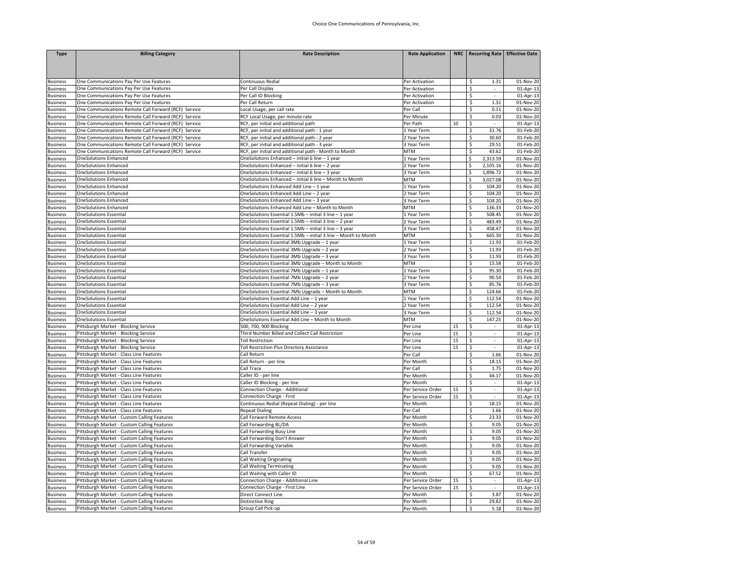| Type | Billing Category | Rate Description | Rate Application | NRC | Recurring Rate | Effective Date |
|---|---|---|---|---|---|---|
| Business | One Communications Pay Per Use Features | Continuous Redial | Per Activation | | $ 1.31 | 01-Nov-20 |
| Business | One Communications Pay Per Use Features | Per Call Display | Per Activation | | $ - | 01-Apr-13 |
| Business | One Communications Pay Per Use Features | Per Call ID Blocking | Per Activation | | $ - | 01-Apr-13 |
| Business | One Communications Pay Per Use Features | Per Call Return | Per Activation | | $ 1.31 | 01-Nov-20 |
| Business | One Communications Remote Call Forward (RCF) Service | Local Usage, per call rate | Per Call | | $ 0.11 | 01-Nov-20 |
| Business | One Communications Remote Call Forward (RCF) Service | RCF Local Usage, per minute rate | Per Minute | | $ 0.03 | 01-Nov-20 |
| Business | One Communications Remote Call Forward (RCF) Service | RCF, per initial and additional path | Per Path | 10 | $ - | 01-Apr-13 |
| Business | One Communications Remote Call Forward (RCF) Service | RCF, per initial and additional path - 1 year | 1 Year Term | | $ 31.76 | 01-Feb-20 |
| Business | One Communications Remote Call Forward (RCF) Service | RCF, per initial and additional path - 2 year | 2 Year Term | | $ 30.60 | 01-Feb-20 |
| Business | One Communications Remote Call Forward (RCF) Service | RCF, per initial and additional path - 3 year | 3 Year Term | | $ 29.51 | 01-Feb-20 |
| Business | One Communications Remote Call Forward (RCF) Service | RCF, per initial and additional path - Month to Month | MTM | | $ 43.62 | 01-Feb-20 |
| Business | OneSolutions Enhanced | OneSolutions Enhanced – initial 6 line – 1 year | 1 Year Term | | $ 2,313.59 | 01-Nov-20 |
| Business | OneSolutions Enhanced | OneSolutions Enhanced – initial 6 line – 2 year | 2 Year Term | | $ 2,105.16 | 01-Nov-20 |
| Business | OneSolutions Enhanced | OneSolutions Enhanced – initial 6 line – 3 year | 3 Year Term | | $ 1,896.72 | 01-Nov-20 |
| Business | OneSolutions Enhanced | OneSolutions Enhanced – initial 6 line – Month to Month | MTM | | $ 3,027.08 | 01-Nov-20 |
| Business | OneSolutions Enhanced | OneSolutions Enhanced Add Line – 1 year | 1 Year Term | | $ 104.20 | 01-Nov-20 |
| Business | OneSolutions Enhanced | OneSolutions Enhanced Add Line – 2 year | 2 Year Term | | $ 104.20 | 01-Nov-20 |
| Business | OneSolutions Enhanced | OneSolutions Enhanced Add Line – 3 year | 3 Year Term | | $ 104.20 | 01-Nov-20 |
| Business | OneSolutions Enhanced | OneSolutions Enhanced Add Line – Month to Month | MTM | | $ 136.33 | 01-Nov-20 |
| Business | OneSolutions Essential | OneSolutions Essential 1.5Mb – initial 3 line – 1 year | 1 Year Term | | $ 508.45 | 01-Nov-20 |
| Business | OneSolutions Essential | OneSolutions Essential 1.5Mb – initial 3 line – 2 year | 2 Year Term | | $ 483.49 | 01-Nov-20 |
| Business | OneSolutions Essential | OneSolutions Essential 1.5Mb – initial 3 line – 3 year | 3 Year Term | | $ 458.47 | 01-Nov-20 |
| Business | OneSolutions Essential | OneSolutions Essential 1.5Mb – initial 3 line – Month to Month | MTM | | $ 665.30 | 01-Nov-20 |
| Business | OneSolutions Essential | OneSolutions Essential 3Mb Upgrade – 1 year | 1 Year Term | | $ 11.93 | 01-Feb-20 |
| Business | OneSolutions Essential | OneSolutions Essential 3Mb Upgrade – 2 year | 2 Year Term | | $ 11.93 | 01-Feb-20 |
| Business | OneSolutions Essential | OneSolutions Essential 3Mb Upgrade – 3 year | 3 Year Term | | $ 11.93 | 01-Feb-20 |
| Business | OneSolutions Essential | OneSolutions Essential 3Mb Upgrade – Month to Month | MTM | | $ 15.58 | 01-Feb-20 |
| Business | OneSolutions Essential | OneSolutions Essential 7Mb Upgrade – 1 year | 1 Year Term | | $ 95.30 | 01-Feb-20 |
| Business | OneSolutions Essential | OneSolutions Essential 7Mb Upgrade – 2 year | 2 Year Term | | $ 90.54 | 01-Feb-20 |
| Business | OneSolutions Essential | OneSolutions Essential 7Mb Upgrade – 3 year | 3 Year Term | | $ 85.76 | 01-Feb-20 |
| Business | OneSolutions Essential | OneSolutions Essential 7Mb Upgrade – Month to Month | MTM | | $ 124.66 | 01-Feb-20 |
| Business | OneSolutions Essential | OneSolutions Essential Add Line – 1 year | 1 Year Term | | $ 112.54 | 01-Nov-20 |
| Business | OneSolutions Essential | OneSolutions Essential Add Line – 2 year | 2 Year Term | | $ 112.54 | 01-Nov-20 |
| Business | OneSolutions Essential | OneSolutions Essential Add Line – 3 year | 3 Year Term | | $ 112.54 | 01-Nov-20 |
| Business | OneSolutions Essential | OneSolutions Essential Add Line – Month to Month | MTM | | $ 147.25 | 01-Nov-20 |
| Business | Pittsburgh Market - Blocking Service | 500, 700, 900 Blocking | Per Line | 15 | $ - | 01-Apr-13 |
| Business | Pittsburgh Market - Blocking Service | Third Number Billed and Collect Call Restriction | Per Line | 15 | $ - | 01-Apr-13 |
| Business | Pittsburgh Market - Blocking Service | Toll Restriction | Per Line | 15 | $ - | 01-Apr-13 |
| Business | Pittsburgh Market - Blocking Service | Toll Restriction Plus Directory Assistance | Per Line | 15 | $ - | 01-Apr-13 |
| Business | Pittsburgh Market - Class Line Features | Call Return | Per Call | | $ 1.66 | 01-Nov-20 |
| Business | Pittsburgh Market - Class Line Features | Call Return - per line | Per Month | | $ 18.15 | 01-Nov-20 |
| Business | Pittsburgh Market - Class Line Features | Call Trace | Per Call | | $ 1.75 | 01-Nov-20 |
| Business | Pittsburgh Market - Class Line Features | Caller ID - per line | Per Month | | $ 44.17 | 01-Nov-20 |
| Business | Pittsburgh Market - Class Line Features | Caller ID Blocking - per line | Per Month | | $ - | 01-Apr-13 |
| Business | Pittsburgh Market - Class Line Features | Connection Charge - Additional | Per Service Order | 15 | $ - | 01-Apr-13 |
| Business | Pittsburgh Market - Class Line Features | Connection Charge - First | Per Service Order | 15 | $ - | 01-Apr-13 |
| Business | Pittsburgh Market - Class Line Features | Continuous Redial (Repeat Dialing) - per line | Per Month | | $ 18.15 | 01-Nov-20 |
| Business | Pittsburgh Market - Class Line Features | Repeat Dialing | Per Call | | $ 1.66 | 01-Nov-20 |
| Business | Pittsburgh Market - Custom Calling Features | Call Forward Remote Access | Per Month | | $ 23.33 | 01-Nov-20 |
| Business | Pittsburgh Market - Custom Calling Features | Call Forwarding BL/DA | Per Month | | $ 9.05 | 01-Nov-20 |
| Business | Pittsburgh Market - Custom Calling Features | Call Forwarding Busy Line | Per Month | | $ 9.05 | 01-Nov-20 |
| Business | Pittsburgh Market - Custom Calling Features | Call Forwarding Don't Answer | Per Month | | $ 9.05 | 01-Nov-20 |
| Business | Pittsburgh Market - Custom Calling Features | Call Forwarding Variable | Per Month | | $ 9.05 | 01-Nov-20 |
| Business | Pittsburgh Market - Custom Calling Features | Call Transfer | Per Month | | $ 9.05 | 01-Nov-20 |
| Business | Pittsburgh Market - Custom Calling Features | Call Waiting Originating | Per Month | | $ 9.05 | 01-Nov-20 |
| Business | Pittsburgh Market - Custom Calling Features | Call Waiting Terminating | Per Month | | $ 9.05 | 01-Nov-20 |
| Business | Pittsburgh Market - Custom Calling Features | Call Waiting with Caller ID | Per Month | | $ 67.52 | 01-Nov-20 |
| Business | Pittsburgh Market - Custom Calling Features | Connection Charge - Additional Line | Per Service Order | 15 | $ - | 01-Apr-13 |
| Business | Pittsburgh Market - Custom Calling Features | Connection Charge - First Line | Per Service Order | 15 | $ - | 01-Apr-13 |
| Business | Pittsburgh Market - Custom Calling Features | Direct Connect Line | Per Month | | $ 3.87 | 01-Nov-20 |
| Business | Pittsburgh Market - Custom Calling Features | Distinctive Ring | Per Month | | $ 29.82 | 01-Nov-20 |
| Business | Pittsburgh Market - Custom Calling Features | Group Call Pick-up | Per Month | | $ 5.18 | 01-Nov-20 |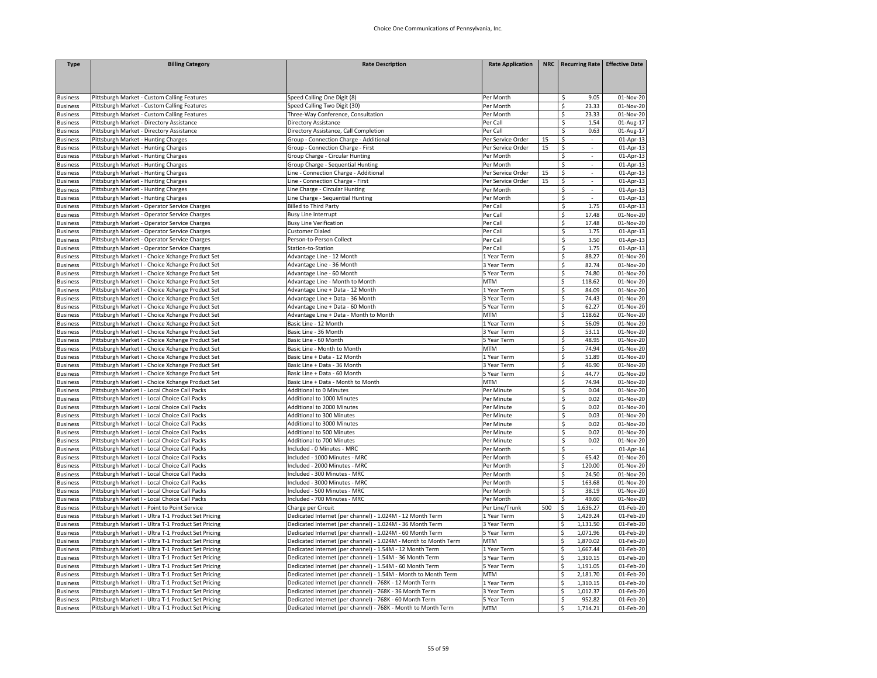| Type | Billing Category | Rate Description | Rate Application | NRC | Recurring Rate | Effective Date |
|---|---|---|---|---|---|---|
| Business | Pittsburgh Market - Custom Calling Features | Speed Calling One Digit (8) | Per Month | | $ 9.05 | 01-Nov-20 |
| Business | Pittsburgh Market - Custom Calling Features | Speed Calling Two Digit (30) | Per Month | | $ 23.33 | 01-Nov-20 |
| Business | Pittsburgh Market - Custom Calling Features | Three-Way Conference, Consultation | Per Month | | $ 23.33 | 01-Nov-20 |
| Business | Pittsburgh Market - Directory Assistance | Directory Assistance | Per Call | | $ 1.54 | 01-Aug-17 |
| Business | Pittsburgh Market - Directory Assistance | Directory Assistance, Call Completion | Per Call | | $ 0.63 | 01-Aug-17 |
| Business | Pittsburgh Market - Hunting Charges | Group - Connection Charge - Additional | Per Service Order | 15 | $ - | 01-Apr-13 |
| Business | Pittsburgh Market - Hunting Charges | Group - Connection Charge - First | Per Service Order | 15 | $ - | 01-Apr-13 |
| Business | Pittsburgh Market - Hunting Charges | Group Charge - Circular Hunting | Per Month | | $ - | 01-Apr-13 |
| Business | Pittsburgh Market - Hunting Charges | Group Charge - Sequential Hunting | Per Month | | $ - | 01-Apr-13 |
| Business | Pittsburgh Market - Hunting Charges | Line - Connection Charge - Additional | Per Service Order | 15 | $ - | 01-Apr-13 |
| Business | Pittsburgh Market - Hunting Charges | Line - Connection Charge - First | Per Service Order | 15 | $ - | 01-Apr-13 |
| Business | Pittsburgh Market - Hunting Charges | Line Charge - Circular Hunting | Per Month | | $ - | 01-Apr-13 |
| Business | Pittsburgh Market - Hunting Charges | Line Charge - Sequential Hunting | Per Month | | $ - | 01-Apr-13 |
| Business | Pittsburgh Market - Operator Service Charges | Billed to Third Party | Per Call | | $ 1.75 | 01-Apr-13 |
| Business | Pittsburgh Market - Operator Service Charges | Busy Line Interrupt | Per Call | | $ 17.48 | 01-Nov-20 |
| Business | Pittsburgh Market - Operator Service Charges | Busy Line Verification | Per Call | | $ 17.48 | 01-Nov-20 |
| Business | Pittsburgh Market - Operator Service Charges | Customer Dialed | Per Call | | $ 1.75 | 01-Apr-13 |
| Business | Pittsburgh Market - Operator Service Charges | Person-to-Person Collect | Per Call | | $ 3.50 | 01-Apr-13 |
| Business | Pittsburgh Market - Operator Service Charges | Station-to-Station | Per Call | | $ 1.75 | 01-Apr-13 |
| Business | Pittsburgh Market I - Choice Xchange Product Set | Advantage Line - 12 Month | 1 Year Term | | $ 88.27 | 01-Nov-20 |
| Business | Pittsburgh Market I - Choice Xchange Product Set | Advantage Line - 36 Month | 3 Year Term | | $ 82.74 | 01-Nov-20 |
| Business | Pittsburgh Market I - Choice Xchange Product Set | Advantage Line - 60 Month | 5 Year Term | | $ 74.80 | 01-Nov-20 |
| Business | Pittsburgh Market I - Choice Xchange Product Set | Advantage Line - Month to Month | MTM | | $ 118.62 | 01-Nov-20 |
| Business | Pittsburgh Market I - Choice Xchange Product Set | Advantage Line + Data - 12 Month | 1 Year Term | | $ 84.09 | 01-Nov-20 |
| Business | Pittsburgh Market I - Choice Xchange Product Set | Advantage Line + Data - 36 Month | 3 Year Term | | $ 74.43 | 01-Nov-20 |
| Business | Pittsburgh Market I - Choice Xchange Product Set | Advantage Line + Data - 60 Month | 5 Year Term | | $ 62.27 | 01-Nov-20 |
| Business | Pittsburgh Market I - Choice Xchange Product Set | Advantage Line + Data - Month to Month | MTM | | $ 118.62 | 01-Nov-20 |
| Business | Pittsburgh Market I - Choice Xchange Product Set | Basic Line - 12 Month | 1 Year Term | | $ 56.09 | 01-Nov-20 |
| Business | Pittsburgh Market I - Choice Xchange Product Set | Basic Line - 36 Month | 3 Year Term | | $ 53.11 | 01-Nov-20 |
| Business | Pittsburgh Market I - Choice Xchange Product Set | Basic Line - 60 Month | 5 Year Term | | $ 48.95 | 01-Nov-20 |
| Business | Pittsburgh Market I - Choice Xchange Product Set | Basic Line - Month to Month | MTM | | $ 74.94 | 01-Nov-20 |
| Business | Pittsburgh Market I - Choice Xchange Product Set | Basic Line + Data - 12 Month | 1 Year Term | | $ 51.89 | 01-Nov-20 |
| Business | Pittsburgh Market I - Choice Xchange Product Set | Basic Line + Data - 36 Month | 3 Year Term | | $ 46.90 | 01-Nov-20 |
| Business | Pittsburgh Market I - Choice Xchange Product Set | Basic Line + Data - 60 Month | 5 Year Term | | $ 44.77 | 01-Nov-20 |
| Business | Pittsburgh Market I - Choice Xchange Product Set | Basic Line + Data - Month to Month | MTM | | $ 74.94 | 01-Nov-20 |
| Business | Pittsburgh Market I - Local Choice Call Packs | Additional to 0 Minutes | Per Minute | | $ 0.04 | 01-Nov-20 |
| Business | Pittsburgh Market I - Local Choice Call Packs | Additional to 1000 Minutes | Per Minute | | $ 0.02 | 01-Nov-20 |
| Business | Pittsburgh Market I - Local Choice Call Packs | Additional to 2000 Minutes | Per Minute | | $ 0.02 | 01-Nov-20 |
| Business | Pittsburgh Market I - Local Choice Call Packs | Additional to 300 Minutes | Per Minute | | $ 0.03 | 01-Nov-20 |
| Business | Pittsburgh Market I - Local Choice Call Packs | Additional to 3000 Minutes | Per Minute | | $ 0.02 | 01-Nov-20 |
| Business | Pittsburgh Market I - Local Choice Call Packs | Additional to 500 Minutes | Per Minute | | $ 0.02 | 01-Nov-20 |
| Business | Pittsburgh Market I - Local Choice Call Packs | Additional to 700 Minutes | Per Minute | | $ 0.02 | 01-Nov-20 |
| Business | Pittsburgh Market I - Local Choice Call Packs | Included - 0 Minutes - MRC | Per Month | | $ - | 01-Apr-14 |
| Business | Pittsburgh Market I - Local Choice Call Packs | Included - 1000 Minutes - MRC | Per Month | | $ 65.42 | 01-Nov-20 |
| Business | Pittsburgh Market I - Local Choice Call Packs | Included - 2000 Minutes - MRC | Per Month | | $ 120.00 | 01-Nov-20 |
| Business | Pittsburgh Market I - Local Choice Call Packs | Included - 300 Minutes - MRC | Per Month | | $ 24.50 | 01-Nov-20 |
| Business | Pittsburgh Market I - Local Choice Call Packs | Included - 3000 Minutes - MRC | Per Month | | $ 163.68 | 01-Nov-20 |
| Business | Pittsburgh Market I - Local Choice Call Packs | Included - 500 Minutes - MRC | Per Month | | $ 38.19 | 01-Nov-20 |
| Business | Pittsburgh Market I - Local Choice Call Packs | Included - 700 Minutes - MRC | Per Month | | $ 49.60 | 01-Nov-20 |
| Business | Pittsburgh Market I - Point to Point Service | Charge per Circuit | Per Line/Trunk | 500 | $ 1,636.27 | 01-Feb-20 |
| Business | Pittsburgh Market I - Ultra T-1 Product Set Pricing | Dedicated Internet (per channel) - 1.024M - 12 Month Term | 1 Year Term | | $ 1,429.24 | 01-Feb-20 |
| Business | Pittsburgh Market I - Ultra T-1 Product Set Pricing | Dedicated Internet (per channel) - 1.024M - 36 Month Term | 3 Year Term | | $ 1,131.50 | 01-Feb-20 |
| Business | Pittsburgh Market I - Ultra T-1 Product Set Pricing | Dedicated Internet (per channel) - 1.024M - 60 Month Term | 5 Year Term | | $ 1,071.96 | 01-Feb-20 |
| Business | Pittsburgh Market I - Ultra T-1 Product Set Pricing | Dedicated Internet (per channel) - 1.024M - Month to Month Term | MTM | | $ 1,870.02 | 01-Feb-20 |
| Business | Pittsburgh Market I - Ultra T-1 Product Set Pricing | Dedicated Internet (per channel) - 1.54M - 12 Month Term | 1 Year Term | | $ 1,667.44 | 01-Feb-20 |
| Business | Pittsburgh Market I - Ultra T-1 Product Set Pricing | Dedicated Internet (per channel) - 1.54M - 36 Month Term | 3 Year Term | | $ 1,310.15 | 01-Feb-20 |
| Business | Pittsburgh Market I - Ultra T-1 Product Set Pricing | Dedicated Internet (per channel) - 1.54M - 60 Month Term | 5 Year Term | | $ 1,191.05 | 01-Feb-20 |
| Business | Pittsburgh Market I - Ultra T-1 Product Set Pricing | Dedicated Internet (per channel) - 1.54M - Month to Month Term | MTM | | $ 2,181.70 | 01-Feb-20 |
| Business | Pittsburgh Market I - Ultra T-1 Product Set Pricing | Dedicated Internet (per channel) - 768K - 12 Month Term | 1 Year Term | | $ 1,310.15 | 01-Feb-20 |
| Business | Pittsburgh Market I - Ultra T-1 Product Set Pricing | Dedicated Internet (per channel) - 768K - 36 Month Term | 3 Year Term | | $ 1,012.37 | 01-Feb-20 |
| Business | Pittsburgh Market I - Ultra T-1 Product Set Pricing | Dedicated Internet (per channel) - 768K - 60 Month Term | 5 Year Term | | $ 952.82 | 01-Feb-20 |
| Business | Pittsburgh Market I - Ultra T-1 Product Set Pricing | Dedicated Internet (per channel) - 768K - Month to Month Term | MTM | | $ 1,714.21 | 01-Feb-20 |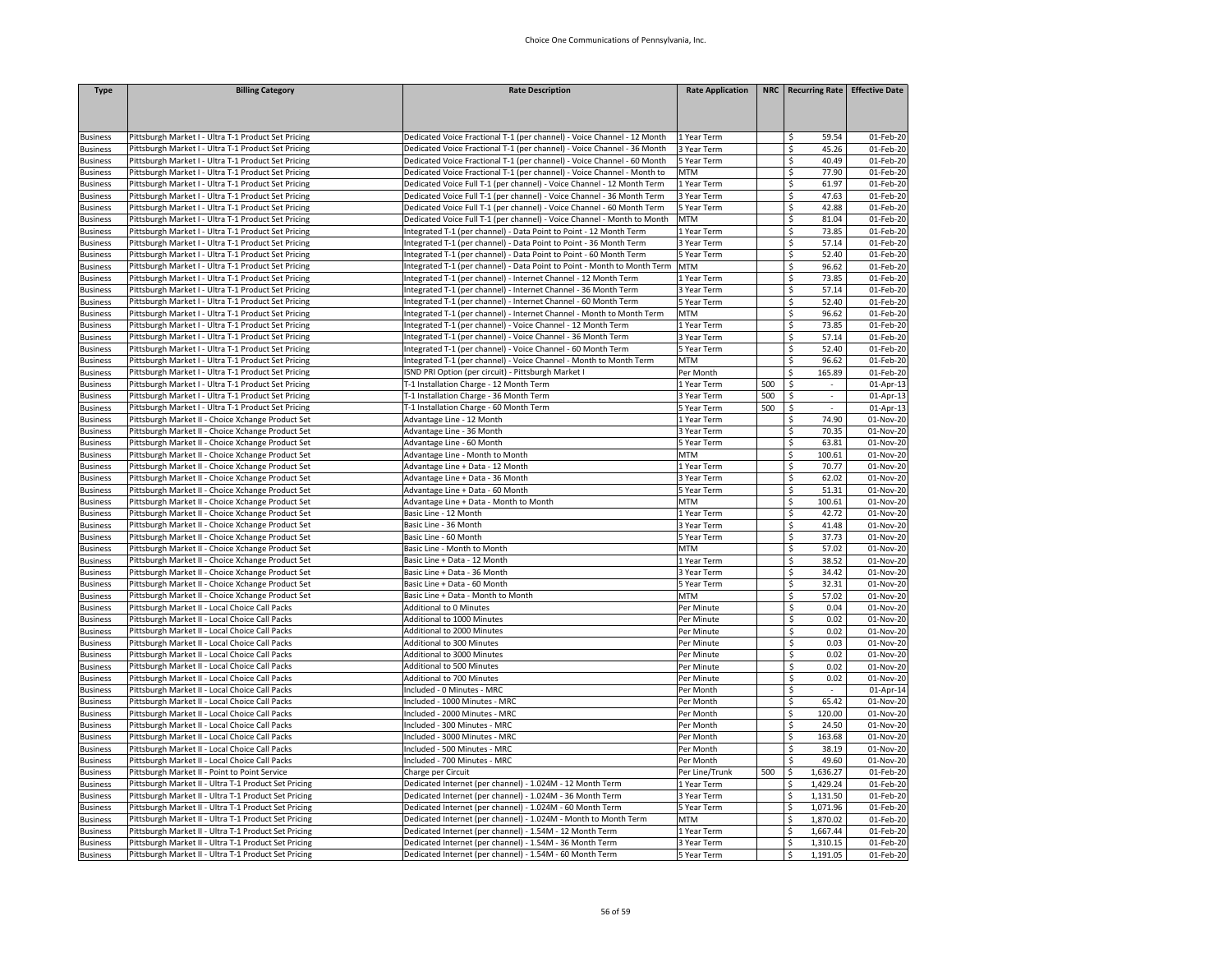| Type | Billing Category | Rate Description | Rate Application | NRC | Recurring Rate | Effective Date |
|---|---|---|---|---|---|---|
| Business | Pittsburgh Market I - Ultra T-1 Product Set Pricing | Dedicated Voice Fractional T-1 (per channel) - Voice Channel - 12 Month | 1 Year Term | | $ 59.54 | 01-Feb-20 |
| Business | Pittsburgh Market I - Ultra T-1 Product Set Pricing | Dedicated Voice Fractional T-1 (per channel) - Voice Channel - 36 Month | 3 Year Term | | $ 45.26 | 01-Feb-20 |
| Business | Pittsburgh Market I - Ultra T-1 Product Set Pricing | Dedicated Voice Fractional T-1 (per channel) - Voice Channel - 60 Month | 5 Year Term | | $ 40.49 | 01-Feb-20 |
| Business | Pittsburgh Market I - Ultra T-1 Product Set Pricing | Dedicated Voice Fractional T-1 (per channel) - Voice Channel - Month to | MTM | | $ 77.90 | 01-Feb-20 |
| Business | Pittsburgh Market I - Ultra T-1 Product Set Pricing | Dedicated Voice Full T-1 (per channel) - Voice Channel - 12 Month Term | 1 Year Term | | $ 61.97 | 01-Feb-20 |
| Business | Pittsburgh Market I - Ultra T-1 Product Set Pricing | Dedicated Voice Full T-1 (per channel) - Voice Channel - 36 Month Term | 3 Year Term | | $ 47.63 | 01-Feb-20 |
| Business | Pittsburgh Market I - Ultra T-1 Product Set Pricing | Dedicated Voice Full T-1 (per channel) - Voice Channel - 60 Month Term | 5 Year Term | | $ 42.88 | 01-Feb-20 |
| Business | Pittsburgh Market I - Ultra T-1 Product Set Pricing | Dedicated Voice Full T-1 (per channel) - Voice Channel - Month to Month | MTM | | $ 81.04 | 01-Feb-20 |
| Business | Pittsburgh Market I - Ultra T-1 Product Set Pricing | Integrated T-1 (per channel) - Data Point to Point - 12 Month Term | 1 Year Term | | $ 73.85 | 01-Feb-20 |
| Business | Pittsburgh Market I - Ultra T-1 Product Set Pricing | Integrated T-1 (per channel) - Data Point to Point - 36 Month Term | 3 Year Term | | $ 57.14 | 01-Feb-20 |
| Business | Pittsburgh Market I - Ultra T-1 Product Set Pricing | Integrated T-1 (per channel) - Data Point to Point - 60 Month Term | 5 Year Term | | $ 52.40 | 01-Feb-20 |
| Business | Pittsburgh Market I - Ultra T-1 Product Set Pricing | Integrated T-1 (per channel) - Data Point to Point - Month to Month Term | MTM | | $ 96.62 | 01-Feb-20 |
| Business | Pittsburgh Market I - Ultra T-1 Product Set Pricing | Integrated T-1 (per channel) - Internet Channel - 12 Month Term | 1 Year Term | | $ 73.85 | 01-Feb-20 |
| Business | Pittsburgh Market I - Ultra T-1 Product Set Pricing | Integrated T-1 (per channel) - Internet Channel - 36 Month Term | 3 Year Term | | $ 57.14 | 01-Feb-20 |
| Business | Pittsburgh Market I - Ultra T-1 Product Set Pricing | Integrated T-1 (per channel) - Internet Channel - 60 Month Term | 5 Year Term | | $ 52.40 | 01-Feb-20 |
| Business | Pittsburgh Market I - Ultra T-1 Product Set Pricing | Integrated T-1 (per channel) - Internet Channel - Month to Month Term | MTM | | $ 96.62 | 01-Feb-20 |
| Business | Pittsburgh Market I - Ultra T-1 Product Set Pricing | Integrated T-1 (per channel) - Voice Channel - 12 Month Term | 1 Year Term | | $ 73.85 | 01-Feb-20 |
| Business | Pittsburgh Market I - Ultra T-1 Product Set Pricing | Integrated T-1 (per channel) - Voice Channel - 36 Month Term | 3 Year Term | | $ 57.14 | 01-Feb-20 |
| Business | Pittsburgh Market I - Ultra T-1 Product Set Pricing | Integrated T-1 (per channel) - Voice Channel - 60 Month Term | 5 Year Term | | $ 52.40 | 01-Feb-20 |
| Business | Pittsburgh Market I - Ultra T-1 Product Set Pricing | Integrated T-1 (per channel) - Voice Channel - Month to Month Term | MTM | | $ 96.62 | 01-Feb-20 |
| Business | Pittsburgh Market I - Ultra T-1 Product Set Pricing | ISND PRI Option (per circuit) - Pittsburgh Market I | Per Month | | $ 165.89 | 01-Feb-20 |
| Business | Pittsburgh Market I - Ultra T-1 Product Set Pricing | T-1 Installation Charge - 12 Month Term | 1 Year Term | 500 | $ - | 01-Apr-13 |
| Business | Pittsburgh Market I - Ultra T-1 Product Set Pricing | T-1 Installation Charge - 36 Month Term | 3 Year Term | 500 | $ - | 01-Apr-13 |
| Business | Pittsburgh Market I - Ultra T-1 Product Set Pricing | T-1 Installation Charge - 60 Month Term | 5 Year Term | 500 | $ - | 01-Apr-13 |
| Business | Pittsburgh Market II - Choice Xchange Product Set | Advantage Line - 12 Month | 1 Year Term | | $ 74.90 | 01-Nov-20 |
| Business | Pittsburgh Market II - Choice Xchange Product Set | Advantage Line - 36 Month | 3 Year Term | | $ 70.35 | 01-Nov-20 |
| Business | Pittsburgh Market II - Choice Xchange Product Set | Advantage Line - 60 Month | 5 Year Term | | $ 63.81 | 01-Nov-20 |
| Business | Pittsburgh Market II - Choice Xchange Product Set | Advantage Line - Month to Month | MTM | | $ 100.61 | 01-Nov-20 |
| Business | Pittsburgh Market II - Choice Xchange Product Set | Advantage Line + Data - 12 Month | 1 Year Term | | $ 70.77 | 01-Nov-20 |
| Business | Pittsburgh Market II - Choice Xchange Product Set | Advantage Line + Data - 36 Month | 3 Year Term | | $ 62.02 | 01-Nov-20 |
| Business | Pittsburgh Market II - Choice Xchange Product Set | Advantage Line + Data - 60 Month | 5 Year Term | | $ 51.31 | 01-Nov-20 |
| Business | Pittsburgh Market II - Choice Xchange Product Set | Advantage Line + Data - Month to Month | MTM | | $ 100.61 | 01-Nov-20 |
| Business | Pittsburgh Market II - Choice Xchange Product Set | Basic Line - 12 Month | 1 Year Term | | $ 42.72 | 01-Nov-20 |
| Business | Pittsburgh Market II - Choice Xchange Product Set | Basic Line - 36 Month | 3 Year Term | | $ 41.48 | 01-Nov-20 |
| Business | Pittsburgh Market II - Choice Xchange Product Set | Basic Line - 60 Month | 5 Year Term | | $ 37.73 | 01-Nov-20 |
| Business | Pittsburgh Market II - Choice Xchange Product Set | Basic Line - Month to Month | MTM | | $ 57.02 | 01-Nov-20 |
| Business | Pittsburgh Market II - Choice Xchange Product Set | Basic Line + Data - 12 Month | 1 Year Term | | $ 38.52 | 01-Nov-20 |
| Business | Pittsburgh Market II - Choice Xchange Product Set | Basic Line + Data - 36 Month | 3 Year Term | | $ 34.42 | 01-Nov-20 |
| Business | Pittsburgh Market II - Choice Xchange Product Set | Basic Line + Data - 60 Month | 5 Year Term | | $ 32.31 | 01-Nov-20 |
| Business | Pittsburgh Market II - Choice Xchange Product Set | Basic Line + Data - Month to Month | MTM | | $ 57.02 | 01-Nov-20 |
| Business | Pittsburgh Market II - Local Choice Call Packs | Additional to 0 Minutes | Per Minute | | $ 0.04 | 01-Nov-20 |
| Business | Pittsburgh Market II - Local Choice Call Packs | Additional to 1000 Minutes | Per Minute | | $ 0.02 | 01-Nov-20 |
| Business | Pittsburgh Market II - Local Choice Call Packs | Additional to 2000 Minutes | Per Minute | | $ 0.02 | 01-Nov-20 |
| Business | Pittsburgh Market II - Local Choice Call Packs | Additional to 300 Minutes | Per Minute | | $ 0.03 | 01-Nov-20 |
| Business | Pittsburgh Market II - Local Choice Call Packs | Additional to 3000 Minutes | Per Minute | | $ 0.02 | 01-Nov-20 |
| Business | Pittsburgh Market II - Local Choice Call Packs | Additional to 500 Minutes | Per Minute | | $ 0.02 | 01-Nov-20 |
| Business | Pittsburgh Market II - Local Choice Call Packs | Additional to 700 Minutes | Per Minute | | $ 0.02 | 01-Nov-20 |
| Business | Pittsburgh Market II - Local Choice Call Packs | Included - 0 Minutes - MRC | Per Month | | $ - | 01-Apr-14 |
| Business | Pittsburgh Market II - Local Choice Call Packs | Included - 1000 Minutes - MRC | Per Month | | $ 65.42 | 01-Nov-20 |
| Business | Pittsburgh Market II - Local Choice Call Packs | Included - 2000 Minutes - MRC | Per Month | | $ 120.00 | 01-Nov-20 |
| Business | Pittsburgh Market II - Local Choice Call Packs | Included - 300 Minutes - MRC | Per Month | | $ 24.50 | 01-Nov-20 |
| Business | Pittsburgh Market II - Local Choice Call Packs | Included - 3000 Minutes - MRC | Per Month | | $ 163.68 | 01-Nov-20 |
| Business | Pittsburgh Market II - Local Choice Call Packs | Included - 500 Minutes - MRC | Per Month | | $ 38.19 | 01-Nov-20 |
| Business | Pittsburgh Market II - Local Choice Call Packs | Included - 700 Minutes - MRC | Per Month | | $ 49.60 | 01-Nov-20 |
| Business | Pittsburgh Market II - Point to Point Service | Charge per Circuit | Per Line/Trunk | 500 | $ 1,636.27 | 01-Feb-20 |
| Business | Pittsburgh Market II - Ultra T-1 Product Set Pricing | Dedicated Internet (per channel) - 1.024M - 12 Month Term | 1 Year Term | | $ 1,429.24 | 01-Feb-20 |
| Business | Pittsburgh Market II - Ultra T-1 Product Set Pricing | Dedicated Internet (per channel) - 1.024M - 36 Month Term | 3 Year Term | | $ 1,131.50 | 01-Feb-20 |
| Business | Pittsburgh Market II - Ultra T-1 Product Set Pricing | Dedicated Internet (per channel) - 1.024M - 60 Month Term | 5 Year Term | | $ 1,071.96 | 01-Feb-20 |
| Business | Pittsburgh Market II - Ultra T-1 Product Set Pricing | Dedicated Internet (per channel) - 1.024M - Month to Month Term | MTM | | $ 1,870.02 | 01-Feb-20 |
| Business | Pittsburgh Market II - Ultra T-1 Product Set Pricing | Dedicated Internet (per channel) - 1.54M - 12 Month Term | 1 Year Term | | $ 1,667.44 | 01-Feb-20 |
| Business | Pittsburgh Market II - Ultra T-1 Product Set Pricing | Dedicated Internet (per channel) - 1.54M - 36 Month Term | 3 Year Term | | $ 1,310.15 | 01-Feb-20 |
| Business | Pittsburgh Market II - Ultra T-1 Product Set Pricing | Dedicated Internet (per channel) - 1.54M - 60 Month Term | 5 Year Term | | $ 1,191.05 | 01-Feb-20 |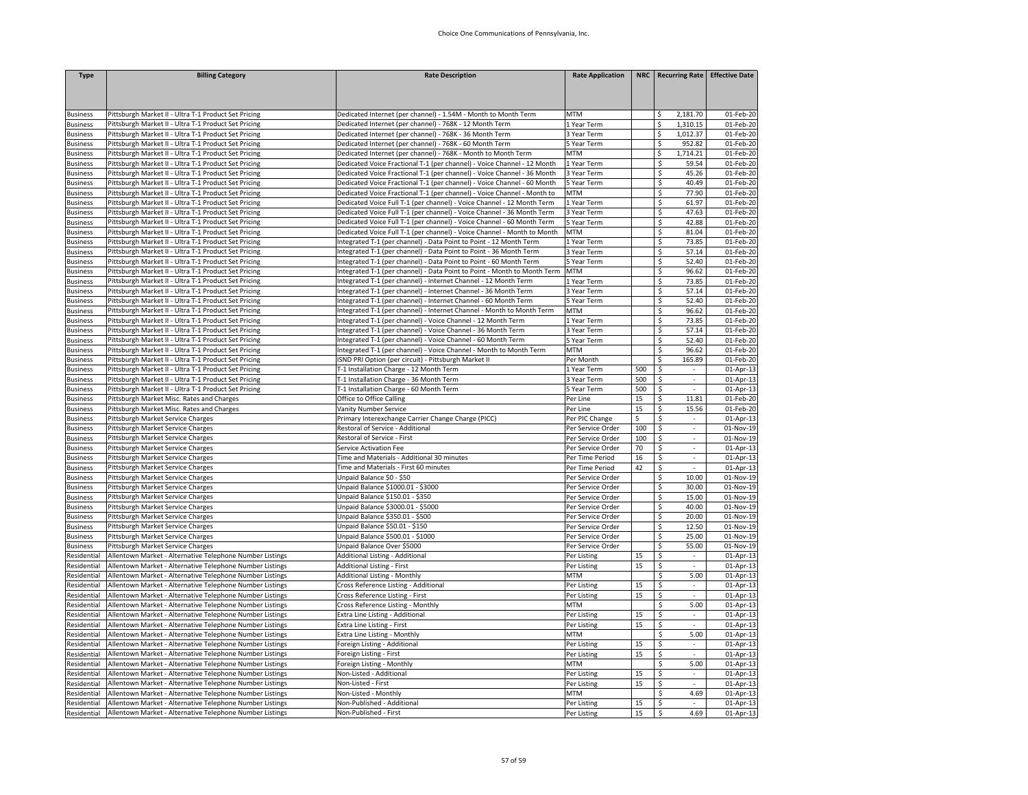| Type | Billing Category | Rate Description | Rate Application | NRC | Recurring Rate | Effective Date |
|---|---|---|---|---|---|---|
| Business | Pittsburgh Market II - Ultra T-1 Product Set Pricing | Dedicated Internet (per channel) - 1.54M - Month to Month Term | MTM | | $ 2,181.70 | 01-Feb-20 |
| Business | Pittsburgh Market II - Ultra T-1 Product Set Pricing | Dedicated Internet (per channel) - 768K - 12 Month Term | 1 Year Term | | $ 1,310.15 | 01-Feb-20 |
| Business | Pittsburgh Market II - Ultra T-1 Product Set Pricing | Dedicated Internet (per channel) - 768K - 36 Month Term | 3 Year Term | | $ 1,012.37 | 01-Feb-20 |
| Business | Pittsburgh Market II - Ultra T-1 Product Set Pricing | Dedicated Internet (per channel) - 768K - 60 Month Term | 5 Year Term | | $ 952.82 | 01-Feb-20 |
| Business | Pittsburgh Market II - Ultra T-1 Product Set Pricing | Dedicated Internet (per channel) - 768K - Month to Month Term | MTM | | $ 1,714.21 | 01-Feb-20 |
| Business | Pittsburgh Market II - Ultra T-1 Product Set Pricing | Dedicated Voice Fractional T-1 (per channel) - Voice Channel - 12 Month | 1 Year Term | | $ 59.54 | 01-Feb-20 |
| Business | Pittsburgh Market II - Ultra T-1 Product Set Pricing | Dedicated Voice Fractional T-1 (per channel) - Voice Channel - 36 Month | 3 Year Term | | $ 45.26 | 01-Feb-20 |
| Business | Pittsburgh Market II - Ultra T-1 Product Set Pricing | Dedicated Voice Fractional T-1 (per channel) - Voice Channel - 60 Month | 5 Year Term | | $ 40.49 | 01-Feb-20 |
| Business | Pittsburgh Market II - Ultra T-1 Product Set Pricing | Dedicated Voice Fractional T-1 (per channel) - Voice Channel - Month to | MTM | | $ 77.90 | 01-Feb-20 |
| Business | Pittsburgh Market II - Ultra T-1 Product Set Pricing | Dedicated Voice Full T-1 (per channel) - Voice Channel - 12 Month Term | 1 Year Term | | $ 61.97 | 01-Feb-20 |
| Business | Pittsburgh Market II - Ultra T-1 Product Set Pricing | Dedicated Voice Full T-1 (per channel) - Voice Channel - 36 Month Term | 3 Year Term | | $ 47.63 | 01-Feb-20 |
| Business | Pittsburgh Market II - Ultra T-1 Product Set Pricing | Dedicated Voice Full T-1 (per channel) - Voice Channel - 60 Month Term | 5 Year Term | | $ 42.88 | 01-Feb-20 |
| Business | Pittsburgh Market II - Ultra T-1 Product Set Pricing | Dedicated Voice Full T-1 (per channel) - Voice Channel - Month to Month | MTM | | $ 81.04 | 01-Feb-20 |
| Business | Pittsburgh Market II - Ultra T-1 Product Set Pricing | Integrated T-1 (per channel) - Data Point to Point - 12 Month Term | 1 Year Term | | $ 73.85 | 01-Feb-20 |
| Business | Pittsburgh Market II - Ultra T-1 Product Set Pricing | Integrated T-1 (per channel) - Data Point to Point - 36 Month Term | 3 Year Term | | $ 57.14 | 01-Feb-20 |
| Business | Pittsburgh Market II - Ultra T-1 Product Set Pricing | Integrated T-1 (per channel) - Data Point to Point - 60 Month Term | 5 Year Term | | $ 52.40 | 01-Feb-20 |
| Business | Pittsburgh Market II - Ultra T-1 Product Set Pricing | Integrated T-1 (per channel) - Data Point to Point - Month to Month Term | MTM | | $ 96.62 | 01-Feb-20 |
| Business | Pittsburgh Market II - Ultra T-1 Product Set Pricing | Integrated T-1 (per channel) - Internet Channel - 12 Month Term | 1 Year Term | | $ 73.85 | 01-Feb-20 |
| Business | Pittsburgh Market II - Ultra T-1 Product Set Pricing | Integrated T-1 (per channel) - Internet Channel - 36 Month Term | 3 Year Term | | $ 57.14 | 01-Feb-20 |
| Business | Pittsburgh Market II - Ultra T-1 Product Set Pricing | Integrated T-1 (per channel) - Internet Channel - 60 Month Term | 5 Year Term | | $ 52.40 | 01-Feb-20 |
| Business | Pittsburgh Market II - Ultra T-1 Product Set Pricing | Integrated T-1 (per channel) - Internet Channel - Month to Month Term | MTM | | $ 96.62 | 01-Feb-20 |
| Business | Pittsburgh Market II - Ultra T-1 Product Set Pricing | Integrated T-1 (per channel) - Voice Channel - 12 Month Term | 1 Year Term | | $ 73.85 | 01-Feb-20 |
| Business | Pittsburgh Market II - Ultra T-1 Product Set Pricing | Integrated T-1 (per channel) - Voice Channel - 36 Month Term | 3 Year Term | | $ 57.14 | 01-Feb-20 |
| Business | Pittsburgh Market II - Ultra T-1 Product Set Pricing | Integrated T-1 (per channel) - Voice Channel - 60 Month Term | 5 Year Term | | $ 52.40 | 01-Feb-20 |
| Business | Pittsburgh Market II - Ultra T-1 Product Set Pricing | Integrated T-1 (per channel) - Voice Channel - Month to Month Term | MTM | | $ 96.62 | 01-Feb-20 |
| Business | Pittsburgh Market II - Ultra T-1 Product Set Pricing | ISND PRI Option (per circuit) - Pittsburgh Market II | Per Month | | $ 165.89 | 01-Feb-20 |
| Business | Pittsburgh Market II - Ultra T-1 Product Set Pricing | T-1 Installation Charge - 12 Month Term | 1 Year Term | 500 | $ - | 01-Apr-13 |
| Business | Pittsburgh Market II - Ultra T-1 Product Set Pricing | T-1 Installation Charge - 36 Month Term | 3 Year Term | 500 | $ - | 01-Apr-13 |
| Business | Pittsburgh Market II - Ultra T-1 Product Set Pricing | T-1 Installation Charge - 60 Month Term | 5 Year Term | 500 | $ - | 01-Apr-13 |
| Business | Pittsburgh Market Misc. Rates and Charges | Office to Office Calling | Per Line | 15 | $ 11.81 | 01-Feb-20 |
| Business | Pittsburgh Market Misc. Rates and Charges | Vanity Number Service | Per Line | 15 | $ 15.56 | 01-Feb-20 |
| Business | Pittsburgh Market Service Charges | Primary Interexchange Carrier Change Charge (PICC) | Per PIC Change | 5 | $ - | 01-Apr-13 |
| Business | Pittsburgh Market Service Charges | Restoral of Service - Additional | Per Service Order | 100 | $ - | 01-Nov-19 |
| Business | Pittsburgh Market Service Charges | Restoral of Service - First | Per Service Order | 100 | $ - | 01-Nov-19 |
| Business | Pittsburgh Market Service Charges | Service Activation Fee | Per Service Order | 70 | $ - | 01-Apr-13 |
| Business | Pittsburgh Market Service Charges | Time and Materials - Additional 30 minutes | Per Time Period | 16 | $ - | 01-Apr-13 |
| Business | Pittsburgh Market Service Charges | Time and Materials - First 60 minutes | Per Time Period | 42 | $ - | 01-Apr-13 |
| Business | Pittsburgh Market Service Charges | Unpaid Balance $0 - $50 | Per Service Order | | $ 10.00 | 01-Nov-19 |
| Business | Pittsburgh Market Service Charges | Unpaid Balance $1000.01 - $3000 | Per Service Order | | $ 30.00 | 01-Nov-19 |
| Business | Pittsburgh Market Service Charges | Unpaid Balance $150.01 - $350 | Per Service Order | | $ 15.00 | 01-Nov-19 |
| Business | Pittsburgh Market Service Charges | Unpaid Balance $3000.01 - $5000 | Per Service Order | | $ 40.00 | 01-Nov-19 |
| Business | Pittsburgh Market Service Charges | Unpaid Balance $350.01 - $500 | Per Service Order | | $ 20.00 | 01-Nov-19 |
| Business | Pittsburgh Market Service Charges | Unpaid Balance $50.01 - $150 | Per Service Order | | $ 12.50 | 01-Nov-19 |
| Business | Pittsburgh Market Service Charges | Unpaid Balance $500.01 - $1000 | Per Service Order | | $ 25.00 | 01-Nov-19 |
| Business | Pittsburgh Market Service Charges | Unpaid Balance Over $5000 | Per Service Order | | $ 55.00 | 01-Nov-19 |
| Residential | Allentown Market - Alternative Telephone Number Listings | Additional Listing - Additional | Per Listing | 15 | $ - | 01-Apr-13 |
| Residential | Allentown Market - Alternative Telephone Number Listings | Additional Listing - First | Per Listing | 15 | $ - | 01-Apr-13 |
| Residential | Allentown Market - Alternative Telephone Number Listings | Additional Listing - Monthly | MTM | | $ 5.00 | 01-Apr-13 |
| Residential | Allentown Market - Alternative Telephone Number Listings | Cross Reference Listing - Additional | Per Listing | 15 | $ - | 01-Apr-13 |
| Residential | Allentown Market - Alternative Telephone Number Listings | Cross Reference Listing - First | Per Listing | 15 | $ - | 01-Apr-13 |
| Residential | Allentown Market - Alternative Telephone Number Listings | Cross Reference Listing - Monthly | MTM | | $ 5.00 | 01-Apr-13 |
| Residential | Allentown Market - Alternative Telephone Number Listings | Extra Line Listing - Additional | Per Listing | 15 | $ - | 01-Apr-13 |
| Residential | Allentown Market - Alternative Telephone Number Listings | Extra Line Listing - First | Per Listing | 15 | $ - | 01-Apr-13 |
| Residential | Allentown Market - Alternative Telephone Number Listings | Extra Line Listing - Monthly | MTM | | $ 5.00 | 01-Apr-13 |
| Residential | Allentown Market - Alternative Telephone Number Listings | Foreign Listing - Additional | Per Listing | 15 | $ - | 01-Apr-13 |
| Residential | Allentown Market - Alternative Telephone Number Listings | Foreign Listing - First | Per Listing | 15 | $ - | 01-Apr-13 |
| Residential | Allentown Market - Alternative Telephone Number Listings | Foreign Listing - Monthly | MTM | | $ 5.00 | 01-Apr-13 |
| Residential | Allentown Market - Alternative Telephone Number Listings | Non-Listed - Additional | Per Listing | 15 | $ - | 01-Apr-13 |
| Residential | Allentown Market - Alternative Telephone Number Listings | Non-Listed - First | Per Listing | 15 | $ - | 01-Apr-13 |
| Residential | Allentown Market - Alternative Telephone Number Listings | Non-Listed - Monthly | MTM | | $ 4.69 | 01-Apr-13 |
| Residential | Allentown Market - Alternative Telephone Number Listings | Non-Published - Additional | Per Listing | 15 | $ - | 01-Apr-13 |
| Residential | Allentown Market - Alternative Telephone Number Listings | Non-Published - First | Per Listing | 15 | $ 4.69 | 01-Apr-13 |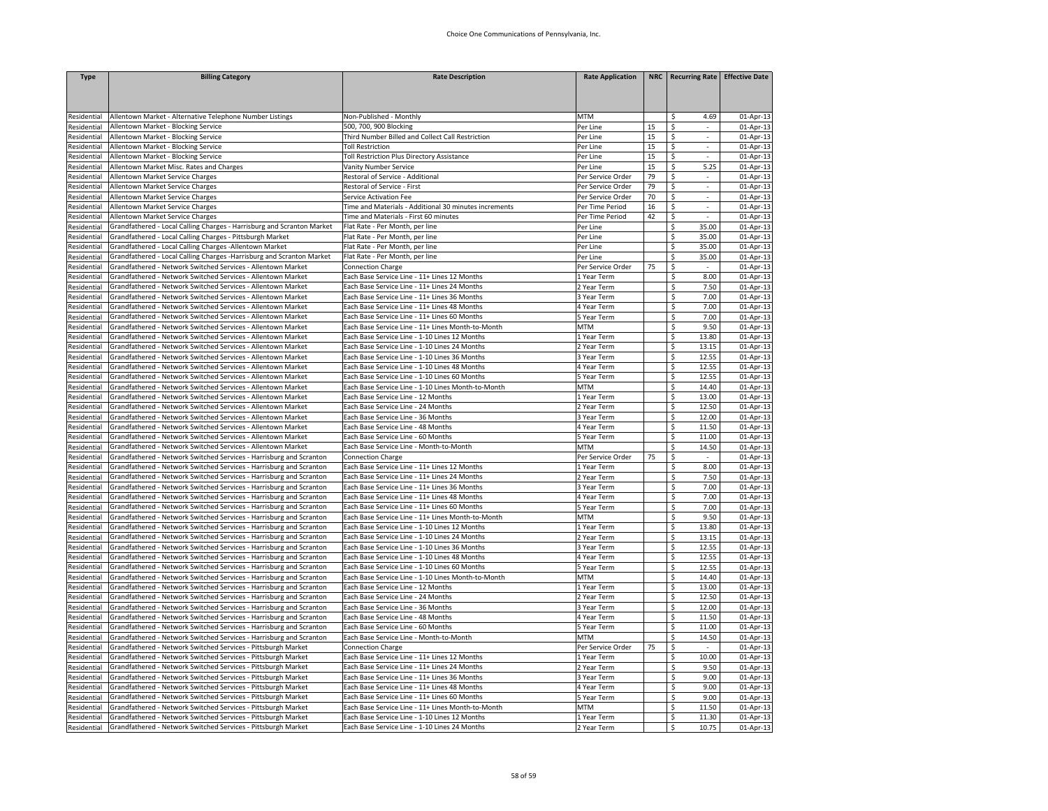| Type | Billing Category | Rate Description | Rate Application | NRC | Recurring Rate | Effective Date |
|---|---|---|---|---|---|---|
| Residential | Allentown Market - Alternative Telephone Number Listings | Non-Published - Monthly | MTM | | $ 4.69 | 01-Apr-13 |
| Residential | Allentown Market - Blocking Service | 500, 700, 900 Blocking | Per Line | 15 | $ - | 01-Apr-13 |
| Residential | Allentown Market - Blocking Service | Third Number Billed and Collect Call Restriction | Per Line | 15 | $ - | 01-Apr-13 |
| Residential | Allentown Market - Blocking Service | Toll Restriction | Per Line | 15 | $ - | 01-Apr-13 |
| Residential | Allentown Market - Blocking Service | Toll Restriction Plus Directory Assistance | Per Line | 15 | $ - | 01-Apr-13 |
| Residential | Allentown Market Misc. Rates and Charges | Vanity Number Service | Per Line | 15 | $ 5.25 | 01-Apr-13 |
| Residential | Allentown Market Service Charges | Restoral of Service - Additional | Per Service Order | 79 | $ - | 01-Apr-13 |
| Residential | Allentown Market Service Charges | Restoral of Service - First | Per Service Order | 79 | $ - | 01-Apr-13 |
| Residential | Allentown Market Service Charges | Service Activation Fee | Per Service Order | 70 | $ - | 01-Apr-13 |
| Residential | Allentown Market Service Charges | Time and Materials - Additional 30 minutes increments | Per Time Period | 16 | $ - | 01-Apr-13 |
| Residential | Allentown Market Service Charges | Time and Materials - First 60 minutes | Per Time Period | 42 | $ - | 01-Apr-13 |
| Residential | Grandfathered - Local Calling Charges - Harrisburg and Scranton Market | Flat Rate - Per Month, per line | Per Line | | $ 35.00 | 01-Apr-13 |
| Residential | Grandfathered - Local Calling Charges - Pittsburgh Market | Flat Rate - Per Month, per line | Per Line | | $ 35.00 | 01-Apr-13 |
| Residential | Grandfathered - Local Calling Charges -Allentown Market | Flat Rate - Per Month, per line | Per Line | | $ 35.00 | 01-Apr-13 |
| Residential | Grandfathered - Local Calling Charges -Harrisburg and Scranton Market | Flat Rate - Per Month, per line | Per Line | | $ 35.00 | 01-Apr-13 |
| Residential | Grandfathered - Network Switched Services - Allentown Market | Connection Charge | Per Service Order | 75 | $ - | 01-Apr-13 |
| Residential | Grandfathered - Network Switched Services - Allentown Market | Each Base Service Line - 11+ Lines 12 Months | 1 Year Term | | $ 8.00 | 01-Apr-13 |
| Residential | Grandfathered - Network Switched Services - Allentown Market | Each Base Service Line - 11+ Lines 24 Months | 2 Year Term | | $ 7.50 | 01-Apr-13 |
| Residential | Grandfathered - Network Switched Services - Allentown Market | Each Base Service Line - 11+ Lines 36 Months | 3 Year Term | | $ 7.00 | 01-Apr-13 |
| Residential | Grandfathered - Network Switched Services - Allentown Market | Each Base Service Line - 11+ Lines 48 Months | 4 Year Term | | $ 7.00 | 01-Apr-13 |
| Residential | Grandfathered - Network Switched Services - Allentown Market | Each Base Service Line - 11+ Lines 60 Months | 5 Year Term | | $ 7.00 | 01-Apr-13 |
| Residential | Grandfathered - Network Switched Services - Allentown Market | Each Base Service Line - 11+ Lines Month-to-Month | MTM | | $ 9.50 | 01-Apr-13 |
| Residential | Grandfathered - Network Switched Services - Allentown Market | Each Base Service Line - 1-10 Lines 12 Months | 1 Year Term | | $ 13.80 | 01-Apr-13 |
| Residential | Grandfathered - Network Switched Services - Allentown Market | Each Base Service Line - 1-10 Lines 24 Months | 2 Year Term | | $ 13.15 | 01-Apr-13 |
| Residential | Grandfathered - Network Switched Services - Allentown Market | Each Base Service Line - 1-10 Lines 36 Months | 3 Year Term | | $ 12.55 | 01-Apr-13 |
| Residential | Grandfathered - Network Switched Services - Allentown Market | Each Base Service Line - 1-10 Lines 48 Months | 4 Year Term | | $ 12.55 | 01-Apr-13 |
| Residential | Grandfathered - Network Switched Services - Allentown Market | Each Base Service Line - 1-10 Lines 60 Months | 5 Year Term | | $ 12.55 | 01-Apr-13 |
| Residential | Grandfathered - Network Switched Services - Allentown Market | Each Base Service Line - 1-10 Lines Month-to-Month | MTM | | $ 14.40 | 01-Apr-13 |
| Residential | Grandfathered - Network Switched Services - Allentown Market | Each Base Service Line - 12 Months | 1 Year Term | | $ 13.00 | 01-Apr-13 |
| Residential | Grandfathered - Network Switched Services - Allentown Market | Each Base Service Line - 24 Months | 2 Year Term | | $ 12.50 | 01-Apr-13 |
| Residential | Grandfathered - Network Switched Services - Allentown Market | Each Base Service Line - 36 Months | 3 Year Term | | $ 12.00 | 01-Apr-13 |
| Residential | Grandfathered - Network Switched Services - Allentown Market | Each Base Service Line - 48 Months | 4 Year Term | | $ 11.50 | 01-Apr-13 |
| Residential | Grandfathered - Network Switched Services - Allentown Market | Each Base Service Line - 60 Months | 5 Year Term | | $ 11.00 | 01-Apr-13 |
| Residential | Grandfathered - Network Switched Services - Allentown Market | Each Base Service Line - Month-to-Month | MTM | | $ 14.50 | 01-Apr-13 |
| Residential | Grandfathered - Network Switched Services - Harrisburg and Scranton | Connection Charge | Per Service Order | 75 | $ - | 01-Apr-13 |
| Residential | Grandfathered - Network Switched Services - Harrisburg and Scranton | Each Base Service Line - 11+ Lines 12 Months | 1 Year Term | | $ 8.00 | 01-Apr-13 |
| Residential | Grandfathered - Network Switched Services - Harrisburg and Scranton | Each Base Service Line - 11+ Lines 24 Months | 2 Year Term | | $ 7.50 | 01-Apr-13 |
| Residential | Grandfathered - Network Switched Services - Harrisburg and Scranton | Each Base Service Line - 11+ Lines 36 Months | 3 Year Term | | $ 7.00 | 01-Apr-13 |
| Residential | Grandfathered - Network Switched Services - Harrisburg and Scranton | Each Base Service Line - 11+ Lines 48 Months | 4 Year Term | | $ 7.00 | 01-Apr-13 |
| Residential | Grandfathered - Network Switched Services - Harrisburg and Scranton | Each Base Service Line - 11+ Lines 60 Months | 5 Year Term | | $ 7.00 | 01-Apr-13 |
| Residential | Grandfathered - Network Switched Services - Harrisburg and Scranton | Each Base Service Line - 11+ Lines Month-to-Month | MTM | | $ 9.50 | 01-Apr-13 |
| Residential | Grandfathered - Network Switched Services - Harrisburg and Scranton | Each Base Service Line - 1-10 Lines 12 Months | 1 Year Term | | $ 13.80 | 01-Apr-13 |
| Residential | Grandfathered - Network Switched Services - Harrisburg and Scranton | Each Base Service Line - 1-10 Lines 24 Months | 2 Year Term | | $ 13.15 | 01-Apr-13 |
| Residential | Grandfathered - Network Switched Services - Harrisburg and Scranton | Each Base Service Line - 1-10 Lines 36 Months | 3 Year Term | | $ 12.55 | 01-Apr-13 |
| Residential | Grandfathered - Network Switched Services - Harrisburg and Scranton | Each Base Service Line - 1-10 Lines 48 Months | 4 Year Term | | $ 12.55 | 01-Apr-13 |
| Residential | Grandfathered - Network Switched Services - Harrisburg and Scranton | Each Base Service Line - 1-10 Lines 60 Months | 5 Year Term | | $ 12.55 | 01-Apr-13 |
| Residential | Grandfathered - Network Switched Services - Harrisburg and Scranton | Each Base Service Line - 1-10 Lines Month-to-Month | MTM | | $ 14.40 | 01-Apr-13 |
| Residential | Grandfathered - Network Switched Services - Harrisburg and Scranton | Each Base Service Line - 12 Months | 1 Year Term | | $ 13.00 | 01-Apr-13 |
| Residential | Grandfathered - Network Switched Services - Harrisburg and Scranton | Each Base Service Line - 24 Months | 2 Year Term | | $ 12.50 | 01-Apr-13 |
| Residential | Grandfathered - Network Switched Services - Harrisburg and Scranton | Each Base Service Line - 36 Months | 3 Year Term | | $ 12.00 | 01-Apr-13 |
| Residential | Grandfathered - Network Switched Services - Harrisburg and Scranton | Each Base Service Line - 48 Months | 4 Year Term | | $ 11.50 | 01-Apr-13 |
| Residential | Grandfathered - Network Switched Services - Harrisburg and Scranton | Each Base Service Line - 60 Months | 5 Year Term | | $ 11.00 | 01-Apr-13 |
| Residential | Grandfathered - Network Switched Services - Harrisburg and Scranton | Each Base Service Line - Month-to-Month | MTM | | $ 14.50 | 01-Apr-13 |
| Residential | Grandfathered - Network Switched Services - Pittsburgh Market | Connection Charge | Per Service Order | 75 | $ - | 01-Apr-13 |
| Residential | Grandfathered - Network Switched Services - Pittsburgh Market | Each Base Service Line - 11+ Lines 12 Months | 1 Year Term | | $ 10.00 | 01-Apr-13 |
| Residential | Grandfathered - Network Switched Services - Pittsburgh Market | Each Base Service Line - 11+ Lines 24 Months | 2 Year Term | | $ 9.50 | 01-Apr-13 |
| Residential | Grandfathered - Network Switched Services - Pittsburgh Market | Each Base Service Line - 11+ Lines 36 Months | 3 Year Term | | $ 9.00 | 01-Apr-13 |
| Residential | Grandfathered - Network Switched Services - Pittsburgh Market | Each Base Service Line - 11+ Lines 48 Months | 4 Year Term | | $ 9.00 | 01-Apr-13 |
| Residential | Grandfathered - Network Switched Services - Pittsburgh Market | Each Base Service Line - 11+ Lines 60 Months | 5 Year Term | | $ 9.00 | 01-Apr-13 |
| Residential | Grandfathered - Network Switched Services - Pittsburgh Market | Each Base Service Line - 11+ Lines Month-to-Month | MTM | | $ 11.50 | 01-Apr-13 |
| Residential | Grandfathered - Network Switched Services - Pittsburgh Market | Each Base Service Line - 1-10 Lines 12 Months | 1 Year Term | | $ 11.30 | 01-Apr-13 |
| Residential | Grandfathered - Network Switched Services - Pittsburgh Market | Each Base Service Line - 1-10 Lines 24 Months | 2 Year Term | | $ 10.75 | 01-Apr-13 |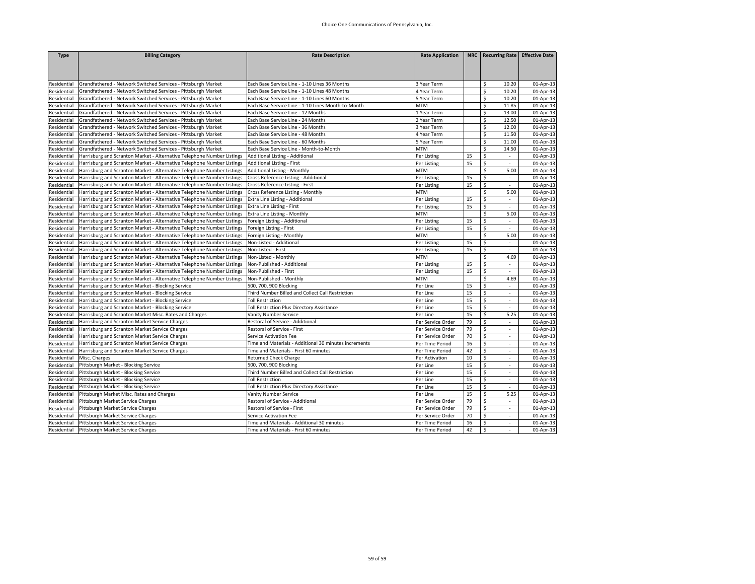| Type | Billing Category | Rate Description | Rate Application | NRC | Recurring Rate | Effective Date |
|---|---|---|---|---|---|---|
| Residential | Grandfathered - Network Switched Services - Pittsburgh Market | Each Base Service Line - 1-10 Lines 36 Months | 3 Year Term | | $ 10.20 | 01-Apr-13 |
| Residential | Grandfathered - Network Switched Services - Pittsburgh Market | Each Base Service Line - 1-10 Lines 48 Months | 4 Year Term | | $ 10.20 | 01-Apr-13 |
| Residential | Grandfathered - Network Switched Services - Pittsburgh Market | Each Base Service Line - 1-10 Lines 60 Months | 5 Year Term | | $ 10.20 | 01-Apr-13 |
| Residential | Grandfathered - Network Switched Services - Pittsburgh Market | Each Base Service Line - 1-10 Lines Month-to-Month | MTM | | $ 11.85 | 01-Apr-13 |
| Residential | Grandfathered - Network Switched Services - Pittsburgh Market | Each Base Service Line - 12 Months | 1 Year Term | | $ 13.00 | 01-Apr-13 |
| Residential | Grandfathered - Network Switched Services - Pittsburgh Market | Each Base Service Line - 24 Months | 2 Year Term | | $ 12.50 | 01-Apr-13 |
| Residential | Grandfathered - Network Switched Services - Pittsburgh Market | Each Base Service Line - 36 Months | 3 Year Term | | $ 12.00 | 01-Apr-13 |
| Residential | Grandfathered - Network Switched Services - Pittsburgh Market | Each Base Service Line - 48 Months | 4 Year Term | | $ 11.50 | 01-Apr-13 |
| Residential | Grandfathered - Network Switched Services - Pittsburgh Market | Each Base Service Line - 60 Months | 5 Year Term | | $ 11.00 | 01-Apr-13 |
| Residential | Grandfathered - Network Switched Services - Pittsburgh Market | Each Base Service Line - Month-to-Month | MTM | | $ 14.50 | 01-Apr-13 |
| Residential | Harrisburg and Scranton Market - Alternative Telephone Number Listings | Additional Listing - Additional | Per Listing | 15 | $ - | 01-Apr-13 |
| Residential | Harrisburg and Scranton Market - Alternative Telephone Number Listings | Additional Listing - First | Per Listing | 15 | $ - | 01-Apr-13 |
| Residential | Harrisburg and Scranton Market - Alternative Telephone Number Listings | Additional Listing - Monthly | MTM | | $ 5.00 | 01-Apr-13 |
| Residential | Harrisburg and Scranton Market - Alternative Telephone Number Listings | Cross Reference Listing - Additional | Per Listing | 15 | $ - | 01-Apr-13 |
| Residential | Harrisburg and Scranton Market - Alternative Telephone Number Listings | Cross Reference Listing - First | Per Listing | 15 | $ - | 01-Apr-13 |
| Residential | Harrisburg and Scranton Market - Alternative Telephone Number Listings | Cross Reference Listing - Monthly | MTM | | $ 5.00 | 01-Apr-13 |
| Residential | Harrisburg and Scranton Market - Alternative Telephone Number Listings | Extra Line Listing - Additional | Per Listing | 15 | $ - | 01-Apr-13 |
| Residential | Harrisburg and Scranton Market - Alternative Telephone Number Listings | Extra Line Listing - First | Per Listing | 15 | $ - | 01-Apr-13 |
| Residential | Harrisburg and Scranton Market - Alternative Telephone Number Listings | Extra Line Listing - Monthly | MTM | | $ 5.00 | 01-Apr-13 |
| Residential | Harrisburg and Scranton Market - Alternative Telephone Number Listings | Foreign Listing - Additional | Per Listing | 15 | $ - | 01-Apr-13 |
| Residential | Harrisburg and Scranton Market - Alternative Telephone Number Listings | Foreign Listing - First | Per Listing | 15 | $ - | 01-Apr-13 |
| Residential | Harrisburg and Scranton Market - Alternative Telephone Number Listings | Foreign Listing - Monthly | MTM | | $ 5.00 | 01-Apr-13 |
| Residential | Harrisburg and Scranton Market - Alternative Telephone Number Listings | Non-Listed - Additional | Per Listing | 15 | $ - | 01-Apr-13 |
| Residential | Harrisburg and Scranton Market - Alternative Telephone Number Listings | Non-Listed - First | Per Listing | 15 | $ - | 01-Apr-13 |
| Residential | Harrisburg and Scranton Market - Alternative Telephone Number Listings | Non-Listed - Monthly | MTM | | $ 4.69 | 01-Apr-13 |
| Residential | Harrisburg and Scranton Market - Alternative Telephone Number Listings | Non-Published - Additional | Per Listing | 15 | $ - | 01-Apr-13 |
| Residential | Harrisburg and Scranton Market - Alternative Telephone Number Listings | Non-Published - First | Per Listing | 15 | $ - | 01-Apr-13 |
| Residential | Harrisburg and Scranton Market - Alternative Telephone Number Listings | Non-Published - Monthly | MTM | | $ 4.69 | 01-Apr-13 |
| Residential | Harrisburg and Scranton Market - Blocking Service | 500, 700, 900 Blocking | Per Line | 15 | $ - | 01-Apr-13 |
| Residential | Harrisburg and Scranton Market - Blocking Service | Third Number Billed and Collect Call Restriction | Per Line | 15 | $ - | 01-Apr-13 |
| Residential | Harrisburg and Scranton Market - Blocking Service | Toll Restriction | Per Line | 15 | $ - | 01-Apr-13 |
| Residential | Harrisburg and Scranton Market - Blocking Service | Toll Restriction Plus Directory Assistance | Per Line | 15 | $ - | 01-Apr-13 |
| Residential | Harrisburg and Scranton Market Misc. Rates and Charges | Vanity Number Service | Per Line | 15 | $ 5.25 | 01-Apr-13 |
| Residential | Harrisburg and Scranton Market Service Charges | Restoral of Service - Additional | Per Service Order | 79 | $ - | 01-Apr-13 |
| Residential | Harrisburg and Scranton Market Service Charges | Restoral of Service - First | Per Service Order | 79 | $ - | 01-Apr-13 |
| Residential | Harrisburg and Scranton Market Service Charges | Service Activation Fee | Per Service Order | 70 | $ - | 01-Apr-13 |
| Residential | Harrisburg and Scranton Market Service Charges | Time and Materials - Additional 30 minutes increments | Per Time Period | 16 | $ - | 01-Apr-13 |
| Residential | Harrisburg and Scranton Market Service Charges | Time and Materials - First 60 minutes | Per Time Period | 42 | $ - | 01-Apr-13 |
| Residential | Misc. Charges | Returned Check Charge | Per Activation | 10 | $ - | 01-Apr-13 |
| Residential | Pittsburgh Market - Blocking Service | 500, 700, 900 Blocking | Per Line | 15 | $ - | 01-Apr-13 |
| Residential | Pittsburgh Market - Blocking Service | Third Number Billed and Collect Call Restriction | Per Line | 15 | $ - | 01-Apr-13 |
| Residential | Pittsburgh Market - Blocking Service | Toll Restriction | Per Line | 15 | $ - | 01-Apr-13 |
| Residential | Pittsburgh Market - Blocking Service | Toll Restriction Plus Directory Assistance | Per Line | 15 | $ - | 01-Apr-13 |
| Residential | Pittsburgh Market Misc. Rates and Charges | Vanity Number Service | Per Line | 15 | $ 5.25 | 01-Apr-13 |
| Residential | Pittsburgh Market Service Charges | Restoral of Service - Additional | Per Service Order | 79 | $ - | 01-Apr-13 |
| Residential | Pittsburgh Market Service Charges | Restoral of Service - First | Per Service Order | 79 | $ - | 01-Apr-13 |
| Residential | Pittsburgh Market Service Charges | Service Activation Fee | Per Service Order | 70 | $ - | 01-Apr-13 |
| Residential | Pittsburgh Market Service Charges | Time and Materials - Additional 30 minutes | Per Time Period | 16 | $ - | 01-Apr-13 |
| Residential | Pittsburgh Market Service Charges | Time and Materials - First 60 minutes | Per Time Period | 42 | $ - | 01-Apr-13 |